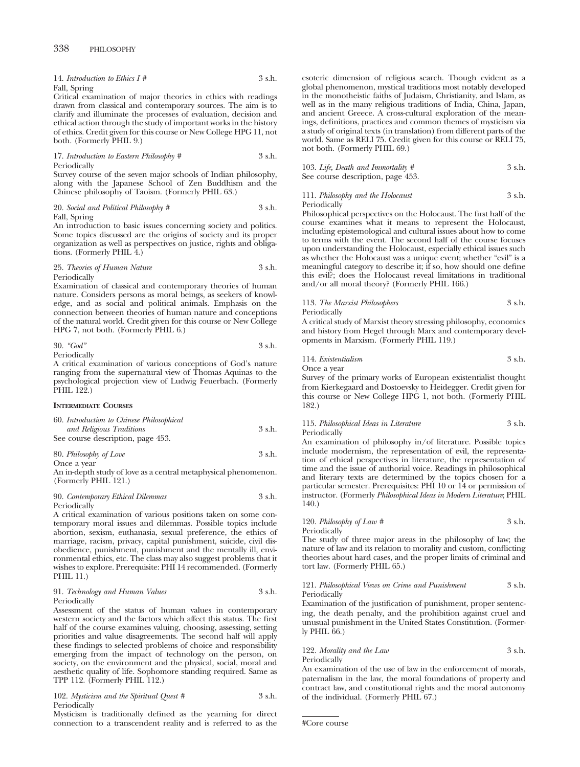14. *Introduction to Ethics I #* 3 s.h.
Fall, Spring
Critical examination of major theories in ethics with readings drawn from classical and contemporary sources. The aim is to clarify and illuminate the processes of evaluation, decision and ethical action through the study of important works in the history of ethics. Credit given for this course or New College HPG 11, not both. (Formerly PHIL 9.)

17. *Introduction to Eastern Philosophy #* 3 s.h.
Periodically
Survey course of the seven major schools of Indian philosophy, along with the Japanese School of Zen Buddhism and the Chinese philosophy of Taoism. (Formerly PHIL 63.)

20. *Social and Political Philosophy #* 3 s.h.
Fall, Spring
An introduction to basic issues concerning society and politics. Some topics discussed are the origins of society and its proper organization as well as perspectives on justice, rights and obligations. (Formerly PHIL 4.)

25. *Theories of Human Nature* 3 s.h.
Periodically
Examination of classical and contemporary theories of human nature. Considers persons as moral beings, as seekers of knowledge, and as social and political animals. Emphasis on the connection between theories of human nature and conceptions of the natural world. Credit given for this course or New College HPG 7, not both. (Formerly PHIL 6.)

30. *"God"* 3 s.h.
Periodically
A critical examination of various conceptions of God's nature ranging from the supernatural view of Thomas Aquinas to the psychological projection view of Ludwig Feuerbach. (Formerly PHIL 122.)

**INTERMEDIATE COURSES**

60. *Introduction to Chinese Philosophical and Religious Traditions* 3 s.h.
See course description, page 453.

80. *Philosophy of Love* 3 s.h.
Once a year
An in-depth study of love as a central metaphysical phenomenon. (Formerly PHIL 121.)

90. *Contemporary Ethical Dilemmas* 3 s.h.
Periodically
A critical examination of various positions taken on some contemporary moral issues and dilemmas. Possible topics include abortion, sexism, euthanasia, sexual preference, the ethics of marriage, racism, privacy, capital punishment, suicide, civil disobedience, punishment, punishment and the mentally ill, environmental ethics, etc. The class may also suggest problems that it wishes to explore. Prerequisite: PHI 14 recommended. (Formerly PHIL 11.)

91. *Technology and Human Values* 3 s.h.
Periodically
Assessment of the status of human values in contemporary western society and the factors which affect this status. The first half of the course examines valuing, choosing, assessing, setting priorities and value disagreements. The second half will apply these findings to selected problems of choice and responsibility emerging from the impact of technology on the person, on society, on the environment and the physical, social, moral and aesthetic quality of life. Sophomore standing required. Same as TPP 112. (Formerly PHIL 112.)

102. *Mysticism and the Spiritual Quest #* 3 s.h.
Periodically
Mysticism is traditionally defined as the yearning for direct connection to a transcendent reality and is referred to as the esoteric dimension of religious search. Though evident as a global phenomenon, mystical traditions most notably developed in the monotheistic faiths of Judaism, Christianity, and Islam, as well as in the many religious traditions of India, China, Japan, and ancient Greece. A cross-cultural exploration of the meanings, definitions, practices and common themes of mysticism via a study of original texts (in translation) from different parts of the world. Same as RELI 75. Credit given for this course or RELI 75, not both. (Formerly PHIL 69.)

103. *Life, Death and Immortality #* 3 s.h.
See course description, page 453.

111. *Philosophy and the Holocaust* 3 s.h.
Periodically
Philosophical perspectives on the Holocaust. The first half of the course examines what it means to represent the Holocaust, including epistemological and cultural issues about how to come to terms with the event. The second half of the course focuses upon understanding the Holocaust, especially ethical issues such as whether the Holocaust was a unique event; whether "evil" is a meaningful category to describe it; if so, how should one define this evil?; does the Holocaust reveal limitations in traditional and/or all moral theory? (Formerly PHIL 166.)

113. *The Marxist Philosophers* 3 s.h.
Periodically
A critical study of Marxist theory stressing philosophy, economics and history from Hegel through Marx and contemporary developments in Marxism. (Formerly PHIL 119.)

114. *Existentialism* 3 s.h.
Once a year
Survey of the primary works of European existentialist thought from Kierkegaard and Dostoevsky to Heidegger. Credit given for this course or New College HPG 1, not both. (Formerly PHIL 182.)

115. *Philosophical Ideas in Literature* 3 s.h.
Periodically
An examination of philosophy in/of literature. Possible topics include modernism, the representation of evil, the representation of ethical perspectives in literature, the representation of time and the issue of authorial voice. Readings in philosophical and literary texts are determined by the topics chosen for a particular semester. Prerequisites: PHI 10 or 14 or permission of instructor. (Formerly *Philosophical Ideas in Modern Literature*; PHIL 140.)

120. *Philosophy of Law #* 3 s.h.
Periodically
The study of three major areas in the philosophy of law; the nature of law and its relation to morality and custom, conflicting theories about hard cases, and the proper limits of criminal and tort law. (Formerly PHIL 65.)

121. *Philosophical Views on Crime and Punishment* 3 s.h.
Periodically
Examination of the justification of punishment, proper sentencing, the death penalty, and the prohibition against cruel and unusual punishment in the United States Constitution. (Formerly PHIL 66.)

122. *Morality and the Law* 3 s.h.
Periodically
An examination of the use of law in the enforcement of morals, paternalism in the law, the moral foundations of property and contract law, and constitutional rights and the moral autonomy of the individual. (Formerly PHIL 67.)

#Core course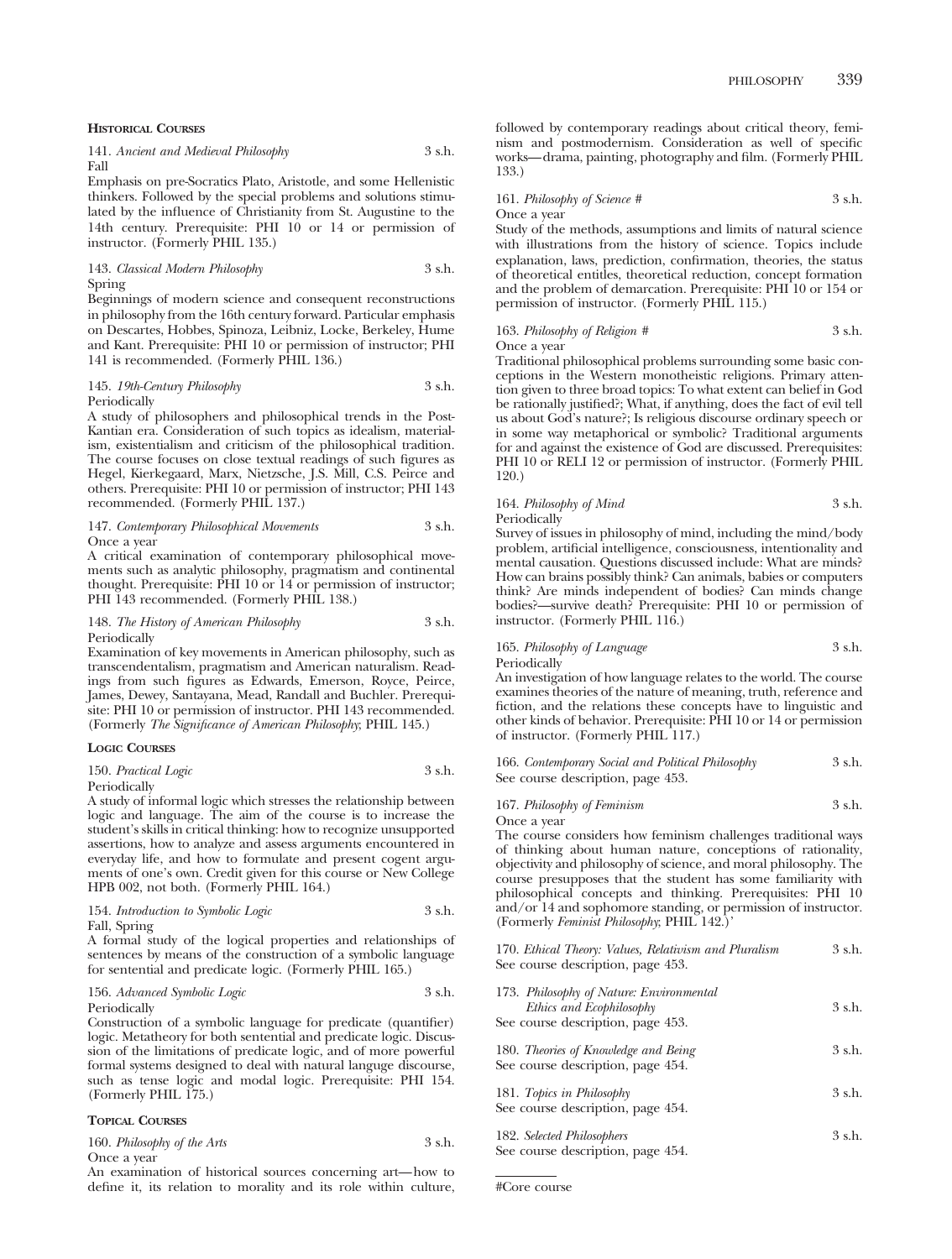### Historical Courses

141. *Ancient and Medieval Philosophy* 3 s.h.
Fall
Emphasis on pre-Socratics Plato, Aristotle, and some Hellenistic thinkers. Followed by the special problems and solutions stimulated by the influence of Christianity from St. Augustine to the 14th century. Prerequisite: PHI 10 or 14 or permission of instructor. (Formerly PHIL 135.)

143. *Classical Modern Philosophy* 3 s.h.
Spring
Beginnings of modern science and consequent reconstructions in philosophy from the 16th century forward. Particular emphasis on Descartes, Hobbes, Spinoza, Leibniz, Locke, Berkeley, Hume and Kant. Prerequisite: PHI 10 or permission of instructor; PHI 141 is recommended. (Formerly PHIL 136.)

145. *19th-Century Philosophy* 3 s.h.
Periodically
A study of philosophers and philosophical trends in the Post-Kantian era. Consideration of such topics as idealism, materialism, existentialism and criticism of the philosophical tradition. The course focuses on close textual readings of such figures as Hegel, Kierkegaard, Marx, Nietzsche, J.S. Mill, C.S. Peirce and others. Prerequisite: PHI 10 or permission of instructor; PHI 143 recommended. (Formerly PHIL 137.)

147. *Contemporary Philosophical Movements* 3 s.h.
Once a year
A critical examination of contemporary philosophical movements such as analytic philosophy, pragmatism and continental thought. Prerequisite: PHI 10 or 14 or permission of instructor; PHI 143 recommended. (Formerly PHIL 138.)

148. *The History of American Philosophy* 3 s.h.
Periodically
Examination of key movements in American philosophy, such as transcendentalism, pragmatism and American naturalism. Readings from such figures as Edwards, Emerson, Royce, Peirce, James, Dewey, Santayana, Mead, Randall and Buchler. Prerequisite: PHI 10 or permission of instructor. PHI 143 recommended. (Formerly *The Significance of American Philosophy*; PHIL 145.)

### Logic Courses

150. *Practical Logic* 3 s.h.
Periodically
A study of informal logic which stresses the relationship between logic and language. The aim of the course is to increase the student's skills in critical thinking: how to recognize unsupported assertions, how to analyze and assess arguments encountered in everyday life, and how to formulate and present cogent arguments of one's own. Credit given for this course or New College HPB 002, not both. (Formerly PHIL 164.)

154. *Introduction to Symbolic Logic* 3 s.h.
Fall, Spring
A formal study of the logical properties and relationships of sentences by means of the construction of a symbolic language for sentential and predicate logic. (Formerly PHIL 165.)

156. *Advanced Symbolic Logic* 3 s.h.
Periodically
Construction of a symbolic language for predicate (quantifier) logic. Metatheory for both sentential and predicate logic. Discussion of the limitations of predicate logic, and of more powerful formal systems designed to deal with natural languge discourse, such as tense logic and modal logic. Prerequisite: PHI 154. (Formerly PHIL 175.)

### Topical Courses

160. *Philosophy of the Arts* 3 s.h.
Once a year
An examination of historical sources concerning art—how to define it, its relation to morality and its role within culture, followed by contemporary readings about critical theory, feminism and postmodernism. Consideration as well of specific works—drama, painting, photography and film. (Formerly PHIL 133.)

161. *Philosophy of Science #* 3 s.h.
Once a year
Study of the methods, assumptions and limits of natural science with illustrations from the history of science. Topics include explanation, laws, prediction, confirmation, theories, the status of theoretical entitles, theoretical reduction, concept formation and the problem of demarcation. Prerequisite: PHI 10 or 154 or permission of instructor. (Formerly PHIL 115.)

163. *Philosophy of Religion #* 3 s.h.
Once a year
Traditional philosophical problems surrounding some basic conceptions in the Western monotheistic religions. Primary attention given to three broad topics: To what extent can belief in God be rationally justified?; What, if anything, does the fact of evil tell us about God's nature?; Is religious discourse ordinary speech or in some way metaphorical or symbolic? Traditional arguments for and against the existence of God are discussed. Prerequisites: PHI 10 or RELI 12 or permission of instructor. (Formerly PHIL 120.)

164. *Philosophy of Mind* 3 s.h.
Periodically
Survey of issues in philosophy of mind, including the mind/body problem, artificial intelligence, consciousness, intentionality and mental causation. Questions discussed include: What are minds? How can brains possibly think? Can animals, babies or computers think? Are minds independent of bodies? Can minds change bodies?—survive death? Prerequisite: PHI 10 or permission of instructor. (Formerly PHIL 116.)

165. *Philosophy of Language* 3 s.h.
Periodically
An investigation of how language relates to the world. The course examines theories of the nature of meaning, truth, reference and fiction, and the relations these concepts have to linguistic and other kinds of behavior. Prerequisite: PHI 10 or 14 or permission of instructor. (Formerly PHIL 117.)

166. *Contemporary Social and Political Philosophy* 3 s.h.
See course description, page 453.

167. *Philosophy of Feminism* 3 s.h.
Once a year
The course considers how feminism challenges traditional ways of thinking about human nature, conceptions of rationality, objectivity and philosophy of science, and moral philosophy. The course presupposes that the student has some familiarity with philosophical concepts and thinking. Prerequisites: PHI 10 and/or 14 and sophomore standing, or permission of instructor. (Formerly *Feminist Philosophy*; PHIL 142.)'

170. *Ethical Theory: Values, Relativism and Pluralism* 3 s.h.
See course description, page 453.

173. *Philosophy of Nature: Environmental Ethics and Ecophilosophy* 3 s.h.
See course description, page 453.

180. *Theories of Knowledge and Being* 3 s.h.
See course description, page 454.

181. *Topics in Philosophy* 3 s.h.
See course description, page 454.

182. *Selected Philosophers* 3 s.h.
See course description, page 454.

---

#Core course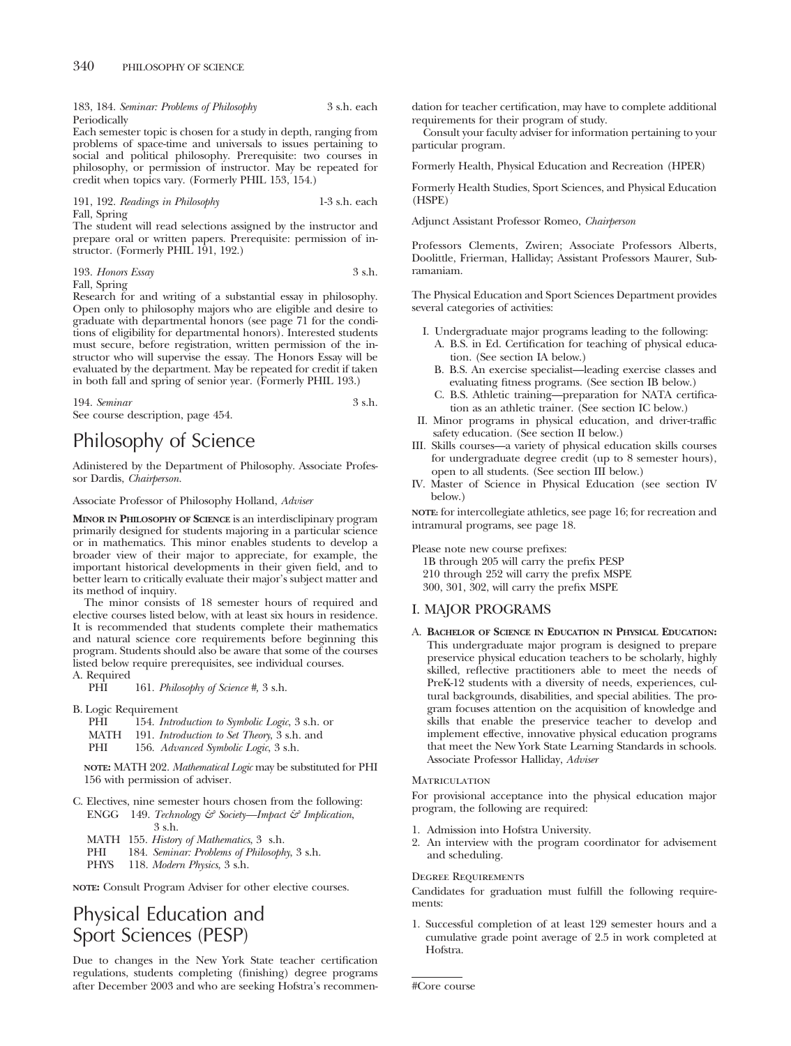183, 184. *Seminar: Problems of Philosophy* 3 s.h. each
Periodically
Each semester topic is chosen for a study in depth, ranging from problems of space-time and universals to issues pertaining to social and political philosophy. Prerequisite: two courses in philosophy, or permission of instructor. May be repeated for credit when topics vary. (Formerly PHIL 153, 154.)

191, 192. *Readings in Philosophy* 1-3 s.h. each
Fall, Spring
The student will read selections assigned by the instructor and prepare oral or written papers. Prerequisite: permission of instructor. (Formerly PHIL 191, 192.)

193. *Honors Essay* 3 s.h.
Fall, Spring
Research for and writing of a substantial essay in philosophy. Open only to philosophy majors who are eligible and desire to graduate with departmental honors (see page 71 for the conditions of eligibility for departmental honors). Interested students must secure, before registration, written permission of the instructor who will supervise the essay. The Honors Essay will be evaluated by the department. May be repeated for credit if taken in both fall and spring of senior year. (Formerly PHIL 193.)

194. *Seminar* 3 s.h.
See course description, page 454.

# Philosophy of Science

Adinistered by the Department of Philosophy. Associate Professor Dardis, *Chairperson*.

Associate Professor of Philosophy Holland, *Adviser*

**MINOR IN PHILOSOPHY OF SCIENCE** is an interdisclipinary program primarily designed for students majoring in a particular science or in mathematics. This minor enables students to develop a broader view of their major to appreciate, for example, the important historical developments in their given field, and to better learn to critically evaluate their major's subject matter and its method of inquiry.

The minor consists of 18 semester hours of required and elective courses listed below, with at least six hours in residence. It is recommended that students complete their mathematics and natural science core requirements before beginning this program. Students should also be aware that some of the courses listed below require prerequisites, see individual courses.

A. Required
 PHI 161. *Philosophy of Science #*, 3 s.h.

B. Logic Requirement
 PHI 154. *Introduction to Symbolic Logic*, 3 s.h. or
 MATH 191. *Introduction to Set Theory*, 3 s.h. and
 PHI 156. *Advanced Symbolic Logic*, 3 s.h.

**NOTE:** MATH 202. *Mathematical Logic* may be substituted for PHI 156 with permission of adviser.

C. Electives, nine semester hours chosen from the following:
 ENGG 149. *Technology & Society—Impact & Implication*, 3 s.h.
 MATH 155. *History of Mathematics*, 3 s.h.
 PHI 184. *Seminar: Problems of Philosophy*, 3 s.h.
 PHYS 118. *Modern Physics*, 3 s.h.

**NOTE:** Consult Program Adviser for other elective courses.

# Physical Education and Sport Sciences (PESP)

Due to changes in the New York State teacher certification regulations, students completing (finishing) degree programs after December 2003 and who are seeking Hofstra's recommendation for teacher certification, may have to complete additional requirements for their program of study.

Consult your faculty adviser for information pertaining to your particular program.

Formerly Health, Physical Education and Recreation (HPER)

Formerly Health Studies, Sport Sciences, and Physical Education (HSPE)

Adjunct Assistant Professor Romeo, *Chairperson*

Professors Clements, Zwiren; Associate Professors Alberts, Doolittle, Frierman, Halliday; Assistant Professors Maurer, Subramaniam.

The Physical Education and Sport Sciences Department provides several categories of activities:

I. Undergraduate major programs leading to the following:
 A. B.S. in Ed. Certification for teaching of physical education. (See section IA below.)
 B. B.S. An exercise specialist—leading exercise classes and evaluating fitness programs. (See section IB below.)
 C. B.S. Athletic training—preparation for NATA certification as an athletic trainer. (See section IC below.)
II. Minor programs in physical education, and driver-traffic safety education. (See section II below.)
III. Skills courses—a variety of physical education skills courses for undergraduate degree credit (up to 8 semester hours), open to all students. (See section III below.)
IV. Master of Science in Physical Education (see section IV below.)

**NOTE:** for intercollegiate athletics, see page 16; for recreation and intramural programs, see page 18.

Please note new course prefixes:
 1B through 205 will carry the prefix PESP
 210 through 252 will carry the prefix MSPE
 300, 301, 302, will carry the prefix MSPE

## I. MAJOR PROGRAMS

A. **BACHELOR OF SCIENCE IN EDUCATION IN PHYSICAL EDUCATION:** This undergraduate major program is designed to prepare preservice physical education teachers to be scholarly, highly skilled, reflective practitioners able to meet the needs of PreK-12 students with a diversity of needs, experiences, cultural backgrounds, disabilities, and special abilities. The program focuses attention on the acquisition of knowledge and skills that enable the preservice teacher to develop and implement effective, innovative physical education programs that meet the New York State Learning Standards in schools. Associate Professor Halliday, *Adviser*

MATRICULATION

For provisional acceptance into the physical education major program, the following are required:

1. Admission into Hofstra University.
2. An interview with the program coordinator for advisement and scheduling.

DEGREE REQUIREMENTS

Candidates for graduation must fulfill the following requirements:

1. Successful completion of at least 129 semester hours and a cumulative grade point average of 2.5 in work completed at Hofstra.

#Core course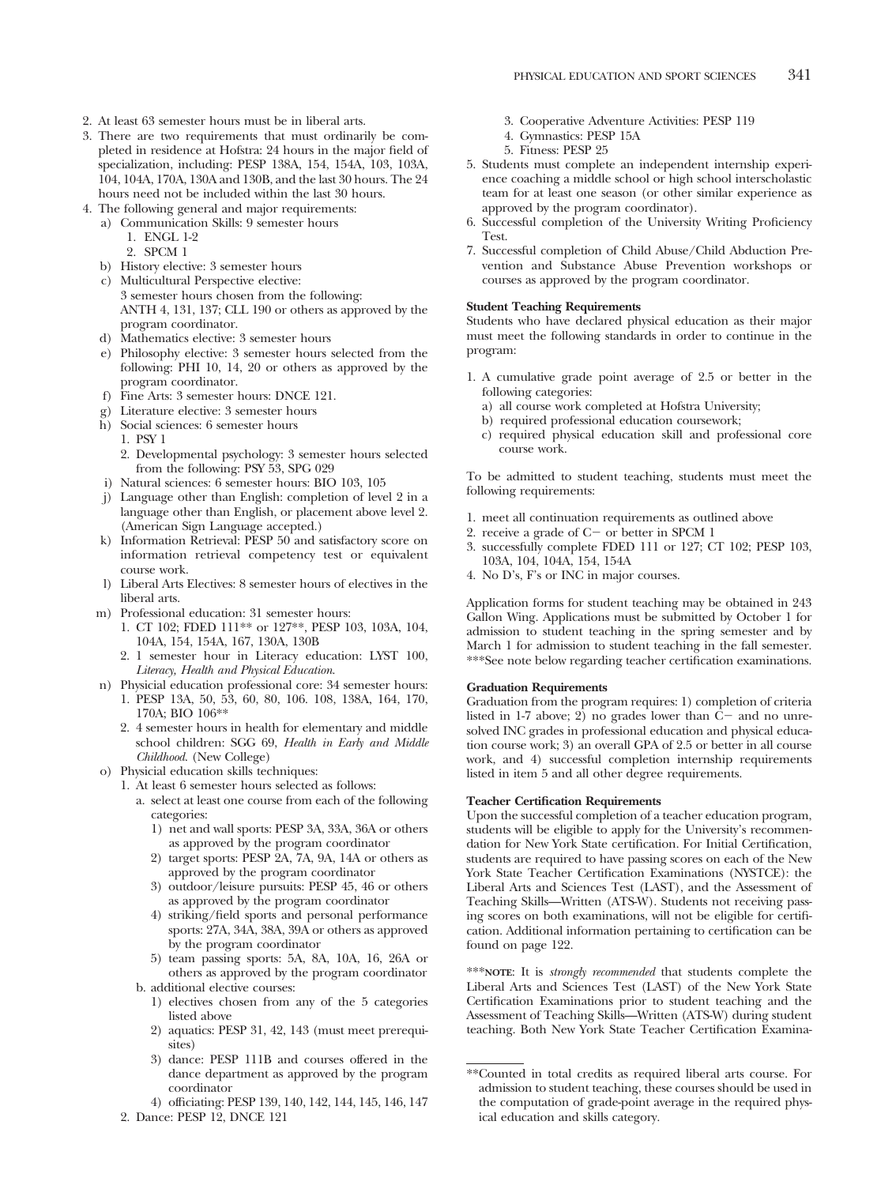2. At least 63 semester hours must be in liberal arts.
3. There are two requirements that must ordinarily be completed in residence at Hofstra: 24 hours in the major field of specialization, including: PESP 138A, 154, 154A, 103, 103A, 104, 104A, 170A, 130A and 130B, and the last 30 hours. The 24 hours need not be included within the last 30 hours.
4. The following general and major requirements:
   a) Communication Skills: 9 semester hours
      1. ENGL 1-2
      2. SPCM 1
   b) History elective: 3 semester hours
   c) Multicultural Perspective elective:
      3 semester hours chosen from the following:
      ANTH 4, 131, 137; CLL 190 or others as approved by the program coordinator.
   d) Mathematics elective: 3 semester hours
   e) Philosophy elective: 3 semester hours selected from the following: PHI 10, 14, 20 or others as approved by the program coordinator.
   f) Fine Arts: 3 semester hours: DNCE 121.
   g) Literature elective: 3 semester hours
   h) Social sciences: 6 semester hours
      1. PSY 1
      2. Developmental psychology: 3 semester hours selected from the following: PSY 53, SPG 029
   i) Natural sciences: 6 semester hours: BIO 103, 105
   j) Language other than English: completion of level 2 in a language other than English, or placement above level 2. (American Sign Language accepted.)
   k) Information Retrieval: PESP 50 and satisfactory score on information retrieval competency test or equivalent course work.
   l) Liberal Arts Electives: 8 semester hours of electives in the liberal arts.
   m) Professional education: 31 semester hours:
      1. CT 102; FDED 111** or 127**, PESP 103, 103A, 104, 104A, 154, 154A, 167, 130A, 130B
      2. 1 semester hour in Literacy education: LYST 100, *Literacy, Health and Physical Education*.
   n) Physicial education professional core: 34 semester hours:
      1. PESP 13A, 50, 53, 60, 80, 106. 108, 138A, 164, 170, 170A; BIO 106**
      2. 4 semester hours in health for elementary and middle school children: SGG 69, *Health in Early and Middle Childhood*. (New College)
   o) Physicial education skills techniques:
      1. At least 6 semester hours selected as follows:
         a. select at least one course from each of the following categories:
            1) net and wall sports: PESP 3A, 33A, 36A or others as approved by the program coordinator
            2) target sports: PESP 2A, 7A, 9A, 14A or others as approved by the program coordinator
            3) outdoor/leisure pursuits: PESP 45, 46 or others as approved by the program coordinator
            4) striking/field sports and personal performance sports: 27A, 34A, 38A, 39A or others as approved by the program coordinator
            5) team passing sports: 5A, 8A, 10A, 16, 26A or others as approved by the program coordinator
         b. additional elective courses:
            1) electives chosen from any of the 5 categories listed above
            2) aquatics: PESP 31, 42, 143 (must meet prerequisites)
            3) dance: PESP 111B and courses offered in the dance department as approved by the program coordinator
            4) officiating: PESP 139, 140, 142, 144, 145, 146, 147
      2. Dance: PESP 12, DNCE 121
      3. Cooperative Adventure Activities: PESP 119
      4. Gymnastics: PESP 15A
      5. Fitness: PESP 25
5. Students must complete an independent internship experience coaching a middle school or high school interscholastic team for at least one season (or other similar experience as approved by the program coordinator).
6. Successful completion of the University Writing Proficiency Test.
7. Successful completion of Child Abuse/Child Abduction Prevention and Substance Abuse Prevention workshops or courses as approved by the program coordinator.

**Student Teaching Requirements**

Students who have declared physical education as their major must meet the following standards in order to continue in the program:

1. A cumulative grade point average of 2.5 or better in the following categories:
   a) all course work completed at Hofstra University;
   b) required professional education coursework;
   c) required physical education skill and professional core course work.

To be admitted to student teaching, students must meet the following requirements:

1. meet all continuation requirements as outlined above
2. receive a grade of C− or better in SPCM 1
3. successfully complete FDED 111 or 127; CT 102; PESP 103, 103A, 104, 104A, 154, 154A
4. No D's, F's or INC in major courses.

Application forms for student teaching may be obtained in 243 Gallon Wing. Applications must be submitted by October 1 for admission to student teaching in the spring semester and by March 1 for admission to student teaching in the fall semester. ***See note below regarding teacher certification examinations.

**Graduation Requirements**

Graduation from the program requires: 1) completion of criteria listed in 1-7 above; 2) no grades lower than C− and no unresolved INC grades in professional education and physical education course work; 3) an overall GPA of 2.5 or better in all course work, and 4) successful completion internship requirements listed in item 5 and all other degree requirements.

**Teacher Certification Requirements**

Upon the successful completion of a teacher education program, students will be eligible to apply for the University's recommendation for New York State certification. For Initial Certification, students are required to have passing scores on each of the New York State Teacher Certification Examinations (NYSTCE): the Liberal Arts and Sciences Test (LAST), and the Assessment of Teaching Skills—Written (ATS-W). Students not receiving passing scores on both examinations, will not be eligible for certification. Additional information pertaining to certification can be found on page 122.

***NOTE: It is *strongly recommended* that students complete the Liberal Arts and Sciences Test (LAST) of the New York State Certification Examinations prior to student teaching and the Assessment of Teaching Skills—Written (ATS-W) during student teaching. Both New York State Teacher Certification Examina-

**Counted in total credits as required liberal arts course. For admission to student teaching, these courses should be used in the computation of grade-point average in the required physical education and skills category.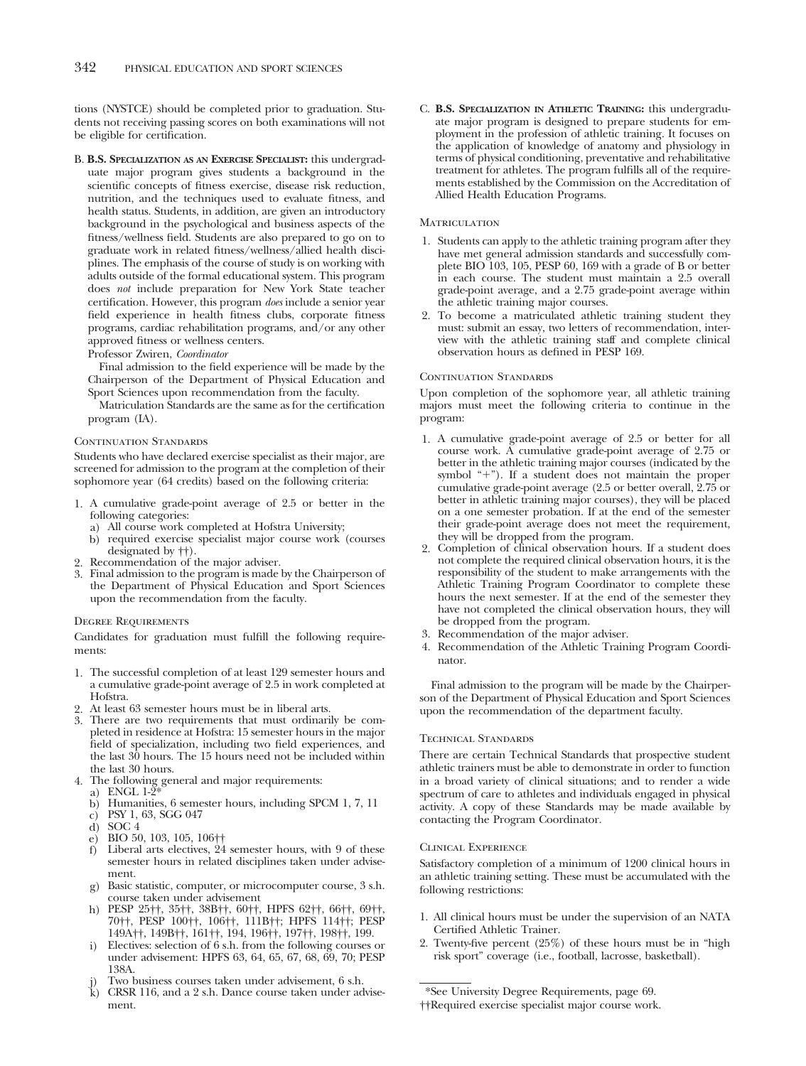tions (NYSTCE) should be completed prior to graduation. Students not receiving passing scores on both examinations will not be eligible for certification.

B. **B.S. Specialization as an Exercise Specialist:** this undergraduate major program gives students a background in the scientific concepts of fitness exercise, disease risk reduction, nutrition, and the techniques used to evaluate fitness, and health status. Students, in addition, are given an introductory background in the psychological and business aspects of the fitness/wellness field. Students are also prepared to go on to graduate work in related fitness/wellness/allied health disciplines. The emphasis of the course of study is on working with adults outside of the formal educational system. This program does *not* include preparation for New York State teacher certification. However, this program *does* include a senior year field experience in health fitness clubs, corporate fitness programs, cardiac rehabilitation programs, and/or any other approved fitness or wellness centers.

Professor Zwiren, *Coordinator*

Final admission to the field experience will be made by the Chairperson of the Department of Physical Education and Sport Sciences upon recommendation from the faculty.

Matriculation Standards are the same as for the certification program (IA).

### Continuation Standards

Students who have declared exercise specialist as their major, are screened for admission to the program at the completion of their sophomore year (64 credits) based on the following criteria:

1. A cumulative grade-point average of 2.5 or better in the following categories:
   a) All course work completed at Hofstra University;
   b) required exercise specialist major course work (courses designated by ††).
2. Recommendation of the major adviser.
3. Final admission to the program is made by the Chairperson of the Department of Physical Education and Sport Sciences upon the recommendation from the faculty.

### Degree Requirements

Candidates for graduation must fulfill the following requirements:

1. The successful completion of at least 129 semester hours and a cumulative grade-point average of 2.5 in work completed at Hofstra.
2. At least 63 semester hours must be in liberal arts.
3. There are two requirements that must ordinarily be completed in residence at Hofstra: 15 semester hours in the major field of specialization, including two field experiences, and the last 30 hours. The 15 hours need not be included within the last 30 hours.
4. The following general and major requirements:
   a) ENGL 1-2*
   b) Humanities, 6 semester hours, including SPCM 1, 7, 11
   c) PSY 1, 63, SGG 047
   d) SOC 4
   e) BIO 50, 103, 105, 106††
   f) Liberal arts electives, 24 semester hours, with 9 of these semester hours in related disciplines taken under advisement.
   g) Basic statistic, computer, or microcomputer course, 3 s.h. course taken under advisement
   h) PESP 25††, 35††, 38B††, 60††, HPFS 62††, 66††, 69††, 70††, PESP 100††, 106††, 111B††; HPFS 114††; PESP 149A††, 149B††, 161††, 194, 196††, 197††, 198††, 199.
   i) Electives: selection of 6 s.h. from the following courses or under advisement: HPFS 63, 64, 65, 67, 68, 69, 70; PESP 138A.
   j) Two business courses taken under advisement, 6 s.h.
   k) CRSR 116, and a 2 s.h. Dance course taken under advisement.

C. **B.S. Specialization in Athletic Training:** this undergraduate major program is designed to prepare students for employment in the profession of athletic training. It focuses on the application of knowledge of anatomy and physiology in terms of physical conditioning, preventative and rehabilitative treatment for athletes. The program fulfills all of the requirements established by the Commission on the Accreditation of Allied Health Education Programs.

### Matriculation

1. Students can apply to the athletic training program after they have met general admission standards and successfully complete BIO 103, 105, PESP 60, 169 with a grade of B or better in each course. The student must maintain a 2.5 overall grade-point average, and a 2.75 grade-point average within the athletic training major courses.
2. To become a matriculated athletic training student they must: submit an essay, two letters of recommendation, interview with the athletic training staff and complete clinical observation hours as defined in PESP 169.

### Continuation Standards

Upon completion of the sophomore year, all athletic training majors must meet the following criteria to continue in the program:

1. A cumulative grade-point average of 2.5 or better for all course work. A cumulative grade-point average of 2.75 or better in the athletic training major courses (indicated by the symbol "+"). If a student does not maintain the proper cumulative grade-point average (2.5 or better overall, 2.75 or better in athletic training major courses), they will be placed on a one semester probation. If at the end of the semester their grade-point average does not meet the requirement, they will be dropped from the program.
2. Completion of clinical observation hours. If a student does not complete the required clinical observation hours, it is the responsibility of the student to make arrangements with the Athletic Training Program Coordinator to complete these hours the next semester. If at the end of the semester they have not completed the clinical observation hours, they will be dropped from the program.
3. Recommendation of the major adviser.
4. Recommendation of the Athletic Training Program Coordinator.

Final admission to the program will be made by the Chairperson of the Department of Physical Education and Sport Sciences upon the recommendation of the department faculty.

### Technical Standards

There are certain Technical Standards that prospective student athletic trainers must be able to demonstrate in order to function in a broad variety of clinical situations; and to render a wide spectrum of care to athletes and individuals engaged in physical activity. A copy of these Standards may be made available by contacting the Program Coordinator.

### Clinical Experience

Satisfactory completion of a minimum of 1200 clinical hours in an athletic training setting. These must be accumulated with the following restrictions:

1. All clinical hours must be under the supervision of an NATA Certified Athletic Trainer.
2. Twenty-five percent (25%) of these hours must be in "high risk sport" coverage (i.e., football, lacrosse, basketball).

---

*See University Degree Requirements, page 69.

††Required exercise specialist major course work.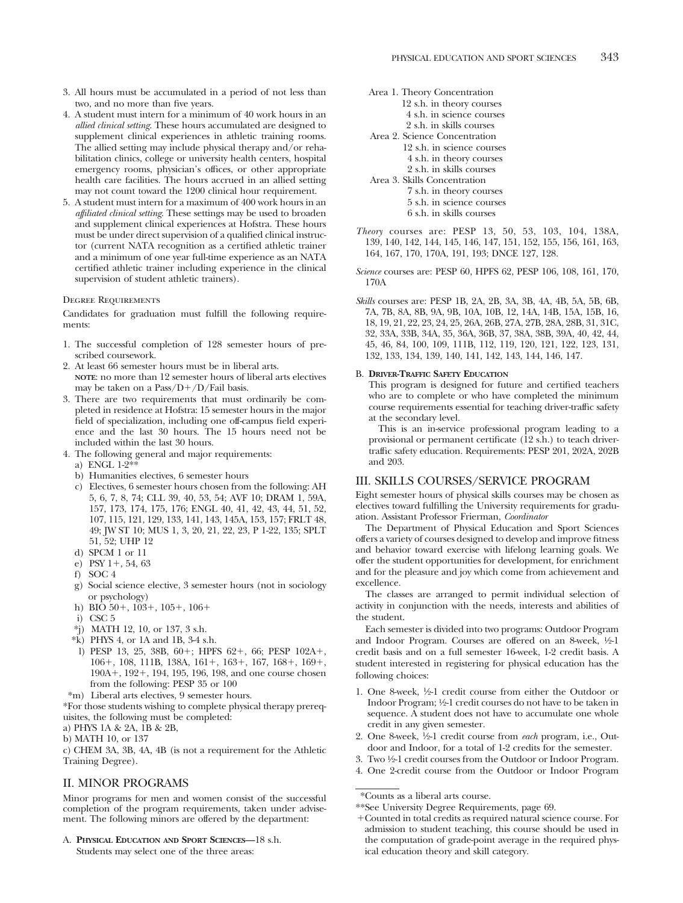3. All hours must be accumulated in a period of not less than two, and no more than five years.
4. A student must intern for a minimum of 40 work hours in an *allied clinical setting*. These hours accumulated are designed to supplement clinical experiences in athletic training rooms. The allied setting may include physical therapy and/or rehabilitation clinics, college or university health centers, hospital emergency rooms, physician's offices, or other appropriate health care facilities. The hours accrued in an allied setting may not count toward the 1200 clinical hour requirement.
5. A student must intern for a maximum of 400 work hours in an *affiliated clinical setting*. These settings may be used to broaden and supplement clinical experiences at Hofstra. These hours must be under direct supervision of a qualified clinical instructor (current NATA recognition as a certified athletic trainer and a minimum of one year full-time experience as an NATA certified athletic trainer including experience in the clinical supervision of student athletic trainers).

Degree Requirements

Candidates for graduation must fulfill the following requirements:

1. The successful completion of 128 semester hours of prescribed coursework.
2. At least 66 semester hours must be in liberal arts.
   **NOTE**: no more than 12 semester hours of liberal arts electives may be taken on a Pass/D+/D/Fail basis.
3. There are two requirements that must ordinarily be completed in residence at Hofstra: 15 semester hours in the major field of specialization, including one off-campus field experience and the last 30 hours. The 15 hours need not be included within the last 30 hours.
4. The following general and major requirements:
   a) ENGL 1-2**
   b) Humanities electives, 6 semester hours
   c) Electives, 6 semester hours chosen from the following: AH 5, 6, 7, 8, 74; CLL 39, 40, 53, 54; AVF 10; DRAM 1, 59A, 157, 173, 174, 175, 176; ENGL 40, 41, 42, 43, 44, 51, 52, 107, 115, 121, 129, 133, 141, 143, 145A, 153, 157; FRLT 48, 49; JW ST 10; MUS 1, 3, 20, 21, 22, 23, P 1-22, 135; SPLT 51, 52; UHP 12
   d) SPCM 1 or 11
   e) PSY 1+, 54, 63
   f) SOC 4
   g) Social science elective, 3 semester hours (not in sociology or psychology)
   h) BIO 50+, 103+, 105+, 106+
   i) CSC 5
   *j) MATH 12, 10, or 137, 3 s.h.
   *k) PHYS 4, or 1A and 1B, 3-4 s.h.
   l) PESP 13, 25, 38B, 60+; HPFS 62+, 66; PESP 102A+, 106+, 108, 111B, 138A, 161+, 163+, 167, 168+, 169+, 190A+, 192+, 194, 195, 196, 198, and one course chosen from the following: PESP 35 or 100
   *m) Liberal arts electives, 9 semester hours.

*For those students wishing to complete physical therapy prerequisites, the following must be completed:
a) PHYS 1A & 2A, 1B & 2B,
b) MATH 10, or 137
c) CHEM 3A, 3B, 4A, 4B (is not a requirement for the Athletic Training Degree).

## II. MINOR PROGRAMS

Minor programs for men and women consist of the successful completion of the program requirements, taken under advisement. The following minors are offered by the department:

A. **Physical Education and Sport Sciences—**18 s.h.
   Students may select one of the three areas:

   Area 1. Theory Concentration
   - 12 s.h. in theory courses
   - 4 s.h. in science courses
   - 2 s.h. in skills courses

   Area 2. Science Concentration
   - 12 s.h. in science courses
   - 4 s.h. in theory courses
   - 2 s.h. in skills courses

   Area 3. Skills Concentration
   - 7 s.h. in theory courses
   - 5 s.h. in science courses
   - 6 s.h. in skills courses

*Theory* courses are: PESP 13, 50, 53, 103, 104, 138A, 139, 140, 142, 144, 145, 146, 147, 151, 152, 155, 156, 161, 163, 164, 167, 170, 170A, 191, 193; DNCE 127, 128.

*Science* courses are: PESP 60, HPFS 62, PESP 106, 108, 161, 170, 170A

*Skills* courses are: PESP 1B, 2A, 2B, 3A, 3B, 4A, 4B, 5A, 5B, 6B, 7A, 7B, 8A, 8B, 9A, 9B, 10A, 10B, 12, 14A, 14B, 15A, 15B, 16, 18, 19, 21, 22, 23, 24, 25, 26A, 26B, 27A, 27B, 28A, 28B, 31, 31C, 32, 33A, 33B, 34A, 35, 36A, 36B, 37, 38A, 38B, 39A, 40, 42, 44, 45, 46, 84, 100, 109, 111B, 112, 119, 120, 121, 122, 123, 131, 132, 133, 134, 139, 140, 141, 142, 143, 144, 146, 147.

B. **Driver-Traffic Safety Education**
   This program is designed for future and certified teachers who are to complete or who have completed the minimum course requirements essential for teaching driver-traffic safety at the secondary level.

   This is an in-service professional program leading to a provisional or permanent certificate (12 s.h.) to teach driver-traffic safety education. Requirements: PESP 201, 202A, 202B and 203.

## III. SKILLS COURSES/SERVICE PROGRAM

Eight semester hours of physical skills courses may be chosen as electives toward fulfilling the University requirements for graduation. Assistant Professor Frierman, *Coordinator*

The Department of Physical Education and Sport Sciences offers a variety of courses designed to develop and improve fitness and behavior toward exercise with lifelong learning goals. We offer the student opportunities for development, for enrichment and for the pleasure and joy which come from achievement and excellence.

The classes are arranged to permit individual selection of activity in conjunction with the needs, interests and abilities of the student.

Each semester is divided into two programs: Outdoor Program and Indoor Program. Courses are offered on an 8-week, ½-1 credit basis and on a full semester 16-week, 1-2 credit basis. A student interested in registering for physical education has the following choices:

1. One 8-week, ½-1 credit course from either the Outdoor or Indoor Program; ½-1 credit courses do not have to be taken in sequence. A student does not have to accumulate one whole credit in any given semester.
2. One 8-week, ½-1 credit course from *each* program, i.e., Outdoor and Indoor, for a total of 1-2 credits for the semester.
3. Two ½-1 credit courses from the Outdoor or Indoor Program.
4. One 2-credit course from the Outdoor or Indoor Program

---

*Counts as a liberal arts course.

**See University Degree Requirements, page 69.

+Counted in total credits as required natural science course. For admission to student teaching, this course should be used in the computation of grade-point average in the required physical education theory and skill category.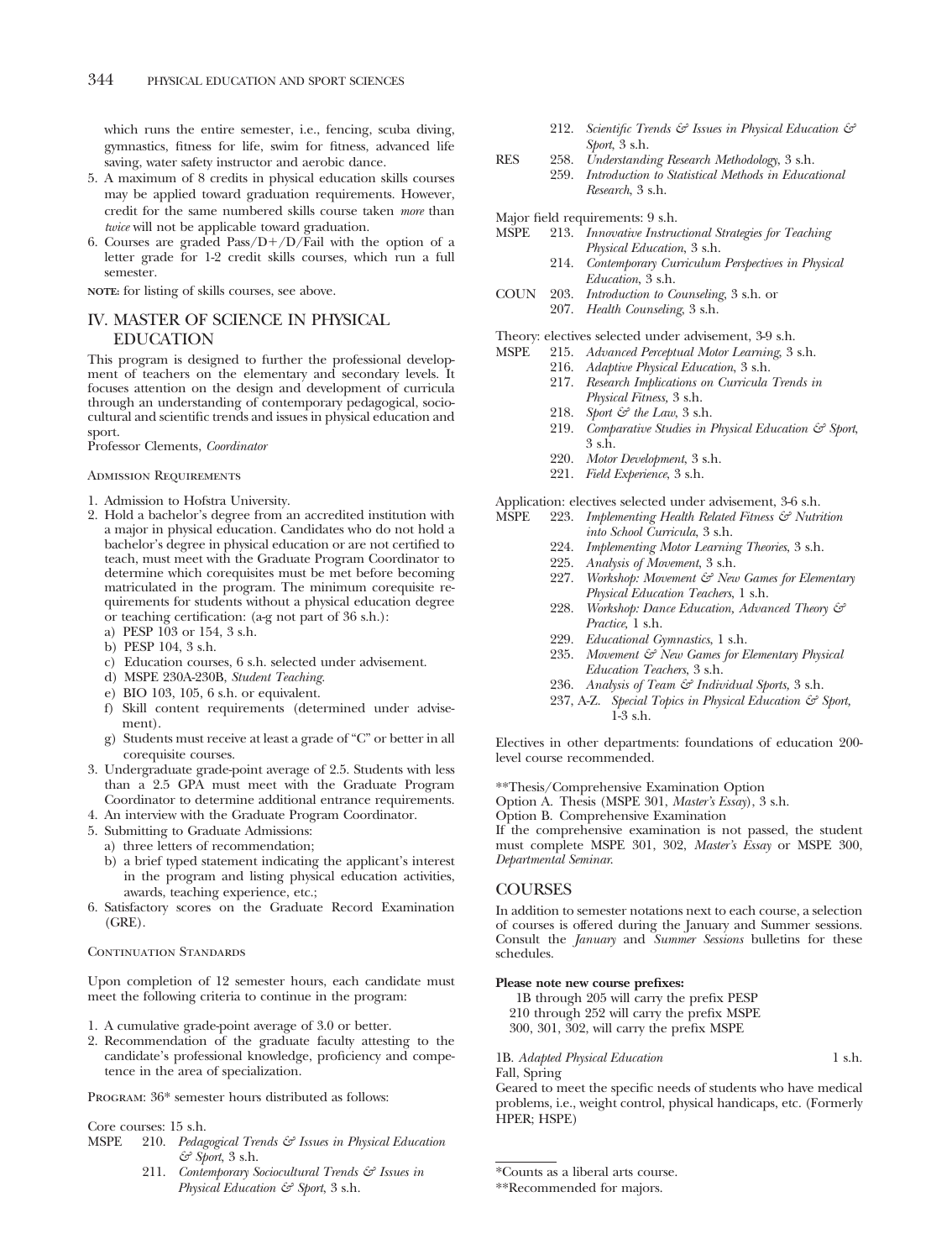which runs the entire semester, i.e., fencing, scuba diving, gymnastics, fitness for life, swim for fitness, advanced life saving, water safety instructor and aerobic dance.

5. A maximum of 8 credits in physical education skills courses may be applied toward graduation requirements. However, credit for the same numbered skills course taken *more* than *twice* will not be applicable toward graduation.
6. Courses are graded Pass/D+/D/Fail with the option of a letter grade for 1-2 credit skills courses, which run a full semester.

**NOTE:** for listing of skills courses, see above.

## IV. MASTER OF SCIENCE IN PHYSICAL EDUCATION

This program is designed to further the professional development of teachers on the elementary and secondary levels. It focuses attention on the design and development of curricula through an understanding of contemporary pedagogical, sociocultural and scientific trends and issues in physical education and sport.

Professor Clements, *Coordinator*

### Admission Requirements

1. Admission to Hofstra University.
2. Hold a bachelor's degree from an accredited institution with a major in physical education. Candidates who do not hold a bachelor's degree in physical education or are not certified to teach, must meet with the Graduate Program Coordinator to determine which corequisites must be met before becoming matriculated in the program. The minimum corequisite requirements for students without a physical education degree or teaching certification: (a-g not part of 36 s.h.):
   a) PESP 103 or 154, 3 s.h.
   b) PESP 104, 3 s.h.
   c) Education courses, 6 s.h. selected under advisement.
   d) MSPE 230A-230B, *Student Teaching.*
   e) BIO 103, 105, 6 s.h. or equivalent.
   f) Skill content requirements (determined under advisement).
   g) Students must receive at least a grade of "C" or better in all corequisite courses.
3. Undergraduate grade-point average of 2.5. Students with less than a 2.5 GPA must meet with the Graduate Program Coordinator to determine additional entrance requirements.
4. An interview with the Graduate Program Coordinator.
5. Submitting to Graduate Admissions:
   a) three letters of recommendation;
   b) a brief typed statement indicating the applicant's interest in the program and listing physical education activities, awards, teaching experience, etc.;
6. Satisfactory scores on the Graduate Record Examination (GRE).

### Continuation Standards

Upon completion of 12 semester hours, each candidate must meet the following criteria to continue in the program:

1. A cumulative grade-point average of 3.0 or better.
2. Recommendation of the graduate faculty attesting to the candidate's professional knowledge, proficiency and competence in the area of specialization.

Program: 36* semester hours distributed as follows:

Core courses: 15 s.h.

MSPE 210. *Pedagogical Trends & Issues in Physical Education & Sport*, 3 s.h.
211. *Contemporary Sociocultural Trends & Issues in Physical Education & Sport*, 3 s.h.
212. *Scientific Trends & Issues in Physical Education & Sport*, 3 s.h.

RES 258. *Understanding Research Methodology*, 3 s.h.
259. *Introduction to Statistical Methods in Educational Research*, 3 s.h.

Major field requirements: 9 s.h.

MSPE 213. *Innovative Instructional Strategies for Teaching Physical Education*, 3 s.h.
214. *Contemporary Curriculum Perspectives in Physical Education*, 3 s.h.

COUN 203. *Introduction to Counseling*, 3 s.h. or
207. *Health Counseling*, 3 s.h.

Theory: electives selected under advisement, 3-9 s.h.

MSPE 215. *Advanced Perceptual Motor Learning*, 3 s.h.
216. *Adaptive Physical Education*, 3 s.h.
217. *Research Implications on Curricula Trends in Physical Fitness,* 3 s.h.
218. *Sport & the Law,* 3 s.h.
219. *Comparative Studies in Physical Education & Sport*, 3 s.h.
220. *Motor Development*, 3 s.h.
221. *Field Experience*, 3 s.h.

Application: electives selected under advisement, 3-6 s.h.

MSPE 223. *Implementing Health Related Fitness & Nutrition into School Curricula*, 3 s.h.
224. *Implementing Motor Learning Theories*, 3 s.h.
225. *Analysis of Movement*, 3 s.h.
227. *Workshop: Movement & New Games for Elementary Physical Education Teachers*, 1 s.h.
228. *Workshop: Dance Education, Advanced Theory & Practice,* 1 s.h.
229. *Educational Gymnastics*, 1 s.h.
235. *Movement & New Games for Elementary Physical Education Teachers*, 3 s.h.
236. *Analysis of Team & Individual Sports,* 3 s.h.
237, A-Z. *Special Topics in Physical Education & Sport,* 1-3 s.h.

Electives in other departments: foundations of education 200-level course recommended.

**Thesis/Comprehensive Examination Option

Option A. Thesis (MSPE 301, *Master's Essay*), 3 s.h.

Option B. Comprehensive Examination

If the comprehensive examination is not passed, the student must complete MSPE 301, 302, *Master's Essay* or MSPE 300, *Departmental Seminar.*

## COURSES

In addition to semester notations next to each course, a selection of courses is offered during the January and Summer sessions. Consult the *January* and *Summer Sessions* bulletins for these schedules.

**Please note new course prefixes:**

1B through 205 will carry the prefix PESP
210 through 252 will carry the prefix MSPE
300, 301, 302, will carry the prefix MSPE

1B. *Adapted Physical Education* 1 s.h.
Fall, Spring
Geared to meet the specific needs of students who have medical problems, i.e., weight control, physical handicaps, etc. (Formerly HPER; HSPE)

*Counts as a liberal arts course.
**Recommended for majors.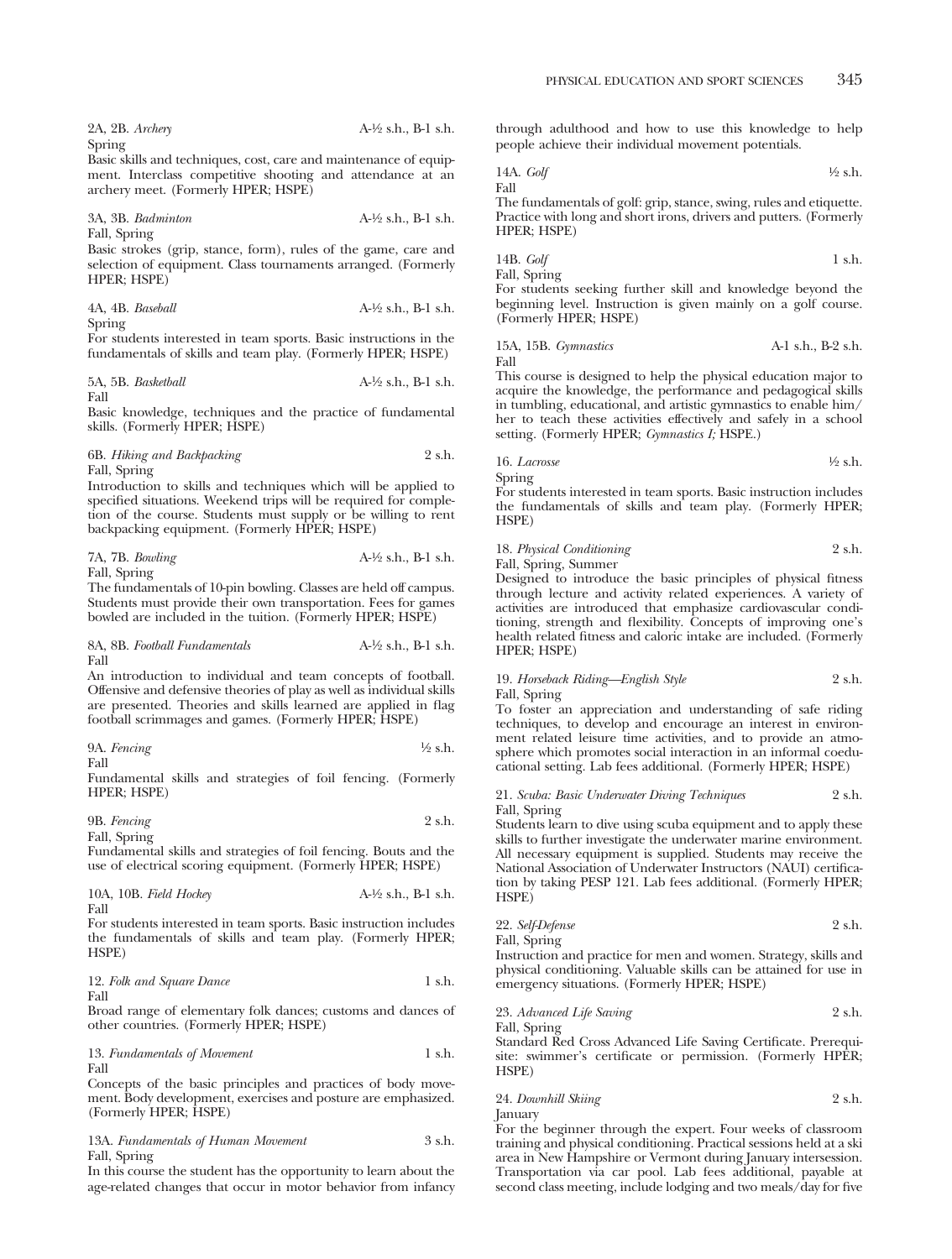2A, 2B. *Archery* A-½ s.h., B-1 s.h.
Spring
Basic skills and techniques, cost, care and maintenance of equipment. Interclass competitive shooting and attendance at an archery meet. (Formerly HPER; HSPE)

3A, 3B. *Badminton* A-½ s.h., B-1 s.h.
Fall, Spring
Basic strokes (grip, stance, form), rules of the game, care and selection of equipment. Class tournaments arranged. (Formerly HPER; HSPE)

4A, 4B. *Baseball* A-½ s.h., B-1 s.h.
Spring
For students interested in team sports. Basic instructions in the fundamentals of skills and team play. (Formerly HPER; HSPE)

5A, 5B. *Basketball* A-½ s.h., B-1 s.h.
Fall
Basic knowledge, techniques and the practice of fundamental skills. (Formerly HPER; HSPE)

6B. *Hiking and Backpacking* 2 s.h.
Fall, Spring
Introduction to skills and techniques which will be applied to specified situations. Weekend trips will be required for completion of the course. Students must supply or be willing to rent backpacking equipment. (Formerly HPER; HSPE)

7A, 7B. *Bowling* A-½ s.h., B-1 s.h.
Fall, Spring
The fundamentals of 10-pin bowling. Classes are held off campus. Students must provide their own transportation. Fees for games bowled are included in the tuition. (Formerly HPER; HSPE)

8A, 8B. *Football Fundamentals* A-½ s.h., B-1 s.h.
Fall
An introduction to individual and team concepts of football. Offensive and defensive theories of play as well as individual skills are presented. Theories and skills learned are applied in flag football scrimmages and games. (Formerly HPER; HSPE)

9A. *Fencing* ½ s.h.
Fall
Fundamental skills and strategies of foil fencing. (Formerly HPER; HSPE)

9B. *Fencing* 2 s.h.
Fall, Spring
Fundamental skills and strategies of foil fencing. Bouts and the use of electrical scoring equipment. (Formerly HPER; HSPE)

10A, 10B. *Field Hockey* A-½ s.h., B-1 s.h.
Fall
For students interested in team sports. Basic instruction includes the fundamentals of skills and team play. (Formerly HPER; HSPE)

12. *Folk and Square Dance* 1 s.h.
Fall
Broad range of elementary folk dances; customs and dances of other countries. (Formerly HPER; HSPE)

13. *Fundamentals of Movement* 1 s.h.
Fall
Concepts of the basic principles and practices of body movement. Body development, exercises and posture are emphasized. (Formerly HPER; HSPE)

13A. *Fundamentals of Human Movement* 3 s.h.
Fall, Spring
In this course the student has the opportunity to learn about the age-related changes that occur in motor behavior from infancy through adulthood and how to use this knowledge to help people achieve their individual movement potentials.

14A. *Golf* ½ s.h.
Fall
The fundamentals of golf: grip, stance, swing, rules and etiquette. Practice with long and short irons, drivers and putters. (Formerly HPER; HSPE)

14B. *Golf* 1 s.h.
Fall, Spring
For students seeking further skill and knowledge beyond the beginning level. Instruction is given mainly on a golf course. (Formerly HPER; HSPE)

15A, 15B. *Gymnastics* A-1 s.h., B-2 s.h.
Fall
This course is designed to help the physical education major to acquire the knowledge, the performance and pedagogical skills in tumbling, educational, and artistic gymnastics to enable him/her to teach these activities effectively and safely in a school setting. (Formerly HPER; *Gymnastics I;* HSPE.)

16. *Lacrosse* ½ s.h.
Spring
For students interested in team sports. Basic instruction includes the fundamentals of skills and team play. (Formerly HPER; HSPE)

18. *Physical Conditioning* 2 s.h.
Fall, Spring, Summer
Designed to introduce the basic principles of physical fitness through lecture and activity related experiences. A variety of activities are introduced that emphasize cardiovascular conditioning, strength and flexibility. Concepts of improving one's health related fitness and caloric intake are included. (Formerly HPER; HSPE)

19. *Horseback Riding—English Style* 2 s.h.
Fall, Spring
To foster an appreciation and understanding of safe riding techniques, to develop and encourage an interest in environment related leisure time activities, and to provide an atmosphere which promotes social interaction in an informal coeducational setting. Lab fees additional. (Formerly HPER; HSPE)

21. *Scuba: Basic Underwater Diving Techniques* 2 s.h.
Fall, Spring
Students learn to dive using scuba equipment and to apply these skills to further investigate the underwater marine environment. All necessary equipment is supplied. Students may receive the National Association of Underwater Instructors (NAUI) certification by taking PESP 121. Lab fees additional. (Formerly HPER; HSPE)

22. *Self-Defense* 2 s.h.
Fall, Spring
Instruction and practice for men and women. Strategy, skills and physical conditioning. Valuable skills can be attained for use in emergency situations. (Formerly HPER; HSPE)

23. *Advanced Life Saving* 2 s.h.
Fall, Spring
Standard Red Cross Advanced Life Saving Certificate. Prerequisite: swimmer's certificate or permission. (Formerly HPER; HSPE)

24. *Downhill Skiing* 2 s.h.
January
For the beginner through the expert. Four weeks of classroom training and physical conditioning. Practical sessions held at a ski area in New Hampshire or Vermont during January intersession. Transportation via car pool. Lab fees additional, payable at second class meeting, include lodging and two meals/day for five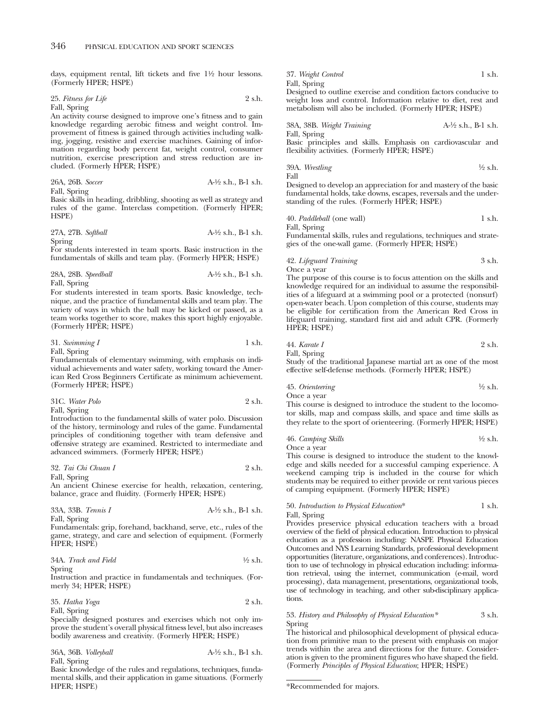days, equipment rental, lift tickets and five 1½ hour lessons. (Formerly HPER; HSPE)

25. *Fitness for Life* 2 s.h.
Fall, Spring
An activity course designed to improve one's fitness and to gain knowledge regarding aerobic fitness and weight control. Improvement of fitness is gained through activities including walking, jogging, resistive and exercise machines. Gaining of information regarding body percent fat, weight control, consumer nutrition, exercise prescription and stress reduction are included. (Formerly HPER; HSPE)

26A, 26B. *Soccer* A-½ s.h., B-1 s.h.
Fall, Spring
Basic skills in heading, dribbling, shooting as well as strategy and rules of the game. Interclass competition. (Formerly HPER; HSPE)

27A, 27B. *Softball* A-½ s.h., B-1 s.h.
Spring
For students interested in team sports. Basic instruction in the fundamentals of skills and team play. (Formerly HPER; HSPE)

28A, 28B. *Speedball* A-½ s.h., B-1 s.h.
Fall, Spring
For students interested in team sports. Basic knowledge, technique, and the practice of fundamental skills and team play. The variety of ways in which the ball may be kicked or passed, as a team works together to score, makes this sport highly enjoyable. (Formerly HPER; HSPE)

31. *Swimming I* 1 s.h.
Fall, Spring
Fundamentals of elementary swimming, with emphasis on individual achievements and water safety, working toward the American Red Cross Beginners Certificate as minimum achievement. (Formerly HPER; HSPE)

31C. *Water Polo* 2 s.h.
Fall, Spring
Introduction to the fundamental skills of water polo. Discussion of the history, terminology and rules of the game. Fundamental principles of conditioning together with team defensive and offensive strategy are examined. Restricted to intermediate and advanced swimmers. (Formerly HPER; HSPE)

32. *Tai Chi Chuan I* 2 s.h.
Fall, Spring
An ancient Chinese exercise for health, relaxation, centering, balance, grace and fluidity. (Formerly HPER; HSPE)

33A, 33B. *Tennis I* A-½ s.h., B-1 s.h.
Fall, Spring
Fundamentals: grip, forehand, backhand, serve, etc., rules of the game, strategy, and care and selection of equipment. (Formerly HPER; HSPE)

34A. *Track and Field* ½ s.h.
Spring
Instruction and practice in fundamentals and techniques. (Formerly 34; HPER; HSPE)

35. *Hatha Yoga* 2 s.h.
Fall, Spring
Specially designed postures and exercises which not only improve the student's overall physical fitness level, but also increases bodily awareness and creativity. (Formerly HPER; HSPE)

36A, 36B. *Volleyball* A-½ s.h., B-1 s.h.
Fall, Spring
Basic knowledge of the rules and regulations, techniques, fundamental skills, and their application in game situations. (Formerly HPER; HSPE)

37. *Weight Control* 1 s.h.
Fall, Spring
Designed to outline exercise and condition factors conducive to weight loss and control. Information relative to diet, rest and metabolism will also be included. (Formerly HPER; HSPE)

38A, 38B. *Weight Training* A-½ s.h., B-1 s.h.
Fall, Spring
Basic principles and skills. Emphasis on cardiovascular and flexibility activities. (Formerly HPER; HSPE)

39A. *Wrestling* ½ s.h.
Fall
Designed to develop an appreciation for and mastery of the basic fundamental holds, take downs, escapes, reversals and the understanding of the rules. (Formerly HPER; HSPE)

40. *Paddleball* (one wall) 1 s.h.
Fall, Spring
Fundamental skills, rules and regulations, techniques and strategies of the one-wall game. (Formerly HPER; HSPE)

42. *Lifeguard Training* 3 s.h.
Once a year
The purpose of this course is to focus attention on the skills and knowledge required for an individual to assume the responsibilities of a lifeguard at a swimming pool or a protected (nonsurf) open-water beach. Upon completion of this course, students may be eligible for certification from the American Red Cross in lifeguard training, standard first aid and adult CPR. (Formerly HPER; HSPE)

44. *Karate I* 2 s.h.
Fall, Spring
Study of the traditional Japanese martial art as one of the most effective self-defense methods. (Formerly HPER; HSPE)

45. *Orienteering* ½ s.h.
Once a year
This course is designed to introduce the student to the locomotor skills, map and compass skills, and space and time skills as they relate to the sport of orienteering. (Formerly HPER; HSPE)

46. *Camping Skills* ½ s.h.
Once a year
This course is designed to introduce the student to the knowledge and skills needed for a successful camping experience. A weekend camping trip is included in the course for which students may be required to either provide or rent various pieces of camping equipment. (Formerly HPER; HSPE)

50. *Introduction to Physical Education** 1 s.h.
Fall, Spring
Provides preservice physical education teachers with a broad overview of the field of physical education. Introduction to physical education as a profession including: NASPE Physical Education Outcomes and NYS Learning Standards, professional development opportunities (literature, organizations, and conferences). Introduction to use of technology in physical education including: information retrieval, using the internet, communication (e-mail, word processing), data management, presentations, organizational tools, use of technology in teaching, and other sub-disciplinary applications.

53. *History and Philosophy of Physical Education** 3 s.h.
Spring
The historical and philosophical development of physical education from primitive man to the present with emphasis on major trends within the area and directions for the future. Consideration is given to the prominent figures who have shaped the field. (Formerly *Principles of Physical Education*; HPER; HSPE)

*Recommended for majors.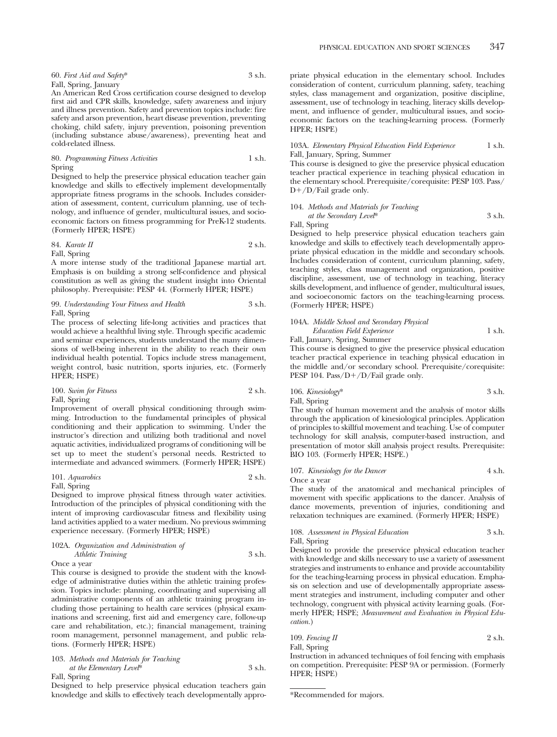60. *First Aid and Safety** 3 s.h.
Fall, Spring, January
An American Red Cross certification course designed to develop first aid and CPR skills, knowledge, safety awareness and injury and illness prevention. Safety and prevention topics include: fire safety and arson prevention, heart disease prevention, preventing choking, child safety, injury prevention, poisoning prevention (including substance abuse/awareness), preventing heat and cold-related illness.

80. *Programming Fitness Activities* 1 s.h.
Spring
Designed to help the preservice physical education teacher gain knowledge and skills to effectively implement developmentally appropriate fitness programs in the schools. Includes consideration of assessment, content, curriculum planning, use of technology, and influence of gender, multicultural issues, and socioeconomic factors on fitness programming for PreK-12 students. (Formerly HPER; HSPE)

84. *Karate II* 2 s.h.
Fall, Spring
A more intense study of the traditional Japanese martial art. Emphasis is on building a strong self-confidence and physical constitution as well as giving the student insight into Oriental philosophy. Prerequisite: PESP 44. (Formerly HPER; HSPE)

99. *Understanding Your Fitness and Health* 3 s.h.
Fall, Spring
The process of selecting life-long activities and practices that would achieve a healthful living style. Through specific academic and seminar experiences, students understand the many dimensions of well-being inherent in the ability to reach their own individual health potential. Topics include stress management, weight control, basic nutrition, sports injuries, etc. (Formerly HPER; HSPE)

100. *Swim for Fitness* 2 s.h.
Fall, Spring
Improvement of overall physical conditioning through swimming. Introduction to the fundamental principles of physical conditioning and their application to swimming. Under the instructor's direction and utilizing both traditional and novel aquatic activities, individualized programs of conditioning will be set up to meet the student's personal needs. Restricted to intermediate and advanced swimmers. (Formerly HPER; HSPE)

101. *Aquarobics* 2 s.h.
Fall, Spring
Designed to improve physical fitness through water activities. Introduction of the principles of physical conditioning with the intent of improving cardiovascular fitness and flexibility using land activities applied to a water medium. No previous swimming experience necessary. (Formerly HPER; HSPE)

102A. *Organization and Administration of Athletic Training* 3 s.h.
Once a year
This course is designed to provide the student with the knowledge of administrative duties within the athletic training profession. Topics include: planning, coordinating and supervising all administrative components of an athletic training program including those pertaining to health care services (physical examinations and screening, first aid and emergency care, follow-up care and rehabilitation, etc.); financial management, training room management, personnel management, and public relations. (Formerly HPER; HSPE)

103. *Methods and Materials for Teaching at the Elementary Level** 3 s.h.
Fall, Spring
Designed to help preservice physical education teachers gain knowledge and skills to effectively teach developmentally appropriate physical education in the elementary school. Includes consideration of content, curriculum planning, safety, teaching styles, class management and organization, positive discipline, assessment, use of technology in teaching, literacy skills development, and influence of gender, multicultural issues, and socioeconomic factors on the teaching-learning process. (Formerly HPER; HSPE)

103A. *Elementary Physical Education Field Experience* 1 s.h.
Fall, January, Spring, Summer
This course is designed to give the preservice physical education teacher practical experience in teaching physical education in the elementary school. Prerequisite/corequisite: PESP 103. Pass/D+/D/Fail grade only.

104. *Methods and Materials for Teaching at the Secondary Level** 3 s.h.
Fall, Spring
Designed to help preservice physical education teachers gain knowledge and skills to effectively teach developmentally appropriate physical education in the middle and secondary schools. Includes consideration of content, curriculum planning, safety, teaching styles, class management and organization, positive discipline, assessment, use of technology in teaching, literacy skills development, and influence of gender, multicultural issues, and socioeconomic factors on the teaching-learning process. (Formerly HPER; HSPE)

104A. *Middle School and Secondary Physical Education Field Experience* 1 s.h.
Fall, January, Spring, Summer
This course is designed to give the preservice physical education teacher practical experience in teaching physical education in the middle and/or secondary school. Prerequisite/corequisite: PESP 104. Pass/D+/D/Fail grade only.

106. *Kinesiology** 3 s.h.
Fall, Spring
The study of human movement and the analysis of motor skills through the application of kinesiological principles. Application of principles to skillful movement and teaching. Use of computer technology for skill analysis, computer-based instruction, and presentation of motor skill analysis project results. Prerequisite: BIO 103. (Formerly HPER; HSPE.)

107. *Kinesiology for the Dancer* 4 s.h.
Once a year
The study of the anatomical and mechanical principles of movement with specific applications to the dancer. Analysis of dance movements, prevention of injuries, conditioning and relaxation techniques are examined. (Formerly HPER; HSPE)

108. *Assessment in Physical Education* 3 s.h.
Fall, Spring
Designed to provide the preservice physical education teacher with knowledge and skills necessary to use a variety of assessment strategies and instruments to enhance and provide accountability for the teaching-learning process in physical education. Emphasis on selection and use of developmentally appropriate assessment strategies and instrument, including computer and other technology, congruent with physical activity learning goals. (Formerly HPER; HSPE; *Measurement and Evaluation in Physical Education.*)

109. *Fencing II* 2 s.h.
Fall, Spring
Instruction in advanced techniques of foil fencing with emphasis on competition. Prerequisite: PESP 9A or permission. (Formerly HPER; HSPE)

*Recommended for majors.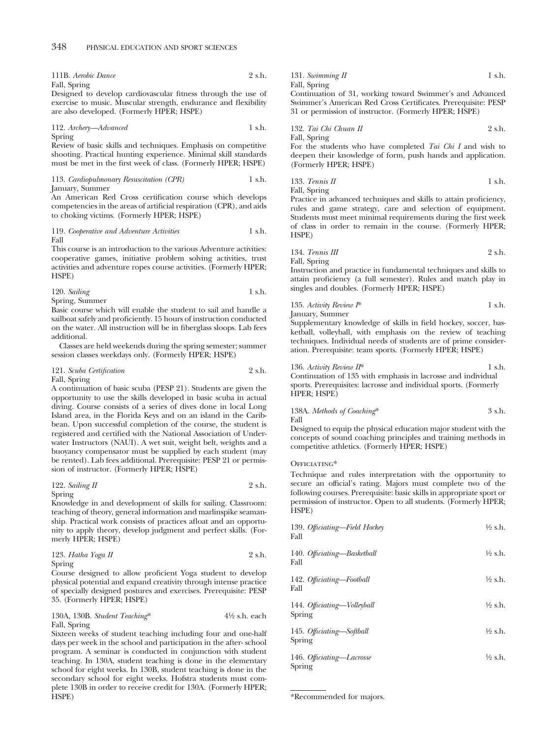111B. *Aerobic Dance* 2 s.h.
Fall, Spring
Designed to develop cardiovascular fitness through the use of exercise to music. Muscular strength, endurance and flexibility are also developed. (Formerly HPER; HSPE)

112. *Archery—Advanced* 1 s.h.
Spring
Review of basic skills and techniques. Emphasis on competitive shooting. Practical hunting experience. Minimal skill standards must be met in the first week of class. (Formerly HPER; HSPE)

113. *Cardiopulmonary Resuscitation (CPR)* 1 s.h.
January, Summer
An American Red Cross certification course which develops competencies in the areas of artificial respiration (CPR), and aids to choking victims. (Formerly HPER; HSPE)

119. *Cooperative and Adventure Activities* 1 s.h.
Fall
This course is an introduction to the various Adventure activities: cooperative games, initiative problem solving activities, trust activities and adventure ropes course activities. (Formerly HPER; HSPE)

120. *Sailing* 1 s.h.
Spring, Summer
Basic course which will enable the student to sail and handle a sailboat safely and proficiently. 15 hours of instruction conducted on the water. All instruction will be in fiberglass sloops. Lab fees additional.

Classes are held weekends during the spring semester; summer session classes weekdays only. (Formerly HPER; HSPE)

121. *Scuba Certification* 2 s.h.
Fall, Spring
A continuation of basic scuba (PESP 21). Students are given the opportunity to use the skills developed in basic scuba in actual diving. Course consists of a series of dives done in local Long Island area, in the Florida Keys and on an island in the Caribbean. Upon successful completion of the course, the student is registered and certified with the National Association of Underwater Instructors (NAUI). A wet suit, weight belt, weights and a buoyancy compensator must be supplied by each student (may be rented). Lab fees additional. Prerequisite: PESP 21 or permission of instructor. (Formerly HPER; HSPE)

122. *Sailing II* 2 s.h.
Spring
Knowledge in and development of skills for sailing. Classroom: teaching of theory, general information and marlinspike seamanship. Practical work consists of practices afloat and an opportunity to apply theory, develop judgment and perfect skills. (Formerly HPER; HSPE)

123. *Hatha Yoga II* 2 s.h.
Spring
Course designed to allow proficient Yoga student to develop physical potential and expand creativity through intense practice of specially designed postures and exercises. Prerequisite: PESP 35. (Formerly HPER; HSPE)

130A, 130B. *Student Teaching** 4½ s.h. each
Fall, Spring
Sixteen weeks of student teaching including four and one-half days per week in the school and participation in the after- school program. A seminar is conducted in conjunction with student teaching. In 130A, student teaching is done in the elementary school for eight weeks. In 130B, student teaching is done in the secondary school for eight weeks. Hofstra students must complete 130B in order to receive credit for 130A. (Formerly HPER; HSPE)

131. *Swimming II* 1 s.h.
Fall, Spring
Continuation of 31, working toward Swimmer's and Advanced Swimmer's American Red Cross Certificates. Prerequisite: PESP 31 or permission of instructor. (Formerly HPER; HSPE)

132. *Tai Chi Chuan II* 2 s.h.
Fall, Spring
For the students who have completed *Tai Chi I* and wish to deepen their knowledge of form, push hands and application. (Formerly HPER; HSPE)

133. *Tennis II* 1 s.h.
Fall, Spring
Practice in advanced techniques and skills to attain proficiency, rules and game strategy, care and selection of equipment. Students must meet minimal requirements during the first week of class in order to remain in the course. (Formerly HPER; HSPE)

134. *Tennis III* 2 s.h.
Fall, Spring
Instruction and practice in fundamental techniques and skills to attain proficiency (a full semester). Rules and match play in singles and doubles. (Formerly HPER; HSPE)

135. *Activity Review I** 1 s.h.
January, Summer
Supplementary knowledge of skills in field hockey, soccer, basketball, volleyball, with emphasis on the review of teaching techniques. Individual needs of students are of prime consideration. Prerequisite: team sports. (Formerly HPER; HSPE)

136. *Activity Review II** 1 s.h.
Continuation of 135 with emphasis in lacrosse and individual sports. Prerequisites: lacrosse and individual sports. (Formerly HPER; HSPE)

138A. *Methods of Coaching** 3 s.h.
Fall
Designed to equip the physical education major student with the concepts of sound coaching principles and training methods in competitive athletics. (Formerly HPER; HSPE)

OFFICIATING*

Technique and rules interpretation with the opportunity to secure an official's rating. Majors must complete two of the following courses. Prerequisite: basic skills in appropriate sport or permission of instructor. Open to all students. (Formerly HPER; HSPE)

139. *Officiating—Field Hockey* ½ s.h.
Fall

140. *Officiating—Basketball* ½ s.h.
Fall

142. *Officiating—Football* ½ s.h.
Fall

144. *Officiating—Volleyball* ½ s.h.
Spring

145. *Officiating—Softball* ½ s.h.
Spring

146. *Officiating—Lacrosse* ½ s.h.
Spring

*Recommended for majors.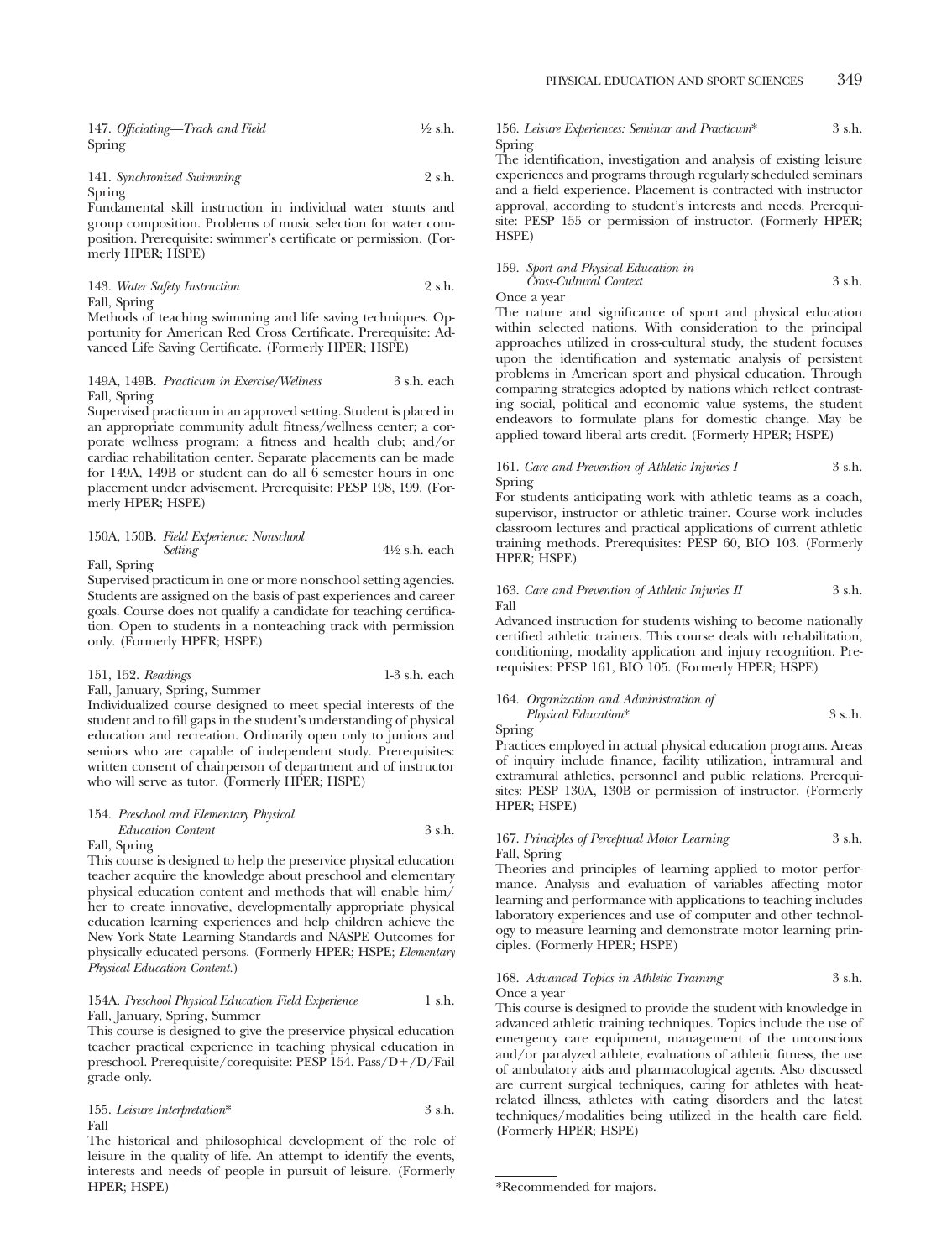147. *Officiating—Track and Field* ½ s.h.
Spring

141. *Synchronized Swimming* 2 s.h.
Spring
Fundamental skill instruction in individual water stunts and group composition. Problems of music selection for water composition. Prerequisite: swimmer's certificate or permission. (Formerly HPER; HSPE)

143. *Water Safety Instruction* 2 s.h.
Fall, Spring
Methods of teaching swimming and life saving techniques. Opportunity for American Red Cross Certificate. Prerequisite: Advanced Life Saving Certificate. (Formerly HPER; HSPE)

149A, 149B. *Practicum in Exercise/Wellness* 3 s.h. each
Fall, Spring
Supervised practicum in an approved setting. Student is placed in an appropriate community adult fitness/wellness center; a corporate wellness program; a fitness and health club; and/or cardiac rehabilitation center. Separate placements can be made for 149A, 149B or student can do all 6 semester hours in one placement under advisement. Prerequisite: PESP 198, 199. (Formerly HPER; HSPE)

150A, 150B. *Field Experience: Nonschool Setting* 4½ s.h. each
Fall, Spring
Supervised practicum in one or more nonschool setting agencies. Students are assigned on the basis of past experiences and career goals. Course does not qualify a candidate for teaching certification. Open to students in a nonteaching track with permission only. (Formerly HPER; HSPE)

151, 152. *Readings* 1-3 s.h. each
Fall, January, Spring, Summer
Individualized course designed to meet special interests of the student and to fill gaps in the student's understanding of physical education and recreation. Ordinarily open only to juniors and seniors who are capable of independent study. Prerequisites: written consent of chairperson of department and of instructor who will serve as tutor. (Formerly HPER; HSPE)

154. *Preschool and Elementary Physical Education Content* 3 s.h.
Fall, Spring
This course is designed to help the preservice physical education teacher acquire the knowledge about preschool and elementary physical education content and methods that will enable him/her to create innovative, developmentally appropriate physical education learning experiences and help children achieve the New York State Learning Standards and NASPE Outcomes for physically educated persons. (Formerly HPER; HSPE; *Elementary Physical Education Content.*)

154A. *Preschool Physical Education Field Experience* 1 s.h.
Fall, January, Spring, Summer
This course is designed to give the preservice physical education teacher practical experience in teaching physical education in preschool. Prerequisite/corequisite: PESP 154. Pass/D+/D/Fail grade only.

155. *Leisure Interpretation** 3 s.h.
Fall
The historical and philosophical development of the role of leisure in the quality of life. An attempt to identify the events, interests and needs of people in pursuit of leisure. (Formerly HPER; HSPE)

156. *Leisure Experiences: Seminar and Practicum** 3 s.h.
Spring
The identification, investigation and analysis of existing leisure experiences and programs through regularly scheduled seminars and a field experience. Placement is contracted with instructor approval, according to student's interests and needs. Prerequisite: PESP 155 or permission of instructor. (Formerly HPER; HSPE)

159. *Sport and Physical Education in Cross-Cultural Context* 3 s.h.
Once a year
The nature and significance of sport and physical education within selected nations. With consideration to the principal approaches utilized in cross-cultural study, the student focuses upon the identification and systematic analysis of persistent problems in American sport and physical education. Through comparing strategies adopted by nations which reflect contrasting social, political and economic value systems, the student endeavors to formulate plans for domestic change. May be applied toward liberal arts credit. (Formerly HPER; HSPE)

161. *Care and Prevention of Athletic Injuries I* 3 s.h.
Spring
For students anticipating work with athletic teams as a coach, supervisor, instructor or athletic trainer. Course work includes classroom lectures and practical applications of current athletic training methods. Prerequisites: PESP 60, BIO 103. (Formerly HPER; HSPE)

163. *Care and Prevention of Athletic Injuries II* 3 s.h.
Fall
Advanced instruction for students wishing to become nationally certified athletic trainers. This course deals with rehabilitation, conditioning, modality application and injury recognition. Prerequisites: PESP 161, BIO 105. (Formerly HPER; HSPE)

164. *Organization and Administration of Physical Education** 3 s..h.
Spring
Practices employed in actual physical education programs. Areas of inquiry include finance, facility utilization, intramural and extramural athletics, personnel and public relations. Prerequisites: PESP 130A, 130B or permission of instructor. (Formerly HPER; HSPE)

167. *Principles of Perceptual Motor Learning* 3 s.h.
Fall, Spring
Theories and principles of learning applied to motor performance. Analysis and evaluation of variables affecting motor learning and performance with applications to teaching includes laboratory experiences and use of computer and other technology to measure learning and demonstrate motor learning principles. (Formerly HPER; HSPE)

168. *Advanced Topics in Athletic Training* 3 s.h.
Once a year
This course is designed to provide the student with knowledge in advanced athletic training techniques. Topics include the use of emergency care equipment, management of the unconscious and/or paralyzed athlete, evaluations of athletic fitness, the use of ambulatory aids and pharmacological agents. Also discussed are current surgical techniques, caring for athletes with heat-related illness, athletes with eating disorders and the latest techniques/modalities being utilized in the health care field. (Formerly HPER; HSPE)

*Recommended for majors.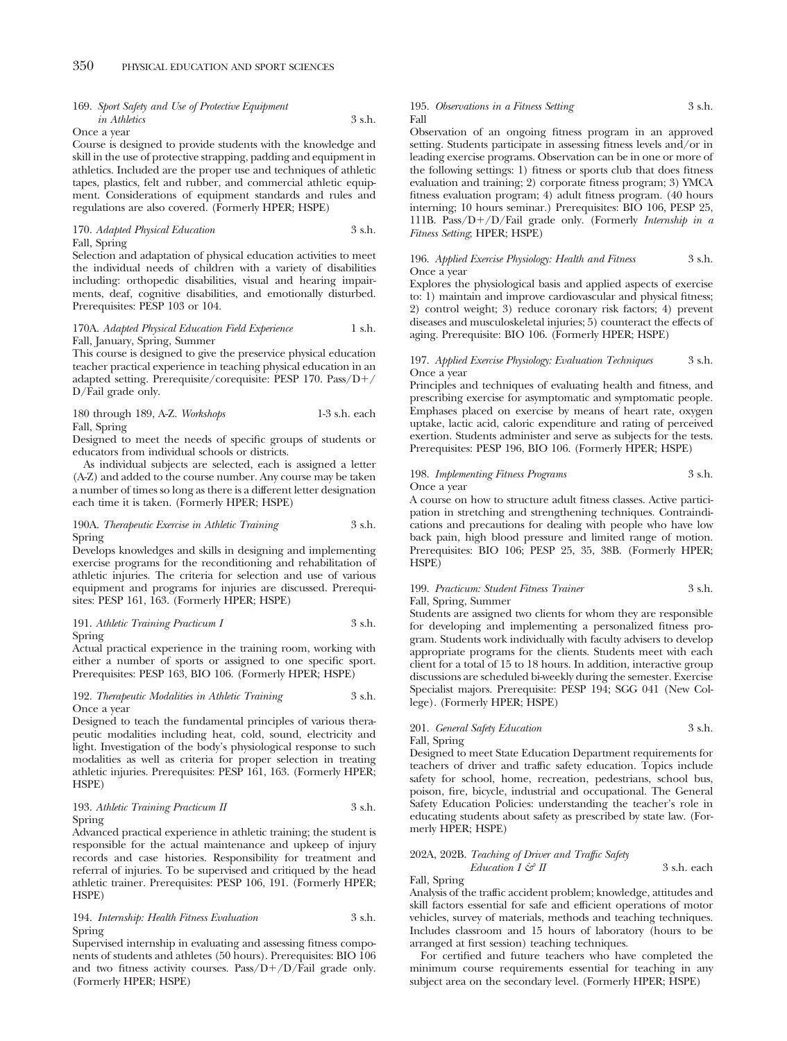169. *Sport Safety and Use of Protective Equipment in Athletics* 3 s.h.
Once a year

Course is designed to provide students with the knowledge and skill in the use of protective strapping, padding and equipment in athletics. Included are the proper use and techniques of athletic tapes, plastics, felt and rubber, and commercial athletic equipment. Considerations of equipment standards and rules and regulations are also covered. (Formerly HPER; HSPE)

170. *Adapted Physical Education* 3 s.h.
Fall, Spring

Selection and adaptation of physical education activities to meet the individual needs of children with a variety of disabilities including: orthopedic disabilities, visual and hearing impairments, deaf, cognitive disabilities, and emotionally disturbed. Prerequisites: PESP 103 or 104.

170A. *Adapted Physical Education Field Experience* 1 s.h.
Fall, January, Spring, Summer

This course is designed to give the preservice physical education teacher practical experience in teaching physical education in an adapted setting. Prerequisite/corequisite: PESP 170. Pass/D+/D/Fail grade only.

180 through 189, A-Z. *Workshops* 1-3 s.h. each
Fall, Spring

Designed to meet the needs of specific groups of students or educators from individual schools or districts.

As individual subjects are selected, each is assigned a letter (A-Z) and added to the course number. Any course may be taken a number of times so long as there is a different letter designation each time it is taken. (Formerly HPER; HSPE)

190A. *Therapeutic Exercise in Athletic Training* 3 s.h.
Spring

Develops knowledges and skills in designing and implementing exercise programs for the reconditioning and rehabilitation of athletic injuries. The criteria for selection and use of various equipment and programs for injuries are discussed. Prerequisites: PESP 161, 163. (Formerly HPER; HSPE)

191. *Athletic Training Practicum I* 3 s.h.
Spring

Actual practical experience in the training room, working with either a number of sports or assigned to one specific sport. Prerequisites: PESP 163, BIO 106. (Formerly HPER; HSPE)

192. *Therapeutic Modalities in Athletic Training* 3 s.h.
Once a year

Designed to teach the fundamental principles of various therapeutic modalities including heat, cold, sound, electricity and light. Investigation of the body's physiological response to such modalities as well as criteria for proper selection in treating athletic injuries. Prerequisites: PESP 161, 163. (Formerly HPER; HSPE)

193. *Athletic Training Practicum II* 3 s.h.
Spring

Advanced practical experience in athletic training; the student is responsible for the actual maintenance and upkeep of injury records and case histories. Responsibility for treatment and referral of injuries. To be supervised and critiqued by the head athletic trainer. Prerequisites: PESP 106, 191. (Formerly HPER; HSPE)

194. *Internship: Health Fitness Evaluation* 3 s.h.
Spring

Supervised internship in evaluating and assessing fitness components of students and athletes (50 hours). Prerequisites: BIO 106 and two fitness activity courses. Pass/D+/D/Fail grade only. (Formerly HPER; HSPE)

195. *Observations in a Fitness Setting* 3 s.h.
Fall

Observation of an ongoing fitness program in an approved setting. Students participate in assessing fitness levels and/or in leading exercise programs. Observation can be in one or more of the following settings: 1) fitness or sports club that does fitness evaluation and training; 2) corporate fitness program; 3) YMCA fitness evaluation program; 4) adult fitness program. (40 hours interning; 10 hours seminar.) Prerequisites: BIO 106, PESP 25, 111B. Pass/D+/D/Fail grade only. (Formerly *Internship in a Fitness Setting*; HPER; HSPE)

196. *Applied Exercise Physiology: Health and Fitness* 3 s.h.
Once a year

Explores the physiological basis and applied aspects of exercise to: 1) maintain and improve cardiovascular and physical fitness; 2) control weight; 3) reduce coronary risk factors; 4) prevent diseases and musculoskeletal injuries; 5) counteract the effects of aging. Prerequisite: BIO 106. (Formerly HPER; HSPE)

197. *Applied Exercise Physiology: Evaluation Techniques* 3 s.h.
Once a year

Principles and techniques of evaluating health and fitness, and prescribing exercise for asymptomatic and symptomatic people. Emphases placed on exercise by means of heart rate, oxygen uptake, lactic acid, caloric expenditure and rating of perceived exertion. Students administer and serve as subjects for the tests. Prerequisites: PESP 196, BIO 106. (Formerly HPER; HSPE)

198. *Implementing Fitness Programs* 3 s.h.
Once a year

A course on how to structure adult fitness classes. Active participation in stretching and strengthening techniques. Contraindications and precautions for dealing with people who have low back pain, high blood pressure and limited range of motion. Prerequisites: BIO 106; PESP 25, 35, 38B. (Formerly HPER; HSPE)

199. *Practicum: Student Fitness Trainer* 3 s.h.
Fall, Spring, Summer

Students are assigned two clients for whom they are responsible for developing and implementing a personalized fitness program. Students work individually with faculty advisers to develop appropriate programs for the clients. Students meet with each client for a total of 15 to 18 hours. In addition, interactive group discussions are scheduled bi-weekly during the semester. Exercise Specialist majors. Prerequisite: PESP 194; SGG 041 (New College). (Formerly HPER; HSPE)

201. *General Safety Education* 3 s.h.
Fall, Spring

Designed to meet State Education Department requirements for teachers of driver and traffic safety education. Topics include safety for school, home, recreation, pedestrians, school bus, poison, fire, bicycle, industrial and occupational. The General Safety Education Policies: understanding the teacher's role in educating students about safety as prescribed by state law. (Formerly HPER; HSPE)

202A, 202B. *Teaching of Driver and Traffic Safety Education I & II* 3 s.h. each
Fall, Spring

Analysis of the traffic accident problem; knowledge, attitudes and skill factors essential for safe and efficient operations of motor vehicles, survey of materials, methods and teaching techniques. Includes classroom and 15 hours of laboratory (hours to be arranged at first session) teaching techniques.

For certified and future teachers who have completed the minimum course requirements essential for teaching in any subject area on the secondary level. (Formerly HPER; HSPE)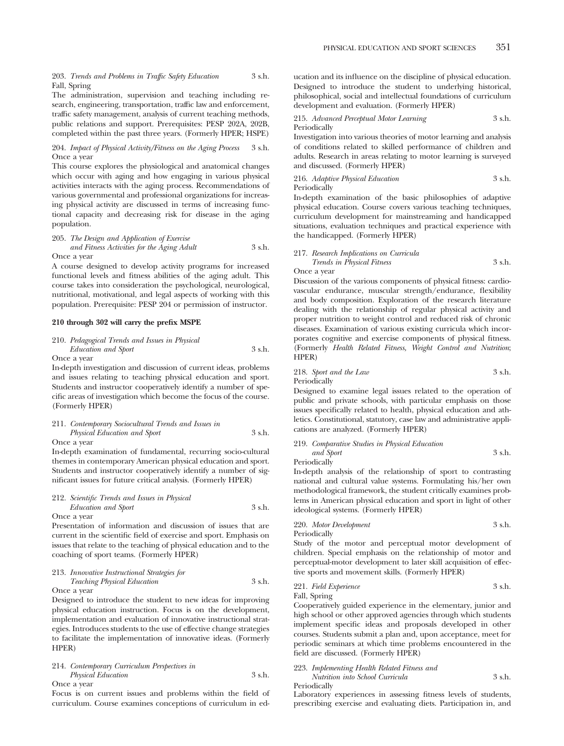203. *Trends and Problems in Traffic Safety Education* 3 s.h.
Fall, Spring

The administration, supervision and teaching including research, engineering, transportation, traffic law and enforcement, traffic safety management, analysis of current teaching methods, public relations and support. Prerequisites: PESP 202A, 202B, completed within the past three years. (Formerly HPER; HSPE)

204. *Impact of Physical Activity/Fitness on the Aging Process* 3 s.h.
Once a year

This course explores the physiological and anatomical changes which occur with aging and how engaging in various physical activities interacts with the aging process. Recommendations of various governmental and professional organizations for increasing physical activity are discussed in terms of increasing functional capacity and decreasing risk for disease in the aging population.

205. *The Design and Application of Exercise and Fitness Activities for the Aging Adult* 3 s.h.
Once a year

A course designed to develop activity programs for increased functional levels and fitness abilities of the aging adult. This course takes into consideration the psychological, neurological, nutritional, motivational, and legal aspects of working with this population. Prerequisite: PESP 204 or permission of instructor.

**210 through 302 will carry the prefix MSPE**

210. *Pedagogical Trends and Issues in Physical Education and Sport* 3 s.h.
Once a year

In-depth investigation and discussion of current ideas, problems and issues relating to teaching physical education and sport. Students and instructor cooperatively identify a number of specific areas of investigation which become the focus of the course. (Formerly HPER)

211. *Contemporary Sociocultural Trends and Issues in Physical Education and Sport* 3 s.h.
Once a year

In-depth examination of fundamental, recurring socio-cultural themes in contemporary American physical education and sport. Students and instructor cooperatively identify a number of significant issues for future critical analysis. (Formerly HPER)

212. *Scientific Trends and Issues in Physical Education and Sport* 3 s.h.
Once a year

Presentation of information and discussion of issues that are current in the scientific field of exercise and sport. Emphasis on issues that relate to the teaching of physical education and to the coaching of sport teams. (Formerly HPER)

213. *Innovative Instructional Strategies for Teaching Physical Education* 3 s.h.
Once a year

Designed to introduce the student to new ideas for improving physical education instruction. Focus is on the development, implementation and evaluation of innovative instructional strategies. Introduces students to the use of effective change strategies to facilitate the implementation of innovative ideas. (Formerly HPER)

214. *Contemporary Curriculum Perspectives in Physical Education* 3 s.h.
Once a year

Focus is on current issues and problems within the field of curriculum. Course examines conceptions of curriculum in education and its influence on the discipline of physical education. Designed to introduce the student to underlying historical, philosophical, social and intellectual foundations of curriculum development and evaluation. (Formerly HPER)

215. *Advanced Perceptual Motor Learning* 3 s.h.
Periodically

Investigation into various theories of motor learning and analysis of conditions related to skilled performance of children and adults. Research in areas relating to motor learning is surveyed and discussed. (Formerly HPER)

216. *Adaptive Physical Education* 3 s.h.
Periodically

In-depth examination of the basic philosophies of adaptive physical education. Course covers various teaching techniques, curriculum development for mainstreaming and handicapped situations, evaluation techniques and practical experience with the handicapped. (Formerly HPER)

217. *Research Implications on Curricula Trends in Physical Fitness* 3 s.h.
Once a year

Discussion of the various components of physical fitness: cardiovascular endurance, muscular strength/endurance, flexibility and body composition. Exploration of the research literature dealing with the relationship of regular physical activity and proper nutrition to weight control and reduced risk of chronic diseases. Examination of various existing curricula which incorporates cognitive and exercise components of physical fitness. (Formerly *Health Related Fitness, Weight Control and Nutrition*; HPER)

218. *Sport and the Law* 3 s.h.
Periodically

Designed to examine legal issues related to the operation of public and private schools, with particular emphasis on those issues specifically related to health, physical education and athletics. Constitutional, statutory, case law and administrative applications are analyzed. (Formerly HPER)

219. *Comparative Studies in Physical Education and Sport* 3 s.h.
Periodically

In-depth analysis of the relationship of sport to contrasting national and cultural value systems. Formulating his/her own methodological framework, the student critically examines problems in American physical education and sport in light of other ideological systems. (Formerly HPER)

220. *Motor Development* 3 s.h.
Periodically

Study of the motor and perceptual motor development of children. Special emphasis on the relationship of motor and perceptual-motor development to later skill acquisition of effective sports and movement skills. (Formerly HPER)

221. *Field Experience* 3 s.h.
Fall, Spring

Cooperatively guided experience in the elementary, junior and high school or other approved agencies through which students implement specific ideas and proposals developed in other courses. Students submit a plan and, upon acceptance, meet for periodic seminars at which time problems encountered in the field are discussed. (Formerly HPER)

223. *Implementing Health Related Fitness and Nutrition into School Curricula* 3 s.h.
Periodically

Laboratory experiences in assessing fitness levels of students, prescribing exercise and evaluating diets. Participation in, and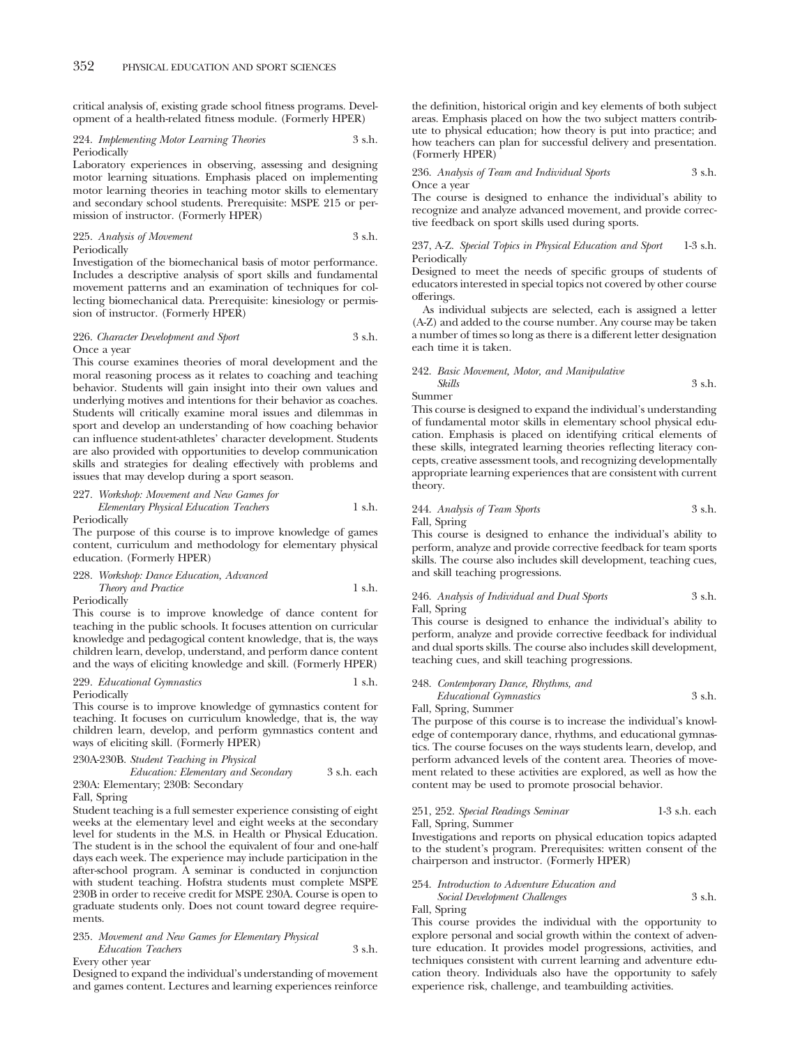critical analysis of, existing grade school fitness programs. Development of a health-related fitness module. (Formerly HPER)

224. *Implementing Motor Learning Theories* 3 s.h.
Periodically
Laboratory experiences in observing, assessing and designing motor learning situations. Emphasis placed on implementing motor learning theories in teaching motor skills to elementary and secondary school students. Prerequisite: MSPE 215 or permission of instructor. (Formerly HPER)

225. *Analysis of Movement* 3 s.h.
Periodically
Investigation of the biomechanical basis of motor performance. Includes a descriptive analysis of sport skills and fundamental movement patterns and an examination of techniques for collecting biomechanical data. Prerequisite: kinesiology or permission of instructor. (Formerly HPER)

226. *Character Development and Sport* 3 s.h.
Once a year
This course examines theories of moral development and the moral reasoning process as it relates to coaching and teaching behavior. Students will gain insight into their own values and underlying motives and intentions for their behavior as coaches. Students will critically examine moral issues and dilemmas in sport and develop an understanding of how coaching behavior can influence student-athletes' character development. Students are also provided with opportunities to develop communication skills and strategies for dealing effectively with problems and issues that may develop during a sport season.

227. *Workshop: Movement and New Games for Elementary Physical Education Teachers* 1 s.h.
Periodically
The purpose of this course is to improve knowledge of games content, curriculum and methodology for elementary physical education. (Formerly HPER)

228. *Workshop: Dance Education, Advanced Theory and Practice* 1 s.h.
Periodically
This course is to improve knowledge of dance content for teaching in the public schools. It focuses attention on curricular knowledge and pedagogical content knowledge, that is, the ways children learn, develop, understand, and perform dance content and the ways of eliciting knowledge and skill. (Formerly HPER)

229. *Educational Gymnastics* 1 s.h.
Periodically
This course is to improve knowledge of gymnastics content for teaching. It focuses on curriculum knowledge, that is, the way children learn, develop, and perform gymnastics content and ways of eliciting skill. (Formerly HPER)

230A-230B. *Student Teaching in Physical Education: Elementary and Secondary* 3 s.h. each
230A: Elementary; 230B: Secondary
Fall, Spring
Student teaching is a full semester experience consisting of eight weeks at the elementary level and eight weeks at the secondary level for students in the M.S. in Health or Physical Education. The student is in the school the equivalent of four and one-half days each week. The experience may include participation in the after-school program. A seminar is conducted in conjunction with student teaching. Hofstra students must complete MSPE 230B in order to receive credit for MSPE 230A. Course is open to graduate students only. Does not count toward degree requirements.

235. *Movement and New Games for Elementary Physical Education Teachers* 3 s.h.
Every other year
Designed to expand the individual's understanding of movement and games content. Lectures and learning experiences reinforce the definition, historical origin and key elements of both subject areas. Emphasis placed on how the two subject matters contribute to physical education; how theory is put into practice; and how teachers can plan for successful delivery and presentation. (Formerly HPER)

236. *Analysis of Team and Individual Sports* 3 s.h.
Once a year
The course is designed to enhance the individual's ability to recognize and analyze advanced movement, and provide corrective feedback on sport skills used during sports.

237, A-Z. *Special Topics in Physical Education and Sport* 1-3 s.h.
Periodically
Designed to meet the needs of specific groups of students of educators interested in special topics not covered by other course offerings.

As individual subjects are selected, each is assigned a letter (A-Z) and added to the course number. Any course may be taken a number of times so long as there is a different letter designation each time it is taken.

242. *Basic Movement, Motor, and Manipulative Skills* 3 s.h.
Summer
This course is designed to expand the individual's understanding of fundamental motor skills in elementary school physical education. Emphasis is placed on identifying critical elements of these skills, integrated learning theories reflecting literacy concepts, creative assessment tools, and recognizing developmentally appropriate learning experiences that are consistent with current theory.

244. *Analysis of Team Sports* 3 s.h.
Fall, Spring
This course is designed to enhance the individual's ability to perform, analyze and provide corrective feedback for team sports skills. The course also includes skill development, teaching cues, and skill teaching progressions.

246. *Analysis of Individual and Dual Sports* 3 s.h.
Fall, Spring
This course is designed to enhance the individual's ability to perform, analyze and provide corrective feedback for individual and dual sports skills. The course also includes skill development, teaching cues, and skill teaching progressions.

248. *Contemporary Dance, Rhythms, and Educational Gymnastics* 3 s.h.
Fall, Spring, Summer
The purpose of this course is to increase the individual's knowledge of contemporary dance, rhythms, and educational gymnastics. The course focuses on the ways students learn, develop, and perform advanced levels of the content area. Theories of movement related to these activities are explored, as well as how the content may be used to promote prosocial behavior.

251, 252. *Special Readings Seminar* 1-3 s.h. each
Fall, Spring, Summer
Investigations and reports on physical education topics adapted to the student's program. Prerequisites: written consent of the chairperson and instructor. (Formerly HPER)

254. *Introduction to Adventure Education and Social Development Challenges* 3 s.h.
Fall, Spring
This course provides the individual with the opportunity to explore personal and social growth within the context of adventure education. It provides model progressions, activities, and techniques consistent with current learning and adventure education theory. Individuals also have the opportunity to safely experience risk, challenge, and teambuilding activities.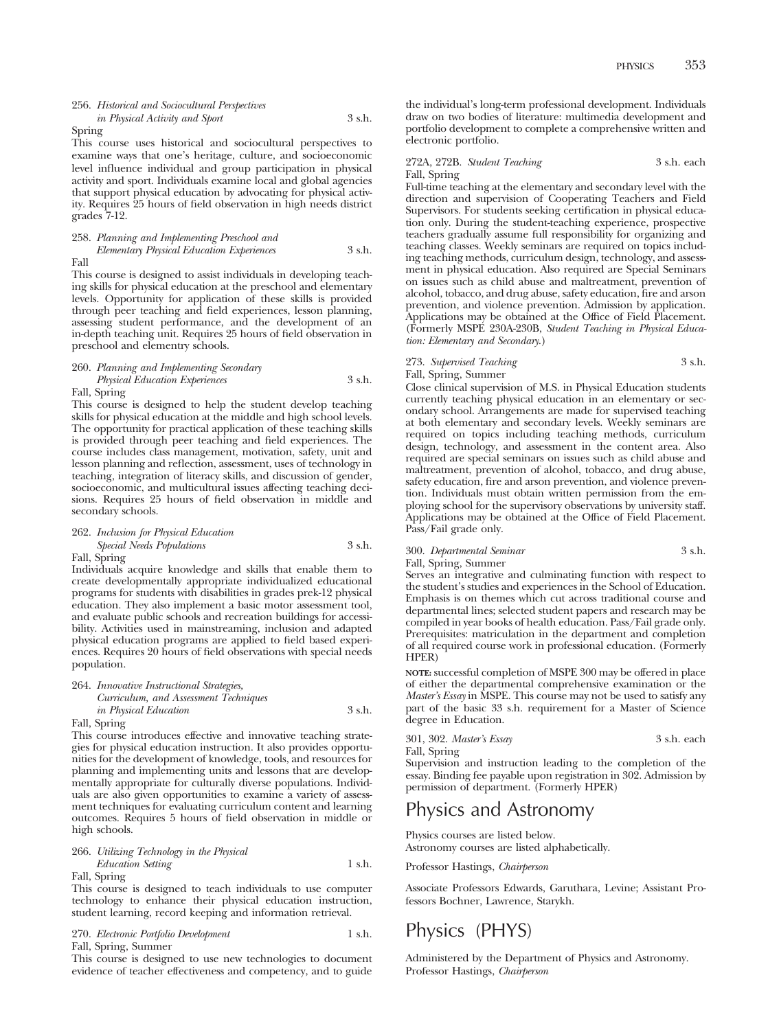256. *Historical and Sociocultural Perspectives in Physical Activity and Sport* 3 s.h.
Spring

This course uses historical and sociocultural perspectives to examine ways that one's heritage, culture, and socioeconomic level influence individual and group participation in physical activity and sport. Individuals examine local and global agencies that support physical education by advocating for physical activity. Requires 25 hours of field observation in high needs district grades 7-12.

258. *Planning and Implementing Preschool and Elementary Physical Education Experiences* 3 s.h.
Fall

This course is designed to assist individuals in developing teaching skills for physical education at the preschool and elementary levels. Opportunity for application of these skills is provided through peer teaching and field experiences, lesson planning, assessing student performance, and the development of an in-depth teaching unit. Requires 25 hours of field observation in preschool and elementry schools.

260. *Planning and Implementing Secondary Physical Education Experiences* 3 s.h.
Fall, Spring

This course is designed to help the student develop teaching skills for physical education at the middle and high school levels. The opportunity for practical application of these teaching skills is provided through peer teaching and field experiences. The course includes class management, motivation, safety, unit and lesson planning and reflection, assessment, uses of technology in teaching, integration of literacy skills, and discussion of gender, socioeconomic, and multicultural issues affecting teaching decisions. Requires 25 hours of field observation in middle and secondary schools.

262. *Inclusion for Physical Education Special Needs Populations* 3 s.h.
Fall, Spring

Individuals acquire knowledge and skills that enable them to create developmentally appropriate individualized educational programs for students with disabilities in grades prek-12 physical education. They also implement a basic motor assessment tool, and evaluate public schools and recreation buildings for accessibility. Activities used in mainstreaming, inclusion and adapted physical education programs are applied to field based experiences. Requires 20 hours of field observations with special needs population.

264. *Innovative Instructional Strategies, Curriculum, and Assessment Techniques in Physical Education* 3 s.h.
Fall, Spring

This course introduces effective and innovative teaching strategies for physical education instruction. It also provides opportunities for the development of knowledge, tools, and resources for planning and implementing units and lessons that are developmentally appropriate for culturally diverse populations. Individuals are also given opportunities to examine a variety of assessment techniques for evaluating curriculum content and learning outcomes. Requires 5 hours of field observation in middle or high schools.

266. *Utilizing Technology in the Physical Education Setting* 1 s.h.
Fall, Spring

This course is designed to teach individuals to use computer technology to enhance their physical education instruction, student learning, record keeping and information retrieval.

270. *Electronic Portfolio Development* 1 s.h.
Fall, Spring, Summer

This course is designed to use new technologies to document evidence of teacher effectiveness and competency, and to guide the individual's long-term professional development. Individuals draw on two bodies of literature: multimedia development and portfolio development to complete a comprehensive written and electronic portfolio.

272A, 272B. *Student Teaching* 3 s.h. each
Fall, Spring

Full-time teaching at the elementary and secondary level with the direction and supervision of Cooperating Teachers and Field Supervisors. For students seeking certification in physical education only. During the student-teaching experience, prospective teachers gradually assume full responsibility for organizing and teaching classes. Weekly seminars are required on topics including teaching methods, curriculum design, technology, and assessment in physical education. Also required are Special Seminars on issues such as child abuse and maltreatment, prevention of alcohol, tobacco, and drug abuse, safety education, fire and arson prevention, and violence prevention. Admission by application. Applications may be obtained at the Office of Field Placement. (Formerly MSPE 230A-230B, *Student Teaching in Physical Education: Elementary and Secondary*.)

273. *Supervised Teaching* 3 s.h.
Fall, Spring, Summer

Close clinical supervision of M.S. in Physical Education students currently teaching physical education in an elementary or secondary school. Arrangements are made for supervised teaching at both elementary and secondary levels. Weekly seminars are required on topics including teaching methods, curriculum design, technology, and assessment in the content area. Also required are special seminars on issues such as child abuse and maltreatment, prevention of alcohol, tobacco, and drug abuse, safety education, fire and arson prevention, and violence prevention. Individuals must obtain written permission from the employing school for the supervisory observations by university staff. Applications may be obtained at the Office of Field Placement. Pass/Fail grade only.

300. *Departmental Seminar* 3 s.h.
Fall, Spring, Summer

Serves an integrative and culminating function with respect to the student's studies and experiences in the School of Education. Emphasis is on themes which cut across traditional course and departmental lines; selected student papers and research may be compiled in year books of health education. Pass/Fail grade only. Prerequisites: matriculation in the department and completion of all required course work in professional education. (Formerly HPER)

**NOTE:** successful completion of MSPE 300 may be offered in place of either the departmental comprehensive examination or the *Master's Essay* in MSPE. This course may not be used to satisfy any part of the basic 33 s.h. requirement for a Master of Science degree in Education.

301, 302. *Master's Essay* 3 s.h. each
Fall, Spring

Supervision and instruction leading to the completion of the essay. Binding fee payable upon registration in 302. Admission by permission of department. (Formerly HPER)

# Physics and Astronomy

Physics courses are listed below.
Astronomy courses are listed alphabetically.

Professor Hastings, *Chairperson*

Associate Professors Edwards, Garuthara, Levine; Assistant Professors Bochner, Lawrence, Starykh.

# Physics (PHYS)

Administered by the Department of Physics and Astronomy.
Professor Hastings, *Chairperson*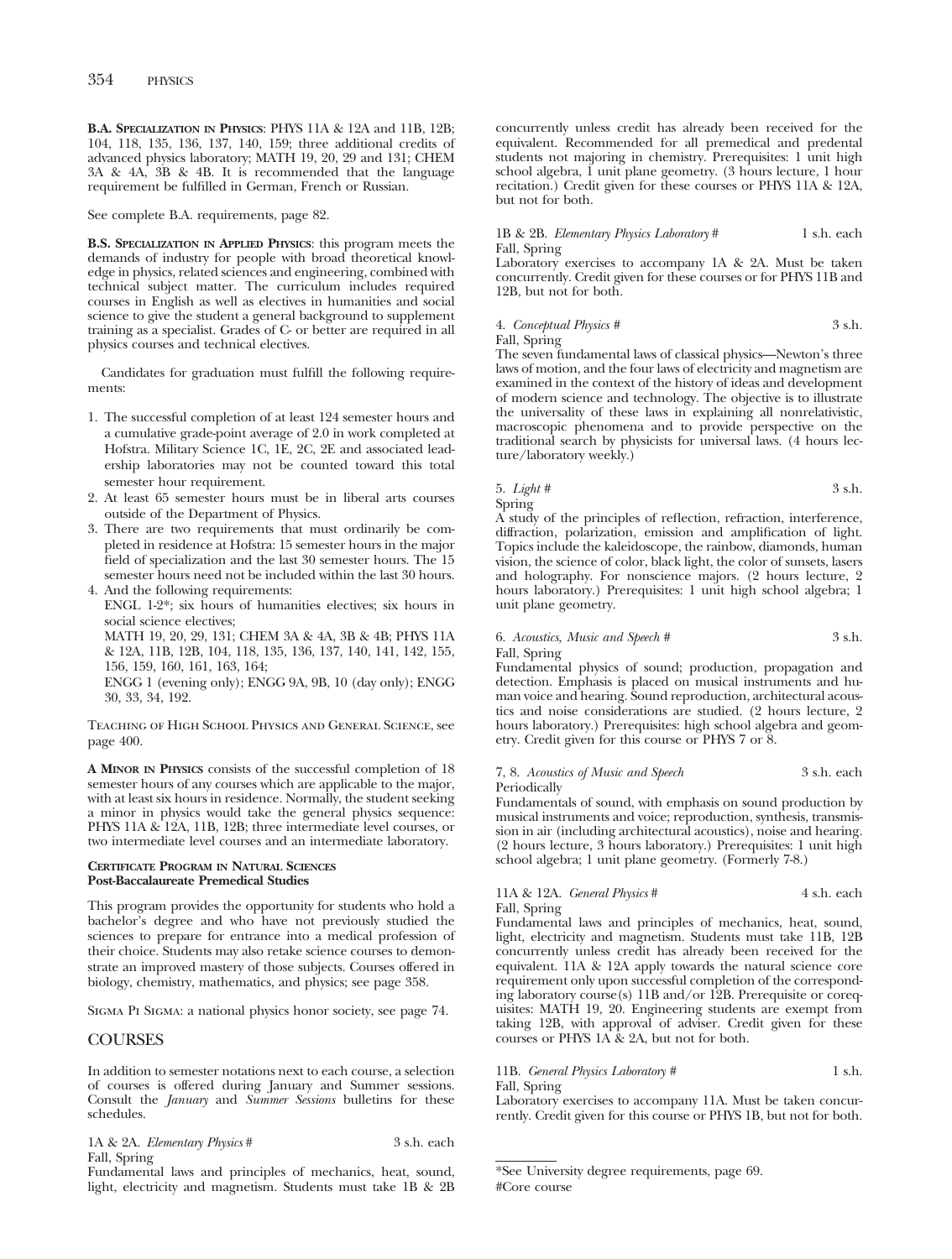**B.A. Specialization in Physics**: PHYS 11A & 12A and 11B, 12B; 104, 118, 135, 136, 137, 140, 159; three additional credits of advanced physics laboratory; MATH 19, 20, 29 and 131; CHEM 3A & 4A, 3B & 4B. It is recommended that the language requirement be fulfilled in German, French or Russian.

See complete B.A. requirements, page 82.

**B.S. Specialization in Applied Physics**: this program meets the demands of industry for people with broad theoretical knowledge in physics, related sciences and engineering, combined with technical subject matter. The curriculum includes required courses in English as well as electives in humanities and social science to give the student a general background to supplement training as a specialist. Grades of C- or better are required in all physics courses and technical electives.

Candidates for graduation must fulfill the following requirements:

1. The successful completion of at least 124 semester hours and a cumulative grade-point average of 2.0 in work completed at Hofstra. Military Science 1C, 1E, 2C, 2E and associated leadership laboratories may not be counted toward this total semester hour requirement.
2. At least 65 semester hours must be in liberal arts courses outside of the Department of Physics.
3. There are two requirements that must ordinarily be completed in residence at Hofstra: 15 semester hours in the major field of specialization and the last 30 semester hours. The 15 semester hours need not be included within the last 30 hours.
4. And the following requirements:
   ENGL 1-2*; six hours of humanities electives; six hours in social science electives;
   MATH 19, 20, 29, 131; CHEM 3A & 4A, 3B & 4B; PHYS 11A & 12A, 11B, 12B, 104, 118, 135, 136, 137, 140, 141, 142, 155, 156, 159, 160, 161, 163, 164;
   ENGG 1 (evening only); ENGG 9A, 9B, 10 (day only); ENGG 30, 33, 34, 192.

Teaching of High School Physics and General Science, see page 400.

**A Minor in Physics** consists of the successful completion of 18 semester hours of any courses which are applicable to the major, with at least six hours in residence. Normally, the student seeking a minor in physics would take the general physics sequence: PHYS 11A & 12A, 11B, 12B; three intermediate level courses, or two intermediate level courses and an intermediate laboratory.

**Certificate Program in Natural Sciences**
**Post-Baccalaureate Premedical Studies**

This program provides the opportunity for students who hold a bachelor's degree and who have not previously studied the sciences to prepare for entrance into a medical profession of their choice. Students may also retake science courses to demonstrate an improved mastery of those subjects. Courses offered in biology, chemistry, mathematics, and physics; see page 358.

Sigma Pi Sigma: a national physics honor society, see page 74.

## COURSES

In addition to semester notations next to each course, a selection of courses is offered during January and Summer sessions. Consult the *January* and *Summer Sessions* bulletins for these schedules.

1A & 2A. *Elementary Physics* # — 3 s.h. each
Fall, Spring
Fundamental laws and principles of mechanics, heat, sound, light, electricity and magnetism. Students must take 1B & 2B concurrently unless credit has already been received for the equivalent. Recommended for all premedical and predental students not majoring in chemistry. Prerequisites: 1 unit high school algebra, 1 unit plane geometry. (3 hours lecture, 1 hour recitation.) Credit given for these courses or PHYS 11A & 12A, but not for both.

1B & 2B. *Elementary Physics Laboratory* # — 1 s.h. each
Fall, Spring
Laboratory exercises to accompany 1A & 2A. Must be taken concurrently. Credit given for these courses or for PHYS 11B and 12B, but not for both.

4. *Conceptual Physics* # — 3 s.h.
Fall, Spring
The seven fundamental laws of classical physics—Newton's three laws of motion, and the four laws of electricity and magnetism are examined in the context of the history of ideas and development of modern science and technology. The objective is to illustrate the universality of these laws in explaining all nonrelativistic, macroscopic phenomena and to provide perspective on the traditional search by physicists for universal laws. (4 hours lecture/laboratory weekly.)

5. *Light* # — 3 s.h.
Spring
A study of the principles of reflection, refraction, interference, diffraction, polarization, emission and amplification of light. Topics include the kaleidoscope, the rainbow, diamonds, human vision, the science of color, black light, the color of sunsets, lasers and holography. For nonscience majors. (2 hours lecture, 2 hours laboratory.) Prerequisites: 1 unit high school algebra; 1 unit plane geometry.

6. *Acoustics, Music and Speech* # — 3 s.h.
Fall, Spring
Fundamental physics of sound; production, propagation and detection. Emphasis is placed on musical instruments and human voice and hearing. Sound reproduction, architectural acoustics and noise considerations are studied. (2 hours lecture, 2 hours laboratory.) Prerequisites: high school algebra and geometry. Credit given for this course or PHYS 7 or 8.

7, 8. *Acoustics of Music and Speech* — 3 s.h. each
Periodically
Fundamentals of sound, with emphasis on sound production by musical instruments and voice; reproduction, synthesis, transmission in air (including architectural acoustics), noise and hearing. (2 hours lecture, 3 hours laboratory.) Prerequisites: 1 unit high school algebra; 1 unit plane geometry. (Formerly 7-8.)

11A & 12A. *General Physics* # — 4 s.h. each
Fall, Spring
Fundamental laws and principles of mechanics, heat, sound, light, electricity and magnetism. Students must take 11B, 12B concurrently unless credit has already been received for the equivalent. 11A & 12A apply towards the natural science core requirement only upon successful completion of the corresponding laboratory course(s) 11B and/or 12B. Prerequisite or corequisites: MATH 19, 20. Engineering students are exempt from taking 12B, with approval of adviser. Credit given for these courses or PHYS 1A & 2A, but not for both.

11B. *General Physics Laboratory* # — 1 s.h.
Fall, Spring
Laboratory exercises to accompany 11A. Must be taken concurrently. Credit given for this course or PHYS 1B, but not for both.

*See University degree requirements, page 69.
#Core course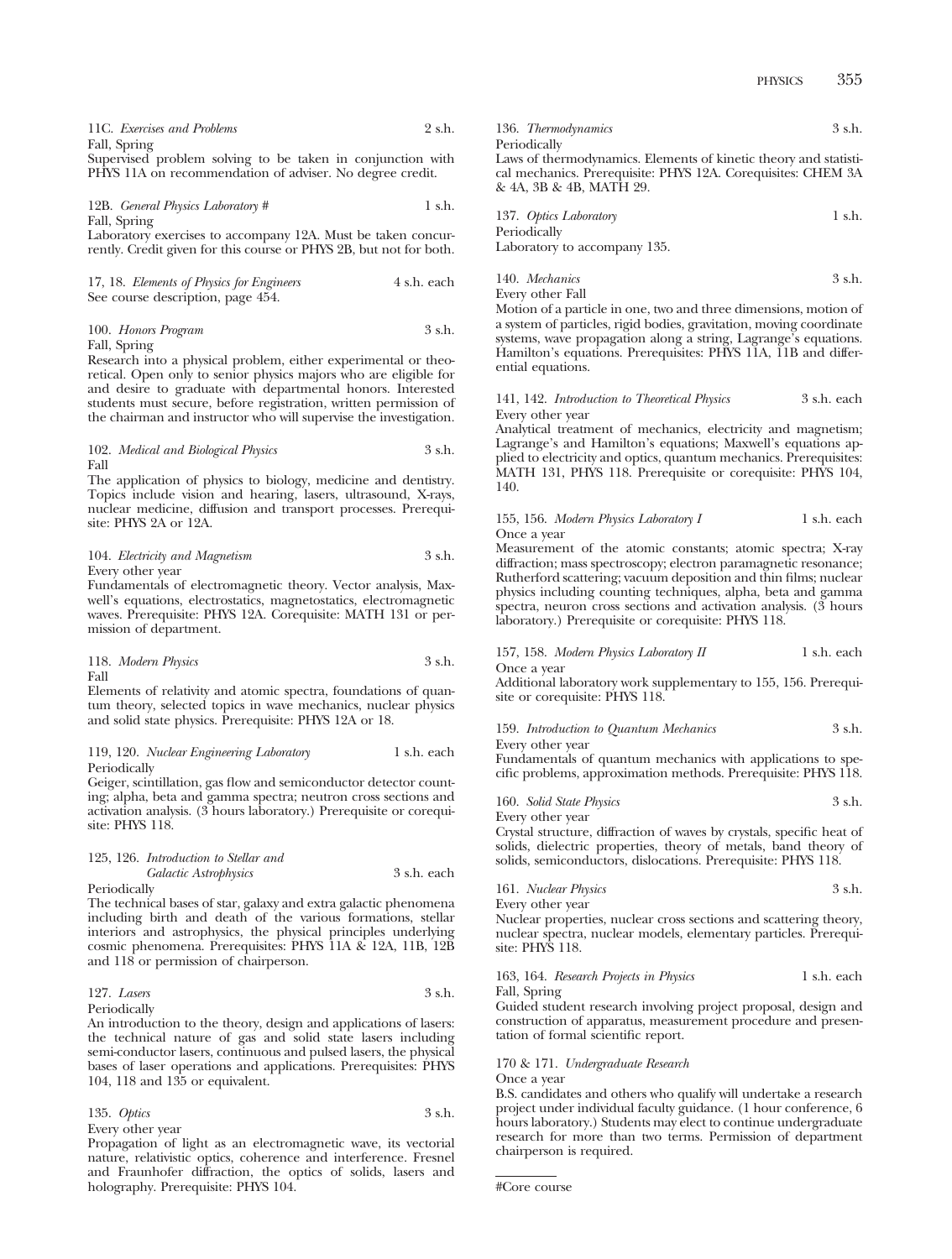11C. *Exercises and Problems* 2 s.h.
Fall, Spring
Supervised problem solving to be taken in conjunction with PHYS 11A on recommendation of adviser. No degree credit.

12B. *General Physics Laboratory #* 1 s.h.
Fall, Spring
Laboratory exercises to accompany 12A. Must be taken concurrently. Credit given for this course or PHYS 2B, but not for both.

17, 18. *Elements of Physics for Engineers* 4 s.h. each
See course description, page 454.

100. *Honors Program* 3 s.h.
Fall, Spring
Research into a physical problem, either experimental or theoretical. Open only to senior physics majors who are eligible for and desire to graduate with departmental honors. Interested students must secure, before registration, written permission of the chairman and instructor who will supervise the investigation.

102. *Medical and Biological Physics* 3 s.h.
Fall
The application of physics to biology, medicine and dentistry. Topics include vision and hearing, lasers, ultrasound, X-rays, nuclear medicine, diffusion and transport processes. Prerequisite: PHYS 2A or 12A.

104. *Electricity and Magnetism* 3 s.h.
Every other year
Fundamentals of electromagnetic theory. Vector analysis, Maxwell's equations, electrostatics, magnetostatics, electromagnetic waves. Prerequisite: PHYS 12A. Corequisite: MATH 131 or permission of department.

118. *Modern Physics* 3 s.h.
Fall
Elements of relativity and atomic spectra, foundations of quantum theory, selected topics in wave mechanics, nuclear physics and solid state physics. Prerequisite: PHYS 12A or 18.

119, 120. *Nuclear Engineering Laboratory* 1 s.h. each
Periodically
Geiger, scintillation, gas flow and semiconductor detector counting; alpha, beta and gamma spectra; neutron cross sections and activation analysis. (3 hours laboratory.) Prerequisite or corequisite: PHYS 118.

125, 126. *Introduction to Stellar and Galactic Astrophysics* 3 s.h. each
Periodically
The technical bases of star, galaxy and extra galactic phenomena including birth and death of the various formations, stellar interiors and astrophysics, the physical principles underlying cosmic phenomena. Prerequisites: PHYS 11A & 12A, 11B, 12B and 118 or permission of chairperson.

127. *Lasers* 3 s.h.
Periodically
An introduction to the theory, design and applications of lasers: the technical nature of gas and solid state lasers including semi-conductor lasers, continuous and pulsed lasers, the physical bases of laser operations and applications. Prerequisites: PHYS 104, 118 and 135 or equivalent.

135. *Optics* 3 s.h.
Every other year
Propagation of light as an electromagnetic wave, its vectorial nature, relativistic optics, coherence and interference. Fresnel and Fraunhofer diffraction, the optics of solids, lasers and holography. Prerequisite: PHYS 104.

136. *Thermodynamics* 3 s.h.
Periodically
Laws of thermodynamics. Elements of kinetic theory and statistical mechanics. Prerequisite: PHYS 12A. Corequisites: CHEM 3A & 4A, 3B & 4B, MATH 29.

137. *Optics Laboratory* 1 s.h.
Periodically
Laboratory to accompany 135.

140. *Mechanics* 3 s.h.
Every other Fall
Motion of a particle in one, two and three dimensions, motion of a system of particles, rigid bodies, gravitation, moving coordinate systems, wave propagation along a string, Lagrange's equations. Hamilton's equations. Prerequisites: PHYS 11A, 11B and differential equations.

141, 142. *Introduction to Theoretical Physics* 3 s.h. each
Every other year
Analytical treatment of mechanics, electricity and magnetism; Lagrange's and Hamilton's equations; Maxwell's equations applied to electricity and optics, quantum mechanics. Prerequisites: MATH 131, PHYS 118. Prerequisite or corequisite: PHYS 104, 140.

155, 156. *Modern Physics Laboratory I* 1 s.h. each
Once a year
Measurement of the atomic constants; atomic spectra; X-ray diffraction; mass spectroscopy; electron paramagnetic resonance; Rutherford scattering; vacuum deposition and thin films; nuclear physics including counting techniques, alpha, beta and gamma spectra, neuron cross sections and activation analysis. (3 hours laboratory.) Prerequisite or corequisite: PHYS 118.

157, 158. *Modern Physics Laboratory II* 1 s.h. each
Once a year
Additional laboratory work supplementary to 155, 156. Prerequisite or corequisite: PHYS 118.

159. *Introduction to Quantum Mechanics* 3 s.h.
Every other year
Fundamentals of quantum mechanics with applications to specific problems, approximation methods. Prerequisite: PHYS 118.

160. *Solid State Physics* 3 s.h.
Every other year
Crystal structure, diffraction of waves by crystals, specific heat of solids, dielectric properties, theory of metals, band theory of solids, semiconductors, dislocations. Prerequisite: PHYS 118.

161. *Nuclear Physics* 3 s.h.
Every other year
Nuclear properties, nuclear cross sections and scattering theory, nuclear spectra, nuclear models, elementary particles. Prerequisite: PHYS 118.

163, 164. *Research Projects in Physics* 1 s.h. each
Fall, Spring
Guided student research involving project proposal, design and construction of apparatus, measurement procedure and presentation of formal scientific report.

170 & 171. *Undergraduate Research*
Once a year
B.S. candidates and others who qualify will undertake a research project under individual faculty guidance. (1 hour conference, 6 hours laboratory.) Students may elect to continue undergraduate research for more than two terms. Permission of department chairperson is required.

---

#Core course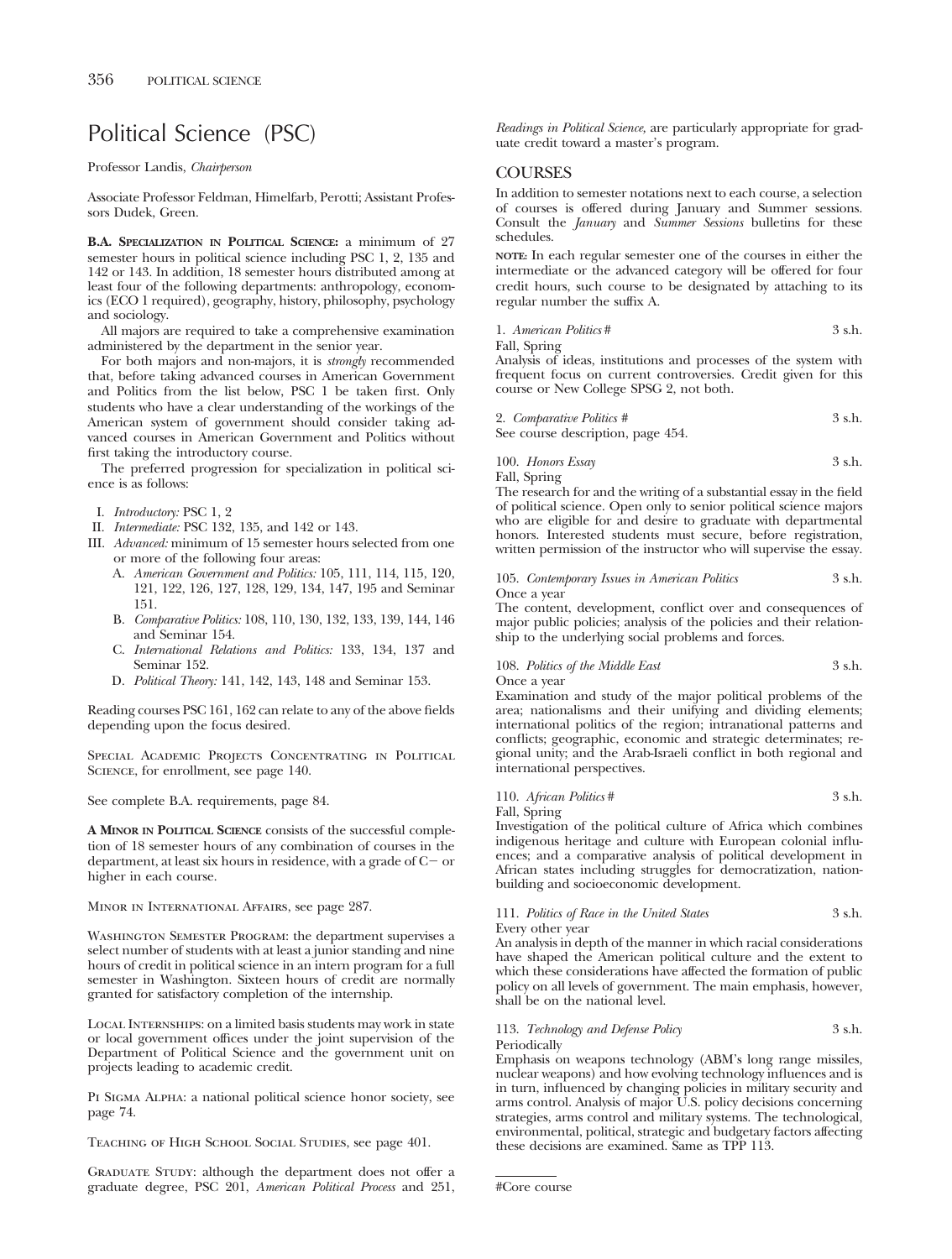# Political Science (PSC)

Professor Landis, *Chairperson*

Associate Professor Feldman, Himelfarb, Perotti; Assistant Professors Dudek, Green.

**B.A. Specialization in Political Science:** a minimum of 27 semester hours in political science including PSC 1, 2, 135 and 142 or 143. In addition, 18 semester hours distributed among at least four of the following departments: anthropology, economics (ECO 1 required), geography, history, philosophy, psychology and sociology.

All majors are required to take a comprehensive examination administered by the department in the senior year.

For both majors and non-majors, it is *strongly* recommended that, before taking advanced courses in American Government and Politics from the list below, PSC 1 be taken first. Only students who have a clear understanding of the workings of the American system of government should consider taking advanced courses in American Government and Politics without first taking the introductory course.

The preferred progression for specialization in political science is as follows:

- I. *Introductory:* PSC 1, 2
- II. *Intermediate:* PSC 132, 135, and 142 or 143.
- III. *Advanced:* minimum of 15 semester hours selected from one or more of the following four areas:
  - A. *American Government and Politics:* 105, 111, 114, 115, 120, 121, 122, 126, 127, 128, 129, 134, 147, 195 and Seminar 151.
  - B. *Comparative Politics:* 108, 110, 130, 132, 133, 139, 144, 146 and Seminar 154.
  - C. *International Relations and Politics:* 133, 134, 137 and Seminar 152.
  - D. *Political Theory:* 141, 142, 143, 148 and Seminar 153.

Reading courses PSC 161, 162 can relate to any of the above fields depending upon the focus desired.

Special Academic Projects Concentrating in Political Science, for enrollment, see page 140.

See complete B.A. requirements, page 84.

**A Minor in Political Science** consists of the successful completion of 18 semester hours of any combination of courses in the department, at least six hours in residence, with a grade of C− or higher in each course.

Minor in International Affairs, see page 287.

Washington Semester Program: the department supervises a select number of students with at least a junior standing and nine hours of credit in political science in an intern program for a full semester in Washington. Sixteen hours of credit are normally granted for satisfactory completion of the internship.

Local Internships: on a limited basis students may work in state or local government offices under the joint supervision of the Department of Political Science and the government unit on projects leading to academic credit.

Pi Sigma Alpha: a national political science honor society, see page 74.

Teaching of High School Social Studies, see page 401.

Graduate Study: although the department does not offer a graduate degree, PSC 201, *American Political Process* and 251, *Readings in Political Science,* are particularly appropriate for graduate credit toward a master's program.

## COURSES

In addition to semester notations next to each course, a selection of courses is offered during January and Summer sessions. Consult the *January* and *Summer Sessions* bulletins for these schedules.

**note:** In each regular semester one of the courses in either the intermediate or the advanced category will be offered for four credit hours, such course to be designated by attaching to its regular number the suffix A.

1. *American Politics* # — 3 s.h.
Fall, Spring
Analysis of ideas, institutions and processes of the system with frequent focus on current controversies. Credit given for this course or New College SPSG 2, not both.

2. *Comparative Politics* # — 3 s.h.
See course description, page 454.

100. *Honors Essay* — 3 s.h.
Fall, Spring
The research for and the writing of a substantial essay in the field of political science. Open only to senior political science majors who are eligible for and desire to graduate with departmental honors. Interested students must secure, before registration, written permission of the instructor who will supervise the essay.

105. *Contemporary Issues in American Politics* — 3 s.h.
Once a year
The content, development, conflict over and consequences of major public policies; analysis of the policies and their relationship to the underlying social problems and forces.

108. *Politics of the Middle East* — 3 s.h.
Once a year
Examination and study of the major political problems of the area; nationalisms and their unifying and dividing elements; international politics of the region; intranational patterns and conflicts; geographic, economic and strategic determinates; regional unity; and the Arab-Israeli conflict in both regional and international perspectives.

110. *African Politics* # — 3 s.h.
Fall, Spring
Investigation of the political culture of Africa which combines indigenous heritage and culture with European colonial influences; and a comparative analysis of political development in African states including struggles for democratization, nation-building and socioeconomic development.

111. *Politics of Race in the United States* — 3 s.h.
Every other year
An analysis in depth of the manner in which racial considerations have shaped the American political culture and the extent to which these considerations have affected the formation of public policy on all levels of government. The main emphasis, however, shall be on the national level.

113. *Technology and Defense Policy* — 3 s.h.
Periodically
Emphasis on weapons technology (ABM's long range missiles, nuclear weapons) and how evolving technology influences and is in turn, influenced by changing policies in military security and arms control. Analysis of major U.S. policy decisions concerning strategies, arms control and military systems. The technological, environmental, political, strategic and budgetary factors affecting these decisions are examined. Same as TPP 113.

---

#Core course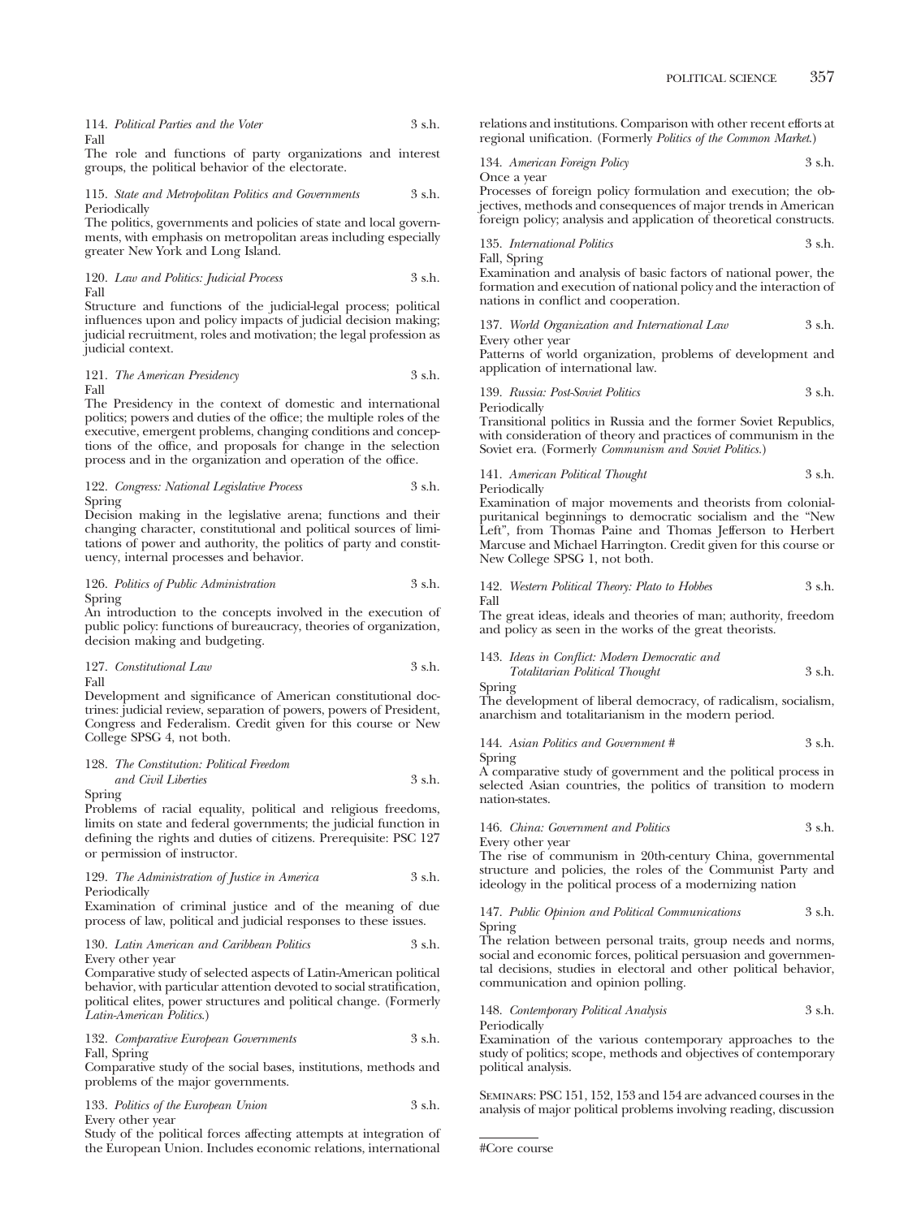114. *Political Parties and the Voter* 3 s.h.
Fall
The role and functions of party organizations and interest groups, the political behavior of the electorate.

115. *State and Metropolitan Politics and Governments* 3 s.h.
Periodically
The politics, governments and policies of state and local governments, with emphasis on metropolitan areas including especially greater New York and Long Island.

120. *Law and Politics: Judicial Process* 3 s.h.
Fall
Structure and functions of the judicial-legal process; political influences upon and policy impacts of judicial decision making; judicial recruitment, roles and motivation; the legal profession as judicial context.

121. *The American Presidency* 3 s.h.
Fall
The Presidency in the context of domestic and international politics; powers and duties of the office; the multiple roles of the executive, emergent problems, changing conditions and conceptions of the office, and proposals for change in the selection process and in the organization and operation of the office.

122. *Congress: National Legislative Process* 3 s.h.
Spring
Decision making in the legislative arena; functions and their changing character, constitutional and political sources of limitations of power and authority, the politics of party and constituency, internal processes and behavior.

126. *Politics of Public Administration* 3 s.h.
Spring
An introduction to the concepts involved in the execution of public policy: functions of bureaucracy, theories of organization, decision making and budgeting.

127. *Constitutional Law* 3 s.h.
Fall
Development and significance of American constitutional doctrines: judicial review, separation of powers, powers of President, Congress and Federalism. Credit given for this course or New College SPSG 4, not both.

128. *The Constitution: Political Freedom and Civil Liberties* 3 s.h.
Spring
Problems of racial equality, political and religious freedoms, limits on state and federal governments; the judicial function in defining the rights and duties of citizens. Prerequisite: PSC 127 or permission of instructor.

129. *The Administration of Justice in America* 3 s.h.
Periodically
Examination of criminal justice and of the meaning of due process of law, political and judicial responses to these issues.

130. *Latin American and Caribbean Politics* 3 s.h.
Every other year
Comparative study of selected aspects of Latin-American political behavior, with particular attention devoted to social stratification, political elites, power structures and political change. (Formerly *Latin-American Politics*.)

132. *Comparative European Governments* 3 s.h.
Fall, Spring
Comparative study of the social bases, institutions, methods and problems of the major governments.

133. *Politics of the European Union* 3 s.h.
Every other year
Study of the political forces affecting attempts at integration of the European Union. Includes economic relations, international relations and institutions. Comparison with other recent efforts at regional unification. (Formerly *Politics of the Common Market*.)

134. *American Foreign Policy* 3 s.h.
Once a year
Processes of foreign policy formulation and execution; the objectives, methods and consequences of major trends in American foreign policy; analysis and application of theoretical constructs.

135. *International Politics* 3 s.h.
Fall, Spring
Examination and analysis of basic factors of national power, the formation and execution of national policy and the interaction of nations in conflict and cooperation.

137. *World Organization and International Law* 3 s.h.
Every other year
Patterns of world organization, problems of development and application of international law.

139. *Russia: Post-Soviet Politics* 3 s.h.
Periodically
Transitional politics in Russia and the former Soviet Republics, with consideration of theory and practices of communism in the Soviet era. (Formerly *Communism and Soviet Politics*.)

141. *American Political Thought* 3 s.h.
Periodically
Examination of major movements and theorists from colonial-puritanical beginnings to democratic socialism and the "New Left", from Thomas Paine and Thomas Jefferson to Herbert Marcuse and Michael Harrington. Credit given for this course or New College SPSG 1, not both.

142. *Western Political Theory: Plato to Hobbes* 3 s.h.
Fall
The great ideas, ideals and theories of man; authority, freedom and policy as seen in the works of the great theorists.

143. *Ideas in Conflict: Modern Democratic and Totalitarian Political Thought* 3 s.h.
Spring
The development of liberal democracy, of radicalism, socialism, anarchism and totalitarianism in the modern period.

144. *Asian Politics and Government #* 3 s.h.
Spring
A comparative study of government and the political process in selected Asian countries, the politics of transition to modern nation-states.

146. *China: Government and Politics* 3 s.h.
Every other year
The rise of communism in 20th-century China, governmental structure and policies, the roles of the Communist Party and ideology in the political process of a modernizing nation

147. *Public Opinion and Political Communications* 3 s.h.
Spring
The relation between personal traits, group needs and norms, social and economic forces, political persuasion and governmental decisions, studies in electoral and other political behavior, communication and opinion polling.

148. *Contemporary Political Analysis* 3 s.h.
Periodically
Examination of the various contemporary approaches to the study of politics; scope, methods and objectives of contemporary political analysis.

Seminars: PSC 151, 152, 153 and 154 are advanced courses in the analysis of major political problems involving reading, discussion

---

#Core course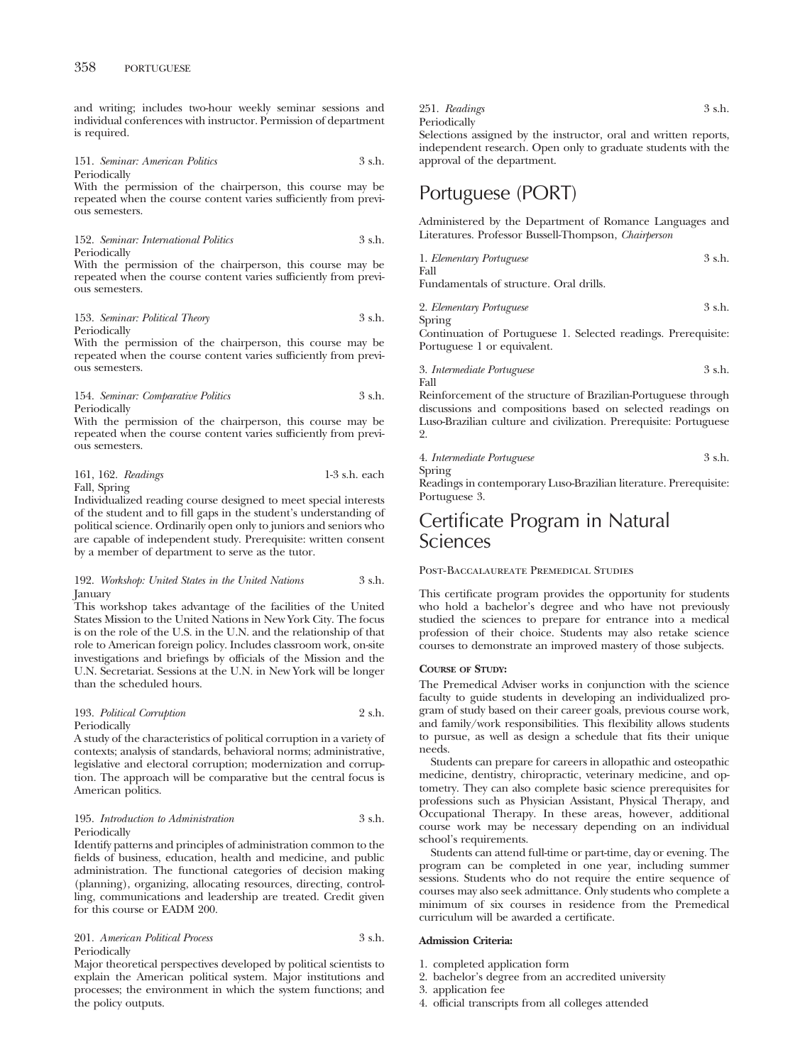and writing; includes two-hour weekly seminar sessions and individual conferences with instructor. Permission of department is required.

151. *Seminar: American Politics* 3 s.h.
Periodically
With the permission of the chairperson, this course may be repeated when the course content varies sufficiently from previous semesters.

152. *Seminar: International Politics* 3 s.h.
Periodically
With the permission of the chairperson, this course may be repeated when the course content varies sufficiently from previous semesters.

153. *Seminar: Political Theory* 3 s.h.
Periodically
With the permission of the chairperson, this course may be repeated when the course content varies sufficiently from previous semesters.

154. *Seminar: Comparative Politics* 3 s.h.
Periodically
With the permission of the chairperson, this course may be repeated when the course content varies sufficiently from previous semesters.

161, 162. *Readings* 1-3 s.h. each
Fall, Spring
Individualized reading course designed to meet special interests of the student and to fill gaps in the student's understanding of political science. Ordinarily open only to juniors and seniors who are capable of independent study. Prerequisite: written consent by a member of department to serve as the tutor.

192. *Workshop: United States in the United Nations* 3 s.h.
January
This workshop takes advantage of the facilities of the United States Mission to the United Nations in New York City. The focus is on the role of the U.S. in the U.N. and the relationship of that role to American foreign policy. Includes classroom work, on-site investigations and briefings by officials of the Mission and the U.N. Secretariat. Sessions at the U.N. in New York will be longer than the scheduled hours.

193. *Political Corruption* 2 s.h.
Periodically
A study of the characteristics of political corruption in a variety of contexts; analysis of standards, behavioral norms; administrative, legislative and electoral corruption; modernization and corruption. The approach will be comparative but the central focus is American politics.

195. *Introduction to Administration* 3 s.h.
Periodically
Identify patterns and principles of administration common to the fields of business, education, health and medicine, and public administration. The functional categories of decision making (planning), organizing, allocating resources, directing, controlling, communications and leadership are treated. Credit given for this course or EADM 200.

201. *American Political Process* 3 s.h.
Periodically
Major theoretical perspectives developed by political scientists to explain the American political system. Major institutions and processes; the environment in which the system functions; and the policy outputs.

251. *Readings* 3 s.h.
Periodically
Selections assigned by the instructor, oral and written reports, independent research. Open only to graduate students with the approval of the department.

# Portuguese (PORT)

Administered by the Department of Romance Languages and Literatures. Professor Bussell-Thompson, *Chairperson*

1. *Elementary Portuguese* 3 s.h.
Fall
Fundamentals of structure. Oral drills.

2. *Elementary Portuguese* 3 s.h.
Spring
Continuation of Portuguese 1. Selected readings. Prerequisite: Portuguese 1 or equivalent.

3. *Intermediate Portuguese* 3 s.h.
Fall
Reinforcement of the structure of Brazilian-Portuguese through discussions and compositions based on selected readings on Luso-Brazilian culture and civilization. Prerequisite: Portuguese 2.

4. *Intermediate Portuguese* 3 s.h.
Spring
Readings in contemporary Luso-Brazilian literature. Prerequisite: Portuguese 3.

# Certificate Program in Natural Sciences

Post-Baccalaureate Premedical Studies

This certificate program provides the opportunity for students who hold a bachelor's degree and who have not previously studied the sciences to prepare for entrance into a medical profession of their choice. Students may also retake science courses to demonstrate an improved mastery of those subjects.

**Course of Study:**

The Premedical Adviser works in conjunction with the science faculty to guide students in developing an individualized program of study based on their career goals, previous course work, and family/work responsibilities. This flexibility allows students to pursue, as well as design a schedule that fits their unique needs.

Students can prepare for careers in allopathic and osteopathic medicine, dentistry, chiropractic, veterinary medicine, and optometry. They can also complete basic science prerequisites for professions such as Physician Assistant, Physical Therapy, and Occupational Therapy. In these areas, however, additional course work may be necessary depending on an individual school's requirements.

Students can attend full-time or part-time, day or evening. The program can be completed in one year, including summer sessions. Students who do not require the entire sequence of courses may also seek admittance. Only students who complete a minimum of six courses in residence from the Premedical curriculum will be awarded a certificate.

**Admission Criteria:**

1. completed application form
2. bachelor's degree from an accredited university
3. application fee
4. official transcripts from all colleges attended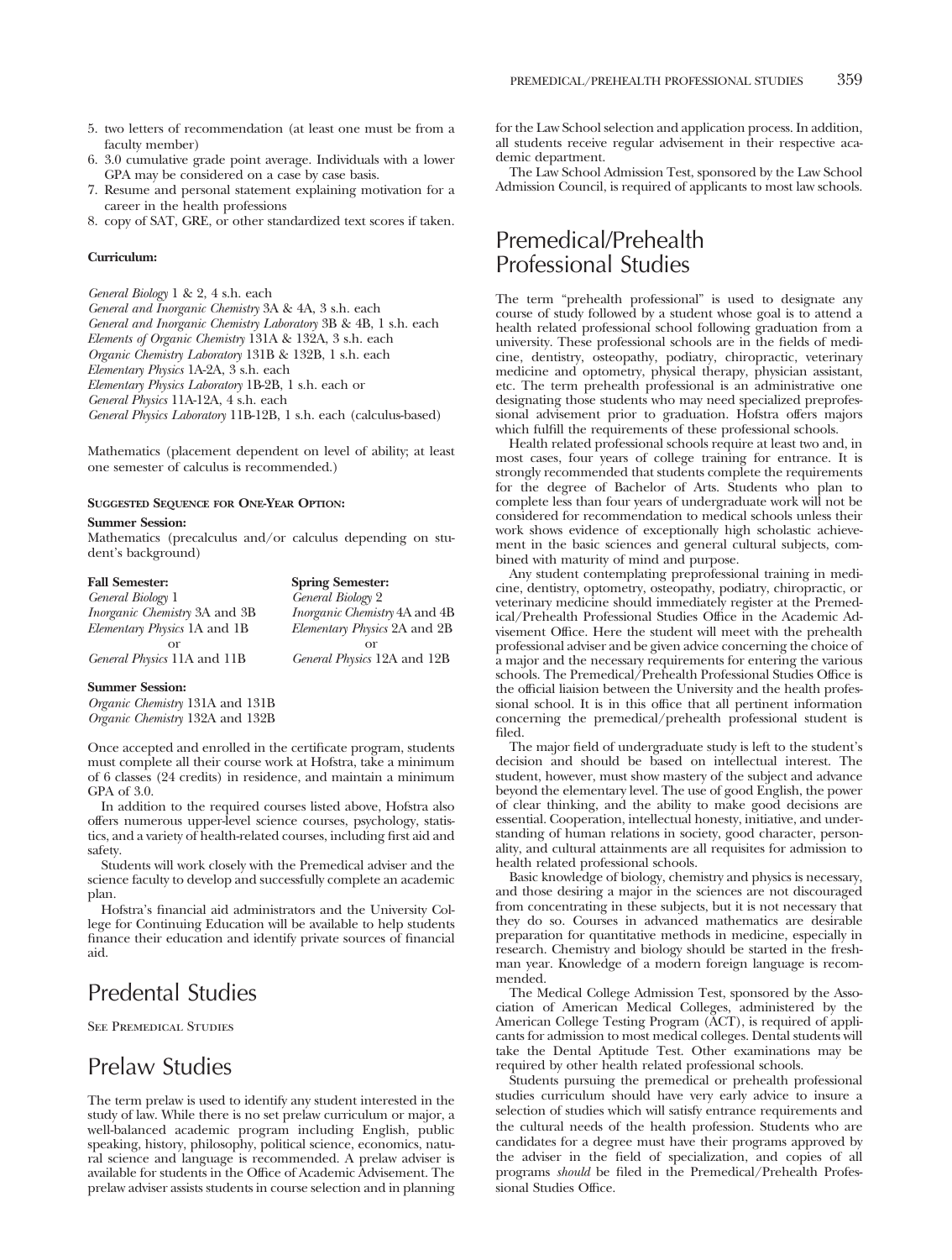5. two letters of recommendation (at least one must be from a faculty member)
6. 3.0 cumulative grade point average. Individuals with a lower GPA may be considered on a case by case basis.
7. Resume and personal statement explaining motivation for a career in the health professions
8. copy of SAT, GRE, or other standardized text scores if taken.

**Curriculum:**

*General Biology* 1 & 2, 4 s.h. each
*General and Inorganic Chemistry* 3A & 4A, 3 s.h. each
*General and Inorganic Chemistry Laboratory* 3B & 4B, 1 s.h. each
*Elements of Organic Chemistry* 131A & 132A, 3 s.h. each
*Organic Chemistry Laboratory* 131B & 132B, 1 s.h. each
*Elementary Physics* 1A-2A, 3 s.h. each
*Elementary Physics Laboratory* 1B-2B, 1 s.h. each or
*General Physics* 11A-12A, 4 s.h. each
*General Physics Laboratory* 11B-12B, 1 s.h. each (calculus-based)

Mathematics (placement dependent on level of ability; at least one semester of calculus is recommended.)

**Suggested Sequence for One-Year Option:**

**Summer Session:**
Mathematics (precalculus and/or calculus depending on student's background)

| **Fall Semester:** | **Spring Semester:** |
|---|---|
| *General Biology* 1 | *General Biology* 2 |
| *Inorganic Chemistry* 3A and 3B | *Inorganic Chemistry* 4A and 4B |
| *Elementary Physics* 1A and 1B | *Elementary Physics* 2A and 2B |
| or | or |
| *General Physics* 11A and 11B | *General Physics* 12A and 12B |

**Summer Session:**
*Organic Chemistry* 131A and 131B
*Organic Chemistry* 132A and 132B

Once accepted and enrolled in the certificate program, students must complete all their course work at Hofstra, take a minimum of 6 classes (24 credits) in residence, and maintain a minimum GPA of 3.0.

In addition to the required courses listed above, Hofstra also offers numerous upper-level science courses, psychology, statistics, and a variety of health-related courses, including first aid and safety.

Students will work closely with the Premedical adviser and the science faculty to develop and successfully complete an academic plan.

Hofstra's financial aid administrators and the University College for Continuing Education will be available to help students finance their education and identify private sources of financial aid.

# Predental Studies

See Premedical Studies

# Prelaw Studies

The term prelaw is used to identify any student interested in the study of law. While there is no set prelaw curriculum or major, a well-balanced academic program including English, public speaking, history, philosophy, political science, economics, natural science and language is recommended. A prelaw adviser is available for students in the Office of Academic Advisement. The prelaw adviser assists students in course selection and in planning for the Law School selection and application process. In addition, all students receive regular advisement in their respective academic department.

The Law School Admission Test, sponsored by the Law School Admission Council, is required of applicants to most law schools.

# Premedical/Prehealth Professional Studies

The term "prehealth professional" is used to designate any course of study followed by a student whose goal is to attend a health related professional school following graduation from a university. These professional schools are in the fields of medicine, dentistry, osteopathy, podiatry, chiropractic, veterinary medicine and optometry, physical therapy, physician assistant, etc. The term prehealth professional is an administrative one designating those students who may need specialized preprofessional advisement prior to graduation. Hofstra offers majors which fulfill the requirements of these professional schools.

Health related professional schools require at least two and, in most cases, four years of college training for entrance. It is strongly recommended that students complete the requirements for the degree of Bachelor of Arts. Students who plan to complete less than four years of undergraduate work will not be considered for recommendation to medical schools unless their work shows evidence of exceptionally high scholastic achievement in the basic sciences and general cultural subjects, combined with maturity of mind and purpose.

Any student contemplating preprofessional training in medicine, dentistry, optometry, osteopathy, podiatry, chiropractic, or veterinary medicine should immediately register at the Premedical/Prehealth Professional Studies Office in the Academic Advisement Office. Here the student will meet with the prehealth professional adviser and be given advice concerning the choice of a major and the necessary requirements for entering the various schools. The Premedical/Prehealth Professional Studies Office is the official liaison between the University and the health professional school. It is in this office that all pertinent information concerning the premedical/prehealth professional student is filed.

The major field of undergraduate study is left to the student's decision and should be based on intellectual interest. The student, however, must show mastery of the subject and advance beyond the elementary level. The use of good English, the power of clear thinking, and the ability to make good decisions are essential. Cooperation, intellectual honesty, initiative, and understanding of human relations in society, good character, personality, and cultural attainments are all requisites for admission to health related professional schools.

Basic knowledge of biology, chemistry and physics is necessary, and those desiring a major in the sciences are not discouraged from concentrating in these subjects, but it is not necessary that they do so. Courses in advanced mathematics are desirable preparation for quantitative methods in medicine, especially in research. Chemistry and biology should be started in the freshman year. Knowledge of a modern foreign language is recommended.

The Medical College Admission Test, sponsored by the Association of American Medical Colleges, administered by the American College Testing Program (ACT), is required of applicants for admission to most medical colleges. Dental students will take the Dental Aptitude Test. Other examinations may be required by other health related professional schools.

Students pursuing the premedical or prehealth professional studies curriculum should have very early advice to insure a selection of studies which will satisfy entrance requirements and the cultural needs of the health profession. Students who are candidates for a degree must have their programs approved by the adviser in the field of specialization, and copies of all programs *should* be filed in the Premedical/Prehealth Professional Studies Office.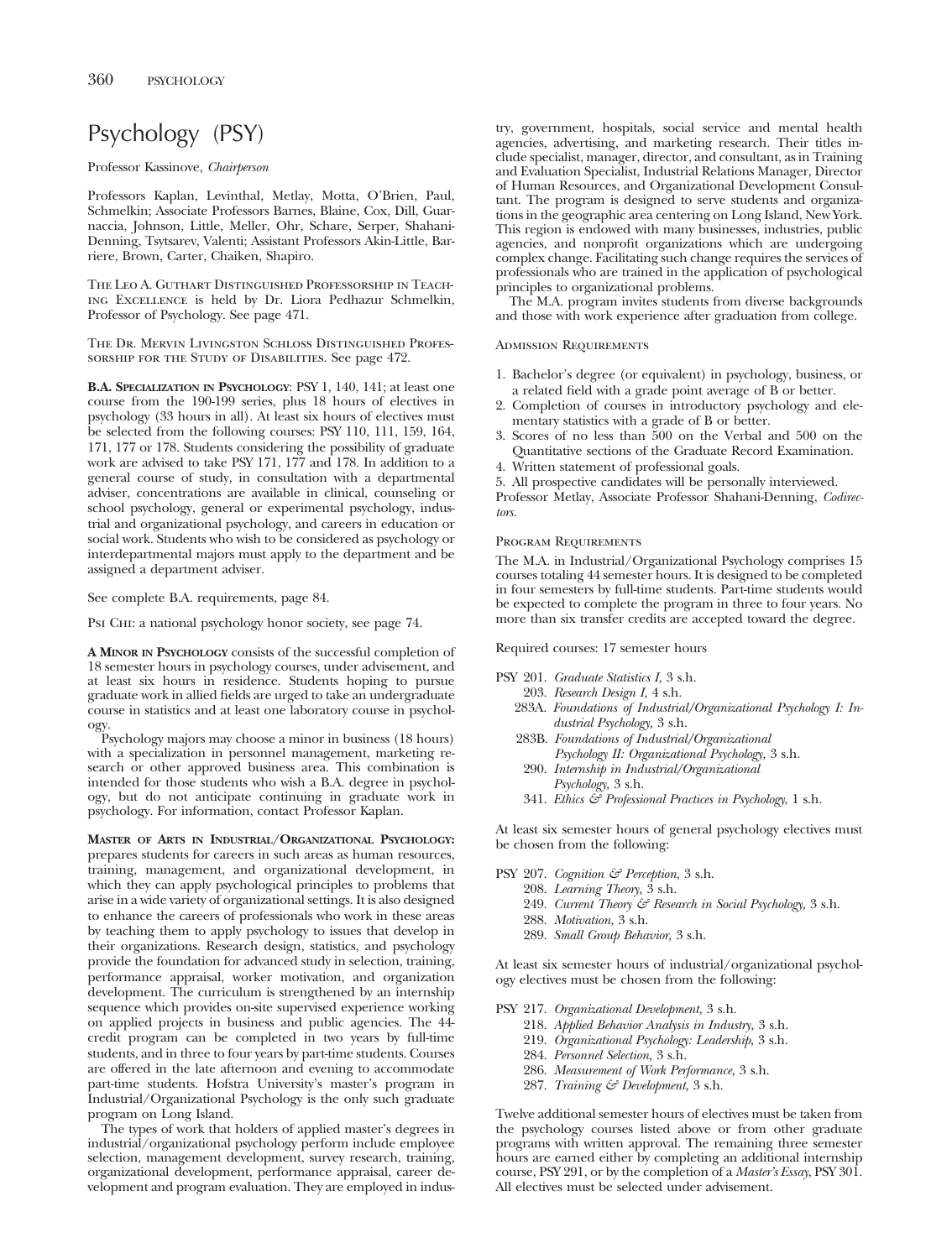# Psychology (PSY)

Professor Kassinove, *Chairperson*

Professors Kaplan, Levinthal, Metlay, Motta, O'Brien, Paul, Schmelkin; Associate Professors Barnes, Blaine, Cox, Dill, Guarnaccia, Johnson, Little, Meller, Ohr, Schare, Serper, Shahani-Denning, Tsytsarev, Valenti; Assistant Professors Akin-Little, Barriere, Brown, Carter, Chaiken, Shapiro.

The Leo A. Guthart Distinguished Professorship in Teaching Excellence is held by Dr. Liora Pedhazur Schmelkin, Professor of Psychology. See page 471.

The Dr. Mervin Livingston Schloss Distinguished Professorship for the Study of Disabilities. See page 472.

**B.A. Specialization in Psychology**: PSY 1, 140, 141; at least one course from the 190-199 series, plus 18 hours of electives in psychology (33 hours in all). At least six hours of electives must be selected from the following courses: PSY 110, 111, 159, 164, 171, 177 or 178. Students considering the possibility of graduate work are advised to take PSY 171, 177 and 178. In addition to a general course of study, in consultation with a departmental adviser, concentrations are available in clinical, counseling or school psychology, general or experimental psychology, industrial and organizational psychology, and careers in education or social work. Students who wish to be considered as psychology or interdepartmental majors must apply to the department and be assigned a department adviser.

See complete B.A. requirements, page 84.

Psi Chi: a national psychology honor society, see page 74.

**A Minor in Psychology** consists of the successful completion of 18 semester hours in psychology courses, under advisement, and at least six hours in residence. Students hoping to pursue graduate work in allied fields are urged to take an undergraduate course in statistics and at least one laboratory course in psychology.

Psychology majors may choose a minor in business (18 hours) with a specialization in personnel management, marketing research or other approved business area. This combination is intended for those students who wish a B.A. degree in psychology, but do not anticipate continuing in graduate work in psychology. For information, contact Professor Kaplan.

**Master of Arts in Industrial/Organizational Psychology:** prepares students for careers in such areas as human resources, training, management, and organizational development, in which they can apply psychological principles to problems that arise in a wide variety of organizational settings. It is also designed to enhance the careers of professionals who work in these areas by teaching them to apply psychology to issues that develop in their organizations. Research design, statistics, and psychology provide the foundation for advanced study in selection, training, performance appraisal, worker motivation, and organization development. The curriculum is strengthened by an internship sequence which provides on-site supervised experience working on applied projects in business and public agencies. The 44-credit program can be completed in two years by full-time students, and in three to four years by part-time students. Courses are offered in the late afternoon and evening to accommodate part-time students. Hofstra University's master's program in Industrial/Organizational Psychology is the only such graduate program on Long Island.

The types of work that holders of applied master's degrees in industrial/organizational psychology perform include employee selection, management development, survey research, training, organizational development, performance appraisal, career development and program evaluation. They are employed in industry, government, hospitals, social service and mental health agencies, advertising, and marketing research. Their titles include specialist, manager, director, and consultant, as in Training and Evaluation Specialist, Industrial Relations Manager, Director of Human Resources, and Organizational Development Consultant. The program is designed to serve students and organizations in the geographic area centering on Long Island, New York. This region is endowed with many businesses, industries, public agencies, and nonprofit organizations which are undergoing complex change. Facilitating such change requires the services of professionals who are trained in the application of psychological principles to organizational problems.

The M.A. program invites students from diverse backgrounds and those with work experience after graduation from college.

### Admission Requirements

1. Bachelor's degree (or equivalent) in psychology, business, or a related field with a grade point average of B or better.
2. Completion of courses in introductory psychology and elementary statistics with a grade of B or better.
3. Scores of no less than 500 on the Verbal and 500 on the Quantitative sections of the Graduate Record Examination.
4. Written statement of professional goals.
5. All prospective candidates will be personally interviewed.

Professor Metlay, Associate Professor Shahani-Denning, *Codirectors.*

### Program Requirements

The M.A. in Industrial/Organizational Psychology comprises 15 courses totaling 44 semester hours. It is designed to be completed in four semesters by full-time students. Part-time students would be expected to complete the program in three to four years. No more than six transfer credits are accepted toward the degree.

Required courses: 17 semester hours

- PSY 201. *Graduate Statistics I,* 3 s.h.
- 203. *Research Design I,* 4 s.h.
- 283A. *Foundations of Industrial/Organizational Psychology I: Industrial Psychology,* 3 s.h.
- 283B. *Foundations of Industrial/Organizational Psychology II: Organizational Psychology,* 3 s.h.
- 290. *Internship in Industrial/Organizational Psychology,* 3 s.h.
- 341. *Ethics & Professional Practices in Psychology,* 1 s.h.

At least six semester hours of general psychology electives must be chosen from the following:

- PSY 207. *Cognition & Perception,* 3 s.h.
- 208. *Learning Theory,* 3 s.h.
- 249. *Current Theory & Research in Social Psychology,* 3 s.h.
- 288. *Motivation,* 3 s.h.
- 289. *Small Group Behavior,* 3 s.h.

At least six semester hours of industrial/organizational psychology electives must be chosen from the following:

- PSY 217. *Organizational Development,* 3 s.h.
- 218. *Applied Behavior Analysis in Industry,* 3 s.h.
- 219. *Organizational Psychology: Leadership,* 3 s.h.
- 284. *Personnel Selection,* 3 s.h.
- 286. *Measurement of Work Performance,* 3 s.h.
- 287. *Training & Development,* 3 s.h.

Twelve additional semester hours of electives must be taken from the psychology courses listed above or from other graduate programs with written approval. The remaining three semester hours are earned either by completing an additional internship course, PSY 291, or by the completion of a *Master's Essay,* PSY 301. All electives must be selected under advisement.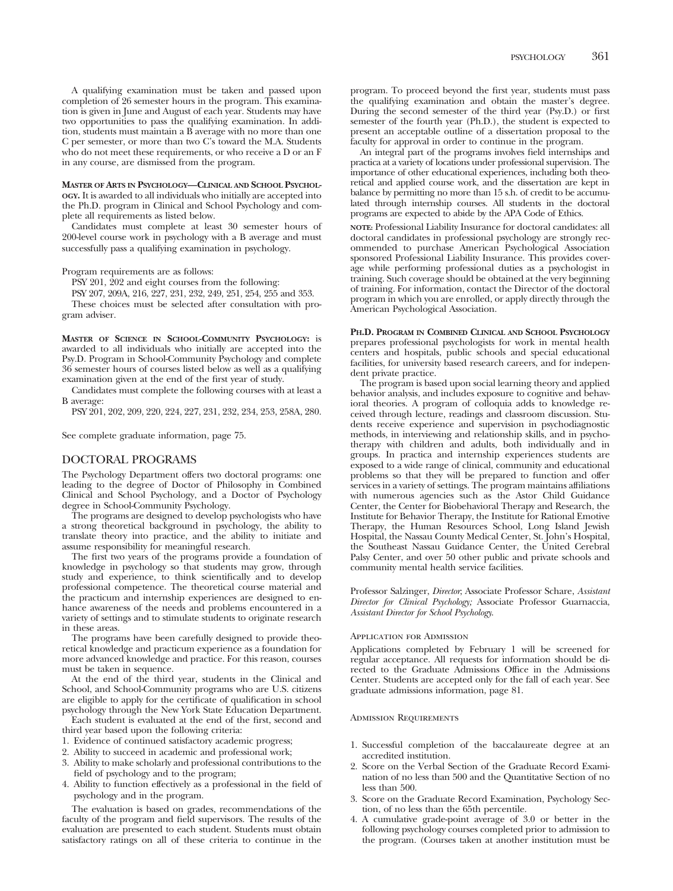A qualifying examination must be taken and passed upon completion of 26 semester hours in the program. This examination is given in June and August of each year. Students may have two opportunities to pass the qualifying examination. In addition, students must maintain a B average with no more than one C per semester, or more than two C's toward the M.A. Students who do not meet these requirements, or who receive a D or an F in any course, are dismissed from the program.

**Master of Arts in Psychology—Clinical and School Psychology.** It is awarded to all individuals who initially are accepted into the Ph.D. program in Clinical and School Psychology and complete all requirements as listed below.

Candidates must complete at least 30 semester hours of 200-level course work in psychology with a B average and must successfully pass a qualifying examination in psychology.

Program requirements are as follows:

PSY 201, 202 and eight courses from the following:

PSY 207, 209A, 216, 227, 231, 232, 249, 251, 254, 255 and 353.

These choices must be selected after consultation with program adviser.

**Master of Science in School-Community Psychology:** is awarded to all individuals who initially are accepted into the Psy.D. Program in School-Community Psychology and complete 36 semester hours of courses listed below as well as a qualifying examination given at the end of the first year of study.

Candidates must complete the following courses with at least a B average:

PSY 201, 202, 209, 220, 224, 227, 231, 232, 234, 253, 258A, 280.

See complete graduate information, page 75.

## DOCTORAL PROGRAMS

The Psychology Department offers two doctoral programs: one leading to the degree of Doctor of Philosophy in Combined Clinical and School Psychology, and a Doctor of Psychology degree in School-Community Psychology.

The programs are designed to develop psychologists who have a strong theoretical background in psychology, the ability to translate theory into practice, and the ability to initiate and assume responsibility for meaningful research.

The first two years of the programs provide a foundation of knowledge in psychology so that students may grow, through study and experience, to think scientifically and to develop professional competence. The theoretical course material and the practicum and internship experiences are designed to enhance awareness of the needs and problems encountered in a variety of settings and to stimulate students to originate research in these areas.

The programs have been carefully designed to provide theoretical knowledge and practicum experience as a foundation for more advanced knowledge and practice. For this reason, courses must be taken in sequence.

At the end of the third year, students in the Clinical and School, and School-Community programs who are U.S. citizens are eligible to apply for the certificate of qualification in school psychology through the New York State Education Department.

Each student is evaluated at the end of the first, second and third year based upon the following criteria:

1. Evidence of continued satisfactory academic progress;
2. Ability to succeed in academic and professional work;
3. Ability to make scholarly and professional contributions to the field of psychology and to the program;
4. Ability to function effectively as a professional in the field of psychology and in the program.

The evaluation is based on grades, recommendations of the faculty of the program and field supervisors. The results of the evaluation are presented to each student. Students must obtain satisfactory ratings on all of these criteria to continue in the program. To proceed beyond the first year, students must pass the qualifying examination and obtain the master's degree. During the second semester of the third year (Psy.D.) or first semester of the fourth year (Ph.D.), the student is expected to present an acceptable outline of a dissertation proposal to the faculty for approval in order to continue in the program.

An integral part of the programs involves field internships and practica at a variety of locations under professional supervision. The importance of other educational experiences, including both theoretical and applied course work, and the dissertation are kept in balance by permitting no more than 15 s.h. of credit to be accumulated through internship courses. All students in the doctoral programs are expected to abide by the APA Code of Ethics.

**note:** Professional Liability Insurance for doctoral candidates: all doctoral candidates in professional psychology are strongly recommended to purchase American Psychological Association sponsored Professional Liability Insurance. This provides coverage while performing professional duties as a psychologist in training. Such coverage should be obtained at the very beginning of training. For information, contact the Director of the doctoral program in which you are enrolled, or apply directly through the American Psychological Association.

**Ph.D. Program in Combined Clinical and School Psychology** prepares professional psychologists for work in mental health centers and hospitals, public schools and special educational facilities, for university based research careers, and for independent private practice.

The program is based upon social learning theory and applied behavior analysis, and includes exposure to cognitive and behavioral theories. A program of colloquia adds to knowledge received through lecture, readings and classroom discussion. Students receive experience and supervision in psychodiagnostic methods, in interviewing and relationship skills, and in psychotherapy with children and adults, both individually and in groups. In practica and internship experiences students are exposed to a wide range of clinical, community and educational problems so that they will be prepared to function and offer services in a variety of settings. The program maintains affiliations with numerous agencies such as the Astor Child Guidance Center, the Center for Biobehavioral Therapy and Research, the Institute for Behavior Therapy, the Institute for Rational Emotive Therapy, the Human Resources School, Long Island Jewish Hospital, the Nassau County Medical Center, St. John's Hospital, the Southeast Nassau Guidance Center, the United Cerebral Palsy Center, and over 50 other public and private schools and community mental health service facilities.

Professor Salzinger, *Director*; Associate Professor Schare, *Assistant Director for Clinical Psychology;* Associate Professor Guarnaccia, *Assistant Director for School Psychology.*

### Application for Admission

Applications completed by February 1 will be screened for regular acceptance. All requests for information should be directed to the Graduate Admissions Office in the Admissions Center. Students are accepted only for the fall of each year. See graduate admissions information, page 81.

### Admission Requirements

1. Successful completion of the baccalaureate degree at an accredited institution.
2. Score on the Verbal Section of the Graduate Record Examination of no less than 500 and the Quantitative Section of no less than 500.
3. Score on the Graduate Record Examination, Psychology Section, of no less than the 65th percentile.
4. A cumulative grade-point average of 3.0 or better in the following psychology courses completed prior to admission to the program. (Courses taken at another institution must be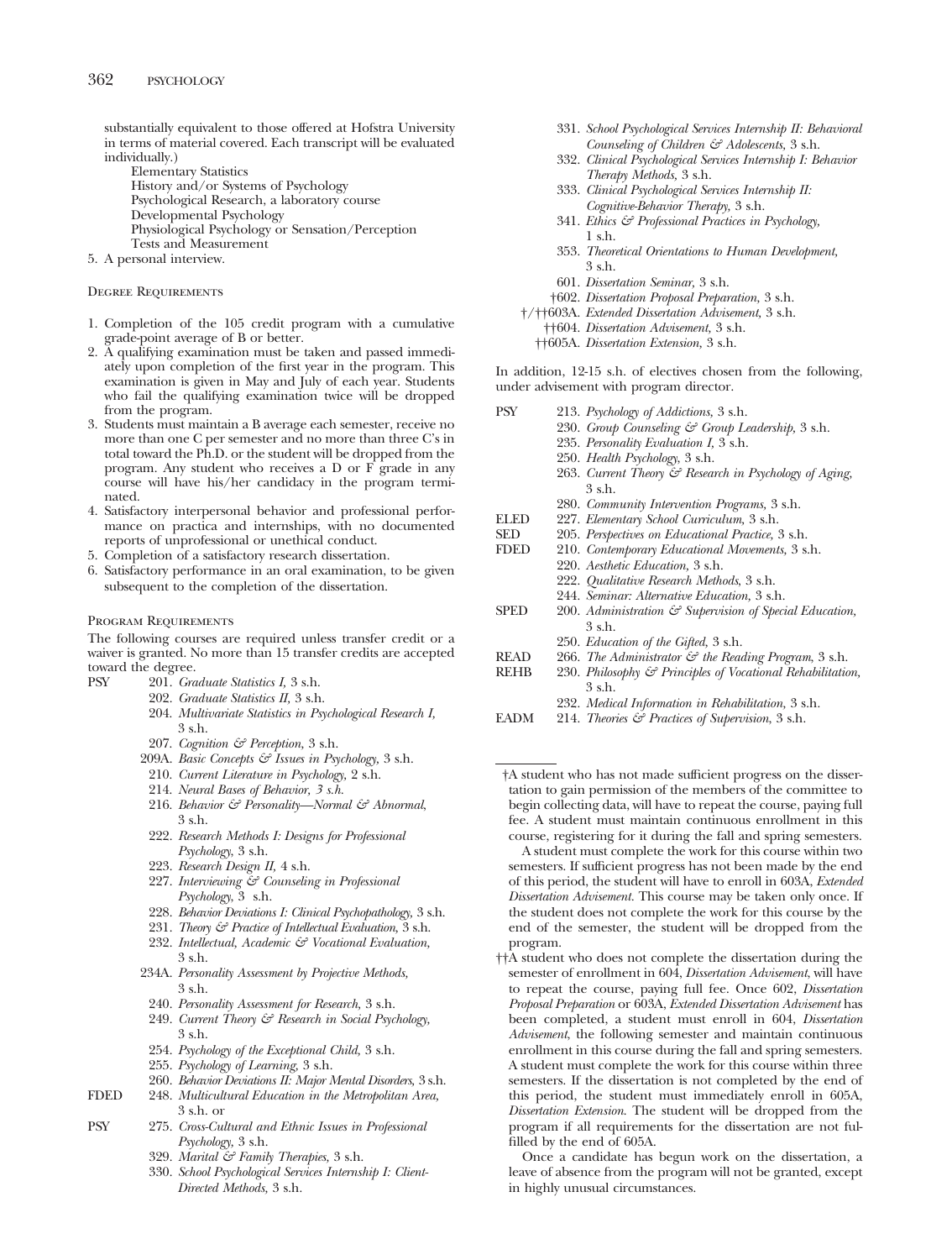substantially equivalent to those offered at Hofstra University in terms of material covered. Each transcript will be evaluated individually.)

Elementary Statistics
History and/or Systems of Psychology
Psychological Research, a laboratory course
Developmental Psychology
Physiological Psychology or Sensation/Perception
Tests and Measurement

5. A personal interview.

### Degree Requirements

1. Completion of the 105 credit program with a cumulative grade-point average of B or better.
2. A qualifying examination must be taken and passed immediately upon completion of the first year in the program. This examination is given in May and July of each year. Students who fail the qualifying examination twice will be dropped from the program.
3. Students must maintain a B average each semester, receive no more than one C per semester and no more than three C's in total toward the Ph.D. or the student will be dropped from the program. Any student who receives a D or F grade in any course will have his/her candidacy in the program terminated.
4. Satisfactory interpersonal behavior and professional performance on practica and internships, with no documented reports of unprofessional or unethical conduct.
5. Completion of a satisfactory research dissertation.
6. Satisfactory performance in an oral examination, to be given subsequent to the completion of the dissertation.

### Program Requirements

The following courses are required unless transfer credit or a waiver is granted. No more than 15 transfer credits are accepted toward the degree.

PSY
- 201. *Graduate Statistics I,* 3 s.h.
- 202. *Graduate Statistics II,* 3 s.h.
- 204. *Multivariate Statistics in Psychological Research I,* 3 s.h.
- 207. *Cognition & Perception,* 3 s.h.
- 209A. *Basic Concepts & Issues in Psychology,* 3 s.h.
- 210. *Current Literature in Psychology,* 2 s.h.
- 214. *Neural Bases of Behavior, 3 s.h.*
- 216. *Behavior & Personality—Normal & Abnormal,* 3 s.h.
- 222. *Research Methods I: Designs for Professional Psychology,* 3 s.h.
- 223. *Research Design II,* 4 s.h.
- 227. *Interviewing & Counseling in Professional Psychology,* 3 s.h.
- 228. *Behavior Deviations I: Clinical Psychopathology,* 3 s.h.
- 231. *Theory & Practice of Intellectual Evaluation,* 3 s.h.
- 232. *Intellectual, Academic & Vocational Evaluation,* 3 s.h.
- 234A. *Personality Assessment by Projective Methods,* 3 s.h.
- 240. *Personality Assessment for Research,* 3 s.h.
- 249. *Current Theory & Research in Social Psychology,* 3 s.h.
- 254. *Psychology of the Exceptional Child,* 3 s.h.
- 255. *Psychology of Learning,* 3 s.h.
- 260. *Behavior Deviations II: Major Mental Disorders,* 3 s.h.

FDED
- 248. *Multicultural Education in the Metropolitan Area,* 3 s.h. or

PSY
- 275. *Cross-Cultural and Ethnic Issues in Professional Psychology,* 3 s.h.
- 329. *Marital & Family Therapies,* 3 s.h.
- 330. *School Psychological Services Internship I: Client-Directed Methods,* 3 s.h.
- 331. *School Psychological Services Internship II: Behavioral Counseling of Children & Adolescents,* 3 s.h.
- 332. *Clinical Psychological Services Internship I: Behavior Therapy Methods,* 3 s.h.
- 333. *Clinical Psychological Services Internship II: Cognitive-Behavior Therapy,* 3 s.h.
- 341. *Ethics & Professional Practices in Psychology,* 1 s.h.
- 353. *Theoretical Orientations to Human Development,* 3 s.h.
- 601. *Dissertation Seminar,* 3 s.h.
- †602. *Dissertation Proposal Preparation,* 3 s.h.
- †/††603A. *Extended Dissertation Advisement,* 3 s.h.
- ††604. *Dissertation Advisement,* 3 s.h.
- ††605A. *Dissertation Extension,* 3 s.h.

In addition, 12-15 s.h. of electives chosen from the following, under advisement with program director.

PSY
- 213. *Psychology of Addictions,* 3 s.h.
- 230. *Group Counseling & Group Leadership,* 3 s.h.
- 235. *Personality Evaluation I,* 3 s.h.
- 250. *Health Psychology,* 3 s.h.
- 263. *Current Theory & Research in Psychology of Aging,* 3 s.h.
- 280. *Community Intervention Programs,* 3 s.h.

ELED
- 227. *Elementary School Curriculum,* 3 s.h.

SED
- 205. *Perspectives on Educational Practice,* 3 s.h.

FDED
- 210. *Contemporary Educational Movements,* 3 s.h.
- 220. *Aesthetic Education,* 3 s.h.
- 222. *Qualitative Research Methods,* 3 s.h.
- 244. *Seminar: Alternative Education,* 3 s.h.

SPED
- 200. *Administration & Supervision of Special Education,* 3 s.h.
- 250. *Education of the Gifted,* 3 s.h.

READ
- 266. *The Administrator & the Reading Program,* 3 s.h.

REHB
- 230. *Philosophy & Principles of Vocational Rehabilitation,* 3 s.h.
- 232. *Medical Information in Rehabilitation,* 3 s.h.

EADM
- 214. *Theories & Practices of Supervision,* 3 s.h.

---

†A student who has not made sufficient progress on the dissertation to gain permission of the members of the committee to begin collecting data, will have to repeat the course, paying full fee. A student must maintain continuous enrollment in this course, registering for it during the fall and spring semesters.

A student must complete the work for this course within two semesters. If sufficient progress has not been made by the end of this period, the student will have to enroll in 603A, *Extended Dissertation Advisement.* This course may be taken only once. If the student does not complete the work for this course by the end of the semester, the student will be dropped from the program.

††A student who does not complete the dissertation during the semester of enrollment in 604, *Dissertation Advisement,* will have to repeat the course, paying full fee. Once 602, *Dissertation Proposal Preparation* or 603A, *Extended Dissertation Advisement* has been completed, a student must enroll in 604, *Dissertation Advisement,* the following semester and maintain continuous enrollment in this course during the fall and spring semesters. A student must complete the work for this course within three semesters. If the dissertation is not completed by the end of this period, the student must immediately enroll in 605A, *Dissertation Extension.* The student will be dropped from the program if all requirements for the dissertation are not fulfilled by the end of 605A.

Once a candidate has begun work on the dissertation, a leave of absence from the program will not be granted, except in highly unusual circumstances.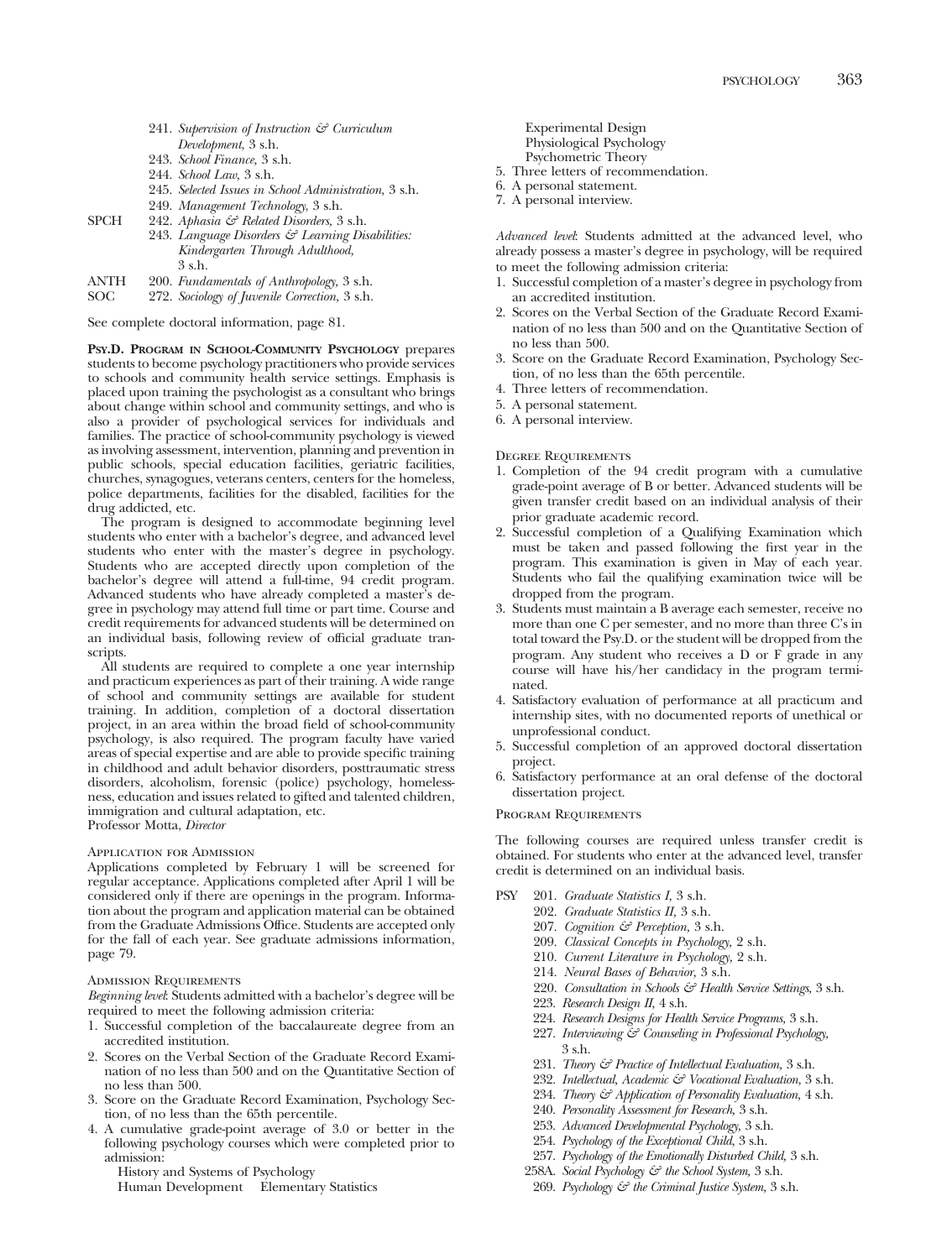241. *Supervision of Instruction & Curriculum Development,* 3 s.h.
243. *School Finance,* 3 s.h.
244. *School Law,* 3 s.h.
245. *Selected Issues in School Administration,* 3 s.h.
249. *Management Technology,* 3 s.h.

SPCH 242. *Aphasia & Related Disorders,* 3 s.h.
243. *Language Disorders & Learning Disabilities: Kindergarten Through Adulthood,* 3 s.h.

ANTH 200. *Fundamentals of Anthropology,* 3 s.h.

SOC 272. *Sociology of Juvenile Correction,* 3 s.h.

See complete doctoral information, page 81.

**Psy.D. Program in School-Community Psychology** prepares students to become psychology practitioners who provide services to schools and community health service settings. Emphasis is placed upon training the psychologist as a consultant who brings about change within school and community settings, and who is also a provider of psychological services for individuals and families. The practice of school-community psychology is viewed as involving assessment, intervention, planning and prevention in public schools, special education facilities, geriatric facilities, churches, synagogues, veterans centers, centers for the homeless, police departments, facilities for the disabled, facilities for the drug addicted, etc.

The program is designed to accommodate beginning level students who enter with a bachelor's degree, and advanced level students who enter with the master's degree in psychology. Students who are accepted directly upon completion of the bachelor's degree will attend a full-time, 94 credit program. Advanced students who have already completed a master's degree in psychology may attend full time or part time. Course and credit requirements for advanced students will be determined on an individual basis, following review of official graduate transcripts.

All students are required to complete a one year internship and practicum experiences as part of their training. A wide range of school and community settings are available for student training. In addition, completion of a doctoral dissertation project, in an area within the broad field of school-community psychology, is also required. The program faculty have varied areas of special expertise and are able to provide specific training in childhood and adult behavior disorders, posttraumatic stress disorders, alcoholism, forensic (police) psychology, homelessness, education and issues related to gifted and talented children, immigration and cultural adaptation, etc.
Professor Motta, *Director*

### Application for Admission

Applications completed by February 1 will be screened for regular acceptance. Applications completed after April 1 will be considered only if there are openings in the program. Information about the program and application material can be obtained from the Graduate Admissions Office. Students are accepted only for the fall of each year. See graduate admissions information, page 79.

### Admission Requirements

*Beginning level*: Students admitted with a bachelor's degree will be required to meet the following admission criteria:

1. Successful completion of the baccalaureate degree from an accredited institution.
2. Scores on the Verbal Section of the Graduate Record Examination of no less than 500 and on the Quantitative Section of no less than 500.
3. Score on the Graduate Record Examination, Psychology Section, of no less than the 65th percentile.
4. A cumulative grade-point average of 3.0 or better in the following psychology courses which were completed prior to admission:
   History and Systems of Psychology
   Human Development  Elementary Statistics
   Experimental Design
   Physiological Psychology
   Psychometric Theory
5. Three letters of recommendation.
6. A personal statement.
7. A personal interview.

*Advanced level*: Students admitted at the advanced level, who already possess a master's degree in psychology, will be required to meet the following admission criteria:

1. Successful completion of a master's degree in psychology from an accredited institution.
2. Scores on the Verbal Section of the Graduate Record Examination of no less than 500 and on the Quantitative Section of no less than 500.
3. Score on the Graduate Record Examination, Psychology Section, of no less than the 65th percentile.
4. Three letters of recommendation.
5. A personal statement.
6. A personal interview.

### Degree Requirements

1. Completion of the 94 credit program with a cumulative grade-point average of B or better. Advanced students will be given transfer credit based on an individual analysis of their prior graduate academic record.
2. Successful completion of a Qualifying Examination which must be taken and passed following the first year in the program. This examination is given in May of each year. Students who fail the qualifying examination twice will be dropped from the program.
3. Students must maintain a B average each semester, receive no more than one C per semester, and no more than three C's in total toward the Psy.D. or the student will be dropped from the program. Any student who receives a D or F grade in any course will have his/her candidacy in the program terminated.
4. Satisfactory evaluation of performance at all practicum and internship sites, with no documented reports of unethical or unprofessional conduct.
5. Successful completion of an approved doctoral dissertation project.
6. Satisfactory performance at an oral defense of the doctoral dissertation project.

### Program Requirements

The following courses are required unless transfer credit is obtained. For students who enter at the advanced level, transfer credit is determined on an individual basis.

PSY 201. *Graduate Statistics I,* 3 s.h.
202. *Graduate Statistics II,* 3 s.h.
207. *Cognition & Perception,* 3 s.h.
209. *Classical Concepts in Psychology,* 2 s.h.
210. *Current Literature in Psychology,* 2 s.h.
214. *Neural Bases of Behavior,* 3 s.h.
220. *Consultation in Schools & Health Service Settings,* 3 s.h.
223. *Research Design II,* 4 s.h.
224. *Research Designs for Health Service Programs,* 3 s.h.
227. *Interviewing & Counseling in Professional Psychology,* 3 s.h.
231. *Theory & Practice of Intellectual Evaluation,* 3 s.h.
232. *Intellectual, Academic & Vocational Evaluation,* 3 s.h.
234. *Theory & Application of Personality Evaluation,* 4 s.h.
240. *Personality Assessment for Research,* 3 s.h.
253. *Advanced Developmental Psychology,* 3 s.h.
254. *Psychology of the Exceptional Child,* 3 s.h.
257. *Psychology of the Emotionally Disturbed Child,* 3 s.h.
258A. *Social Psychology & the School System,* 3 s.h.
269. *Psychology & the Criminal Justice System,* 3 s.h.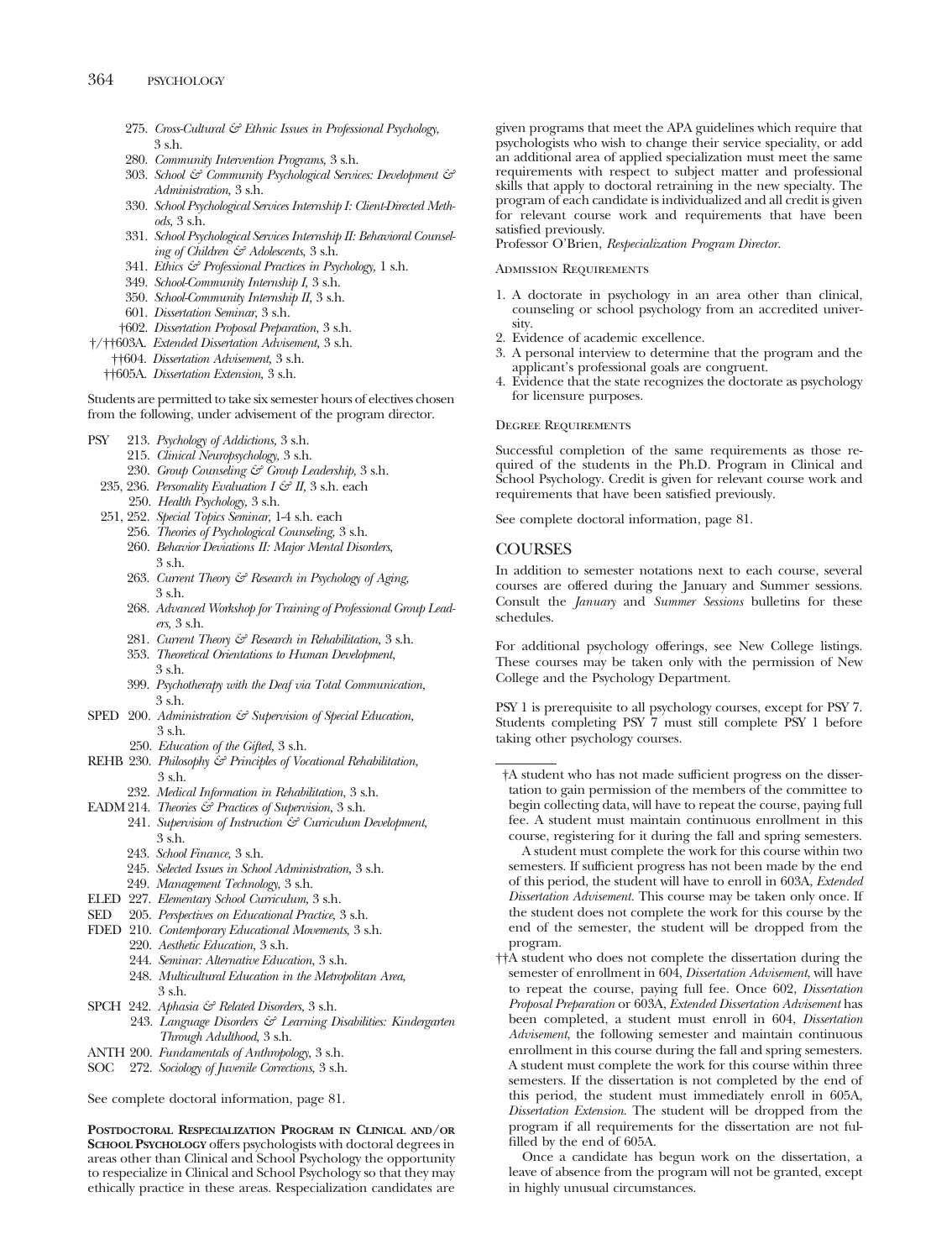275. *Cross-Cultural & Ethnic Issues in Professional Psychology,* 3 s.h.
280. *Community Intervention Programs,* 3 s.h.
303. *School & Community Psychological Services: Development & Administration,* 3 s.h.
330. *School Psychological Services Internship I: Client-Directed Methods,* 3 s.h.
331. *School Psychological Services Internship II: Behavioral Counseling of Children & Adolescents,* 3 s.h.
341. *Ethics & Professional Practices in Psychology,* 1 s.h.
349. *School-Community Internship I,* 3 s.h.
350. *School-Community Internship II,* 3 s.h.
601. *Dissertation Seminar,* 3 s.h.
†602. *Dissertation Proposal Preparation,* 3 s.h.
†/††603A. *Extended Dissertation Advisement,* 3 s.h.
††604. *Dissertation Advisement,* 3 s.h.
††605A. *Dissertation Extension,* 3 s.h.

Students are permitted to take six semester hours of electives chosen from the following, under advisement of the program director.

PSY 213. *Psychology of Addictions,* 3 s.h.
215. *Clinical Neuropsychology,* 3 s.h.
230. *Group Counseling & Group Leadership,* 3 s.h.
235, 236. *Personality Evaluation I & II,* 3 s.h. each
250. *Health Psychology,* 3 s.h.
251, 252. *Special Topics Seminar,* 1-4 s.h. each
256. *Theories of Psychological Counseling,* 3 s.h.
260. *Behavior Deviations II: Major Mental Disorders,* 3 s.h.
263. *Current Theory & Research in Psychology of Aging,* 3 s.h.
268. *Advanced Workshop for Training of Professional Group Leaders,* 3 s.h.
281. *Current Theory & Research in Rehabilitation,* 3 s.h.
353. *Theoretical Orientations to Human Development,* 3 s.h.
399. *Psychotherapy with the Deaf via Total Communication,* 3 s.h.

SPED 200. *Administration & Supervision of Special Education,* 3 s.h.
250. *Education of the Gifted,* 3 s.h.

REHB 230. *Philosophy & Principles of Vocational Rehabilitation,* 3 s.h.
232. *Medical Information in Rehabilitation,* 3 s.h.

EADM 214. *Theories & Practices of Supervision,* 3 s.h.
241. *Supervision of Instruction & Curriculum Development,* 3 s.h.
243. *School Finance,* 3 s.h.
245. *Selected Issues in School Administration,* 3 s.h.
249. *Management Technology,* 3 s.h.

ELED 227. *Elementary School Curriculum,* 3 s.h.

SED 205. *Perspectives on Educational Practice,* 3 s.h.

FDED 210. *Contemporary Educational Movements,* 3 s.h.
220. *Aesthetic Education,* 3 s.h.
244. *Seminar: Alternative Education,* 3 s.h.
248. *Multicultural Education in the Metropolitan Area,* 3 s.h.

SPCH 242. *Aphasia & Related Disorders,* 3 s.h.
243. *Language Disorders & Learning Disabilities: Kindergarten Through Adulthood,* 3 s.h.

ANTH 200. *Fundamentals of Anthropology,* 3 s.h.

SOC 272. *Sociology of Juvenile Corrections,* 3 s.h.

See complete doctoral information, page 81.

**Postdoctoral Respecialization Program in Clinical and/or School Psychology** offers psychologists with doctoral degrees in areas other than Clinical and School Psychology the opportunity to respecialize in Clinical and School Psychology so that they may ethically practice in these areas. Respecialization candidates are given programs that meet the APA guidelines which require that psychologists who wish to change their service speciality, or add an additional area of applied specialization must meet the same requirements with respect to subject matter and professional skills that apply to doctoral retraining in the new specialty. The program of each candidate is individualized and all credit is given for relevant course work and requirements that have been satisfied previously.

Professor O'Brien, *Respecialization Program Director.*

Admission Requirements

1. A doctorate in psychology in an area other than clinical, counseling or school psychology from an accredited university.
2. Evidence of academic excellence.
3. A personal interview to determine that the program and the applicant's professional goals are congruent.
4. Evidence that the state recognizes the doctorate as psychology for licensure purposes.

Degree Requirements

Successful completion of the same requirements as those required of the students in the Ph.D. Program in Clinical and School Psychology. Credit is given for relevant course work and requirements that have been satisfied previously.

See complete doctoral information, page 81.

## COURSES

In addition to semester notations next to each course, several courses are offered during the January and Summer sessions. Consult the *January* and *Summer Sessions* bulletins for these schedules.

For additional psychology offerings, see New College listings. These courses may be taken only with the permission of New College and the Psychology Department.

PSY 1 is prerequisite to all psychology courses, except for PSY 7. Students completing PSY 7 must still complete PSY 1 before taking other psychology courses.

---

†A student who has not made sufficient progress on the dissertation to gain permission of the members of the committee to begin collecting data, will have to repeat the course, paying full fee. A student must maintain continuous enrollment in this course, registering for it during the fall and spring semesters.

A student must complete the work for this course within two semesters. If sufficient progress has not been made by the end of this period, the student will have to enroll in 603A, *Extended Dissertation Advisement.* This course may be taken only once. If the student does not complete the work for this course by the end of the semester, the student will be dropped from the program.

††A student who does not complete the dissertation during the semester of enrollment in 604, *Dissertation Advisement,* will have to repeat the course, paying full fee. Once 602, *Dissertation Proposal Preparation* or 603A, *Extended Dissertation Advisement* has been completed, a student must enroll in 604, *Dissertation Advisement,* the following semester and maintain continuous enrollment in this course during the fall and spring semesters. A student must complete the work for this course within three semesters. If the dissertation is not completed by the end of this period, the student must immediately enroll in 605A, *Dissertation Extension.* The student will be dropped from the program if all requirements for the dissertation are not fulfilled by the end of 605A.

Once a candidate has begun work on the dissertation, a leave of absence from the program will not be granted, except in highly unusual circumstances.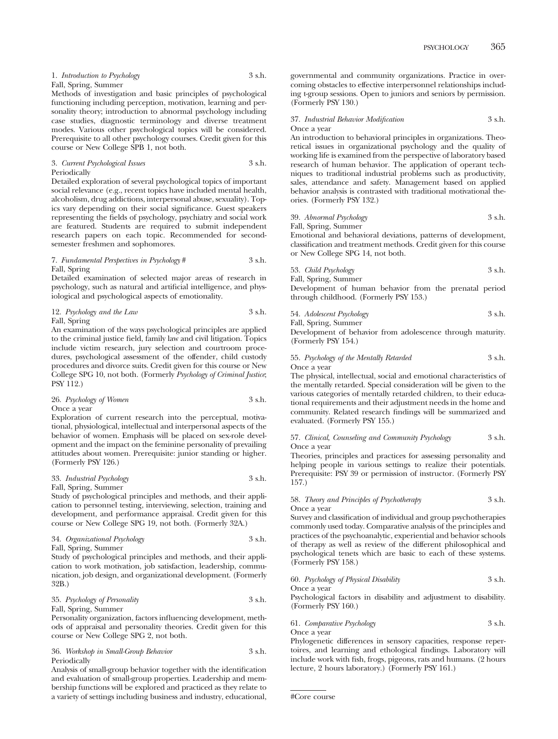1. *Introduction to Psychology* 3 s.h.
Fall, Spring, Summer
Methods of investigation and basic principles of psychological functioning including perception, motivation, learning and personality theory; introduction to abnormal psychology including case studies, diagnostic terminology and diverse treatment modes. Various other psychological topics will be considered. Prerequisite to all other psychology courses. Credit given for this course or New College SPB 1, not both.

3. *Current Psychological Issues* 3 s.h.
Periodically
Detailed exploration of several psychological topics of important social relevance (e.g., recent topics have included mental health, alcoholism, drug addictions, interpersonal abuse, sexuality). Topics vary depending on their social significance. Guest speakers representing the fields of psychology, psychiatry and social work are featured. Students are required to submit independent research papers on each topic. Recommended for second-semester freshmen and sophomores.

7. *Fundamental Perspectives in Psychology* # 3 s.h.
Fall, Spring
Detailed examination of selected major areas of research in psychology, such as natural and artificial intelligence, and physiological and psychological aspects of emotionality.

12. *Psychology and the Law* 3 s.h.
Fall, Spring
An examination of the ways psychological principles are applied to the criminal justice field, family law and civil litigation. Topics include victim research, jury selection and courtroom procedures, psychological assessment of the offender, child custody procedures and divorce suits. Credit given for this course or New College SPG 10, not both. (Formerly *Psychology of Criminal Justice*; PSY 112.)

26. *Psychology of Women* 3 s.h.
Once a year
Exploration of current research into the perceptual, motivational, physiological, intellectual and interpersonal aspects of the behavior of women. Emphasis will be placed on sex-role development and the impact on the feminine personality of prevailing attitudes about women. Prerequisite: junior standing or higher. (Formerly PSY 126.)

33. *Industrial Psychology* 3 s.h.
Fall, Spring, Summer
Study of psychological principles and methods, and their application to personnel testing, interviewing, selection, training and development, and performance appraisal. Credit given for this course or New College SPG 19, not both. (Formerly 32A.)

34. *Organizational Psychology* 3 s.h.
Fall, Spring, Summer
Study of psychological principles and methods, and their application to work motivation, job satisfaction, leadership, communication, job design, and organizational development. (Formerly 32B.)

35. *Psychology of Personality* 3 s.h.
Fall, Spring, Summer
Personality organization, factors influencing development, methods of appraisal and personality theories. Credit given for this course or New College SPG 2, not both.

36. *Workshop in Small-Group Behavior* 3 s.h.
Periodically
Analysis of small-group behavior together with the identification and evaluation of small-group properties. Leadership and membership functions will be explored and practiced as they relate to a variety of settings including business and industry, educational, governmental and community organizations. Practice in overcoming obstacles to effective interpersonnel relationships including t-group sessions. Open to juniors and seniors by permission. (Formerly PSY 130.)

37. *Industrial Behavior Modification* 3 s.h.
Once a year
An introduction to behavioral principles in organizations. Theoretical issues in organizational psychology and the quality of working life is examined from the perspective of laboratory based research of human behavior. The application of operant techniques to traditional industrial problems such as productivity, sales, attendance and safety. Management based on applied behavior analysis is contrasted with traditional motivational theories. (Formerly PSY 132.)

39. *Abnormal Psychology* 3 s.h.
Fall, Spring, Summer
Emotional and behavioral deviations, patterns of development, classification and treatment methods. Credit given for this course or New College SPG 14, not both.

53. *Child Psychology* 3 s.h.
Fall, Spring, Summer
Development of human behavior from the prenatal period through childhood. (Formerly PSY 153.)

54. *Adolescent Psychology* 3 s.h.
Fall, Spring, Summer
Development of behavior from adolescence through maturity. (Formerly PSY 154.)

55. *Psychology of the Mentally Retarded* 3 s.h.
Once a year
The physical, intellectual, social and emotional characteristics of the mentally retarded. Special consideration will be given to the various categories of mentally retarded children, to their educational requirements and their adjustment needs in the home and community. Related research findings will be summarized and evaluated. (Formerly PSY 155.)

57. *Clinical, Counseling and Community Psychology* 3 s.h.
Once a year
Theories, principles and practices for assessing personality and helping people in various settings to realize their potentials. Prerequisite: PSY 39 or permission of instructor. (Formerly PSY 157.)

58. *Theory and Principles of Psychotherapy* 3 s.h.
Once a year
Survey and classification of individual and group psychotherapies commonly used today. Comparative analysis of the principles and practices of the psychoanalytic, experiential and behavior schools of therapy as well as review of the different philosophical and psychological tenets which are basic to each of these systems. (Formerly PSY 158.)

60. *Psychology of Physical Disability* 3 s.h.
Once a year
Psychological factors in disability and adjustment to disability. (Formerly PSY 160.)

61. *Comparative Psychology* 3 s.h.
Once a year
Phylogenetic differences in sensory capacities, response repertoires, and learning and ethological findings. Laboratory will include work with fish, frogs, pigeons, rats and humans. (2 hours lecture, 2 hours laboratory.) (Formerly PSY 161.)

---

#Core course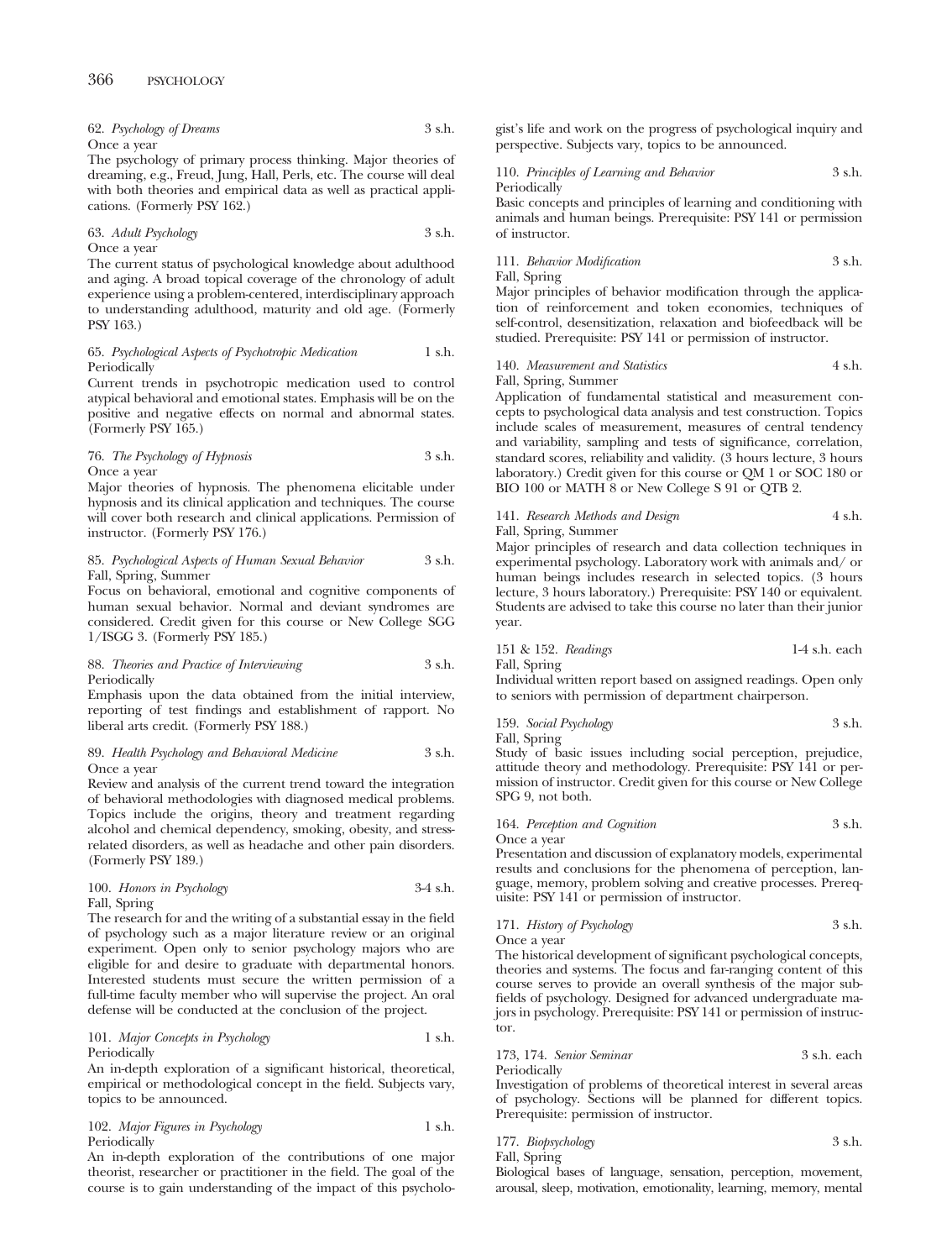62. *Psychology of Dreams* 3 s.h.
Once a year
The psychology of primary process thinking. Major theories of dreaming, e.g., Freud, Jung, Hall, Perls, etc. The course will deal with both theories and empirical data as well as practical applications. (Formerly PSY 162.)

63. *Adult Psychology* 3 s.h.
Once a year
The current status of psychological knowledge about adulthood and aging. A broad topical coverage of the chronology of adult experience using a problem-centered, interdisciplinary approach to understanding adulthood, maturity and old age. (Formerly PSY 163.)

65. *Psychological Aspects of Psychotropic Medication* 1 s.h.
Periodically
Current trends in psychotropic medication used to control atypical behavioral and emotional states. Emphasis will be on the positive and negative effects on normal and abnormal states. (Formerly PSY 165.)

76. *The Psychology of Hypnosis* 3 s.h.
Once a year
Major theories of hypnosis. The phenomena elicitable under hypnosis and its clinical application and techniques. The course will cover both research and clinical applications. Permission of instructor. (Formerly PSY 176.)

85. *Psychological Aspects of Human Sexual Behavior* 3 s.h.
Fall, Spring, Summer
Focus on behavioral, emotional and cognitive components of human sexual behavior. Normal and deviant syndromes are considered. Credit given for this course or New College SGG 1/ISGG 3. (Formerly PSY 185.)

88. *Theories and Practice of Interviewing* 3 s.h.
Periodically
Emphasis upon the data obtained from the initial interview, reporting of test findings and establishment of rapport. No liberal arts credit. (Formerly PSY 188.)

89. *Health Psychology and Behavioral Medicine* 3 s.h.
Once a year
Review and analysis of the current trend toward the integration of behavioral methodologies with diagnosed medical problems. Topics include the origins, theory and treatment regarding alcohol and chemical dependency, smoking, obesity, and stress-related disorders, as well as headache and other pain disorders. (Formerly PSY 189.)

100. *Honors in Psychology* 3-4 s.h.
Fall, Spring
The research for and the writing of a substantial essay in the field of psychology such as a major literature review or an original experiment. Open only to senior psychology majors who are eligible for and desire to graduate with departmental honors. Interested students must secure the written permission of a full-time faculty member who will supervise the project. An oral defense will be conducted at the conclusion of the project.

101. *Major Concepts in Psychology* 1 s.h.
Periodically
An in-depth exploration of a significant historical, theoretical, empirical or methodological concept in the field. Subjects vary, topics to be announced.

102. *Major Figures in Psychology* 1 s.h.
Periodically
An in-depth exploration of the contributions of one major theorist, researcher or practitioner in the field. The goal of the course is to gain understanding of the impact of this psychologist's life and work on the progress of psychological inquiry and perspective. Subjects vary, topics to be announced.

110. *Principles of Learning and Behavior* 3 s.h.
Periodically
Basic concepts and principles of learning and conditioning with animals and human beings. Prerequisite: PSY 141 or permission of instructor.

111. *Behavior Modification* 3 s.h.
Fall, Spring
Major principles of behavior modification through the application of reinforcement and token economies, techniques of self-control, desensitization, relaxation and biofeedback will be studied. Prerequisite: PSY 141 or permission of instructor.

140. *Measurement and Statistics* 4 s.h.
Fall, Spring, Summer
Application of fundamental statistical and measurement concepts to psychological data analysis and test construction. Topics include scales of measurement, measures of central tendency and variability, sampling and tests of significance, correlation, standard scores, reliability and validity. (3 hours lecture, 3 hours laboratory.) Credit given for this course or QM 1 or SOC 180 or BIO 100 or MATH 8 or New College S 91 or QTB 2.

141. *Research Methods and Design* 4 s.h.
Fall, Spring, Summer
Major principles of research and data collection techniques in experimental psychology. Laboratory work with animals and/ or human beings includes research in selected topics. (3 hours lecture, 3 hours laboratory.) Prerequisite: PSY 140 or equivalent. Students are advised to take this course no later than their junior year.

151 & 152. *Readings* 1-4 s.h. each
Fall, Spring
Individual written report based on assigned readings. Open only to seniors with permission of department chairperson.

159. *Social Psychology* 3 s.h.
Fall, Spring
Study of basic issues including social perception, prejudice, attitude theory and methodology. Prerequisite: PSY 141 or permission of instructor. Credit given for this course or New College SPG 9, not both.

164. *Perception and Cognition* 3 s.h.
Once a year
Presentation and discussion of explanatory models, experimental results and conclusions for the phenomena of perception, language, memory, problem solving and creative processes. Prerequisite: PSY 141 or permission of instructor.

171. *History of Psychology* 3 s.h.
Once a year
The historical development of significant psychological concepts, theories and systems. The focus and far-ranging content of this course serves to provide an overall synthesis of the major subfields of psychology. Designed for advanced undergraduate majors in psychology. Prerequisite: PSY 141 or permission of instructor.

173, 174. *Senior Seminar* 3 s.h. each
Periodically
Investigation of problems of theoretical interest in several areas of psychology. Sections will be planned for different topics. Prerequisite: permission of instructor.

177. *Biopsychology* 3 s.h.
Fall, Spring
Biological bases of language, sensation, perception, movement, arousal, sleep, motivation, emotionality, learning, memory, mental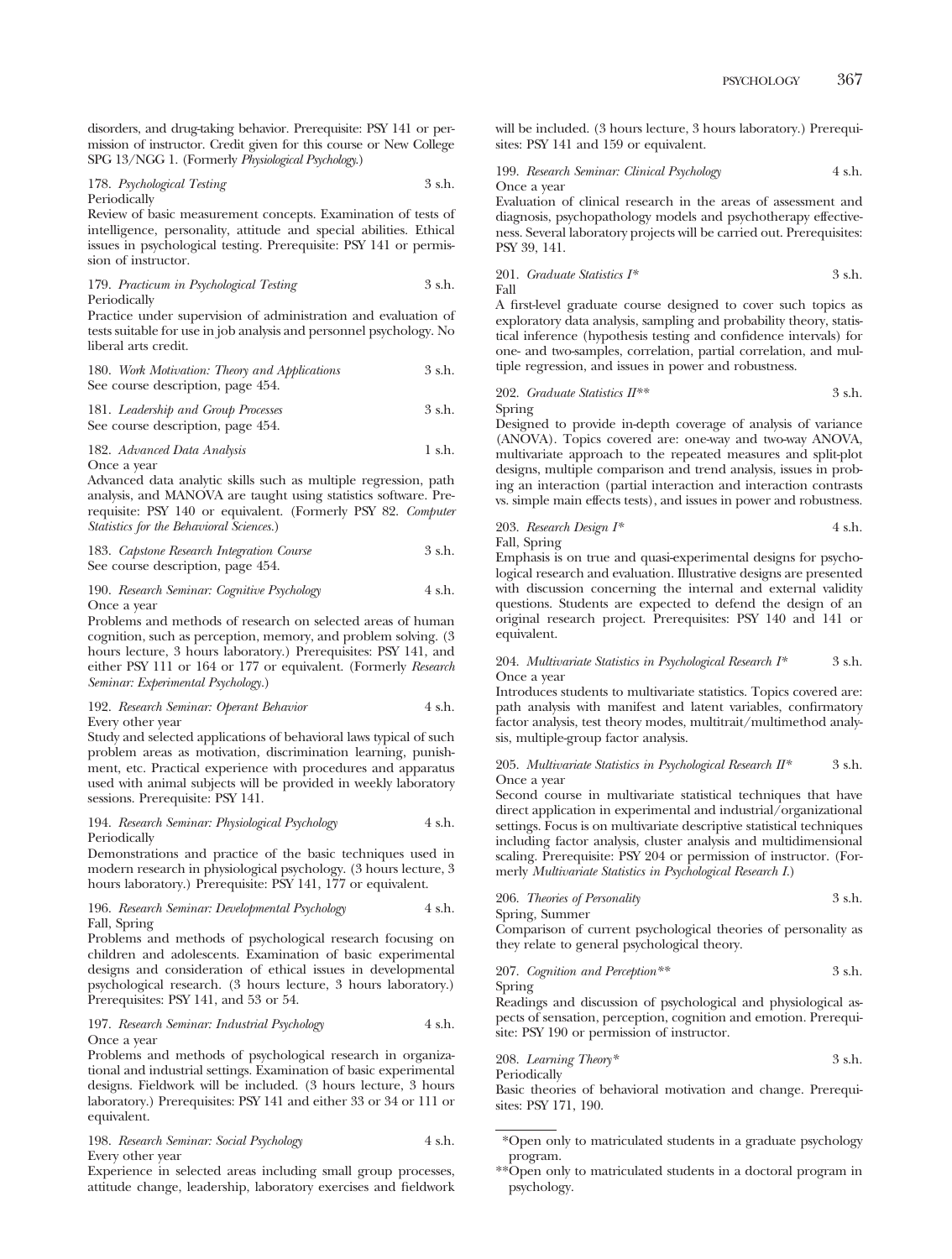disorders, and drug-taking behavior. Prerequisite: PSY 141 or permission of instructor. Credit given for this course or New College SPG 13/NGG 1. (Formerly *Physiological Psychology.*)

178. *Psychological Testing* 3 s.h.
Periodically
Review of basic measurement concepts. Examination of tests of intelligence, personality, attitude and special abilities. Ethical issues in psychological testing. Prerequisite: PSY 141 or permission of instructor.

179. *Practicum in Psychological Testing* 3 s.h.
Periodically
Practice under supervision of administration and evaluation of tests suitable for use in job analysis and personnel psychology. No liberal arts credit.

180. *Work Motivation: Theory and Applications* 3 s.h.
See course description, page 454.

181. *Leadership and Group Processes* 3 s.h.
See course description, page 454.

182. *Advanced Data Analysis* 1 s.h.
Once a year
Advanced data analytic skills such as multiple regression, path analysis, and MANOVA are taught using statistics software. Prerequisite: PSY 140 or equivalent. (Formerly PSY 82. *Computer Statistics for the Behavioral Sciences.*)

183. *Capstone Research Integration Course* 3 s.h.
See course description, page 454.

190. *Research Seminar: Cognitive Psychology* 4 s.h.
Once a year
Problems and methods of research on selected areas of human cognition, such as perception, memory, and problem solving. (3 hours lecture, 3 hours laboratory.) Prerequisites: PSY 141, and either PSY 111 or 164 or 177 or equivalent. (Formerly *Research Seminar: Experimental Psychology.*)

192. *Research Seminar: Operant Behavior* 4 s.h.
Every other year
Study and selected applications of behavioral laws typical of such problem areas as motivation, discrimination learning, punishment, etc. Practical experience with procedures and apparatus used with animal subjects will be provided in weekly laboratory sessions. Prerequisite: PSY 141.

194. *Research Seminar: Physiological Psychology* 4 s.h.
Periodically
Demonstrations and practice of the basic techniques used in modern research in physiological psychology. (3 hours lecture, 3 hours laboratory.) Prerequisite: PSY 141, 177 or equivalent.

196. *Research Seminar: Developmental Psychology* 4 s.h.
Fall, Spring
Problems and methods of psychological research focusing on children and adolescents. Examination of basic experimental designs and consideration of ethical issues in developmental psychological research. (3 hours lecture, 3 hours laboratory.) Prerequisites: PSY 141, and 53 or 54.

197. *Research Seminar: Industrial Psychology* 4 s.h.
Once a year
Problems and methods of psychological research in organizational and industrial settings. Examination of basic experimental designs. Fieldwork will be included. (3 hours lecture, 3 hours laboratory.) Prerequisites: PSY 141 and either 33 or 34 or 111 or equivalent.

198. *Research Seminar: Social Psychology* 4 s.h.
Every other year
Experience in selected areas including small group processes, attitude change, leadership, laboratory exercises and fieldwork will be included. (3 hours lecture, 3 hours laboratory.) Prerequisites: PSY 141 and 159 or equivalent.

199. *Research Seminar: Clinical Psychology* 4 s.h.
Once a year
Evaluation of clinical research in the areas of assessment and diagnosis, psychopathology models and psychotherapy effectiveness. Several laboratory projects will be carried out. Prerequisites: PSY 39, 141.

201. *Graduate Statistics I** 3 s.h.
Fall
A first-level graduate course designed to cover such topics as exploratory data analysis, sampling and probability theory, statistical inference (hypothesis testing and confidence intervals) for one- and two-samples, correlation, partial correlation, and multiple regression, and issues in power and robustness.

202. *Graduate Statistics II*** 3 s.h.
Spring
Designed to provide in-depth coverage of analysis of variance (ANOVA). Topics covered are: one-way and two-way ANOVA, multivariate approach to the repeated measures and split-plot designs, multiple comparison and trend analysis, issues in probing an interaction (partial interaction and interaction contrasts vs. simple main effects tests), and issues in power and robustness.

203. *Research Design I** 4 s.h.
Fall, Spring
Emphasis is on true and quasi-experimental designs for psychological research and evaluation. Illustrative designs are presented with discussion concerning the internal and external validity questions. Students are expected to defend the design of an original research project. Prerequisites: PSY 140 and 141 or equivalent.

204. *Multivariate Statistics in Psychological Research I** 3 s.h.
Once a year
Introduces students to multivariate statistics. Topics covered are: path analysis with manifest and latent variables, confirmatory factor analysis, test theory modes, multitrait/multimethod analysis, multiple-group factor analysis.

205. *Multivariate Statistics in Psychological Research II** 3 s.h.
Once a year
Second course in multivariate statistical techniques that have direct application in experimental and industrial/organizational settings. Focus is on multivariate descriptive statistical techniques including factor analysis, cluster analysis and multidimensional scaling. Prerequisite: PSY 204 or permission of instructor. (Formerly *Multivariate Statistics in Psychological Research I.*)

206. *Theories of Personality* 3 s.h.
Spring, Summer
Comparison of current psychological theories of personality as they relate to general psychological theory.

207. *Cognition and Perception*** 3 s.h.
Spring
Readings and discussion of psychological and physiological aspects of sensation, perception, cognition and emotion. Prerequisite: PSY 190 or permission of instructor.

208. *Learning Theory** 3 s.h.
Periodically
Basic theories of behavioral motivation and change. Prerequisites: PSY 171, 190.

---

*Open only to matriculated students in a graduate psychology program.

**Open only to matriculated students in a doctoral program in psychology.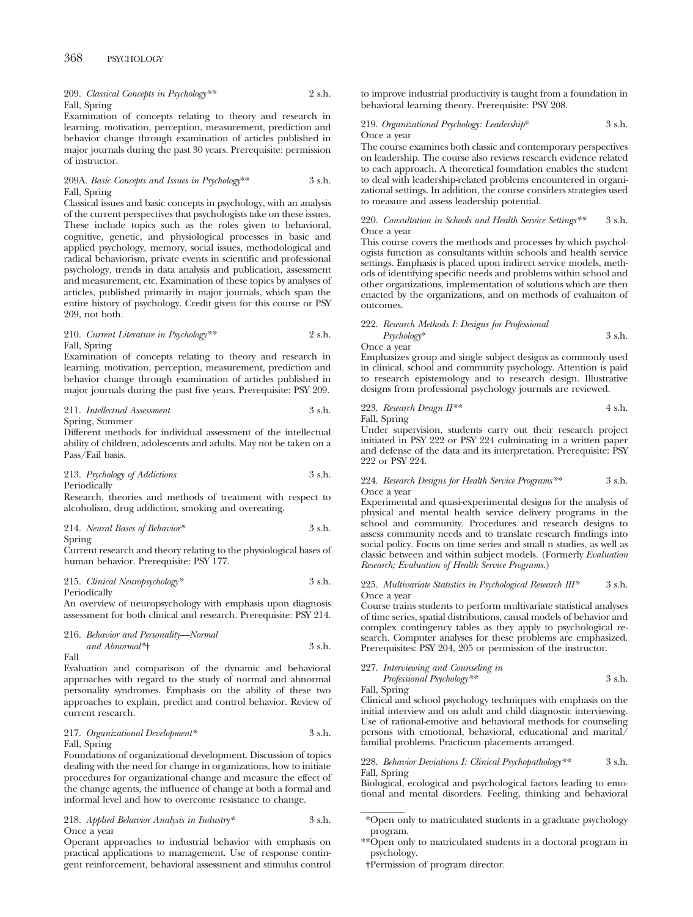209. *Classical Concepts in Psychology*** 2 s.h.
Fall, Spring

Examination of concepts relating to theory and research in learning, motivation, perception, measurement, prediction and behavior change through examination of articles published in major journals during the past 30 years. Prerequisite: permission of instructor.

209A. *Basic Concepts and Issues in Psychology*** 3 s.h.
Fall, Spring

Classical issues and basic concepts in psychology, with an analysis of the current perspectives that psychologists take on these issues. These include topics such as the roles given to behavioral, cognitive, genetic, and physiological processes in basic and applied psychology, memory, social issues, methodological and radical behaviorism, private events in scientific and professional psychology, trends in data analysis and publication, assessment and measurement, etc. Examination of these topics by analyses of articles, published primarily in major journals, which span the entire history of psychology. Credit given for this course or PSY 209, not both.

210. *Current Literature in Psychology*** 2 s.h.
Fall, Spring

Examination of concepts relating to theory and research in learning, motivation, perception, measurement, prediction and behavior change through examination of articles published in major journals during the past five years. Prerequisite: PSY 209.

211. *Intellectual Assessment* 3 s.h.
Spring, Summer

Different methods for individual assessment of the intellectual ability of children, adolescents and adults. May not be taken on a Pass/Fail basis.

213. *Psychology of Addictions* 3 s.h.
Periodically

Research, theories and methods of treatment with respect to alcoholism, drug addiction, smoking and overeating.

214. *Neural Bases of Behavior** 3 s.h.
Spring

Current research and theory relating to the physiological bases of human behavior. Prerequisite: PSY 177.

215. *Clinical Neuropsychology** 3 s.h.
Periodically

An overview of neuropsychology with emphasis upon diagnosis assessment for both clinical and research. Prerequisite: PSY 214.

216. *Behavior and Personality—Normal and Abnormal**† 3 s.h.
Fall

Evaluation and comparison of the dynamic and behavioral approaches with regard to the study of normal and abnormal personality syndromes. Emphasis on the ability of these two approaches to explain, predict and control behavior. Review of current research.

217. *Organizational Development** 3 s.h.
Fall, Spring

Foundations of organizational development. Discussion of topics dealing with the need for change in organizations, how to initiate procedures for organizational change and measure the effect of the change agents, the influence of change at both a formal and informal level and how to overcome resistance to change.

218. *Applied Behavior Analysis in Industry** 3 s.h.
Once a year

Operant approaches to industrial behavior with emphasis on practical applications to management. Use of response contingent reinforcement, behavioral assessment and stimulus control to improve industrial productivity is taught from a foundation in behavioral learning theory. Prerequisite: PSY 208.

219. *Organizational Psychology: Leadership** 3 s.h.
Once a year

The course examines both classic and contemporary perspectives on leadership. The course also reviews research evidence related to each approach. A theoretical foundation enables the student to deal with leadership-related problems encountered in organizational settings. In addition, the course considers strategies used to measure and assess leadership potential.

220. *Consultation in Schools and Health Service Settings*** 3 s.h.
Once a year

This course covers the methods and processes by which psychologists function as consultants within schools and health service settings. Emphasis is placed upon indirect service models, methods of identifying specific needs and problems within school and other organizations, implementation of solutions which are then enacted by the organizations, and on methods of evaluaiton of outcomes.

222. *Research Methods I: Designs for Professional Psychology** 3 s.h.
Once a year

Emphasizes group and single subject designs as commonly used in clinical, school and community psychology. Attention is paid to research epistemology and to research design. Illustrative designs from professional psychology journals are reviewed.

223. *Research Design II*** 4 s.h.
Fall, Spring

Under supervision, students carry out their research project initiated in PSY 222 or PSY 224 culminating in a written paper and defense of the data and its interpretation. Prerequisite: PSY 222 or PSY 224.

224. *Research Designs for Health Service Programs*** 3 s.h.
Once a year

Experimental and quasi-experimental designs for the analysis of physical and mental health service delivery programs in the school and community. Procedures and research designs to assess community needs and to translate research findings into social policy. Focus on time series and small n studies, as well as classic between and within subject models. (Formerly *Evaluation Research; Evaluation of Health Service Programs.*)

225. *Multivariate Statistics in Psychological Research III** 3 s.h.
Once a year

Course trains students to perform multivariate statistical analyses of time series, spatial distributions, causal models of behavior and complex contingency tables as they apply to psychological research. Computer analyses for these problems are emphasized. Prerequisites: PSY 204, 205 or permission of the instructor.

227. *Interviewing and Counseling in Professional Psychology*** 3 s.h.
Fall, Spring

Clinical and school psychology techniques with emphasis on the initial interview and on adult and child diagnostic interviewing. Use of rational-emotive and behavioral methods for counseling persons with emotional, behavioral, educational and marital/familial problems. Practicum placements arranged.

228. *Behavior Deviations I: Clinical Psychopathology*** 3 s.h.
Fall, Spring

Biological, ecological and psychological factors leading to emotional and mental disorders. Feeling, thinking and behavioral

*Open only to matriculated students in a graduate psychology program.

**Open only to matriculated students in a doctoral program in psychology.

†Permission of program director.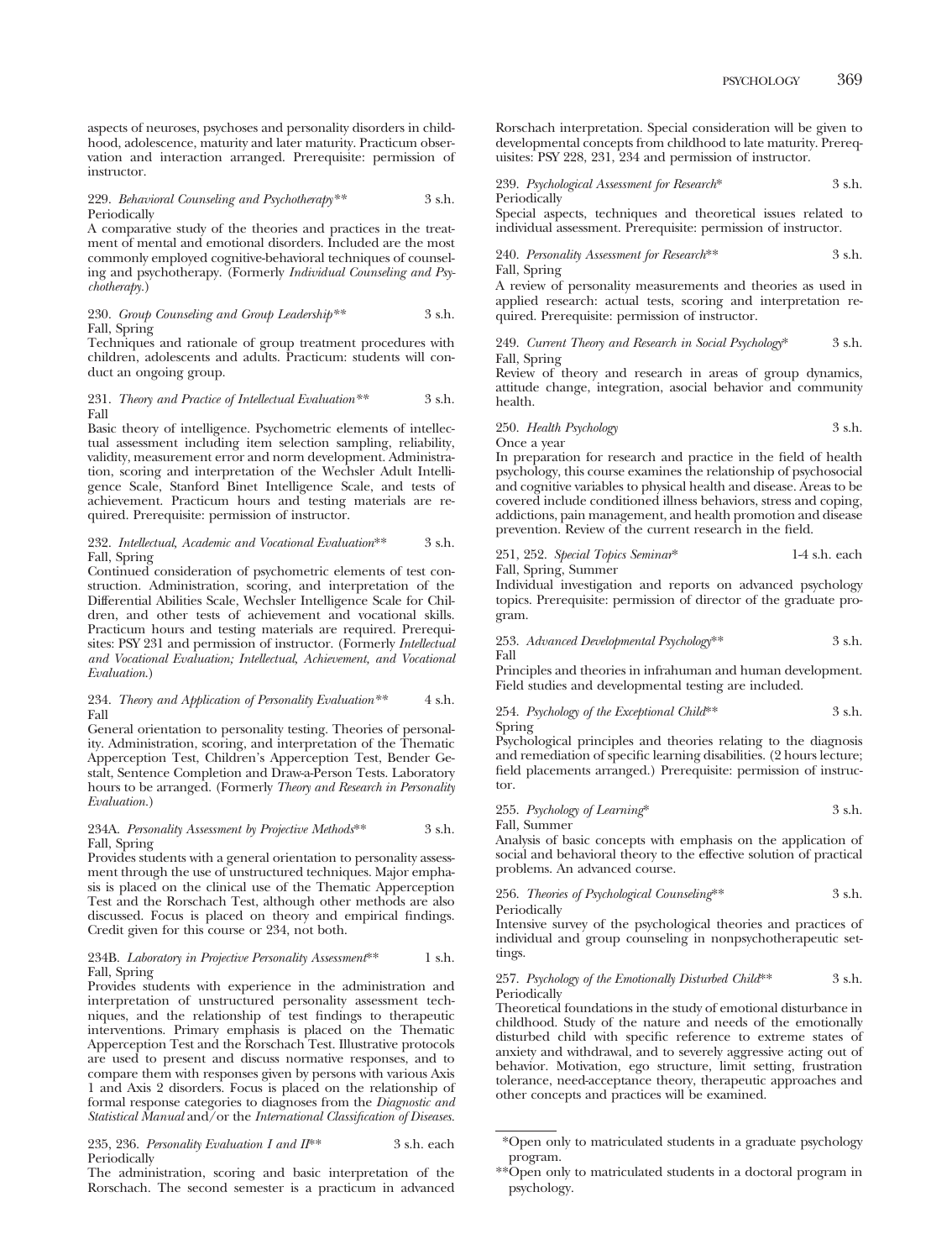aspects of neuroses, psychoses and personality disorders in childhood, adolescence, maturity and later maturity. Practicum observation and interaction arranged. Prerequisite: permission of instructor.

229. *Behavioral Counseling and Psychotherapy*** 3 s.h.
Periodically
A comparative study of the theories and practices in the treatment of mental and emotional disorders. Included are the most commonly employed cognitive-behavioral techniques of counseling and psychotherapy. (Formerly *Individual Counseling and Psychotherapy.*)

230. *Group Counseling and Group Leadership*** 3 s.h.
Fall, Spring
Techniques and rationale of group treatment procedures with children, adolescents and adults. Practicum: students will conduct an ongoing group.

231. *Theory and Practice of Intellectual Evaluation*** 3 s.h.
Fall
Basic theory of intelligence. Psychometric elements of intellectual assessment including item selection sampling, reliability, validity, measurement error and norm development. Administration, scoring and interpretation of the Wechsler Adult Intelligence Scale, Stanford Binet Intelligence Scale, and tests of achievement. Practicum hours and testing materials are required. Prerequisite: permission of instructor.

232. *Intellectual, Academic and Vocational Evaluation*** 3 s.h.
Fall, Spring
Continued consideration of psychometric elements of test construction. Administration, scoring, and interpretation of the Differential Abilities Scale, Wechsler Intelligence Scale for Children, and other tests of achievement and vocational skills. Practicum hours and testing materials are required. Prerequisites: PSY 231 and permission of instructor. (Formerly *Intellectual and Vocational Evaluation; Intellectual, Achievement, and Vocational Evaluation.*)

234. *Theory and Application of Personality Evaluation*** 4 s.h.
Fall
General orientation to personality testing. Theories of personality. Administration, scoring, and interpretation of the Thematic Apperception Test, Children's Apperception Test, Bender Gestalt, Sentence Completion and Draw-a-Person Tests. Laboratory hours to be arranged. (Formerly *Theory and Research in Personality Evaluation.*)

234A. *Personality Assessment by Projective Methods*** 3 s.h.
Fall, Spring
Provides students with a general orientation to personality assessment through the use of unstructured techniques. Major emphasis is placed on the clinical use of the Thematic Apperception Test and the Rorschach Test, although other methods are also discussed. Focus is placed on theory and empirical findings. Credit given for this course or 234, not both.

234B. *Laboratory in Projective Personality Assessment*** 1 s.h.
Fall, Spring
Provides students with experience in the administration and interpretation of unstructured personality assessment techniques, and the relationship of test findings to therapeutic interventions. Primary emphasis is placed on the Thematic Apperception Test and the Rorschach Test. Illustrative protocols are used to present and discuss normative responses, and to compare them with responses given by persons with various Axis 1 and Axis 2 disorders. Focus is placed on the relationship of formal response categories to diagnoses from the *Diagnostic and Statistical Manual* and/or the *International Classification of Diseases.*

235, 236. *Personality Evaluation I and II*** 3 s.h. each
Periodically
The administration, scoring and basic interpretation of the Rorschach. The second semester is a practicum in advanced Rorschach interpretation. Special consideration will be given to developmental concepts from childhood to late maturity. Prerequisites: PSY 228, 231, 234 and permission of instructor.

239. *Psychological Assessment for Research** 3 s.h.
Periodically
Special aspects, techniques and theoretical issues related to individual assessment. Prerequisite: permission of instructor.

240. *Personality Assessment for Research*** 3 s.h.
Fall, Spring
A review of personality measurements and theories as used in applied research: actual tests, scoring and interpretation required. Prerequisite: permission of instructor.

249. *Current Theory and Research in Social Psychology** 3 s.h.
Fall, Spring
Review of theory and research in areas of group dynamics, attitude change, integration, asocial behavior and community health.

250. *Health Psychology* 3 s.h.
Once a year
In preparation for research and practice in the field of health psychology, this course examines the relationship of psychosocial and cognitive variables to physical health and disease. Areas to be covered include conditioned illness behaviors, stress and coping, addictions, pain management, and health promotion and disease prevention. Review of the current research in the field.

251, 252. *Special Topics Seminar** 1-4 s.h. each
Fall, Spring, Summer
Individual investigation and reports on advanced psychology topics. Prerequisite: permission of director of the graduate program.

253. *Advanced Developmental Psychology*** 3 s.h.
Fall
Principles and theories in infrahuman and human development. Field studies and developmental testing are included.

254. *Psychology of the Exceptional Child*** 3 s.h.
Spring
Psychological principles and theories relating to the diagnosis and remediation of specific learning disabilities. (2 hours lecture; field placements arranged.) Prerequisite: permission of instructor.

255. *Psychology of Learning** 3 s.h.
Fall, Summer
Analysis of basic concepts with emphasis on the application of social and behavioral theory to the effective solution of practical problems. An advanced course.

256. *Theories of Psychological Counseling*** 3 s.h.
Periodically
Intensive survey of the psychological theories and practices of individual and group counseling in nonpsychotherapeutic settings.

257. *Psychology of the Emotionally Disturbed Child*** 3 s.h.
Periodically
Theoretical foundations in the study of emotional disturbance in childhood. Study of the nature and needs of the emotionally disturbed child with specific reference to extreme states of anxiety and withdrawal, and to severely aggressive acting out of behavior. Motivation, ego structure, limit setting, frustration tolerance, need-acceptance theory, therapeutic approaches and other concepts and practices will be examined.

---

*Open only to matriculated students in a graduate psychology program.

**Open only to matriculated students in a doctoral program in psychology.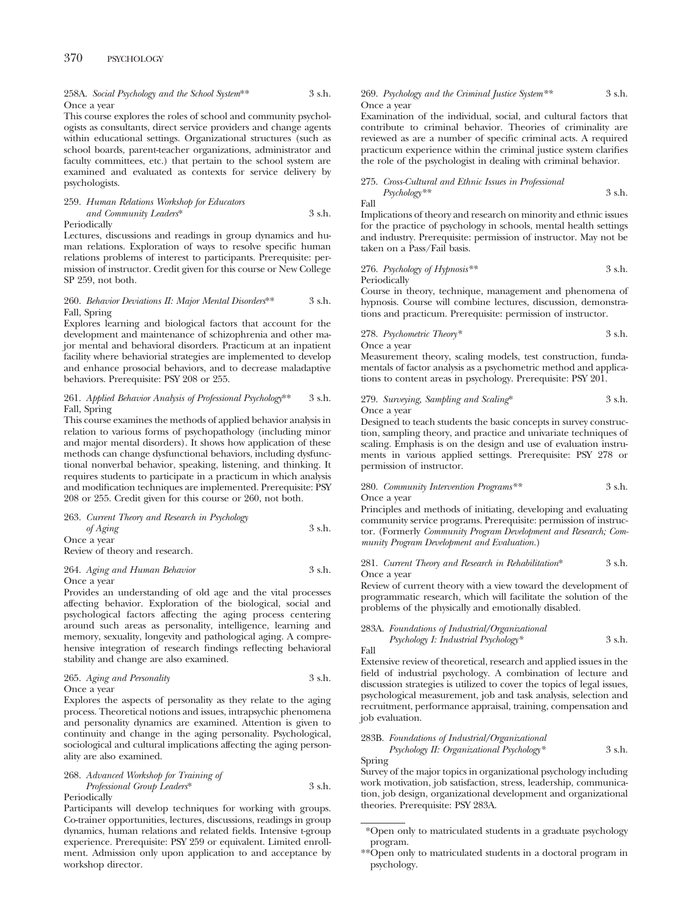258A. *Social Psychology and the School System*** 3 s.h.
Once a year

This course explores the roles of school and community psychologists as consultants, direct service providers and change agents within educational settings. Organizational structures (such as school boards, parent-teacher organizations, administrator and faculty committees, etc.) that pertain to the school system are examined and evaluated as contexts for service delivery by psychologists.

259. *Human Relations Workshop for Educators and Community Leaders** 3 s.h.
Periodically

Lectures, discussions and readings in group dynamics and human relations. Exploration of ways to resolve specific human relations problems of interest to participants. Prerequisite: permission of instructor. Credit given for this course or New College SP 259, not both.

260. *Behavior Deviations II: Major Mental Disorders*** 3 s.h.
Fall, Spring

Explores learning and biological factors that account for the development and maintenance of schizophrenia and other major mental and behavioral disorders. Practicum at an inpatient facility where behaviorial strategies are implemented to develop and enhance prosocial behaviors, and to decrease maladaptive behaviors. Prerequisite: PSY 208 or 255.

261. *Applied Behavior Analysis of Professional Psychology*** 3 s.h.
Fall, Spring

This course examines the methods of applied behavior analysis in relation to various forms of psychopathology (including minor and major mental disorders). It shows how application of these methods can change dysfunctional behaviors, including dysfunctional nonverbal behavior, speaking, listening, and thinking. It requires students to participate in a practicum in which analysis and modification techniques are implemented. Prerequisite: PSY 208 or 255. Credit given for this course or 260, not both.

263. *Current Theory and Research in Psychology of Aging* 3 s.h.
Once a year

Review of theory and research.

264. *Aging and Human Behavior* 3 s.h.
Once a year

Provides an understanding of old age and the vital processes affecting behavior. Exploration of the biological, social and psychological factors affecting the aging process centering around such areas as personality, intelligence, learning and memory, sexuality, longevity and pathological aging. A comprehensive integration of research findings reflecting behavioral stability and change are also examined.

265. *Aging and Personality* 3 s.h.
Once a year

Explores the aspects of personality as they relate to the aging process. Theoretical notions and issues, intrapsychic phenomena and personality dynamics are examined. Attention is given to continuity and change in the aging personality. Psychological, sociological and cultural implications affecting the aging personality are also examined.

268. *Advanced Workshop for Training of Professional Group Leaders** 3 s.h.
Periodically

Participants will develop techniques for working with groups. Co-trainer opportunities, lectures, discussions, readings in group dynamics, human relations and related fields. Intensive t-group experience. Prerequisite: PSY 259 or equivalent. Limited enrollment. Admission only upon application to and acceptance by workshop director.

269. *Psychology and the Criminal Justice System*** 3 s.h.
Once a year

Examination of the individual, social, and cultural factors that contribute to criminal behavior. Theories of criminality are reviewed as are a number of specific criminal acts. A required practicum experience within the criminal justice system clarifies the role of the psychologist in dealing with criminal behavior.

275. *Cross-Cultural and Ethnic Issues in Professional Psychology*** 3 s.h.
Fall

Implications of theory and research on minority and ethnic issues for the practice of psychology in schools, mental health settings and industry. Prerequisite: permission of instructor. May not be taken on a Pass/Fail basis.

276. *Psychology of Hypnosis*** 3 s.h.
Periodically

Course in theory, technique, management and phenomena of hypnosis. Course will combine lectures, discussion, demonstrations and practicum. Prerequisite: permission of instructor.

278. *Psychometric Theory** 3 s.h.
Once a year

Measurement theory, scaling models, test construction, fundamentals of factor analysis as a psychometric method and applications to content areas in psychology. Prerequisite: PSY 201.

279. *Surveying, Sampling and Scaling** 3 s.h.
Once a year

Designed to teach students the basic concepts in survey construction, sampling theory, and practice and univariate techniques of scaling. Emphasis is on the design and use of evaluation instruments in various applied settings. Prerequisite: PSY 278 or permission of instructor.

280. *Community Intervention Programs*** 3 s.h.
Once a year

Principles and methods of initiating, developing and evaluating community service programs. Prerequisite: permission of instructor. (Formerly *Community Program Development and Research; Community Program Development and Evaluation.*)

281. *Current Theory and Research in Rehabilitation** 3 s.h.
Once a year

Review of current theory with a view toward the development of programmatic research, which will facilitate the solution of the problems of the physically and emotionally disabled.

283A. *Foundations of Industrial/Organizational Psychology I: Industrial Psychology** 3 s.h.
Fall

Extensive review of theoretical, research and applied issues in the field of industrial psychology. A combination of lecture and discussion strategies is utilized to cover the topics of legal issues, psychological measurement, job and task analysis, selection and recruitment, performance appraisal, training, compensation and job evaluation.

283B. *Foundations of Industrial/Organizational Psychology II: Organizational Psychology** 3 s.h.
Spring

Survey of the major topics in organizational psychology including work motivation, job satisfaction, stress, leadership, communication, job design, organizational development and organizational theories. Prerequisite: PSY 283A.

---

*Open only to matriculated students in a graduate psychology program.

**Open only to matriculated students in a doctoral program in psychology.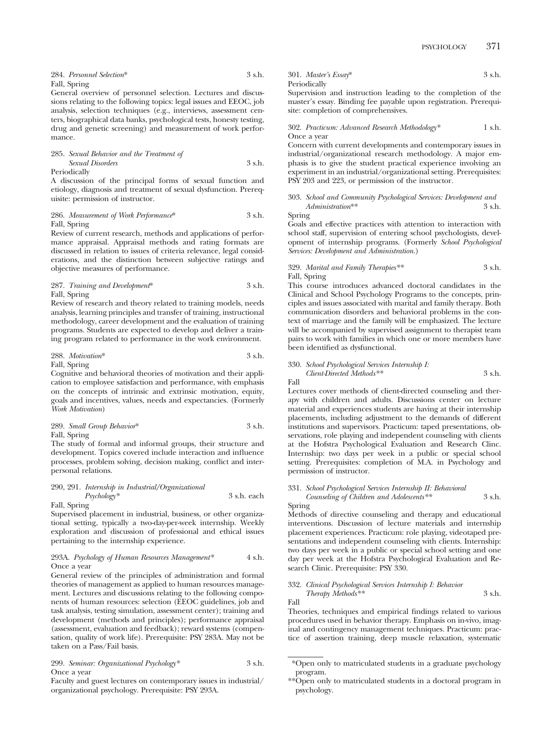284. *Personnel Selection** 3 s.h.
Fall, Spring

General overview of personnel selection. Lectures and discussions relating to the following topics: legal issues and EEOC, job analysis, selection techniques (e.g., interviews, assessment centers, biographical data banks, psychological tests, honesty testing, drug and genetic screening) and measurement of work performance.

285. *Sexual Behavior and the Treatment of Sexual Disorders* 3 s.h.
Periodically

A discussion of the principal forms of sexual function and etiology, diagnosis and treatment of sexual dysfunction. Prerequisite: permission of instructor.

286. *Measurement of Work Performance** 3 s.h.
Fall, Spring

Review of current research, methods and applications of performance appraisal. Appraisal methods and rating formats are discussed in relation to issues of criteria relevance, legal considerations, and the distinction between subjective ratings and objective measures of performance.

287. *Training and Development** 3 s.h.
Fall, Spring

Review of research and theory related to training models, needs analysis, learning principles and transfer of training, instructional methodology, career development and the evaluation of training programs. Students are expected to develop and deliver a training program related to performance in the work environment.

288. *Motivation** 3 s.h.
Fall, Spring

Cognitive and behavioral theories of motivation and their application to employee satisfaction and performance, with emphasis on the concepts of intrinsic and extrinsic motivation, equity, goals and incentives, values, needs and expectancies. (Formerly *Work Motivation*)

289. *Small Group Behavior** 3 s.h.
Fall, Spring

The study of formal and informal groups, their structure and development. Topics covered include interaction and influence processes, problem solving, decision making, conflict and interpersonal relations.

290, 291. *Internship in Industrial/Organizational Psychology** 3 s.h. each
Fall, Spring

Supervised placement in industrial, business, or other organizational setting, typically a two-day-per-week internship. Weekly exploration and discussion of professional and ethical issues pertaining to the internship experience.

293A. *Psychology of Human Resources Management** 4 s.h.
Once a year

General review of the principles of administration and formal theories of management as applied to human resources management. Lectures and discussions relating to the following components of human resources: selection (EEOC guidelines, job and task analysis, testing simulation, assessment center); training and development (methods and principles); performance appraisal (assessment, evaluation and feedback); reward systems (compensation, quality of work life). Prerequisite: PSY 283A. May not be taken on a Pass/Fail basis.

299. *Seminar: Organizational Psychology** 3 s.h.
Once a year

Faculty and guest lectures on contemporary issues in industrial/organizational psychology. Prerequisite: PSY 293A.

301. *Master's Essay** 3 s.h.
Periodically

Supervision and instruction leading to the completion of the master's essay. Binding fee payable upon registration. Prerequisite: completion of comprehensives.

302. *Practicum: Advanced Research Methodology** 1 s.h.
Once a year

Concern with current developments and contemporary issues in industrial/organizational research methodology. A major emphasis is to give the student practical experience involving an experiment in an industrial/organizational setting. Prerequisites: PSY 203 and 223, or permission of the instructor.

303. *School and Community Psychological Services: Development and Administration*** 3 s.h.
Spring

Goals and effective practices with attention to interaction with school staff, supervision of entering school psychologists, development of internship programs. (Formerly *School Psychological Services: Development and Administration.*)

329. *Marital and Family Therapies*** 3 s.h.
Fall, Spring

This course introduces advanced doctoral candidates in the Clinical and School Psychology Programs to the concepts, principles and issues associated with marital and family therapy. Both communication disorders and behavioral problems in the context of marriage and the family will be emphasized. The lecture will be accompanied by supervised assignment to therapist team pairs to work with families in which one or more members have been identified as dysfunctional.

330. *School Psychological Services Internship I: Client-Directed Methods*** 3 s.h.
Fall

Lectures cover methods of client-directed counseling and therapy with children and adults. Discussions center on lecture material and experiences students are having at their internship placements, including adjustment to the demands of different institutions and supervisors. Practicum: taped presentations, observations, role playing and independent counseling with clients at the Hofstra Psychological Evaluation and Research Clinc. Internship: two days per week in a public or special school setting. Prerequisites: completion of M.A. in Psychology and permission of instructor.

331. *School Psychological Services Internship II: Behavioral Counseling of Children and Adolescents*** 3 s.h.
Spring

Methods of directive counseling and therapy and educational interventions. Discussion of lecture materials and internship placement experiences. Practicum: role playing, videotaped presentations and independent counseling with clients. Internship: two days per week in a public or special school setting and one day per week at the Hofstra Psychological Evaluation and Research Clinic. Prerequisite: PSY 330.

332. *Clinical Psychological Services Internship I: Behavior Therapy Methods*** 3 s.h.
Fall

Theories, techniques and empirical findings related to various procedures used in behavior therapy. Emphasis on in-vivo, imaginal and contingency management techniques. Practicum: practice of assertion training, deep muscle relaxation, systematic

*Open only to matriculated students in a graduate psychology program.

**Open only to matriculated students in a doctoral program in psychology.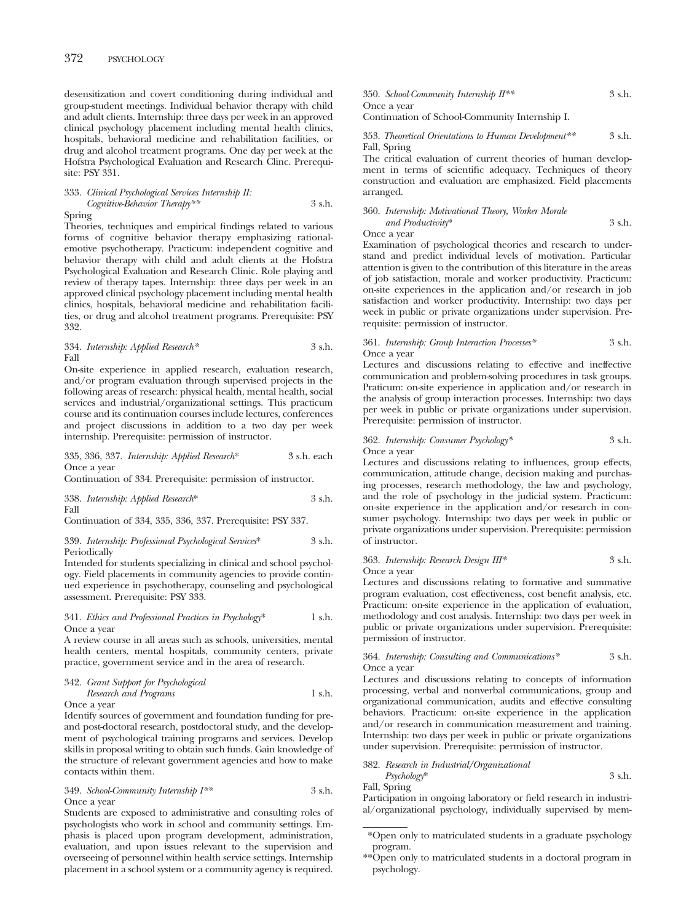desensitization and covert conditioning during individual and group-student meetings. Individual behavior therapy with child and adult clients. Internship: three days per week in an approved clinical psychology placement including mental health clinics, hospitals, behavioral medicine and rehabilitation facilities, or drug and alcohol treatment programs. One day per week at the Hofstra Psychological Evaluation and Research Clinc. Prerequisite: PSY 331.

333. *Clinical Psychological Services Internship II: Cognitive-Behavior Therapy*** 3 s.h.
Spring
Theories, techniques and empirical findings related to various forms of cognitive behavior therapy emphasizing rational-emotive psychotherapy. Practicum: independent cognitive and behavior therapy with child and adult clients at the Hofstra Psychological Evaluation and Research Clinic. Role playing and review of therapy tapes. Internship: three days per week in an approved clinical psychology placement including mental health clinics, hospitals, behavioral medicine and rehabilitation facilities, or drug and alcohol treatment programs. Prerequisite: PSY 332.

334. *Internship: Applied Research** 3 s.h.
Fall
On-site experience in applied research, evaluation research, and/or program evaluation through supervised projects in the following areas of research: physical health, mental health, social services and industrial/organizational settings. This practicum course and its continuation courses include lectures, conferences and project discussions in addition to a two day per week internship. Prerequisite: permission of instructor.

335, 336, 337. *Internship: Applied Research** 3 s.h. each
Once a year
Continuation of 334. Prerequisite: permission of instructor.

338. *Internship: Applied Research** 3 s.h.
Fall
Continuation of 334, 335, 336, 337. Prerequisite: PSY 337.

339. *Internship: Professional Psychological Services** 3 s.h.
Periodically
Intended for students specializing in clinical and school psychology. Field placements in community agencies to provide continued experience in psychotherapy, counseling and psychological assessment. Prerequisite: PSY 333.

341. *Ethics and Professional Practices in Psychology** 1 s.h.
Once a year
A review course in all areas such as schools, universities, mental health centers, mental hospitals, community centers, private practice, government service and in the area of research.

342. *Grant Support for Psychological Research and Programs* 1 s.h.
Once a year
Identify sources of government and foundation funding for pre- and post-doctoral research, postdoctoral study, and the development of psychological training programs and services. Develop skills in proposal writing to obtain such funds. Gain knowledge of the structure of relevant government agencies and how to make contacts within them.

349. *School-Community Internship I*** 3 s.h.
Once a year
Students are exposed to administrative and consulting roles of psychologists who work in school and community settings. Emphasis is placed upon program development, administration, evaluation, and upon issues relevant to the supervision and overseeing of personnel within health service settings. Internship placement in a school system or a community agency is required.

350. *School-Community Internship II*** 3 s.h.
Once a year
Continuation of School-Community Internship I.

353. *Theoretical Orientations to Human Development*** 3 s.h.
Fall, Spring
The critical evaluation of current theories of human development in terms of scientific adequacy. Techniques of theory construction and evaluation are emphasized. Field placements arranged.

360. *Internship: Motivational Theory, Worker Morale and Productivity** 3 s.h.
Once a year
Examination of psychological theories and research to understand and predict individual levels of motivation. Particular attention is given to the contribution of this literature in the areas of job satisfaction, morale and worker productivity. Practicum: on-site experiences in the application and/or research in job satisfaction and worker productivity. Internship: two days per week in public or private organizations under supervision. Prerequisite: permission of instructor.

361. *Internship: Group Interaction Processes** 3 s.h.
Once a year
Lectures and discussions relating to effective and ineffective communication and problem-solving procedures in task groups. Praticum: on-site experience in application and/or research in the analysis of group interaction processes. Internship: two days per week in public or private organizations under supervision. Prerequisite: permission of instructor.

362. *Internship: Consumer Psychology** 3 s.h.
Once a year
Lectures and discussions relating to influences, group effects, communication, attitude change, decision making and purchasing processes, research methodology, the law and psychology, and the role of psychology in the judicial system. Practicum: on-site experience in the application and/or research in consumer psychology. Internship: two days per week in public or private organizations under supervision. Prerequisite: permission of instructor.

363. *Internship: Research Design III** 3 s.h.
Once a year
Lectures and discussions relating to formative and summative program evaluation, cost effectiveness, cost benefit analysis, etc. Practicum: on-site experience in the application of evaluation, methodology and cost analysis. Internship: two days per week in public or private organizations under supervision. Prerequisite: permission of instructor.

364. *Internship: Consulting and Communications** 3 s.h.
Once a year
Lectures and discussions relating to concepts of information processing, verbal and nonverbal communications, group and organizational communication, audits and effective consulting behaviors. Practicum: on-site experience in the application and/or research in communication measurement and training. Internship: two days per week in public or private organizations under supervision. Prerequisite: permission of instructor.

382. *Research in Industrial/Organizational Psychology** 3 s.h.
Fall, Spring
Participation in ongoing laboratory or field research in industrial/organizational psychology, individually supervised by mem-

*Open only to matriculated students in a graduate psychology program.

**Open only to matriculated students in a doctoral program in psychology.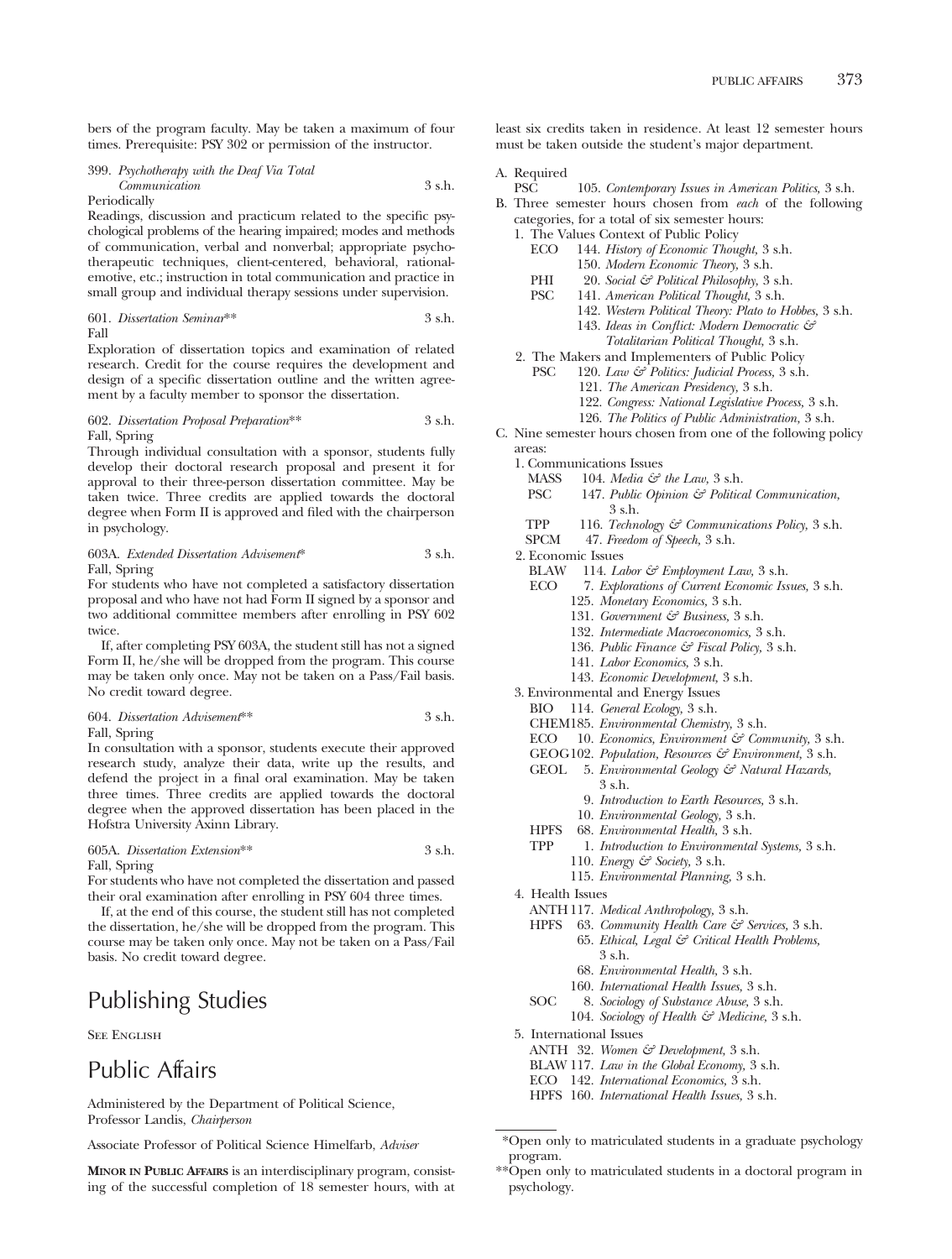bers of the program faculty. May be taken a maximum of four times. Prerequisite: PSY 302 or permission of the instructor.

399. *Psychotherapy with the Deaf Via Total Communication* 3 s.h.
Periodically
Readings, discussion and practicum related to the specific psychological problems of the hearing impaired; modes and methods of communication, verbal and nonverbal; appropriate psychotherapeutic techniques, client-centered, behavioral, rational-emotive, etc.; instruction in total communication and practice in small group and individual therapy sessions under supervision.

601. *Dissertation Seminar*** 3 s.h.
Fall
Exploration of dissertation topics and examination of related research. Credit for the course requires the development and design of a specific dissertation outline and the written agreement by a faculty member to sponsor the dissertation.

602. *Dissertation Proposal Preparation*** 3 s.h.
Fall, Spring
Through individual consultation with a sponsor, students fully develop their doctoral research proposal and present it for approval to their three-person dissertation committee. May be taken twice. Three credits are applied towards the doctoral degree when Form II is approved and filed with the chairperson in psychology.

603A. *Extended Dissertation Advisement** 3 s.h.
Fall, Spring
For students who have not completed a satisfactory dissertation proposal and who have not had Form II signed by a sponsor and two additional committee members after enrolling in PSY 602 twice.

If, after completing PSY 603A, the student still has not a signed Form II, he/she will be dropped from the program. This course may be taken only once. May not be taken on a Pass/Fail basis. No credit toward degree.

604. *Dissertation Advisement*** 3 s.h.
Fall, Spring
In consultation with a sponsor, students execute their approved research study, analyze their data, write up the results, and defend the project in a final oral examination. May be taken three times. Three credits are applied towards the doctoral degree when the approved dissertation has been placed in the Hofstra University Axinn Library.

605A. *Dissertation Extension*** 3 s.h.
Fall, Spring
For students who have not completed the dissertation and passed their oral examination after enrolling in PSY 604 three times.

If, at the end of this course, the student still has not completed the dissertation, he/she will be dropped from the program. This course may be taken only once. May not be taken on a Pass/Fail basis. No credit toward degree.

# Publishing Studies

See English

# Public Affairs

Administered by the Department of Political Science, Professor Landis, *Chairperson*

Associate Professor of Political Science Himelfarb, *Adviser*

**Minor in Public Affairs** is an interdisciplinary program, consisting of the successful completion of 18 semester hours, with at least six credits taken in residence. At least 12 semester hours must be taken outside the student's major department.

A. Required
   - PSC 105. *Contemporary Issues in American Politics,* 3 s.h.

B. Three semester hours chosen from *each* of the following categories, for a total of six semester hours:
   1. The Values Context of Public Policy
      - ECO 144. *History of Economic Thought,* 3 s.h.
      - 150. *Modern Economic Theory,* 3 s.h.
      - PHI 20. *Social & Political Philosophy,* 3 s.h.
      - PSC 141. *American Political Thought,* 3 s.h.
      - 142. *Western Political Theory: Plato to Hobbes,* 3 s.h.
      - 143. *Ideas in Conflict: Modern Democratic & Totalitarian Political Thought,* 3 s.h.
   2. The Makers and Implementers of Public Policy
      - PSC 120. *Law & Politics: Judicial Process,* 3 s.h.
      - 121. *The American Presidency,* 3 s.h.
      - 122. *Congress: National Legislative Process,* 3 s.h.
      - 126. *The Politics of Public Administration,* 3 s.h.

C. Nine semester hours chosen from one of the following policy areas:
   1. Communications Issues
      - MASS 104. *Media & the Law,* 3 s.h.
      - PSC 147. *Public Opinion & Political Communication,* 3 s.h.
      - TPP 116. *Technology & Communications Policy,* 3 s.h.
      - SPCM 47. *Freedom of Speech,* 3 s.h.
   2. Economic Issues
      - BLAW 114. *Labor & Employment Law,* 3 s.h.
      - ECO 7. *Explorations of Current Economic Issues,* 3 s.h.
      - 125. *Monetary Economics,* 3 s.h.
      - 131. *Government & Business,* 3 s.h.
      - 132. *Intermediate Macroeconomics,* 3 s.h.
      - 136. *Public Finance & Fiscal Policy,* 3 s.h.
      - 141. *Labor Economics,* 3 s.h.
      - 143. *Economic Development,* 3 s.h.
   3. Environmental and Energy Issues
      - BIO 114. *General Ecology,* 3 s.h.
      - CHEM 185. *Environmental Chemistry,* 3 s.h.
      - ECO 10. *Economics, Environment & Community,* 3 s.h.
      - GEOG 102. *Population, Resources & Environment,* 3 s.h.
      - GEOL 5. *Environmental Geology & Natural Hazards,* 3 s.h.
      - 9. *Introduction to Earth Resources,* 3 s.h.
      - 10. *Environmental Geology,* 3 s.h.
      - HPFS 68. *Environmental Health,* 3 s.h.
      - TPP 1. *Introduction to Environmental Systems,* 3 s.h.
      - 110. *Energy & Society,* 3 s.h.
      - 115. *Environmental Planning,* 3 s.h.
   4. Health Issues
      - ANTH 117. *Medical Anthropology,* 3 s.h.
      - HPFS 63. *Community Health Care & Services,* 3 s.h.
      - 65. *Ethical, Legal & Critical Health Problems,* 3 s.h.
      - 68. *Environmental Health,* 3 s.h.
      - 160. *International Health Issues,* 3 s.h.
      - SOC 8. *Sociology of Substance Abuse,* 3 s.h.
      - 104. *Sociology of Health & Medicine,* 3 s.h.
   5. International Issues
      - ANTH 32. *Women & Development,* 3 s.h.
      - BLAW 117. *Law in the Global Economy,* 3 s.h.
      - ECO 142. *International Economics,* 3 s.h.
      - HPFS 160. *International Health Issues,* 3 s.h.

---

*Open only to matriculated students in a graduate psychology program.

**Open only to matriculated students in a doctoral program in psychology.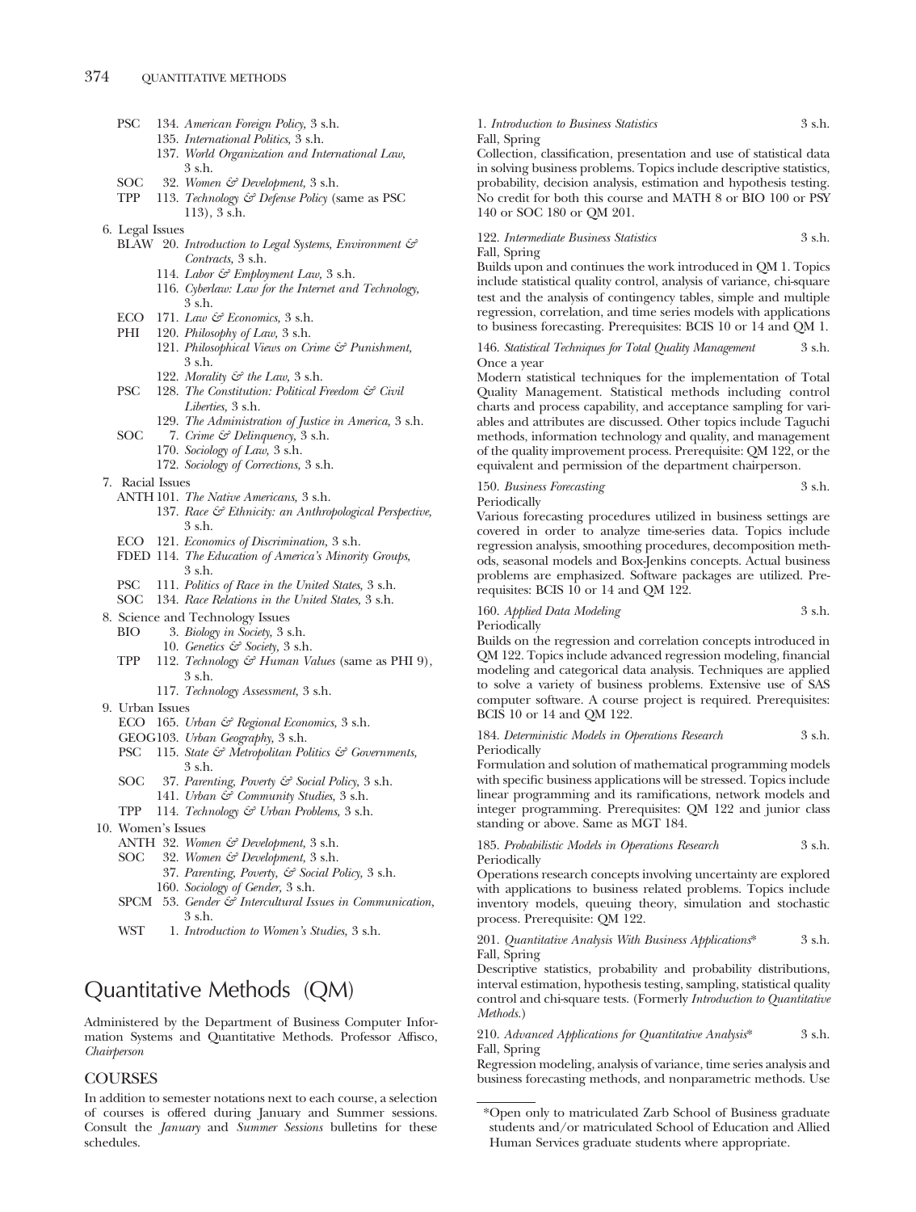- PSC 134. *American Foreign Policy,* 3 s.h.
  - 135. *International Politics,* 3 s.h.
  - 137. *World Organization and International Law,* 3 s.h.
- SOC 32. *Women & Development,* 3 s.h.
- TPP 113. *Technology & Defense Policy* (same as PSC 113), 3 s.h.

6. Legal Issues
   - BLAW 20. *Introduction to Legal Systems, Environment & Contracts,* 3 s.h.
     - 114. *Labor & Employment Law,* 3 s.h.
     - 116. *Cyberlaw: Law for the Internet and Technology,* 3 s.h.
   - ECO 171. *Law & Economics,* 3 s.h.
   - PHI 120. *Philosophy of Law,* 3 s.h.
     - 121. *Philosophical Views on Crime & Punishment,* 3 s.h.
     - 122. *Morality & the Law,* 3 s.h.
   - PSC 128. *The Constitution: Political Freedom & Civil Liberties,* 3 s.h.
     - 129. *The Administration of Justice in America,* 3 s.h.
   - SOC 7. *Crime & Delinquency,* 3 s.h.
     - 170. *Sociology of Law,* 3 s.h.
     - 172. *Sociology of Corrections,* 3 s.h.

7. Racial Issues
   - ANTH 101. *The Native Americans,* 3 s.h.
     - 137. *Race & Ethnicity: an Anthropological Perspective,* 3 s.h.
   - ECO 121. *Economics of Discrimination,* 3 s.h.
   - FDED 114. *The Education of America's Minority Groups,* 3 s.h.
   - PSC 111. *Politics of Race in the United States,* 3 s.h.
   - SOC 134. *Race Relations in the United States,* 3 s.h.

8. Science and Technology Issues
   - BIO 3. *Biology in Society,* 3 s.h.
     - 10. *Genetics & Society,* 3 s.h.
   - TPP 112. *Technology & Human Values* (same as PHI 9), 3 s.h.
     - 117. *Technology Assessment,* 3 s.h.

9. Urban Issues
   - ECO 165. *Urban & Regional Economics,* 3 s.h.
   - GEOG 103. *Urban Geography,* 3 s.h.
   - PSC 115. *State & Metropolitan Politics & Governments,* 3 s.h.
   - SOC 37. *Parenting, Poverty & Social Policy,* 3 s.h.
     - 141. *Urban & Community Studies,* 3 s.h.
   - TPP 114. *Technology & Urban Problems,* 3 s.h.

10. Women's Issues
    - ANTH 32. *Women & Development,* 3 s.h.
    - SOC 32. *Women & Development,* 3 s.h.
      - 37. *Parenting, Poverty, & Social Policy,* 3 s.h.
      - 160. *Sociology of Gender,* 3 s.h.
    - SPCM 53. *Gender & Intercultural Issues in Communication,* 3 s.h.
    - WST 1. *Introduction to Women's Studies,* 3 s.h.

# Quantitative Methods (QM)

Administered by the Department of Business Computer Information Systems and Quantitative Methods. Professor Affisco, *Chairperson*

## COURSES

In addition to semester notations next to each course, a selection of courses is offered during January and Summer sessions. Consult the *January* and *Summer Sessions* bulletins for these schedules.

1. *Introduction to Business Statistics* 3 s.h.
Fall, Spring
Collection, classification, presentation and use of statistical data in solving business problems. Topics include descriptive statistics, probability, decision analysis, estimation and hypothesis testing. No credit for both this course and MATH 8 or BIO 100 or PSY 140 or SOC 180 or QM 201.

122. *Intermediate Business Statistics* 3 s.h.
Fall, Spring
Builds upon and continues the work introduced in QM 1. Topics include statistical quality control, analysis of variance, chi-square test and the analysis of contingency tables, simple and multiple regression, correlation, and time series models with applications to business forecasting. Prerequisites: BCIS 10 or 14 and QM 1.

146. *Statistical Techniques for Total Quality Management* 3 s.h.
Once a year
Modern statistical techniques for the implementation of Total Quality Management. Statistical methods including control charts and process capability, and acceptance sampling for variables and attributes are discussed. Other topics include Taguchi methods, information technology and quality, and management of the quality improvement process. Prerequisite: QM 122, or the equivalent and permission of the department chairperson.

150. *Business Forecasting* 3 s.h.
Periodically
Various forecasting procedures utilized in business settings are covered in order to analyze time-series data. Topics include regression analysis, smoothing procedures, decomposition methods, seasonal models and Box-Jenkins concepts. Actual business problems are emphasized. Software packages are utilized. Prerequisites: BCIS 10 or 14 and QM 122.

160. *Applied Data Modeling* 3 s.h.
Periodically
Builds on the regression and correlation concepts introduced in QM 122. Topics include advanced regression modeling, financial modeling and categorical data analysis. Techniques are applied to solve a variety of business problems. Extensive use of SAS computer software. A course project is required. Prerequisites: BCIS 10 or 14 and QM 122.

184. *Deterministic Models in Operations Research* 3 s.h.
Periodically
Formulation and solution of mathematical programming models with specific business applications will be stressed. Topics include linear programming and its ramifications, network models and integer programming. Prerequisites: QM 122 and junior class standing or above. Same as MGT 184.

185. *Probabilistic Models in Operations Research* 3 s.h.
Periodically
Operations research concepts involving uncertainty are explored with applications to business related problems. Topics include inventory models, queuing theory, simulation and stochastic process. Prerequisite: QM 122.

201. *Quantitative Analysis With Business Applications** 3 s.h.
Fall, Spring
Descriptive statistics, probability and probability distributions, interval estimation, hypothesis testing, sampling, statistical quality control and chi-square tests. (Formerly *Introduction to Quantitative Methods.*)

210. *Advanced Applications for Quantitative Analysis** 3 s.h.
Fall, Spring
Regression modeling, analysis of variance, time series analysis and business forecasting methods, and nonparametric methods. Use

*Open only to matriculated Zarb School of Business graduate students and/or matriculated School of Education and Allied Human Services graduate students where appropriate.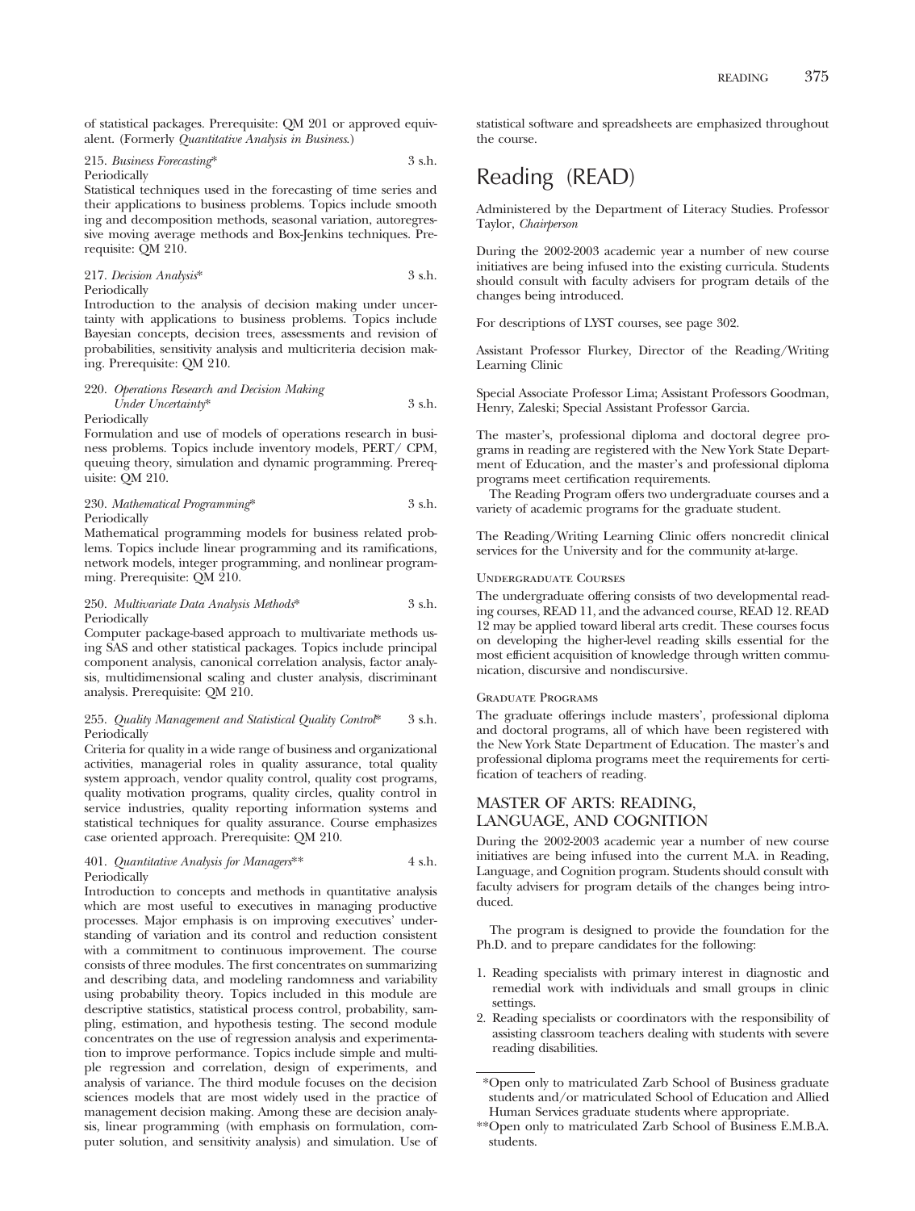of statistical packages. Prerequisite: QM 201 or approved equivalent. (Formerly *Quantitative Analysis in Business*.)

215. *Business Forecasting** 3 s.h.
Periodically
Statistical techniques used in the forecasting of time series and their applications to business problems. Topics include smoothing and decomposition methods, seasonal variation, autoregressive moving average methods and Box-Jenkins techniques. Prerequisite: QM 210.

217. *Decision Analysis** 3 s.h.
Periodically
Introduction to the analysis of decision making under uncertainty with applications to business problems. Topics include Bayesian concepts, decision trees, assessments and revision of probabilities, sensitivity analysis and multicriteria decision making. Prerequisite: QM 210.

220. *Operations Research and Decision Making Under Uncertainty** 3 s.h.
Periodically
Formulation and use of models of operations research in business problems. Topics include inventory models, PERT/ CPM, queuing theory, simulation and dynamic programming. Prerequisite: QM 210.

230. *Mathematical Programming** 3 s.h.
Periodically
Mathematical programming models for business related problems. Topics include linear programming and its ramifications, network models, integer programming, and nonlinear programming. Prerequisite: QM 210.

250. *Multivariate Data Analysis Methods** 3 s.h.
Periodically
Computer package-based approach to multivariate methods using SAS and other statistical packages. Topics include principal component analysis, canonical correlation analysis, factor analysis, multidimensional scaling and cluster analysis, discriminant analysis. Prerequisite: QM 210.

255. *Quality Management and Statistical Quality Control** 3 s.h.
Periodically
Criteria for quality in a wide range of business and organizational activities, managerial roles in quality assurance, total quality system approach, vendor quality control, quality cost programs, quality motivation programs, quality circles, quality control in service industries, quality reporting information systems and statistical techniques for quality assurance. Course emphasizes case oriented approach. Prerequisite: QM 210.

401. *Quantitative Analysis for Managers*** 4 s.h.
Periodically
Introduction to concepts and methods in quantitative analysis which are most useful to executives in managing productive processes. Major emphasis is on improving executives' understanding of variation and its control and reduction consistent with a commitment to continuous improvement. The course consists of three modules. The first concentrates on summarizing and describing data, and modeling randomness and variability using probability theory. Topics included in this module are descriptive statistics, statistical process control, probability, sampling, estimation, and hypothesis testing. The second module concentrates on the use of regression analysis and experimentation to improve performance. Topics include simple and multiple regression and correlation, design of experiments, and analysis of variance. The third module focuses on the decision sciences models that are most widely used in the practice of management decision making. Among these are decision analysis, linear programming (with emphasis on formulation, computer solution, and sensitivity analysis) and simulation. Use of statistical software and spreadsheets are emphasized throughout the course.

# Reading (READ)

Administered by the Department of Literacy Studies. Professor Taylor, *Chairperson*

During the 2002-2003 academic year a number of new course initiatives are being infused into the existing curricula. Students should consult with faculty advisers for program details of the changes being introduced.

For descriptions of LYST courses, see page 302.

Assistant Professor Flurkey, Director of the Reading/Writing Learning Clinic

Special Associate Professor Lima; Assistant Professors Goodman, Henry, Zaleski; Special Assistant Professor Garcia.

The master's, professional diploma and doctoral degree programs in reading are registered with the New York State Department of Education, and the master's and professional diploma programs meet certification requirements.

The Reading Program offers two undergraduate courses and a variety of academic programs for the graduate student.

The Reading/Writing Learning Clinic offers noncredit clinical services for the University and for the community at-large.

### Undergraduate Courses

The undergraduate offering consists of two developmental reading courses, READ 11, and the advanced course, READ 12. READ 12 may be applied toward liberal arts credit. These courses focus on developing the higher-level reading skills essential for the most efficient acquisition of knowledge through written communication, discursive and nondiscursive.

### Graduate Programs

The graduate offerings include masters', professional diploma and doctoral programs, all of which have been registered with the New York State Department of Education. The master's and professional diploma programs meet the requirements for certification of teachers of reading.

## MASTER OF ARTS: READING, LANGUAGE, AND COGNITION

During the 2002-2003 academic year a number of new course initiatives are being infused into the current M.A. in Reading, Language, and Cognition program. Students should consult with faculty advisers for program details of the changes being introduced.

The program is designed to provide the foundation for the Ph.D. and to prepare candidates for the following:

1. Reading specialists with primary interest in diagnostic and remedial work with individuals and small groups in clinic settings.
2. Reading specialists or coordinators with the responsibility of assisting classroom teachers dealing with students with severe reading disabilities.

---

*Open only to matriculated Zarb School of Business graduate students and/or matriculated School of Education and Allied Human Services graduate students where appropriate.

**Open only to matriculated Zarb School of Business E.M.B.A. students.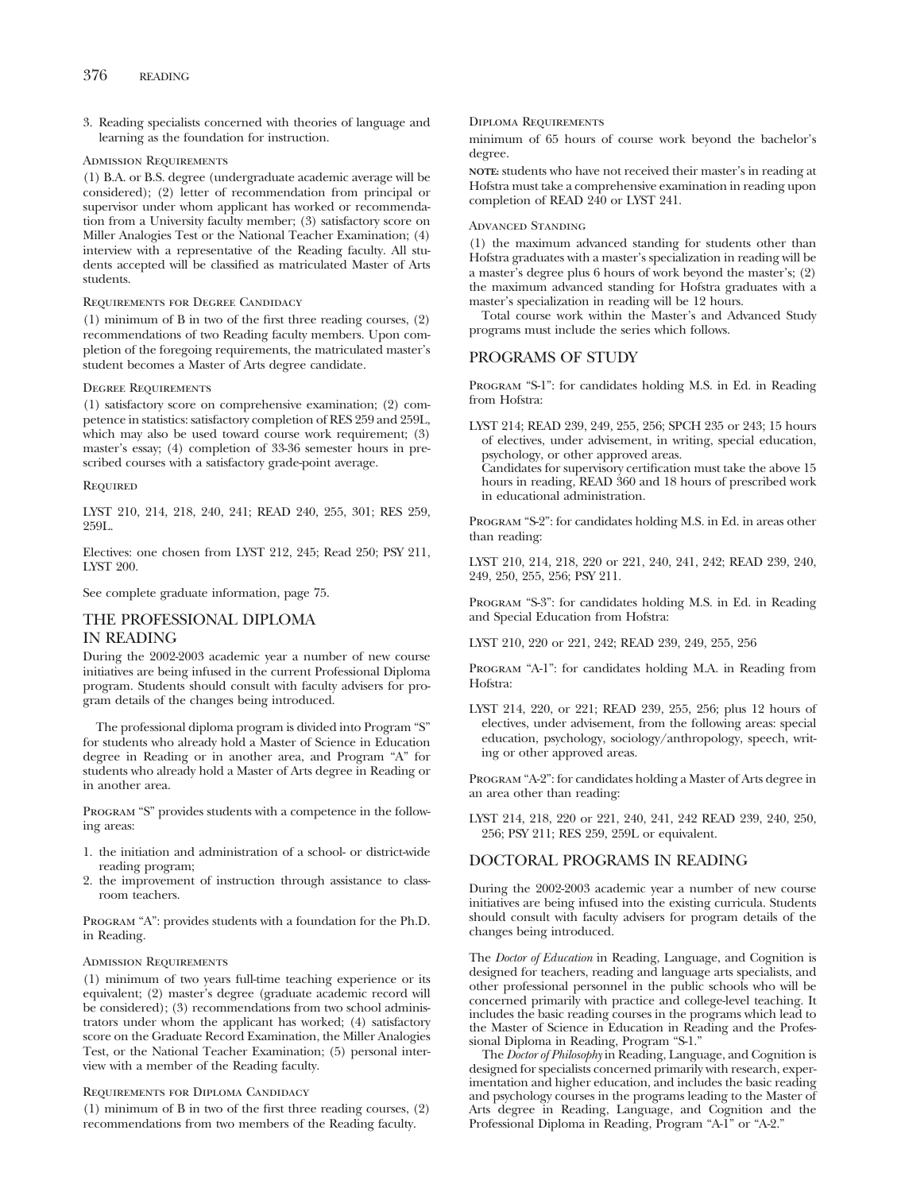3. Reading specialists concerned with theories of language and learning as the foundation for instruction.

#### Admission Requirements

(1) B.A. or B.S. degree (undergraduate academic average will be considered); (2) letter of recommendation from principal or supervisor under whom applicant has worked or recommendation from a University faculty member; (3) satisfactory score on Miller Analogies Test or the National Teacher Examination; (4) interview with a representative of the Reading faculty. All students accepted will be classified as matriculated Master of Arts students.

#### Requirements for Degree Candidacy

(1) minimum of B in two of the first three reading courses, (2) recommendations of two Reading faculty members. Upon completion of the foregoing requirements, the matriculated master's student becomes a Master of Arts degree candidate.

#### Degree Requirements

(1) satisfactory score on comprehensive examination; (2) competence in statistics: satisfactory completion of RES 259 and 259L, which may also be used toward course work requirement; (3) master's essay; (4) completion of 33-36 semester hours in prescribed courses with a satisfactory grade-point average.

#### Required

LYST 210, 214, 218, 240, 241; READ 240, 255, 301; RES 259, 259L.

Electives: one chosen from LYST 212, 245; Read 250; PSY 211, LYST 200.

See complete graduate information, page 75.

## THE PROFESSIONAL DIPLOMA IN READING

During the 2002-2003 academic year a number of new course initiatives are being infused in the current Professional Diploma program. Students should consult with faculty advisers for program details of the changes being introduced.

The professional diploma program is divided into Program "S" for students who already hold a Master of Science in Education degree in Reading or in another area, and Program "A" for students who already hold a Master of Arts degree in Reading or in another area.

Program "S" provides students with a competence in the following areas:

1. the initiation and administration of a school- or district-wide reading program;
2. the improvement of instruction through assistance to classroom teachers.

Program "A": provides students with a foundation for the Ph.D. in Reading.

#### Admission Requirements

(1) minimum of two years full-time teaching experience or its equivalent; (2) master's degree (graduate academic record will be considered); (3) recommendations from two school administrators under whom the applicant has worked; (4) satisfactory score on the Graduate Record Examination, the Miller Analogies Test, or the National Teacher Examination; (5) personal interview with a member of the Reading faculty.

#### Requirements for Diploma Candidacy

(1) minimum of B in two of the first three reading courses, (2) recommendations from two members of the Reading faculty.

#### Diploma Requirements

minimum of 65 hours of course work beyond the bachelor's degree.

**note:** students who have not received their master's in reading at Hofstra must take a comprehensive examination in reading upon completion of READ 240 or LYST 241.

#### Advanced Standing

(1) the maximum advanced standing for students other than Hofstra graduates with a master's specialization in reading will be a master's degree plus 6 hours of work beyond the master's; (2) the maximum advanced standing for Hofstra graduates with a master's specialization in reading will be 12 hours.

Total course work within the Master's and Advanced Study programs must include the series which follows.

## PROGRAMS OF STUDY

Program "S-1": for candidates holding M.S. in Ed. in Reading from Hofstra:

LYST 214; READ 239, 249, 255, 256; SPCH 235 or 243; 15 hours of electives, under advisement, in writing, special education, psychology, or other approved areas.
Candidates for supervisory certification must take the above 15 hours in reading, READ 360 and 18 hours of prescribed work in educational administration.

Program "S-2": for candidates holding M.S. in Ed. in areas other than reading:

LYST 210, 214, 218, 220 or 221, 240, 241, 242; READ 239, 240, 249, 250, 255, 256; PSY 211.

Program "S-3": for candidates holding M.S. in Ed. in Reading and Special Education from Hofstra:

LYST 210, 220 or 221, 242; READ 239, 249, 255, 256

Program "A-1": for candidates holding M.A. in Reading from Hofstra:

LYST 214, 220, or 221; READ 239, 255, 256; plus 12 hours of electives, under advisement, from the following areas: special education, psychology, sociology/anthropology, speech, writing or other approved areas.

Program "A-2": for candidates holding a Master of Arts degree in an area other than reading:

LYST 214, 218, 220 or 221, 240, 241, 242 READ 239, 240, 250, 256; PSY 211; RES 259, 259L or equivalent.

## DOCTORAL PROGRAMS IN READING

During the 2002-2003 academic year a number of new course initiatives are being infused into the existing curricula. Students should consult with faculty advisers for program details of the changes being introduced.

The *Doctor of Education* in Reading, Language, and Cognition is designed for teachers, reading and language arts specialists, and other professional personnel in the public schools who will be concerned primarily with practice and college-level teaching. It includes the basic reading courses in the programs which lead to the Master of Science in Education in Reading and the Professional Diploma in Reading, Program "S-1."

The *Doctor of Philosophy* in Reading, Language, and Cognition is designed for specialists concerned primarily with research, experimentation and higher education, and includes the basic reading and psychology courses in the programs leading to the Master of Arts degree in Reading, Language, and Cognition and the Professional Diploma in Reading, Program "A-1" or "A-2."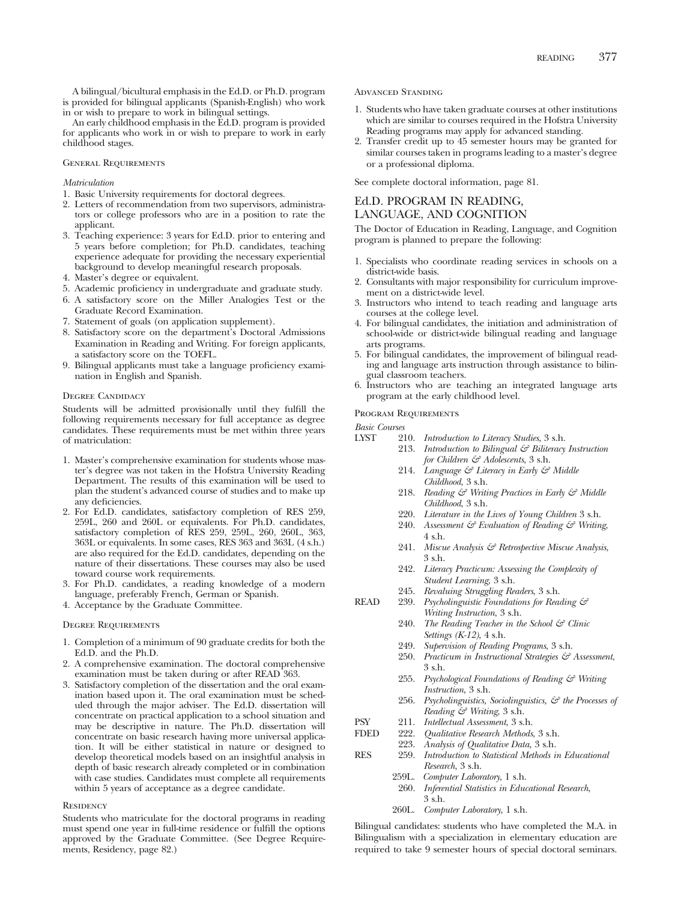A bilingual/bicultural emphasis in the Ed.D. or Ph.D. program is provided for bilingual applicants (Spanish-English) who work in or wish to prepare to work in bilingual settings.

An early childhood emphasis in the Ed.D. program is provided for applicants who work in or wish to prepare to work in early childhood stages.

### General Requirements

*Matriculation*

1. Basic University requirements for doctoral degrees.
2. Letters of recommendation from two supervisors, administrators or college professors who are in a position to rate the applicant.
3. Teaching experience: 3 years for Ed.D. prior to entering and 5 years before completion; for Ph.D. candidates, teaching experience adequate for providing the necessary experiential background to develop meaningful research proposals.
4. Master's degree or equivalent.
5. Academic proficiency in undergraduate and graduate study.
6. A satisfactory score on the Miller Analogies Test or the Graduate Record Examination.
7. Statement of goals (on application supplement).
8. Satisfactory score on the department's Doctoral Admissions Examination in Reading and Writing. For foreign applicants, a satisfactory score on the TOEFL.
9. Bilingual applicants must take a language proficiency examination in English and Spanish.

### Degree Candidacy

Students will be admitted provisionally until they fulfill the following requirements necessary for full acceptance as degree candidates. These requirements must be met within three years of matriculation:

1. Master's comprehensive examination for students whose master's degree was not taken in the Hofstra University Reading Department. The results of this examination will be used to plan the student's advanced course of studies and to make up any deficiencies.
2. For Ed.D. candidates, satisfactory completion of RES 259, 259L, 260 and 260L or equivalents. For Ph.D. candidates, satisfactory completion of RES 259, 259L, 260, 260L, 363, 363L or equivalents. In some cases, RES 363 and 363L (4 s.h.) are also required for the Ed.D. candidates, depending on the nature of their dissertations. These courses may also be used toward course work requirements.
3. For Ph.D. candidates, a reading knowledge of a modern language, preferably French, German or Spanish.
4. Acceptance by the Graduate Committee.

### Degree Requirements

1. Completion of a minimum of 90 graduate credits for both the Ed.D. and the Ph.D.
2. A comprehensive examination. The doctoral comprehensive examination must be taken during or after READ 363.
3. Satisfactory completion of the dissertation and the oral examination based upon it. The oral examination must be scheduled through the major adviser. The Ed.D. dissertation will concentrate on practical application to a school situation and may be descriptive in nature. The Ph.D. dissertation will concentrate on basic research having more universal application. It will be either statistical in nature or designed to develop theoretical models based on an insightful analysis in depth of basic research already completed or in combination with case studies. Candidates must complete all requirements within 5 years of acceptance as a degree candidate.

### Residency

Students who matriculate for the doctoral programs in reading must spend one year in full-time residence or fulfill the options approved by the Graduate Committee. (See Degree Requirements, Residency, page 82.)

### Advanced Standing

1. Students who have taken graduate courses at other institutions which are similar to courses required in the Hofstra University Reading programs may apply for advanced standing.
2. Transfer credit up to 45 semester hours may be granted for similar courses taken in programs leading to a master's degree or a professional diploma.

See complete doctoral information, page 81.

## Ed.D. PROGRAM IN READING, LANGUAGE, AND COGNITION

The Doctor of Education in Reading, Language, and Cognition program is planned to prepare the following:

1. Specialists who coordinate reading services in schools on a district-wide basis.
2. Consultants with major responsibility for curriculum improvement on a district-wide level.
3. Instructors who intend to teach reading and language arts courses at the college level.
4. For bilingual candidates, the initiation and administration of school-wide or district-wide bilingual reading and language arts programs.
5. For bilingual candidates, the improvement of bilingual reading and language arts instruction through assistance to bilingual classroom teachers.
6. Instructors who are teaching an integrated language arts program at the early childhood level.

### Program Requirements

*Basic Courses*

- LYST 210. *Introduction to Literacy Studies,* 3 s.h.
  - 213. *Introduction to Bilingual & Biliteracy Instruction for Children & Adolescents,* 3 s.h.
  - 214. *Language & Literacy in Early & Middle Childhood,* 3 s.h.
  - 218. *Reading & Writing Practices in Early & Middle Childhood,* 3 s.h.
  - 220. *Literature in the Lives of Young Children* 3 s.h.
  - 240. *Assessment & Evaluation of Reading & Writing,* 4 s.h.
  - 241. *Miscue Analysis & Retrospective Miscue Analysis,* 3 s.h.
  - 242. *Literacy Practicum: Assessing the Complexity of Student Learning,* 3 s.h.
  - 245. *Revaluing Struggling Readers,* 3 s.h.
- READ 239. *Psycholinguistic Foundations for Reading & Writing Instruction,* 3 s.h.
  - 240. *The Reading Teacher in the School & Clinic Settings (K-12),* 4 s.h.
  - 249. *Supervision of Reading Programs,* 3 s.h.
  - 250. *Practicum in Instructional Strategies & Assessment,* 3 s.h.
  - 255. *Psychological Foundations of Reading & Writing Instruction,* 3 s.h.
  - 256. *Psycholinguistics, Sociolinguistics, & the Processes of Reading & Writing,* 3 s.h.
- PSY 211. *Intellectual Assessment,* 3 s.h.
- FDED 222. *Qualitative Research Methods,* 3 s.h.
  - 223. *Analysis of Qualitative Data,* 3 s.h.
- RES 259. *Introduction to Statistical Methods in Educational Research,* 3 s.h.
  - 259L. *Computer Laboratory,* 1 s.h.
  - 260. *Inferential Statistics in Educational Research,* 3 s.h.
  - 260L. *Computer Laboratory,* 1 s.h.

Bilingual candidates: students who have completed the M.A. in Bilingualism with a specialization in elementary education are required to take 9 semester hours of special doctoral seminars.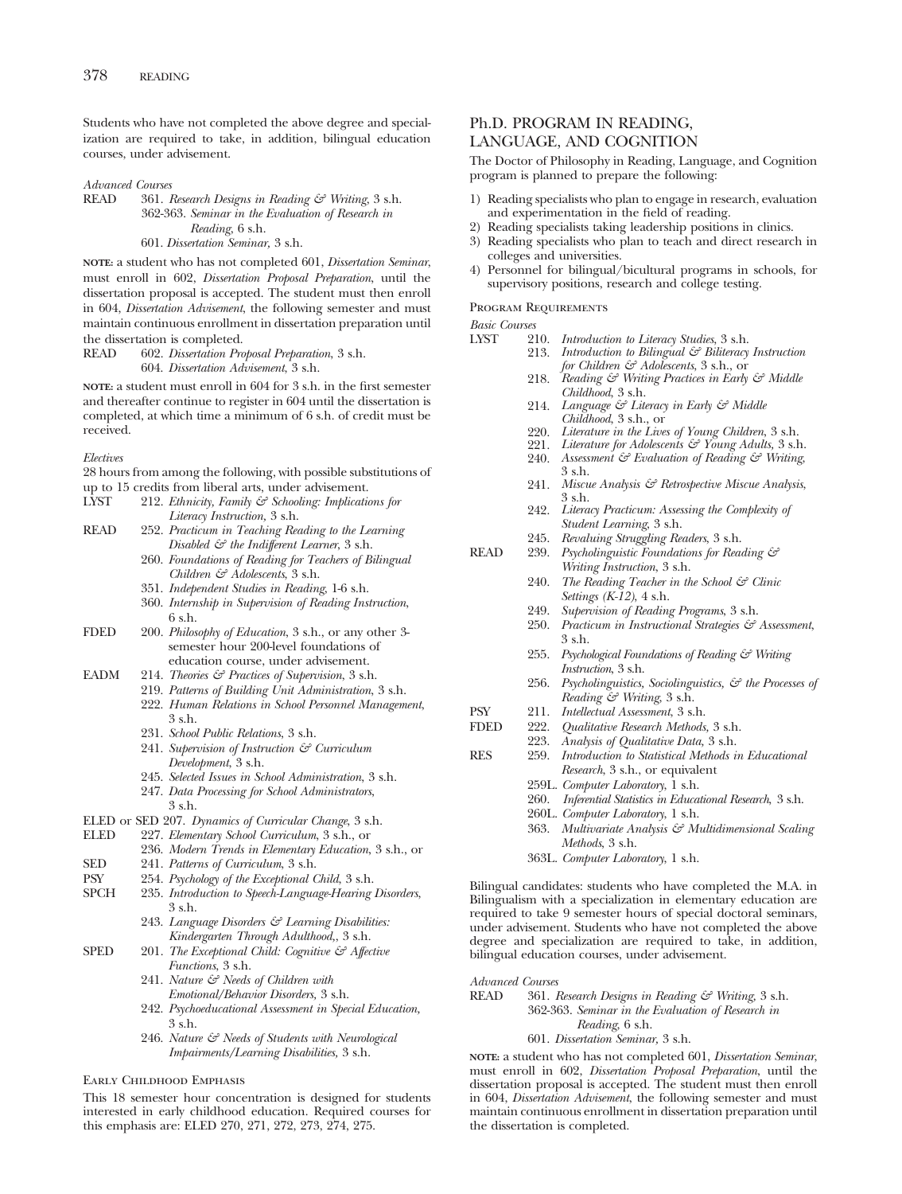Students who have not completed the above degree and specialization are required to take, in addition, bilingual education courses, under advisement.

*Advanced Courses*

READ 361. *Research Designs in Reading & Writing,* 3 s.h.
362-363. *Seminar in the Evaluation of Research in Reading*, 6 s.h.
601. *Dissertation Seminar,* 3 s.h.

**NOTE:** a student who has not completed 601, *Dissertation Seminar*, must enroll in 602, *Dissertation Proposal Preparation*, until the dissertation proposal is accepted. The student must then enroll in 604, *Dissertation Advisement*, the following semester and must maintain continuous enrollment in dissertation preparation until the dissertation is completed.

READ 602. *Dissertation Proposal Preparation*, 3 s.h.
604. *Dissertation Advisement*, 3 s.h.

**NOTE:** a student must enroll in 604 for 3 s.h. in the first semester and thereafter continue to register in 604 until the dissertation is completed, at which time a minimum of 6 s.h. of credit must be received.

*Electives*

28 hours from among the following, with possible substitutions of up to 15 credits from liberal arts, under advisement.

LYST 212. *Ethnicity, Family & Schooling: Implications for Literacy Instruction,* 3 s.h.

READ 252. *Practicum in Teaching Reading to the Learning Disabled & the Indifferent Learner*, 3 s.h.
260. *Foundations of Reading for Teachers of Bilingual Children & Adolescents*, 3 s.h.
351. *Independent Studies in Reading*, 1-6 s.h.
360. *Internship in Supervision of Reading Instruction*, 6 s.h.

FDED 200. *Philosophy of Education*, 3 s.h., or any other 3-semester hour 200-level foundations of education course, under advisement.

EADM 214. *Theories & Practices of Supervision*, 3 s.h.
219. *Patterns of Building Unit Administration*, 3 s.h.
222. *Human Relations in School Personnel Management*, 3 s.h.
231. *School Public Relations*, 3 s.h.
241. *Supervision of Instruction & Curriculum Development*, 3 s.h.
245. *Selected Issues in School Administration*, 3 s.h.
247. *Data Processing for School Administrators*, 3 s.h.

ELED or SED 207. *Dynamics of Curricular Change*, 3 s.h.

ELED 227. *Elementary School Curriculum*, 3 s.h., or
236. *Modern Trends in Elementary Education*, 3 s.h., or

SED 241. *Patterns of Curriculum*, 3 s.h.

PSY 254. *Psychology of the Exceptional Child*, 3 s.h.

SPCH 235. *Introduction to Speech-Language-Hearing Disorders*, 3 s.h.
243. *Language Disorders & Learning Disabilities: Kindergarten Through Adulthood,*, 3 s.h.

SPED 201. *The Exceptional Child: Cognitive & Affective Functions*, 3 s.h.
241. *Nature & Needs of Children with Emotional/Behavior Disorders,* 3 s.h.
242. *Psychoeducational Assessment in Special Education*, 3 s.h.
246. *Nature & Needs of Students with Neurological Impairments/Learning Disabilities,* 3 s.h.

### Early Childhood Emphasis

This 18 semester hour concentration is designed for students interested in early childhood education. Required courses for this emphasis are: ELED 270, 271, 272, 273, 274, 275.

## Ph.D. PROGRAM IN READING, LANGUAGE, AND COGNITION

The Doctor of Philosophy in Reading, Language, and Cognition program is planned to prepare the following:

1) Reading specialists who plan to engage in research, evaluation and experimentation in the field of reading.
2) Reading specialists taking leadership positions in clinics.
3) Reading specialists who plan to teach and direct research in colleges and universities.
4) Personnel for bilingual/bicultural programs in schools, for supervisory positions, research and college testing.

### Program Requirements

*Basic Courses*

LYST 210. *Introduction to Literacy Studies*, 3 s.h.
213. *Introduction to Bilingual & Biliteracy Instruction for Children & Adolescents*, 3 s.h., or
218. *Reading & Writing Practices in Early & Middle Childhood*, 3 s.h.
214. *Language & Literacy in Early & Middle Childhood*, 3 s.h., or
220. *Literature in the Lives of Young Children*, 3 s.h.
221. *Literature for Adolescents & Young Adults,* 3 s.h.
240. *Assessment & Evaluation of Reading & Writing,* 3 s.h.
241. *Miscue Analysis & Retrospective Miscue Analysis*, 3 s.h.
242. *Literacy Practicum: Assessing the Complexity of Student Learning*, 3 s.h.
245. *Revaluing Struggling Readers*, 3 s.h.

READ 239. *Psycholinguistic Foundations for Reading & Writing Instruction*, 3 s.h.
240. *The Reading Teacher in the School & Clinic Settings (K-12)*, 4 s.h.
249. *Supervision of Reading Programs*, 3 s.h.
250. *Practicum in Instructional Strategies & Assessment*, 3 s.h.
255. *Psychological Foundations of Reading & Writing Instruction*, 3 s.h.
256. *Psycholinguistics, Sociolinguistics, & the Processes of Reading & Writing*, 3 s.h.

PSY 211. *Intellectual Assessment*, 3 s.h.

FDED 222. *Qualitative Research Methods,* 3 s.h.
223. *Analysis of Qualitative Data*, 3 s.h.

RES 259. *Introduction to Statistical Methods in Educational Research*, 3 s.h., or equivalent
259L. *Computer Laboratory*, 1 s.h.
260. *Inferential Statistics in Educational Research*, 3 s.h.
260L. *Computer Laboratory*, 1 s.h.
363. *Multivariate Analysis & Multidimensional Scaling Methods*, 3 s.h.
363L. *Computer Laboratory*, 1 s.h.

Bilingual candidates: students who have completed the M.A. in Bilingualism with a specialization in elementary education are required to take 9 semester hours of special doctoral seminars, under advisement. Students who have not completed the above degree and specialization are required to take, in addition, bilingual education courses, under advisement.

*Advanced Courses*

READ 361. *Research Designs in Reading & Writing,* 3 s.h.
362-363. *Seminar in the Evaluation of Research in Reading*, 6 s.h.
601. *Dissertation Seminar,* 3 s.h.

**NOTE:** a student who has not completed 601, *Dissertation Seminar*, must enroll in 602, *Dissertation Proposal Preparation*, until the dissertation proposal is accepted. The student must then enroll in 604, *Dissertation Advisement*, the following semester and must maintain continuous enrollment in dissertation preparation until the dissertation is completed.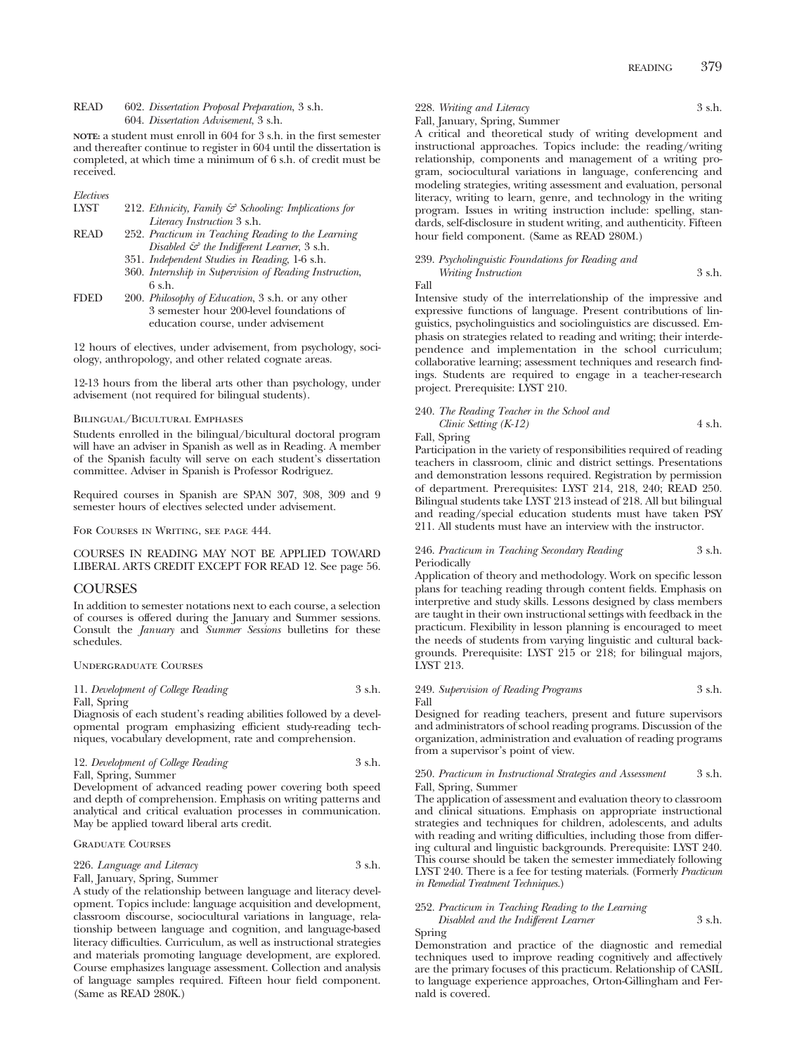READ 602. *Dissertation Proposal Preparation*, 3 s.h.
604. *Dissertation Advisement*, 3 s.h.

**NOTE:** a student must enroll in 604 for 3 s.h. in the first semester and thereafter continue to register in 604 until the dissertation is completed, at which time a minimum of 6 s.h. of credit must be received.

*Electives*

LYST 212. *Ethnicity, Family & Schooling: Implications for Literacy Instruction* 3 s.h.

READ 252. *Practicum in Teaching Reading to the Learning Disabled & the Indifferent Learner*, 3 s.h.
351. *Independent Studies in Reading*, 1-6 s.h.
360. *Internship in Supervision of Reading Instruction*, 6 s.h.

FDED 200. *Philosophy of Education*, 3 s.h. or any other 3 semester hour 200-level foundations of education course, under advisement

12 hours of electives, under advisement, from psychology, sociology, anthropology, and other related cognate areas.

12-13 hours from the liberal arts other than psychology, under advisement (not required for bilingual students).

Bilingual/Bicultural Emphases

Students enrolled in the bilingual/bicultural doctoral program will have an adviser in Spanish as well as in Reading. A member of the Spanish faculty will serve on each student's dissertation committee. Adviser in Spanish is Professor Rodriguez.

Required courses in Spanish are SPAN 307, 308, 309 and 9 semester hours of electives selected under advisement.

For Courses in Writing, see page 444.

COURSES IN READING MAY NOT BE APPLIED TOWARD LIBERAL ARTS CREDIT EXCEPT FOR READ 12. See page 56.

## COURSES

In addition to semester notations next to each course, a selection of courses is offered during the January and Summer sessions. Consult the *January* and *Summer Sessions* bulletins for these schedules.

### Undergraduate Courses

11. *Development of College Reading* 3 s.h.
Fall, Spring
Diagnosis of each student's reading abilities followed by a developmental program emphasizing efficient study-reading techniques, vocabulary development, rate and comprehension.

12. *Development of College Reading* 3 s.h.
Fall, Spring, Summer
Development of advanced reading power covering both speed and depth of comprehension. Emphasis on writing patterns and analytical and critical evaluation processes in communication. May be applied toward liberal arts credit.

### Graduate Courses

226. *Language and Literacy* 3 s.h.
Fall, January, Spring, Summer
A study of the relationship between language and literacy development. Topics include: language acquisition and development, classroom discourse, sociocultural variations in language, relationship between language and cognition, and language-based literacy difficulties. Curriculum, as well as instructional strategies and materials promoting language development, are explored. Course emphasizes language assessment. Collection and analysis of language samples required. Fifteen hour field component. (Same as READ 280K.)

228. *Writing and Literacy* 3 s.h.
Fall, January, Spring, Summer
A critical and theoretical study of writing development and instructional approaches. Topics include: the reading/writing relationship, components and management of a writing program, sociocultural variations in language, conferencing and modeling strategies, writing assessment and evaluation, personal literacy, writing to learn, genre, and technology in the writing program. Issues in writing instruction include: spelling, standards, self-disclosure in student writing, and authenticity. Fifteen hour field component. (Same as READ 280M.)

239. *Psycholinguistic Foundations for Reading and Writing Instruction* 3 s.h.
Fall
Intensive study of the interrelationship of the impressive and expressive functions of language. Present contributions of linguistics, psycholinguistics and sociolinguistics are discussed. Emphasis on strategies related to reading and writing; their interdependence and implementation in the school curriculum; collaborative learning; assessment techniques and research findings. Students are required to engage in a teacher-research project. Prerequisite: LYST 210.

240. *The Reading Teacher in the School and Clinic Setting (K-12)* 4 s.h.
Fall, Spring
Participation in the variety of responsibilities required of reading teachers in classroom, clinic and district settings. Presentations and demonstration lessons required. Registration by permission of department. Prerequisites: LYST 214, 218, 240; READ 250. Bilingual students take LYST 213 instead of 218. All but bilingual and reading/special education students must have taken PSY 211. All students must have an interview with the instructor.

246. *Practicum in Teaching Secondary Reading* 3 s.h.
Periodically
Application of theory and methodology. Work on specific lesson plans for teaching reading through content fields. Emphasis on interpretive and study skills. Lessons designed by class members are taught in their own instructional settings with feedback in the practicum. Flexibility in lesson planning is encouraged to meet the needs of students from varying linguistic and cultural backgrounds. Prerequisite: LYST 215 or 218; for bilingual majors, LYST 213.

249. *Supervision of Reading Programs* 3 s.h.
Fall
Designed for reading teachers, present and future supervisors and administrators of school reading programs. Discussion of the organization, administration and evaluation of reading programs from a supervisor's point of view.

250. *Practicum in Instructional Strategies and Assessment* 3 s.h.
Fall, Spring, Summer
The application of assessment and evaluation theory to classroom and clinical situations. Emphasis on appropriate instructional strategies and techniques for children, adolescents, and adults with reading and writing difficulties, including those from differing cultural and linguistic backgrounds. Prerequisite: LYST 240. This course should be taken the semester immediately following LYST 240. There is a fee for testing materials. (Formerly *Practicum in Remedial Treatment Techniques*.)

252. *Practicum in Teaching Reading to the Learning Disabled and the Indifferent Learner* 3 s.h.
Spring
Demonstration and practice of the diagnostic and remedial techniques used to improve reading cognitively and affectively are the primary focuses of this practicum. Relationship of CASIL to language experience approaches, Orton-Gillingham and Fernald is covered.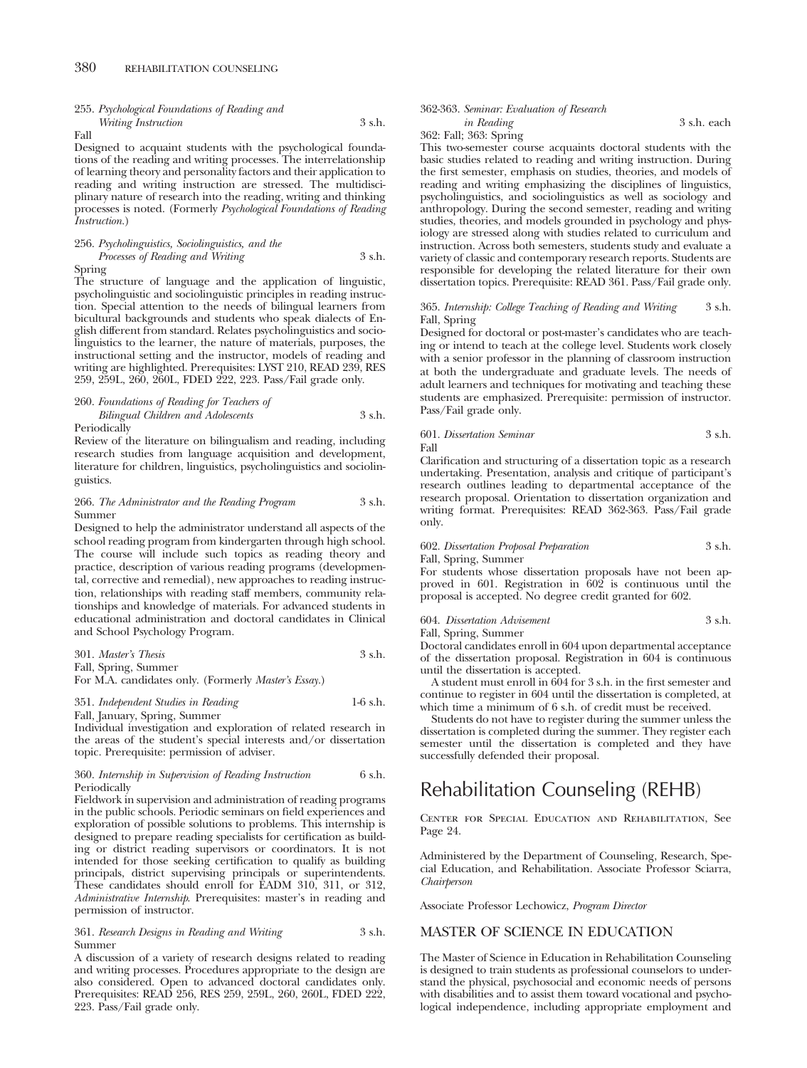255. *Psychological Foundations of Reading and Writing Instruction* 3 s.h.
Fall

Designed to acquaint students with the psychological foundations of the reading and writing processes. The interrelationship of learning theory and personality factors and their application to reading and writing instruction are stressed. The multidisciplinary nature of research into the reading, writing and thinking processes is noted. (Formerly *Psychological Foundations of Reading Instruction.*)

256. *Psycholinguistics, Sociolinguistics, and the Processes of Reading and Writing* 3 s.h.
Spring

The structure of language and the application of linguistic, psycholinguistic and sociolinguistic principles in reading instruction. Special attention to the needs of bilingual learners from bicultural backgrounds and students who speak dialects of English different from standard. Relates psycholinguistics and sociolinguistics to the learner, the nature of materials, purposes, the instructional setting and the instructor, models of reading and writing are highlighted. Prerequisites: LYST 210, READ 239, RES 259, 259L, 260, 260L, FDED 222, 223. Pass/Fail grade only.

260. *Foundations of Reading for Teachers of Bilingual Children and Adolescents* 3 s.h.
Periodically

Review of the literature on bilingualism and reading, including research studies from language acquisition and development, literature for children, linguistics, psycholinguistics and sociolinguistics.

266. *The Administrator and the Reading Program* 3 s.h.
Summer

Designed to help the administrator understand all aspects of the school reading program from kindergarten through high school. The course will include such topics as reading theory and practice, description of various reading programs (developmental, corrective and remedial), new approaches to reading instruction, relationships with reading staff members, community relationships and knowledge of materials. For advanced students in educational administration and doctoral candidates in Clinical and School Psychology Program.

301. *Master's Thesis* 3 s.h.
Fall, Spring, Summer

For M.A. candidates only. (Formerly *Master's Essay.*)

351. *Independent Studies in Reading* 1-6 s.h.
Fall, January, Spring, Summer

Individual investigation and exploration of related research in the areas of the student's special interests and/or dissertation topic. Prerequisite: permission of adviser.

360. *Internship in Supervision of Reading Instruction* 6 s.h.
Periodically

Fieldwork in supervision and administration of reading programs in the public schools. Periodic seminars on field experiences and exploration of possible solutions to problems. This internship is designed to prepare reading specialists for certification as building or district reading supervisors or coordinators. It is not intended for those seeking certification to qualify as building principals, district supervising principals or superintendents. These candidates should enroll for EADM 310, 311, or 312, *Administrative Internship*. Prerequisites: master's in reading and permission of instructor.

361. *Research Designs in Reading and Writing* 3 s.h.
Summer

A discussion of a variety of research designs related to reading and writing processes. Procedures appropriate to the design are also considered. Open to advanced doctoral candidates only. Prerequisites: READ 256, RES 259, 259L, 260, 260L, FDED 222, 223. Pass/Fail grade only.

362-363. *Seminar: Evaluation of Research in Reading* 3 s.h. each
362: Fall; 363: Spring

This two-semester course acquaints doctoral students with the basic studies related to reading and writing instruction. During the first semester, emphasis on studies, theories, and models of reading and writing emphasizing the disciplines of linguistics, psycholinguistics, and sociolinguistics as well as sociology and anthropology. During the second semester, reading and writing studies, theories, and models grounded in psychology and physiology are stressed along with studies related to curriculum and instruction. Across both semesters, students study and evaluate a variety of classic and contemporary research reports. Students are responsible for developing the related literature for their own dissertation topics. Prerequisite: READ 361. Pass/Fail grade only.

365. *Internship: College Teaching of Reading and Writing* 3 s.h.
Fall, Spring

Designed for doctoral or post-master's candidates who are teaching or intend to teach at the college level. Students work closely with a senior professor in the planning of classroom instruction at both the undergraduate and graduate levels. The needs of adult learners and techniques for motivating and teaching these students are emphasized. Prerequisite: permission of instructor. Pass/Fail grade only.

601. *Dissertation Seminar* 3 s.h.
Fall

Clarification and structuring of a dissertation topic as a research undertaking. Presentation, analysis and critique of participant's research outlines leading to departmental acceptance of the research proposal. Orientation to dissertation organization and writing format. Prerequisites: READ 362-363. Pass/Fail grade only.

602. *Dissertation Proposal Preparation* 3 s.h.
Fall, Spring, Summer

For students whose dissertation proposals have not been approved in 601. Registration in 602 is continuous until the proposal is accepted. No degree credit granted for 602.

604. *Dissertation Advisement* 3 s.h.
Fall, Spring, Summer

Doctoral candidates enroll in 604 upon departmental acceptance of the dissertation proposal. Registration in 604 is continuous until the dissertation is accepted.

A student must enroll in 604 for 3 s.h. in the first semester and continue to register in 604 until the dissertation is completed, at which time a minimum of 6 s.h. of credit must be received.

Students do not have to register during the summer unless the dissertation is completed during the summer. They register each semester until the dissertation is completed and they have successfully defended their proposal.

# Rehabilitation Counseling (REHB)

Center for Special Education and Rehabilitation, See Page 24.

Administered by the Department of Counseling, Research, Special Education, and Rehabilitation. Associate Professor Sciarra, *Chairperson*

Associate Professor Lechowicz, *Program Director*

## MASTER OF SCIENCE IN EDUCATION

The Master of Science in Education in Rehabilitation Counseling is designed to train students as professional counselors to understand the physical, psychosocial and economic needs of persons with disabilities and to assist them toward vocational and psychological independence, including appropriate employment and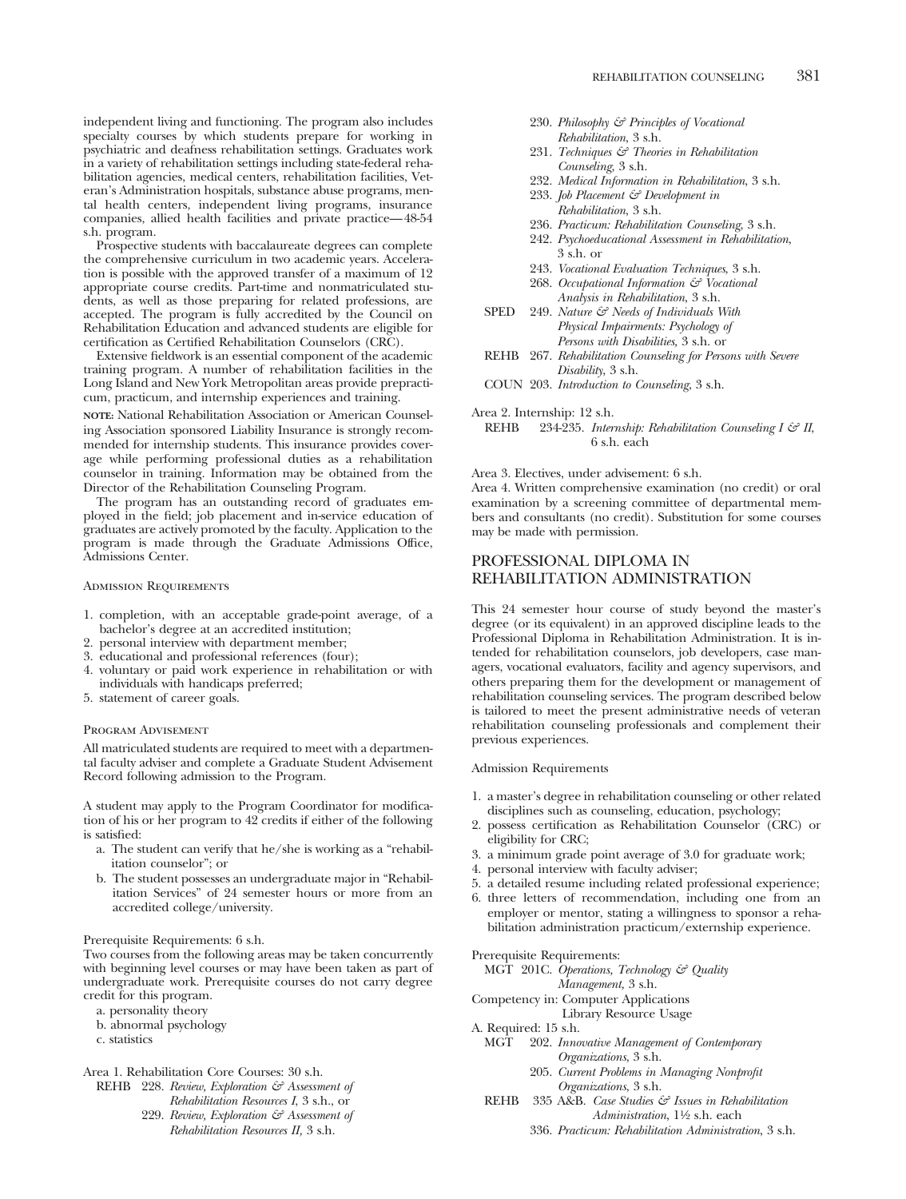independent living and functioning. The program also includes specialty courses by which students prepare for working in psychiatric and deafness rehabilitation settings. Graduates work in a variety of rehabilitation settings including state-federal rehabilitation agencies, medical centers, rehabilitation facilities, Veteran's Administration hospitals, substance abuse programs, mental health centers, independent living programs, insurance companies, allied health facilities and private practice—48-54 s.h. program.

Prospective students with baccalaureate degrees can complete the comprehensive curriculum in two academic years. Acceleration is possible with the approved transfer of a maximum of 12 appropriate course credits. Part-time and nonmatriculated students, as well as those preparing for related professions, are accepted. The program is fully accredited by the Council on Rehabilitation Education and advanced students are eligible for certification as Certified Rehabilitation Counselors (CRC).

Extensive fieldwork is an essential component of the academic training program. A number of rehabilitation facilities in the Long Island and New York Metropolitan areas provide prepracticum, practicum, and internship experiences and training.

**NOTE:** National Rehabilitation Association or American Counseling Association sponsored Liability Insurance is strongly recommended for internship students. This insurance provides coverage while performing professional duties as a rehabilitation counselor in training. Information may be obtained from the Director of the Rehabilitation Counseling Program.

The program has an outstanding record of graduates employed in the field; job placement and in-service education of graduates are actively promoted by the faculty. Application to the program is made through the Graduate Admissions Office, Admissions Center.

### Admission Requirements

1. completion, with an acceptable grade-point average, of a bachelor's degree at an accredited institution;
2. personal interview with department member;
3. educational and professional references (four);
4. voluntary or paid work experience in rehabilitation or with individuals with handicaps preferred;
5. statement of career goals.

### Program Advisement

All matriculated students are required to meet with a departmental faculty adviser and complete a Graduate Student Advisement Record following admission to the Program.

A student may apply to the Program Coordinator for modification of his or her program to 42 credits if either of the following is satisfied:

a. The student can verify that he/she is working as a "rehabilitation counselor"; or
b. The student possesses an undergraduate major in "Rehabilitation Services" of 24 semester hours or more from an accredited college/university.

Prerequisite Requirements: 6 s.h.

Two courses from the following areas may be taken concurrently with beginning level courses or may have been taken as part of undergraduate work. Prerequisite courses do not carry degree credit for this program.

a. personality theory
b. abnormal psychology
c. statistics

Area 1. Rehabilitation Core Courses: 30 s.h.

REHB 228. *Review, Exploration & Assessment of Rehabilitation Resources I*, 3 s.h., or
229. *Review, Exploration & Assessment of Rehabilitation Resources II,* 3 s.h.
230. *Philosophy & Principles of Vocational Rehabilitation*, 3 s.h.
231. *Techniques & Theories in Rehabilitation Counseling*, 3 s.h.
232. *Medical Information in Rehabilitation*, 3 s.h.
233. *Job Placement & Development in Rehabilitation*, 3 s.h.
236. *Practicum: Rehabilitation Counseling*, 3 s.h.
242. *Psychoeducational Assessment in Rehabilitation*, 3 s.h. or
243. *Vocational Evaluation Techniques*, 3 s.h.
268. *Occupational Information & Vocational Analysis in Rehabilitation*, 3 s.h.

SPED 249. *Nature & Needs of Individuals With Physical Impairments: Psychology of Persons with Disabilities*, 3 s.h. or
REHB 267. *Rehabilitation Counseling for Persons with Severe Disability*, 3 s.h.
COUN 203. *Introduction to Counseling*, 3 s.h.

Area 2. Internship: 12 s.h.

REHB 234-235. *Internship: Rehabilitation Counseling I & II*, 6 s.h. each

Area 3. Electives, under advisement: 6 s.h.

Area 4. Written comprehensive examination (no credit) or oral examination by a screening committee of departmental members and consultants (no credit). Substitution for some courses may be made with permission.

## PROFESSIONAL DIPLOMA IN REHABILITATION ADMINISTRATION

This 24 semester hour course of study beyond the master's degree (or its equivalent) in an approved discipline leads to the Professional Diploma in Rehabilitation Administration. It is intended for rehabilitation counselors, job developers, case managers, vocational evaluators, facility and agency supervisors, and others preparing them for the development or management of rehabilitation counseling services. The program described below is tailored to meet the present administrative needs of veteran rehabilitation counseling professionals and complement their previous experiences.

### Admission Requirements

1. a master's degree in rehabilitation counseling or other related disciplines such as counseling, education, psychology;
2. possess certification as Rehabilitation Counselor (CRC) or eligibility for CRC;
3. a minimum grade point average of 3.0 for graduate work;
4. personal interview with faculty adviser;
5. a detailed resume including related professional experience;
6. three letters of recommendation, including one from an employer or mentor, stating a willingness to sponsor a rehabilitation administration practicum/externship experience.

Prerequisite Requirements:

MGT 201C. *Operations, Technology & Quality Management*, 3 s.h.

Competency in: Computer Applications
Library Resource Usage

A. Required: 15 s.h.

MGT 202. *Innovative Management of Contemporary Organizations*, 3 s.h.
205. *Current Problems in Managing Nonprofit Organizations*, 3 s.h.

REHB 335 A&B. *Case Studies & Issues in Rehabilitation Administration*, 1½ s.h. each
336. *Practicum: Rehabilitation Administration*, 3 s.h.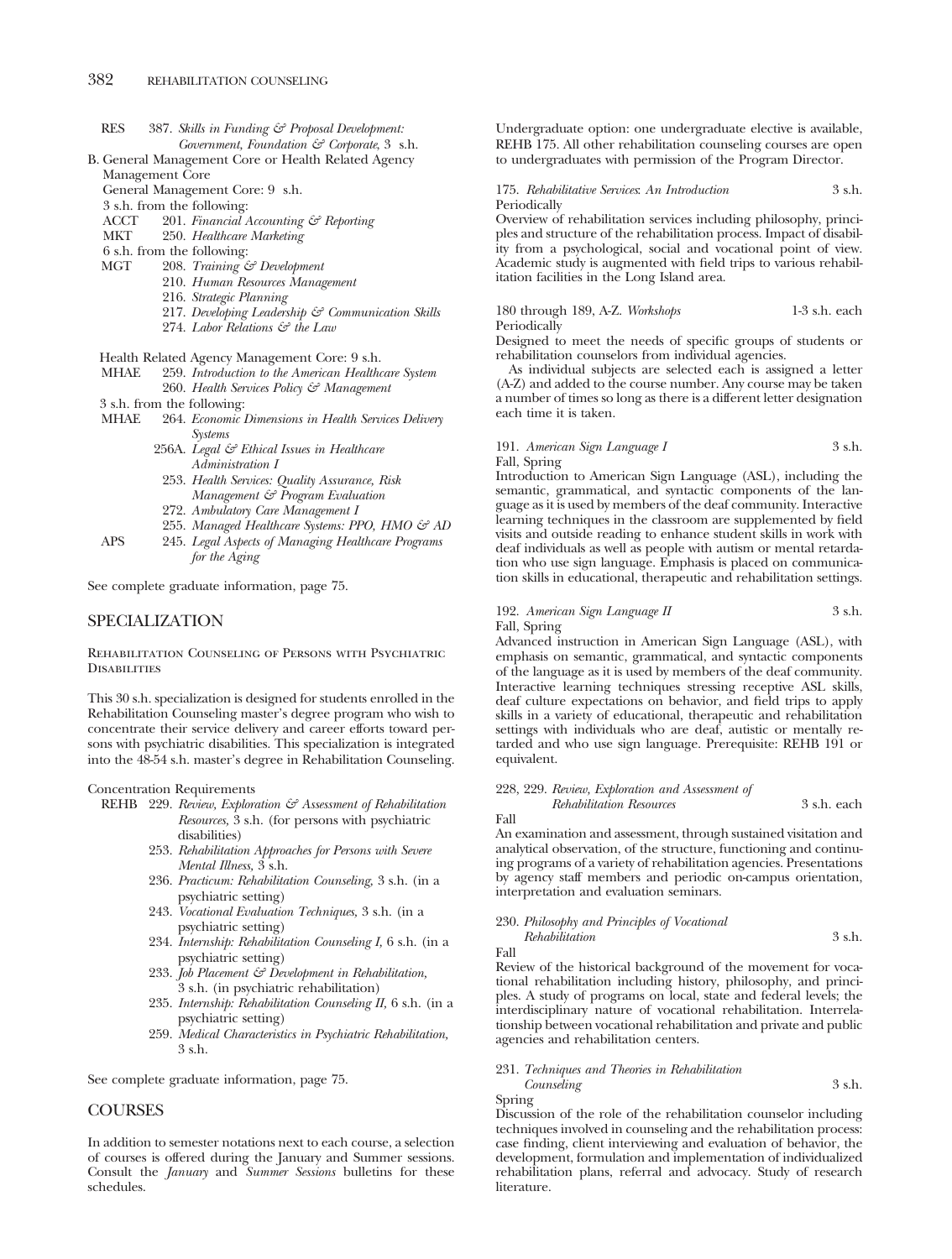RES 387. *Skills in Funding & Proposal Development: Government, Foundation & Corporate,* 3 s.h.

B. General Management Core or Health Related Agency Management Core

General Management Core: 9 s.h.

3 s.h. from the following:

- ACCT 201. *Financial Accounting & Reporting*
- MKT 250. *Healthcare Marketing*

6 s.h. from the following:

- MGT 208. *Training & Development*
  - 210. *Human Resources Management*
  - 216. *Strategic Planning*
  - 217. *Developing Leadership & Communication Skills*
  - 274. *Labor Relations & the Law*

Health Related Agency Management Core: 9 s.h.

- MHAE 259. *Introduction to the American Healthcare System*
  - 260. *Health Services Policy & Management*

3 s.h. from the following:

- MHAE 264. *Economic Dimensions in Health Services Delivery Systems*
  - 256A. *Legal & Ethical Issues in Healthcare Administration I*
  - 253. *Health Services: Quality Assurance, Risk Management & Program Evaluation*
  - 272. *Ambulatory Care Management I*
  - 255. *Managed Healthcare Systems: PPO, HMO & AD*
- APS 245. *Legal Aspects of Managing Healthcare Programs for the Aging*

See complete graduate information, page 75.

## SPECIALIZATION

### Rehabilitation Counseling of Persons with Psychiatric Disabilities

This 30 s.h. specialization is designed for students enrolled in the Rehabilitation Counseling master's degree program who wish to concentrate their service delivery and career efforts toward persons with psychiatric disabilities. This specialization is integrated into the 48-54 s.h. master's degree in Rehabilitation Counseling.

Concentration Requirements

- REHB 229. *Review, Exploration & Assessment of Rehabilitation Resources,* 3 s.h. (for persons with psychiatric disabilities)
  - 253. *Rehabilitation Approaches for Persons with Severe Mental Illness,* 3 s.h.
  - 236. *Practicum: Rehabilitation Counseling,* 3 s.h. (in a psychiatric setting)
  - 243. *Vocational Evaluation Techniques,* 3 s.h. (in a psychiatric setting)
  - 234. *Internship: Rehabilitation Counseling I,* 6 s.h. (in a psychiatric setting)
  - 233. *Job Placement & Development in Rehabilitation,* 3 s.h. (in psychiatric rehabilitation)
  - 235. *Internship: Rehabilitation Counseling II,* 6 s.h. (in a psychiatric setting)
  - 259. *Medical Characteristics in Psychiatric Rehabilitation,* 3 s.h.

See complete graduate information, page 75.

## COURSES

In addition to semester notations next to each course, a selection of courses is offered during the January and Summer sessions. Consult the *January* and *Summer Sessions* bulletins for these schedules.

Undergraduate option: one undergraduate elective is available, REHB 175. All other rehabilitation counseling courses are open to undergraduates with permission of the Program Director.

175. *Rehabilitative Services: An Introduction* 3 s.h.
Periodically
Overview of rehabilitation services including philosophy, principles and structure of the rehabilitation process. Impact of disability from a psychological, social and vocational point of view. Academic study is augmented with field trips to various rehabilitation facilities in the Long Island area.

180 through 189, A-Z. *Workshops* 1-3 s.h. each
Periodically
Designed to meet the needs of specific groups of students or rehabilitation counselors from individual agencies.

As individual subjects are selected each is assigned a letter (A-Z) and added to the course number. Any course may be taken a number of times so long as there is a different letter designation each time it is taken.

191. *American Sign Language I* 3 s.h.
Fall, Spring
Introduction to American Sign Language (ASL), including the semantic, grammatical, and syntactic components of the language as it is used by members of the deaf community. Interactive learning techniques in the classroom are supplemented by field visits and outside reading to enhance student skills in work with deaf individuals as well as people with autism or mental retardation who use sign language. Emphasis is placed on communication skills in educational, therapeutic and rehabilitation settings.

192. *American Sign Language II* 3 s.h.
Fall, Spring
Advanced instruction in American Sign Language (ASL), with emphasis on semantic, grammatical, and syntactic components of the language as it is used by members of the deaf community. Interactive learning techniques stressing receptive ASL skills, deaf culture expectations on behavior, and field trips to apply skills in a variety of educational, therapeutic and rehabilitation settings with individuals who are deaf, autistic or mentally retarded and who use sign language. Prerequisite: REHB 191 or equivalent.

228, 229. *Review, Exploration and Assessment of Rehabilitation Resources* 3 s.h. each
Fall
An examination and assessment, through sustained visitation and analytical observation, of the structure, functioning and continuing programs of a variety of rehabilitation agencies. Presentations by agency staff members and periodic on-campus orientation, interpretation and evaluation seminars.

230. *Philosophy and Principles of Vocational Rehabilitation* 3 s.h.
Fall
Review of the historical background of the movement for vocational rehabilitation including history, philosophy, and principles. A study of programs on local, state and federal levels; the interdisciplinary nature of vocational rehabilitation. Interrelationship between vocational rehabilitation and private and public agencies and rehabilitation centers.

231. *Techniques and Theories in Rehabilitation Counseling* 3 s.h.
Spring
Discussion of the role of the rehabilitation counselor including techniques involved in counseling and the rehabilitation process: case finding, client interviewing and evaluation of behavior, the development, formulation and implementation of individualized rehabilitation plans, referral and advocacy. Study of research literature.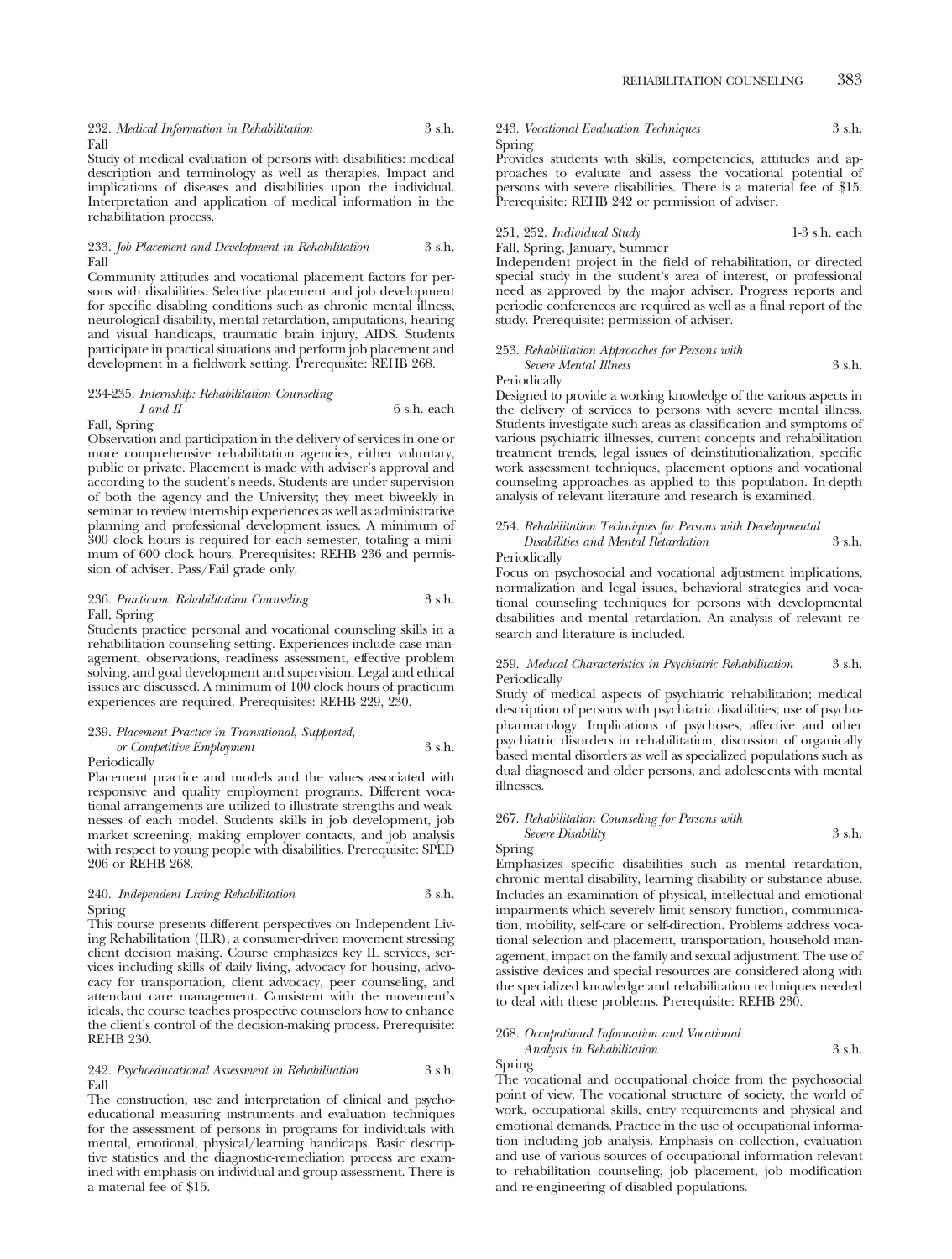232. *Medical Information in Rehabilitation* 3 s.h.
Fall

Study of medical evaluation of persons with disabilities: medical description and terminology as well as therapies. Impact and implications of diseases and disabilities upon the individual. Interpretation and application of medical information in the rehabilitation process.

233. *Job Placement and Development in Rehabilitation* 3 s.h.
Fall

Community attitudes and vocational placement factors for persons with disabilities. Selective placement and job development for specific disabling conditions such as chronic mental illness, neurological disability, mental retardation, amputations, hearing and visual handicaps, traumatic brain injury, AIDS. Students participate in practical situations and perform job placement and development in a fieldwork setting. Prerequisite: REHB 268.

234-235. *Internship: Rehabilitation Counseling I and II* 6 s.h. each
Fall, Spring

Observation and participation in the delivery of services in one or more comprehensive rehabilitation agencies, either voluntary, public or private. Placement is made with adviser's approval and according to the student's needs. Students are under supervision of both the agency and the University; they meet biweekly in seminar to review internship experiences as well as administrative planning and professional development issues. A minimum of 300 clock hours is required for each semester, totaling a minimum of 600 clock hours. Prerequisites: REHB 236 and permission of adviser. Pass/Fail grade only.

236. *Practicum: Rehabilitation Counseling* 3 s.h.
Fall, Spring

Students practice personal and vocational counseling skills in a rehabilitation counseling setting. Experiences include case management, observations, readiness assessment, effective problem solving, and goal development and supervision. Legal and ethical issues are discussed. A minimum of 100 clock hours of practicum experiences are required. Prerequisites: REHB 229, 230.

239. *Placement Practice in Transitional, Supported, or Competitive Employment* 3 s.h.
Periodically

Placement practice and models and the values associated with responsive and quality employment programs. Different vocational arrangements are utilized to illustrate strengths and weaknesses of each model. Students skills in job development, job market screening, making employer contacts, and job analysis with respect to young people with disabilities. Prerequisite: SPED 206 or REHB 268.

240. *Independent Living Rehabilitation* 3 s.h.
Spring

This course presents different perspectives on Independent Living Rehabilitation (ILR), a consumer-driven movement stressing client decision making. Course emphasizes key IL services, services including skills of daily living, advocacy for housing, advocacy for transportation, client advocacy, peer counseling, and attendant care management. Consistent with the movement's ideals, the course teaches prospective counselors how to enhance the client's control of the decision-making process. Prerequisite: REHB 230.

242. *Psychoeducational Assessment in Rehabilitation* 3 s.h.
Fall

The construction, use and interpretation of clinical and psychoeducational measuring instruments and evaluation techniques for the assessment of persons in programs for individuals with mental, emotional, physical/learning handicaps. Basic descriptive statistics and the diagnostic-remediation process are examined with emphasis on individual and group assessment. There is a material fee of $15.

243. *Vocational Evaluation Techniques* 3 s.h.
Spring

Provides students with skills, competencies, attitudes and approaches to evaluate and assess the vocational potential of persons with severe disabilities. There is a material fee of $15. Prerequisite: REHB 242 or permission of adviser.

251, 252. *Individual Study* 1-3 s.h. each
Fall, Spring, January, Summer

Independent project in the field of rehabilitation, or directed special study in the student's area of interest, or professional need as approved by the major adviser. Progress reports and periodic conferences are required as well as a final report of the study. Prerequisite: permission of adviser.

253. *Rehabilitation Approaches for Persons with Severe Mental Illness* 3 s.h.
Periodically

Designed to provide a working knowledge of the various aspects in the delivery of services to persons with severe mental illness. Students investigate such areas as classification and symptoms of various psychiatric illnesses, current concepts and rehabilitation treatment trends, legal issues of deinstitutionalization, specific work assessment techniques, placement options and vocational counseling approaches as applied to this population. In-depth analysis of relevant literature and research is examined.

254. *Rehabilitation Techniques for Persons with Developmental Disabilities and Mental Retardation* 3 s.h.
Periodically

Focus on psychosocial and vocational adjustment implications, normalization and legal issues, behavioral strategies and vocational counseling techniques for persons with developmental disabilities and mental retardation. An analysis of relevant research and literature is included.

259. *Medical Characteristics in Psychiatric Rehabilitation* 3 s.h.
Periodically

Study of medical aspects of psychiatric rehabilitation; medical description of persons with psychiatric disabilities; use of psychopharmacology. Implications of psychoses, affective and other psychiatric disorders in rehabilitation; discussion of organically based mental disorders as well as specialized populations such as dual diagnosed and older persons, and adolescents with mental illnesses.

267. *Rehabilitation Counseling for Persons with Severe Disability* 3 s.h.
Spring

Emphasizes specific disabilities such as mental retardation, chronic mental disability, learning disability or substance abuse. Includes an examination of physical, intellectual and emotional impairments which severely limit sensory function, communication, mobility, self-care or self-direction. Problems address vocational selection and placement, transportation, household management, impact on the family and sexual adjustment. The use of assistive devices and special resources are considered along with the specialized knowledge and rehabilitation techniques needed to deal with these problems. Prerequisite: REHB 230.

268. *Occupational Information and Vocational Analysis in Rehabilitation* 3 s.h.
Spring

The vocational and occupational choice from the psychosocial point of view. The vocational structure of society, the world of work, occupational skills, entry requirements and physical and emotional demands. Practice in the use of occupational information including job analysis. Emphasis on collection, evaluation and use of various sources of occupational information relevant to rehabilitation counseling, job placement, job modification and re-engineering of disabled populations.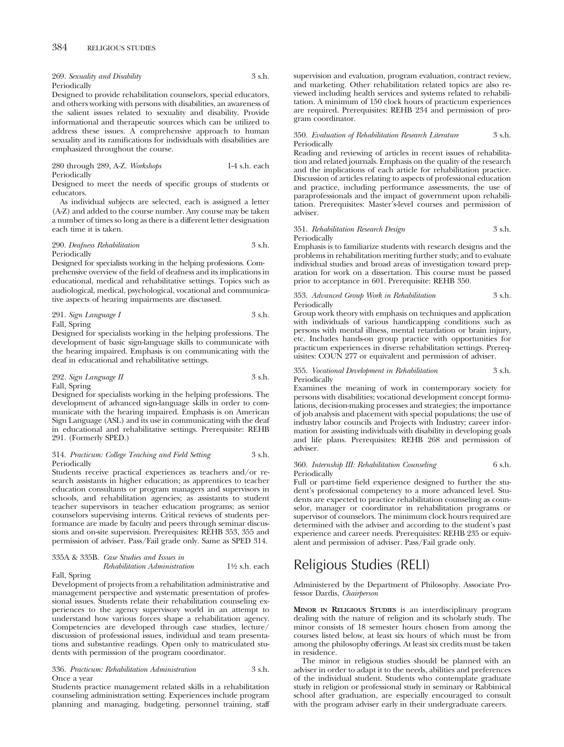269. *Sexuality and Disability* 3 s.h.
Periodically

Designed to provide rehabilitation counselors, special educators, and others working with persons with disabilities, an awareness of the salient issues related to sexuality and disability. Provide informational and therapeutic sources which can be utilized to address these issues. A comprehensive approach to human sexuality and its ramifications for individuals with disabilities are emphasized throughout the course.

280 through 289, A-Z. *Workshops* 1-4 s.h. each
Periodically

Designed to meet the needs of specific groups of students or educators.

As individual subjects are selected, each is assigned a letter (A-Z) and added to the course number. Any course may be taken a number of times so long as there is a different letter designation each time it is taken.

290. *Deafness Rehabilitation* 3 s.h.
Periodically

Designed for specialists working in the helping professions. Comprehensive overview of the field of deafness and its implications in educational, medical and rehabilitative settings. Topics such as audiological, medical, psychological, vocational and communicative aspects of hearing impairments are discussed.

291. *Sign Language I* 3 s.h.
Fall, Spring

Designed for specialists working in the helping professions. The development of basic sign-language skills to communicate with the hearing impaired. Emphasis is on communicating with the deaf in educational and rehabilitative settings.

292. *Sign Language II* 3 s.h.
Fall, Spring

Designed for specialists working in the helping professions. The development of advanced sign-language skills in order to communicate with the hearing impaired. Emphasis is on American Sign Language (ASL) and its use in communicating with the deaf in educational and rehabilitative settings. Prerequisite: REHB 291. (Formerly SPED.)

314. *Practicum: College Teaching and Field Setting* 3 s.h.
Periodically

Students receive practical experiences as teachers and/or research assistants in higher education; as apprentices to teacher education consultants or program managers and supervisors in schools, and rehabilitation agencies; as assistants to student teacher supervisors in teacher education programs; as senior counselors supervising interns. Critical reviews of students performance are made by faculty and peers through seminar discussions and on-site supervision. Prerequisites: REHB 353, 355 and permission of adviser. Pass/Fail grade only. Same as SPED 314.

335A & 335B. *Case Studies and Issues in Rehabilitation Administration* 1½ s.h. each
Fall, Spring

Development of projects from a rehabilitation administrative and management perspective and systematic presentation of professional issues. Students relate their rehabilitation counseling experiences to the agency supervisory world in an attempt to understand how various forces shape a rehabilitation agency. Competencies are developed through case studies, lecture/discussion of professional issues, individual and team presentations and substantive readings. Open only to matriculated students with permission of the program coordinator.

336. *Practicum: Rehabilitation Administration* 3 s.h.
Once a year

Students practice management related skills in a rehabilitation counseling administration setting. Experiences include program planning and managing, budgeting, personnel training, staff supervision and evaluation, program evaluation, contract review, and marketing. Other rehabilitation related topics are also reviewed including health services and systems related to rehabilitation. A minimum of 150 clock hours of practicum experiences are required. Prerequisites: REHB 234 and permission of program coordinator.

350. *Evaluation of Rehabilitation Research Literature* 3 s.h.
Periodically

Reading and reviewing of articles in recent issues of rehabilitation and related journals. Emphasis on the quality of the research and the implications of each article for rehabilitation practice. Discussion of articles relating to aspects of professional education and practice, including performance assessments, the use of paraprofessionals and the impact of government upon rehabilitation. Prerequisites: Master's-level courses and permission of adviser.

351. *Rehabilitation Research Design* 3 s.h.
Periodically

Emphasis is to familiarize students with research designs and the problems in rehabilitation meriting further study; and to evaluate individual studies and broad areas of investigation toward preparation for work on a dissertation. This course must be passed prior to acceptance in 601. Prerequisite: REHB 350.

353. *Advanced Group Work in Rehabilitation* 3 s.h.
Periodically

Group work theory with emphasis on techniques and application with individuals of various handicapping conditions such as persons with mental illness, mental retardation or brain injury, etc. Includes hands-on group practice with opportunities for practicum experiences in diverse rehabilitation settings. Prerequisites: COUN 277 or equivalent and permission of adviser.

355. *Vocational Development in Rehabilitation* 3 s.h.
Periodically

Examines the meaning of work in contemporary society for persons with disabilities; vocational development concept formulations, decision-making processes and strategies; the importance of job analysis and placement with special populations; the use of industry labor councils and Projects with Industry; career information for assisting individuals with disability in developing goals and life plans. Prerequisites: REHB 268 and permission of adviser.

360. *Internship III: Rehabilitation Counseling* 6 s.h.
Periodically

Full or part-time field experience designed to further the student's professional competency to a more advanced level. Students are expected to practice rehabilitation counseling as counselor, manager or coordinator in rehabilitation programs or supervisor of counselors. The minimum clock hours required are determined with the adviser and according to the student's past experience and career needs. Prerequisites: REHB 235 or equivalent and permission of adviser. Pass/Fail grade only.

# Religious Studies (RELI)

Administered by the Department of Philosophy. Associate Professor Dardis, *Chairperson*

**Minor in Religious Studies** is an interdisciplinary program dealing with the nature of religion and its scholarly study. The minor consists of 18 semester hours chosen from among the courses listed below, at least six hours of which must be from among the philosophy offerings. At least six credits must be taken in residence.

The minor in religious studies should be planned with an adviser in order to adapt it to the needs, abilities and preferences of the individual student. Students who contemplate graduate study in religion or professional study in seminary or Rabbinical school after graduation, are especially encouraged to consult with the program adviser early in their undergraduate careers.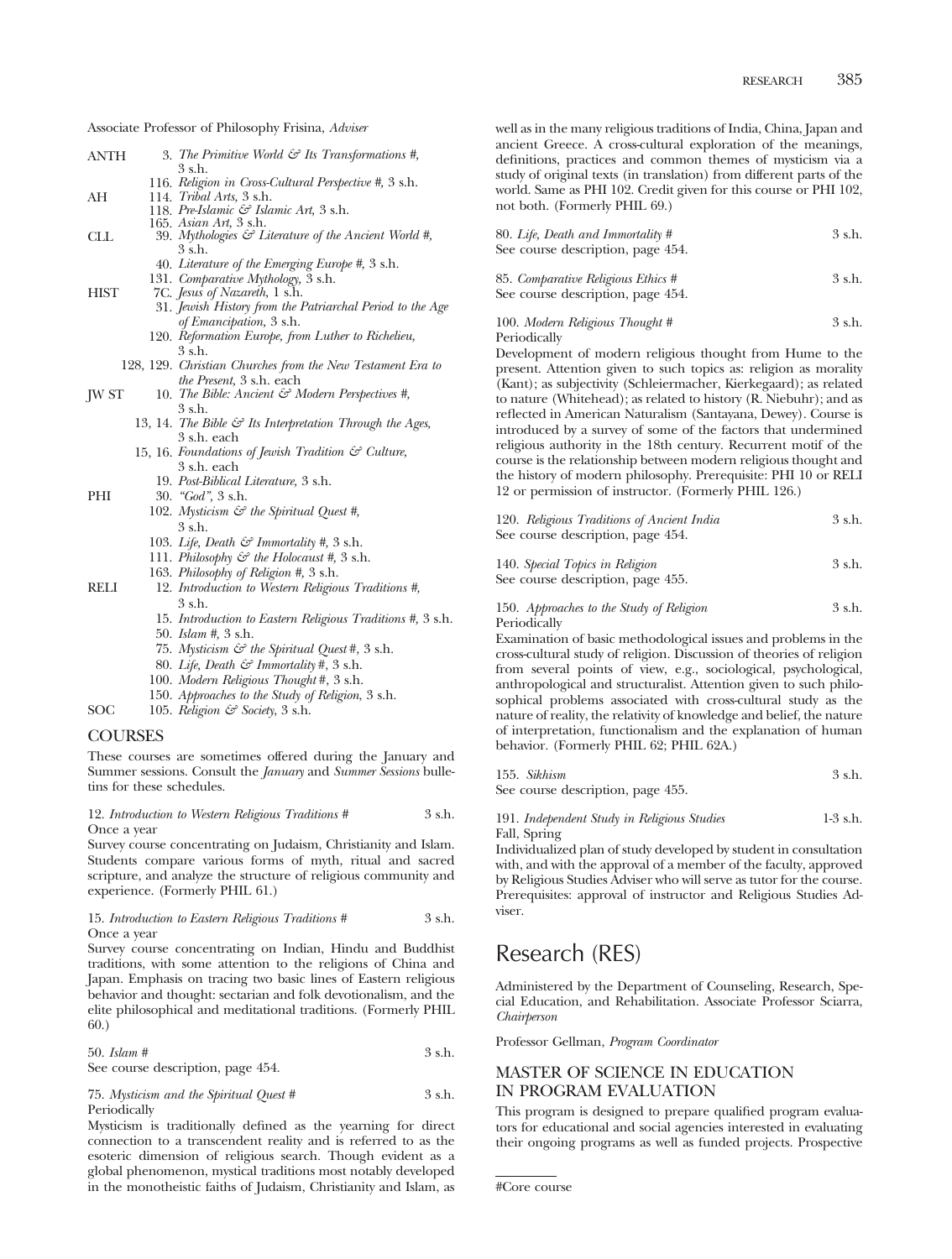Associate Professor of Philosophy Frisina, *Adviser*

| | |
|---|---|
| ANTH | 3. *The Primitive World & Its Transformations #,* 3 s.h. |
| | 116. *Religion in Cross-Cultural Perspective #,* 3 s.h. |
| AH | 114. *Tribal Arts,* 3 s.h. |
| | 118. *Pre-Islamic & Islamic Art,* 3 s.h. |
| | 165. *Asian Art,* 3 s.h. |
| CLL | 39. *Mythologies & Literature of the Ancient World #,* 3 s.h. |
| | 40. *Literature of the Emerging Europe #,* 3 s.h. |
| | 131. *Comparative Mythology,* 3 s.h. |
| HIST | 7C. *Jesus of Nazareth,* 1 s.h. |
| | 31. *Jewish History from the Patriarchal Period to the Age of Emancipation,* 3 s.h. |
| | 120. *Reformation Europe, from Luther to Richelieu,* 3 s.h. |
| | 128, 129. *Christian Churches from the New Testament Era to the Present,* 3 s.h. each |
| JW ST | 10. *The Bible: Ancient & Modern Perspectives #,* 3 s.h. |
| | 13, 14. *The Bible & Its Interpretation Through the Ages,* 3 s.h. each |
| | 15, 16. *Foundations of Jewish Tradition & Culture,* 3 s.h. each |
| | 19. *Post-Biblical Literature,* 3 s.h. |
| PHI | 30. *"God",* 3 s.h. |
| | 102. *Mysticism & the Spiritual Quest #,* 3 s.h. |
| | 103. *Life, Death & Immortality #,* 3 s.h. |
| | 111. *Philosophy & the Holocaust #,* 3 s.h. |
| | 163. *Philosophy of Religion #,* 3 s.h. |
| RELI | 12. *Introduction to Western Religious Traditions #,* 3 s.h. |
| | 15. *Introduction to Eastern Religious Traditions #,* 3 s.h. |
| | 50. *Islam #,* 3 s.h. |
| | 75. *Mysticism & the Spiritual Quest #,* 3 s.h. |
| | 80. *Life, Death & Immortality #,* 3 s.h. |
| | 100. *Modern Religious Thought #,* 3 s.h. |
| | 150. *Approaches to the Study of Religion,* 3 s.h. |
| SOC | 105. *Religion & Society,* 3 s.h. |

## COURSES

These courses are sometimes offered during the January and Summer sessions. Consult the *January* and *Summer Sessions* bulletins for these schedules.

12. *Introduction to Western Religious Traditions #* 3 s.h.
Once a year
Survey course concentrating on Judaism, Christianity and Islam. Students compare various forms of myth, ritual and sacred scripture, and analyze the structure of religious community and experience. (Formerly PHIL 61.)

15. *Introduction to Eastern Religious Traditions #* 3 s.h.
Once a year
Survey course concentrating on Indian, Hindu and Buddhist traditions, with some attention to the religions of China and Japan. Emphasis on tracing two basic lines of Eastern religious behavior and thought: sectarian and folk devotionalism, and the elite philosophical and meditational traditions. (Formerly PHIL 60.)

50. *Islam #* 3 s.h.
See course description, page 454.

75. *Mysticism and the Spiritual Quest #* 3 s.h.
Periodically
Mysticism is traditionally defined as the yearning for direct connection to a transcendent reality and is referred to as the esoteric dimension of religious search. Though evident as a global phenomenon, mystical traditions most notably developed in the monotheistic faiths of Judaism, Christianity and Islam, as well as in the many religious traditions of India, China, Japan and ancient Greece. A cross-cultural exploration of the meanings, definitions, practices and common themes of mysticism via a study of original texts (in translation) from different parts of the world. Same as PHI 102. Credit given for this course or PHI 102, not both. (Formerly PHIL 69.)

80. *Life, Death and Immortality #* 3 s.h.
See course description, page 454.

85. *Comparative Religious Ethics #* 3 s.h.
See course description, page 454.

100. *Modern Religious Thought #* 3 s.h.
Periodically
Development of modern religious thought from Hume to the present. Attention given to such topics as: religion as morality (Kant); as subjectivity (Schleiermacher, Kierkegaard); as related to nature (Whitehead); as related to history (R. Niebuhr); and as reflected in American Naturalism (Santayana, Dewey). Course is introduced by a survey of some of the factors that undermined religious authority in the 18th century. Recurrent motif of the course is the relationship between modern religious thought and the history of modern philosophy. Prerequisite: PHI 10 or RELI 12 or permission of instructor. (Formerly PHIL 126.)

120. *Religious Traditions of Ancient India* 3 s.h.
See course description, page 454.

140. *Special Topics in Religion* 3 s.h.
See course description, page 455.

150. *Approaches to the Study of Religion* 3 s.h.
Periodically
Examination of basic methodological issues and problems in the cross-cultural study of religion. Discussion of theories of religion from several points of view, e.g., sociological, psychological, anthropological and structuralist. Attention given to such philosophical problems associated with cross-cultural study as the nature of reality, the relativity of knowledge and belief, the nature of interpretation, functionalism and the explanation of human behavior. (Formerly PHIL 62; PHIL 62A.)

155. *Sikhism* 3 s.h.
See course description, page 455.

191. *Independent Study in Religious Studies* 1-3 s.h.
Fall, Spring
Individualized plan of study developed by student in consultation with, and with the approval of a member of the faculty, approved by Religious Studies Adviser who will serve as tutor for the course. Prerequisites: approval of instructor and Religious Studies Adviser.

# Research (RES)

Administered by the Department of Counseling, Research, Special Education, and Rehabilitation. Associate Professor Sciarra, *Chairperson*

Professor Gellman, *Program Coordinator*

## MASTER OF SCIENCE IN EDUCATION IN PROGRAM EVALUATION

This program is designed to prepare qualified program evaluators for educational and social agencies interested in evaluating their ongoing programs as well as funded projects. Prospective

#Core course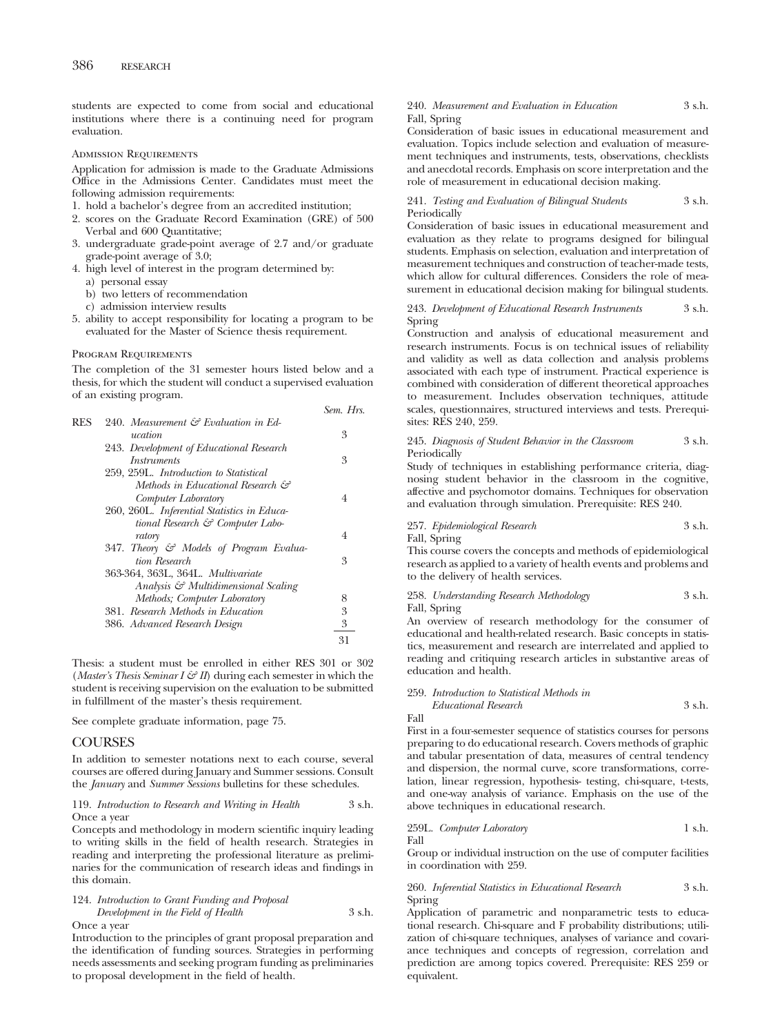students are expected to come from social and educational institutions where there is a continuing need for program evaluation.

### Admission Requirements

Application for admission is made to the Graduate Admissions Office in the Admissions Center. Candidates must meet the following admission requirements:

1. hold a bachelor's degree from an accredited institution;
2. scores on the Graduate Record Examination (GRE) of 500 Verbal and 600 Quantitative;
3. undergraduate grade-point average of 2.7 and/or graduate grade-point average of 3.0;
4. high level of interest in the program determined by:
   a) personal essay
   b) two letters of recommendation
   c) admission interview results
5. ability to accept responsibility for locating a program to be evaluated for the Master of Science thesis requirement.

### Program Requirements

The completion of the 31 semester hours listed below and a thesis, for which the student will conduct a supervised evaluation of an existing program.

| | | Sem. Hrs. |
|---|---|---|
| RES | 240. *Measurement & Evaluation in Education* | 3 |
| | 243. *Development of Educational Research Instruments* | 3 |
| | 259, 259L. *Introduction to Statistical Methods in Educational Research & Computer Laboratory* | 4 |
| | 260, 260L. *Inferential Statistics in Educational Research & Computer Laboratory* | 4 |
| | 347. *Theory & Models of Program Evaluation Research* | 3 |
| | 363-364, 363L, 364L. *Multivariate Analysis & Multidimensional Scaling Methods; Computer Laboratory* | 8 |
| | 381. *Research Methods in Education* | 3 |
| | 386. *Advanced Research Design* | 3 |
| | | 31 |

Thesis: a student must be enrolled in either RES 301 or 302 (*Master's Thesis Seminar I & II*) during each semester in which the student is receiving supervision on the evaluation to be submitted in fulfillment of the master's thesis requirement.

See complete graduate information, page 75.

## COURSES

In addition to semester notations next to each course, several courses are offered during January and Summer sessions. Consult the *January* and *Summer Sessions* bulletins for these schedules.

119. *Introduction to Research and Writing in Health* 3 s.h.
Once a year
Concepts and methodology in modern scientific inquiry leading to writing skills in the field of health research. Strategies in reading and interpreting the professional literature as preliminaries for the communication of research ideas and findings in this domain.

124. *Introduction to Grant Funding and Proposal Development in the Field of Health* 3 s.h.
Once a year
Introduction to the principles of grant proposal preparation and the identification of funding sources. Strategies in performing needs assessments and seeking program funding as preliminaries to proposal development in the field of health.

240. *Measurement and Evaluation in Education* 3 s.h.
Fall, Spring
Consideration of basic issues in educational measurement and evaluation. Topics include selection and evaluation of measurement techniques and instruments, tests, observations, checklists and anecdotal records. Emphasis on score interpretation and the role of measurement in educational decision making.

241. *Testing and Evaluation of Bilingual Students* 3 s.h.
Periodically
Consideration of basic issues in educational measurement and evaluation as they relate to programs designed for bilingual students. Emphasis on selection, evaluation and interpretation of measurement techniques and construction of teacher-made tests, which allow for cultural differences. Considers the role of measurement in educational decision making for bilingual students.

243. *Development of Educational Research Instruments* 3 s.h.
Spring
Construction and analysis of educational measurement and research instruments. Focus is on technical issues of reliability and validity as well as data collection and analysis problems associated with each type of instrument. Practical experience is combined with consideration of different theoretical approaches to measurement. Includes observation techniques, attitude scales, questionnaires, structured interviews and tests. Prerequisites: RES 240, 259.

245. *Diagnosis of Student Behavior in the Classroom* 3 s.h.
Periodically
Study of techniques in establishing performance criteria, diagnosing student behavior in the classroom in the cognitive, affective and psychomotor domains. Techniques for observation and evaluation through simulation. Prerequisite: RES 240.

257. *Epidemiological Research* 3 s.h.
Fall, Spring
This course covers the concepts and methods of epidemiological research as applied to a variety of health events and problems and to the delivery of health services.

258. *Understanding Research Methodology* 3 s.h.
Fall, Spring
An overview of research methodology for the consumer of educational and health-related research. Basic concepts in statistics, measurement and research are interrelated and applied to reading and critiquing research articles in substantive areas of education and health.

259. *Introduction to Statistical Methods in Educational Research* 3 s.h.
Fall
First in a four-semester sequence of statistics courses for persons preparing to do educational research. Covers methods of graphic and tabular presentation of data, measures of central tendency and dispersion, the normal curve, score transformations, correlation, linear regression, hypothesis- testing, chi-square, t-tests, and one-way analysis of variance. Emphasis on the use of the above techniques in educational research.

259L. *Computer Laboratory* 1 s.h.
Fall
Group or individual instruction on the use of computer facilities in coordination with 259.

260. *Inferential Statistics in Educational Research* 3 s.h.
Spring
Application of parametric and nonparametric tests to educational research. Chi-square and F probability distributions; utilization of chi-square techniques, analyses of variance and covariance techniques and concepts of regression, correlation and prediction are among topics covered. Prerequisite: RES 259 or equivalent.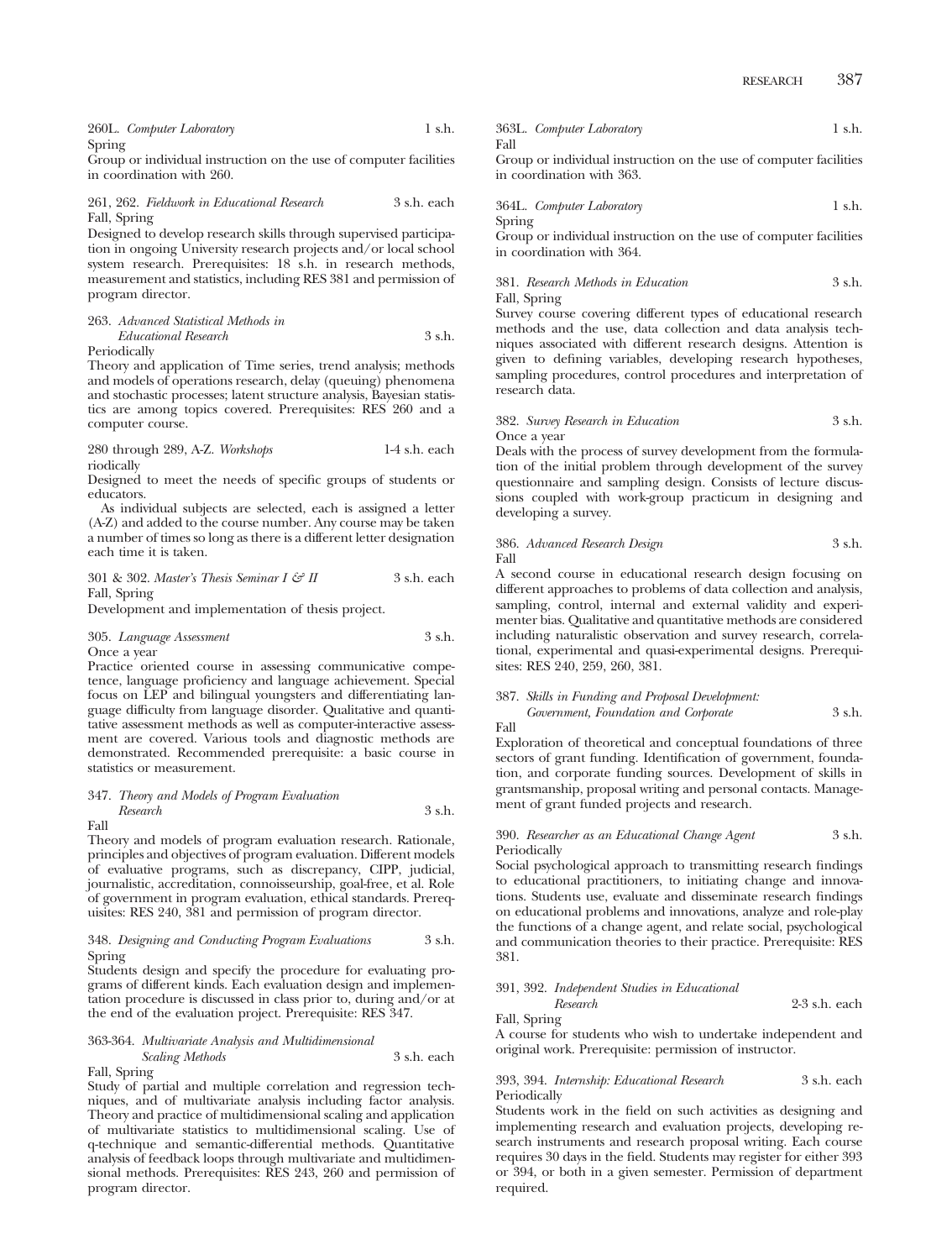260L. *Computer Laboratory* 1 s.h.
Spring
Group or individual instruction on the use of computer facilities in coordination with 260.

261, 262. *Fieldwork in Educational Research* 3 s.h. each
Fall, Spring
Designed to develop research skills through supervised participation in ongoing University research projects and/or local school system research. Prerequisites: 18 s.h. in research methods, measurement and statistics, including RES 381 and permission of program director.

263. *Advanced Statistical Methods in Educational Research* 3 s.h.
Periodically
Theory and application of Time series, trend analysis; methods and models of operations research, delay (queuing) phenomena and stochastic processes; latent structure analysis, Bayesian statistics are among topics covered. Prerequisites: RES 260 and a computer course.

280 through 289, A-Z. *Workshops* 1-4 s.h. each
riodically
Designed to meet the needs of specific groups of students or educators.

As individual subjects are selected, each is assigned a letter (A-Z) and added to the course number. Any course may be taken a number of times so long as there is a different letter designation each time it is taken.

301 & 302. *Master's Thesis Seminar I & II* 3 s.h. each
Fall, Spring
Development and implementation of thesis project.

305. *Language Assessment* 3 s.h.
Once a year
Practice oriented course in assessing communicative competence, language proficiency and language achievement. Special focus on LEP and bilingual youngsters and differentiating language difficulty from language disorder. Qualitative and quantitative assessment methods as well as computer-interactive assessment are covered. Various tools and diagnostic methods are demonstrated. Recommended prerequisite: a basic course in statistics or measurement.

347. *Theory and Models of Program Evaluation Research* 3 s.h.
Fall
Theory and models of program evaluation research. Rationale, principles and objectives of program evaluation. Different models of evaluative programs, such as discrepancy, CIPP, judicial, journalistic, accreditation, connoisseurship, goal-free, et al. Role of government in program evaluation, ethical standards. Prerequisites: RES 240, 381 and permission of program director.

348. *Designing and Conducting Program Evaluations* 3 s.h.
Spring
Students design and specify the procedure for evaluating programs of different kinds. Each evaluation design and implementation procedure is discussed in class prior to, during and/or at the end of the evaluation project. Prerequisite: RES 347.

363-364. *Multivariate Analysis and Multidimensional Scaling Methods* 3 s.h. each
Fall, Spring
Study of partial and multiple correlation and regression techniques, and of multivariate analysis including factor analysis. Theory and practice of multidimensional scaling and application of multivariate statistics to multidimensional scaling. Use of q-technique and semantic-differential methods. Quantitative analysis of feedback loops through multivariate and multidimensional methods. Prerequisites: RES 243, 260 and permission of program director.

363L. *Computer Laboratory* 1 s.h.
Fall
Group or individual instruction on the use of computer facilities in coordination with 363.

364L. *Computer Laboratory* 1 s.h.
Spring
Group or individual instruction on the use of computer facilities in coordination with 364.

381. *Research Methods in Education* 3 s.h.
Fall, Spring
Survey course covering different types of educational research methods and the use, data collection and data analysis techniques associated with different research designs. Attention is given to defining variables, developing research hypotheses, sampling procedures, control procedures and interpretation of research data.

382. *Survey Research in Education* 3 s.h.
Once a year
Deals with the process of survey development from the formulation of the initial problem through development of the survey questionnaire and sampling design. Consists of lecture discussions coupled with work-group practicum in designing and developing a survey.

386. *Advanced Research Design* 3 s.h.
Fall
A second course in educational research design focusing on different approaches to problems of data collection and analysis, sampling, control, internal and external validity and experimenter bias. Qualitative and quantitative methods are considered including naturalistic observation and survey research, correlational, experimental and quasi-experimental designs. Prerequisites: RES 240, 259, 260, 381.

387. *Skills in Funding and Proposal Development: Government, Foundation and Corporate* 3 s.h.
Fall
Exploration of theoretical and conceptual foundations of three sectors of grant funding. Identification of government, foundation, and corporate funding sources. Development of skills in grantsmanship, proposal writing and personal contacts. Management of grant funded projects and research.

390. *Researcher as an Educational Change Agent* 3 s.h.
Periodically
Social psychological approach to transmitting research findings to educational practitioners, to initiating change and innovations. Students use, evaluate and disseminate research findings on educational problems and innovations, analyze and role-play the functions of a change agent, and relate social, psychological and communication theories to their practice. Prerequisite: RES 381.

391, 392. *Independent Studies in Educational Research* 2-3 s.h. each
Fall, Spring
A course for students who wish to undertake independent and original work. Prerequisite: permission of instructor.

393, 394. *Internship: Educational Research* 3 s.h. each
Periodically
Students work in the field on such activities as designing and implementing research and evaluation projects, developing research instruments and research proposal writing. Each course requires 30 days in the field. Students may register for either 393 or 394, or both in a given semester. Permission of department required.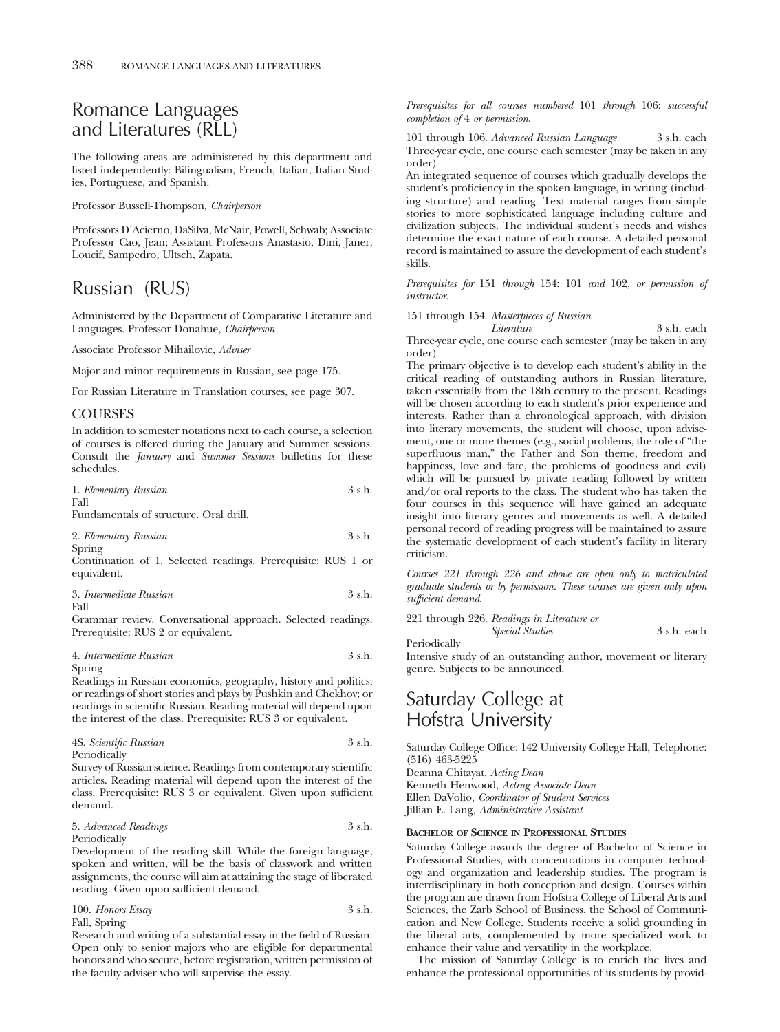# Romance Languages and Literatures (RLL)

The following areas are administered by this department and listed independently: Bilingualism, French, Italian, Italian Studies, Portuguese, and Spanish.

Professor Bussell-Thompson, *Chairperson*

Professors D'Acierno, DaSilva, McNair, Powell, Schwab; Associate Professor Cao, Jean; Assistant Professors Anastasio, Dini, Janer, Loucif, Sampedro, Ultsch, Zapata.

# Russian (RUS)

Administered by the Department of Comparative Literature and Languages. Professor Donahue, *Chairperson*

Associate Professor Mihailovic, *Adviser*

Major and minor requirements in Russian, see page 175.

For Russian Literature in Translation courses, see page 307.

## COURSES

In addition to semester notations next to each course, a selection of courses is offered during the January and Summer sessions. Consult the *January* and *Summer Sessions* bulletins for these schedules.

1. *Elementary Russian* 3 s.h.
Fall
Fundamentals of structure. Oral drill.

2. *Elementary Russian* 3 s.h.
Spring
Continuation of 1. Selected readings. Prerequisite: RUS 1 or equivalent.

3. *Intermediate Russian* 3 s.h.
Fall
Grammar review. Conversational approach. Selected readings. Prerequisite: RUS 2 or equivalent.

4. *Intermediate Russian* 3 s.h.
Spring
Readings in Russian economics, geography, history and politics; or readings of short stories and plays by Pushkin and Chekhov; or readings in scientific Russian. Reading material will depend upon the interest of the class. Prerequisite: RUS 3 or equivalent.

4S. *Scientific Russian* 3 s.h.
Periodically
Survey of Russian science. Readings from contemporary scientific articles. Reading material will depend upon the interest of the class. Prerequisite: RUS 3 or equivalent. Given upon sufficient demand.

5. *Advanced Readings* 3 s.h.
Periodically
Development of the reading skill. While the foreign language, spoken and written, will be the basis of classwork and written assignments, the course will aim at attaining the stage of liberated reading. Given upon sufficient demand.

100. *Honors Essay* 3 s.h.
Fall, Spring
Research and writing of a substantial essay in the field of Russian. Open only to senior majors who are eligible for departmental honors and who secure, before registration, written permission of the faculty adviser who will supervise the essay.

*Prerequisites for all courses numbered* 101 *through* 106: *successful completion of* 4 *or permission.*

101 through 106. *Advanced Russian Language* 3 s.h. each
Three-year cycle, one course each semester (may be taken in any order)
An integrated sequence of courses which gradually develops the student's proficiency in the spoken language, in writing (including structure) and reading. Text material ranges from simple stories to more sophisticated language including culture and civilization subjects. The individual student's needs and wishes determine the exact nature of each course. A detailed personal record is maintained to assure the development of each student's skills.

*Prerequisites for* 151 *through* 154: 101 *and* 102, *or permission of instructor.*

151 through 154. *Masterpieces of Russian Literature* 3 s.h. each
Three-year cycle, one course each semester (may be taken in any order)
The primary objective is to develop each student's ability in the critical reading of outstanding authors in Russian literature, taken essentially from the 18th century to the present. Readings will be chosen according to each student's prior experience and interests. Rather than a chronological approach, with division into literary movements, the student will choose, upon advisement, one or more themes (e.g., social problems, the role of "the superfluous man," the Father and Son theme, freedom and happiness, love and fate, the problems of goodness and evil) which will be pursued by private reading followed by written and/or oral reports to the class. The student who has taken the four courses in this sequence will have gained an adequate insight into literary genres and movements as well. A detailed personal record of reading progress will be maintained to assure the systematic development of each student's facility in literary criticism.

*Courses 221 through 226 and above are open only to matriculated graduate students or by permission. These courses are given only upon sufficient demand.*

221 through 226. *Readings in Literature or Special Studies* 3 s.h. each
Periodically
Intensive study of an outstanding author, movement or literary genre. Subjects to be announced.

# Saturday College at Hofstra University

Saturday College Office: 142 University College Hall, Telephone: (516) 463-5225
Deanna Chitayat, *Acting Dean*
Kenneth Henwood, *Acting Associate Dean*
Ellen DaVolio, *Coordinator of Student Services*
Jillian E. Lang, *Administrative Assistant*

**Bachelor of Science in Professional Studies**

Saturday College awards the degree of Bachelor of Science in Professional Studies, with concentrations in computer technology and organization and leadership studies. The program is interdisciplinary in both conception and design. Courses within the program are drawn from Hofstra College of Liberal Arts and Sciences, the Zarb School of Business, the School of Communication and New College. Students receive a solid grounding in the liberal arts, complemented by more specialized work to enhance their value and versatility in the workplace.

The mission of Saturday College is to enrich the lives and enhance the professional opportunities of its students by provid-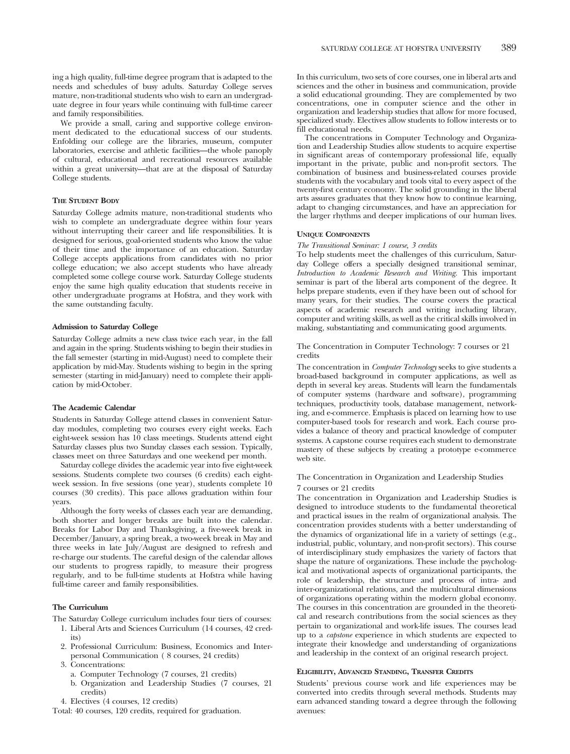ing a high quality, full-time degree program that is adapted to the needs and schedules of busy adults. Saturday College serves mature, non-traditional students who wish to earn an undergraduate degree in four years while continuing with full-time career and family responsibilities.

We provide a small, caring and supportive college environment dedicated to the educational success of our students. Enfolding our college are the libraries, museum, computer laboratories, exercise and athletic facilities—the whole panoply of cultural, educational and recreational resources available within a great university—that are at the disposal of Saturday College students.

## The Student Body

Saturday College admits mature, non-traditional students who wish to complete an undergraduate degree within four years without interrupting their career and life responsibilities. It is designed for serious, goal-oriented students who know the value of their time and the importance of an education. Saturday College accepts applications from candidates with no prior college education; we also accept students who have already completed some college course work. Saturday College students enjoy the same high quality education that students receive in other undergraduate programs at Hofstra, and they work with the same outstanding faculty.

### Admission to Saturday College

Saturday College admits a new class twice each year, in the fall and again in the spring. Students wishing to begin their studies in the fall semester (starting in mid-August) need to complete their application by mid-May. Students wishing to begin in the spring semester (starting in mid-January) need to complete their application by mid-October.

### The Academic Calendar

Students in Saturday College attend classes in convenient Saturday modules, completing two courses every eight weeks. Each eight-week session has 10 class meetings. Students attend eight Saturday classes plus two Sunday classes each session. Typically, classes meet on three Saturdays and one weekend per month.

Saturday college divides the academic year into five eight-week sessions. Students complete two courses (6 credits) each eight-week session. In five sessions (one year), students complete 10 courses (30 credits). This pace allows graduation within four years.

Although the forty weeks of classes each year are demanding, both shorter and longer breaks are built into the calendar. Breaks for Labor Day and Thanksgiving, a five-week break in December/January, a spring break, a two-week break in May and three weeks in late July/August are designed to refresh and re-charge our students. The careful design of the calendar allows our students to progress rapidly, to measure their progress regularly, and to be full-time students at Hofstra while having full-time career and family responsibilities.

### The Curriculum

The Saturday College curriculum includes four tiers of courses:

1. Liberal Arts and Sciences Curriculum (14 courses, 42 credits)
2. Professional Curriculum: Business, Economics and Interpersonal Communication ( 8 courses, 24 credits)
3. Concentrations:
   a. Computer Technology (7 courses, 21 credits)
   b. Organization and Leadership Studies (7 courses, 21 credits)
4. Electives (4 courses, 12 credits)

Total: 40 courses, 120 credits, required for graduation.

In this curriculum, two sets of core courses, one in liberal arts and sciences and the other in business and communication, provide a solid educational grounding. They are complemented by two concentrations, one in computer science and the other in organization and leadership studies that allow for more focused, specialized study. Electives allow students to follow interests or to fill educational needs.

The concentrations in Computer Technology and Organization and Leadership Studies allow students to acquire expertise in significant areas of contemporary professional life, equally important in the private, public and non-profit sectors. The combination of business and business-related courses provide students with the vocabulary and tools vital to every aspect of the twenty-first century economy. The solid grounding in the liberal arts assures graduates that they know how to continue learning, adapt to changing circumstances, and have an appreciation for the larger rhythms and deeper implications of our human lives.

## Unique Components

*The Transitional Seminar: 1 course, 3 credits*

To help students meet the challenges of this curriculum, Saturday College offers a specially designed transitional seminar, *Introduction to Academic Research and Writing*. This important seminar is part of the liberal arts component of the degree. It helps prepare students, even if they have been out of school for many years, for their studies. The course covers the practical aspects of academic research and writing including library, computer and writing skills, as well as the critical skills involved in making, substantiating and communicating good arguments.

The Concentration in Computer Technology: 7 courses or 21 credits

The concentration in *Computer Technology* seeks to give students a broad-based background in computer applications, as well as depth in several key areas. Students will learn the fundamentals of computer systems (hardware and software), programming techniques, productivity tools, database management, networking, and e-commerce. Emphasis is placed on learning how to use computer-based tools for research and work. Each course provides a balance of theory and practical knowledge of computer systems. A capstone course requires each student to demonstrate mastery of these subjects by creating a prototype e-commerce web site.

The Concentration in Organization and Leadership Studies
7 courses or 21 credits

The concentration in Organization and Leadership Studies is designed to introduce students to the fundamental theoretical and practical issues in the realm of organizational analysis. The concentration provides students with a better understanding of the dynamics of organizational life in a variety of settings (e.g., industrial, public, voluntary, and non-profit sectors). This course of interdisciplinary study emphasizes the variety of factors that shape the nature of organizations. These include the psychological and motivational aspects of organizational participants, the role of leadership, the structure and process of intra- and inter-organizational relations, and the multicultural dimensions of organizations operating within the modern global economy. The courses in this concentration are grounded in the theoretical and research contributions from the social sciences as they pertain to organizational and work-life issues. The courses lead up to a *capstone* experience in which students are expected to integrate their knowledge and understanding of organizations and leadership in the context of an original research project.

## Eligibility, Advanced Standing, Transfer Credits

Students' previous course work and life experiences may be converted into credits through several methods. Students may earn advanced standing toward a degree through the following avenues: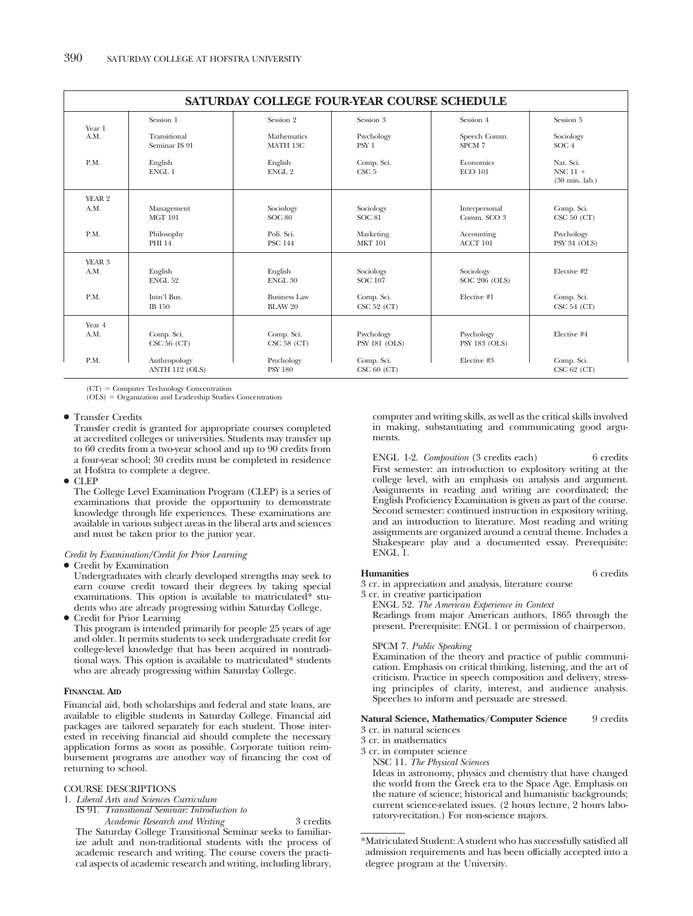## SATURDAY COLLEGE FOUR-YEAR COURSE SCHEDULE

| | Session 1 | Session 2 | Session 3 | Session 4 | Session 5 |
|---|---|---|---|---|---|
| Year 1 A.M. | Transitional Seminar IS 91 | Mathematics MATH 13C | Psychology PSY 1 | Speech Comm. SPCM 7 | Sociology SOC 4 |
| P.M. | English ENGL 1 | English ENGL 2 | Comp. Sci. CSC 5 | Economics ECO 101 | Nat. Sci. NSC 11 + (30 min. lab.) |
| YEAR 2 A.M. | Management MGT 101 | Sociology SOC 80 | Sociology SOC 81 | Interpersonal Comm. SCO 3 | Comp. Sci. CSC 50 (CT) |
| P.M. | Philosophy PHI 14 | Poli. Sci. PSC 144 | Marketing MKT 101 | Accounting ACCT 101 | Psychology PSY 34 (OLS) |
| YEAR 3 A.M. | English ENGL 52 | English ENGL 30 | Sociology SOC 107 | Sociology SOC 206 (OLS) | Elective #2 |
| P.M. | Intn'l Bus. IB 150 | Business Law BLAW 20 | Comp. Sci. CSC 52 (CT) | Elective #1 | Comp. Sci. CSC 54 (CT) |
| Year 4 A.M. | Comp. Sci. CSC 56 (CT) | Comp. Sci. CSC 58 (CT) | Psychology PSY 181 (OLS) | Psychology PSY 183 (OLS) | Elective #4 |
| P.M. | Anthropology ANTH 112 (OLS) | Psychology PSY 180 | Comp. Sci. CSC 60 (CT) | Elective #3 | Comp. Sci. CSC 62 (CT) |

(CT) = Computer Technology Concentration
(OLS) = Organization and Leadership Studies Concentration

- Transfer Credits
  Transfer credit is granted for appropriate courses completed at accredited colleges or universities. Students may transfer up to 60 credits from a two-year school and up to 90 credits from a four-year school; 30 credits must be completed in residence at Hofstra to complete a degree.
- CLEP
  The College Level Examination Program (CLEP) is a series of examinations that provide the opportunity to demonstrate knowledge through life experiences. These examinations are available in various subject areas in the liberal arts and sciences and must be taken prior to the junior year.

*Credit by Examination/Credit for Prior Learning*

- Credit by Examination
  Undergraduates with clearly developed strengths may seek to earn course credit toward their degrees by taking special examinations. This option is available to matriculated* students who are already progressing within Saturday College.
- Credit for Prior Learning
  This program is intended primarily for people 25 years of age and older. It permits students to seek undergraduate credit for college-level knowledge that has been acquired in nontraditional ways. This option is available to matriculated* students who are already progressing within Saturday College.

#### FINANCIAL AID

Financial aid, both scholarships and federal and state loans, are available to eligible students in Saturday College. Financial aid packages are tailored separately for each student. Those interested in receiving financial aid should complete the necessary application forms as soon as possible. Corporate tuition reimbursement programs are another way of financing the cost of returning to school.

### COURSE DESCRIPTIONS

1. *Liberal Arts and Sciences Curriculum*

IS 91. *Transitional Seminar: Introduction to Academic Research and Writing* — 3 credits

The Saturday College Transitional Seminar seeks to familiarize adult and non-traditional students with the process of academic research and writing. The course covers the practical aspects of academic research and writing, including library, computer and writing skills, as well as the critical skills involved in making, substantiating and communicating good arguments.

ENGL 1-2. *Composition* (3 credits each) — 6 credits

First semester: an introduction to explository writing at the college level, with an emphasis on analysis and argument. Assignments in reading and writing are coordinated; the English Proficiency Examination is given as part of the course. Second semester: continued instruction in expository writing, and an introduction to literature. Most reading and writing assignments are organized around a central theme. Includes a Shakespeare play and a documented essay. Prerequisite: ENGL 1.

**Humanities** — 6 credits

3 cr. in appreciation and analysis, literature course
3 cr. in creative participation

ENGL 52. *The American Experience in Context*
Readings from major American authors, 1865 through the present. Prerequisite: ENGL 1 or permission of chairperson.

SPCM 7. *Public Speaking*
Examination of the theory and practice of public communication. Emphasis on critical thinking, listening, and the art of criticism. Practice in speech composition and delivery, stressing principles of clarity, interest, and audience analysis. Speeches to inform and persuade are stressed.

**Natural Science, Mathematics/Computer Science** — 9 credits

3 cr. in natural sciences
3 cr. in mathematics
3 cr. in computer science

NSC 11. *The Physical Sciences*
Ideas in astronomy, physics and chemistry that have changed the world from the Greek era to the Space Age. Emphasis on the nature of science; historical and humanistic backgrounds; current science-related issues. (2 hours lecture, 2 hours laboratory-recitation.) For non-science majors.

*Matriculated Student: A student who has successfully satisfied all admission requirements and has been officially accepted into a degree program at the University.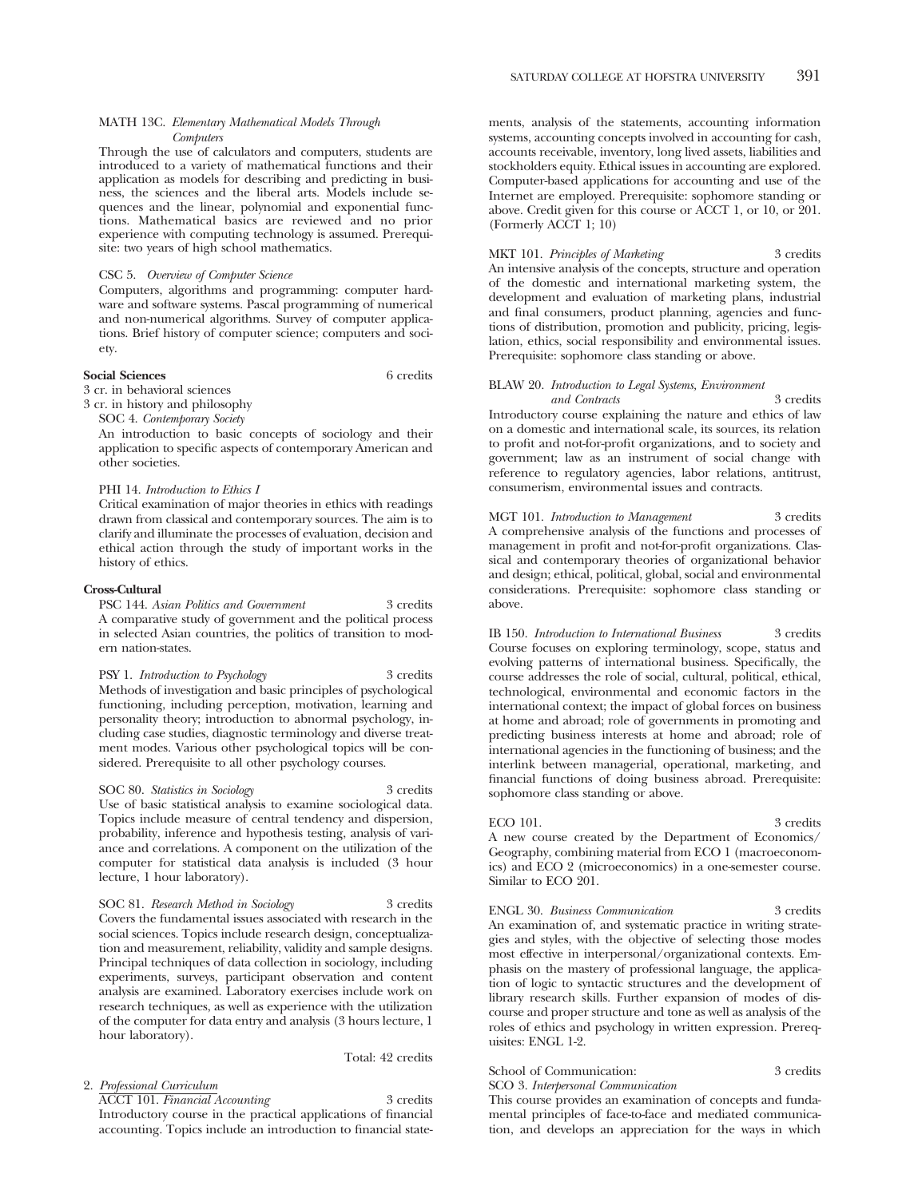MATH 13C. *Elementary Mathematical Models Through Computers*

Through the use of calculators and computers, students are introduced to a variety of mathematical functions and their application as models for describing and predicting in business, the sciences and the liberal arts. Models include sequences and the linear, polynomial and exponential functions. Mathematical basics are reviewed and no prior experience with computing technology is assumed. Prerequisite: two years of high school mathematics.

CSC 5. *Overview of Computer Science*

Computers, algorithms and programming: computer hardware and software systems. Pascal programming of numerical and non-numerical algorithms. Survey of computer applications. Brief history of computer science; computers and society.

**Social Sciences** 6 credits

3 cr. in behavioral sciences

3 cr. in history and philosophy

SOC 4. *Contemporary Society*

An introduction to basic concepts of sociology and their application to specific aspects of contemporary American and other societies.

PHI 14. *Introduction to Ethics I*

Critical examination of major theories in ethics with readings drawn from classical and contemporary sources. The aim is to clarify and illuminate the processes of evaluation, decision and ethical action through the study of important works in the history of ethics.

**Cross-Cultural**

PSC 144. *Asian Politics and Government* 3 credits

A comparative study of government and the political process in selected Asian countries, the politics of transition to modern nation-states.

PSY 1. *Introduction to Psychology* 3 credits

Methods of investigation and basic principles of psychological functioning, including perception, motivation, learning and personality theory; introduction to abnormal psychology, including case studies, diagnostic terminology and diverse treatment modes. Various other psychological topics will be considered. Prerequisite to all other psychology courses.

SOC 80. *Statistics in Sociology* 3 credits

Use of basic statistical analysis to examine sociological data. Topics include measure of central tendency and dispersion, probability, inference and hypothesis testing, analysis of variance and correlations. A component on the utilization of the computer for statistical data analysis is included (3 hour lecture, 1 hour laboratory).

SOC 81. *Research Method in Sociology* 3 credits

Covers the fundamental issues associated with research in the social sciences. Topics include research design, conceptualization and measurement, reliability, validity and sample designs. Principal techniques of data collection in sociology, including experiments, surveys, participant observation and content analysis are examined. Laboratory exercises include work on research techniques, as well as experience with the utilization of the computer for data entry and analysis (3 hours lecture, 1 hour laboratory).

Total: 42 credits

2. Professional Curriculum

ACCT 101. *Financial Accounting* 3 credits

Introductory course in the practical applications of financial accounting. Topics include an introduction to financial statements, analysis of the statements, accounting information systems, accounting concepts involved in accounting for cash, accounts receivable, inventory, long lived assets, liabilities and stockholders equity. Ethical issues in accounting are explored. Computer-based applications for accounting and use of the Internet are employed. Prerequisite: sophomore standing or above. Credit given for this course or ACCT 1, or 10, or 201. (Formerly ACCT 1; 10)

MKT 101. *Principles of Marketing* 3 credits

An intensive analysis of the concepts, structure and operation of the domestic and international marketing system, the development and evaluation of marketing plans, industrial and final consumers, product planning, agencies and functions of distribution, promotion and publicity, pricing, legislation, ethics, social responsibility and environmental issues. Prerequisite: sophomore class standing or above.

BLAW 20. *Introduction to Legal Systems, Environment and Contracts* 3 credits

Introductory course explaining the nature and ethics of law on a domestic and international scale, its sources, its relation to profit and not-for-profit organizations, and to society and government; law as an instrument of social change with reference to regulatory agencies, labor relations, antitrust, consumerism, environmental issues and contracts.

MGT 101. *Introduction to Management* 3 credits

A comprehensive analysis of the functions and processes of management in profit and not-for-profit organizations. Classical and contemporary theories of organizational behavior and design; ethical, political, global, social and environmental considerations. Prerequisite: sophomore class standing or above.

IB 150. *Introduction to International Business* 3 credits

Course focuses on exploring terminology, scope, status and evolving patterns of international business. Specifically, the course addresses the role of social, cultural, political, ethical, technological, environmental and economic factors in the international context; the impact of global forces on business at home and abroad; role of governments in promoting and predicting business interests at home and abroad; role of international agencies in the functioning of business; and the interlink between managerial, operational, marketing, and financial functions of doing business abroad. Prerequisite: sophomore class standing or above.

ECO 101. 3 credits

A new course created by the Department of Economics/Geography, combining material from ECO 1 (macroeconomics) and ECO 2 (microeconomics) in a one-semester course. Similar to ECO 201.

ENGL 30. *Business Communication* 3 credits

An examination of, and systematic practice in writing strategies and styles, with the objective of selecting those modes most effective in interpersonal/organizational contexts. Emphasis on the mastery of professional language, the application of logic to syntactic structures and the development of library research skills. Further expansion of modes of discourse and proper structure and tone as well as analysis of the roles of ethics and psychology in written expression. Prerequisites: ENGL 1-2.

School of Communication: 3 credits

SCO 3. *Interpersonal Communication*

This course provides an examination of concepts and fundamental principles of face-to-face and mediated communication, and develops an appreciation for the ways in which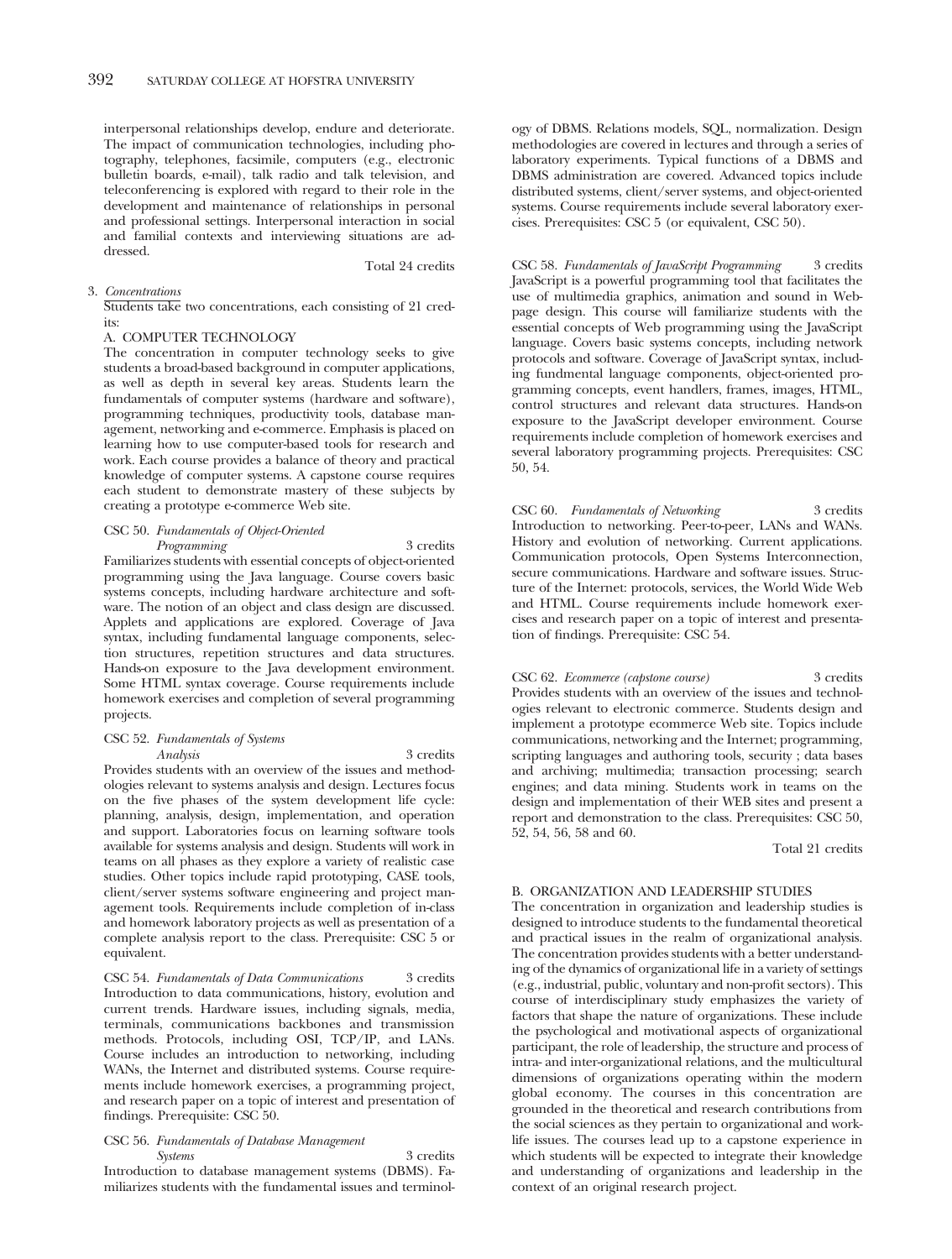interpersonal relationships develop, endure and deteriorate. The impact of communication technologies, including photography, telephones, facsimile, computers (e.g., electronic bulletin boards, e-mail), talk radio and talk television, and teleconferencing is explored with regard to their role in the development and maintenance of relationships in personal and professional settings. Interpersonal interaction in social and familial contexts and interviewing situations are addressed.

Total 24 credits

3. *Concentrations*

Students take two concentrations, each consisting of 21 credits:

A. COMPUTER TECHNOLOGY

The concentration in computer technology seeks to give students a broad-based background in computer applications, as well as depth in several key areas. Students learn the fundamentals of computer systems (hardware and software), programming techniques, productivity tools, database management, networking and e-commerce. Emphasis is placed on learning how to use computer-based tools for research and work. Each course provides a balance of theory and practical knowledge of computer systems. A capstone course requires each student to demonstrate mastery of these subjects by creating a prototype e-commerce Web site.

CSC 50. *Fundamentals of Object-Oriented Programming* 3 credits

Familiarizes students with essential concepts of object-oriented programming using the Java language. Course covers basic systems concepts, including hardware architecture and software. The notion of an object and class design are discussed. Applets and applications are explored. Coverage of Java syntax, including fundamental language components, selection structures, repetition structures and data structures. Hands-on exposure to the Java development environment. Some HTML syntax coverage. Course requirements include homework exercises and completion of several programming projects.

CSC 52. *Fundamentals of Systems Analysis* 3 credits

Provides students with an overview of the issues and methodologies relevant to systems analysis and design. Lectures focus on the five phases of the system development life cycle: planning, analysis, design, implementation, and operation and support. Laboratories focus on learning software tools available for systems analysis and design. Students will work in teams on all phases as they explore a variety of realistic case studies. Other topics include rapid prototyping, CASE tools, client/server systems software engineering and project management tools. Requirements include completion of in-class and homework laboratory projects as well as presentation of a complete analysis report to the class. Prerequisite: CSC 5 or equivalent.

CSC 54. *Fundamentals of Data Communications* 3 credits

Introduction to data communications, history, evolution and current trends. Hardware issues, including signals, media, terminals, communications backbones and transmission methods. Protocols, including OSI, TCP/IP, and LANs. Course includes an introduction to networking, including WANs, the Internet and distributed systems. Course requirements include homework exercises, a programming project, and research paper on a topic of interest and presentation of findings. Prerequisite: CSC 50.

CSC 56. *Fundamentals of Database Management Systems* 3 credits

Introduction to database management systems (DBMS). Familiarizes students with the fundamental issues and terminology of DBMS. Relations models, SQL, normalization. Design methodologies are covered in lectures and through a series of laboratory experiments. Typical functions of a DBMS and DBMS administration are covered. Advanced topics include distributed systems, client/server systems, and object-oriented systems. Course requirements include several laboratory exercises. Prerequisites: CSC 5 (or equivalent, CSC 50).

CSC 58. *Fundamentals of JavaScript Programming* 3 credits

JavaScript is a powerful programming tool that facilitates the use of multimedia graphics, animation and sound in Web-page design. This course will familiarize students with the essential concepts of Web programming using the JavaScript language. Covers basic systems concepts, including network protocols and software. Coverage of JavaScript syntax, including fundmental language components, object-oriented programming concepts, event handlers, frames, images, HTML, control structures and relevant data structures. Hands-on exposure to the JavaScript developer environment. Course requirements include completion of homework exercises and several laboratory programming projects. Prerequisites: CSC 50, 54.

CSC 60. *Fundamentals of Networking* 3 credits

Introduction to networking. Peer-to-peer, LANs and WANs. History and evolution of networking. Current applications. Communication protocols, Open Systems Interconnection, secure communications. Hardware and software issues. Structure of the Internet: protocols, services, the World Wide Web and HTML. Course requirements include homework exercises and research paper on a topic of interest and presentation of findings. Prerequisite: CSC 54.

CSC 62. *Ecommerce (capstone course)* 3 credits

Provides students with an overview of the issues and technologies relevant to electronic commerce. Students design and implement a prototype ecommerce Web site. Topics include communications, networking and the Internet; programming, scripting languages and authoring tools, security ; data bases and archiving; multimedia; transaction processing; search engines; and data mining. Students work in teams on the design and implementation of their WEB sites and present a report and demonstration to the class. Prerequisites: CSC 50, 52, 54, 56, 58 and 60.

Total 21 credits

B. ORGANIZATION AND LEADERSHIP STUDIES

The concentration in organization and leadership studies is designed to introduce students to the fundamental theoretical and practical issues in the realm of organizational analysis. The concentration provides students with a better understanding of the dynamics of organizational life in a variety of settings (e.g., industrial, public, voluntary and non-profit sectors). This course of interdisciplinary study emphasizes the variety of factors that shape the nature of organizations. These include the psychological and motivational aspects of organizational participant, the role of leadership, the structure and process of intra- and inter-organizational relations, and the multicultural dimensions of organizations operating within the modern global economy. The courses in this concentration are grounded in the theoretical and research contributions from the social sciences as they pertain to organizational and work-life issues. The courses lead up to a capstone experience in which students will be expected to integrate their knowledge and understanding of organizations and leadership in the context of an original research project.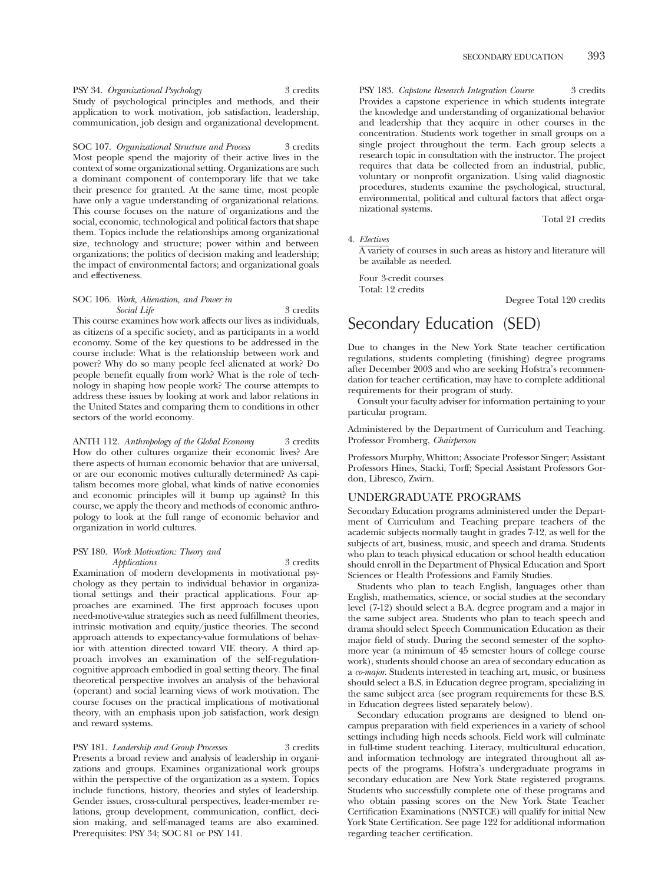PSY 34. *Organizational Psychology* 3 credits
Study of psychological principles and methods, and their application to work motivation, job satisfaction, leadership, communication, job design and organizational development.

SOC 107. *Organizational Structure and Process* 3 credits
Most people spend the majority of their active lives in the context of some organizational setting. Organizations are such a dominant component of contemporary life that we take their presence for granted. At the same time, most people have only a vague understanding of organizational relations. This course focuses on the nature of organizations and the social, economic, technological and political factors that shape them. Topics include the relationships among organizational size, technology and structure; power within and between organizations; the politics of decision making and leadership; the impact of environmental factors; and organizational goals and effectiveness.

SOC 106. *Work, Alienation, and Power in Social Life* 3 credits
This course examines how work affects our lives as individuals, as citizens of a specific society, and as participants in a world economy. Some of the key questions to be addressed in the course include: What is the relationship between work and power? Why do so many people feel alienated at work? Do people benefit equally from work? What is the role of technology in shaping how people work? The course attempts to address these issues by looking at work and labor relations in the United States and comparing them to conditions in other sectors of the world economy.

ANTH 112. *Anthropology of the Global Economy* 3 credits
How do other cultures organize their economic lives? Are there aspects of human economic behavior that are universal, or are our economic motives culturally determined? As capitalism becomes more global, what kinds of native economies and economic principles will it bump up against? In this course, we apply the theory and methods of economic anthropology to look at the full range of economic behavior and organization in world cultures.

PSY 180. *Work Motivation: Theory and Applications* 3 credits
Examination of modern developments in motivational psychology as they pertain to individual behavior in organizational settings and their practical applications. Four approaches are examined. The first approach focuses upon need-motive-value strategies such as need fulfillment theories, intrinsic motivation and equity/justice theories. The second approach attends to expectancy-value formulations of behavior with attention directed toward VIE theory. A third approach involves an examination of the self-regulation-cognitive approach embodied in goal setting theory. The final theoretical perspective involves an analysis of the behavioral (operant) and social learning views of work motivation. The course focuses on the practical implications of motivational theory, with an emphasis upon job satisfaction, work design and reward systems.

PSY 181. *Leadership and Group Processes* 3 credits
Presents a broad review and analysis of leadership in organizations and groups. Examines organizational work groups within the perspective of the organization as a system. Topics include functions, history, theories and styles of leadership. Gender issues, cross-cultural perspectives, leader-member relations, group development, communication, conflict, decision making, and self-managed teams are also examined. Prerequisites: PSY 34; SOC 81 or PSY 141.

PSY 183. *Capstone Research Integration Course* 3 credits
Provides a capstone experience in which students integrate the knowledge and understanding of organizational behavior and leadership that they acquire in other courses in the concentration. Students work together in small groups on a single project throughout the term. Each group selects a research topic in consultation with the instructor. The project requires that data be collected from an industrial, public, voluntary or nonprofit organization. Using valid diagnostic procedures, students examine the psychological, structural, environmental, political and cultural factors that affect organizational systems.

Total 21 credits

4. *Electives*
A variety of courses in such areas as history and literature will be available as needed.

Four 3-credit courses
Total: 12 credits

Degree Total 120 credits

# Secondary Education (SED)

Due to changes in the New York State teacher certification regulations, students completing (finishing) degree programs after December 2003 and who are seeking Hofstra's recommendation for teacher certification, may have to complete additional requirements for their program of study.

Consult your faculty adviser for information pertaining to your particular program.

Administered by the Department of Curriculum and Teaching. Professor Fromberg, *Chairperson*

Professors Murphy, Whitton; Associate Professor Singer; Assistant Professors Hines, Stacki, Torff; Special Assistant Professors Gordon, Libresco, Zwirn.

## UNDERGRADUATE PROGRAMS

Secondary Education programs administered under the Department of Curriculum and Teaching prepare teachers of the academic subjects normally taught in grades 7-12, as well for the subjects of art, business, music, and speech and drama. Students who plan to teach physical education or school health education should enroll in the Department of Physical Education and Sport Sciences or Health Professions and Family Studies.

Students who plan to teach English, languages other than English, mathematics, science, or social studies at the secondary level (7-12) should select a B.A. degree program and a major in the same subject area. Students who plan to teach speech and drama should select Speech Communication Education as their major field of study. During the second semester of the sophomore year (a minimum of 45 semester hours of college course work), students should choose an area of secondary education as a *co-major*. Students interested in teaching art, music, or business should select a B.S. in Education degree program, specializing in the same subject area (see program requirements for these B.S. in Education degrees listed separately below).

Secondary education programs are designed to blend on-campus preparation with field experiences in a variety of school settings including high needs schools. Field work will culminate in full-time student teaching. Literacy, multicultural education, and information technology are integrated throughout all aspects of the programs. Hofstra's undergraduate programs in secondary education are New York State registered programs. Students who successfully complete one of these programs and who obtain passing scores on the New York State Teacher Certification Examinations (NYSTCE) will qualify for initial New York State Certification. See page 122 for additional information regarding teacher certification.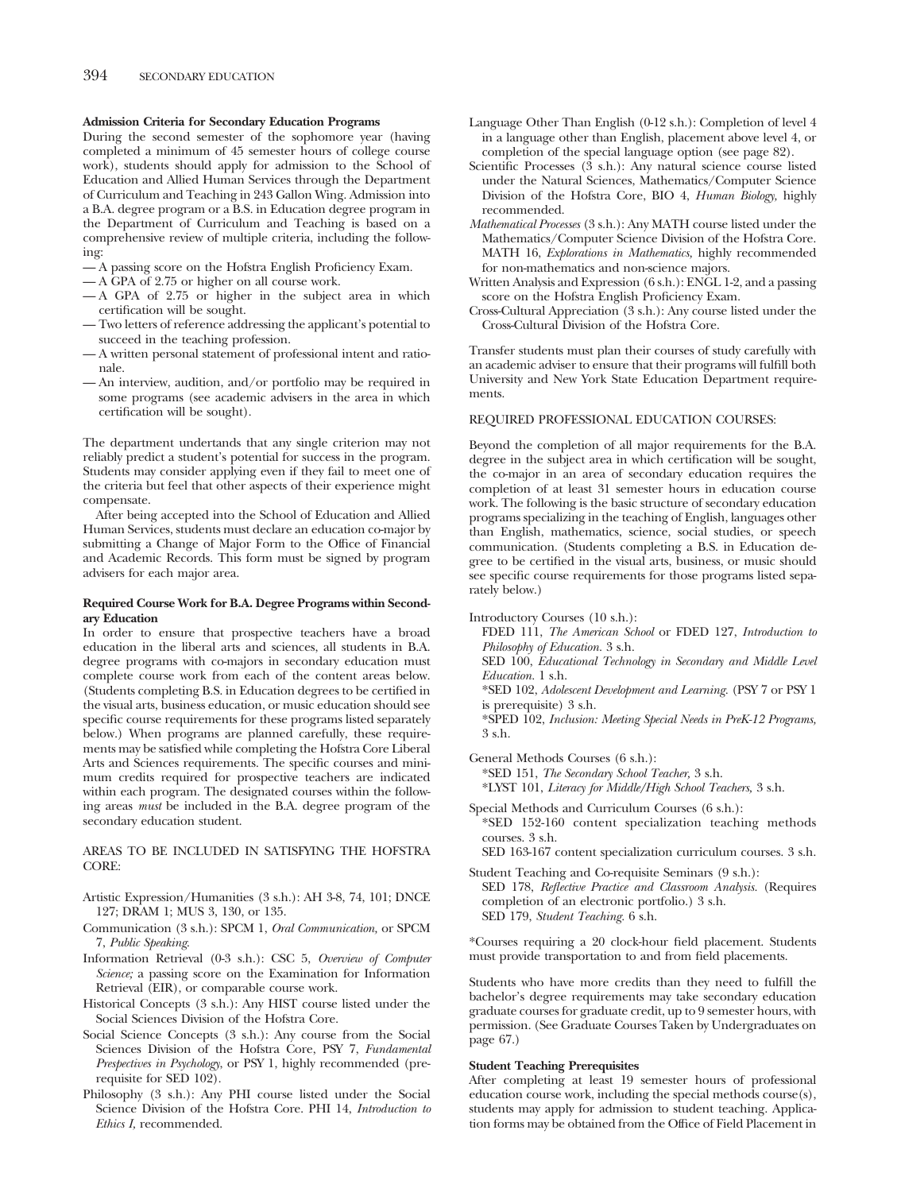**Admission Criteria for Secondary Education Programs**

During the second semester of the sophomore year (having completed a minimum of 45 semester hours of college course work), students should apply for admission to the School of Education and Allied Human Services through the Department of Curriculum and Teaching in 243 Gallon Wing. Admission into a B.A. degree program or a B.S. in Education degree program in the Department of Curriculum and Teaching is based on a comprehensive review of multiple criteria, including the following:

— A passing score on the Hofstra English Proficiency Exam.

— A GPA of 2.75 or higher on all course work.

— A GPA of 2.75 or higher in the subject area in which certification will be sought.

— Two letters of reference addressing the applicant's potential to succeed in the teaching profession.

— A written personal statement of professional intent and rationale.

— An interview, audition, and/or portfolio may be required in some programs (see academic advisers in the area in which certification will be sought).

The department undertands that any single criterion may not reliably predict a student's potential for success in the program. Students may consider applying even if they fail to meet one of the criteria but feel that other aspects of their experience might compensate.

After being accepted into the School of Education and Allied Human Services, students must declare an education co-major by submitting a Change of Major Form to the Office of Financial and Academic Records. This form must be signed by program advisers for each major area.

**Required Course Work for B.A. Degree Programs within Secondary Education**

In order to ensure that prospective teachers have a broad education in the liberal arts and sciences, all students in B.A. degree programs with co-majors in secondary education must complete course work from each of the content areas below. (Students completing B.S. in Education degrees to be certified in the visual arts, business education, or music education should see specific course requirements for these programs listed separately below.) When programs are planned carefully, these requirements may be satisfied while completing the Hofstra Core Liberal Arts and Sciences requirements. The specific courses and minimum credits required for prospective teachers are indicated within each program. The designated courses within the following areas *must* be included in the B.A. degree program of the secondary education student.

AREAS TO BE INCLUDED IN SATISFYING THE HOFSTRA CORE:

Artistic Expression/Humanities (3 s.h.): AH 3-8, 74, 101; DNCE 127; DRAM 1; MUS 3, 130, or 135.

Communication (3 s.h.): SPCM 1, *Oral Communication,* or SPCM 7, *Public Speaking.*

Information Retrieval (0-3 s.h.): CSC 5, *Overview of Computer Science;* a passing score on the Examination for Information Retrieval (EIR), or comparable course work.

Historical Concepts (3 s.h.): Any HIST course listed under the Social Sciences Division of the Hofstra Core.

Social Science Concepts (3 s.h.): Any course from the Social Sciences Division of the Hofstra Core, PSY 7, *Fundamental Perspectives in Psychology,* or PSY 1, highly recommended (prerequisite for SED 102).

Philosophy (3 s.h.): Any PHI course listed under the Social Science Division of the Hofstra Core. PHI 14, *Introduction to Ethics I,* recommended.

Language Other Than English (0-12 s.h.): Completion of level 4 in a language other than English, placement above level 4, or completion of the special language option (see page 82).

Scientific Processes (3 s.h.): Any natural science course listed under the Natural Sciences, Mathematics/Computer Science Division of the Hofstra Core, BIO 4, *Human Biology,* highly recommended.

*Mathematical Processes* (3 s.h.): Any MATH course listed under the Mathematics/Computer Science Division of the Hofstra Core. MATH 16, *Explorations in Mathematics,* highly recommended for non-mathematics and non-science majors.

Written Analysis and Expression (6 s.h.): ENGL 1-2, and a passing score on the Hofstra English Proficiency Exam.

Cross-Cultural Appreciation (3 s.h.): Any course listed under the Cross-Cultural Division of the Hofstra Core.

Transfer students must plan their courses of study carefully with an academic adviser to ensure that their programs will fulfill both University and New York State Education Department requirements.

REQUIRED PROFESSIONAL EDUCATION COURSES:

Beyond the completion of all major requirements for the B.A. degree in the subject area in which certification will be sought, the co-major in an area of secondary education requires the completion of at least 31 semester hours in education course work. The following is the basic structure of secondary education programs specializing in the teaching of English, languages other than English, mathematics, science, social studies, or speech communication. (Students completing a B.S. in Education degree to be certified in the visual arts, business, or music should see specific course requirements for those programs listed separately below.)

Introductory Courses (10 s.h.):

FDED 111, *The American School* or FDED 127, *Introduction to Philosophy of Education.* 3 s.h.

SED 100, *Educational Technology in Secondary and Middle Level Education.* 1 s.h.

*SED 102, *Adolescent Development and Learning.* (PSY 7 or PSY 1 is prerequisite) 3 s.h.

*SPED 102, *Inclusion: Meeting Special Needs in PreK-12 Programs,* 3 s.h.

General Methods Courses (6 s.h.):

*SED 151, *The Secondary School Teacher,* 3 s.h.

*LYST 101, *Literacy for Middle/High School Teachers,* 3 s.h.

Special Methods and Curriculum Courses (6 s.h.):

*SED 152-160 content specialization teaching methods courses. 3 s.h.

SED 163-167 content specialization curriculum courses. 3 s.h.

Student Teaching and Co-requisite Seminars (9 s.h.):

SED 178, *Reflective Practice and Classroom Analysis.* (Requires completion of an electronic portfolio.) 3 s.h.

SED 179, *Student Teaching.* 6 s.h.

*Courses requiring a 20 clock-hour field placement. Students must provide transportation to and from field placements.

Students who have more credits than they need to fulfill the bachelor's degree requirements may take secondary education graduate courses for graduate credit, up to 9 semester hours, with permission. (See Graduate Courses Taken by Undergraduates on page 67.)

**Student Teaching Prerequisites**

After completing at least 19 semester hours of professional education course work, including the special methods course(s), students may apply for admission to student teaching. Application forms may be obtained from the Office of Field Placement in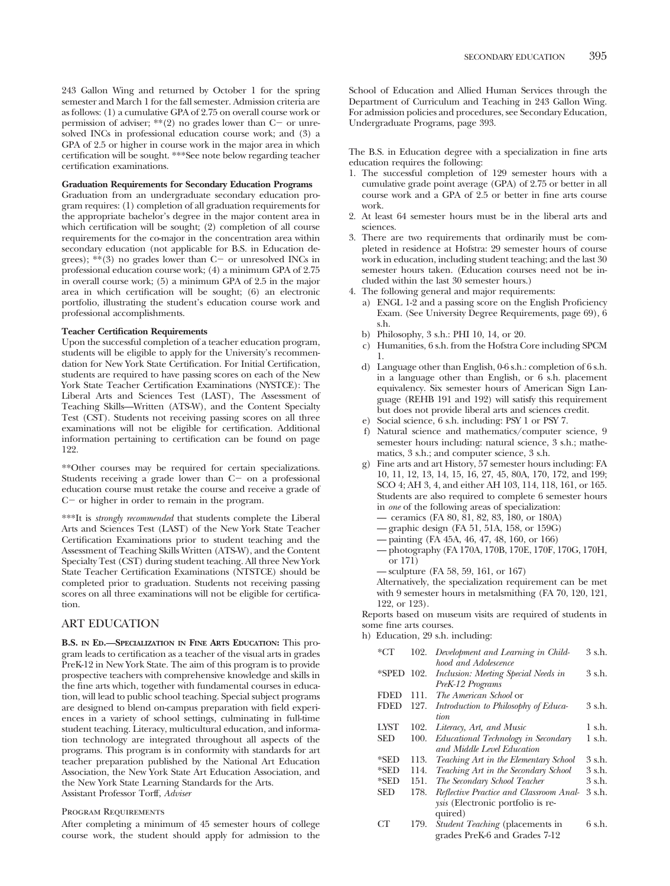243 Gallon Wing and returned by October 1 for the spring semester and March 1 for the fall semester. Admission criteria are as follows: (1) a cumulative GPA of 2.75 on overall course work or permission of adviser; **(2) no grades lower than C− or unresolved INCs in professional education course work; and (3) a GPA of 2.5 or higher in course work in the major area in which certification will be sought. ***See note below regarding teacher certification examinations.

**Graduation Requirements for Secondary Education Programs**

Graduation from an undergraduate secondary education program requires: (1) completion of all graduation requirements for the appropriate bachelor's degree in the major content area in which certification will be sought; (2) completion of all course requirements for the co-major in the concentration area within secondary education (not applicable for B.S. in Education degrees); **(3) no grades lower than C− or unresolved INCs in professional education course work; (4) a minimum GPA of 2.75 in overall course work; (5) a minimum GPA of 2.5 in the major area in which certification will be sought; (6) an electronic portfolio, illustrating the student's education course work and professional accomplishments.

**Teacher Certification Requirements**

Upon the successful completion of a teacher education program, students will be eligible to apply for the University's recommendation for New York State Certification. For Initial Certification, students are required to have passing scores on each of the New York State Teacher Certification Examinations (NYSTCE): The Liberal Arts and Sciences Test (LAST), The Assessment of Teaching Skills—Written (ATS-W), and the Content Specialty Test (CST). Students not receiving passing scores on all three examinations will not be eligible for certification. Additional information pertaining to certification can be found on page 122.

**Other courses may be required for certain specializations. Students receiving a grade lower than C− on a professional education course must retake the course and receive a grade of C− or higher in order to remain in the program.

***It is *strongly recommended* that students complete the Liberal Arts and Sciences Test (LAST) of the New York State Teacher Certification Examinations prior to student teaching and the Assessment of Teaching Skills Written (ATS-W), and the Content Specialty Test (CST) during student teaching. All three New York State Teacher Certification Examinations (NTSTCE) should be completed prior to graduation. Students not receiving passing scores on all three examinations will not be eligible for certification.

## ART EDUCATION

**B.S. in Ed.—Specialization in Fine Arts Education:** This program leads to certification as a teacher of the visual arts in grades PreK-12 in New York State. The aim of this program is to provide prospective teachers with comprehensive knowledge and skills in the fine arts which, together with fundamental courses in education, will lead to public school teaching. Special subject programs are designed to blend on-campus preparation with field experiences in a variety of school settings, culminating in full-time student teaching. Literacy, multicultural education, and information technology are integrated throughout all aspects of the programs. This program is in conformity with standards for art teacher preparation published by the National Art Education Association, the New York State Art Education Association, and the New York State Learning Standards for the Arts.
Assistant Professor Torff, *Adviser*

### Program Requirements

After completing a minimum of 45 semester hours of college course work, the student should apply for admission to the School of Education and Allied Human Services through the Department of Curriculum and Teaching in 243 Gallon Wing. For admission policies and procedures, see Secondary Education, Undergraduate Programs, page 393.

The B.S. in Education degree with a specialization in fine arts education requires the following:

1. The successful completion of 129 semester hours with a cumulative grade point average (GPA) of 2.75 or better in all course work and a GPA of 2.5 or better in fine arts course work.
2. At least 64 semester hours must be in the liberal arts and sciences.
3. There are two requirements that ordinarily must be completed in residence at Hofstra: 29 semester hours of course work in education, including student teaching; and the last 30 semester hours taken. (Education courses need not be included within the last 30 semester hours.)
4. The following general and major requirements:
   a) ENGL 1-2 and a passing score on the English Proficiency Exam. (See University Degree Requirements, page 69), 6 s.h.
   b) Philosophy, 3 s.h.: PHI 10, 14, or 20.
   c) Humanities, 6 s.h. from the Hofstra Core including SPCM 1.
   d) Language other than English, 0-6 s.h.: completion of 6 s.h. in a language other than English, or 6 s.h. placement equivalency. Six semester hours of American Sign Language (REHB 191 and 192) will satisfy this requirement but does not provide liberal arts and sciences credit.
   e) Social science, 6 s.h. including: PSY 1 or PSY 7.
   f) Natural science and mathematics/computer science, 9 semester hours including: natural science, 3 s.h.; mathematics, 3 s.h.; and computer science, 3 s.h.
   g) Fine arts and art History, 57 semester hours including: FA 10, 11, 12, 13, 14, 15, 16, 27, 45, 80A, 170, 172, and 199; SCO 4; AH 3, 4, and either AH 103, 114, 118, 161, or 165. Students are also required to complete 6 semester hours in *one* of the following areas of specialization:
      - ceramics (FA 80, 81, 82, 83, 180, or 180A)
      - graphic design (FA 51, 51A, 158, or 159G)
      - painting (FA 45A, 46, 47, 48, 160, or 166)
      - photography (FA 170A, 170B, 170E, 170F, 170G, 170H, or 171)
      - sculpture (FA 58, 59, 161, or 167)

      Alternatively, the specialization requirement can be met with 9 semester hours in metalsmithing (FA 70, 120, 121, 122, or 123).

   Reports based on museum visits are required of students in some fine arts courses.

   h) Education, 29 s.h. including:

| | | | |
|---|---|---|---|
| *CT | 102. | *Development and Learning in Childhood and Adolescence* | 3 s.h. |
| *SPED | 102. | *Inclusion: Meeting Special Needs in PreK-12 Programs* | 3 s.h. |
| FDED | 111. | *The American School* or | |
| FDED | 127. | *Introduction to Philosophy of Education* | 3 s.h. |
| LYST | 102. | *Literacy, Art, and Music* | 1 s.h. |
| SED | 100. | *Educational Technology in Secondary and Middle Level Education* | 1 s.h. |
| *SED | 113. | *Teaching Art in the Elementary School* | 3 s.h. |
| *SED | 114. | *Teaching Art in the Secondary School* | 3 s.h. |
| *SED | 151. | *The Secondary School Teacher* | 3 s.h. |
| SED | 178. | *Reflective Practice and Classroom Analysis* (Electronic portfolio is required) | 3 s.h. |
| CT | 179. | *Student Teaching* (placements in grades PreK-6 and Grades 7-12 | 6 s.h. |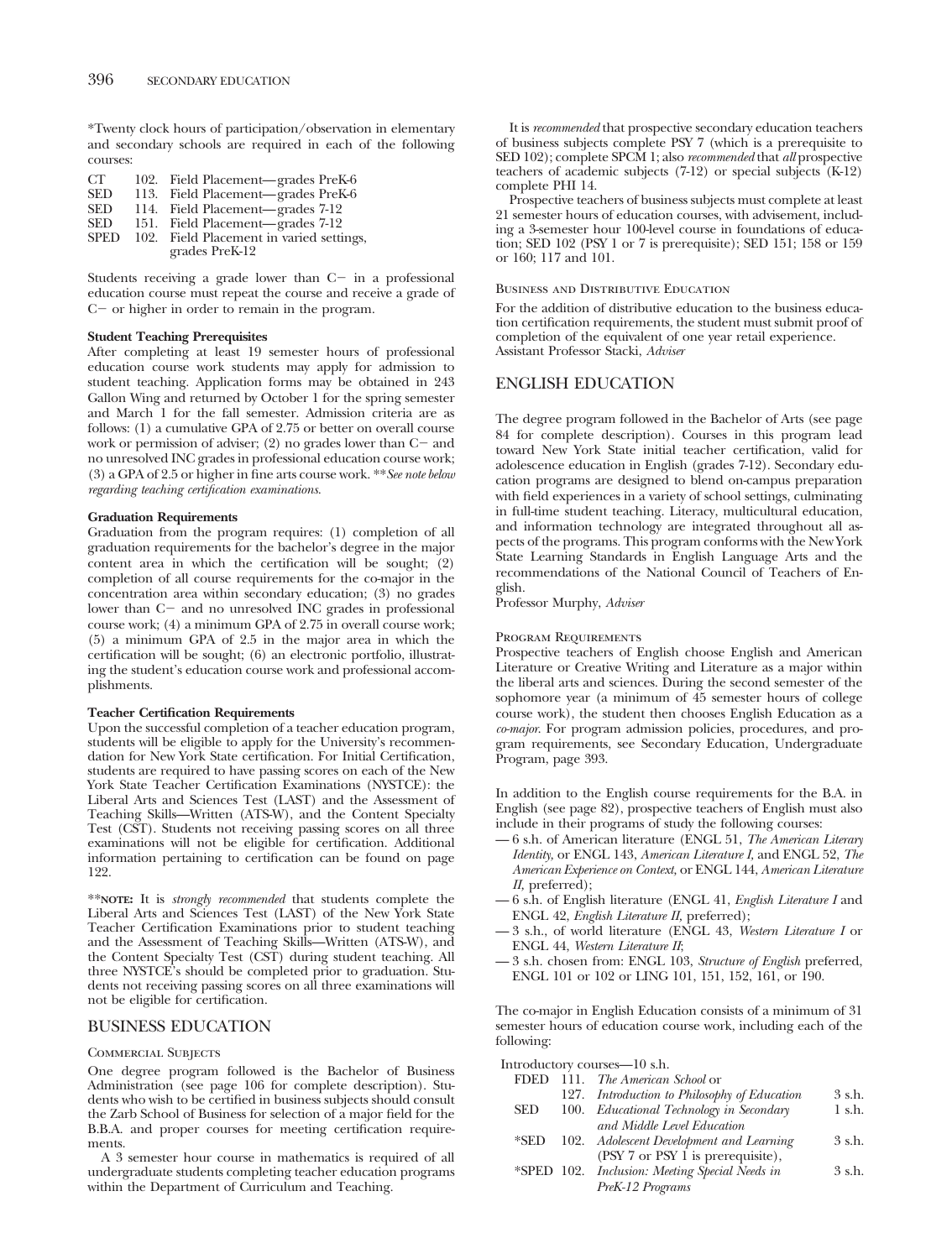*Twenty clock hours of participation/observation in elementary and secondary schools are required in each of the following courses:

| | | |
|---|---|---|
| CT | 102. | Field Placement—grades PreK-6 |
| SED | 113. | Field Placement—grades PreK-6 |
| SED | 114. | Field Placement—grades 7-12 |
| SED | 151. | Field Placement—grades 7-12 |
| SPED | 102. | Field Placement in varied settings, grades PreK-12 |

Students receiving a grade lower than C− in a professional education course must repeat the course and receive a grade of C− or higher in order to remain in the program.

**Student Teaching Prerequisites**

After completing at least 19 semester hours of professional education course work students may apply for admission to student teaching. Application forms may be obtained in 243 Gallon Wing and returned by October 1 for the spring semester and March 1 for the fall semester. Admission criteria are as follows: (1) a cumulative GPA of 2.75 or better on overall course work or permission of adviser; (2) no grades lower than C− and no unresolved INC grades in professional education course work; (3) a GPA of 2.5 or higher in fine arts course work. ***See note below regarding teaching certification examinations.*

**Graduation Requirements**

Graduation from the program requires: (1) completion of all graduation requirements for the bachelor's degree in the major content area in which the certification will be sought; (2) completion of all course requirements for the co-major in the concentration area within secondary education; (3) no grades lower than C− and no unresolved INC grades in professional course work; (4) a minimum GPA of 2.75 in overall course work; (5) a minimum GPA of 2.5 in the major area in which the certification will be sought; (6) an electronic portfolio, illustrating the student's education course work and professional accomplishments.

**Teacher Certification Requirements**

Upon the successful completion of a teacher education program, students will be eligible to apply for the University's recommendation for New York State certification. For Initial Certification, students are required to have passing scores on each of the New York State Teacher Certification Examinations (NYSTCE): the Liberal Arts and Sciences Test (LAST) and the Assessment of Teaching Skills—Written (ATS-W), and the Content Specialty Test (CST). Students not receiving passing scores on all three examinations will not be eligible for certification. Additional information pertaining to certification can be found on page 122.

****NOTE:** It is *strongly recommended* that students complete the Liberal Arts and Sciences Test (LAST) of the New York State Teacher Certification Examinations prior to student teaching and the Assessment of Teaching Skills—Written (ATS-W), and the Content Specialty Test (CST) during student teaching. All three NYSTCE's should be completed prior to graduation. Students not receiving passing scores on all three examinations will not be eligible for certification.

## BUSINESS EDUCATION

### Commercial Subjects

One degree program followed is the Bachelor of Business Administration (see page 106 for complete description). Students who wish to be certified in business subjects should consult the Zarb School of Business for selection of a major field for the B.B.A. and proper courses for meeting certification requirements.

A 3 semester hour course in mathematics is required of all undergraduate students completing teacher education programs within the Department of Curriculum and Teaching.

It is *recommended* that prospective secondary education teachers of business subjects complete PSY 7 (which is a prerequisite to SED 102); complete SPCM 1; also *recommended* that *all* prospective teachers of academic subjects (7-12) or special subjects (K-12) complete PHI 14.

Prospective teachers of business subjects must complete at least 21 semester hours of education courses, with advisement, including a 3-semester hour 100-level course in foundations of education; SED 102 (PSY 1 or 7 is prerequisite); SED 151; 158 or 159 or 160; 117 and 101.

### Business and Distributive Education

For the addition of distributive education to the business education certification requirements, the student must submit proof of completion of the equivalent of one year retail experience.
Assistant Professor Stacki, *Adviser*

## ENGLISH EDUCATION

The degree program followed in the Bachelor of Arts (see page 84 for complete description). Courses in this program lead toward New York State initial teacher certification, valid for adolescence education in English (grades 7-12). Secondary education programs are designed to blend on-campus preparation with field experiences in a variety of school settings, culminating in full-time student teaching. Literacy, multicultural education, and information technology are integrated throughout all aspects of the programs. This program conforms with the New York State Learning Standards in English Language Arts and the recommendations of the National Council of Teachers of English.
Professor Murphy, *Adviser*

### Program Requirements

Prospective teachers of English choose English and American Literature or Creative Writing and Literature as a major within the liberal arts and sciences. During the second semester of the sophomore year (a minimum of 45 semester hours of college course work), the student then chooses English Education as a *co-major*. For program admission policies, procedures, and program requirements, see Secondary Education, Undergraduate Program, page 393.

In addition to the English course requirements for the B.A. in English (see page 82), prospective teachers of English must also include in their programs of study the following courses:

— 6 s.h. of American literature (ENGL 51, *The American Literary Identity,* or ENGL 143, *American Literature I,* and ENGL 52, *The American Experience on Context,* or ENGL 144, *American Literature II,* preferred);
— 6 s.h. of English literature (ENGL 41, *English Literature I* and ENGL 42, *English Literature II,* preferred);
— 3 s.h., of world literature (ENGL 43, *Western Literature I* or ENGL 44, *Western Literature II*;
— 3 s.h. chosen from: ENGL 103, *Structure of English* preferred, ENGL 101 or 102 or LING 101, 151, 152, 161, or 190.

The co-major in English Education consists of a minimum of 31 semester hours of education course work, including each of the following:

Introductory courses—10 s.h.

| | | | |
|---|---|---|---|
| FDED | 111. | *The American School* or | |
| | 127. | *Introduction to Philosophy of Education* | 3 s.h. |
| SED | 100. | *Educational Technology in Secondary and Middle Level Education* | 1 s.h. |
| *SED | 102. | *Adolescent Development and Learning* (PSY 7 or PSY 1 is prerequisite), | 3 s.h. |
| *SPED | 102. | *Inclusion: Meeting Special Needs in PreK-12 Programs* | 3 s.h. |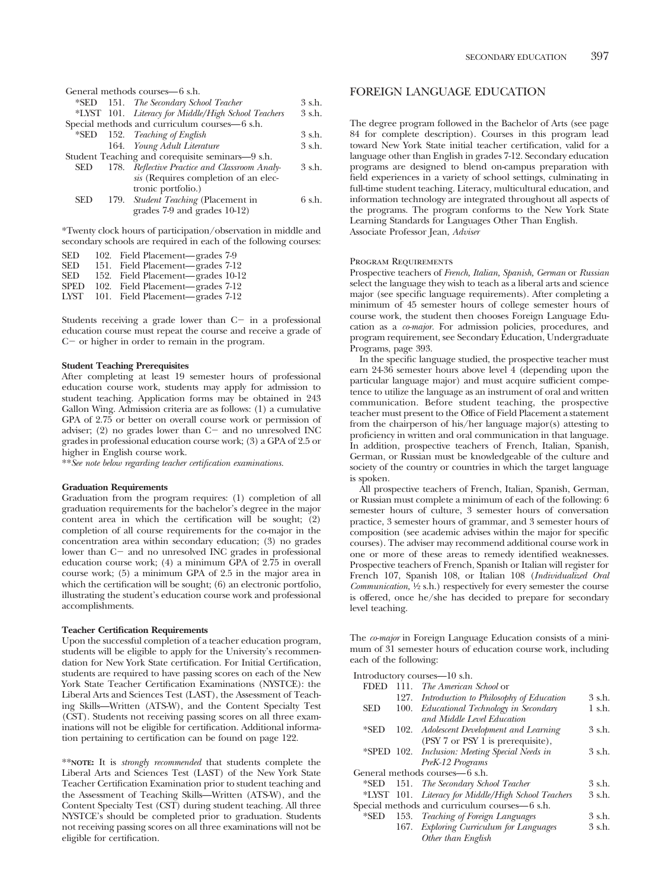General methods courses—6 s.h.

| | | | |
|---|---|---|---|
| *SED | 151. | *The Secondary School Teacher* | 3 s.h. |
| *LYST | 101. | *Literacy for Middle/High School Teachers* | 3 s.h. |

Special methods and curriculum courses—6 s.h.

| | | | |
|---|---|---|---|
| *SED | 152. | *Teaching of English* | 3 s.h. |
| | 164. | *Young Adult Literature* | 3 s.h. |

Student Teaching and corequisite seminars—9 s.h.

| | | | |
|---|---|---|---|
| SED | 178. | *Reflective Practice and Classroom Analysis* (Requires completion of an electronic portfolio.) | 3 s.h. |
| SED | 179. | *Student Teaching* (Placement in grades 7-9 and grades 10-12) | 6 s.h. |

*Twenty clock hours of participation/observation in middle and secondary schools are required in each of the following courses:

| | | |
|---|---|---|
| SED | 102. | Field Placement—grades 7-9 |
| SED | 151. | Field Placement—grades 7-12 |
| SED | 152. | Field Placement—grades 10-12 |
| SPED | 102. | Field Placement—grades 7-12 |
| LYST | 101. | Field Placement—grades 7-12 |

Students receiving a grade lower than C− in a professional education course must repeat the course and receive a grade of C− or higher in order to remain in the program.

**Student Teaching Prerequisites**

After completing at least 19 semester hours of professional education course work, students may apply for admission to student teaching. Application forms may be obtained in 243 Gallon Wing. Admission criteria are as follows: (1) a cumulative GPA of 2.75 or better on overall course work or permission of adviser; (2) no grades lower than C− and no unresolved INC grades in professional education course work; (3) a GPA of 2.5 or higher in English course work.

***See note below regarding teacher certification examinations.*

**Graduation Requirements**

Graduation from the program requires: (1) completion of all graduation requirements for the bachelor's degree in the major content area in which the certification will be sought; (2) completion of all course requirements for the co-major in the concentration area within secondary education; (3) no grades lower than C− and no unresolved INC grades in professional education course work; (4) a minimum GPA of 2.75 in overall course work; (5) a minimum GPA of 2.5 in the major area in which the certification will be sought; (6) an electronic portfolio, illustrating the student's education course work and professional accomplishments.

**Teacher Certification Requirements**

Upon the successful completion of a teacher education program, students will be eligible to apply for the University's recommendation for New York State certification. For Initial Certification, students are required to have passing scores on each of the New York State Teacher Certification Examinations (NYSTCE): the Liberal Arts and Sciences Test (LAST), the Assessment of Teaching Skills—Written (ATS-W), and the Content Specialty Test (CST). Students not receiving passing scores on all three examinations will not be eligible for certification. Additional information pertaining to certification can be found on page 122.

****NOTE:** It is *strongly recommended* that students complete the Liberal Arts and Sciences Test (LAST) of the New York State Teacher Certification Examination prior to student teaching and the Assessment of Teaching Skills—Written (ATS-W), and the Content Specialty Test (CST) during student teaching. All three NYSTCE's should be completed prior to graduation. Students not receiving passing scores on all three examinations will not be eligible for certification.

## FOREIGN LANGUAGE EDUCATION

The degree program followed in the Bachelor of Arts (see page 84 for complete description). Courses in this program lead toward New York State initial teacher certification, valid for a language other than English in grades 7-12. Secondary education programs are designed to blend on-campus preparation with field experiences in a variety of school settings, culminating in full-time student teaching. Literacy, multicultural education, and information technology are integrated throughout all aspects of the programs. The program conforms to the New York State Learning Standards for Languages Other Than English.
Associate Professor Jean, *Adviser*

### Program Requirements

Prospective teachers of *French, Italian, Spanish, German* or *Russian* select the language they wish to teach as a liberal arts and science major (see specific language requirements). After completing a minimum of 45 semester hours of college semester hours of course work, the student then chooses Foreign Language Education as a *co-major*. For admission policies, procedures, and program requirement, see Secondary Education, Undergraduate Programs, page 393.

In the specific language studied, the prospective teacher must earn 24-36 semester hours above level 4 (depending upon the particular language major) and must acquire sufficient competence to utilize the language as an instrument of oral and written communication. Before student teaching, the prospective teacher must present to the Office of Field Placement a statement from the chairperson of his/her language major(s) attesting to proficiency in written and oral communication in that language. In addition, prospective teachers of French, Italian, Spanish, German, or Russian must be knowledgeable of the culture and society of the country or countries in which the target language is spoken.

All prospective teachers of French, Italian, Spanish, German, or Russian must complete a minimum of each of the following: 6 semester hours of culture, 3 semester hours of conversation practice, 3 semester hours of grammar, and 3 semester hours of composition (see academic advises within the major for specific courses). The adviser may recommend additional course work in one or more of these areas to remedy identified weaknesses. Prospective teachers of French, Spanish or Italian will register for French 107, Spanish 108, or Italian 108 (*Individualized Oral Communication*, ½ s.h.) respectively for every semester the course is offered, once he/she has decided to prepare for secondary level teaching.

The *co-major* in Foreign Language Education consists of a minimum of 31 semester hours of education course work, including each of the following:

Introductory courses—10 s.h.

| | | | |
|---|---|---|---|
| FDED | 111. | *The American School* or | |
| | 127. | *Introduction to Philosophy of Education* | 3 s.h. |
| SED | 100. | *Educational Technology in Secondary and Middle Level Education* | 1 s.h. |
| *SED | 102. | *Adolescent Development and Learning* (PSY 7 or PSY 1 is prerequisite), | 3 s.h. |
| *SPED | 102. | *Inclusion: Meeting Special Needs in PreK-12 Programs* | 3 s.h. |

General methods courses—6 s.h.

| | | | |
|---|---|---|---|
| *SED | 151. | *The Secondary School Teacher* | 3 s.h. |
| *LYST | 101. | *Literacy for Middle/High School Teachers* | 3 s.h. |

Special methods and curriculum courses—6 s.h.

| | | | |
|---|---|---|---|
| *SED | 153. | *Teaching of Foreign Languages* | 3 s.h. |
| | 167. | *Exploring Curriculum for Languages Other than English* | 3 s.h. |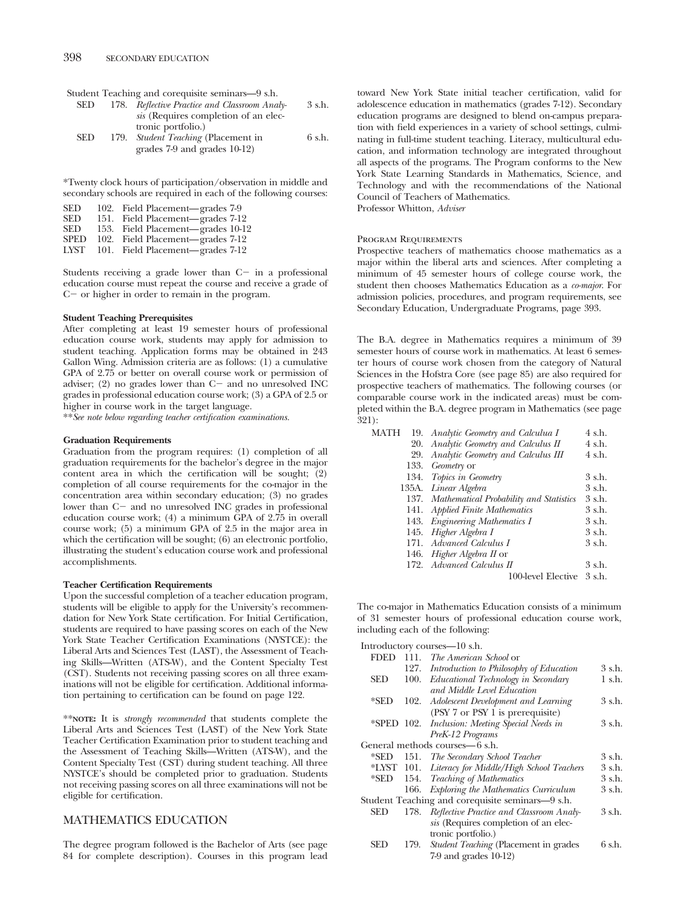Student Teaching and corequisite seminars—9 s.h.

| | | | |
|---|---|---|---|
| SED | 178. | *Reflective Practice and Classroom Analysis* (Requires completion of an electronic portfolio.) | 3 s.h. |
| SED | 179. | *Student Teaching* (Placement in grades 7-9 and grades 10-12) | 6 s.h. |

*Twenty clock hours of participation/observation in middle and secondary schools are required in each of the following courses:

| | | |
|---|---|---|
| SED | 102. | Field Placement—grades 7-9 |
| SED | 151. | Field Placement—grades 7-12 |
| SED | 153. | Field Placement—grades 10-12 |
| SPED | 102. | Field Placement—grades 7-12 |
| LYST | 101. | Field Placement—grades 7-12 |

Students receiving a grade lower than C− in a professional education course must repeat the course and receive a grade of C− or higher in order to remain in the program.

**Student Teaching Prerequisites**

After completing at least 19 semester hours of professional education course work, students may apply for admission to student teaching. Application forms may be obtained in 243 Gallon Wing. Admission criteria are as follows: (1) a cumulative GPA of 2.75 or better on overall course work or permission of adviser; (2) no grades lower than C− and no unresolved INC grades in professional education course work; (3) a GPA of 2.5 or higher in course work in the target language.

***See note below regarding teacher certification examinations.*

**Graduation Requirements**

Graduation from the program requires: (1) completion of all graduation requirements for the bachelor's degree in the major content area in which the certification will be sought; (2) completion of all course requirements for the co-major in the concentration area within secondary education; (3) no grades lower than C− and no unresolved INC grades in professional education course work; (4) a minimum GPA of 2.75 in overall course work; (5) a minimum GPA of 2.5 in the major area in which the certification will be sought; (6) an electronic portfolio, illustrating the student's education course work and professional accomplishments.

**Teacher Certification Requirements**

Upon the successful completion of a teacher education program, students will be eligible to apply for the University's recommendation for New York State certification. For Initial Certification, students are required to have passing scores on each of the New York State Teacher Certification Examinations (NYSTCE): the Liberal Arts and Sciences Test (LAST), the Assessment of Teaching Skills—Written (ATS-W), and the Content Specialty Test (CST). Students not receiving passing scores on all three examinations will not be eligible for certification. Additional information pertaining to certification can be found on page 122.

****NOTE:** It is *strongly recommended* that students complete the Liberal Arts and Sciences Test (LAST) of the New York State Teacher Certification Examination prior to student teaching and the Assessment of Teaching Skills—Written (ATS-W), and the Content Specialty Test (CST) during student teaching. All three NYSTCE's should be completed prior to graduation. Students not receiving passing scores on all three examinations will not be eligible for certification.

## MATHEMATICS EDUCATION

The degree program followed is the Bachelor of Arts (see page 84 for complete description). Courses in this program lead toward New York State initial teacher certification, valid for adolescence education in mathematics (grades 7-12). Secondary education programs are designed to blend on-campus preparation with field experiences in a variety of school settings, culminating in full-time student teaching. Literacy, multicultural education, and information technology are integrated throughout all aspects of the programs. The Program conforms to the New York State Learning Standards in Mathematics, Science, and Technology and with the recommendations of the National Council of Teachers of Mathematics.

Professor Whitton, *Adviser*

### Program Requirements

Prospective teachers of mathematics choose mathematics as a major within the liberal arts and sciences. After completing a minimum of 45 semester hours of college course work, the student then chooses Mathematics Education as a *co-major*. For admission policies, procedures, and program requirements, see Secondary Education, Undergraduate Programs, page 393.

The B.A. degree in Mathematics requires a minimum of 39 semester hours of course work in mathematics. At least 6 semester hours of course work chosen from the category of Natural Sciences in the Hofstra Core (see page 85) are also required for prospective teachers of mathematics. The following courses (or comparable course work in the indicated areas) must be completed within the B.A. degree program in Mathematics (see page 321):

| | | | |
|---|---|---|---|
| MATH | 19. | *Analytic Geometry and Calculua I* | 4 s.h. |
| | 20. | *Analytic Geometry and Calculus II* | 4 s.h. |
| | 29. | *Analytic Geometry and Calculus III* | 4 s.h. |
| | 133. | *Geometry* or | |
| | 134. | *Topics in Geometry* | 3 s.h. |
| | 135A. | *Linear Algebra* | 3 s.h. |
| | 137. | *Mathematical Probability and Statistics* | 3 s.h. |
| | 141. | *Applied Finite Mathematics* | 3 s.h. |
| | 143. | *Engineering Mathematics I* | 3 s.h. |
| | 145. | *Higher Algebra I* | 3 s.h. |
| | 171. | *Advanced Calculus I* | 3 s.h. |
| | 146. | *Higher Algebra II* or | |
| | 172. | *Advanced Calculus II* | 3 s.h. |
| | | 100-level Elective | 3 s.h. |

The co-major in Mathematics Education consists of a minimum of 31 semester hours of professional education course work, including each of the following:

Introductory courses—10 s.h.

| | | | |
|---|---|---|---|
| FDED | 111. | *The American School* or | |
| | 127. | *Introduction to Philosophy of Education* | 3 s.h. |
| SED | 100. | *Educational Technology in Secondary and Middle Level Education* | 1 s.h. |
| *SED | 102. | *Adolescent Development and Learning* (PSY 7 or PSY 1 is prerequisite) | 3 s.h. |
| *SPED | 102. | *Inclusion: Meeting Special Needs in PreK-12 Programs* | 3 s.h. |

General methods courses—6 s.h.

| | | | |
|---|---|---|---|
| *SED | 151. | *The Secondary School Teacher* | 3 s.h. |
| *LYST | 101. | *Literacy for Middle/High School Teachers* | 3 s.h. |
| *SED | 154. | *Teaching of Mathematics* | 3 s.h. |
| | 166. | *Exploring the Mathematics Curriculum* | 3 s.h. |

Student Teaching and corequisite seminars—9 s.h.

| | | | |
|---|---|---|---|
| SED | 178. | *Reflective Practice and Classroom Analysis* (Requires completion of an electronic portfolio.) | 3 s.h. |
| SED | 179. | *Student Teaching* (Placement in grades 7-9 and grades 10-12) | 6 s.h. |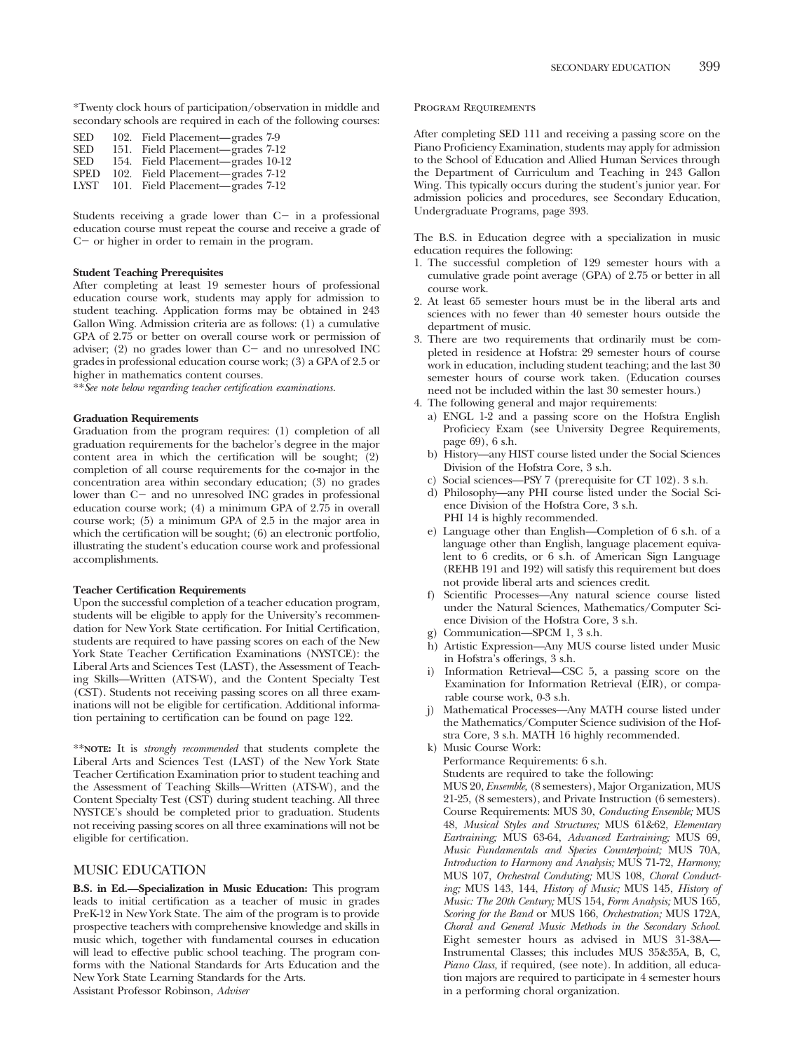*Twenty clock hours of participation/observation in middle and secondary schools are required in each of the following courses:

| | | |
|---|---|---|
| SED | 102. | Field Placement—grades 7-9 |
| SED | 151. | Field Placement—grades 7-12 |
| SED | 154. | Field Placement—grades 10-12 |
| SPED | 102. | Field Placement—grades 7-12 |
| LYST | 101. | Field Placement—grades 7-12 |

Students receiving a grade lower than C− in a professional education course must repeat the course and receive a grade of C− or higher in order to remain in the program.

**Student Teaching Prerequisites**

After completing at least 19 semester hours of professional education course work, students may apply for admission to student teaching. Application forms may be obtained in 243 Gallon Wing. Admission criteria are as follows: (1) a cumulative GPA of 2.75 or better on overall course work or permission of adviser; (2) no grades lower than C− and no unresolved INC grades in professional education course work; (3) a GPA of 2.5 or higher in mathematics content courses.

***See note below regarding teacher certification examinations.*

**Graduation Requirements**

Graduation from the program requires: (1) completion of all graduation requirements for the bachelor's degree in the major content area in which the certification will be sought; (2) completion of all course requirements for the co-major in the concentration area within secondary education; (3) no grades lower than C− and no unresolved INC grades in professional education course work; (4) a minimum GPA of 2.75 in overall course work; (5) a minimum GPA of 2.5 in the major area in which the certification will be sought; (6) an electronic portfolio, illustrating the student's education course work and professional accomplishments.

**Teacher Certification Requirements**

Upon the successful completion of a teacher education program, students will be eligible to apply for the University's recommendation for New York State certification. For Initial Certification, students are required to have passing scores on each of the New York State Teacher Certification Examinations (NYSTCE): the Liberal Arts and Sciences Test (LAST), the Assessment of Teaching Skills—Written (ATS-W), and the Content Specialty Test (CST). Students not receiving passing scores on all three examinations will not be eligible for certification. Additional information pertaining to certification can be found on page 122.

****NOTE:** It is *strongly recommended* that students complete the Liberal Arts and Sciences Test (LAST) of the New York State Teacher Certification Examination prior to student teaching and the Assessment of Teaching Skills—Written (ATS-W), and the Content Specialty Test (CST) during student teaching. All three NYSTCE's should be completed prior to graduation. Students not receiving passing scores on all three examinations will not be eligible for certification.

## MUSIC EDUCATION

**B.S. in Ed.—Specialization in Music Education:** This program leads to initial certification as a teacher of music in grades PreK-12 in New York State. The aim of the program is to provide prospective teachers with comprehensive knowledge and skills in music which, together with fundamental courses in education will lead to effective public school teaching. The program conforms with the National Standards for Arts Education and the New York State Learning Standards for the Arts.
Assistant Professor Robinson, *Adviser*

### Program Requirements

After completing SED 111 and receiving a passing score on the Piano Proficiency Examination, students may apply for admission to the School of Education and Allied Human Services through the Department of Curriculum and Teaching in 243 Gallon Wing. This typically occurs during the student's junior year. For admission policies and procedures, see Secondary Education, Undergraduate Programs, page 393.

The B.S. in Education degree with a specialization in music education requires the following:

1. The successful completion of 129 semester hours with a cumulative grade point average (GPA) of 2.75 or better in all course work.
2. At least 65 semester hours must be in the liberal arts and sciences with no fewer than 40 semester hours outside the department of music.
3. There are two requirements that ordinarily must be completed in residence at Hofstra: 29 semester hours of course work in education, including student teaching; and the last 30 semester hours of course work taken. (Education courses need not be included within the last 30 semester hours.)
4. The following general and major requirements:
   a) ENGL 1-2 and a passing score on the Hofstra English Proficiecy Exam (see University Degree Requirements, page 69), 6 s.h.
   b) History—any HIST course listed under the Social Sciences Division of the Hofstra Core, 3 s.h.
   c) Social sciences—PSY 7 (prerequisite for CT 102). 3 s.h.
   d) Philosophy—any PHI course listed under the Social Science Division of the Hofstra Core, 3 s.h.
      PHI 14 is highly recommended.
   e) Language other than English—Completion of 6 s.h. of a language other than English, language placement equivalent to 6 credits, or 6 s.h. of American Sign Language (REHB 191 and 192) will satisfy this requirement but does not provide liberal arts and sciences credit.
   f) Scientific Processes—Any natural science course listed under the Natural Sciences, Mathematics/Computer Science Division of the Hofstra Core, 3 s.h.
   g) Communication—SPCM 1, 3 s.h.
   h) Artistic Expression—Any MUS course listed under Music in Hofstra's offerings, 3 s.h.
   i) Information Retrieval—CSC 5, a passing score on the Examination for Information Retrieval (EIR), or comparable course work, 0-3 s.h.
   j) Mathematical Processes—Any MATH course listed under the Mathematics/Computer Science sudivision of the Hofstra Core, 3 s.h. MATH 16 highly recommended.
   k) Music Course Work:
      Performance Requirements: 6 s.h.
      Students are required to take the following:
      MUS 20, *Ensemble,* (8 semesters), Major Organization, MUS 21-25, (8 semesters), and Private Instruction (6 semesters).
      Course Requirements: MUS 30, *Conducting Ensemble;* MUS 48, *Musical Styles and Structures;* MUS 61&62, *Elementary Eartraining;* MUS 63-64, *Advanced Eartraining;* MUS 69, *Music Fundamentals and Species Counterpoint;* MUS 70A, *Introduction to Harmony and Analysis;* MUS 71-72, *Harmony;* MUS 107, *Orchestral Conduting;* MUS 108, *Choral Conducting;* MUS 143, 144, *History of Music;* MUS 145, *History of Music: The 20th Century;* MUS 154, *Form Analysis;* MUS 165, *Scoring for the Band* or MUS 166, *Orchestration;* MUS 172A, *Choral and General Music Methods in the Secondary School.* Eight semester hours as advised in MUS 31-38A—Instrumental Classes; this includes MUS 35&35A, B, C, *Piano Class,* if required, (see note). In addition, all education majors are required to participate in 4 semester hours in a performing choral organization.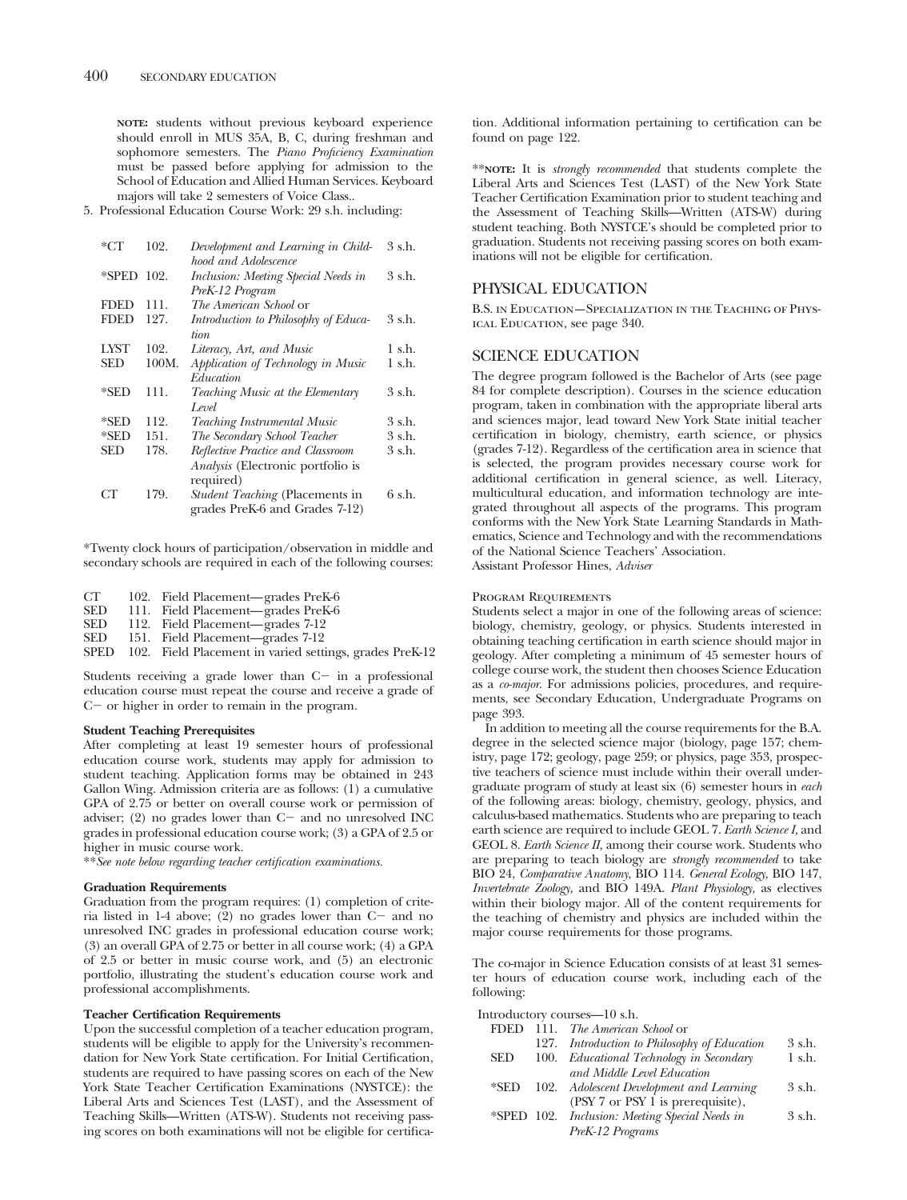**NOTE:** students without previous keyboard experience should enroll in MUS 35A, B, C, during freshman and sophomore semesters. The *Piano Proficiency Examination* must be passed before applying for admission to the School of Education and Allied Human Services. Keyboard majors will take 2 semesters of Voice Class..

5. Professional Education Course Work: 29 s.h. including:

| | | | |
|---|---|---|---|
| *CT | 102. | *Development and Learning in Childhood and Adolescence* | 3 s.h. |
| *SPED | 102. | *Inclusion: Meeting Special Needs in PreK-12 Program* | 3 s.h. |
| FDED | 111. | *The American School* or | |
| FDED | 127. | *Introduction to Philosophy of Education* | 3 s.h. |
| LYST | 102. | *Literacy, Art, and Music* | 1 s.h. |
| SED | 100M. | *Application of Technology in Music Education* | 1 s.h. |
| *SED | 111. | *Teaching Music at the Elementary Level* | 3 s.h. |
| *SED | 112. | *Teaching Instrumental Music* | 3 s.h. |
| *SED | 151. | *The Secondary School Teacher* | 3 s.h. |
| SED | 178. | *Reflective Practice and Classroom Analysis* (Electronic portfolio is required) | 3 s.h. |
| CT | 179. | *Student Teaching* (Placements in grades PreK-6 and Grades 7-12) | 6 s.h. |

*Twenty clock hours of participation/observation in middle and secondary schools are required in each of the following courses:

| | | |
|---|---|---|
| CT | 102. | Field Placement—grades PreK-6 |
| SED | 111. | Field Placement—grades PreK-6 |
| SED | 112. | Field Placement—grades 7-12 |
| SED | 151. | Field Placement—grades 7-12 |
| SPED | 102. | Field Placement in varied settings, grades PreK-12 |

Students receiving a grade lower than C− in a professional education course must repeat the course and receive a grade of C− or higher in order to remain in the program.

**Student Teaching Prerequisites**

After completing at least 19 semester hours of professional education course work, students may apply for admission to student teaching. Application forms may be obtained in 243 Gallon Wing. Admission criteria are as follows: (1) a cumulative GPA of 2.75 or better on overall course work or permission of adviser; (2) no grades lower than C− and no unresolved INC grades in professional education course work; (3) a GPA of 2.5 or higher in music course work.

***See note below regarding teacher certification examinations.*

**Graduation Requirements**

Graduation from the program requires: (1) completion of criteria listed in 1-4 above; (2) no grades lower than C− and no unresolved INC grades in professional education course work; (3) an overall GPA of 2.75 or better in all course work; (4) a GPA of 2.5 or better in music course work, and (5) an electronic portfolio, illustrating the student's education course work and professional accomplishments.

**Teacher Certification Requirements**

Upon the successful completion of a teacher education program, students will be eligible to apply for the University's recommendation for New York State certification. For Initial Certification, students are required to have passing scores on each of the New York State Teacher Certification Examinations (NYSTCE): the Liberal Arts and Sciences Test (LAST), and the Assessment of Teaching Skills—Written (ATS-W). Students not receiving passing scores on both examinations will not be eligible for certification. Additional information pertaining to certification can be found on page 122.

****NOTE:** It is *strongly recommended* that students complete the Liberal Arts and Sciences Test (LAST) of the New York State Teacher Certification Examination prior to student teaching and the Assessment of Teaching Skills—Written (ATS-W) during student teaching. Both NYSTCE's should be completed prior to graduation. Students not receiving passing scores on both examinations will not be eligible for certification.

## PHYSICAL EDUCATION

B.S. IN EDUCATION—SPECIALIZATION IN THE TEACHING OF PHYSICAL EDUCATION, see page 340.

## SCIENCE EDUCATION

The degree program followed is the Bachelor of Arts (see page 84 for complete description). Courses in the science education program, taken in combination with the appropriate liberal arts and sciences major, lead toward New York State initial teacher certification in biology, chemistry, earth science, or physics (grades 7-12). Regardless of the certification area in science that is selected, the program provides necessary course work for additional certification in general science, as well. Literacy, multicultural education, and information technology are integrated throughout all aspects of the programs. This program conforms with the New York State Learning Standards in Mathematics, Science and Technology and with the recommendations of the National Science Teachers' Association.
Assistant Professor Hines, *Adviser*

PROGRAM REQUIREMENTS

Students select a major in one of the following areas of science: biology, chemistry, geology, or physics. Students interested in obtaining teaching certification in earth science should major in geology. After completing a minimum of 45 semester hours of college course work, the student then chooses Science Education as a *co-major*. For admissions policies, procedures, and requirements, see Secondary Education, Undergraduate Programs on page 393.

In addition to meeting all the course requirements for the B.A. degree in the selected science major (biology, page 157; chemistry, page 172; geology, page 259; or physics, page 353, prospective teachers of science must include within their overall undergraduate program of study at least six (6) semester hours in *each* of the following areas: biology, chemistry, geology, physics, and calculus-based mathematics. Students who are preparing to teach earth science are required to include GEOL 7. *Earth Science I,* and GEOL 8. *Earth Science II,* among their course work. Students who are preparing to teach biology are *strongly recommended* to take BIO 24, *Comparative Anatomy,* BIO 114. *General Ecology,* BIO 147, *Invertebrate Zoology,* and BIO 149A. *Plant Physiology,* as electives within their biology major. All of the content requirements for the teaching of chemistry and physics are included within the major course requirements for those programs.

The co-major in Science Education consists of at least 31 semester hours of education course work, including each of the following:

Introductory courses—10 s.h.

| | | | |
|---|---|---|---|
| FDED | 111. | *The American School* or | |
| | 127. | *Introduction to Philosophy of Education* | 3 s.h. |
| SED | 100. | *Educational Technology in Secondary and Middle Level Education* | 1 s.h. |
| *SED | 102. | *Adolescent Development and Learning* (PSY 7 or PSY 1 is prerequisite), | 3 s.h. |
| *SPED | 102. | *Inclusion: Meeting Special Needs in PreK-12 Programs* | 3 s.h. |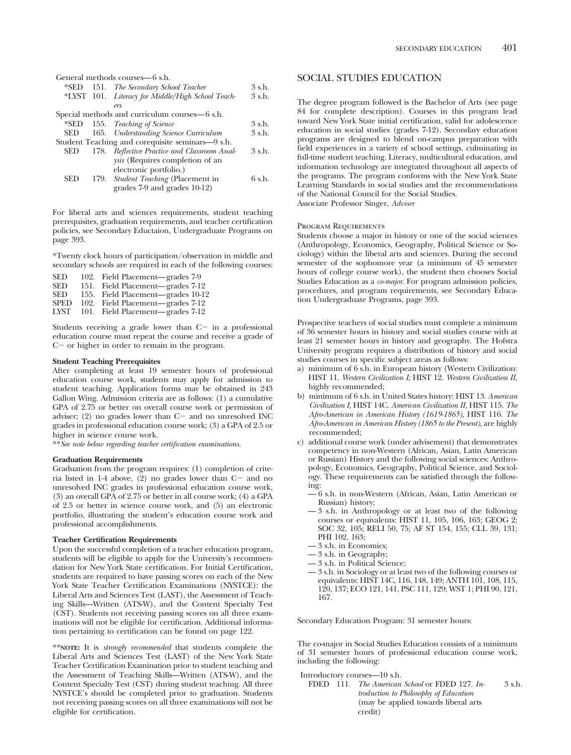General methods courses—6 s.h.

| | | | |
|---|---|---|---|
| *SED | 151. | *The Secondary School Teacher* | 3 s.h. |
| *LYST | 101. | *Literacy for Middle/High School Teachers* | 3 s.h. |

Special methods and curriculum courses—6 s.h.

| | | | |
|---|---|---|---|
| *SED | 155. | *Teaching of Science* | 3 s.h. |
| SED | 165. | *Understanding Science Curriculum* | 3 s.h. |

Student Teaching and corequisite seminars—9 s.h.

| | | | |
|---|---|---|---|
| SED | 178. | *Reflective Practice and Classroom Analysis* (Requires completion of an electronic portfolio.) | 3 s.h. |
| SED | 179. | *Student Teaching* (Placement in grades 7-9 and grades 10-12) | 6 s.h. |

For liberal arts and sciences requirements, student teaching prerequisites, graduation requirements, and teacher certification policies, see Secondary Eductaion, Undergraduate Programs on page 393.

*Twenty clock hours of participation/observation in middle and secondary schools are required in each of the following courses:

| | | |
|---|---|---|
| SED | 102. | Field Placement—grades 7-9 |
| SED | 151. | Field Placement—grades 7-12 |
| SED | 155. | Field Placement—grades 10-12 |
| SPED | 102. | Field Placement—grades 7-12 |
| LYST | 101. | Field Placement—grades 7-12 |

Students receiving a grade lower than C− in a professional education course must repeat the course and receive a grade of C− or higher in order to remain in the program.

**Student Teaching Prerequisites**

After completing at least 19 semester hours of professional education course work, students may apply for admission to student teaching. Application forms may be obtained in 243 Gallon Wing. Admission criteria are as follows: (1) a cumulative GPA of 2.75 or better on overall course work or permission of adviser; (2) no grades lower than C− and no unresolved INC grades in professional education course work; (3) a GPA of 2.5 or higher in science course work.

***See note below regarding teacher certification examinations.*

**Graduation Requirements**

Graduation from the program requires: (1) completion of criteria listed in 1-4 above, (2) no grades lower than C− and no unresolved INC grades in professional education course work, (3) an overall GPA of 2.75 or better in all course work; (4) a GPA of 2.5 or better in science course work, and (5) an electronic portfolio, illustrating the student's education course work and professional accomplishments.

**Teacher Certification Requirements**

Upon the successful completion of a teacher education program, students will be eligible to apply for the University's recommendation for New York State certification. For Initial Certification, students are required to have passing scores on each of the New York State Teacher Certification Examinations (NYSTCE): the Liberal Arts and Sciences Test (LAST), the Assessment of Teaching Skills—Written (ATS-W), and the Content Specialty Test (CST). Students not receiving passing scores on all three examinations will not be eligible for certification. Additional information pertaining to certification can be found on page 122.

****NOTE:** It is *strongly recommended* that students complete the Liberal Arts and Sciences Test (LAST) of the New York State Teacher Certification Examination prior to student teaching and the Assessment of Teaching Skills—Written (ATS-W), and the Content Specialty Test (CST) during student teaching. All three NYSTCE's should be completed prior to graduation. Students not receiving passing scores on all three examinations will not be eligible for certification.

## SOCIAL STUDIES EDUCATION

The degree program followed is the Bachelor of Arts (see page 84 for complete description). Courses in this program lead toward New York State initial certification, valid for adolescence education in social studies (grades 7-12). Secondary education programs are designed to blend on-campus preparation with field experiences in a variety of school settings, culminating in full-time student teaching. Literacy, multicultural education, and information technology are integrated throughout all aspects of the programs. The program conforms with the New York State Learning Standards in social studies and the recommendations of the National Council for the Social Studies.

Associate Professor Singer, *Adviser*

### Program Requirements

Students choose a major in history or one of the social sciences (Anthropology, Economics, Geography, Political Science or Sociology) within the liberal arts and sciences. During the second semester of the sophomore year (a minimum of 45 semester hours of college course work), the student then chooses Social Studies Education as a *co-major*. For program admission policies, procedures, and program requirements, see Secondary Education Undergraduate Programs, page 393.

Prospective teachers of social studies must complete a minimum of 36 semester hours in history and social studies course with at least 21 semester hours in history and geography. The Hofstra University program requires a distribution of history and social studies courses in specific subject areas as follows:

a) minimum of 6 s.h. in European history (Western Civilization: HIST 11. *Western Civilization I;* HIST 12. *Western Civilization II,* highly recommended;
b) minimum of 6 s.h. in United States history: HIST 13. *American Civilization I,* HIST 14C. *American Civilization II,* HIST 115. *The Afro-American in American History (1619-1865),* HIST 116. *The Afro-American in American History (1865 to the Present),* are highly recommended;
c) additional course work (under advisement) that demonstrates competency in non-Western (African, Asian, Latin American or Russian) History and the following social sciences: Anthropology, Economics, Geography, Political Science, and Sociology. These requirements can be satisfied through the following:
   - — 6 s.h. in non-Western (African, Asian, Latin American or Russian) history;
   - — 3 s.h. in Anthropology or at least two of the following courses or equivalents: HIST 11, 105, 106, 163; GEOG 2; SOC 32, 105; RELI 50, 75; AF ST 154, 155; CLL 39, 131; PHI 102, 163;
   - — 3 s.h. in Economics;
   - — 3 s.h. in Geography;
   - — 3 s.h. in Political Science;
   - — 3 s.h. in Sociology or at least two of the following courses or equivalents: HIST 14C, 116, 148, 149; ANTH 101, 108, 115, 120, 137; ECO 121, 141, PSC 111, 129; WST 1; PHI 90, 121, 167.

Secondary Education Program: 31 semester hours:

The co-major in Social Studies Education consists of a minimum of 31 semester hours of professional education course work, including the following:

Introductory courses—10 s.h.

| | | | |
|---|---|---|---|
| FDED | 111. | *The American School* or FDED 127. *Introduction to Philosophy of Education* (may be applied towards liberal arts credit) | 3 s.h. |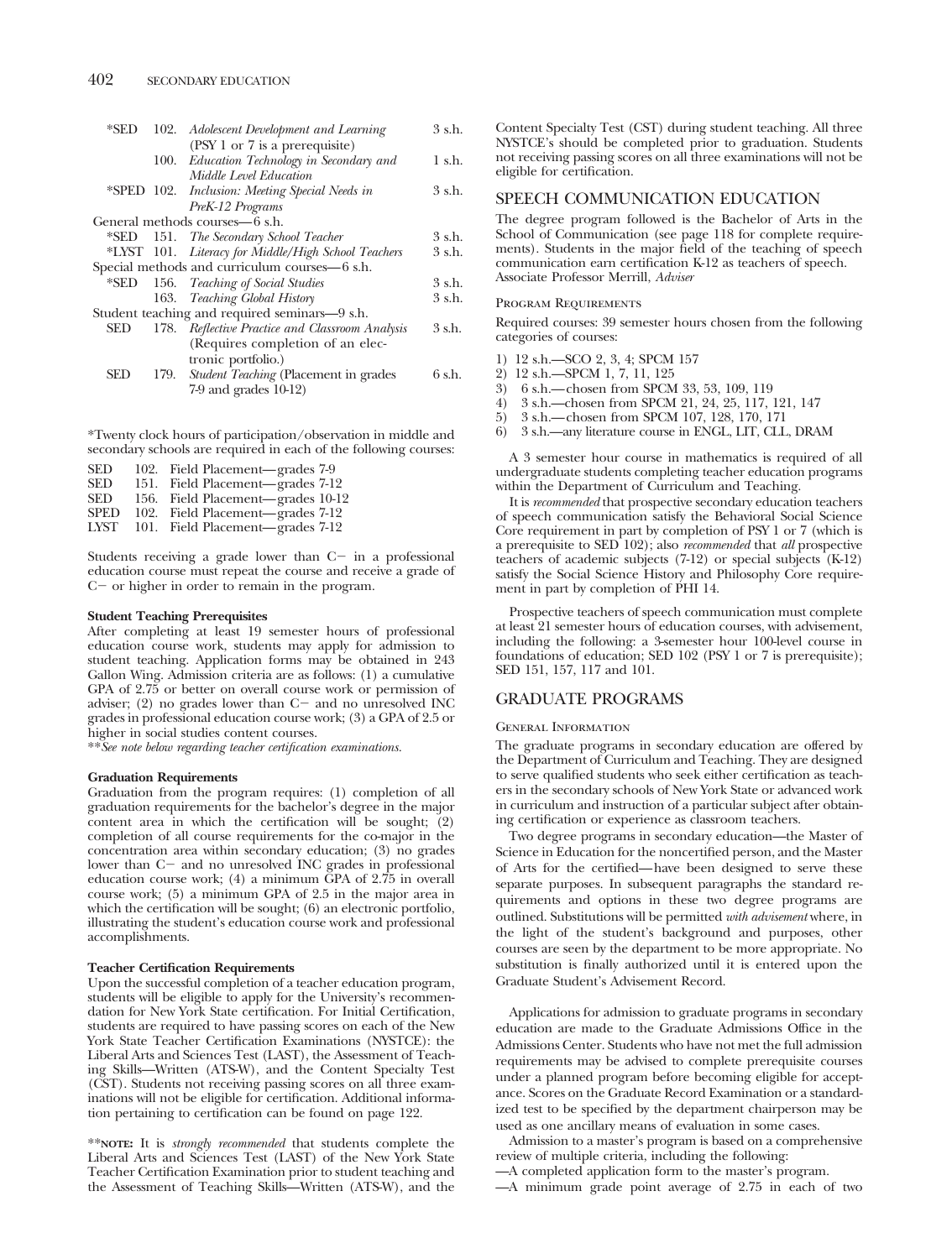| | | | |
|---|---|---|---|
| *SED | 102. | *Adolescent Development and Learning* (PSY 1 or 7 is a prerequisite) | 3 s.h. |
| | 100. | *Education Technology in Secondary and Middle Level Education* | 1 s.h. |
| *SPED | 102. | *Inclusion: Meeting Special Needs in PreK-12 Programs* | 3 s.h. |
| General methods courses—6 s.h. | | | |
| *SED | 151. | *The Secondary School Teacher* | 3 s.h. |
| *LYST | 101. | *Literacy for Middle/High School Teachers* | 3 s.h. |
| Special methods and curriculum courses—6 s.h. | | | |
| *SED | 156. | *Teaching of Social Studies* | 3 s.h. |
| | 163. | *Teaching Global History* | 3 s.h. |
| Student teaching and required seminars—9 s.h. | | | |
| SED | 178. | *Reflective Practice and Classroom Analysis* (Requires completion of an electronic portfolio.) | 3 s.h. |
| SED | 179. | *Student Teaching* (Placement in grades 7-9 and grades 10-12) | 6 s.h. |

*Twenty clock hours of participation/observation in middle and secondary schools are required in each of the following courses:

| | | |
|---|---|---|
| SED | 102. | Field Placement—grades 7-9 |
| SED | 151. | Field Placement—grades 7-12 |
| SED | 156. | Field Placement—grades 10-12 |
| SPED | 102. | Field Placement—grades 7-12 |
| LYST | 101. | Field Placement—grades 7-12 |

Students receiving a grade lower than C− in a professional education course must repeat the course and receive a grade of C− or higher in order to remain in the program.

**Student Teaching Prerequisites**

After completing at least 19 semester hours of professional education course work, students may apply for admission to student teaching. Application forms may be obtained in 243 Gallon Wing. Admission criteria are as follows: (1) a cumulative GPA of 2.75 or better on overall course work or permission of adviser; (2) no grades lower than C− and no unresolved INC grades in professional education course work; (3) a GPA of 2.5 or higher in social studies content courses.

***See note below regarding teacher certification examinations.*

**Graduation Requirements**

Graduation from the program requires: (1) completion of all graduation requirements for the bachelor's degree in the major content area in which the certification will be sought; (2) completion of all course requirements for the co-major in the concentration area within secondary education; (3) no grades lower than C− and no unresolved INC grades in professional education course work; (4) a minimum GPA of 2.75 in overall course work; (5) a minimum GPA of 2.5 in the major area in which the certification will be sought; (6) an electronic portfolio, illustrating the student's education course work and professional accomplishments.

**Teacher Certification Requirements**

Upon the successful completion of a teacher education program, students will be eligible to apply for the University's recommendation for New York State certification. For Initial Certification, students are required to have passing scores on each of the New York State Teacher Certification Examinations (NYSTCE): the Liberal Arts and Sciences Test (LAST), the Assessment of Teaching Skills—Written (ATS-W), and the Content Specialty Test (CST). Students not receiving passing scores on all three examinations will not be eligible for certification. Additional information pertaining to certification can be found on page 122.

****NOTE:** It is *strongly recommended* that students complete the Liberal Arts and Sciences Test (LAST) of the New York State Teacher Certification Examination prior to student teaching and the Assessment of Teaching Skills—Written (ATS-W), and the Content Specialty Test (CST) during student teaching. All three NYSTCE's should be completed prior to graduation. Students not receiving passing scores on all three examinations will not be eligible for certification.

## SPEECH COMMUNICATION EDUCATION

The degree program followed is the Bachelor of Arts in the School of Communication (see page 118 for complete requirements). Students in the major field of the teaching of speech communication earn certification K-12 as teachers of speech.
Associate Professor Merrill, *Adviser*

### Program Requirements

Required courses: 39 semester hours chosen from the following categories of courses:

1) 12 s.h.—SCO 2, 3, 4; SPCM 157
2) 12 s.h.—SPCM 1, 7, 11, 125
3) 6 s.h.—chosen from SPCM 33, 53, 109, 119
4) 3 s.h.—chosen from SPCM 21, 24, 25, 117, 121, 147
5) 3 s.h.—chosen from SPCM 107, 128, 170, 171
6) 3 s.h.—any literature course in ENGL, LIT, CLL, DRAM

A 3 semester hour course in mathematics is required of all undergraduate students completing teacher education programs within the Department of Curriculum and Teaching.

It is *recommended* that prospective secondary education teachers of speech communication satisfy the Behavioral Social Science Core requirement in part by completion of PSY 1 or 7 (which is a prerequisite to SED 102); also *recommended* that *all* prospective teachers of academic subjects (7-12) or special subjects (K-12) satisfy the Social Science History and Philosophy Core requirement in part by completion of PHI 14.

Prospective teachers of speech communication must complete at least 21 semester hours of education courses, with advisement, including the following: a 3-semester hour 100-level course in foundations of education; SED 102 (PSY 1 or 7 is prerequisite); SED 151, 157, 117 and 101.

## GRADUATE PROGRAMS

### General Information

The graduate programs in secondary education are offered by the Department of Curriculum and Teaching. They are designed to serve qualified students who seek either certification as teachers in the secondary schools of New York State or advanced work in curriculum and instruction of a particular subject after obtaining certification or experience as classroom teachers.

Two degree programs in secondary education—the Master of Science in Education for the noncertified person, and the Master of Arts for the certified—have been designed to serve these separate purposes. In subsequent paragraphs the standard requirements and options in these two degree programs are outlined. Substitutions will be permitted *with advisement* where, in the light of the student's background and purposes, other courses are seen by the department to be more appropriate. No substitution is finally authorized until it is entered upon the Graduate Student's Advisement Record.

Applications for admission to graduate programs in secondary education are made to the Graduate Admissions Office in the Admissions Center. Students who have not met the full admission requirements may be advised to complete prerequisite courses under a planned program before becoming eligible for acceptance. Scores on the Graduate Record Examination or a standardized test to be specified by the department chairperson may be used as one ancillary means of evaluation in some cases.

Admission to a master's program is based on a comprehensive review of multiple criteria, including the following:

—A completed application form to the master's program.

—A minimum grade point average of 2.75 in each of two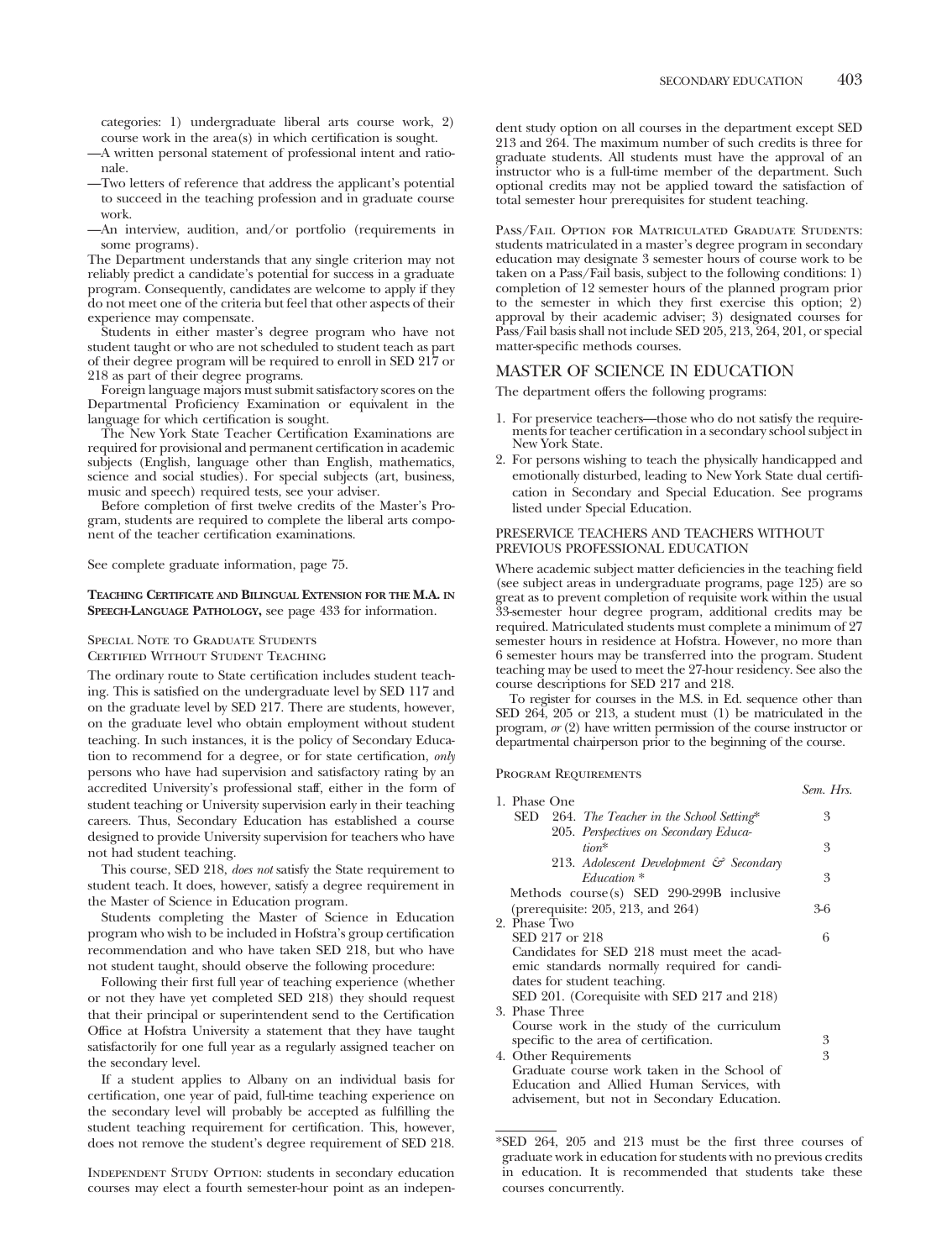categories: 1) undergraduate liberal arts course work, 2) course work in the area(s) in which certification is sought.

—A written personal statement of professional intent and rationale.

—Two letters of reference that address the applicant's potential to succeed in the teaching profession and in graduate course work.

—An interview, audition, and/or portfolio (requirements in some programs).

The Department understands that any single criterion may not reliably predict a candidate's potential for success in a graduate program. Consequently, candidates are welcome to apply if they do not meet one of the criteria but feel that other aspects of their experience may compensate.

Students in either master's degree program who have not student taught or who are not scheduled to student teach as part of their degree program will be required to enroll in SED 217 or 218 as part of their degree programs.

Foreign language majors must submit satisfactory scores on the Departmental Proficiency Examination or equivalent in the language for which certification is sought.

The New York State Teacher Certification Examinations are required for provisional and permanent certification in academic subjects (English, language other than English, mathematics, science and social studies). For special subjects (art, business, music and speech) required tests, see your adviser.

Before completion of first twelve credits of the Master's Program, students are required to complete the liberal arts component of the teacher certification examinations.

See complete graduate information, page 75.

**Teaching Certificate and Bilingual Extension for the M.A. in Speech-Language Pathology,** see page 433 for information.

### Special Note to Graduate Students Certified Without Student Teaching

The ordinary route to State certification includes student teaching. This is satisfied on the undergraduate level by SED 117 and on the graduate level by SED 217. There are students, however, on the graduate level who obtain employment without student teaching. In such instances, it is the policy of Secondary Education to recommend for a degree, or for state certification, *only* persons who have had supervision and satisfactory rating by an accredited University's professional staff, either in the form of student teaching or University supervision early in their teaching careers. Thus, Secondary Education has established a course designed to provide University supervision for teachers who have not had student teaching.

This course, SED 218, *does not* satisfy the State requirement to student teach. It does, however, satisfy a degree requirement in the Master of Science in Education program.

Students completing the Master of Science in Education program who wish to be included in Hofstra's group certification recommendation and who have taken SED 218, but who have not student taught, should observe the following procedure:

Following their first full year of teaching experience (whether or not they have yet completed SED 218) they should request that their principal or superintendent send to the Certification Office at Hofstra University a statement that they have taught satisfactorily for one full year as a regularly assigned teacher on the secondary level.

If a student applies to Albany on an individual basis for certification, one year of paid, full-time teaching experience on the secondary level will probably be accepted as fulfilling the student teaching requirement for certification. This, however, does not remove the student's degree requirement of SED 218.

Independent Study Option: students in secondary education courses may elect a fourth semester-hour point as an independent study option on all courses in the department except SED 213 and 264. The maximum number of such credits is three for graduate students. All students must have the approval of an instructor who is a full-time member of the department. Such optional credits may not be applied toward the satisfaction of total semester hour prerequisites for student teaching.

Pass/Fail Option for Matriculated Graduate Students: students matriculated in a master's degree program in secondary education may designate 3 semester hours of course work to be taken on a Pass/Fail basis, subject to the following conditions: 1) completion of 12 semester hours of the planned program prior to the semester in which they first exercise this option; 2) approval by their academic adviser; 3) designated courses for Pass/Fail basis shall not include SED 205, 213, 264, 201, or special matter-specific methods courses.

## MASTER OF SCIENCE IN EDUCATION

The department offers the following programs:

1. For preservice teachers—those who do not satisfy the requirements for teacher certification in a secondary school subject in New York State.
2. For persons wishing to teach the physically handicapped and emotionally disturbed, leading to New York State dual certification in Secondary and Special Education. See programs listed under Special Education.

### PRESERVICE TEACHERS AND TEACHERS WITHOUT PREVIOUS PROFESSIONAL EDUCATION

Where academic subject matter deficiencies in the teaching field (see subject areas in undergraduate programs, page 125) are so great as to prevent completion of requisite work within the usual 33-semester hour degree program, additional credits may be required. Matriculated students must complete a minimum of 27 semester hours in residence at Hofstra. However, no more than 6 semester hours may be transferred into the program. Student teaching may be used to meet the 27-hour residency. See also the course descriptions for SED 217 and 218.

To register for courses in the M.S. in Ed. sequence other than SED 264, 205 or 213, a student must (1) be matriculated in the program, *or* (2) have written permission of the course instructor or departmental chairperson prior to the beginning of the course.

#### Program Requirements

| | *Sem. Hrs.* |
|---|---|
| 1. Phase One | |
| SED 264. *The Teacher in the School Setting** | 3 |
| 205. *Perspectives on Secondary Education** | 3 |
| 213. *Adolescent Development & Secondary Education** | 3 |
| Methods course(s) SED 290-299B inclusive (prerequisite: 205, 213, and 264) | 3-6 |
| 2. Phase Two | |
| SED 217 or 218 | 6 |
| Candidates for SED 218 must meet the academic standards normally required for candidates for student teaching. | |
| SED 201. (Corequisite with SED 217 and 218) | |
| 3. Phase Three | |
| Course work in the study of the curriculum specific to the area of certification. | 3 |
| 4. Other Requirements | 3 |
| Graduate course work taken in the School of Education and Allied Human Services, with advisement, but not in Secondary Education. | |

*SED 264, 205 and 213 must be the first three courses of graduate work in education for students with no previous credits in education. It is recommended that students take these courses concurrently.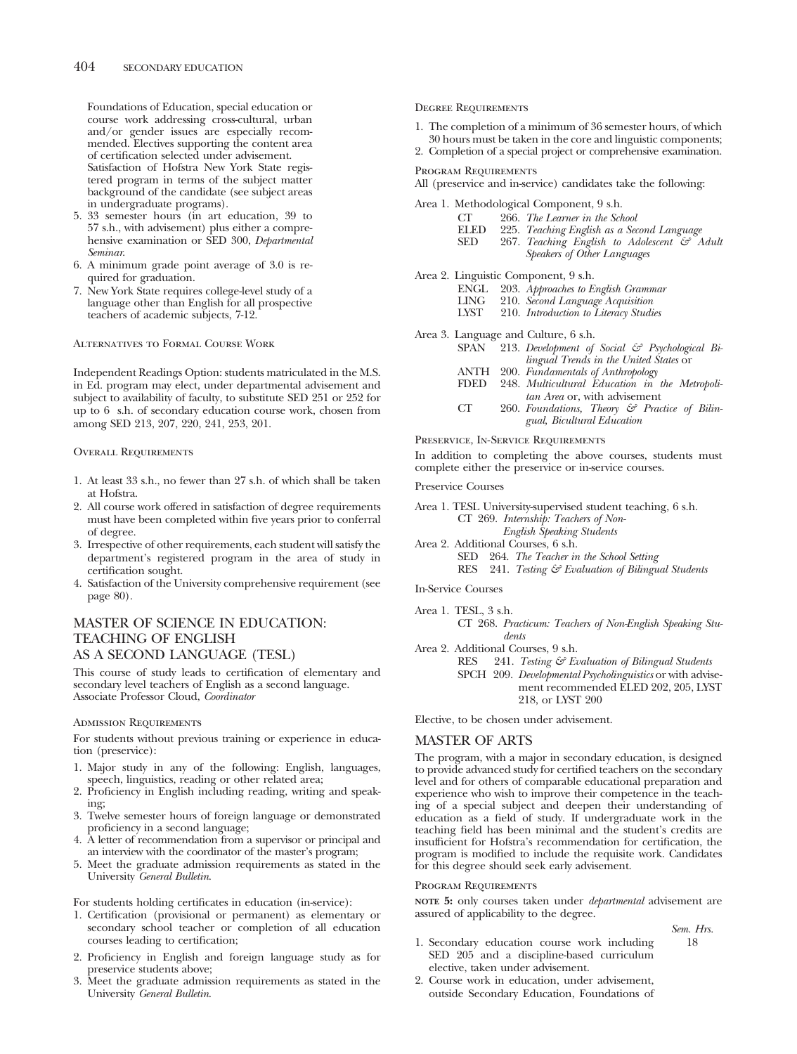Foundations of Education, special education or course work addressing cross-cultural, urban and/or gender issues are especially recommended. Electives supporting the content area of certification selected under advisement. Satisfaction of Hofstra New York State registered program in terms of the subject matter background of the candidate (see subject areas in undergraduate programs).

5. 33 semester hours (in art education, 39 to 57 s.h., with advisement) plus either a comprehensive examination or SED 300, *Departmental Seminar*.
6. A minimum grade point average of 3.0 is required for graduation.
7. New York State requires college-level study of a language other than English for all prospective teachers of academic subjects, 7-12.

Alternatives to Formal Course Work

Independent Readings Option: students matriculated in the M.S. in Ed. program may elect, under departmental advisement and subject to availability of faculty, to substitute SED 251 or 252 for up to 6 s.h. of secondary education course work, chosen from among SED 213, 207, 220, 241, 253, 201.

Overall Requirements

1. At least 33 s.h., no fewer than 27 s.h. of which shall be taken at Hofstra.
2. All course work offered in satisfaction of degree requirements must have been completed within five years prior to conferral of degree.
3. Irrespective of other requirements, each student will satisfy the department's registered program in the area of study in certification sought.
4. Satisfaction of the University comprehensive requirement (see page 80).

## MASTER OF SCIENCE IN EDUCATION: TEACHING OF ENGLISH AS A SECOND LANGUAGE (TESL)

This course of study leads to certification of elementary and secondary level teachers of English as a second language.
Associate Professor Cloud, *Coordinator*

Admission Requirements

For students without previous training or experience in education (preservice):

1. Major study in any of the following: English, languages, speech, linguistics, reading or other related area;
2. Proficiency in English including reading, writing and speaking;
3. Twelve semester hours of foreign language or demonstrated proficiency in a second language;
4. A letter of recommendation from a supervisor or principal and an interview with the coordinator of the master's program;
5. Meet the graduate admission requirements as stated in the University *General Bulletin*.

For students holding certificates in education (in-service):

1. Certification (provisional or permanent) as elementary or secondary school teacher or completion of all education courses leading to certification;
2. Proficiency in English and foreign language study as for preservice students above;
3. Meet the graduate admission requirements as stated in the University *General Bulletin*.

Degree Requirements

1. The completion of a minimum of 36 semester hours, of which 30 hours must be taken in the core and linguistic components;
2. Completion of a special project or comprehensive examination.

Program Requirements

All (preservice and in-service) candidates take the following:

Area 1. Methodological Component, 9 s.h.
- CT 266. *The Learner in the School*
- ELED 225. *Teaching English as a Second Language*
- SED 267. *Teaching English to Adolescent & Adult Speakers of Other Languages*

Area 2. Linguistic Component, 9 s.h.
- ENGL 203. *Approaches to English Grammar*
- LING 210. *Second Language Acquisition*
- LYST 210. *Introduction to Literacy Studies*

Area 3. Language and Culture, 6 s.h.
- SPAN 213. *Development of Social & Psychological Bilingual Trends in the United States* or
- ANTH 200. *Fundamentals of Anthropology*
- FDED 248. *Multicultural Education in the Metropolitan Area* or, with advisement
- CT 260. *Foundations, Theory & Practice of Bilingual, Bicultural Education*

Preservice, In-Service Requirements

In addition to completing the above courses, students must complete either the preservice or in-service courses.

Preservice Courses

Area 1. TESL University-supervised student teaching, 6 s.h.
- CT 269. *Internship: Teachers of Non-English Speaking Students*

Area 2. Additional Courses, 6 s.h.
- SED 264. *The Teacher in the School Setting*
- RES 241. *Testing & Evaluation of Bilingual Students*

In-Service Courses

Area 1. TESL, 3 s.h.
- CT 268. *Practicum: Teachers of Non-English Speaking Students*

Area 2. Additional Courses, 9 s.h.
- RES 241. *Testing & Evaluation of Bilingual Students*
- SPCH 209. *Developmental Psycholinguistics* or with advisement recommended ELED 202, 205, LYST 218, or LYST 200

Elective, to be chosen under advisement.

## MASTER OF ARTS

The program, with a major in secondary education, is designed to provide advanced study for certified teachers on the secondary level and for others of comparable educational preparation and experience who wish to improve their competence in the teaching of a special subject and deepen their understanding of education as a field of study. If undergraduate work in the teaching field has been minimal and the student's credits are insufficient for Hofstra's recommendation for certification, the program is modified to include the requisite work. Candidates for this degree should seek early advisement.

Program Requirements

**NOTE 5:** only courses taken under *departmental* advisement are assured of applicability to the degree.

| | *Sem. Hrs.* |
|---|---|
| 1. Secondary education course work including SED 205 and a discipline-based curriculum elective, taken under advisement. | 18 |
| 2. Course work in education, under advisement, outside Secondary Education, Foundations of | |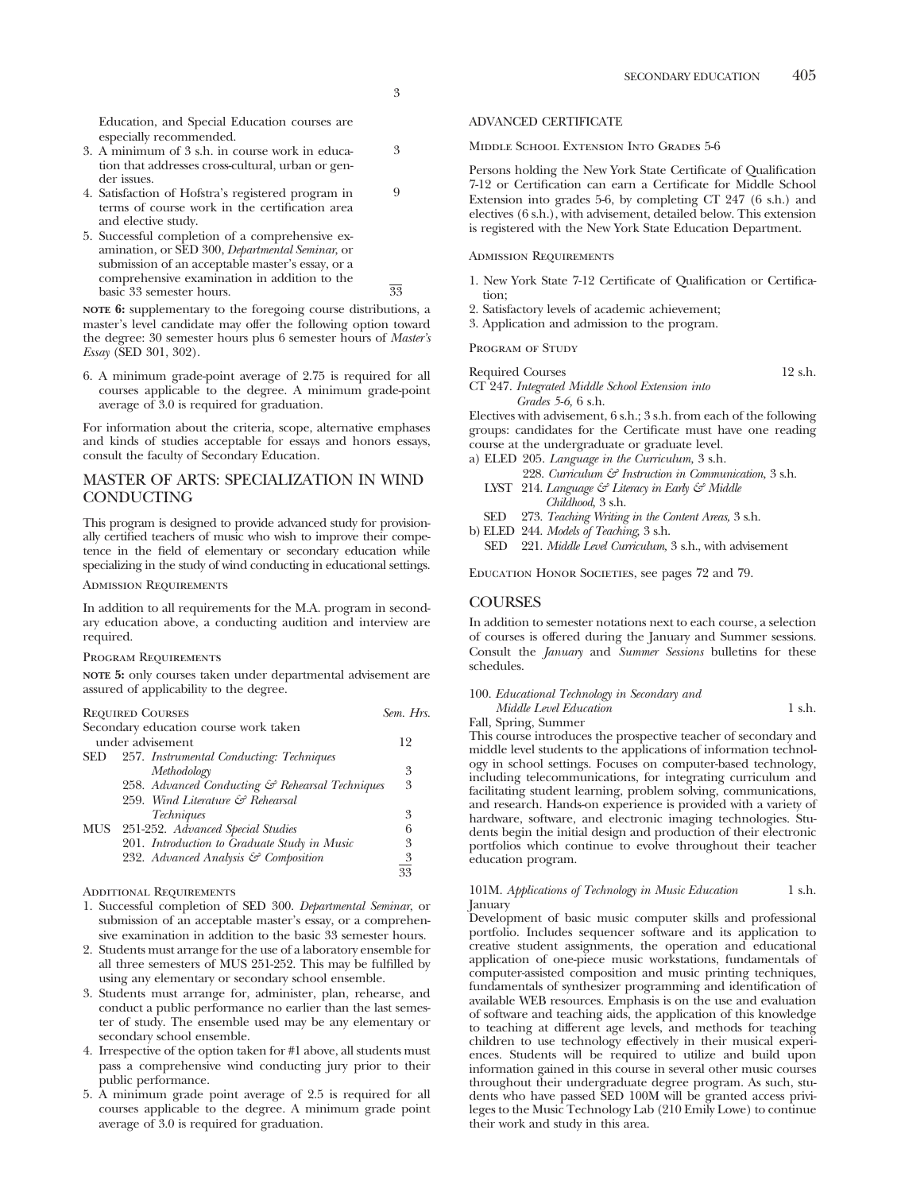Education, and Special Education courses are especially recommended. | 3

3. A minimum of 3 s.h. in course work in education that addresses cross-cultural, urban or gender issues. | 3
4. Satisfaction of Hofstra's registered program in terms of course work in the certification area and elective study. | 9
5. Successful completion of a comprehensive examination, or SED 300, *Departmental Seminar*, or submission of an acceptable master's essay, or a comprehensive examination in addition to the basic 33 semester hours. | 33

**NOTE 6:** supplementary to the foregoing course distributions, a master's level candidate may offer the following option toward the degree: 30 semester hours plus 6 semester hours of *Master's Essay* (SED 301, 302).

6. A minimum grade-point average of 2.75 is required for all courses applicable to the degree. A minimum grade-point average of 3.0 is required for graduation.

For information about the criteria, scope, alternative emphases and kinds of studies acceptable for essays and honors essays, consult the faculty of Secondary Education.

## MASTER OF ARTS: SPECIALIZATION IN WIND CONDUCTING

This program is designed to provide advanced study for provisionally certified teachers of music who wish to improve their competence in the field of elementary or secondary education while specializing in the study of wind conducting in educational settings.

### Admission Requirements

In addition to all requirements for the M.A. program in secondary education above, a conducting audition and interview are required.

### Program Requirements

**NOTE 5:** only courses taken under departmental advisement are assured of applicability to the degree.

| Required Courses | | Sem. Hrs. |
|---|---|---|
| Secondary education course work taken under advisement | | 12 |
| SED | 257. *Instrumental Conducting: Techniques Methodology* | 3 |
| | 258. *Advanced Conducting & Rehearsal Techniques* | 3 |
| | 259. *Wind Literature & Rehearsal Techniques* | 3 |
| MUS | 251-252. *Advanced Special Studies* | 6 |
| | 201. *Introduction to Graduate Study in Music* | 3 |
| | 232. *Advanced Analysis & Composition* | 3 |
| | | 33 |

### Additional Requirements

1. Successful completion of SED 300. *Departmental Seminar*, or submission of an acceptable master's essay, or a comprehensive examination in addition to the basic 33 semester hours.
2. Students must arrange for the use of a laboratory ensemble for all three semesters of MUS 251-252. This may be fulfilled by using any elementary or secondary school ensemble.
3. Students must arrange for, administer, plan, rehearse, and conduct a public performance no earlier than the last semester of study. The ensemble used may be any elementary or secondary school ensemble.
4. Irrespective of the option taken for #1 above, all students must pass a comprehensive wind conducting jury prior to their public performance.
5. A minimum grade point average of 2.5 is required for all courses applicable to the degree. A minimum grade point average of 3.0 is required for graduation.

## ADVANCED CERTIFICATE

### Middle School Extension Into Grades 5-6

Persons holding the New York State Certificate of Qualification 7-12 or Certification can earn a Certificate for Middle School Extension into grades 5-6, by completing CT 247 (6 s.h.) and electives (6 s.h.), with advisement, detailed below. This extension is registered with the New York State Education Department.

### Admission Requirements

1. New York State 7-12 Certificate of Qualification or Certification;
2. Satisfactory levels of academic achievement;
3. Application and admission to the program.

### Program of Study

Required Courses — 12 s.h.

CT 247. *Integrated Middle School Extension into Grades 5-6,* 6 s.h.

Electives with advisement, 6 s.h.; 3 s.h. from each of the following groups: candidates for the Certificate must have one reading course at the undergraduate or graduate level.

a) ELED 205. *Language in the Curriculum,* 3 s.h.
   228. *Curriculum & Instruction in Communication,* 3 s.h.
   LYST 214. *Language & Literacy in Early & Middle Childhood,* 3 s.h.
   SED 273. *Teaching Writing in the Content Areas,* 3 s.h.

b) ELED 244. *Models of Teaching,* 3 s.h.
   SED 221. *Middle Level Curriculum,* 3 s.h., with advisement

Education Honor Societies, see pages 72 and 79.

## COURSES

In addition to semester notations next to each course, a selection of courses is offered during the January and Summer sessions. Consult the *January* and *Summer Sessions* bulletins for these schedules.

**100. *Educational Technology in Secondary and Middle Level Education*** — 1 s.h.
Fall, Spring, Summer
This course introduces the prospective teacher of secondary and middle level students to the applications of information technology in school settings. Focuses on computer-based technology, including telecommunications, for integrating curriculum and facilitating student learning, problem solving, communications, and research. Hands-on experience is provided with a variety of hardware, software, and electronic imaging technologies. Students begin the initial design and production of their electronic portfolios which continue to evolve throughout their teacher education program.

**101M. *Applications of Technology in Music Education*** — 1 s.h.
January
Development of basic music computer skills and professional portfolio. Includes sequencer software and its application to creative student assignments, the operation and educational application of one-piece music workstations, fundamentals of computer-assisted composition and music printing techniques, fundamentals of synthesizer programming and identification of available WEB resources. Emphasis is on the use and evaluation of software and teaching aids, the application of this knowledge to teaching at different age levels, and methods for teaching children to use technology effectively in their musical experiences. Students will be required to utilize and build upon information gained in this course in several other music courses throughout their undergraduate degree program. As such, students who have passed SED 100M will be granted access privileges to the Music Technology Lab (210 Emily Lowe) to continue their work and study in this area.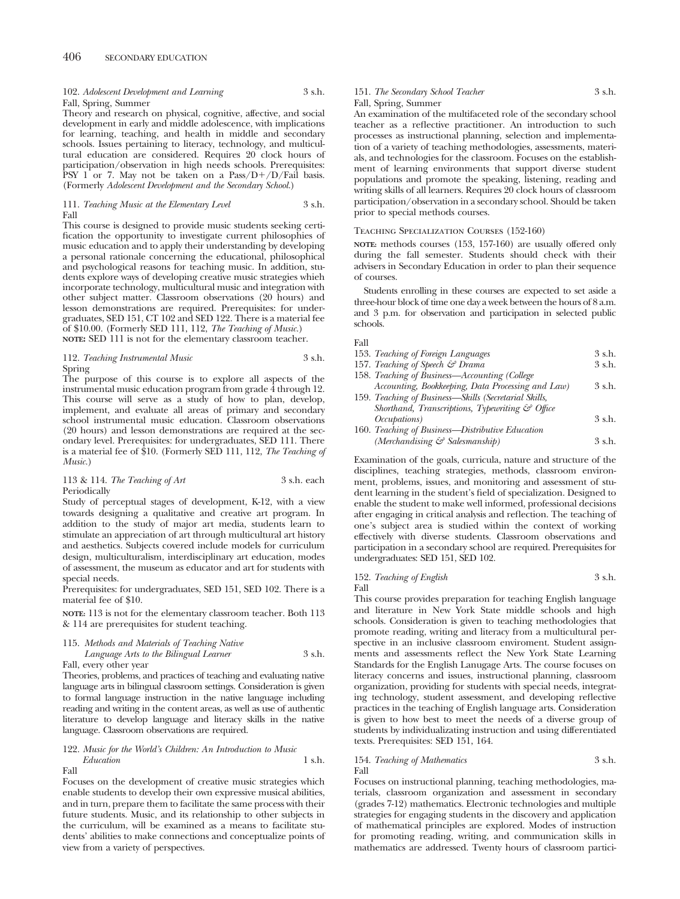102. *Adolescent Development and Learning* 3 s.h.
Fall, Spring, Summer
Theory and research on physical, cognitive, affective, and social development in early and middle adolescence, with implications for learning, teaching, and health in middle and secondary schools. Issues pertaining to literacy, technology, and multicultural education are considered. Requires 20 clock hours of participation/observation in high needs schools. Prerequisites: PSY 1 or 7. May not be taken on a Pass/D+/D/Fail basis. (Formerly *Adolescent Development and the Secondary School.*)

111. *Teaching Music at the Elementary Level* 3 s.h.
Fall
This course is designed to provide music students seeking certification the opportunity to investigate current philosophies of music education and to apply their understanding by developing a personal rationale concerning the educational, philosophical and psychological reasons for teaching music. In addition, students explore ways of developing creative music strategies whieh incorporate technology, multicultural music and integration with other subject matter. Classroom observations (20 hours) and lesson demonstrations are required. Prerequisites: for undergraduates, SED 151, CT 102 and SED 122. There is a material fee of $10.00. (Formerly SED 111, 112, *The Teaching of Music.*)
**NOTE:** SED 111 is not for the elementary classroom teacher.

112. *Teaching Instrumental Music* 3 s.h.
Spring
The purpose of this course is to explore all aspects of the instrumental music education program from grade 4 through 12. This course will serve as a study of how to plan, develop, implement, and evaluate all areas of primary and secondary school instrumental music education. Classroom observations (20 hours) and lesson demonstrations are required at the secondary level. Prerequisites: for undergraduates, SED 111. There is a material fee of $10. (Formerly SED 111, 112, *The Teaching of Music.*)

113 & 114. *The Teaching of Art* 3 s.h. each
Periodically
Study of perceptual stages of development, K-12, with a view towards designing a qualitative and creative art program. In addition to the study of major art media, students learn to stimulate an appreciation of art through multicultural art history and aesthetics. Subjects covered include models for curriculum design, multiculturalism, interdisciplinary art education, modes of assessment, the museum as educator and art for students with special needs.
Prerequisites: for undergraduates, SED 151, SED 102. There is a material fee of $10.

**NOTE:** 113 is not for the elementary classroom teacher. Both 113 & 114 are prerequisites for student teaching.

115. *Methods and Materials of Teaching Native Language Arts to the Bilingual Learner* 3 s.h.
Fall, every other year
Theories, problems, and practices of teaching and evaluating native language arts in bilingual classroom settings. Consideration is given to formal language instruction in the native language including reading and writing in the content areas, as well as use of authentic literature to develop language and literacy skills in the native language. Classroom observations are required.

122. *Music for the World's Children: An Introduction to Music Education* 1 s.h.
Fall
Focuses on the development of creative music strategies which enable students to develop their own expressive musical abilities, and in turn, prepare them to facilitate the same process with their future students. Music, and its relationship to other subjects in the curriculum, will be examined as a means to facilitate students' abilities to make connections and conceptualize points of view from a variety of perspectives.

151. *The Secondary School Teacher* 3 s.h.
Fall, Spring, Summer
An examination of the multifaceted role of the secondary school teacher as a reflective practitioner. An introduction to such processes as instructional planning, selection and implementation of a variety of teaching methodologies, assessments, materials, and technologies for the classroom. Focuses on the establishment of learning environments that support diverse student populations and promote the speaking, listening, reading and writing skills of all learners. Requires 20 clock hours of classroom participation/observation in a secondary school. Should be taken prior to special methods courses.

TEACHING SPECIALIZATION COURSES (152-160)

**NOTE:** methods courses (153, 157-160) are usually offered only during the fall semester. Students should check with their advisers in Secondary Education in order to plan their sequence of courses.

Students enrolling in these courses are expected to set aside a three-hour block of time one day a week between the hours of 8 a.m. and 3 p.m. for observation and participation in selected public schools.

Fall
153. *Teaching of Foreign Languages* 3 s.h.
157. *Teaching of Speech & Drama* 3 s.h.
158. *Teaching of Business—Accounting (College Accounting, Bookkeeping, Data Processing and Law)* 3 s.h.
159. *Teaching of Business—Skills (Secretarial Skills, Shorthand, Transcriptions, Typewriting & Office Occupations)* 3 s.h.
160. *Teaching of Business—Distributive Education (Merchandising & Salesmanship)* 3 s.h.

Examination of the goals, curricula, nature and structure of the disciplines, teaching strategies, methods, classroom environment, problems, issues, and monitoring and assessment of student learning in the student's field of specialization. Designed to enable the student to make well informed, professional decisions after engaging in critical analysis and reflection. The teaching of one's subject area is studied within the context of working effectively with diverse students. Classroom observations and participation in a secondary school are required. Prerequisites for undergraduates: SED 151, SED 102.

152. *Teaching of English* 3 s.h.
Fall
This course provides preparation for teaching English language and literature in New York State middle schools and high schools. Consideration is given to teaching methodologies that promote reading, writing and literacy from a multicultural perspective in an inclusive classroom enviroment. Student assignments and assessments reflect the New York State Learning Standards for the English Lanugage Arts. The course focuses on literacy concerns and issues, instructional planning, classroom organization, providing for students with special needs, integrating technology, student assessment, and developing reflective practices in the teaching of English language arts. Consideration is given to how best to meet the needs of a diverse group of students by individualizating instruction and using differentiated texts. Prerequisites: SED 151, 164.

154. *Teaching of Mathematics* 3 s.h.
Fall
Focuses on instructional planning, teaching methodologies, materials, classroom organization and assessment in secondary (grades 7-12) mathematics. Electronic technologies and multiple strategies for engaging students in the discovery and application of mathematical principles are explored. Modes of instruction for promoting reading, writing, and communication skills in mathematics are addressed. Twenty hours of classroom partici-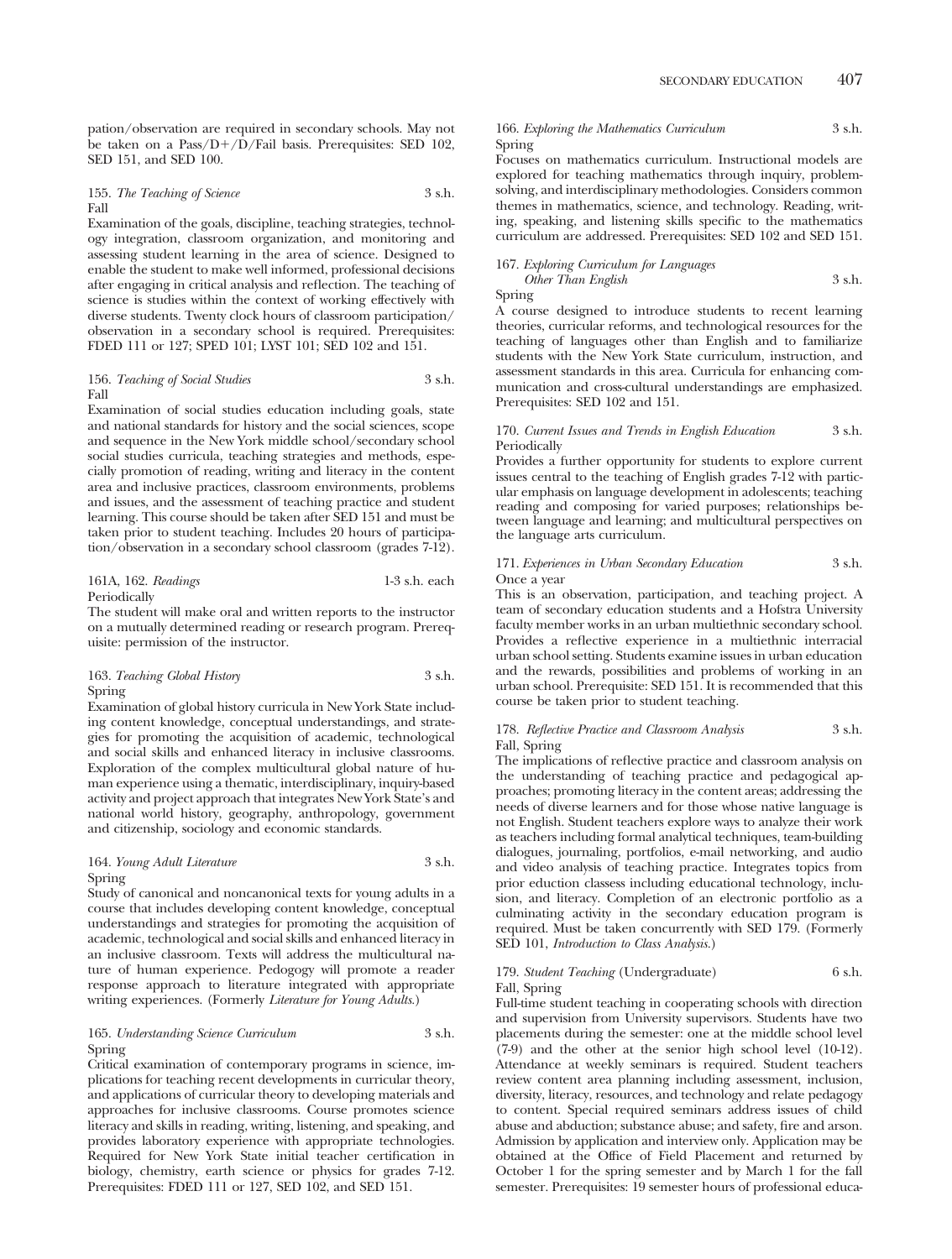pation/observation are required in secondary schools. May not be taken on a Pass/D+/D/Fail basis. Prerequisites: SED 102, SED 151, and SED 100.

155. *The Teaching of Science* 3 s.h.
Fall

Examination of the goals, discipline, teaching strategies, technology integration, classroom organization, and monitoring and assessing student learning in the area of science. Designed to enable the student to make well informed, professional decisions after engaging in critical analysis and reflection. The teaching of science is studies within the context of working effectively with diverse students. Twenty clock hours of classroom participation/observation in a secondary school is required. Prerequisites: FDED 111 or 127; SPED 101; LYST 101; SED 102 and 151.

156. *Teaching of Social Studies* 3 s.h.
Fall

Examination of social studies education including goals, state and national standards for history and the social sciences, scope and sequence in the New York middle school/secondary school social studies curricula, teaching strategies and methods, especially promotion of reading, writing and literacy in the content area and inclusive practices, classroom environments, problems and issues, and the assessment of teaching practice and student learning. This course should be taken after SED 151 and must be taken prior to student teaching. Includes 20 hours of participation/observation in a secondary school classroom (grades 7-12).

161A, 162. *Readings* 1-3 s.h. each
Periodically

The student will make oral and written reports to the instructor on a mutually determined reading or research program. Prerequisite: permission of the instructor.

163. *Teaching Global History* 3 s.h.
Spring

Examination of global history curricula in New York State including content knowledge, conceptual understandings, and strategies for promoting the acquisition of academic, technological and social skills and enhanced literacy in inclusive classrooms. Exploration of the complex multicultural global nature of human experience using a thematic, interdisciplinary, inquiry-based activity and project approach that integrates New York State's and national world history, geography, anthropology, government and citizenship, sociology and economic standards.

164. *Young Adult Literature* 3 s.h.
Spring

Study of canonical and noncanonical texts for young adults in a course that includes developing content knowledge, conceptual understandings and strategies for promoting the acquisition of academic, technological and social skills and enhanced literacy in an inclusive classroom. Texts will address the multicultural nature of human experience. Pedogogy will promote a reader response approach to literature integrated with appropriate writing experiences. (Formerly *Literature for Young Adults*.)

165. *Understanding Science Curriculum* 3 s.h.
Spring

Critical examination of contemporary programs in science, implications for teaching recent developments in curricular theory, and applications of curricular theory to developing materials and approaches for inclusive classrooms. Course promotes science literacy and skills in reading, writing, listening, and speaking, and provides laboratory experience with appropriate technologies. Required for New York State initial teacher certification in biology, chemistry, earth science or physics for grades 7-12. Prerequisites: FDED 111 or 127, SED 102, and SED 151.

166. *Exploring the Mathematics Curriculum* 3 s.h.
Spring

Focuses on mathematics curriculum. Instructional models are explored for teaching mathematics through inquiry, problem-solving, and interdisciplinary methodologies. Considers common themes in mathematics, science, and technology. Reading, writing, speaking, and listening skills specific to the mathematics curriculum are addressed. Prerequisites: SED 102 and SED 151.

167. *Exploring Curriculum for Languages Other Than English* 3 s.h.
Spring

A course designed to introduce students to recent learning theories, curricular reforms, and technological resources for the teaching of languages other than English and to familiarize students with the New York State curriculum, instruction, and assessment standards in this area. Curricula for enhancing communication and cross-cultural understandings are emphasized. Prerequisites: SED 102 and 151.

170. *Current Issues and Trends in English Education* 3 s.h.
Periodically

Provides a further opportunity for students to explore current issues central to the teaching of English grades 7-12 with particular emphasis on language development in adolescents; teaching reading and composing for varied purposes; relationships between language and learning; and multicultural perspectives on the language arts curriculum.

171. *Experiences in Urban Secondary Education* 3 s.h.
Once a year

This is an observation, participation, and teaching project. A team of secondary education students and a Hofstra University faculty member works in an urban multiethnic secondary school. Provides a reflective experience in a multiethnic interracial urban school setting. Students examine issues in urban education and the rewards, possibilities and problems of working in an urban school. Prerequisite: SED 151. It is recommended that this course be taken prior to student teaching.

178. *Reflective Practice and Classroom Analysis* 3 s.h.
Fall, Spring

The implications of reflective practice and classroom analysis on the understanding of teaching practice and pedagogical approaches; promoting literacy in the content areas; addressing the needs of diverse learners and for those whose native language is not English. Student teachers explore ways to analyze their work as teachers including formal analytical techniques, team-building dialogues, journaling, portfolios, e-mail networking, and audio and video analysis of teaching practice. Integrates topics from prior eduction classess including educational technology, inclusion, and literacy. Completion of an electronic portfolio as a culminating activity in the secondary education program is required. Must be taken concurrently with SED 179. (Formerly SED 101, *Introduction to Class Analysis*.)

179. *Student Teaching* (Undergraduate) 6 s.h.
Fall, Spring

Full-time student teaching in cooperating schools with direction and supervision from University supervisors. Students have two placements during the semester: one at the middle school level (7-9) and the other at the senior high school level (10-12). Attendance at weekly seminars is required. Student teachers review content area planning including assessment, inclusion, diversity, literacy, resources, and technology and relate pedagogy to content. Special required seminars address issues of child abuse and abduction; substance abuse; and safety, fire and arson. Admission by application and interview only. Application may be obtained at the Office of Field Placement and returned by October 1 for the spring semester and by March 1 for the fall semester. Prerequisites: 19 semester hours of professional educa-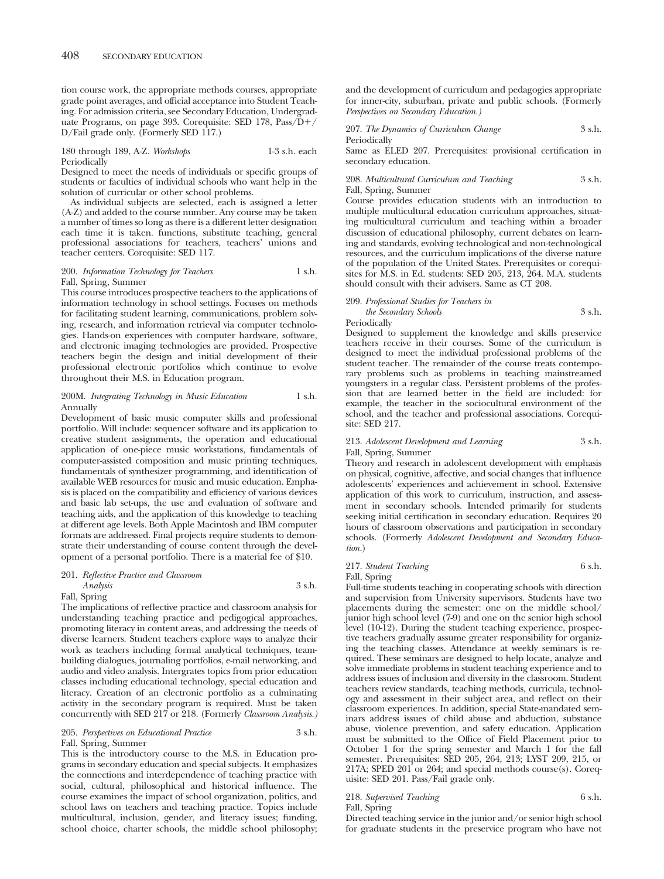tion course work, the appropriate methods courses, appropriate grade point averages, and official acceptance into Student Teaching. For admission criteria, see Secondary Education, Undergraduate Programs, on page 393. Corequisite: SED 178, Pass/D+/D/Fail grade only. (Formerly SED 117.)

180 through 189, A-Z. *Workshops* 1-3 s.h. each
Periodically

Designed to meet the needs of individuals or specific groups of students or faculties of individual schools who want help in the solution of curricular or other school problems.

As individual subjects are selected, each is assigned a letter (A-Z) and added to the course number. Any course may be taken a number of times so long as there is a different letter designation each time it is taken. functions, substitute teaching, general professional associations for teachers, teachers' unions and teacher centers. Corequisite: SED 117.

200. *Information Technology for Teachers* 1 s.h.
Fall, Spring, Summer

This course introduces prospective teachers to the applications of information technology in school settings. Focuses on methods for facilitating student learning, communications, problem solving, research, and information retrieval via computer technologies. Hands-on experiences with computer hardware, software, and electronic imaging technologies are provided. Prospective teachers begin the design and initial development of their professional electronic portfolios which continue to evolve throughout their M.S. in Education program.

200M. *Integrating Technology in Music Education* 1 s.h.
Annually

Development of basic music computer skills and professional portfolio. Will include: sequencer software and its application to creative student assignments, the operation and educational application of one-piece music workstations, fundamentals of computer-assisted composition and music printing techniques, fundamentals of synthesizer programming, and identification of available WEB resources for music and music education. Emphasis is placed on the compatibility and efficiency of various devices and basic lab set-ups, the use and evaluation of software and teaching aids, and the application of this knowledge to teaching at different age levels. Both Apple Macintosh and IBM computer formats are addressed. Final projects require students to demonstrate their understanding of course content through the development of a personal portfolio. There is a material fee of $10.

201. *Reflective Practice and Classroom Analysis* 3 s.h.
Fall, Spring

The implications of reflective practice and classroom analysis for understanding teaching practice and pedigogical approaches, promoting literacy in content areas, and addressing the needs of diverse learners. Student teachers explore ways to analyze their work as teachers including formal analytical techniques, team-building dialogues, journaling portfolios, e-mail networking, and audio and video analysis. Intergrates topics from prior education classes including educational technology, special education and literacy. Creation of an electronic portfolio as a culminating activity in the secondary program is required. Must be taken concurrently with SED 217 or 218. (Formerly *Classroom Analysis.)*

205. *Perspectives on Educational Practice* 3 s.h.
Fall, Spring, Summer

This is the introductory course to the M.S. in Education programs in secondary education and special subjects. It emphasizes the connections and interdependence of teaching practice with social, cultural, philosophical and historical influence. The course examines the impact of school organization, politics, and school laws on teachers and teaching practice. Topics include multicultural, inclusion, gender, and literacy issues; funding, school choice, charter schools, the middle school philosophy; and the development of curriculum and pedagogies appropriate for inner-city, suburban, private and public schools. (Formerly *Perspectives on Secondary Education.)*

207. *The Dynamics of Curriculum Change* 3 s.h.
Periodically

Same as ELED 207. Prerequisites: provisional certification in secondary education.

208. *Multicultural Curriculum and Teaching* 3 s.h.
Fall, Spring, Summer

Course provides education students with an introduction to multiple multicultural education curriculum approaches, situating multicultural curriculum and teaching within a broader discussion of educational philosophy, current debates on learning and standards, evolving technological and non-technological resources, and the curriculum implications of the diverse nature of the population of the United States. Prerequisites or corequisites for M.S. in Ed. students: SED 205, 213, 264. M.A. students should consult with their advisers. Same as CT 208.

209. *Professional Studies for Teachers in the Secondary Schools* 3 s.h.
Periodically

Designed to supplement the knowledge and skills preservice teachers receive in their courses. Some of the curriculum is designed to meet the individual professional problems of the student teacher. The remainder of the course treats contemporary problems such as problems in teaching mainstreamed youngsters in a regular class. Persistent problems of the profession that are learned better in the field are included: for example, the teacher in the sociocultural environment of the school, and the teacher and professional associations. Corequisite: SED 217.

213. *Adolescent Development and Learning* 3 s.h.
Fall, Spring, Summer

Theory and research in adolescent development with emphasis on physical, cognitive, affective, and social changes that influence adolescents' experiences and achievement in school. Extensive application of this work to curriculum, instruction, and assessment in secondary schools. Intended primarily for students seeking initial certification in secondary education. Requires 20 hours of classroom observations and participation in secondary schools. (Formerly *Adolescent Development and Secondary Education.*)

217. *Student Teaching* 6 s.h.
Fall, Spring

Full-time students teaching in cooperating schools with direction and supervision from University supervisors. Students have two placements during the semester: one on the middle school/junior high school level (7-9) and one on the senior high school level (10-12). During the student teaching experience, prospective teachers gradually assume greater responsibility for organizing the teaching classes. Attendance at weekly seminars is required. These seminars are designed to help locate, analyze and solve immediate problems in student teaching experience and to address issues of inclusion and diversity in the classroom. Student teachers review standards, teaching methods, curricula, technology and assessment in their subject area, and reflect on their classroom experiences. In addition, special State-mandated seminars address issues of child abuse and abduction, substance abuse, violence prevention, and safety education. Application must be submitted to the Office of Field Placement prior to October 1 for the spring semester and March 1 for the fall semester. Prerequisites: SED 205, 264, 213; LYST 209, 215, or 217A; SPED 201 or 264; and special methods course(s). Corequisite: SED 201. Pass/Fail grade only.

218. *Supervised Teaching* 6 s.h.
Fall, Spring

Directed teaching service in the junior and/or senior high school for graduate students in the preservice program who have not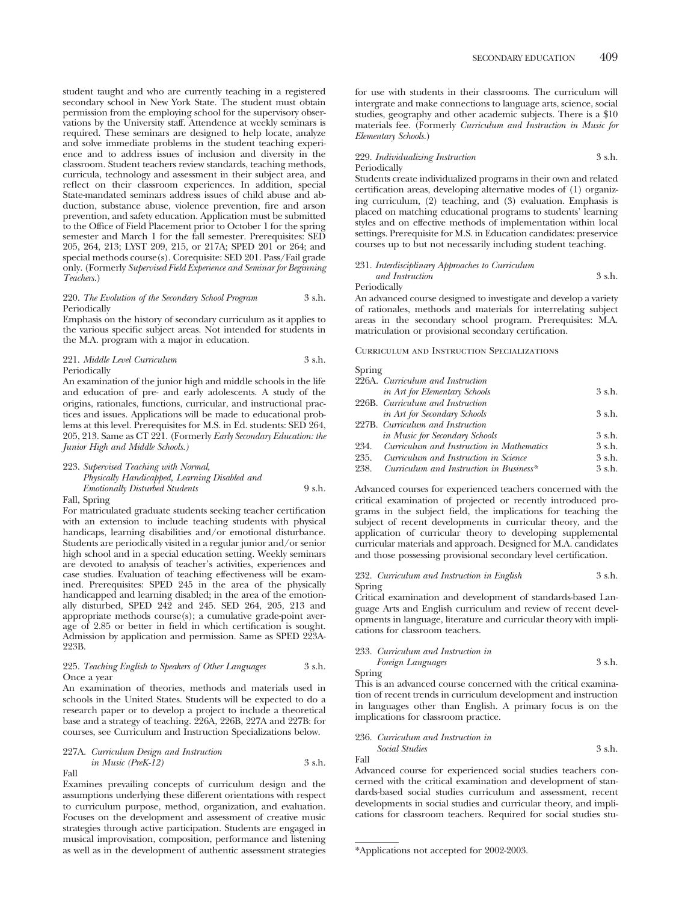student taught and who are currently teaching in a registered secondary school in New York State. The student must obtain permission from the employing school for the supervisory observations by the University staff. Attendence at weekly seminars is required. These seminars are designed to help locate, analyze and solve immediate problems in the student teaching experience and to address issues of inclusion and diversity in the classroom. Student teachers review standards, teaching methods, curricula, technology and assessment in their subject area, and reflect on their classroom experiences. In addition, special State-mandated seminars address issues of child abuse and abduction, substance abuse, violence prevention, fire and arson prevention, and safety education. Application must be submitted to the Office of Field Placement prior to October 1 for the spring semester and March 1 for the fall semester. Prerequisites: SED 205, 264, 213; LYST 209, 215, or 217A; SPED 201 or 264; and special methods course(s). Corequisite: SED 201. Pass/Fail grade only. (Formerly *Supervised Field Experience and Seminar for Beginning Teachers.*)

220. *The Evolution of the Secondary School Program* 3 s.h.
Periodically

Emphasis on the history of secondary curriculum as it applies to the various specific subject areas. Not intended for students in the M.A. program with a major in education.

221. *Middle Level Curriculum* 3 s.h.
Periodically

An examination of the junior high and middle schools in the life and education of pre- and early adolescents. A study of the origins, rationales, functions, curricular, and instructional practices and issues. Applications will be made to educational problems at this level. Prerequisites for M.S. in Ed. students: SED 264, 205, 213. Same as CT 221. (Formerly *Early Secondary Education: the Junior High and Middle Schools.*)

223. *Supervised Teaching with Normal, Physically Handicapped, Learning Disabled and Emotionally Disturbed Students* 9 s.h.
Fall, Spring

For matriculated graduate students seeking teacher certification with an extension to include teaching students with physical handicaps, learning disabilities and/or emotional disturbance. Students are periodically visited in a regular junior and/or senior high school and in a special education setting. Weekly seminars are devoted to analysis of teacher's activities, experiences and case studies. Evaluation of teaching effectiveness will be examined. Prerequisites: SPED 245 in the area of the physically handicapped and learning disabled; in the area of the emotionally disturbed, SPED 242 and 245. SED 264, 205, 213 and appropriate methods course(s); a cumulative grade-point average of 2.85 or better in field in which certification is sought. Admission by application and permission. Same as SPED 223A-223B.

225. *Teaching English to Speakers of Other Languages* 3 s.h.
Once a year

An examination of theories, methods and materials used in schools in the United States. Students will be expected to do a research paper or to develop a project to include a theoretical base and a strategy of teaching. 226A, 226B, 227A and 227B: for courses, see Curriculum and Instruction Specializations below.

227A. *Curriculum Design and Instruction in Music (PreK-12)* 3 s.h.
Fall

Examines prevailing concepts of curriculum design and the assumptions underlying these different orientations with respect to curriculum purpose, method, organization, and evaluation. Focuses on the development and assessment of creative music strategies through active participation. Students are engaged in musical improvisation, composition, performance and listening as well as in the development of authentic assessment strategies for use with students in their classrooms. The curriculum will intergrate and make connections to language arts, science, social studies, geography and other academic subjects. There is a $10 materials fee. (Formerly *Curriculum and Instruction in Music for Elementary Schools.*)

229. *Individualizing Instruction* 3 s.h.
Periodically

Students create individualized programs in their own and related certification areas, developing alternative modes of (1) organizing curriculum, (2) teaching, and (3) evaluation. Emphasis is placed on matching educational programs to students' learning styles and on effective methods of implementation within local settings. Prerequisite for M.S. in Education candidates: preservice courses up to but not necessarily including student teaching.

231. *Interdisciplinary Approaches to Curriculum and Instruction* 3 s.h.
Periodically

An advanced course designed to investigate and develop a variety of rationales, methods and materials for interrelating subject areas in the secondary school program. Prerequisites: M.A. matriculation or provisional secondary certification.

### Curriculum and Instruction Specializations

Spring

226A. *Curriculum and Instruction in Art for Elementary Schools* 3 s.h.
226B. *Curriculum and Instruction in Art for Secondary Schools* 3 s.h.
227B. *Curriculum and Instruction in Music for Secondary Schools* 3 s.h.
234. *Curriculum and Instruction in Mathematics* 3 s.h.
235. *Curriculum and Instruction in Science* 3 s.h.
238. *Curriculum and Instruction in Business** 3 s.h.

Advanced courses for experienced teachers concerned with the critical examination of projected or recently introduced programs in the subject field, the implications for teaching the subject of recent developments in curricular theory, and the application of curricular theory to developing supplemental curricular materials and approach. Designed for M.A. candidates and those possessing provisional secondary level certification.

232. *Curriculum and Instruction in English* 3 s.h.
Spring

Critical examination and development of standards-based Language Arts and English curriculum and review of recent developments in language, literature and curricular theory with implications for classroom teachers.

233. *Curriculum and Instruction in Foreign Languages* 3 s.h.
Spring

This is an advanced course concerned with the critical examination of recent trends in curriculum development and instruction in languages other than English. A primary focus is on the implications for classroom practice.

236. *Curriculum and Instruction in Social Studies* 3 s.h.
Fall

Advanced course for experienced social studies teachers concerned with the critical examination and development of standards-based social studies curriculum and assessment, recent developments in social studies and curricular theory, and implications for classroom teachers. Required for social studies stu-

*Applications not accepted for 2002-2003.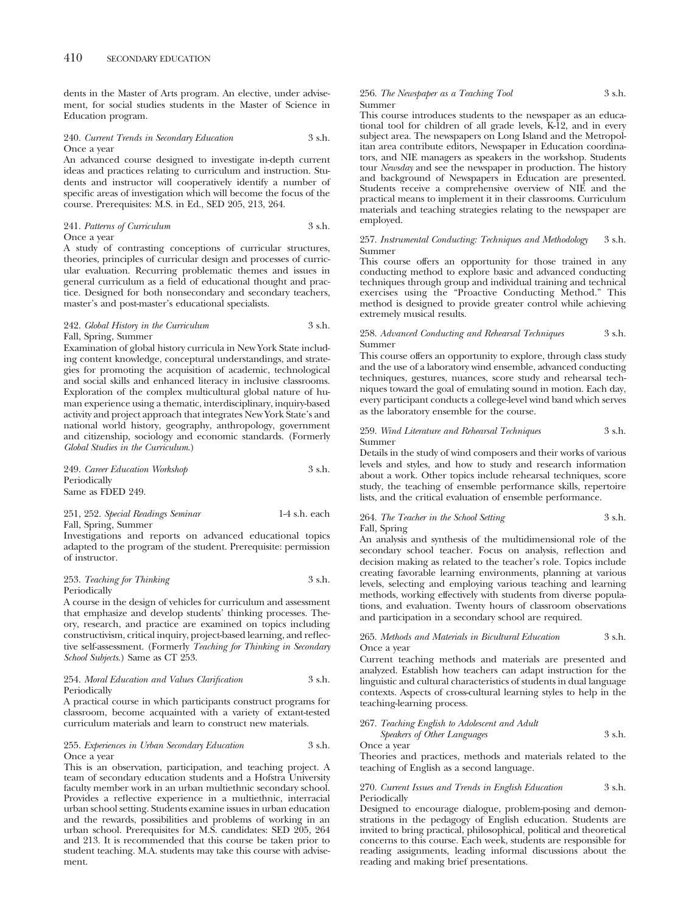dents in the Master of Arts program. An elective, under advisement, for social studies students in the Master of Science in Education program.

240. *Current Trends in Secondary Education* 3 s.h.
Once a year
An advanced course designed to investigate in-depth current ideas and practices relating to curriculum and instruction. Students and instructor will cooperatively identify a number of specific areas of investigation which will become the focus of the course. Prerequisites: M.S. in Ed., SED 205, 213, 264.

241. *Patterns of Curriculum* 3 s.h.
Once a year
A study of contrasting conceptions of curricular structures, theories, principles of curricular design and processes of curricular evaluation. Recurring problematic themes and issues in general curriculum as a field of educational thought and practice. Designed for both nonsecondary and secondary teachers, master's and post-master's educational specialists.

242. *Global History in the Curriculum* 3 s.h.
Fall, Spring, Summer
Examination of global history curricula in New York State including content knowledge, conceptual understandings, and strategies for promoting the acquisition of academic, technological and social skills and enhanced literacy in inclusive classrooms. Exploration of the complex multicultural global nature of human experience using a thematic, interdisciplinary, inquiry-based activity and project approach that integrates New York State's and national world history, geography, anthropology, government and citizenship, sociology and economic standards. (Formerly *Global Studies in the Curriculum*.)

249. *Career Education Workshop* 3 s.h.
Periodically
Same as FDED 249.

251, 252. *Special Readings Seminar* 1-4 s.h. each
Fall, Spring, Summer
Investigations and reports on advanced educational topics adapted to the program of the student. Prerequisite: permission of instructor.

253. *Teaching for Thinking* 3 s.h.
Periodically
A course in the design of vehicles for curriculum and assessment that emphasize and develop students' thinking processes. Theory, research, and practice are examined on topics including constructivism, critical inquiry, project-based learning, and reflective self-assessment. (Formerly *Teaching for Thinking in Secondary School Subjects*.) Same as CT 253.

254. *Moral Education and Values Clarification* 3 s.h.
Periodically
A practical course in which participants construct programs for classroom, become acquainted with a variety of extant-tested curriculum materials and learn to construct new materials.

255. *Experiences in Urban Secondary Education* 3 s.h.
Once a year
This is an observation, participation, and teaching project. A team of secondary education students and a Hofstra University faculty member work in an urban multiethnic secondary school. Provides a reflective experience in a multiethnic, interracial urban school setting. Students examine issues in urban education and the rewards, possibilities and problems of working in an urban school. Prerequisites for M.S. candidates: SED 205, 264 and 213. It is recommended that this course be taken prior to student teaching. M.A. students may take this course with advisement.

256. *The Newspaper as a Teaching Tool* 3 s.h.
Summer
This course introduces students to the newspaper as an educational tool for children of all grade levels, K-12, and in every subject area. The newspapers on Long Island and the Metropolitan area contribute editors, Newspaper in Education coordinators, and NIE managers as speakers in the workshop. Students tour *Newsday* and see the newspaper in production. The history and background of Newspapers in Education are presented. Students receive a comprehensive overview of NIE and the practical means to implement it in their classrooms. Curriculum materials and teaching strategies relating to the newspaper are employed.

257. *Instrumental Conducting: Techniques and Methodology* 3 s.h.
Summer
This course offers an opportunity for those trained in any conducting method to explore basic and advanced conducting techniques through group and individual training and technical exercises using the "Proactive Conducting Method." This method is designed to provide greater control while achieving extremely musical results.

258. *Advanced Conducting and Rehearsal Techniques* 3 s.h.
Summer
This course offers an opportunity to explore, through class study and the use of a laboratory wind ensemble, advanced conducting techniques, gestures, nuances, score study and rehearsal techniques toward the goal of emulating sound in motion. Each day, every participant conducts a college-level wind band which serves as the laboratory ensemble for the course.

259. *Wind Literature and Rehearsal Techniques* 3 s.h.
Summer
Details in the study of wind composers and their works of various levels and styles, and how to study and research information about a work. Other topics include rehearsal techniques, score study, the teaching of ensemble performance skills, repertoire lists, and the critical evaluation of ensemble performance.

264. *The Teacher in the School Setting* 3 s.h.
Fall, Spring
An analysis and synthesis of the multidimensional role of the secondary school teacher. Focus on analysis, reflection and decision making as related to the teacher's role. Topics include creating favorable learning environments, planning at various levels, selecting and employing various teaching and learning methods, working effectively with students from diverse populations, and evaluation. Twenty hours of classroom observations and participation in a secondary school are required.

265. *Methods and Materials in Bicultural Education* 3 s.h.
Once a year
Current teaching methods and materials are presented and analyzed. Establish how teachers can adapt instruction for the linguistic and cultural characteristics of students in dual language contexts. Aspects of cross-cultural learning styles to help in the teaching-learning process.

267. *Teaching English to Adolescent and Adult Speakers of Other Languages* 3 s.h.
Once a year
Theories and practices, methods and materials related to the teaching of English as a second language.

270. *Current Issues and Trends in English Education* 3 s.h.
Periodically
Designed to encourage dialogue, problem-posing and demonstrations in the pedagogy of English education. Students are invited to bring practical, philosophical, political and theoretical concerns to this course. Each week, students are responsible for reading assignments, leading informal discussions about the reading and making brief presentations.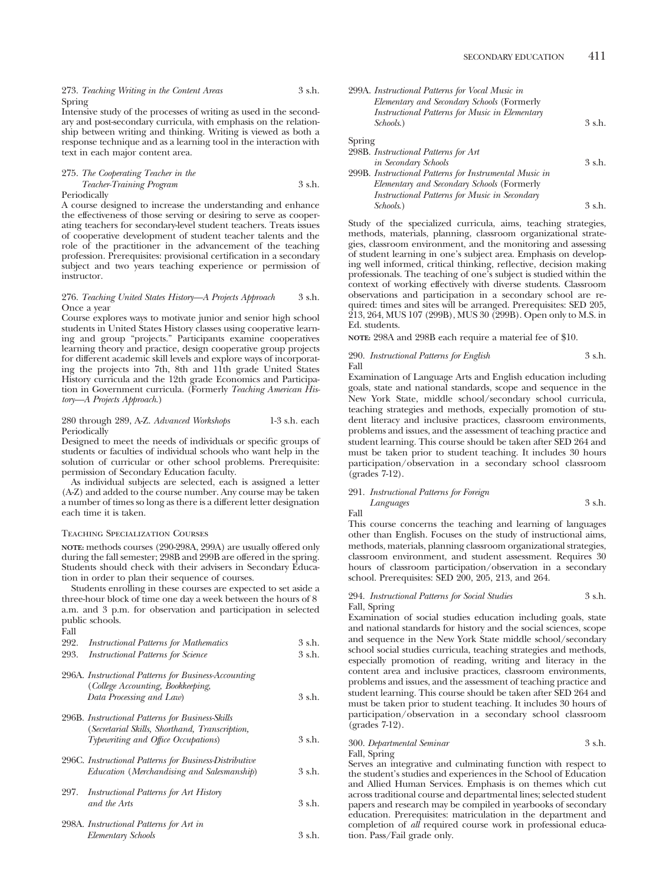273. *Teaching Writing in the Content Areas* 3 s.h.
Spring

Intensive study of the processes of writing as used in the secondary and post-secondary curricula, with emphasis on the relationship between writing and thinking. Writing is viewed as both a response technique and as a learning tool in the interaction with text in each major content area.

275. *The Cooperating Teacher in the Teacher-Training Program* 3 s.h.
Periodically

A course designed to increase the understanding and enhance the effectiveness of those serving or desiring to serve as cooperating teachers for secondary-level student teachers. Treats issues of cooperative development of student teacher talents and the role of the practitioner in the advancement of the teaching profession. Prerequisites: provisional certification in a secondary subject and two years teaching experience or permission of instructor.

276. *Teaching United States History—A Projects Approach* 3 s.h.
Once a year

Course explores ways to motivate junior and senior high school students in United States History classes using cooperative learning and group "projects." Participants examine cooperatives learning theory and practice, design cooperative group projects for different academic skill levels and explore ways of incorporating the projects into 7th, 8th and 11th grade United States History curricula and the 12th grade Economics and Participation in Government curricula. (Formerly *Teaching American History—A Projects Approach*.)

280 through 289, A-Z. *Advanced Workshops* 1-3 s.h. each
Periodically

Designed to meet the needs of individuals or specific groups of students or faculties of individual schools who want help in the solution of curricular or other school problems. Prerequisite: permission of Secondary Education faculty.

As individual subjects are selected, each is assigned a letter (A-Z) and added to the course number. Any course may be taken a number of times so long as there is a different letter designation each time it is taken.

### Teaching Specialization Courses

**NOTE:** methods courses (290-298A, 299A) are usually offered only during the fall semester; 298B and 299B are offered in the spring. Students should check with their advisers in Secondary Education in order to plan their sequence of courses.

Students enrolling in these courses are expected to set aside a three-hour block of time one day a week between the hours of 8 a.m. and 3 p.m. for observation and participation in selected public schools.

Fall

292. *Instructional Patterns for Mathematics* 3 s.h.

293. *Instructional Patterns for Science* 3 s.h.

296A. *Instructional Patterns for Business-Accounting (College Accounting, Bookkeeping, Data Processing and Law)* 3 s.h.

296B. *Instructional Patterns for Business-Skills (Secretarial Skills, Shorthand, Transcription, Typewriting and Office Occupations)* 3 s.h.

296C. *Instructional Patterns for Business-Distributive Education (Merchandising and Salesmanship)* 3 s.h.

297. *Instructional Patterns for Art History and the Arts* 3 s.h.

298A. *Instructional Patterns for Art in Elementary Schools* 3 s.h.

299A. *Instructional Patterns for Vocal Music in Elementary and Secondary Schools* (Formerly *Instructional Patterns for Music in Elementary Schools.*) 3 s.h.

Spring

298B. *Instructional Patterns for Art in Secondary Schools* 3 s.h.

299B. *Instructional Patterns for Instrumental Music in Elementary and Secondary Schools* (Formerly *Instructional Patterns for Music in Secondary Schools.*) 3 s.h.

Study of the specialized curricula, aims, teaching strategies, methods, materials, planning, classroom organizational strategies, classroom environment, and the monitoring and assessing of student learning in one's subject area. Emphasis on developing well informed, critical thinking, reflective, decision making professionals. The teaching of one's subject is studied within the context of working effectively with diverse students. Classroom observations and participation in a secondary school are required: times and sites will be arranged. Prerequisites: SED 205, 213, 264, MUS 107 (299B), MUS 30 (299B). Open only to M.S. in Ed. students.

**NOTE:** 298A and 298B each require a material fee of $10.

290. *Instructional Patterns for English* 3 s.h.
Fall

Examination of Language Arts and English education including goals, state and national standards, scope and sequence in the New York State, middle school/secondary school curricula, teaching strategies and methods, expecially promotion of student literacy and inclusive practices, classroom environments, problems and issues, and the assessment of teaching practice and student learning. This course should be taken after SED 264 and must be taken prior to student teaching. It includes 30 hours participation/observation in a secondary school classroom (grades 7-12).

291. *Instructional Patterns for Foreign Languages* 3 s.h.
Fall

This course concerns the teaching and learning of languages other than English. Focuses on the study of instructional aims, methods, materials, planning classroom organizational strategies, classroom environment, and student assessment. Requires 30 hours of classroom participation/observation in a secondary school. Prerequisites: SED 200, 205, 213, and 264.

294. *Instructional Patterns for Social Studies* 3 s.h.
Fall, Spring

Examination of social studies education including goals, state and national standards for history and the social sciences, scope and sequence in the New York State middle school/secondary school social studies curricula, teaching strategies and methods, especially promotion of reading, writing and literacy in the content area and inclusive practices, classroom environments, problems and issues, and the assessment of teaching practice and student learning. This course should be taken after SED 264 and must be taken prior to student teaching. It includes 30 hours of participation/observation in a secondary school classroom (grades 7-12).

300. *Departmental Seminar* 3 s.h.
Fall, Spring

Serves an integrative and culminating function with respect to the student's studies and experiences in the School of Education and Allied Human Services. Emphasis is on themes which cut across traditional course and departmental lines; selected student papers and research may be compiled in yearbooks of secondary education. Prerequisites: matriculation in the department and completion of *all* required course work in professional education. Pass/Fail grade only.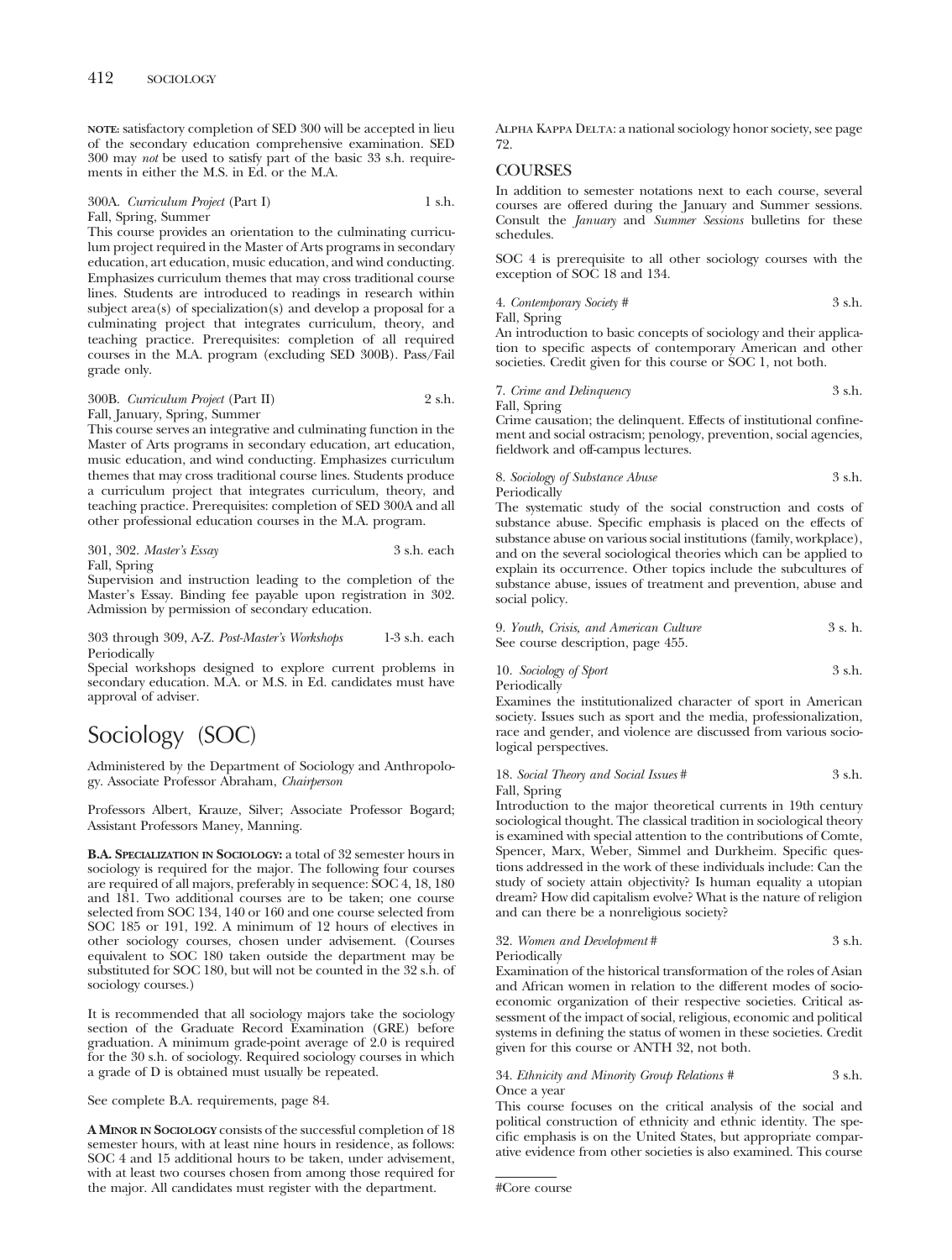**NOTE:** satisfactory completion of SED 300 will be accepted in lieu of the secondary education comprehensive examination. SED 300 may *not* be used to satisfy part of the basic 33 s.h. requirements in either the M.S. in Ed. or the M.A.

300A. *Curriculum Project* (Part I) 1 s.h.
Fall, Spring, Summer
This course provides an orientation to the culminating curriculum project required in the Master of Arts programs in secondary education, art education, music education, and wind conducting. Emphasizes curriculum themes that may cross traditional course lines. Students are introduced to readings in research within subject area(s) of specialization(s) and develop a proposal for a culminating project that integrates curriculum, theory, and teaching practice. Prerequisites: completion of all required courses in the M.A. program (excluding SED 300B). Pass/Fail grade only.

300B. *Curriculum Project* (Part II) 2 s.h.
Fall, January, Spring, Summer
This course serves an integrative and culminating function in the Master of Arts programs in secondary education, art education, music education, and wind conducting. Emphasizes curriculum themes that may cross traditional course lines. Students produce a curriculum project that integrates curriculum, theory, and teaching practice. Prerequisites: completion of SED 300A and all other professional education courses in the M.A. program.

301, 302. *Master's Essay* 3 s.h. each
Fall, Spring
Supervision and instruction leading to the completion of the Master's Essay. Binding fee payable upon registration in 302. Admission by permission of secondary education.

303 through 309, A-Z. *Post-Master's Workshops* 1-3 s.h. each
Periodically
Special workshops designed to explore current problems in secondary education. M.A. or M.S. in Ed. candidates must have approval of adviser.

# Sociology (SOC)

Administered by the Department of Sociology and Anthropology. Associate Professor Abraham, *Chairperson*

Professors Albert, Krauze, Silver; Associate Professor Bogard; Assistant Professors Maney, Manning.

**B.A. SPECIALIZATION IN SOCIOLOGY:** a total of 32 semester hours in sociology is required for the major. The following four courses are required of all majors, preferably in sequence: SOC 4, 18, 180 and 181. Two additional courses are to be taken; one course selected from SOC 134, 140 or 160 and one course selected from SOC 185 or 191, 192. A minimum of 12 hours of electives in other sociology courses, chosen under advisement. (Courses equivalent to SOC 180 taken outside the department may be substituted for SOC 180, but will not be counted in the 32 s.h. of sociology courses.)

It is recommended that all sociology majors take the sociology section of the Graduate Record Examination (GRE) before graduation. A minimum grade-point average of 2.0 is required for the 30 s.h. of sociology. Required sociology courses in which a grade of D is obtained must usually be repeated.

See complete B.A. requirements, page 84.

**A MINOR IN SOCIOLOGY** consists of the successful completion of 18 semester hours, with at least nine hours in residence, as follows: SOC 4 and 15 additional hours to be taken, under advisement, with at least two courses chosen from among those required for the major. All candidates must register with the department.

ALPHA KAPPA DELTA: a national sociology honor society, see page 72.

## COURSES

In addition to semester notations next to each course, several courses are offered during the January and Summer sessions. Consult the *January* and *Summer Sessions* bulletins for these schedules.

SOC 4 is prerequisite to all other sociology courses with the exception of SOC 18 and 134.

4. *Contemporary Society #* 3 s.h.
Fall, Spring
An introduction to basic concepts of sociology and their application to specific aspects of contemporary American and other societies. Credit given for this course or SOC 1, not both.

7. *Crime and Delinquency* 3 s.h.
Fall, Spring
Crime causation; the delinquent. Effects of institutional confinement and social ostracism; penology, prevention, social agencies, fieldwork and off-campus lectures.

8. *Sociology of Substance Abuse* 3 s.h.
Periodically
The systematic study of the social construction and costs of substance abuse. Specific emphasis is placed on the effects of substance abuse on various social institutions (family, workplace), and on the several sociological theories which can be applied to explain its occurrence. Other topics include the subcultures of substance abuse, issues of treatment and prevention, abuse and social policy.

9. *Youth, Crisis, and American Culture* 3 s. h.
See course description, page 455.

10. *Sociology of Sport* 3 s.h.
Periodically
Examines the institutionalized character of sport in American society. Issues such as sport and the media, professionalization, race and gender, and violence are discussed from various sociological perspectives.

18. *Social Theory and Social Issues #* 3 s.h.
Fall, Spring
Introduction to the major theoretical currents in 19th century sociological thought. The classical tradition in sociological theory is examined with special attention to the contributions of Comte, Spencer, Marx, Weber, Simmel and Durkheim. Specific questions addressed in the work of these individuals include: Can the study of society attain objectivity? Is human equality a utopian dream? How did capitalism evolve? What is the nature of religion and can there be a nonreligious society?

32. *Women and Development #* 3 s.h.
Periodically
Examination of the historical transformation of the roles of Asian and African women in relation to the different modes of socioeconomic organization of their respective societies. Critical assessment of the impact of social, religious, economic and political systems in defining the status of women in these societies. Credit given for this course or ANTH 32, not both.

34. *Ethnicity and Minority Group Relations #* 3 s.h.
Once a year
This course focuses on the critical analysis of the social and political construction of ethnicity and ethnic identity. The specific emphasis is on the United States, but appropriate comparative evidence from other societies is also examined. This course

#Core course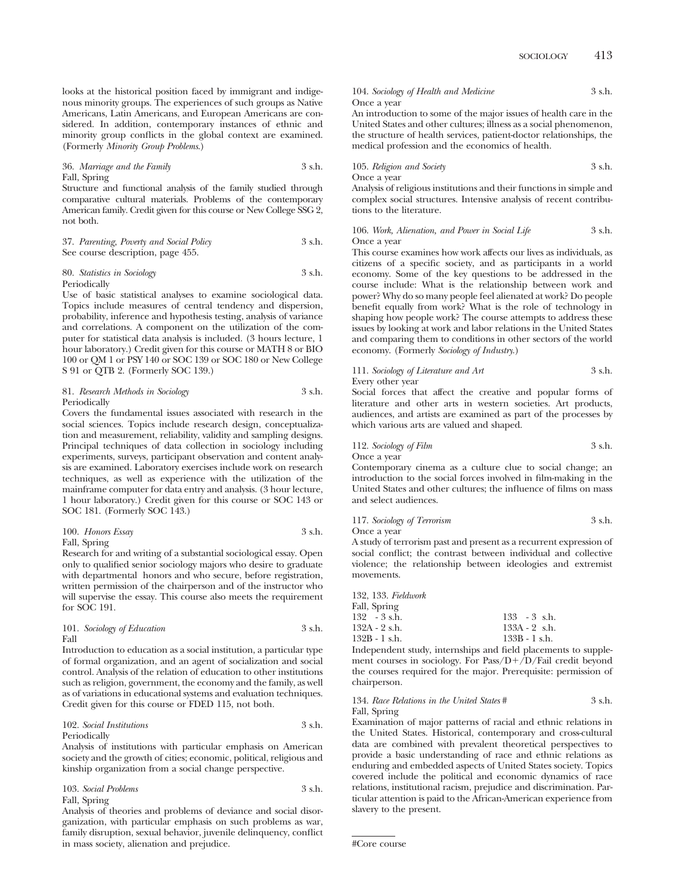looks at the historical position faced by immigrant and indigenous minority groups. The experiences of such groups as Native Americans, Latin Americans, and European Americans are considered. In addition, contemporary instances of ethnic and minority group conflicts in the global context are examined. (Formerly *Minority Group Problems*.)

36. *Marriage and the Family* 3 s.h.
Fall, Spring
Structure and functional analysis of the family studied through comparative cultural materials. Problems of the contemporary American family. Credit given for this course or New College SSG 2, not both.

37. *Parenting, Poverty and Social Policy* 3 s.h.
See course description, page 455.

80. *Statistics in Sociology* 3 s.h.
Periodically
Use of basic statistical analyses to examine sociological data. Topics include measures of central tendency and dispersion, probability, inference and hypothesis testing, analysis of variance and correlations. A component on the utilization of the computer for statistical data analysis is included. (3 hours lecture, 1 hour laboratory.) Credit given for this course or MATH 8 or BIO 100 or QM 1 or PSY 140 or SOC 139 or SOC 180 or New College S 91 or QTB 2. (Formerly SOC 139.)

81. *Research Methods in Sociology* 3 s.h.
Periodically
Covers the fundamental issues associated with research in the social sciences. Topics include research design, conceptualization and measurement, reliability, validity and sampling designs. Principal techniques of data collection in sociology including experiments, surveys, participant observation and content analysis are examined. Laboratory exercises include work on research techniques, as well as experience with the utilization of the mainframe computer for data entry and analysis. (3 hour lecture, 1 hour laboratory.) Credit given for this course or SOC 143 or SOC 181. (Formerly SOC 143.)

100. *Honors Essay* 3 s.h.
Fall, Spring
Research for and writing of a substantial sociological essay. Open only to qualified senior sociology majors who desire to graduate with departmental honors and who secure, before registration, written permission of the chairperson and of the instructor who will supervise the essay. This course also meets the requirement for SOC 191.

101. *Sociology of Education* 3 s.h.
Fall
Introduction to education as a social institution, a particular type of formal organization, and an agent of socialization and social control. Analysis of the relation of education to other institutions such as religion, government, the economy and the family, as well as of variations in educational systems and evaluation techniques. Credit given for this course or FDED 115, not both.

102. *Social Institutions* 3 s.h.
Periodically
Analysis of institutions with particular emphasis on American society and the growth of cities; economic, political, religious and kinship organization from a social change perspective.

103. *Social Problems* 3 s.h.
Fall, Spring
Analysis of theories and problems of deviance and social disorganization, with particular emphasis on such problems as war, family disruption, sexual behavior, juvenile delinquency, conflict in mass society, alienation and prejudice.

104. *Sociology of Health and Medicine* 3 s.h.
Once a year
An introduction to some of the major issues of health care in the United States and other cultures; illness as a social phenomenon, the structure of health services, patient-doctor relationships, the medical profession and the economics of health.

105. *Religion and Society* 3 s.h.
Once a year
Analysis of religious institutions and their functions in simple and complex social structures. Intensive analysis of recent contributions to the literature.

106. *Work, Alienation, and Power in Social Life* 3 s.h.
Once a year
This course examines how work affects our lives as individuals, as citizens of a specific society, and as participants in a world economy. Some of the key questions to be addressed in the course include: What is the relationship between work and power? Why do so many people feel alienated at work? Do people benefit equally from work? What is the role of technology in shaping how people work? The course attempts to address these issues by looking at work and labor relations in the United States and comparing them to conditions in other sectors of the world economy. (Formerly *Sociology of Industry*.)

111. *Sociology of Literature and Art* 3 s.h.
Every other year
Social forces that affect the creative and popular forms of literature and other arts in western societies. Art products, audiences, and artists are examined as part of the processes by which various arts are valued and shaped.

112. *Sociology of Film* 3 s.h.
Once a year
Contemporary cinema as a culture clue to social change; an introduction to the social forces involved in film-making in the United States and other cultures; the influence of films on mass and select audiences.

117. *Sociology of Terrorism* 3 s.h.
Once a year
A study of terrorism past and present as a recurrent expression of social conflict; the contrast between individual and collective violence; the relationship between ideologies and extremist movements.

132, 133. *Fieldwork*
Fall, Spring

| | |
|---|---|
| 132 - 3 s.h. | 133 - 3 s.h. |
| 132A - 2 s.h. | 133A - 2 s.h. |
| 132B - 1 s.h. | 133B - 1 s.h. |

Independent study, internships and field placements to supplement courses in sociology. For Pass/D+/D/Fail credit beyond the courses required for the major. Prerequisite: permission of chairperson.

134. *Race Relations in the United States* # 3 s.h.
Fall, Spring
Examination of major patterns of racial and ethnic relations in the United States. Historical, contemporary and cross-cultural data are combined with prevalent theoretical perspectives to provide a basic understanding of race and ethnic relations as enduring and embedded aspects of United States society. Topics covered include the political and economic dynamics of race relations, institutional racism, prejudice and discrimination. Particular attention is paid to the African-American experience from slavery to the present.

#Core course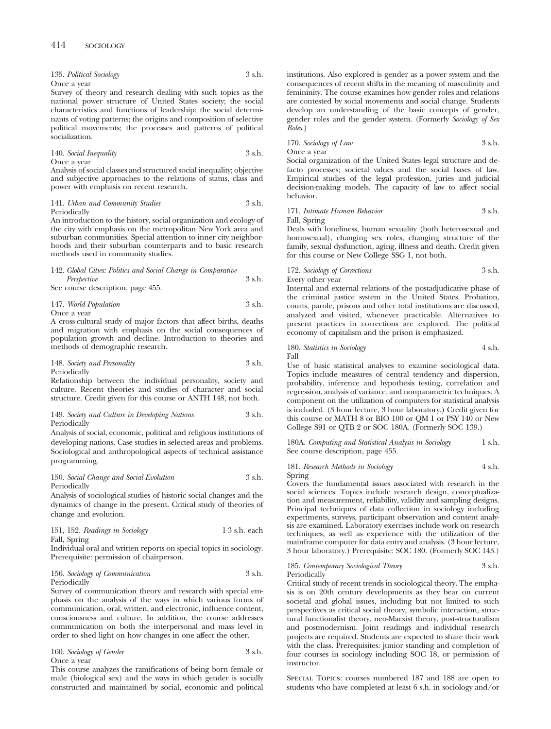135. *Political Sociology* 3 s.h.
Once a year
Survey of theory and research dealing with such topics as the national power structure of United States society; the social characteristics and functions of leadership; the social determinants of voting patterns; the origins and composition of selective political movements; the processes and patterns of political socialization.

140. *Social Inequality* 3 s.h.
Once a year
Analysis of social classes and structured social inequality; objective and subjective approaches to the relations of status, class and power with emphasis on recent research.

141. *Urban and Community Studies* 3 s.h.
Periodically
An introduction to the history, social organization and ecology of the city with emphasis on the metropolitan New York area and suburban communities. Special attention to inner city neighborhoods and their suburban counterparts and to basic research methods used in community studies.

142. *Global Cities: Politics and Social Change in Comparative Perspective* 3 s.h.
See course description, page 455.

147. *World Population* 3 s.h.
Once a year
A cross-cultural study of major factors that affect births, deaths and migration with emphasis on the social consequences of population growth and decline. Introduction to theories and methods of demographic research.

148. *Society and Personality* 3 s.h.
Periodically
Relationship between the individual personality, society and culture. Recent theories and studies of character and social structure. Credit given for this course or ANTH 148, not both.

149. *Society and Culture in Developing Nations* 3 s.h.
Periodically
Analysis of social, economic, political and religious institutions of developing nations. Case studies in selected areas and problems. Sociological and anthropological aspects of technical assistance programming.

150. *Social Change and Social Evolution* 3 s.h.
Periodically
Analysis of sociological studies of historic social changes and the dynamics of change in the present. Critical study of theories of change and evolution.

151, 152. *Readings in Sociology* 1-3 s.h. each
Fall, Spring
Individual oral and written reports on special topics in sociology. Prerequisite: permission of chairperson.

156. *Sociology of Communication* 3 s.h.
Periodically
Survey of communication theory and research with special emphasis on the analysis of the ways in which various forms of communication, oral, written, and electronic, influence content, consciousness and culture. In addition, the course addresses communication on both the interpersonal and mass level in order to shed light on how changes in one affect the other.

160. *Sociology of Gender* 3 s.h.
Once a year
This course analyzes the ramifications of being born female or male (biological sex) and the ways in which gender is socially constructed and maintained by social, economic and political institutions. Also explored is gender as a power system and the consequences of recent shifts in the meaning of masculinity and femininity. The course examines how gender roles and relations are contested by social movements and social change. Students develop an understanding of the basic concepts of gender, gender roles and the gender system. (Formerly *Sociology of Sex Roles.*)

170. *Sociology of Law* 3 s.h.
Once a year
Social organization of the United States legal structure and defacto processes; societal values and the social bases of law. Empirical studies of the legal profession, juries and judicial decision-making models. The capacity of law to affect social behavior.

171. *Intimate Human Behavior* 3 s.h.
Fall, Spring
Deals with loneliness, human sexuality (both heterosexual and homosexual), changing sex roles, changing structure of the family, sexual dysfunction, aging, illness and death. Credit given for this course or New College SSG 1, not both.

172. *Sociology of Corrections* 3 s.h.
Every other year
Internal and external relations of the postadjudicative phase of the criminal justice system in the United States. Probation, courts, parole, prisons and other total institutions are discussed, analyzed and visited, whenever practicable. Alternatives to present practices in corrections are explored. The political economy of capitalism and the prison is emphasized.

180. *Statistics in Sociology* 4 s.h.
Fall
Use of basic statistical analyses to examine sociological data. Topics include measures of central tendency and dispersion, probability, inference and hypothesis testing, correlation and regression, analysis of variance, and nonparametric techniques. A component on the utilization of computers for statistical analysis is included. (3 hour lecture, 3 hour laboratory.) Credit given for this course or MATH 8 or BIO 100 or QM 1 or PSY 140 or New College S91 or QTB 2 or SOC 180A. (Formerly SOC 139.)

180A. *Computing and Statistical Analysis in Sociology* 1 s.h.
See course description, page 455.

181. *Research Methods in Sociology* 4 s.h.
Spring
Covers the fundamental issues associated with research in the social sciences. Topics include research design, conceptualization and measurement, reliability, validity and sampling designs. Principal techniques of data collection in sociology including experiments, surveys, participant observation and content analysis are examined. Laboratory exercises include work on research techniques, as well as experience with the utilization of the mainframe computer for data entry and analysis. (3 hour lecture, 3 hour laboratory.) Prerequisite: SOC 180. (Formerly SOC 143.)

185. *Contemporary Sociological Theory* 3 s.h.
Periodically
Critical study of recent trends in sociological theory. The emphasis is on 20th century developments as they bear on current societal and global issues, including but not limited to such perspectives as critical social theory, symbolic interaction, structural functionalist theory, neo-Marxist theory, post-structuralism and postmodernism. Joint readings and individual research projects are required. Students are expected to share their work with the class. Prerequisites: junior standing and completion of four courses in sociology including SOC 18, or permission of instructor.

Special Topics: courses numbered 187 and 188 are open to students who have completed at least 6 s.h. in sociology and/or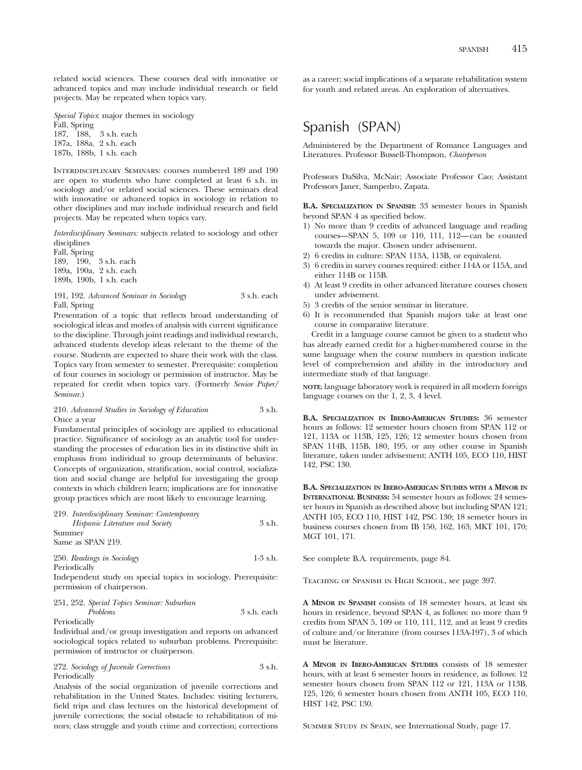related social sciences. These courses deal with innovative or advanced topics and may include individual research or field projects. May be repeated when topics vary.

*Special Topics*: major themes in sociology
Fall, Spring
187, 188, 3 s.h. each
187a, 188a, 2 s.h. each
187b, 188b, 1 s.h. each

Interdisciplinary Seminars: courses numbered 189 and 190 are open to students who have completed at least 6 s.h. in sociology and/or related social sciences. These seminars deal with innovative or advanced topics in sociology in relation to other disciplines and may include individual research and field projects. May be repeated when topics vary.

*Interdisciplinary Seminars:* subjects related to sociology and other disciplines
Fall, Spring
189, 190, 3 s.h. each
189a, 190a, 2 s.h. each
189b, 190b, 1 s.h. each

191, 192. *Advanced Seminar in Sociology* 3 s.h. each
Fall, Spring
Presentation of a topic that reflects broad understanding of sociological ideas and modes of analysis with current significance to the discipline. Through joint readings and individual research, advanced students develop ideas relevant to the theme of the course. Students are expected to share their work with the class. Topics vary from semester to semester. Prerequisite: completion of four courses in sociology or permission of instructor. May be repeated for credit when topics vary. (Formerly *Senior Paper/Seminar.*)

210. *Advanced Studies in Sociology of Education* 3 s.h.
Once a year
Fundamental principles of sociology are applied to educational practice. Significance of sociology as an analytic tool for understanding the processes of education lies in its distinctive shift in emphasis from individual to group determinants of behavior. Concepts of organization, stratification, social control, socialization and social change are helpful for investigating the group contexts in which children learn; implications are for innovative group practices which are most likely to encourage learning.

219. *Interdisciplinary Seminar: Contemporary Hispanic Literature and Society* 3 s.h.
Summer
Same as SPAN 219.

250. *Readings in Sociology* 1-3 s.h.
Periodically
Independent study on special topics in sociology. Prerequisite: permission of chairperson.

251, 252. *Special Topics Seminar: Suburban Problems* 3 s.h. each
Periodically
Individual and/or group investigation and reports on advanced sociological topics related to suburban problems. Prerequisite: permission of instructor or chairperson.

272. *Sociology of Juvenile Corrections* 3 s.h.
Periodically
Analysis of the social organization of juvenile corrections and rehabilitation in the United States. Includes: visiting lecturers, field trips and class lectures on the historical development of juvenile corrections; the social obstacle to rehabilitation of minors; class struggle and youth crime and correction; corrections as a career; social implications of a separate rehabilitation system for youth and related areas. An exploration of alternatives.

# Spanish (SPAN)

Administered by the Department of Romance Languages and Literatures. Professor Bussell-Thompson, *Chairperson*

Professors DaSilva, McNair; Associate Professor Cao; Assistant Professors Janer, Sampedro, Zapata.

**B.A. Specialization in Spanish:** 33 semester hours in Spanish beyond SPAN 4 as specified below.

1) No more than 9 credits of advanced language and reading courses—SPAN 5, 109 or 110, 111, 112—can be counted towards the major. Chosen under advisement.
2) 6 credits in culture: SPAN 113A, 113B, or equivalent.
3) 6 credits in survey courses required: either 114A or 115A, and either 114B or 115B.
4) At least 9 credits in other advanced literature courses chosen under advisement.
5) 3 credits of the senior seminar in literature.
6) It is recommended that Spanish majors take at least one course in comparative literature.

Credit in a language course cannot be given to a student who has already earned credit for a higher-numbered course in the same language when the course numbers in question indicate level of comprehension and ability in the introductory and intermediate study of that language.

**note:** language laboratory work is required in all modern foreign language courses on the 1, 2, 3, 4 level.

**B.A. Specialization in Ibero-American Studies:** 36 semester hours as follows: 12 semester hours chosen from SPAN 112 or 121, 113A or 113B, 125, 126; 12 semester hours chosen from SPAN 114B, 115B, 180, 195, or any other course in Spanish literature, taken under advisement; ANTH 105, ECO 110, HIST 142, PSC 130.

**B.A. Specialization in Ibero-American Studies with a Minor in International Business:** 54 semester hours as follows: 24 semester hours in Spanish as described above but including SPAN 121; ANTH 105, ECO 110, HIST 142, PSC 130; 18 semeter hours in business courses chosen from IB 150, 162, 163; MKT 101, 170; MGT 101, 171.

See complete B.A. requirements, page 84.

Teaching of Spanish in High School, see page 397.

**A Minor in Spanish** consists of 18 semester hours, at least six hours in residence, beyond SPAN 4, as follows: no more than 9 credits from SPAN 5, 109 or 110, 111, 112, and at least 9 credits of culture and/or literature (from courses 113A-197), 3 of which must be literature.

**A Minor in Ibero-American Studies** consists of 18 semester hours, with at least 6 semester hours in residence, as follows: 12 semester hours chosen from SPAN 112 or 121, 113A or 113B, 125, 126; 6 semester hours chosen from ANTH 105, ECO 110, HIST 142, PSC 130.

Summer Study in Spain, see International Study, page 17.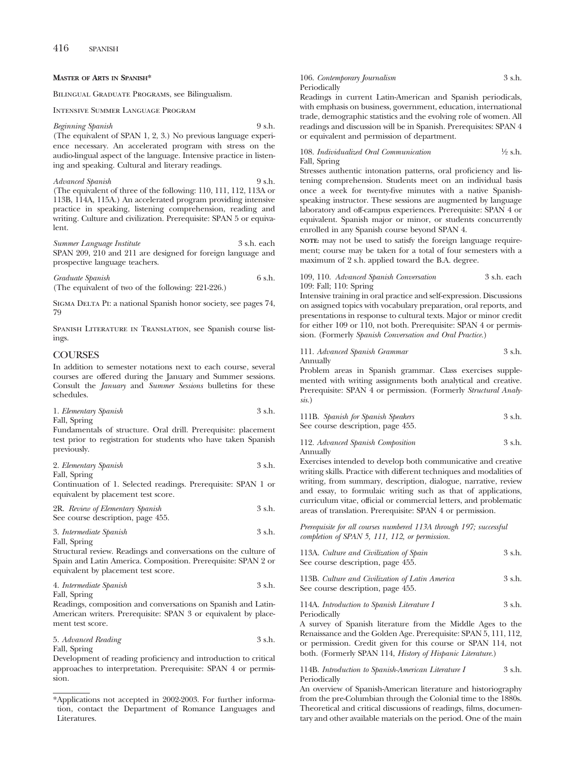**Master of Arts in Spanish***

Bilingual Graduate Programs, see Bilingualism.

Intensive Summer Language Program

*Beginning Spanish* 9 s.h.
(The equivalent of SPAN 1, 2, 3.) No previous language experience necessary. An accelerated program with stress on the audio-lingual aspect of the language. Intensive practice in listening and speaking. Cultural and literary readings.

*Advanced Spanish* 9 s.h.
(The equivalent of three of the following: 110, 111, 112, 113A or 113B, 114A, 115A.) An accelerated program providing intensive practice in speaking, listening comprehension, reading and writing. Culture and civilization. Prerequisite: SPAN 5 or equivalent.

*Summer Language Institute* 3 s.h. each
SPAN 209, 210 and 211 are designed for foreign language and prospective language teachers.

*Graduate Spanish* 6 s.h.
(The equivalent of two of the following: 221-226.)

Sigma Delta Pi: a national Spanish honor society, see pages 74, 79

Spanish Literature in Translation, see Spanish course listings.

## COURSES

In addition to semester notations next to each course, several courses are offered during the January and Summer sessions. Consult the *January* and *Summer Sessions* bulletins for these schedules.

1. *Elementary Spanish* 3 s.h.
Fall, Spring
Fundamentals of structure. Oral drill. Prerequisite: placement test prior to registration for students who have taken Spanish previously.

2. *Elementary Spanish* 3 s.h.
Fall, Spring
Continuation of 1. Selected readings. Prerequisite: SPAN 1 or equivalent by placement test score.

2R. *Review of Elementary Spanish* 3 s.h.
See course description, page 455.

3. *Intermediate Spanish* 3 s.h.
Fall, Spring
Structural review. Readings and conversations on the culture of Spain and Latin America. Composition. Prerequisite: SPAN 2 or equivalent by placement test score.

4. *Intermediate Spanish* 3 s.h.
Fall, Spring
Readings, composition and conversations on Spanish and Latin-American writers. Prerequisite: SPAN 3 or equivalent by placement test score.

5. *Advanced Reading* 3 s.h.
Fall, Spring
Development of reading proficiency and introduction to critical approaches to interpretation. Prerequisite: SPAN 4 or permission.

*Applications not accepted in 2002-2003. For further information, contact the Department of Romance Languages and Literatures.

106. *Contemporary Journalism* 3 s.h.
Periodically
Readings in current Latin-American and Spanish periodicals, with emphasis on business, government, education, international trade, demographic statistics and the evolving role of women. All readings and discussion will be in Spanish. Prerequisites: SPAN 4 or equivalent and permission of department.

108. *Individualized Oral Communication* ½ s.h.
Fall, Spring
Stresses authentic intonation patterns, oral proficiency and listening comprehension. Students meet on an individual basis once a week for twenty-five minutes with a native Spanish-speaking instructor. These sessions are augmented by language laboratory and off-campus experiences. Prerequisite: SPAN 4 or equivalent. Spanish major or minor, or students concurrently enrolled in any Spanish course beyond SPAN 4.

**note:** may not be used to satisfy the foreign language requirement; course may be taken for a total of four semesters with a maximum of 2 s.h. applied toward the B.A. degree.

109, 110. *Advanced Spanish Conversation* 3 s.h. each
109: Fall; 110: Spring
Intensive training in oral practice and self-expression. Discussions on assigned topics with vocabulary preparation, oral reports, and presentations in response to cultural texts. Major or minor credit for either 109 or 110, not both. Prerequisite: SPAN 4 or permission. (Formerly *Spanish Conversation and Oral Practice.*)

111. *Advanced Spanish Grammar* 3 s.h.
Annually
Problem areas in Spanish grammar. Class exercises supplemented with writing assignments both analytical and creative. Prerequisite: SPAN 4 or permission. (Formerly *Structural Analysis.*)

111B. *Spanish for Spanish Speakers* 3 s.h.
See course description, page 455.

112. *Advanced Spanish Composition* 3 s.h.
Annually
Exercises intended to develop both communicative and creative writing skills. Practice with different techniques and modalities of writing, from summary, description, dialogue, narrative, review and essay, to formulaic writing such as that of applications, curriculum vitae, official or commercial letters, and problematic areas of translation. Prerequisite: SPAN 4 or permission.

*Prerequisite for all courses numbered 113A through 197; successful completion of SPAN 5, 111, 112, or permission.*

113A. *Culture and Civilization of Spain* 3 s.h.
See course description, page 455.

113B. *Culture and Civilization of Latin America* 3 s.h.
See course description, page 455.

114A. *Introduction to Spanish Literature I* 3 s.h.
Periodically
A survey of Spanish literature from the Middle Ages to the Renaissance and the Golden Age. Prerequisite: SPAN 5, 111, 112, or permission. Credit given for this course or SPAN 114, not both. (Formerly SPAN 114, *History of Hispanic Literature.*)

114B. *Introduction to Spanish-American Literature I* 3 s.h.
Periodically
An overview of Spanish-American literature and historiography from the pre-Columbian through the Colonial time to the 1880s. Theoretical and critical discussions of readings, films, documentary and other available materials on the period. One of the main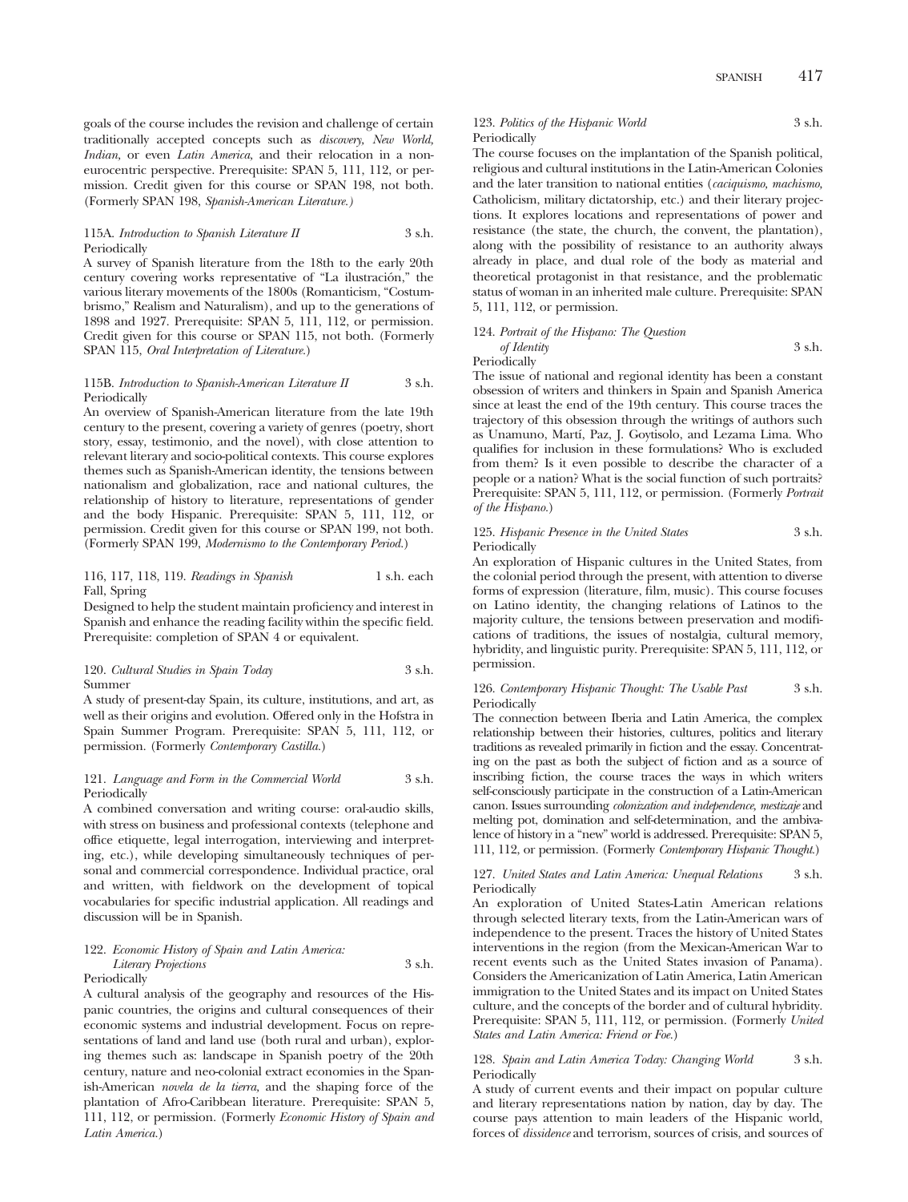goals of the course includes the revision and challenge of certain traditionally accepted concepts such as *discovery, New World, Indian*, or even *Latin America*, and their relocation in a non-eurocentric perspective. Prerequisite: SPAN 5, 111, 112, or permission. Credit given for this course or SPAN 198, not both. (Formerly SPAN 198, *Spanish-American Literature.)*

115A. *Introduction to Spanish Literature II* 3 s.h.
Periodically

A survey of Spanish literature from the 18th to the early 20th century covering works representative of "La ilustración," the various literary movements of the 1800s (Romanticism, "Costumbrismo," Realism and Naturalism), and up to the generations of 1898 and 1927. Prerequisite: SPAN 5, 111, 112, or permission. Credit given for this course or SPAN 115, not both. (Formerly SPAN 115, *Oral Interpretation of Literature.*)

115B. *Introduction to Spanish-American Literature II* 3 s.h.
Periodically

An overview of Spanish-American literature from the late 19th century to the present, covering a variety of genres (poetry, short story, essay, testimonio, and the novel), with close attention to relevant literary and socio-political contexts. This course explores themes such as Spanish-American identity, the tensions between nationalism and globalization, race and national cultures, the relationship of history to literature, representations of gender and the body Hispanic. Prerequisite: SPAN 5, 111, 112, or permission. Credit given for this course or SPAN 199, not both. (Formerly SPAN 199, *Modernismo to the Contemporary Period.*)

116, 117, 118, 119. *Readings in Spanish* 1 s.h. each
Fall, Spring

Designed to help the student maintain proficiency and interest in Spanish and enhance the reading facility within the specific field. Prerequisite: completion of SPAN 4 or equivalent.

120. *Cultural Studies in Spain Today* 3 s.h.
Summer

A study of present-day Spain, its culture, institutions, and art, as well as their origins and evolution. Offered only in the Hofstra in Spain Summer Program. Prerequisite: SPAN 5, 111, 112, or permission. (Formerly *Contemporary Castilla.*)

121. *Language and Form in the Commercial World* 3 s.h.
Periodically

A combined conversation and writing course: oral-audio skills, with stress on business and professional contexts (telephone and office etiquette, legal interrogation, interviewing and interpreting, etc.), while developing simultaneously techniques of personal and commercial correspondence. Individual practice, oral and written, with fieldwork on the development of topical vocabularies for specific industrial application. All readings and discussion will be in Spanish.

122. *Economic History of Spain and Latin America: Literary Projections* 3 s.h.
Periodically

A cultural analysis of the geography and resources of the Hispanic countries, the origins and cultural consequences of their economic systems and industrial development. Focus on representations of land and land use (both rural and urban), exploring themes such as: landscape in Spanish poetry of the 20th century, nature and neo-colonial extract economies in the Spanish-American *novela de la tierra*, and the shaping force of the plantation of Afro-Caribbean literature. Prerequisite: SPAN 5, 111, 112, or permission. (Formerly *Economic History of Spain and Latin America.*)

123. *Politics of the Hispanic World* 3 s.h.
Periodically

The course focuses on the implantation of the Spanish political, religious and cultural institutions in the Latin-American Colonies and the later transition to national entities (*caciquismo, machismo*, Catholicism, military dictatorship, etc.) and their literary projections. It explores locations and representations of power and resistance (the state, the church, the convent, the plantation), along with the possibility of resistance to an authority always already in place, and dual role of the body as material and theoretical protagonist in that resistance, and the problematic status of woman in an inherited male culture. Prerequisite: SPAN 5, 111, 112, or permission.

124. *Portrait of the Hispano: The Question of Identity* 3 s.h.
Periodically

The issue of national and regional identity has been a constant obsession of writers and thinkers in Spain and Spanish America since at least the end of the 19th century. This course traces the trajectory of this obsession through the writings of authors such as Unamuno, Martí, Paz, J. Goytisolo, and Lezama Lima. Who qualifies for inclusion in these formulations? Who is excluded from them? Is it even possible to describe the character of a people or a nation? What is the social function of such portraits? Prerequisite: SPAN 5, 111, 112, or permission. (Formerly *Portrait of the Hispano.*)

125. *Hispanic Presence in the United States* 3 s.h.
Periodically

An exploration of Hispanic cultures in the United States, from the colonial period through the present, with attention to diverse forms of expression (literature, film, music). This course focuses on Latino identity, the changing relations of Latinos to the majority culture, the tensions between preservation and modifications of traditions, the issues of nostalgia, cultural memory, hybridity, and linguistic purity. Prerequisite: SPAN 5, 111, 112, or permission.

126. *Contemporary Hispanic Thought: The Usable Past* 3 s.h.
Periodically

The connection between Iberia and Latin America, the complex relationship between their histories, cultures, politics and literary traditions as revealed primarily in fiction and the essay. Concentrating on the past as both the subject of fiction and as a source of inscribing fiction, the course traces the ways in which writers self-consciously participate in the construction of a Latin-American canon. Issues surrounding *colonization and independence, mestizaje* and melting pot, domination and self-determination, and the ambivalence of history in a "new" world is addressed. Prerequisite: SPAN 5, 111, 112, or permission. (Formerly *Contemporary Hispanic Thought.*)

127. *United States and Latin America: Unequal Relations* 3 s.h.
Periodically

An exploration of United States-Latin American relations through selected literary texts, from the Latin-American wars of independence to the present. Traces the history of United States interventions in the region (from the Mexican-American War to recent events such as the United States invasion of Panama). Considers the Americanization of Latin America, Latin American immigration to the United States and its impact on United States culture, and the concepts of the border and of cultural hybridity. Prerequisite: SPAN 5, 111, 112, or permission. (Formerly *United States and Latin America: Friend or Foe.*)

128. *Spain and Latin America Today: Changing World* 3 s.h.
Periodically

A study of current events and their impact on popular culture and literary representations nation by nation, day by day. The course pays attention to main leaders of the Hispanic world, forces of *dissidence* and terrorism, sources of crisis, and sources of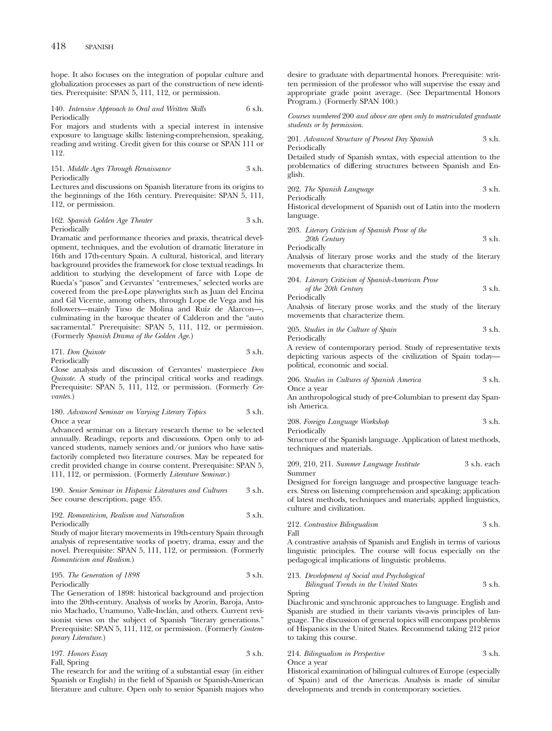hope. It also focuses on the integration of popular culture and globalization processes as part of the construction of new identities. Prerequisite: SPAN 5, 111, 112, or permission.

140. *Intensive Approach to Oral and Written Skills* 6 s.h.
Periodically
For majors and students with a special interest in intensive exposure to language skills: listening-comprehension, speaking, reading and writing. Credit given for this course or SPAN 111 or 112.

151. *Middle Ages Through Renaissance* 3 s.h.
Periodically
Lectures and discussions on Spanish literature from its origins to the beginnings of the 16th century. Prerequisite: SPAN 5, 111, 112, or permission.

162. *Spanish Golden Age Theater* 3 s.h.
Periodically
Dramatic and performance theories and praxis, theatrical development, techniques, and the evolution of dramatic literature in 16th and 17th-century Spain. A cultural, historical, and literary background provides the framework for close textual readings. In addition to studying the development of farce with Lope de Rueda's "pasos" and Cervantes' "entremeses," selected works are covered from the pre-Lope playwrights such as Juan del Encina and Gil Vicente, among others, through Lope de Vega and his followers—mainly Tirso de Molina and Ruíz de Alarcon—, culminating in the baroque theater of Calderon and the "auto sacramental." Prerequisite: SPAN 5, 111, 112, or permission. (Formerly *Spanish Drama of the Golden Age.*)

171. *Don Quixote* 3 s.h.
Periodically
Close analysis and discussion of Cervantes' masterpiece *Don Quixote*. A study of the principal critical works and readings. Prerequisite: SPAN 5, 111, 112, or permission. (Formerly *Cervantes.*)

180. *Advanced Seminar on Varying Literary Topics* 3 s.h.
Once a year
Advanced seminar on a literary research theme to be selected annually. Readings, reports and discussions. Open only to advanced students, namely seniors and/or juniors who have satisfactorily completed two literature courses. May be repeated for credit provided change in course content. Prerequisite: SPAN 5, 111, 112, or permission. (Formerly *Literature Seminar.*)

190. *Senior Seminar in Hispanic Literatures and Cultures* 3 s.h.
See course description, page 455.

192. *Romanticism, Realism and Naturalism* 3 s.h.
Periodically
Study of major literary movements in 19th-century Spain through analysis of representative works of poetry, drama, essay and the novel. Prerequisite: SPAN 5, 111, 112, or permission. (Formerly *Romanticism and Realism.*)

195. *The Generation of 1898* 3 s.h.
Periodically
The Generation of 1898: historical background and projection into the 20th-century. Analysis of works by Azorín, Baroja, Antonio Machado, Unamuno, Valle-Inclán, and others. Current revisionist views on the subject of Spanish "literary generations." Prerequisite: SPAN 5, 111, 112, or permission. (Formerly *Contemporary Literature.*)

197. *Honors Essay* 3 s.h.
Fall, Spring
The research for and the writing of a substantial essay (in either Spanish or English) in the field of Spanish or Spanish-American literature and culture. Open only to senior Spanish majors who desire to graduate with departmental honors. Prerequisite: written permission of the professor who will supervise the essay and appropriate grade point average. (See Departmental Honors Program.) (Formerly SPAN 100.)

*Courses numbered 200 and above are open only to matriculated graduate students or by permission.*

201. *Advanced Structure of Present Day Spanish* 3 s.h.
Periodically
Detailed study of Spanish syntax, with especial attention to the problematics of differing structures between Spanish and English.

202. *The Spanish Language* 3 s.h.
Periodically
Historical development of Spanish out of Latin into the modern language.

203. *Literary Criticism of Spanish Prose of the 20th Century* 3 s.h.
Periodically
Analysis of literary prose works and the study of the literary movements that characterize them.

204. *Literary Criticism of Spanish-American Prose of the 20th Century* 3 s.h.
Periodically
Analysis of literary prose works and the study of the literary movements that characterize them.

205. *Studies in the Culture of Spain* 3 s.h.
Periodically
A review of contemporary period. Study of representative texts depicting various aspects of the civilization of Spain today—political, economic and social.

206. *Studies in Cultures of Spanish America* 3 s.h.
Once a year
An anthropological study of pre-Columbian to present day Spanish America.

208. *Foreign Language Workshop* 3 s.h.
Periodically
Structure of the Spanish language. Application of latest methods, techniques and materials.

209, 210, 211. *Summer Language Institute* 3 s.h. each
Summer
Designed for foreign language and prospective language teachers. Stress on listening comprehension and speaking; application of latest methods, techniques and materials; applied linguistics, culture and civilization.

212. *Contrastive Bilingualism* 3 s.h.
Fall
A contrastive analysis of Spanish and English in terms of various linguistic principles. The course will focus especially on the pedagogical implications of linguistic problems.

213. *Development of Social and Psychological Bilingual Trends in the United States* 3 s.h.
Spring
Diachronic and synchronic approaches to language. English and Spanish are studied in their variants vis-a-vis principles of language. The discussion of general topics will encompass problems of Hispanics in the United States. Recommend taking 212 prior to taking this course.

214. *Bilingualism in Perspective* 3 s.h.
Once a year
Historical examination of bilingual cultures of Europe (especially of Spain) and of the Americas. Analysis is made of similar developments and trends in contemporary societies.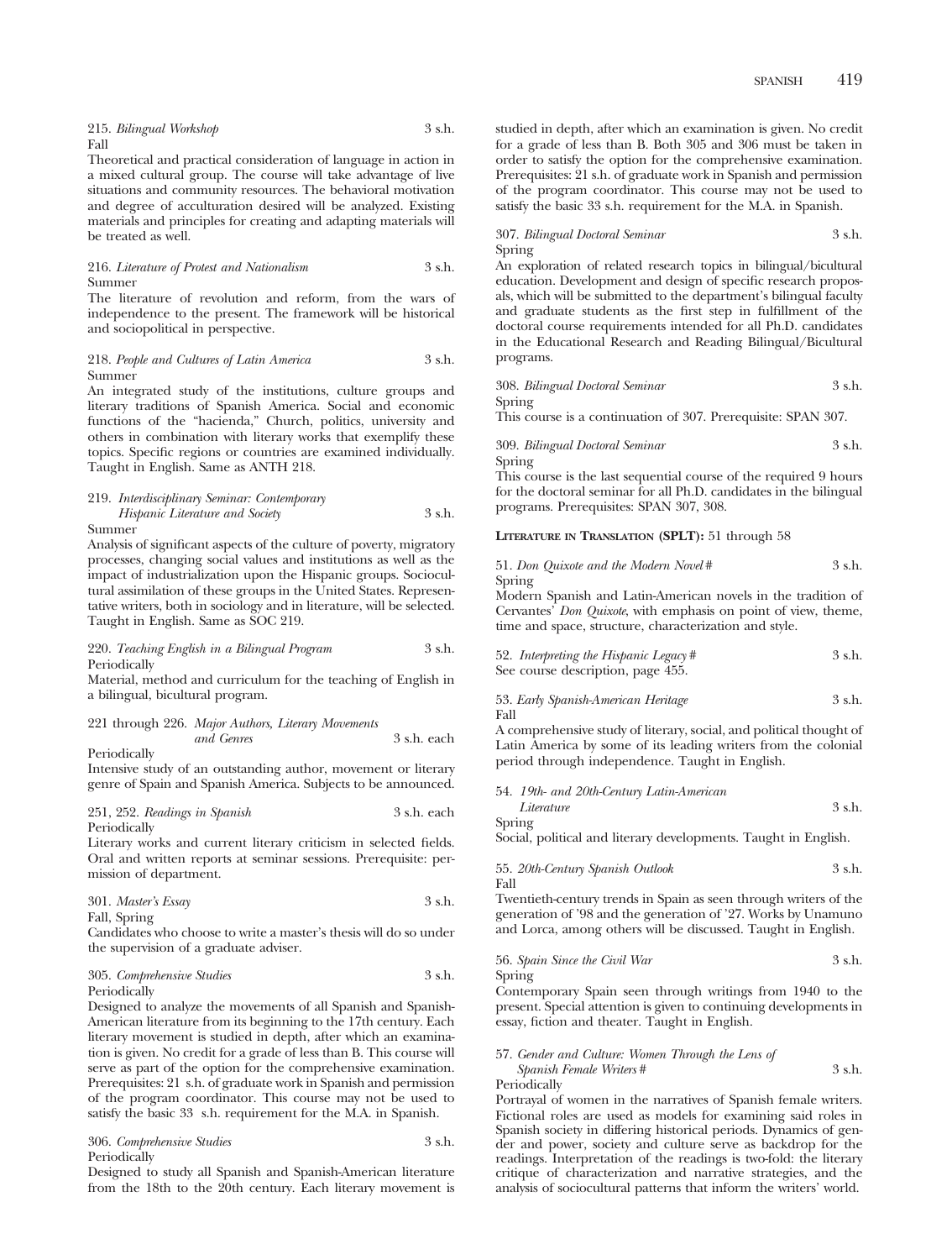215. *Bilingual Workshop* 3 s.h.
Fall
Theoretical and practical consideration of language in action in a mixed cultural group. The course will take advantage of live situations and community resources. The behavioral motivation and degree of acculturation desired will be analyzed. Existing materials and principles for creating and adapting materials will be treated as well.

216. *Literature of Protest and Nationalism* 3 s.h.
Summer
The literature of revolution and reform, from the wars of independence to the present. The framework will be historical and sociopolitical in perspective.

218. *People and Cultures of Latin America* 3 s.h.
Summer
An integrated study of the institutions, culture groups and literary traditions of Spanish America. Social and economic functions of the "hacienda," Church, politics, university and others in combination with literary works that exemplify these topics. Specific regions or countries are examined individually. Taught in English. Same as ANTH 218.

219. *Interdisciplinary Seminar: Contemporary Hispanic Literature and Society* 3 s.h.
Summer
Analysis of significant aspects of the culture of poverty, migratory processes, changing social values and institutions as well as the impact of industrialization upon the Hispanic groups. Sociocultural assimilation of these groups in the United States. Representative writers, both in sociology and in literature, will be selected. Taught in English. Same as SOC 219.

220. *Teaching English in a Bilingual Program* 3 s.h.
Periodically
Material, method and curriculum for the teaching of English in a bilingual, bicultural program.

221 through 226. *Major Authors, Literary Movements and Genres* 3 s.h. each
Periodically
Intensive study of an outstanding author, movement or literary genre of Spain and Spanish America. Subjects to be announced.

251, 252. *Readings in Spanish* 3 s.h. each
Periodically
Literary works and current literary criticism in selected fields. Oral and written reports at seminar sessions. Prerequisite: permission of department.

301. *Master's Essay* 3 s.h.
Fall, Spring
Candidates who choose to write a master's thesis will do so under the supervision of a graduate adviser.

305. *Comprehensive Studies* 3 s.h.
Periodically
Designed to analyze the movements of all Spanish and Spanish-American literature from its beginning to the 17th century. Each literary movement is studied in depth, after which an examination is given. No credit for a grade of less than B. This course will serve as part of the option for the comprehensive examination. Prerequisites: 21 s.h. of graduate work in Spanish and permission of the program coordinator. This course may not be used to satisfy the basic 33 s.h. requirement for the M.A. in Spanish.

306. *Comprehensive Studies* 3 s.h.
Periodically
Designed to study all Spanish and Spanish-American literature from the 18th to the 20th century. Each literary movement is studied in depth, after which an examination is given. No credit for a grade of less than B. Both 305 and 306 must be taken in order to satisfy the option for the comprehensive examination. Prerequisites: 21 s.h. of graduate work in Spanish and permission of the program coordinator. This course may not be used to satisfy the basic 33 s.h. requirement for the M.A. in Spanish.

307. *Bilingual Doctoral Seminar* 3 s.h.
Spring
An exploration of related research topics in bilingual/bicultural education. Development and design of specific research proposals, which will be submitted to the department's bilingual faculty and graduate students as the first step in fulfillment of the doctoral course requirements intended for all Ph.D. candidates in the Educational Research and Reading Bilingual/Bicultural programs.

308. *Bilingual Doctoral Seminar* 3 s.h.
Spring
This course is a continuation of 307. Prerequisite: SPAN 307.

309. *Bilingual Doctoral Seminar* 3 s.h.
Spring
This course is the last sequential course of the required 9 hours for the doctoral seminar for all Ph.D. candidates in the bilingual programs. Prerequisites: SPAN 307, 308.

**LITERATURE IN TRANSLATION (SPLT):** 51 through 58

51. *Don Quixote and the Modern Novel* # 3 s.h.
Spring
Modern Spanish and Latin-American novels in the tradition of Cervantes' *Don Quixote*, with emphasis on point of view, theme, time and space, structure, characterization and style.

52. *Interpreting the Hispanic Legacy* # 3 s.h.
See course description, page 455.

53. *Early Spanish-American Heritage* 3 s.h.
Fall
A comprehensive study of literary, social, and political thought of Latin America by some of its leading writers from the colonial period through independence. Taught in English.

54. *19th- and 20th-Century Latin-American Literature* 3 s.h.
Spring
Social, political and literary developments. Taught in English.

55. *20th-Century Spanish Outlook* 3 s.h.
Fall
Twentieth-century trends in Spain as seen through writers of the generation of '98 and the generation of '27. Works by Unamuno and Lorca, among others will be discussed. Taught in English.

56. *Spain Since the Civil War* 3 s.h.
Spring
Contemporary Spain seen through writings from 1940 to the present. Special attention is given to continuing developments in essay, fiction and theater. Taught in English.

57. *Gender and Culture: Women Through the Lens of Spanish Female Writers* # 3 s.h.
Periodically
Portrayal of women in the narratives of Spanish female writers. Fictional roles are used as models for examining said roles in Spanish society in differing historical periods. Dynamics of gender and power, society and culture serve as backdrop for the readings. Interpretation of the readings is two-fold: the literary critique of characterization and narrative strategies, and the analysis of sociocultural patterns that inform the writers' world.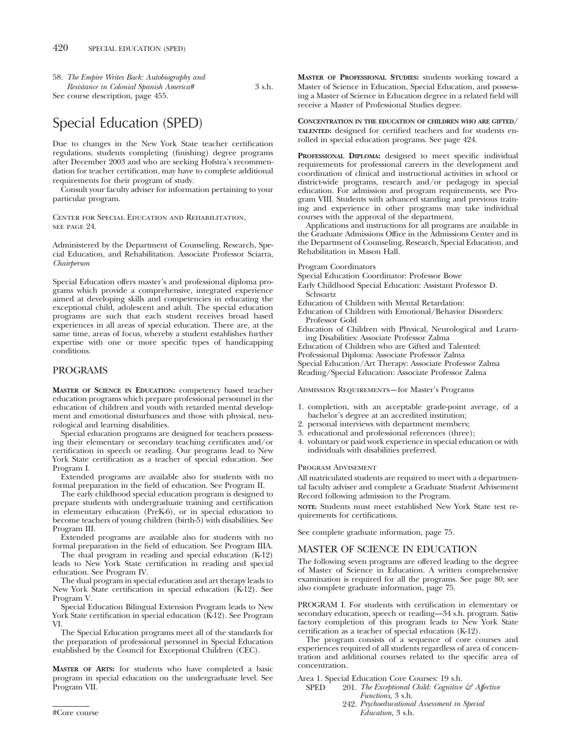58. *The Empire Writes Back: Autobiography and Resistance in Colonial Spanish America*# 3 s.h.
See course description, page 455.

# Special Education (SPED)

Due to changes in the New York State teacher certification regulations, students completing (finishing) degree programs after December 2003 and who are seeking Hofstra's recommendation for teacher certification, may have to complete additional requirements for their program of study.

Consult your faculty adviser for information pertaining to your particular program.

Center for Special Education and Rehabilitation, see page 24.

Administered by the Department of Counseling, Research, Special Education, and Rehabilitation. Associate Professor Sciarra, *Chairperson*

Special Education offers master's and professional diploma programs which provide a comprehensive, integrated experience aimed at developing skills and competencies in educating the exceptional child, adolescent and adult. The special education programs are such that each student receives broad based experiences in all areas of special education. There are, at the same time, areas of focus, whereby a student establishes further expertise with one or more specific types of handicapping conditions.

## PROGRAMS

**Master of Science in Education:** competency based teacher education programs which prepare professional personnel in the education of children and youth with retarded mental development and emotional disturbances and those with physical, neurological and learning disabilities.

Special education programs are designed for teachers possessing their elementary or secondary teaching certificates and/or certification in speech or reading. Our programs lead to New York State certification as a teacher of special education. See Program I.

Extended programs are available also for students with no formal preparation in the field of education. See Program II.

The early childhood special education program is designed to prepare students with undergraduate training and certification in elementary education (PreK-6), or in special education to become teachers of young children (birth-5) with disabilities. See Program III.

Extended programs are available also for students with no formal preparation in the field of education. See Program IIIA.

The dual program in reading and special education (K-12) leads to New York State certification in reading and special education. See Program IV.

The dual program in special education and art therapy leads to New York State certification in special education (K-12). See Program V.

Special Education Bilingual Extension Program leads to New York State certification in special education (K-12). See Program VI.

The Special Education programs meet all of the standards for the preparation of professional personnel in Special Education established by the Council for Exceptional Children (CEC).

**Master of Arts:** for students who have completed a basic program in special education on the undergraduate level. See Program VII.

**Master of Professional Studies:** students working toward a Master of Science in Education, Special Education, and possessing a Master of Science in Education degree in a related field will receive a Master of Professional Studies degree.

**Concentration in the education of children who are gifted/talented:** designed for certified teachers and for students enrolled in special education programs. See page 424.

**Professional Diploma:** designed to meet specific individual requirements for professional careers in the development and coordination of clinical and instructional activities in school or district-wide programs, research and/or pedagogy in special education. For admission and program requirements, see Program VIII. Students with advanced standing and previous training and experience in other programs may take individual courses with the approval of the department.

Applications and instructions for all programs are available in the Graduate Admissions Office in the Admissions Center and in the Department of Counseling, Research, Special Education, and Rehabilitation in Mason Hall.

Program Coordinators

Special Education Coordinator: Professor Bowe

Early Childhood Special Education: Assistant Professor D. Schwartz

Education of Children with Mental Retardation:

Education of Children with Emotional/Behavior Disorders: Professor Gold

Education of Children with Physical, Neurological and Learning Disabilities: Associate Professor Zalma

Education of Children who are Gifted and Talented:

Professional Diploma: Associate Professor Zalma

Special Education/Art Therapy: Associate Professor Zalma

Reading/Special Education: Associate Professor Zalma

Admission Requirements—for Master's Programs

1. completion, with an acceptable grade-point average, of a bachelor's degree at an accredited institution;
2. personal interviews with department members;
3. educational and professional references (three);
4. voluntary or paid work experience in special education or with individuals with disabilities preferred.

Program Advisement

All matriculated students are required to meet with a departmental faculty adviser and complete a Graduate Student Advisement Record following admission to the Program.

**Note:** Students must meet established New York State test requirements for certifications.

See complete graduate information, page 75.

## MASTER OF SCIENCE IN EDUCATION

The following seven programs are offered leading to the degree of Master of Science in Education. A written comprehensive examination is required for all the programs. See page 80; see also complete graduate information, page 75.

PROGRAM I. For students with certification in elementary or secondary education, speech or reading—34 s.h. program. Satisfactory completion of this program leads to New York State certification as a teacher of special education (K-12).

The program consists of a sequence of core courses and experiences required of all students regardless of area of concentration and additional courses related to the specific area of concentration.

Area 1. Special Education Core Courses: 19 s.h.

SPED 201. *The Exceptional Child: Cognitive & Affective Functions,* 3 s.h.

242. *Psychoeducational Assessment in Special Education,* 3 s.h.

#Core course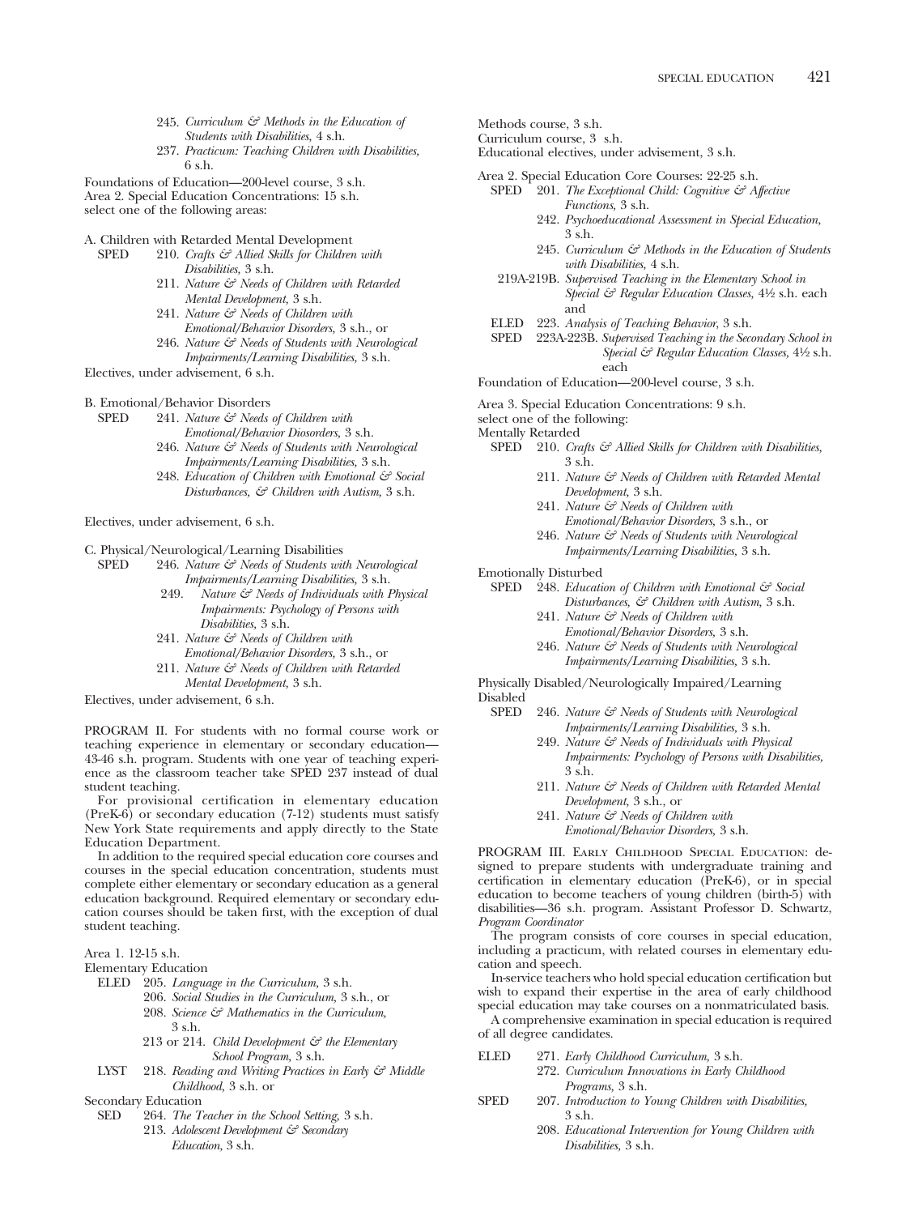245. *Curriculum & Methods in the Education of Students with Disabilities,* 4 s.h.
237. *Practicum: Teaching Children with Disabilities,* 6 s.h.

Foundations of Education—200-level course, 3 s.h.
Area 2. Special Education Concentrations: 15 s.h.
select one of the following areas:

A. Children with Retarded Mental Development

SPED 210. *Crafts & Allied Skills for Children with Disabilities,* 3 s.h.
211. *Nature & Needs of Children with Retarded Mental Development,* 3 s.h.
241. *Nature & Needs of Children with Emotional/Behavior Disorders,* 3 s.h., or
246. *Nature & Needs of Students with Neurological Impairments/Learning Disabilities,* 3 s.h.

Electives, under advisement, 6 s.h.

B. Emotional/Behavior Disorders

SPED 241. *Nature & Needs of Children with Emotional/Behavior Diosorders,* 3 s.h.
246. *Nature & Needs of Students with Neurological Impairments/Learning Disabilities,* 3 s.h.
248. *Education of Children with Emotional & Social Disturbances, & Children with Autism,* 3 s.h.

Electives, under advisement, 6 s.h.

C. Physical/Neurological/Learning Disabilities

SPED 246. *Nature & Needs of Students with Neurological Impairments/Learning Disabilities,* 3 s.h.
249. *Nature & Needs of Individuals with Physical Impairments: Psychology of Persons with Disabilities,* 3 s.h.
241. *Nature & Needs of Children with Emotional/Behavior Disorders,* 3 s.h., or
211. *Nature & Needs of Children with Retarded Mental Development,* 3 s.h.

Electives, under advisement, 6 s.h.

PROGRAM II. For students with no formal course work or teaching experience in elementary or secondary education—43-46 s.h. program. Students with one year of teaching experience as the classroom teacher take SPED 237 instead of dual student teaching.

For provisional certification in elementary education (PreK-6) or secondary education (7-12) students must satisfy New York State requirements and apply directly to the State Education Department.

In addition to the required special education core courses and courses in the special education concentration, students must complete either elementary or secondary education as a general education background. Required elementary or secondary education courses should be taken first, with the exception of dual student teaching.

Area 1. 12-15 s.h.

Elementary Education

ELED 205. *Language in the Curriculum,* 3 s.h.
206. *Social Studies in the Curriculum,* 3 s.h., or
208. *Science & Mathematics in the Curriculum,* 3 s.h.
213 or 214. *Child Development & the Elementary School Program,* 3 s.h.

LYST 218. *Reading and Writing Practices in Early & Middle Childhood,* 3 s.h. or

Secondary Education

SED 264. *The Teacher in the School Setting,* 3 s.h.
213. *Adolescent Development & Secondary Education,* 3 s.h.

Methods course, 3 s.h.
Curriculum course, 3 s.h.
Educational electives, under advisement, 3 s.h.

Area 2. Special Education Core Courses: 22-25 s.h.

SPED 201. *The Exceptional Child: Cognitive & Affective Functions,* 3 s.h.
242. *Psychoeducational Assessment in Special Education,* 3 s.h.
245. *Curriculum & Methods in the Education of Students with Disabilities,* 4 s.h.
219A-219B. *Supervised Teaching in the Elementary School in Special & Regular Education Classes,* 4½ s.h. each and

ELED 223. *Analysis of Teaching Behavior,* 3 s.h.

SPED 223A-223B. *Supervised Teaching in the Secondary School in Special & Regular Education Classes,* 4½ s.h. each

Foundation of Education—200-level course, 3 s.h.

Area 3. Special Education Concentrations: 9 s.h.
select one of the following:

Mentally Retarded

SPED 210. *Crafts & Allied Skills for Children with Disabilities,* 3 s.h.
211. *Nature & Needs of Children with Retarded Mental Development,* 3 s.h.
241. *Nature & Needs of Children with Emotional/Behavior Disorders,* 3 s.h., or
246. *Nature & Needs of Students with Neurological Impairments/Learning Disabilities,* 3 s.h.

Emotionally Disturbed

SPED 248. *Education of Children with Emotional & Social Disturbances, & Children with Autism,* 3 s.h.
241. *Nature & Needs of Children with Emotional/Behavior Disorders,* 3 s.h.
246. *Nature & Needs of Students with Neurological Impairments/Learning Disabilities,* 3 s.h.

Physically Disabled/Neurologically Impaired/Learning Disabled

SPED 246. *Nature & Needs of Students with Neurological Impairments/Learning Disabilities,* 3 s.h.
249. *Nature & Needs of Individuals with Physical Impairments: Psychology of Persons with Disabilities,* 3 s.h.
211. *Nature & Needs of Children with Retarded Mental Development,* 3 s.h., or
241. *Nature & Needs of Children with Emotional/Behavior Disorders,* 3 s.h.

PROGRAM III. EARLY CHILDHOOD SPECIAL EDUCATION: designed to prepare students with undergraduate training and certification in elementary education (PreK-6), or in special education to become teachers of young children (birth-5) with disabilities—36 s.h. program. Assistant Professor D. Schwartz, *Program Coordinator*

The program consists of core courses in special education, including a practicum, with related courses in elementary education and speech.

In-service teachers who hold special education certification but wish to expand their expertise in the area of early childhood special education may take courses on a nonmatriculated basis.

A comprehensive examination in special education is required of all degree candidates.

ELED 271. *Early Childhood Curriculum,* 3 s.h.
272. *Curriculum Innovations in Early Childhood Programs,* 3 s.h.

SPED 207. *Introduction to Young Children with Disabilities,* 3 s.h.
208. *Educational Intervention for Young Children with Disabilities,* 3 s.h.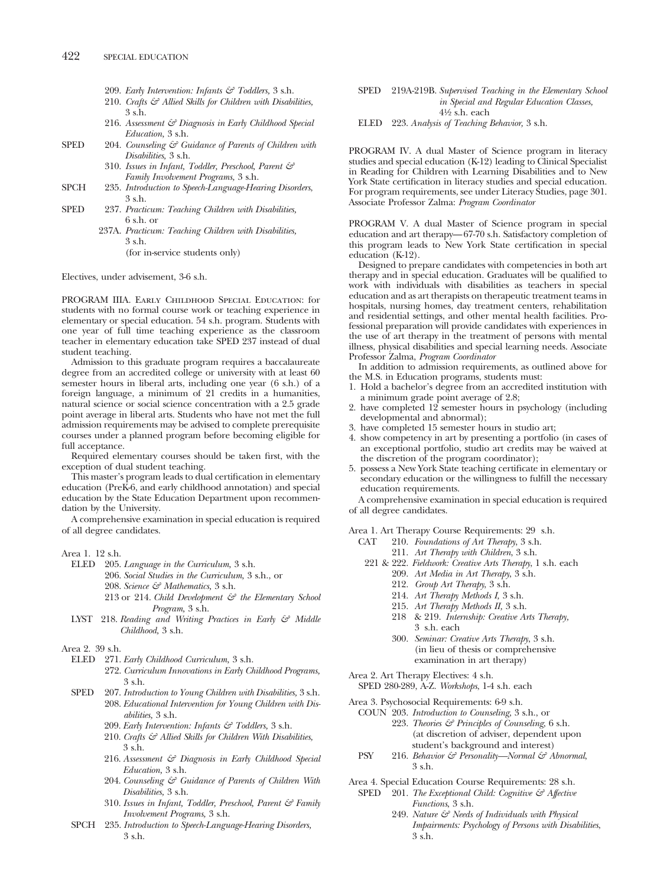209. *Early Intervention: Infants & Toddlers,* 3 s.h.
210. *Crafts & Allied Skills for Children with Disabilities,* 3 s.h.
216. *Assessment & Diagnosis in Early Childhood Special Education,* 3 s.h.

SPED 204. *Counseling & Guidance of Parents of Children with Disabilities,* 3 s.h.
310. *Issues in Infant, Toddler, Preschool, Parent & Family Involvement Programs,* 3 s.h.

SPCH 235. *Introduction to Speech-Language-Hearing Disorders,* 3 s.h.

SPED 237. *Practicum: Teaching Children with Disabilities,* 6 s.h. or
237A. *Practicum: Teaching Children with Disabilities,* 3 s.h.
(for in-service students only)

Electives, under advisement, 3-6 s.h.

PROGRAM IIIA. EARLY CHILDHOOD SPECIAL EDUCATION: for students with no formal course work or teaching experience in elementary or special education. 54 s.h. program. Students with one year of full time teaching experience as the classroom teacher in elementary education take SPED 237 instead of dual student teaching.

Admission to this graduate program requires a baccalaureate degree from an accredited college or university with at least 60 semester hours in liberal arts, including one year (6 s.h.) of a foreign language, a minimum of 21 credits in a humanities, natural science or social science concentration with a 2.5 grade point average in liberal arts. Students who have not met the full admission requirements may be advised to complete prerequisite courses under a planned program before becoming eligible for full acceptance.

Required elementary courses should be taken first, with the exception of dual student teaching.

This master's program leads to dual certification in elementary education (PreK-6, and early childhood annotation) and special education by the State Education Department upon recommendation by the University.

A comprehensive examination in special education is required of all degree candidates.

Area 1. 12 s.h.

ELED 205. *Language in the Curriculum,* 3 s.h.
206. *Social Studies in the Curriculum,* 3 s.h., or
208. *Science & Mathematics,* 3 s.h.
213 or 214. *Child Development & the Elementary School Program,* 3 s.h.

LYST 218. *Reading and Writing Practices in Early & Middle Childhood,* 3 s.h.

Area 2. 39 s.h.

ELED 271. *Early Childhood Curriculum,* 3 s.h.
272. *Curriculum Innovations in Early Childhood Programs,* 3 s.h.

SPED 207. *Introduction to Young Children with Disabilities,* 3 s.h.
208. *Educational Intervention for Young Children with Disabilities,* 3 s.h.
209. *Early Intervention: Infants & Toddlers,* 3 s.h.
210. *Crafts & Allied Skills for Children With Disabilities,* 3 s.h.
216. *Assessment & Diagnosis in Early Childhood Special Education,* 3 s.h.
204. *Counseling & Guidance of Parents of Children With Disabilities,* 3 s.h.
310. *Issues in Infant, Toddler, Preschool, Parent & Family Involvement Programs,* 3 s.h.

SPCH 235. *Introduction to Speech-Language-Hearing Disorders,* 3 s.h.

SPED 219A-219B. *Supervised Teaching in the Elementary School in Special and Regular Education Classes,* 4½ s.h. each

ELED 223. *Analysis of Teaching Behavior,* 3 s.h.

PROGRAM IV. A dual Master of Science program in literacy studies and special education (K-12) leading to Clinical Specialist in Reading for Children with Learning Disabilities and to New York State certification in literacy studies and special education. For program requirements, see under Literacy Studies, page 301. Associate Professor Zalma: *Program Coordinator*

PROGRAM V. A dual Master of Science program in special education and art therapy—67-70 s.h. Satisfactory completion of this program leads to New York State certification in special education (K-12).

Designed to prepare candidates with competencies in both art therapy and in special education. Graduates will be qualified to work with individuals with disabilities as teachers in special education and as art therapists on therapeutic treatment teams in hospitals, nursing homes, day treatment centers, rehabilitation and residential settings, and other mental health facilities. Professional preparation will provide candidates with experiences in the use of art therapy in the treatment of persons with mental illness, physical disabilities and special learning needs. Associate Professor Zalma, *Program Coordinator*

In addition to admission requirements, as outlined above for the M.S. in Education programs, students must:

1. Hold a bachelor's degree from an accredited institution with a minimum grade point average of 2.8;
2. have completed 12 semester hours in psychology (including developmental and abnormal);
3. have completed 15 semester hours in studio art;
4. show competency in art by presenting a portfolio (in cases of an exceptional portfolio, studio art credits may be waived at the discretion of the program coordinator);
5. possess a New York State teaching certificate in elementary or secondary education or the willingness to fulfill the necessary education requirements.

A comprehensive examination in special education is required of all degree candidates.

Area 1. Art Therapy Course Requirements: 29 s.h.

CAT 210. *Foundations of Art Therapy,* 3 s.h.
211. *Art Therapy with Children,* 3 s.h.
221 & 222. *Fieldwork: Creative Arts Therapy,* 1 s.h. each
209. *Art Media in Art Therapy,* 3 s.h.
212. *Group Art Therapy,* 3 s.h.
214. *Art Therapy Methods I,* 3 s.h.
215. *Art Therapy Methods II,* 3 s.h.
218 & 219. *Internship: Creative Arts Therapy,* 3 s.h. each
300. *Seminar: Creative Arts Therapy,* 3 s.h. (in lieu of thesis or comprehensive examination in art therapy)

Area 2. Art Therapy Electives: 4 s.h.

SPED 280-289, A-Z. *Workshops,* 1-4 s.h. each

Area 3. Psychosocial Requirements: 6-9 s.h.

COUN 203. *Introduction to Counseling,* 3 s.h., or
223. *Theories & Principles of Counseling,* 6 s.h. (at discretion of adviser, dependent upon student's background and interest)

PSY 216. *Behavior & Personality—Normal & Abnormal,* 3 s.h.

Area 4. Special Education Course Requirements: 28 s.h.

SPED 201. *The Exceptional Child: Cognitive & Affective Functions,* 3 s.h.
249. *Nature & Needs of Individuals with Physical Impairments: Psychology of Persons with Disabilities,* 3 s.h.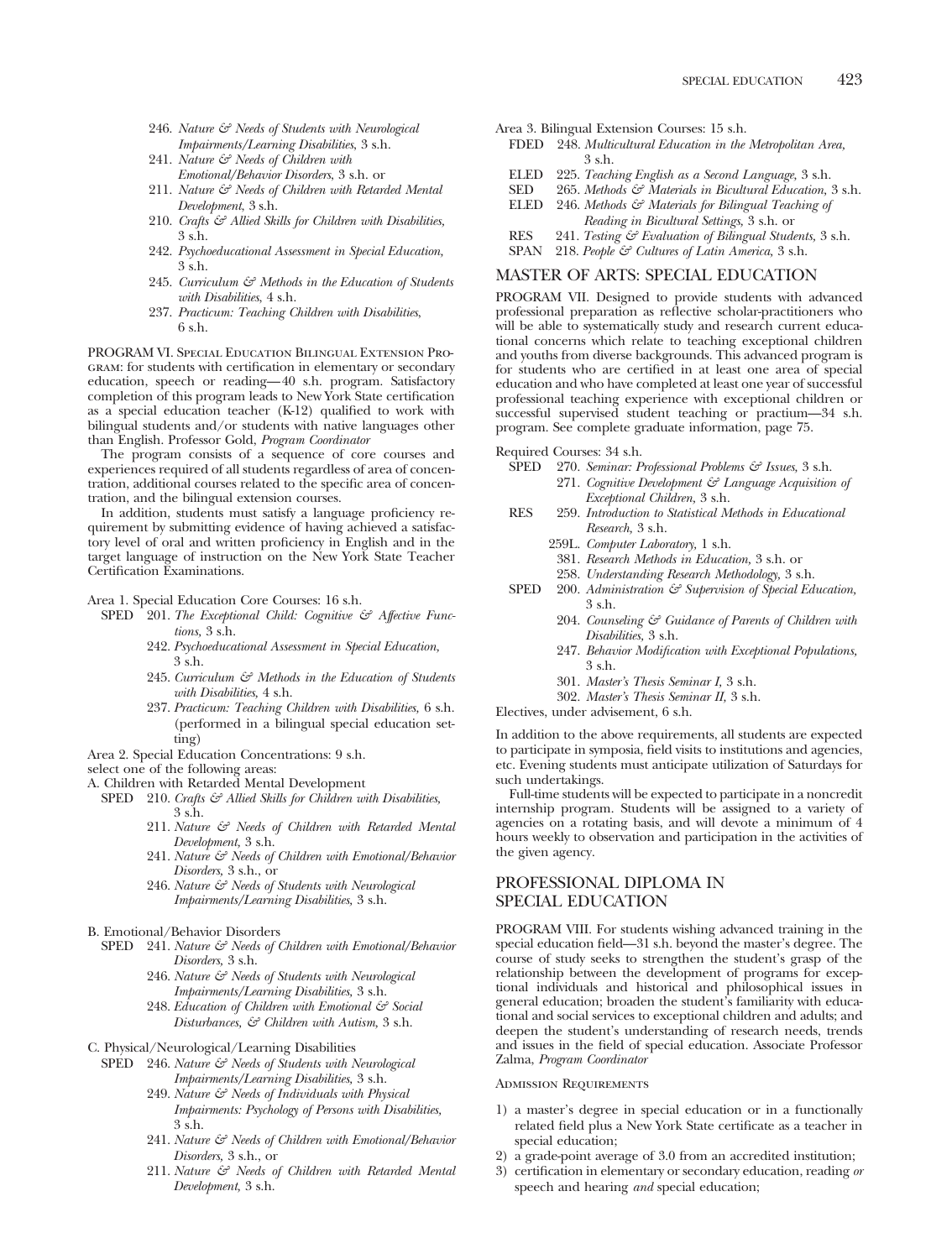- 246. *Nature & Needs of Students with Neurological Impairments/Learning Disabilities,* 3 s.h.
- 241. *Nature & Needs of Children with Emotional/Behavior Disorders,* 3 s.h. or
- 211. *Nature & Needs of Children with Retarded Mental Development,* 3 s.h.
- 210. *Crafts & Allied Skills for Children with Disabilities,* 3 s.h.
- 242. *Psychoeducational Assessment in Special Education,* 3 s.h.
- 245. *Curriculum & Methods in the Education of Students with Disabilities,* 4 s.h.
- 237. *Practicum: Teaching Children with Disabilities,* 6 s.h.

PROGRAM VI. Special Education Bilingual Extension Program: for students with certification in elementary or secondary education, speech or reading—40 s.h. program. Satisfactory completion of this program leads to New York State certification as a special education teacher (K-12) qualified to work with bilingual students and/or students with native languages other than English. Professor Gold, *Program Coordinator*

The program consists of a sequence of core courses and experiences required of all students regardless of area of concentration, additional courses related to the specific area of concentration, and the bilingual extension courses.

In addition, students must satisfy a language proficiency requirement by submitting evidence of having achieved a satisfactory level of oral and written proficiency in English and in the target language of instruction on the New York State Teacher Certification Examinations.

Area 1. Special Education Core Courses: 16 s.h.

- SPED 201. *The Exceptional Child: Cognitive & Affective Functions,* 3 s.h.
- 242. *Psychoeducational Assessment in Special Education,* 3 s.h.
- 245. *Curriculum & Methods in the Education of Students with Disabilities,* 4 s.h.
- 237. *Practicum: Teaching Children with Disabilities,* 6 s.h. (performed in a bilingual special education setting)

Area 2. Special Education Concentrations: 9 s.h.
select one of the following areas:

A. Children with Retarded Mental Development

- SPED 210. *Crafts & Allied Skills for Children with Disabilities,* 3 s.h.
- 211. *Nature & Needs of Children with Retarded Mental Development,* 3 s.h.
- 241. *Nature & Needs of Children with Emotional/Behavior Disorders,* 3 s.h., or
- 246. *Nature & Needs of Students with Neurological Impairments/Learning Disabilities,* 3 s.h.

B. Emotional/Behavior Disorders

- SPED 241. *Nature & Needs of Children with Emotional/Behavior Disorders,* 3 s.h.
- 246. *Nature & Needs of Students with Neurological Impairments/Learning Disabilities,* 3 s.h.
- 248. *Education of Children with Emotional & Social Disturbances, & Children with Autism,* 3 s.h.

C. Physical/Neurological/Learning Disabilities

- SPED 246. *Nature & Needs of Students with Neurological Impairments/Learning Disabilities,* 3 s.h.
- 249. *Nature & Needs of Individuals with Physical Impairments: Psychology of Persons with Disabilities,* 3 s.h.
- 241. *Nature & Needs of Children with Emotional/Behavior Disorders,* 3 s.h., or
- 211. *Nature & Needs of Children with Retarded Mental Development,* 3 s.h.

Area 3. Bilingual Extension Courses: 15 s.h.

- FDED 248. *Multicultural Education in the Metropolitan Area,* 3 s.h.
- ELED 225. *Teaching English as a Second Language,* 3 s.h.
- SED 265. *Methods & Materials in Bicultural Education,* 3 s.h.
- ELED 246. *Methods & Materials for Bilingual Teaching of Reading in Bicultural Settings,* 3 s.h. or
- RES 241. *Testing & Evaluation of Bilingual Students,* 3 s.h.
- SPAN 218. *People & Cultures of Latin America,* 3 s.h.

## MASTER OF ARTS: SPECIAL EDUCATION

PROGRAM VII. Designed to provide students with advanced professional preparation as reflective scholar-practitioners who will be able to systematically study and research current educational concerns which relate to teaching exceptional children and youths from diverse backgrounds. This advanced program is for students who are certified in at least one area of special education and who have completed at least one year of successful professional teaching experience with exceptional children or successful supervised student teaching or practium—34 s.h. program. See complete graduate information, page 75.

Required Courses: 34 s.h.

- SPED 270. *Seminar: Professional Problems & Issues,* 3 s.h.
- 271. *Cognitive Development & Language Acquisition of Exceptional Children,* 3 s.h.
- RES 259. *Introduction to Statistical Methods in Educational Research,* 3 s.h.
- 259L. *Computer Laboratory,* 1 s.h.
- 381. *Research Methods in Education,* 3 s.h. or
- 258. *Understanding Research Methodology,* 3 s.h.
- SPED 200. *Administration & Supervision of Special Education,* 3 s.h.
- 204. *Counseling & Guidance of Parents of Children with Disabilities,* 3 s.h.
- 247. *Behavior Modification with Exceptional Populations,* 3 s.h.
- 301. *Master's Thesis Seminar I,* 3 s.h.
- 302. *Master's Thesis Seminar II,* 3 s.h.

Electives, under advisement, 6 s.h.

In addition to the above requirements, all students are expected to participate in symposia, field visits to institutions and agencies, etc. Evening students must anticipate utilization of Saturdays for such undertakings.

Full-time students will be expected to participate in a noncredit internship program. Students will be assigned to a variety of agencies on a rotating basis, and will devote a minimum of 4 hours weekly to observation and participation in the activities of the given agency.

## PROFESSIONAL DIPLOMA IN SPECIAL EDUCATION

PROGRAM VIII. For students wishing advanced training in the special education field—31 s.h. beyond the master's degree. The course of study seeks to strengthen the student's grasp of the relationship between the development of programs for exceptional individuals and historical and philosophical issues in general education; broaden the student's familiarity with educational and social services to exceptional children and adults; and deepen the student's understanding of research needs, trends and issues in the field of special education. Associate Professor Zalma, *Program Coordinator*

### Admission Requirements

1) a master's degree in special education or in a functionally related field plus a New York State certificate as a teacher in special education;
2) a grade-point average of 3.0 from an accredited institution;
3) certification in elementary or secondary education, reading *or* speech and hearing *and* special education;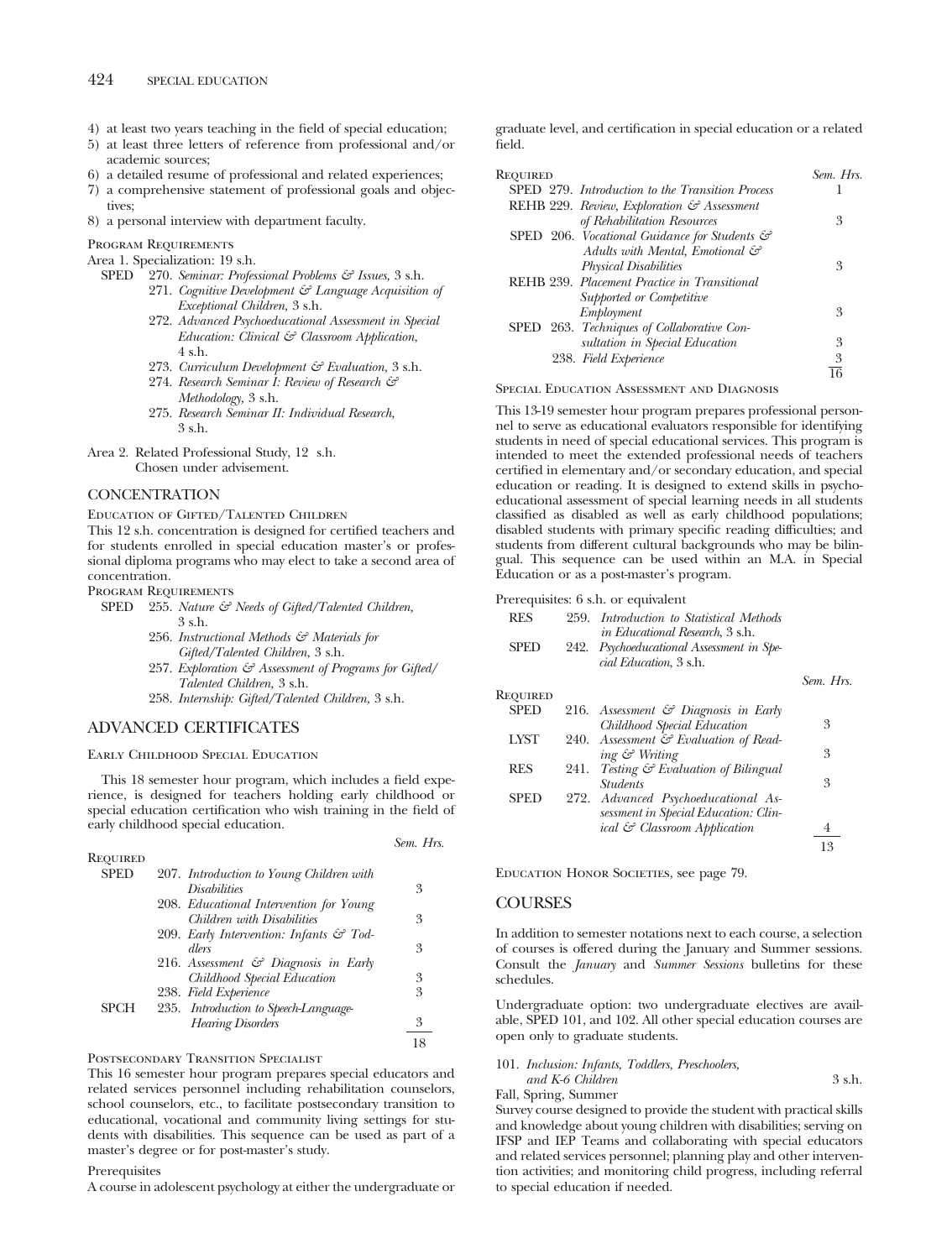4) at least two years teaching in the field of special education;
5) at least three letters of reference from professional and/or academic sources;
6) a detailed resume of professional and related experiences;
7) a comprehensive statement of professional goals and objectives;
8) a personal interview with department faculty.

Program Requirements

Area 1. Specialization: 19 s.h.

SPED 270. *Seminar: Professional Problems & Issues,* 3 s.h.
271. *Cognitive Development & Language Acquisition of Exceptional Children,* 3 s.h.
272. *Advanced Psychoeducational Assessment in Special Education: Clinical & Classroom Application,* 4 s.h.
273. *Curriculum Development & Evaluation,* 3 s.h.
274. *Research Seminar I: Review of Research & Methodology,* 3 s.h.
275. *Research Seminar II: Individual Research,* 3 s.h.

Area 2. Related Professional Study, 12 s.h.
Chosen under advisement.

## CONCENTRATION

### Education of Gifted/Talented Children

This 12 s.h. concentration is designed for certified teachers and for students enrolled in special education master's or professional diploma programs who may elect to take a second area of concentration.

Program Requirements

SPED 255. *Nature & Needs of Gifted/Talented Children,* 3 s.h.
256. *Instructional Methods & Materials for Gifted/Talented Children,* 3 s.h.
257. *Exploration & Assessment of Programs for Gifted/Talented Children,* 3 s.h.
258. *Internship: Gifted/Talented Children,* 3 s.h.

## ADVANCED CERTIFICATES

### Early Childhood Special Education

This 18 semester hour program, which includes a field experience, is designed for teachers holding early childhood or special education certification who wish training in the field of early childhood special education.

| Required | | | Sem. Hrs. |
|---|---|---|---|
| SPED | 207. | *Introduction to Young Children with Disabilities* | 3 |
| | 208. | *Educational Intervention for Young Children with Disabilities* | 3 |
| | 209. | *Early Intervention: Infants & Toddlers* | 3 |
| | 216. | *Assessment & Diagnosis in Early Childhood Special Education* | 3 |
| | 238. | *Field Experience* | 3 |
| SPCH | 235. | *Introduction to Speech-Language-Hearing Disorders* | 3 |
| | | | 18 |

### Postsecondary Transition Specialist

This 16 semester hour program prepares special educators and related services personnel including rehabilitation counselors, school counselors, etc., to facilitate postsecondary transition to educational, vocational and community living settings for students with disabilities. This sequence can be used as part of a master's degree or for post-master's study.

Prerequisites

A course in adolescent psychology at either the undergraduate or graduate level, and certification in special education or a related field.

| Required | | | Sem. Hrs. |
|---|---|---|---|
| SPED | 279. | *Introduction to the Transition Process* | 1 |
| REHB | 229. | *Review, Exploration & Assessment of Rehabilitation Resources* | 3 |
| SPED | 206. | *Vocational Guidance for Students & Adults with Mental, Emotional & Physical Disabilities* | 3 |
| REHB | 239. | *Placement Practice in Transitional Supported or Competitive Employment* | 3 |
| SPED | 263. | *Techniques of Collaborative Consultation in Special Education* | 3 |
| | 238. | *Field Experience* | 3 |
| | | | 16 |

### Special Education Assessment and Diagnosis

This 13-19 semester hour program prepares professional personnel to serve as educational evaluators responsible for identifying students in need of special educational services. This program is intended to meet the extended professional needs of teachers certified in elementary and/or secondary education, and special education or reading. It is designed to extend skills in psychoeducational assessment of special learning needs in all students classified as disabled as well as early childhood populations; disabled students with primary specific reading difficulties; and students from different cultural backgrounds who may be bilingual. This sequence can be used within an M.A. in Special Education or as a post-master's program.

Prerequisites: 6 s.h. or equivalent

RES 259. *Introduction to Statistical Methods in Educational Research,* 3 s.h.
SPED 242. *Psychoeducational Assessment in Special Education,* 3 s.h.

| Required | | | Sem. Hrs. |
|---|---|---|---|
| SPED | 216. | *Assessment & Diagnosis in Early Childhood Special Education* | 3 |
| LYST | 240. | *Assessment & Evaluation of Reading & Writing* | 3 |
| RES | 241. | *Testing & Evaluation of Bilingual Students* | 3 |
| SPED | 272. | *Advanced Psychoeducational Assessment in Special Education: Clinical & Classroom Application* | 4 |
| | | | 13 |

Education Honor Societies, see page 79.

## COURSES

In addition to semester notations next to each course, a selection of courses is offered during the January and Summer sessions. Consult the *January* and *Summer Sessions* bulletins for these schedules.

Undergraduate option: two undergraduate electives are available, SPED 101, and 102. All other special education courses are open only to graduate students.

101. *Inclusion: Infants, Toddlers, Preschoolers, and K-6 Children* 3 s.h.

Fall, Spring, Summer

Survey course designed to provide the student with practical skills and knowledge about young children with disabilities; serving on IFSP and IEP Teams and collaborating with special educators and related services personnel; planning play and other intervention activities; and monitoring child progress, including referral to special education if needed.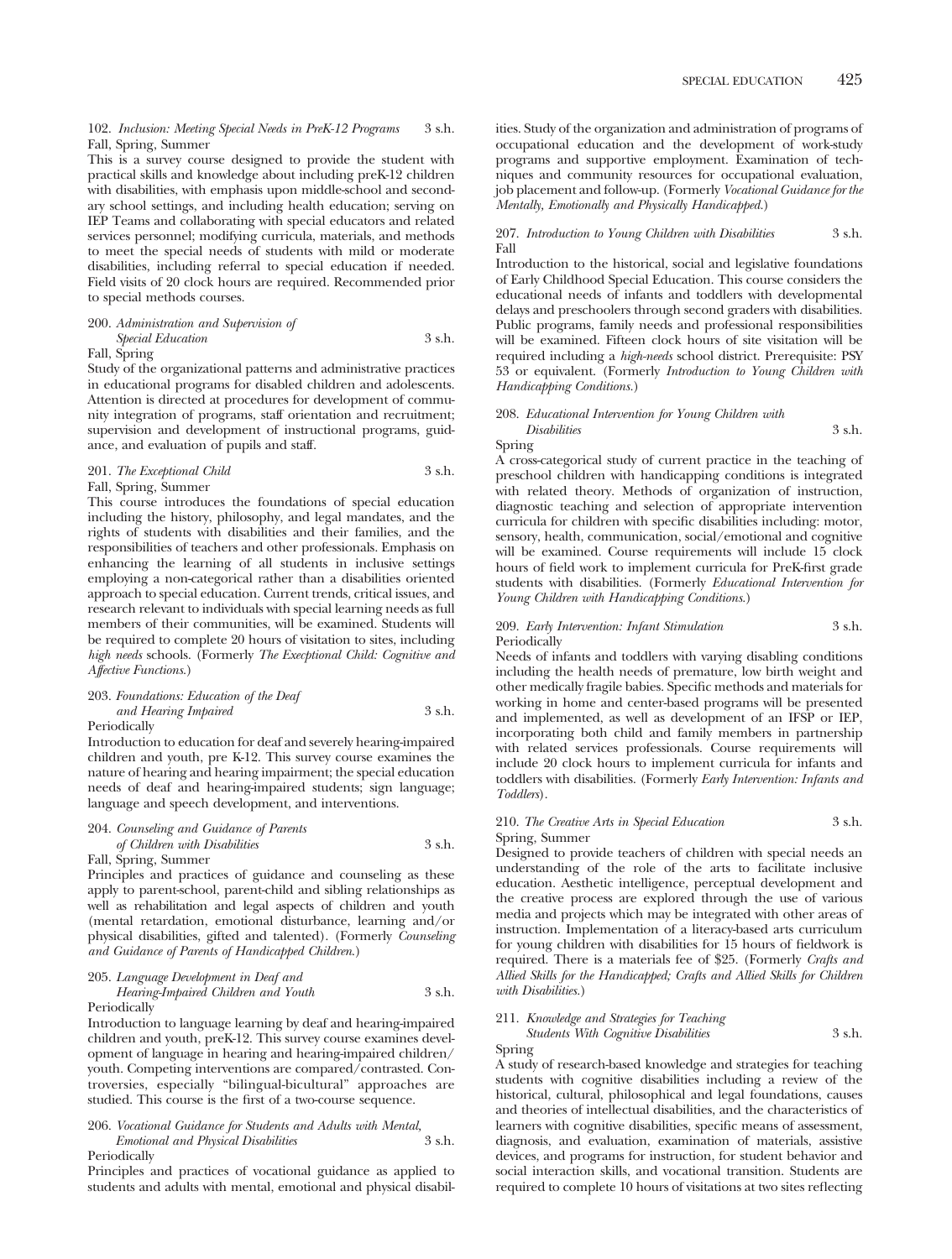102. *Inclusion: Meeting Special Needs in PreK-12 Programs* 3 s.h.
Fall, Spring, Summer

This is a survey course designed to provide the student with practical skills and knowledge about including preK-12 children with disabilities, with emphasis upon middle-school and secondary school settings, and including health education; serving on IEP Teams and collaborating with special educators and related services personnel; modifying curricula, materials, and methods to meet the special needs of students with mild or moderate disabilities, including referral to special education if needed. Field visits of 20 clock hours are required. Recommended prior to special methods courses.

200. *Administration and Supervision of Special Education* 3 s.h.
Fall, Spring

Study of the organizational patterns and administrative practices in educational programs for disabled children and adolescents. Attention is directed at procedures for development of community integration of programs, staff orientation and recruitment; supervision and development of instructional programs, guidance, and evaluation of pupils and staff.

201. *The Exceptional Child* 3 s.h.
Fall, Spring, Summer

This course introduces the foundations of special education including the history, philosophy, and legal mandates, and the rights of students with disabilities and their families, and the responsibilities of teachers and other professionals. Emphasis on enhancing the learning of all students in inclusive settings employing a non-categorical rather than a disabilities oriented approach to special education. Current trends, critical issues, and research relevant to individuals with special learning needs as full members of their communities, will be examined. Students will be required to complete 20 hours of visitation to sites, including *high needs* schools. (Formerly *The Execptional Child: Cognitive and Affective Functions.*)

203. *Foundations: Education of the Deaf and Hearing Impaired* 3 s.h.
Periodically

Introduction to education for deaf and severely hearing-impaired children and youth, pre K-12. This survey course examines the nature of hearing and hearing impairment; the special education needs of deaf and hearing-impaired students; sign language; language and speech development, and interventions.

204. *Counseling and Guidance of Parents of Children with Disabilities* 3 s.h.
Fall, Spring, Summer

Principles and practices of guidance and counseling as these apply to parent-school, parent-child and sibling relationships as well as rehabilitation and legal aspects of children and youth (mental retardation, emotional disturbance, learning and/or physical disabilities, gifted and talented). (Formerly *Counseling and Guidance of Parents of Handicapped Children.*)

205. *Language Development in Deaf and Hearing-Impaired Children and Youth* 3 s.h.
Periodically

Introduction to language learning by deaf and hearing-impaired children and youth, preK-12. This survey course examines development of language in hearing and hearing-impaired children/youth. Competing interventions are compared/contrasted. Controversies, especially "bilingual-bicultural" approaches are studied. This course is the first of a two-course sequence.

206. *Vocational Guidance for Students and Adults with Mental, Emotional and Physical Disabilities* 3 s.h.
Periodically

Principles and practices of vocational guidance as applied to students and adults with mental, emotional and physical disabilities. Study of the organization and administration of programs of occupational education and the development of work-study programs and supportive employment. Examination of techniques and community resources for occupational evaluation, job placement and follow-up. (Formerly *Vocational Guidance for the Mentally, Emotionally and Physically Handicapped.*)

207. *Introduction to Young Children with Disabilities* 3 s.h.
Fall

Introduction to the historical, social and legislative foundations of Early Childhood Special Education. This course considers the educational needs of infants and toddlers with developmental delays and preschoolers through second graders with disabilities. Public programs, family needs and professional responsibilities will be examined. Fifteen clock hours of site visitation will be required including a *high-needs* school district. Prerequisite: PSY 53 or equivalent. (Formerly *Introduction to Young Children with Handicapping Conditions.*)

208. *Educational Intervention for Young Children with Disabilities* 3 s.h.
Spring

A cross-categorical study of current practice in the teaching of preschool children with handicapping conditions is integrated with related theory. Methods of organization of instruction, diagnostic teaching and selection of appropriate intervention curricula for children with specific disabilities including: motor, sensory, health, communication, social/emotional and cognitive will be examined. Course requirements will include 15 clock hours of field work to implement curricula for PreK-first grade students with disabilities. (Formerly *Educational Intervention for Young Children with Handicapping Conditions.*)

209. *Early Intervention: Infant Stimulation* 3 s.h.
Periodically

Needs of infants and toddlers with varying disabling conditions including the health needs of premature, low birth weight and other medically fragile babies. Specific methods and materials for working in home and center-based programs will be presented and implemented, as well as development of an IFSP or IEP, incorporating both child and family members in partnership with related services professionals. Course requirements will include 20 clock hours to implement curricula for infants and toddlers with disabilities. (Formerly *Early Intervention: Infants and Toddlers*).

210. *The Creative Arts in Special Education* 3 s.h.
Spring, Summer

Designed to provide teachers of children with special needs an understanding of the role of the arts to facilitate inclusive education. Aesthetic intelligence, perceptual development and the creative process are explored through the use of various media and projects which may be integrated with other areas of instruction. Implementation of a literacy-based arts curriculum for young children with disabilities for 15 hours of fieldwork is required. There is a materials fee of $25. (Formerly *Crafts and Allied Skills for the Handicapped; Crafts and Allied Skills for Children with Disabilities.*)

211. *Knowledge and Strategies for Teaching Students With Cognitive Disabilities* 3 s.h.
Spring

A study of research-based knowledge and strategies for teaching students with cognitive disabilities including a review of the historical, cultural, philosophical and legal foundations, causes and theories of intellectual disabilities, and the characteristics of learners with cognitive disabilities, specific means of assessment, diagnosis, and evaluation, examination of materials, assistive devices, and programs for instruction, for student behavior and social interaction skills, and vocational transition. Students are required to complete 10 hours of visitations at two sites reflecting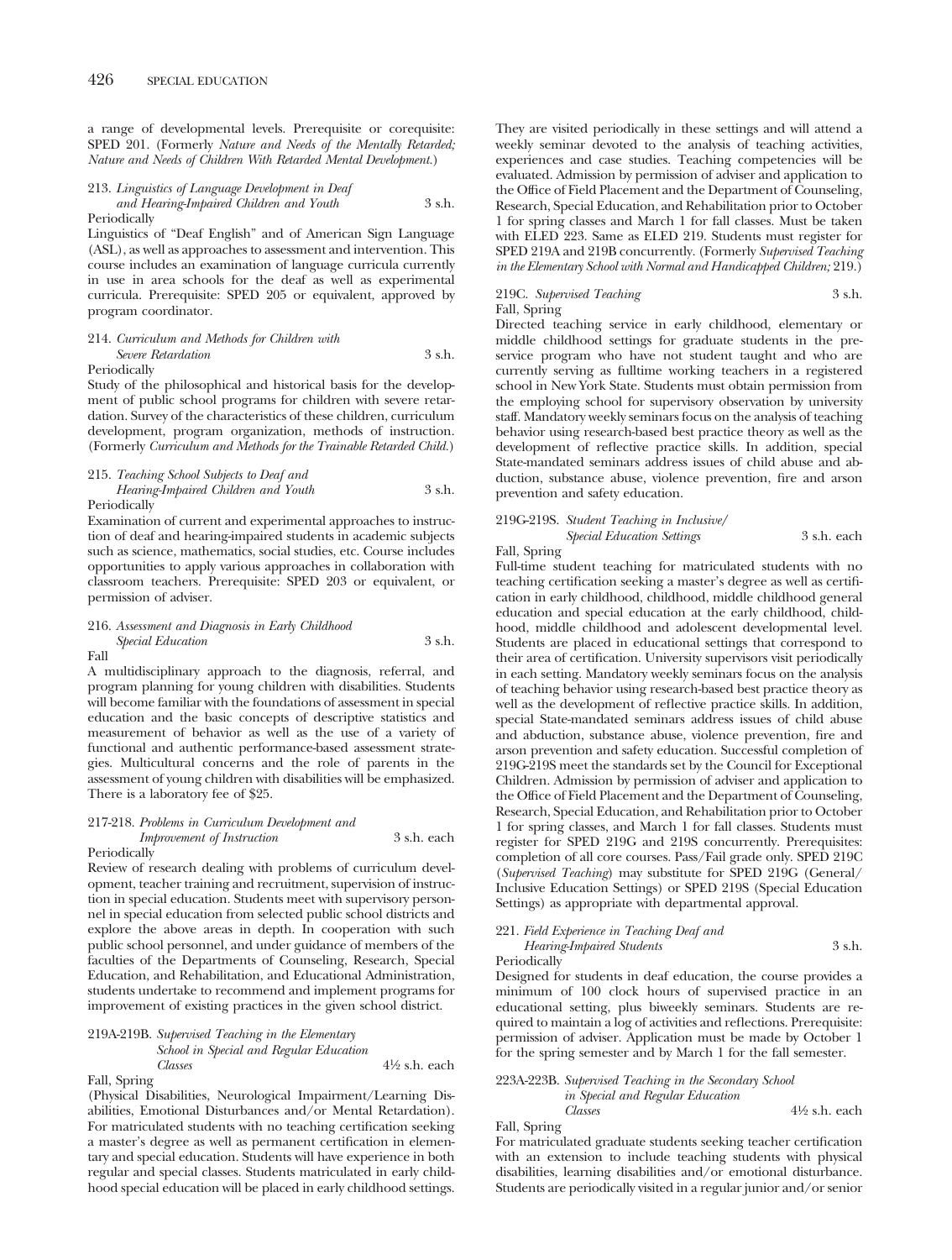a range of developmental levels. Prerequisite or corequisite: SPED 201. (Formerly *Nature and Needs of the Mentally Retarded; Nature and Needs of Children With Retarded Mental Development.*)

213. *Linguistics of Language Development in Deaf and Hearing-Impaired Children and Youth* — 3 s.h.
Periodically

Linguistics of "Deaf English" and of American Sign Language (ASL), as well as approaches to assessment and intervention. This course includes an examination of language curricula currently in use in area schools for the deaf as well as experimental curricula. Prerequisite: SPED 205 or equivalent, approved by program coordinator.

214. *Curriculum and Methods for Children with Severe Retardation* — 3 s.h.
Periodically

Study of the philosophical and historical basis for the development of public school programs for children with severe retardation. Survey of the characteristics of these children, curriculum development, program organization, methods of instruction. (Formerly *Curriculum and Methods for the Trainable Retarded Child.*)

215. *Teaching School Subjects to Deaf and Hearing-Impaired Children and Youth* — 3 s.h.
Periodically

Examination of current and experimental approaches to instruction of deaf and hearing-impaired students in academic subjects such as science, mathematics, social studies, etc. Course includes opportunities to apply various approaches in collaboration with classroom teachers. Prerequisite: SPED 203 or equivalent, or permission of adviser.

216. *Assessment and Diagnosis in Early Childhood Special Education* — 3 s.h.
Fall

A multidisciplinary approach to the diagnosis, referral, and program planning for young children with disabilities. Students will become familiar with the foundations of assessment in special education and the basic concepts of descriptive statistics and measurement of behavior as well as the use of a variety of functional and authentic performance-based assessment strategies. Multicultural concerns and the role of parents in the assessment of young children with disabilities will be emphasized. There is a laboratory fee of $25.

217-218. *Problems in Curriculum Development and Improvement of Instruction* — 3 s.h. each
Periodically

Review of research dealing with problems of curriculum development, teacher training and recruitment, supervision of instruction in special education. Students meet with supervisory personnel in special education from selected public school districts and explore the above areas in depth. In cooperation with such public school personnel, and under guidance of members of the faculties of the Departments of Counseling, Research, Special Education, and Rehabilitation, and Educational Administration, students undertake to recommend and implement programs for improvement of existing practices in the given school district.

219A-219B. *Supervised Teaching in the Elementary School in Special and Regular Education Classes* — 4½ s.h. each
Fall, Spring

(Physical Disabilities, Neurological Impairment/Learning Disabilities, Emotional Disturbances and/or Mental Retardation). For matriculated students with no teaching certification seeking a master's degree as well as permanent certification in elementary and special education. Students will have experience in both regular and special classes. Students matriculated in early childhood special education will be placed in early childhood settings. They are visited periodically in these settings and will attend a weekly seminar devoted to the analysis of teaching activities, experiences and case studies. Teaching competencies will be evaluated. Admission by permission of adviser and application to the Office of Field Placement and the Department of Counseling, Research, Special Education, and Rehabilitation prior to October 1 for spring classes and March 1 for fall classes. Must be taken with ELED 223. Same as ELED 219. Students must register for SPED 219A and 219B concurrently. (Formerly *Supervised Teaching in the Elementary School with Normal and Handicapped Children;* 219.)

219C. *Supervised Teaching* — 3 s.h.
Fall, Spring

Directed teaching service in early childhood, elementary or middle childhood settings for graduate students in the preservice program who have not student taught and who are currently serving as fulltime working teachers in a registered school in New York State. Students must obtain permission from the employing school for supervisory observation by university staff. Mandatory weekly seminars focus on the analysis of teaching behavior using research-based best practice theory as well as the development of reflective practice skills. In addition, special State-mandated seminars address issues of child abuse and abduction, substance abuse, violence prevention, fire and arson prevention and safety education.

219G-219S. *Student Teaching in Inclusive/Special Education Settings* — 3 s.h. each
Fall, Spring

Full-time student teaching for matriculated students with no teaching certification seeking a master's degree as well as certification in early childhood, childhood, middle childhood general education and special education at the early childhood, childhood, middle childhood and adolescent developmental level. Students are placed in educational settings that correspond to their area of certification. University supervisors visit periodically in each setting. Mandatory weekly seminars focus on the analysis of teaching behavior using research-based best practice theory as well as the development of reflective practice skills. In addition, special State-mandated seminars address issues of child abuse and abduction, substance abuse, violence prevention, fire and arson prevention and safety education. Successful completion of 219G-219S meet the standards set by the Council for Exceptional Children. Admission by permission of adviser and application to the Office of Field Placement and the Department of Counseling, Research, Special Education, and Rehabilitation prior to October 1 for spring classes, and March 1 for fall classes. Students must register for SPED 219G and 219S concurrently. Prerequisites: completion of all core courses. Pass/Fail grade only. SPED 219C (*Supervised Teaching*) may substitute for SPED 219G (General/Inclusive Education Settings) or SPED 219S (Special Education Settings) as appropriate with departmental approval.

221. *Field Experience in Teaching Deaf and Hearing-Impaired Students* — 3 s.h.
Periodically

Designed for students in deaf education, the course provides a minimum of 100 clock hours of supervised practice in an educational setting, plus biweekly seminars. Students are required to maintain a log of activities and reflections. Prerequisite: permission of adviser. Application must be made by October 1 for the spring semester and by March 1 for the fall semester.

223A-223B. *Supervised Teaching in the Secondary School in Special and Regular Education Classes* — 4½ s.h. each
Fall, Spring

For matriculated graduate students seeking teacher certification with an extension to include teaching students with physical disabilities, learning disabilities and/or emotional disturbance. Students are periodically visited in a regular junior and/or senior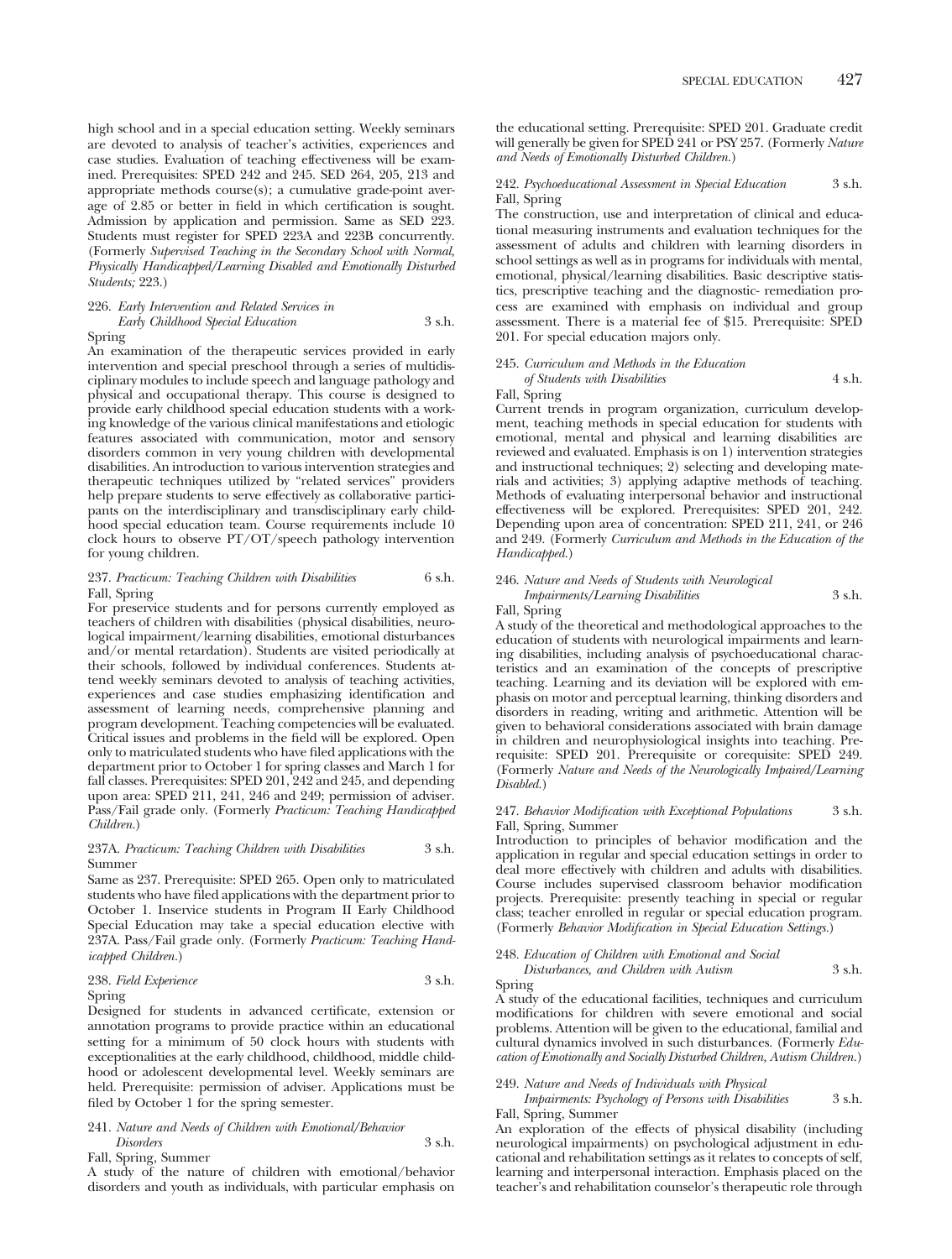high school and in a special education setting. Weekly seminars are devoted to analysis of teacher's activities, experiences and case studies. Evaluation of teaching effectiveness will be examined. Prerequisites: SPED 242 and 245. SED 264, 205, 213 and appropriate methods course(s); a cumulative grade-point average of 2.85 or better in field in which certification is sought. Admission by application and permission. Same as SED 223. Students must register for SPED 223A and 223B concurrently. (Formerly *Supervised Teaching in the Secondary School with Normal, Physically Handicapped/Learning Disabled and Emotionally Disturbed Students;* 223.)

226. *Early Intervention and Related Services in Early Childhood Special Education* 3 s.h.
Spring

An examination of the therapeutic services provided in early intervention and special preschool through a series of multidisciplinary modules to include speech and language pathology and physical and occupational therapy. This course is designed to provide early childhood special education students with a working knowledge of the various clinical manifestations and etiologic features associated with communication, motor and sensory disorders common in very young children with developmental disabilities. An introduction to various intervention strategies and therapeutic techniques utilized by "related services" providers help prepare students to serve effectively as collaborative participants on the interdisciplinary and transdisciplinary early childhood special education team. Course requirements include 10 clock hours to observe PT/OT/speech pathology intervention for young children.

237. *Practicum: Teaching Children with Disabilities* 6 s.h.
Fall, Spring

For preservice students and for persons currently employed as teachers of children with disabilities (physical disabilities, neurological impairment/learning disabilities, emotional disturbances and/or mental retardation). Students are visited periodically at their schools, followed by individual conferences. Students attend weekly seminars devoted to analysis of teaching activities, experiences and case studies emphasizing identification and assessment of learning needs, comprehensive planning and program development. Teaching competencies will be evaluated. Critical issues and problems in the field will be explored. Open only to matriculated students who have filed applications with the department prior to October 1 for spring classes and March 1 for fall classes. Prerequisites: SPED 201, 242 and 245, and depending upon area: SPED 211, 241, 246 and 249; permission of adviser. Pass/Fail grade only. (Formerly *Practicum: Teaching Handicapped Children.*)

237A. *Practicum: Teaching Children with Disabilities* 3 s.h.
Summer

Same as 237. Prerequisite: SPED 265. Open only to matriculated students who have filed applications with the department prior to October 1. Inservice students in Program II Early Childhood Special Education may take a special education elective with 237A. Pass/Fail grade only. (Formerly *Practicum: Teaching Handicapped Children.*)

238. *Field Experience* 3 s.h.
Spring

Designed for students in advanced certificate, extension or annotation programs to provide practice within an educational setting for a minimum of 50 clock hours with students with exceptionalities at the early childhood, childhood, middle childhood or adolescent developmental level. Weekly seminars are held. Prerequisite: permission of adviser. Applications must be filed by October 1 for the spring semester.

241. *Nature and Needs of Children with Emotional/Behavior Disorders* 3 s.h.
Fall, Spring, Summer

A study of the nature of children with emotional/behavior disorders and youth as individuals, with particular emphasis on the educational setting. Prerequisite: SPED 201. Graduate credit will generally be given for SPED 241 or PSY 257. (Formerly *Nature and Needs of Emotionally Disturbed Children.*)

242. *Psychoeducational Assessment in Special Education* 3 s.h.
Fall, Spring

The construction, use and interpretation of clinical and educational measuring instruments and evaluation techniques for the assessment of adults and children with learning disorders in school settings as well as in programs for individuals with mental, emotional, physical/learning disabilities. Basic descriptive statistics, prescriptive teaching and the diagnostic- remediation process are examined with emphasis on individual and group assessment. There is a material fee of $15. Prerequisite: SPED 201. For special education majors only.

245. *Curriculum and Methods in the Education of Students with Disabilities* 4 s.h.
Fall, Spring

Current trends in program organization, curriculum development, teaching methods in special education for students with emotional, mental and physical and learning disabilities are reviewed and evaluated. Emphasis is on 1) intervention strategies and instructional techniques; 2) selecting and developing materials and activities; 3) applying adaptive methods of teaching. Methods of evaluating interpersonal behavior and instructional effectiveness will be explored. Prerequisites: SPED 201, 242. Depending upon area of concentration: SPED 211, 241, or 246 and 249. (Formerly *Curriculum and Methods in the Education of the Handicapped.*)

246. *Nature and Needs of Students with Neurological Impairments/Learning Disabilities* 3 s.h.
Fall, Spring

A study of the theoretical and methodological approaches to the education of students with neurological impairments and learning disabilities, including analysis of psychoeducational characteristics and an examination of the concepts of prescriptive teaching. Learning and its deviation will be explored with emphasis on motor and perceptual learning, thinking disorders and disorders in reading, writing and arithmetic. Attention will be given to behavioral considerations associated with brain damage in children and neurophysiological insights into teaching. Prerequisite: SPED 201. Prerequisite or corequisite: SPED 249. (Formerly *Nature and Needs of the Neurologically Impaired/Learning Disabled.*)

247. *Behavior Modification with Exceptional Populations* 3 s.h.
Fall, Spring, Summer

Introduction to principles of behavior modification and the application in regular and special education settings in order to deal more effectively with children and adults with disabilities. Course includes supervised classroom behavior modification projects. Prerequisite: presently teaching in special or regular class; teacher enrolled in regular or special education program. (Formerly *Behavior Modification in Special Education Settings.*)

248. *Education of Children with Emotional and Social Disturbances, and Children with Autism* 3 s.h.
Spring

A study of the educational facilities, techniques and curriculum modifications for children with severe emotional and social problems. Attention will be given to the educational, familial and cultural dynamics involved in such disturbances. (Formerly *Education of Emotionally and Socially Disturbed Children, Autism Children.*)

249. *Nature and Needs of Individuals with Physical Impairments: Psychology of Persons with Disabilities* 3 s.h.
Fall, Spring, Summer

An exploration of the effects of physical disability (including neurological impairments) on psychological adjustment in educational and rehabilitation settings as it relates to concepts of self, learning and interpersonal interaction. Emphasis placed on the teacher's and rehabilitation counselor's therapeutic role through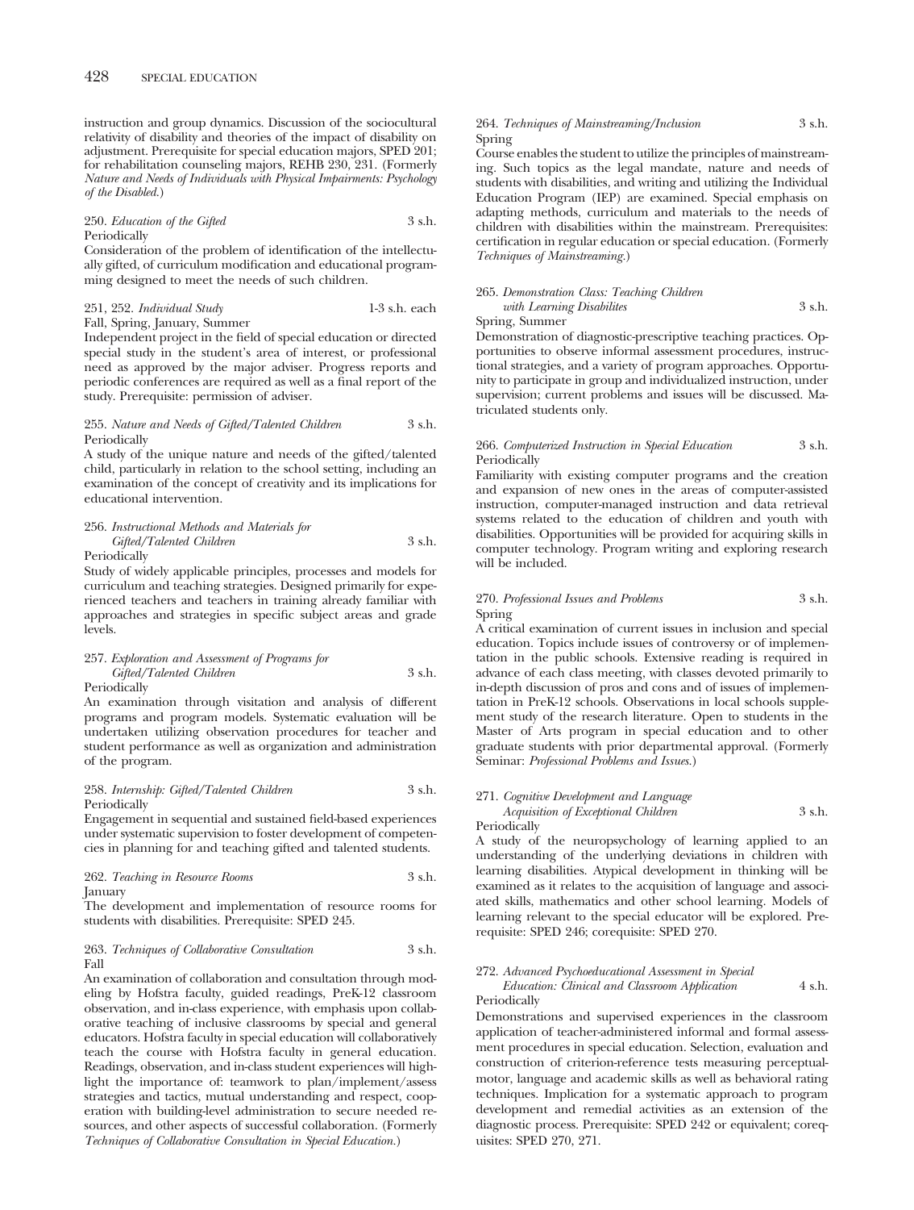instruction and group dynamics. Discussion of the sociocultural relativity of disability and theories of the impact of disability on adjustment. Prerequisite for special education majors, SPED 201; for rehabilitation counseling majors, REHB 230, 231. (Formerly *Nature and Needs of Individuals with Physical Impairments: Psychology of the Disabled.*)

250. *Education of the Gifted* 3 s.h.
Periodically

Consideration of the problem of identification of the intellectually gifted, of curriculum modification and educational programming designed to meet the needs of such children.

251, 252. *Individual Study* 1-3 s.h. each
Fall, Spring, January, Summer

Independent project in the field of special education or directed special study in the student's area of interest, or professional need as approved by the major adviser. Progress reports and periodic conferences are required as well as a final report of the study. Prerequisite: permission of adviser.

255. *Nature and Needs of Gifted/Talented Children* 3 s.h.
Periodically

A study of the unique nature and needs of the gifted/talented child, particularly in relation to the school setting, including an examination of the concept of creativity and its implications for educational intervention.

256. *Instructional Methods and Materials for Gifted/Talented Children* 3 s.h.
Periodically

Study of widely applicable principles, processes and models for curriculum and teaching strategies. Designed primarily for experienced teachers and teachers in training already familiar with approaches and strategies in specific subject areas and grade levels.

257. *Exploration and Assessment of Programs for Gifted/Talented Children* 3 s.h.
Periodically

An examination through visitation and analysis of different programs and program models. Systematic evaluation will be undertaken utilizing observation procedures for teacher and student performance as well as organization and administration of the program.

258. *Internship: Gifted/Talented Children* 3 s.h.
Periodically

Engagement in sequential and sustained field-based experiences under systematic supervision to foster development of competencies in planning for and teaching gifted and talented students.

262. *Teaching in Resource Rooms* 3 s.h.
January

The development and implementation of resource rooms for students with disabilities. Prerequisite: SPED 245.

263. *Techniques of Collaborative Consultation* 3 s.h.
Fall

An examination of collaboration and consultation through modeling by Hofstra faculty, guided readings, PreK-12 classroom observation, and in-class experience, with emphasis upon collaborative teaching of inclusive classrooms by special and general educators. Hofstra faculty in special education will collaboratively teach the course with Hofstra faculty in general education. Readings, observation, and in-class student experiences will highlight the importance of: teamwork to plan/implement/assess strategies and tactics, mutual understanding and respect, cooperation with building-level administration to secure needed resources, and other aspects of successful collaboration. (Formerly *Techniques of Collaborative Consultation in Special Education.*)

264. *Techniques of Mainstreaming/Inclusion* 3 s.h.
Spring

Course enables the student to utilize the principles of mainstreaming. Such topics as the legal mandate, nature and needs of students with disabilities, and writing and utilizing the Individual Education Program (IEP) are examined. Special emphasis on adapting methods, curriculum and materials to the needs of children with disabilities within the mainstream. Prerequisites: certification in regular education or special education. (Formerly *Techniques of Mainstreaming.*)

265. *Demonstration Class: Teaching Children with Learning Disabilites* 3 s.h.
Spring, Summer

Demonstration of diagnostic-prescriptive teaching practices. Opportunities to observe informal assessment procedures, instructional strategies, and a variety of program approaches. Opportunity to participate in group and individualized instruction, under supervision; current problems and issues will be discussed. Matriculated students only.

266. *Computerized Instruction in Special Education* 3 s.h.
Periodically

Familiarity with existing computer programs and the creation and expansion of new ones in the areas of computer-assisted instruction, computer-managed instruction and data retrieval systems related to the education of children and youth with disabilities. Opportunities will be provided for acquiring skills in computer technology. Program writing and exploring research will be included.

270. *Professional Issues and Problems* 3 s.h.
Spring

A critical examination of current issues in inclusion and special education. Topics include issues of controversy or of implementation in the public schools. Extensive reading is required in advance of each class meeting, with classes devoted primarily to in-depth discussion of pros and cons and of issues of implementation in PreK-12 schools. Observations in local schools supplement study of the research literature. Open to students in the Master of Arts program in special education and to other graduate students with prior departmental approval. (Formerly Seminar: *Professional Problems and Issues.*)

271. *Cognitive Development and Language Acquisition of Exceptional Children* 3 s.h.
Periodically

A study of the neuropsychology of learning applied to an understanding of the underlying deviations in children with learning disabilities. Atypical development in thinking will be examined as it relates to the acquisition of language and associated skills, mathematics and other school learning. Models of learning relevant to the special educator will be explored. Prerequisite: SPED 246; corequisite: SPED 270.

272. *Advanced Psychoeducational Assessment in Special Education: Clinical and Classroom Application* 4 s.h.
Periodically

Demonstrations and supervised experiences in the classroom application of teacher-administered informal and formal assessment procedures in special education. Selection, evaluation and construction of criterion-reference tests measuring perceptual-motor, language and academic skills as well as behavioral rating techniques. Implication for a systematic approach to program development and remedial activities as an extension of the diagnostic process. Prerequisite: SPED 242 or equivalent; corequisites: SPED 270, 271.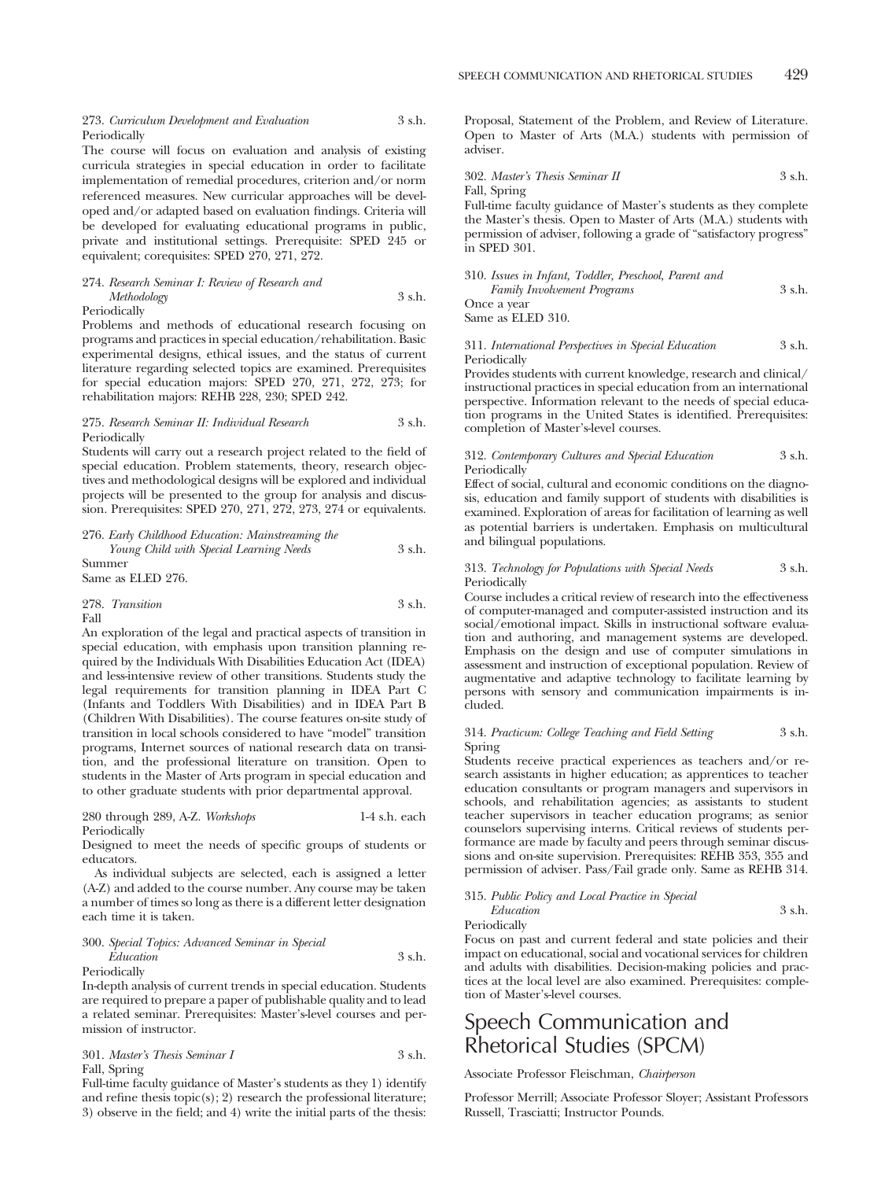273. *Curriculum Development and Evaluation* 3 s.h.
Periodically
The course will focus on evaluation and analysis of existing curricula strategies in special education in order to facilitate implementation of remedial procedures, criterion and/or norm referenced measures. New curricular approaches will be developed and/or adapted based on evaluation findings. Criteria will be developed for evaluating educational programs in public, private and institutional settings. Prerequisite: SPED 245 or equivalent; corequisites: SPED 270, 271, 272.

274. *Research Seminar I: Review of Research and Methodology* 3 s.h.
Periodically
Problems and methods of educational research focusing on programs and practices in special education/rehabilitation. Basic experimental designs, ethical issues, and the status of current literature regarding selected topics are examined. Prerequisites for special education majors: SPED 270, 271, 272, 273; for rehabilitation majors: REHB 228, 230; SPED 242.

275. *Research Seminar II: Individual Research* 3 s.h.
Periodically
Students will carry out a research project related to the field of special education. Problem statements, theory, research objectives and methodological designs will be explored and individual projects will be presented to the group for analysis and discussion. Prerequisites: SPED 270, 271, 272, 273, 274 or equivalents.

276. *Early Childhood Education: Mainstreaming the Young Child with Special Learning Needs* 3 s.h.
Summer
Same as ELED 276.

278. *Transition* 3 s.h.
Fall
An exploration of the legal and practical aspects of transition in special education, with emphasis upon transition planning required by the Individuals With Disabilities Education Act (IDEA) and less-intensive review of other transitions. Students study the legal requirements for transition planning in IDEA Part C (Infants and Toddlers With Disabilities) and in IDEA Part B (Children With Disabilities). The course features on-site study of transition in local schools considered to have "model" transition programs, Internet sources of national research data on transition, and the professional literature on transition. Open to students in the Master of Arts program in special education and to other graduate students with prior departmental approval.

280 through 289, A-Z. *Workshops* 1-4 s.h. each
Periodically
Designed to meet the needs of specific groups of students or educators.

As individual subjects are selected, each is assigned a letter (A-Z) and added to the course number. Any course may be taken a number of times so long as there is a different letter designation each time it is taken.

300. *Special Topics: Advanced Seminar in Special Education* 3 s.h.
Periodically
In-depth analysis of current trends in special education. Students are required to prepare a paper of publishable quality and to lead a related seminar. Prerequisites: Master's-level courses and permission of instructor.

301. *Master's Thesis Seminar I* 3 s.h.
Fall, Spring
Full-time faculty guidance of Master's students as they 1) identify and refine thesis topic(s); 2) research the professional literature; 3) observe in the field; and 4) write the initial parts of the thesis: Proposal, Statement of the Problem, and Review of Literature. Open to Master of Arts (M.A.) students with permission of adviser.

302. *Master's Thesis Seminar II* 3 s.h.
Fall, Spring
Full-time faculty guidance of Master's students as they complete the Master's thesis. Open to Master of Arts (M.A.) students with permission of adviser, following a grade of "satisfactory progress" in SPED 301.

310. *Issues in Infant, Toddler, Preschool, Parent and Family Involvement Programs* 3 s.h.
Once a year
Same as ELED 310.

311. *International Perspectives in Special Education* 3 s.h.
Periodically
Provides students with current knowledge, research and clinical/instructional practices in special education from an international perspective. Information relevant to the needs of special education programs in the United States is identified. Prerequisites: completion of Master's-level courses.

312. *Contemporary Cultures and Special Education* 3 s.h.
Periodically
Effect of social, cultural and economic conditions on the diagnosis, education and family support of students with disabilities is examined. Exploration of areas for facilitation of learning as well as potential barriers is undertaken. Emphasis on multicultural and bilingual populations.

313. *Technology for Populations with Special Needs* 3 s.h.
Periodically
Course includes a critical review of research into the effectiveness of computer-managed and computer-assisted instruction and its social/emotional impact. Skills in instructional software evaluation and authoring, and management systems are developed. Emphasis on the design and use of computer simulations in assessment and instruction of exceptional population. Review of augmentative and adaptive technology to facilitate learning by persons with sensory and communication impairments is included.

314. *Practicum: College Teaching and Field Setting* 3 s.h.
Spring
Students receive practical experiences as teachers and/or research assistants in higher education; as apprentices to teacher education consultants or program managers and supervisors in schools, and rehabilitation agencies; as assistants to student teacher supervisors in teacher education programs; as senior counselors supervising interns. Critical reviews of students performance are made by faculty and peers through seminar discussions and on-site supervision. Prerequisites: REHB 353, 355 and permission of adviser. Pass/Fail grade only. Same as REHB 314.

315. *Public Policy and Local Practice in Special Education* 3 s.h.
Periodically
Focus on past and current federal and state policies and their impact on educational, social and vocational services for children and adults with disabilities. Decision-making policies and practices at the local level are also examined. Prerequisites: completion of Master's-level courses.

# Speech Communication and Rhetorical Studies (SPCM)

Associate Professor Fleischman, *Chairperson*

Professor Merrill; Associate Professor Sloyer; Assistant Professors Russell, Trasciatti; Instructor Pounds.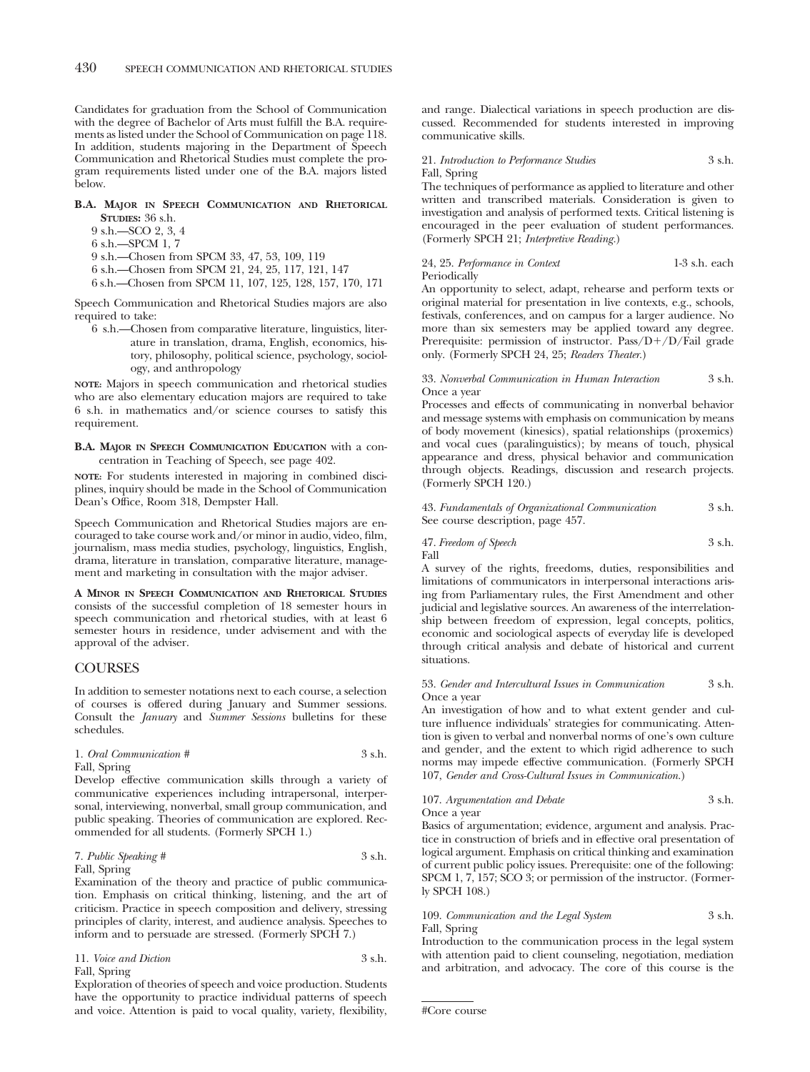Candidates for graduation from the School of Communication with the degree of Bachelor of Arts must fulfill the B.A. requirements as listed under the School of Communication on page 118. In addition, students majoring in the Department of Speech Communication and Rhetorical Studies must complete the program requirements listed under one of the B.A. majors listed below.

**B.A. Major in Speech Communication and Rhetorical Studies:** 36 s.h.

- 9 s.h.—SCO 2, 3, 4
- 6 s.h.—SPCM 1, 7
- 9 s.h.—Chosen from SPCM 33, 47, 53, 109, 119
- 6 s.h.—Chosen from SPCM 21, 24, 25, 117, 121, 147
- 6 s.h.—Chosen from SPCM 11, 107, 125, 128, 157, 170, 171

Speech Communication and Rhetorical Studies majors are also required to take:

- 6 s.h.—Chosen from comparative literature, linguistics, literature in translation, drama, English, economics, history, philosophy, political science, psychology, sociology, and anthropology

**note:** Majors in speech communication and rhetorical studies who are also elementary education majors are required to take 6 s.h. in mathematics and/or science courses to satisfy this requirement.

**B.A. Major in Speech Communication Education** with a concentration in Teaching of Speech, see page 402.

**note:** For students interested in majoring in combined disciplines, inquiry should be made in the School of Communication Dean's Office, Room 318, Dempster Hall.

Speech Communication and Rhetorical Studies majors are encouraged to take course work and/or minor in audio, video, film, journalism, mass media studies, psychology, linguistics, English, drama, literature in translation, comparative literature, management and marketing in consultation with the major adviser.

**A Minor in Speech Communication and Rhetorical Studies** consists of the successful completion of 18 semester hours in speech communication and rhetorical studies, with at least 6 semester hours in residence, under advisement and with the approval of the adviser.

## COURSES

In addition to semester notations next to each course, a selection of courses is offered during January and Summer sessions. Consult the *January* and *Summer Sessions* bulletins for these schedules.

1. *Oral Communication #* — 3 s.h.
Fall, Spring
Develop effective communication skills through a variety of communicative experiences including intrapersonal, interpersonal, interviewing, nonverbal, small group communication, and public speaking. Theories of communication are explored. Recommended for all students. (Formerly SPCH 1.)

7. *Public Speaking #* — 3 s.h.
Fall, Spring
Examination of the theory and practice of public communication. Emphasis on critical thinking, listening, and the art of criticism. Practice in speech composition and delivery, stressing principles of clarity, interest, and audience analysis. Speeches to inform and to persuade are stressed. (Formerly SPCH 7.)

11. *Voice and Diction* — 3 s.h.
Fall, Spring
Exploration of theories of speech and voice production. Students have the opportunity to practice individual patterns of speech and voice. Attention is paid to vocal quality, variety, flexibility, and range. Dialectical variations in speech production are discussed. Recommended for students interested in improving communicative skills.

21. *Introduction to Performance Studies* — 3 s.h.
Fall, Spring
The techniques of performance as applied to literature and other written and transcribed materials. Consideration is given to investigation and analysis of performed texts. Critical listening is encouraged in the peer evaluation of student performances. (Formerly SPCH 21; *Interpretive Reading.*)

24, 25. *Performance in Context* — 1-3 s.h. each
Periodically
An opportunity to select, adapt, rehearse and perform texts or original material for presentation in live contexts, e.g., schools, festivals, conferences, and on campus for a larger audience. No more than six semesters may be applied toward any degree. Prerequisite: permission of instructor. Pass/D+/D/Fail grade only. (Formerly SPCH 24, 25; *Readers Theater.*)

33. *Nonverbal Communication in Human Interaction* — 3 s.h.
Once a year
Processes and effects of communicating in nonverbal behavior and message systems with emphasis on communication by means of body movement (kinesics), spatial relationships (proxemics) and vocal cues (paralinguistics); by means of touch, physical appearance and dress, physical behavior and communication through objects. Readings, discussion and research projects. (Formerly SPCH 120.)

43. *Fundamentals of Organizational Communication* — 3 s.h.
See course description, page 457.

47. *Freedom of Speech* — 3 s.h.
Fall
A survey of the rights, freedoms, duties, responsibilities and limitations of communicators in interpersonal interactions arising from Parliamentary rules, the First Amendment and other judicial and legislative sources. An awareness of the interrelationship between freedom of expression, legal concepts, politics, economic and sociological aspects of everyday life is developed through critical analysis and debate of historical and current situations.

53. *Gender and Intercultural Issues in Communication* — 3 s.h.
Once a year
An investigation of how and to what extent gender and culture influence individuals' strategies for communicating. Attention is given to verbal and nonverbal norms of one's own culture and gender, and the extent to which rigid adherence to such norms may impede effective communication. (Formerly SPCH 107, *Gender and Cross-Cultural Issues in Communication.*)

107. *Argumentation and Debate* — 3 s.h.
Once a year
Basics of argumentation; evidence, argument and analysis. Practice in construction of briefs and in effective oral presentation of logical argument. Emphasis on critical thinking and examination of current public policy issues. Prerequisite: one of the following: SPCM 1, 7, 157; SCO 3; or permission of the instructor. (Formerly SPCH 108.)

109. *Communication and the Legal System* — 3 s.h.
Fall, Spring
Introduction to the communication process in the legal system with attention paid to client counseling, negotiation, mediation and arbitration, and advocacy. The core of this course is the

#Core course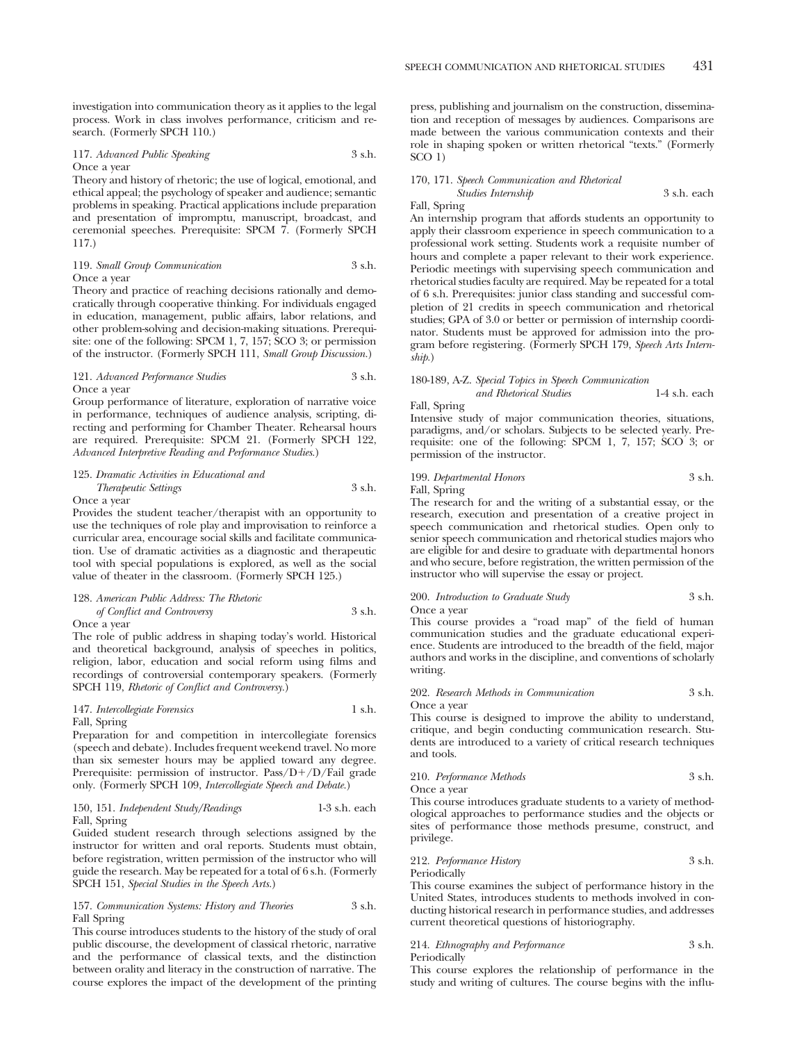investigation into communication theory as it applies to the legal process. Work in class involves performance, criticism and research. (Formerly SPCH 110.)

117. *Advanced Public Speaking* 3 s.h.
Once a year

Theory and history of rhetoric; the use of logical, emotional, and ethical appeal; the psychology of speaker and audience; semantic problems in speaking. Practical applications include preparation and presentation of impromptu, manuscript, broadcast, and ceremonial speeches. Prerequisite: SPCM 7. (Formerly SPCH 117.)

119. *Small Group Communication* 3 s.h.
Once a year

Theory and practice of reaching decisions rationally and democratically through cooperative thinking. For individuals engaged in education, management, public affairs, labor relations, and other problem-solving and decision-making situations. Prerequisite: one of the following: SPCM 1, 7, 157; SCO 3; or permission of the instructor. (Formerly SPCH 111, *Small Group Discussion.*)

121. *Advanced Performance Studies* 3 s.h.
Once a year

Group performance of literature, exploration of narrative voice in performance, techniques of audience analysis, scripting, directing and performing for Chamber Theater. Rehearsal hours are required. Prerequisite: SPCM 21. (Formerly SPCH 122, *Advanced Interpretive Reading and Performance Studies.*)

125. *Dramatic Activities in Educational and Therapeutic Settings* 3 s.h.
Once a year

Provides the student teacher/therapist with an opportunity to use the techniques of role play and improvisation to reinforce a curricular area, encourage social skills and facilitate communication. Use of dramatic activities as a diagnostic and therapeutic tool with special populations is explored, as well as the social value of theater in the classroom. (Formerly SPCH 125.)

128. *American Public Address: The Rhetoric of Conflict and Controversy* 3 s.h.
Once a year

The role of public address in shaping today's world. Historical and theoretical background, analysis of speeches in politics, religion, labor, education and social reform using films and recordings of controversial contemporary speakers. (Formerly SPCH 119, *Rhetoric of Conflict and Controversy.*)

147. *Intercollegiate Forensics* 1 s.h.
Fall, Spring

Preparation for and competition in intercollegiate forensics (speech and debate). Includes frequent weekend travel. No more than six semester hours may be applied toward any degree. Prerequisite: permission of instructor. Pass/D+/D/Fail grade only. (Formerly SPCH 109, *Intercollegiate Speech and Debate.*)

150, 151. *Independent Study/Readings* 1-3 s.h. each
Fall, Spring

Guided student research through selections assigned by the instructor for written and oral reports. Students must obtain, before registration, written permission of the instructor who will guide the research. May be repeated for a total of 6 s.h. (Formerly SPCH 151, *Special Studies in the Speech Arts.*)

157. *Communication Systems: History and Theories* 3 s.h.
Fall Spring

This course introduces students to the history of the study of oral public discourse, the development of classical rhetoric, narrative and the performance of classical texts, and the distinction between orality and literacy in the construction of narrative. The course explores the impact of the development of the printing press, publishing and journalism on the construction, dissemination and reception of messages by audiences. Comparisons are made between the various communication contexts and their role in shaping spoken or written rhetorical "texts." (Formerly SCO 1)

170, 171. *Speech Communication and Rhetorical Studies Internship* 3 s.h. each
Fall, Spring

An internship program that affords students an opportunity to apply their classroom experience in speech communication to a professional work setting. Students work a requisite number of hours and complete a paper relevant to their work experience. Periodic meetings with supervising speech communication and rhetorical studies faculty are required. May be repeated for a total of 6 s.h. Prerequisites: junior class standing and successful completion of 21 credits in speech communication and rhetorical studies; GPA of 3.0 or better or permission of internship coordinator. Students must be approved for admission into the program before registering. (Formerly SPCH 179, *Speech Arts Internship.*)

180-189, A-Z. *Special Topics in Speech Communication and Rhetorical Studies* 1-4 s.h. each
Fall, Spring

Intensive study of major communication theories, situations, paradigms, and/or scholars. Subjects to be selected yearly. Prerequisite: one of the following: SPCM 1, 7, 157; SCO 3; or permission of the instructor.

199. *Departmental Honors* 3 s.h.
Fall, Spring

The research for and the writing of a substantial essay, or the research, execution and presentation of a creative project in speech communication and rhetorical studies. Open only to senior speech communication and rhetorical studies majors who are eligible for and desire to graduate with departmental honors and who secure, before registration, the written permission of the instructor who will supervise the essay or project.

200. *Introduction to Graduate Study* 3 s.h.
Once a year

This course provides a "road map" of the field of human communication studies and the graduate educational experience. Students are introduced to the breadth of the field, major authors and works in the discipline, and conventions of scholarly writing.

202. *Research Methods in Communication* 3 s.h.
Once a year

This course is designed to improve the ability to understand, critique, and begin conducting communication research. Students are introduced to a variety of critical research techniques and tools.

210. *Performance Methods* 3 s.h.
Once a year

This course introduces graduate students to a variety of methodological approaches to performance studies and the objects or sites of performance those methods presume, construct, and privilege.

212. *Performance History* 3 s.h.
Periodically

This course examines the subject of performance history in the United States, introduces students to methods involved in conducting historical research in performance studies, and addresses current theoretical questions of historiography.

214. *Ethnography and Performance* 3 s.h.
Periodically

This course explores the relationship of performance in the study and writing of cultures. The course begins with the influ-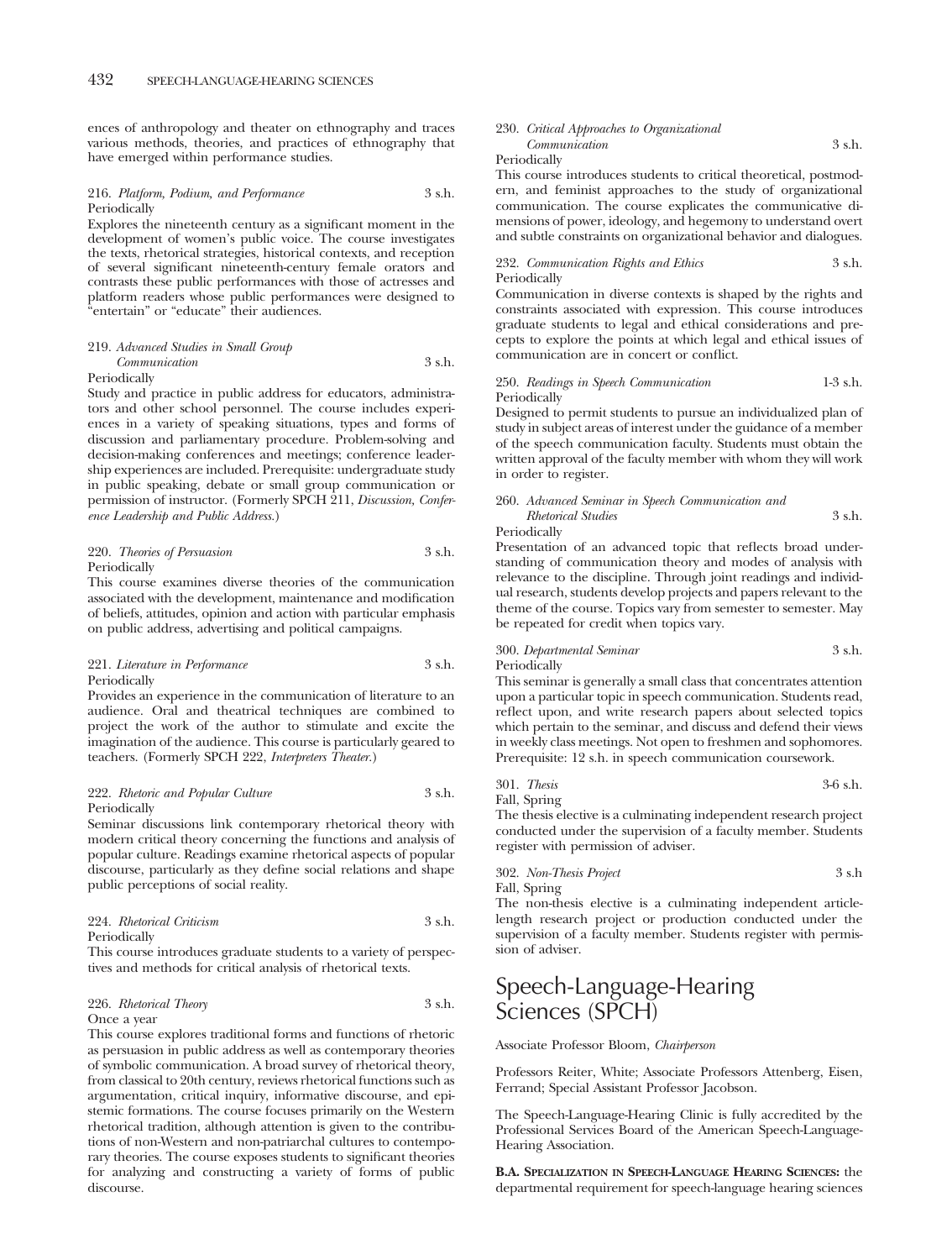ences of anthropology and theater on ethnography and traces various methods, theories, and practices of ethnography that have emerged within performance studies.

216. *Platform, Podium, and Performance* 3 s.h.
Periodically
Explores the nineteenth century as a significant moment in the development of women's public voice. The course investigates the texts, rhetorical strategies, historical contexts, and reception of several significant nineteenth-century female orators and contrasts these public performances with those of actresses and platform readers whose public performances were designed to "entertain" or "educate" their audiences.

219. *Advanced Studies in Small Group Communication* 3 s.h.
Periodically
Study and practice in public address for educators, administrators and other school personnel. The course includes experiences in a variety of speaking situations, types and forms of discussion and parliamentary procedure. Problem-solving and decision-making conferences and meetings; conference leadership experiences are included. Prerequisite: undergraduate study in public speaking, debate or small group communication or permission of instructor. (Formerly SPCH 211, *Discussion, Conference Leadership and Public Address.*)

220. *Theories of Persuasion* 3 s.h.
Periodically
This course examines diverse theories of the communication associated with the development, maintenance and modification of beliefs, attitudes, opinion and action with particular emphasis on public address, advertising and political campaigns.

221. *Literature in Performance* 3 s.h.
Periodically
Provides an experience in the communication of literature to an audience. Oral and theatrical techniques are combined to project the work of the author to stimulate and excite the imagination of the audience. This course is particularly geared to teachers. (Formerly SPCH 222, *Interpreters Theater.*)

222. *Rhetoric and Popular Culture* 3 s.h.
Periodically
Seminar discussions link contemporary rhetorical theory with modern critical theory concerning the functions and analysis of popular culture. Readings examine rhetorical aspects of popular discourse, particularly as they define social relations and shape public perceptions of social reality.

224. *Rhetorical Criticism* 3 s.h.
Periodically
This course introduces graduate students to a variety of perspectives and methods for critical analysis of rhetorical texts.

226. *Rhetorical Theory* 3 s.h.
Once a year
This course explores traditional forms and functions of rhetoric as persuasion in public address as well as contemporary theories of symbolic communication. A broad survey of rhetorical theory, from classical to 20th century, reviews rhetorical functions such as argumentation, critical inquiry, informative discourse, and epistemic formations. The course focuses primarily on the Western rhetorical tradition, although attention is given to the contributions of non-Western and non-patriarchal cultures to contemporary theories. The course exposes students to significant theories for analyzing and constructing a variety of forms of public discourse.

230. *Critical Approaches to Organizational Communication* 3 s.h.
Periodically
This course introduces students to critical theoretical, postmodern, and feminist approaches to the study of organizational communication. The course explicates the communicative dimensions of power, ideology, and hegemony to understand overt and subtle constraints on organizational behavior and dialogues.

232. *Communication Rights and Ethics* 3 s.h.
Periodically
Communication in diverse contexts is shaped by the rights and constraints associated with expression. This course introduces graduate students to legal and ethical considerations and precepts to explore the points at which legal and ethical issues of communication are in concert or conflict.

250. *Readings in Speech Communication* 1-3 s.h.
Periodically
Designed to permit students to pursue an individualized plan of study in subject areas of interest under the guidance of a member of the speech communication faculty. Students must obtain the written approval of the faculty member with whom they will work in order to register.

260. *Advanced Seminar in Speech Communication and Rhetorical Studies* 3 s.h.
Periodically
Presentation of an advanced topic that reflects broad understanding of communication theory and modes of analysis with relevance to the discipline. Through joint readings and individual research, students develop projects and papers relevant to the theme of the course. Topics vary from semester to semester. May be repeated for credit when topics vary.

300. *Departmental Seminar* 3 s.h.
Periodically
This seminar is generally a small class that concentrates attention upon a particular topic in speech communication. Students read, reflect upon, and write research papers about selected topics which pertain to the seminar, and discuss and defend their views in weekly class meetings. Not open to freshmen and sophomores. Prerequisite: 12 s.h. in speech communication coursework.

301. *Thesis* 3-6 s.h.
Fall, Spring
The thesis elective is a culminating independent research project conducted under the supervision of a faculty member. Students register with permission of adviser.

302. *Non-Thesis Project* 3 s.h
Fall, Spring
The non-thesis elective is a culminating independent article-length research project or production conducted under the supervision of a faculty member. Students register with permission of adviser.

# Speech-Language-Hearing Sciences (SPCH)

Associate Professor Bloom, *Chairperson*

Professors Reiter, White; Associate Professors Attenberg, Eisen, Ferrand; Special Assistant Professor Jacobson.

The Speech-Language-Hearing Clinic is fully accredited by the Professional Services Board of the American Speech-Language-Hearing Association.

**B.A. Specialization in Speech-Language Hearing Sciences:** the departmental requirement for speech-language hearing sciences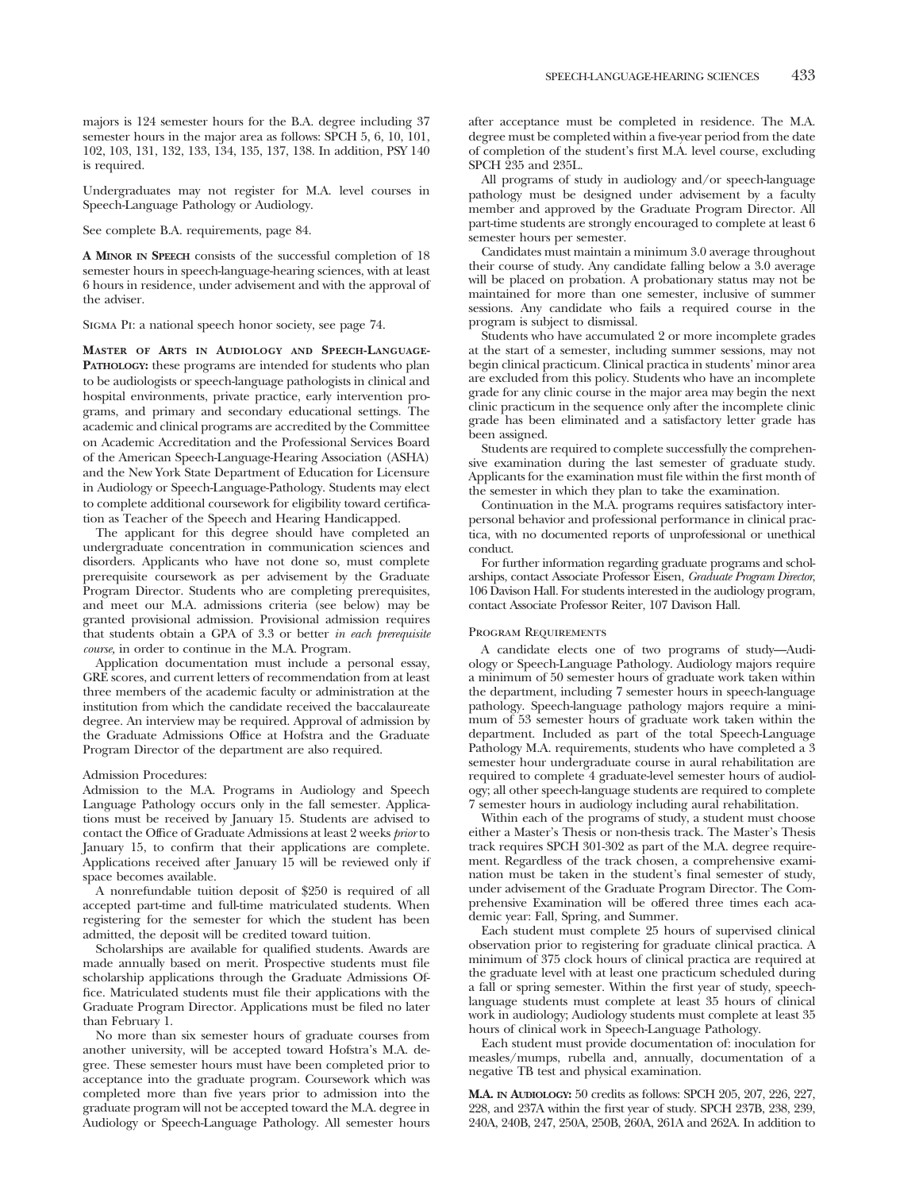majors is 124 semester hours for the B.A. degree including 37 semester hours in the major area as follows: SPCH 5, 6, 10, 101, 102, 103, 131, 132, 133, 134, 135, 137, 138. In addition, PSY 140 is required.

Undergraduates may not register for M.A. level courses in Speech-Language Pathology or Audiology.

See complete B.A. requirements, page 84.

**A Minor in Speech** consists of the successful completion of 18 semester hours in speech-language-hearing sciences, with at least 6 hours in residence, under advisement and with the approval of the adviser.

Sigma Pi: a national speech honor society, see page 74.

**Master of Arts in Audiology and Speech-Language-Pathology:** these programs are intended for students who plan to be audiologists or speech-language pathologists in clinical and hospital environments, private practice, early intervention programs, and primary and secondary educational settings. The academic and clinical programs are accredited by the Committee on Academic Accreditation and the Professional Services Board of the American Speech-Language-Hearing Association (ASHA) and the New York State Department of Education for Licensure in Audiology or Speech-Language-Pathology. Students may elect to complete additional coursework for eligibility toward certification as Teacher of the Speech and Hearing Handicapped.

The applicant for this degree should have completed an undergraduate concentration in communication sciences and disorders. Applicants who have not done so, must complete prerequisite coursework as per advisement by the Graduate Program Director. Students who are completing prerequisites, and meet our M.A. admissions criteria (see below) may be granted provisional admission. Provisional admission requires that students obtain a GPA of 3.3 or better *in each prerequisite course,* in order to continue in the M.A. Program.

Application documentation must include a personal essay, GRE scores, and current letters of recommendation from at least three members of the academic faculty or administration at the institution from which the candidate received the baccalaureate degree. An interview may be required. Approval of admission by the Graduate Admissions Office at Hofstra and the Graduate Program Director of the department are also required.

Admission Procedures:

Admission to the M.A. Programs in Audiology and Speech Language Pathology occurs only in the fall semester. Applications must be received by January 15. Students are advised to contact the Office of Graduate Admissions at least 2 weeks *prior* to January 15, to confirm that their applications are complete. Applications received after January 15 will be reviewed only if space becomes available.

A nonrefundable tuition deposit of $250 is required of all accepted part-time and full-time matriculated students. When registering for the semester for which the student has been admitted, the deposit will be credited toward tuition.

Scholarships are available for qualified students. Awards are made annually based on merit. Prospective students must file scholarship applications through the Graduate Admissions Office. Matriculated students must file their applications with the Graduate Program Director. Applications must be filed no later than February 1.

No more than six semester hours of graduate courses from another university, will be accepted toward Hofstra's M.A. degree. These semester hours must have been completed prior to acceptance into the graduate program. Coursework which was completed more than five years prior to admission into the graduate program will not be accepted toward the M.A. degree in Audiology or Speech-Language Pathology. All semester hours after acceptance must be completed in residence. The M.A. degree must be completed within a five-year period from the date of completion of the student's first M.A. level course, excluding SPCH 235 and 235L.

All programs of study in audiology and/or speech-language pathology must be designed under advisement by a faculty member and approved by the Graduate Program Director. All part-time students are strongly encouraged to complete at least 6 semester hours per semester.

Candidates must maintain a minimum 3.0 average throughout their course of study. Any candidate falling below a 3.0 average will be placed on probation. A probationary status may not be maintained for more than one semester, inclusive of summer sessions. Any candidate who fails a required course in the program is subject to dismissal.

Students who have accumulated 2 or more incomplete grades at the start of a semester, including summer sessions, may not begin clinical practicum. Clinical practica in students' minor area are excluded from this policy. Students who have an incomplete grade for any clinic course in the major area may begin the next clinic practicum in the sequence only after the incomplete clinic grade has been eliminated and a satisfactory letter grade has been assigned.

Students are required to complete successfully the comprehensive examination during the last semester of graduate study. Applicants for the examination must file within the first month of the semester in which they plan to take the examination.

Continuation in the M.A. programs requires satisfactory interpersonal behavior and professional performance in clinical practica, with no documented reports of unprofessional or unethical conduct.

For further information regarding graduate programs and scholarships, contact Associate Professor Eisen, *Graduate Program Director*, 106 Davison Hall. For students interested in the audiology program, contact Associate Professor Reiter, 107 Davison Hall.

Program Requirements

A candidate elects one of two programs of study—Audiology or Speech-Language Pathology. Audiology majors require a minimum of 50 semester hours of graduate work taken within the department, including 7 semester hours in speech-language pathology. Speech-language pathology majors require a minimum of 53 semester hours of graduate work taken within the department. Included as part of the total Speech-Language Pathology M.A. requirements, students who have completed a 3 semester hour undergraduate course in aural rehabilitation are required to complete 4 graduate-level semester hours of audiology; all other speech-language students are required to complete 7 semester hours in audiology including aural rehabilitation.

Within each of the programs of study, a student must choose either a Master's Thesis or non-thesis track. The Master's Thesis track requires SPCH 301-302 as part of the M.A. degree requirement. Regardless of the track chosen, a comprehensive examination must be taken in the student's final semester of study, under advisement of the Graduate Program Director. The Comprehensive Examination will be offered three times each academic year: Fall, Spring, and Summer.

Each student must complete 25 hours of supervised clinical observation prior to registering for graduate clinical practica. A minimum of 375 clock hours of clinical practica are required at the graduate level with at least one practicum scheduled during a fall or spring semester. Within the first year of study, speech-language students must complete at least 35 hours of clinical work in audiology; Audiology students must complete at least 35 hours of clinical work in Speech-Language Pathology.

Each student must provide documentation of: inoculation for measles/mumps, rubella and, annually, documentation of a negative TB test and physical examination.

**M.A. in Audiology:** 50 credits as follows: SPCH 205, 207, 226, 227, 228, and 237A within the first year of study. SPCH 237B, 238, 239, 240A, 240B, 247, 250A, 250B, 260A, 261A and 262A. In addition to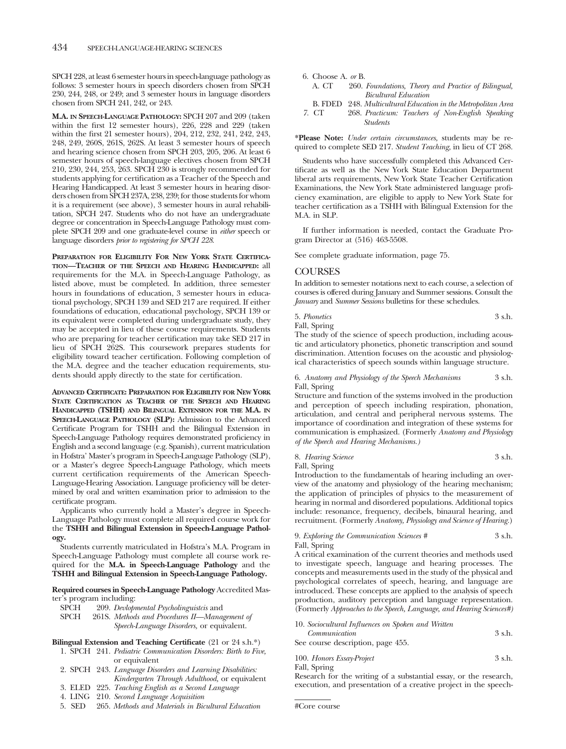SPCH 228, at least 6 semester hours in speech-language pathology as follows: 3 semester hours in speech disorders chosen from SPCH 230, 244, 248, or 249; and 3 semester hours in language disorders chosen from SPCH 241, 242, or 243.

**M.A. in Speech-Language Pathology:** SPCH 207 and 209 (taken within the first 12 semester hours), 226, 228 and 229 (taken within the first 21 semester hours), 204, 212, 232, 241, 242, 243, 248, 249, 260S, 261S, 262S. At least 3 semester hours of speech and hearing science chosen from SPCH 203, 205, 206. At least 6 semester hours of speech-language electives chosen from SPCH 210, 230, 244, 253, 263. SPCH 230 is strongly recommended for students applying for certification as a Teacher of the Speech and Hearing Handicapped. At least 3 semester hours in hearing disorders chosen from SPCH 237A, 238, 239; for those students for whom it is a requirement (see above), 3 semester hours in aural rehabilitation, SPCH 247. Students who do not have an undergraduate degree or concentration in Speech-Language Pathology must complete SPCH 209 and one graduate-level course in *either* speech or language disorders *prior to registering for SPCH 228.*

**Preparation for Eligibility For New York State Certification—Teacher of the Speech and Hearing Handicapped:** all requirements for the M.A. in Speech-Language Pathology, as listed above, must be completed. In addition, three semester hours in foundations of education, 3 semester hours in educational psychology, SPCH 139 and SED 217 are required. If either foundations of education, educational psychology, SPCH 139 or its equivalent were completed during undergraduate study, they may be accepted in lieu of these course requirements. Students who are preparing for teacher certification may take SED 217 in lieu of SPCH 262S. This coursework prepares students for eligibility toward teacher certification. Following completion of the M.A. degree and the teacher education requirements, students should apply directly to the state for certification.

**Advanced Certificate: Preparation for Eligibility for New York State Certification as Teacher of the Speech and Hearing Handicapped (TSHH) and Bilingual Extension for the M.A. in Speech-Language Pathology (SLP):** Admission to the Advanced Certificate Program for TSHH and the Bilingual Extension in Speech-Language Pathology requires demonstrated proficiency in English and a second language (e.g. Spanish), current matriculation in Hofstra' Master's program in Speech-Language Pathology (SLP), or a Master's degree Speech-Language Pathology, which meets current certification requirements of the American Speech-Language-Hearing Association. Language proficiency will be determined by oral and written examination prior to admission to the certificate program.

Applicants who currently hold a Master's degree in Speech-Language Pathology must complete all required course work for the **TSHH and Bilingual Extension in Speech-Language Pathology.**

Students currently matriculated in Hofstra's M.A. Program in Speech-Language Pathology must complete all course work required for the **M.A. in Speech-Language Pathology** and the **TSHH and Bilingual Extension in Speech-Language Pathology.**

**Required courses in Speech-Language Pathology** Accredited Master's program including:

SPCH 209. *Devlopmental Psycholinguistcis* and
SPCH 261S. *Methods and Procedures II—Management of Speech-Language Disorders,* or equivalent.

**Bilingual Extension and Teaching Certificate** (21 or 24 s.h.*)

1. SPCH 241. *Pediatric Communication Disorders: Birth to Five,* or equivalent
2. SPCH 243. *Language Disorders and Learning Disabilities: Kindergarten Through Adulthood,* or equivalent
3. ELED 225. *Teaching English as a Second Language*
4. LING 210. *Second Language Acquisition*
5. SED 265. *Methods and Materials in Bicultural Education*
6. Choose A. *or* B.
   A. CT 260. *Foundations, Theory and Practice of Bilingual, Bicultural Education*
   B. FDED 248. *Multicultural Education in the Metropolitan Area*
7. CT 268. *Practicum: Teachers of Non-English Speaking Students*

***Please Note:** *Under certain circumstances,* students may be required to complete SED 217. *Student Teaching,* in lieu of CT 268.

Students who have successfully completed this Advanced Certificate as well as the New York State Education Department liberal arts requirements, New York State Teacher Certification Examinations, the New York State administered language proficiency examination, are eligible to apply to New York State for teacher certification as a TSHH with Bilingual Extension for the M.A. in SLP.

If further information is needed, contact the Graduate Program Director at (516) 463-5508.

See complete graduate information, page 75.

## COURSES

In addition to semester notations next to each course, a selection of courses is offered during January and Summer sessions. Consult the *January* and *Summer Sessions* bulletins for these schedules.

5. *Phonetics* 3 s.h.
Fall, Spring
The study of the science of speech production, including acoustic and articulatory phonetics, phonetic transcription and sound discrimination. Attention focuses on the acoustic and physiological characteristics of speech sounds within language structure.

6. *Anatomy and Physiology of the Speech Mechanisms* 3 s.h.
Fall, Spring
Structure and function of the systems involved in the production and perception of speech including respiration, phonation, articulation, and central and peripheral nervous systems. The importance of coordination and integration of these systems for communication is emphasized. (Formerly *Anatomy and Physiology of the Speech and Hearing Mechanisms.*)

8. *Hearing Science* 3 s.h.
Fall, Spring
Introduction to the fundamentals of hearing including an overview of the anatomy and physiology of the hearing mechanism; the application of principles of physics to the measurement of hearing in normal and disordered populations. Additional topics include: resonance, frequency, decibels, binaural hearing, and recruitment. (Formerly *Anatomy, Physiology and Science of Hearing.*)

9. *Exploring the Communication Sciences #* 3 s.h.
Fall, Spring
A critical examination of the current theories and methods used to investigate speech, language and hearing processes. The concepts and measurements used in the study of the physical and psychological correlates of speech, hearing, and language are introduced. These concepts are applied to the analysis of speech production, auditory perception and language representation. (Formerly *Approaches to the Speech, Language, and Hearing Sciences#*)

10. *Sociocultural Influences on Spoken and Written Communication* 3 s.h.
See course description, page 455.

100. *Honors Essay-Project* 3 s.h.
Fall, Spring
Research for the writing of a substantial essay, or the research, execution, and presentation of a creative project in the speech-

#Core course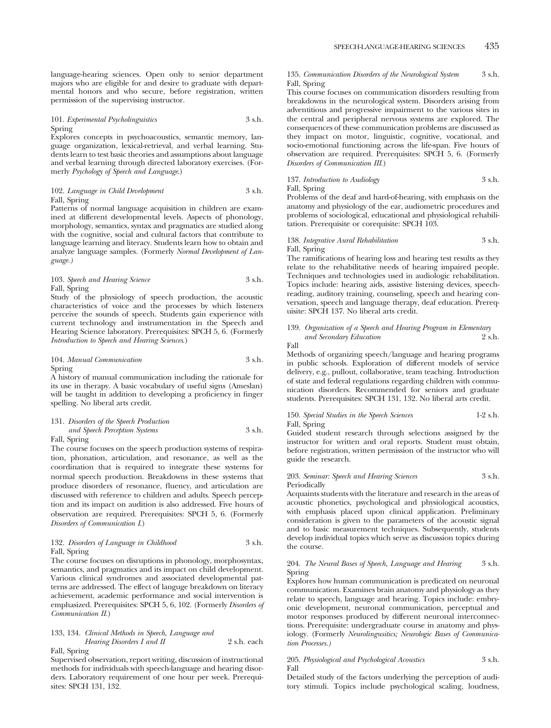language-hearing sciences. Open only to senior department majors who are eligible for and desire to graduate with departmental honors and who secure, before registration, written permission of the supervising instructor.

101. *Experimental Psycholinguistics* 3 s.h.
Spring

Explores concepts in psychoacoustics, semantic memory, language organization, lexical-retrieval, and verbal learning. Students learn to test basic theories and assumptions about language and verbal learning through directed laboratory exercises. (Formerly *Psychology of Speech and Language.*)

102. *Language in Child Development* 3 s.h.
Fall, Spring

Patterns of normal language acquisition in children are examined at different developmental levels. Aspects of phonology, morphology, semantics, syntax and pragmatics are studied along with the cognitive, social and cultural factors that contribute to language learning and literacy. Students learn how to obtain and analyze language samples. (Formerly *Normal Development of Language.)*

103. *Speech and Hearing Science* 3 s.h.
Fall, Spring

Study of the physiology of speech production, the acoustic characteristics of voice and the processes by which listeners perceive the sounds of speech. Students gain experience with current technology and instrumentation in the Speech and Hearing Science laboratory. Prerequisites: SPCH 5, 6. (Formerly *Introduction to Speech and Hearing Sciences*.)

104. *Manual Communication* 3 s.h.
Spring

A history of manual communication including the rationale for its use in therapy. A basic vocabulary of useful signs (Ameslan) will be taught in addition to developing a proficiency in finger spelling. No liberal arts credit.

131. *Disorders of the Speech Production and Speech Perception Systems* 3 s.h.
Fall, Spring

The course focuses on the speech production systems of respiration, phonation, articulation, and resonance, as well as the coordination that is required to integrate these systems for normal speech production. Breakdowns in these systems that produce disorders of resonance, fluency, and articulation are discussed with reference to children and adults. Speech perception and its impact on audition is also addressed. Five hours of observation are required. Prerequisites: SPCH 5, 6. (Formerly *Disorders of Communication I.*)

132. *Disorders of Language in Childhood* 3 s.h.
Fall, Spring

The course focuses on disruptions in phonology, morphosyntax, semantics, and pragmatics and its impact on child development. Various clinical syndromes and associated developmental patterns are addressed. The effect of languge breakdown on literacy achievement, academic performance and social intervention is emphasized. Prerequisites: SPCH 5, 6, 102. (Formerly *Disorders of Communication II.*)

133, 134. *Clinical Methods in Speech, Language and Hearing Disorders I and II* 2 s.h. each
Fall, Spring

Supervised observation, report writing, discussion of instructional methods for individuals with speech-language and hearing disorders. Laboratory requirement of one hour per week. Prerequisites: SPCH 131, 132.

135. *Communication Disorders of the Neurological System* 3 s.h.
Fall, Spring

This course focuses on communication disorders resulting from breakdowns in the neurological system. Disorders arising from adventitious and progressive impairment to the various sites in the central and peripheral nervous systems are explored. The consequences of these communication problems are discussed as they impact on motor, linguistic, cognitive, vocational, and socio-emotional functioning across the life-span. Five hours of observation are required. Prerequisites: SPCH 5, 6. (Formerly *Disorders of Communication III.*)

137. *Introduction to Audiology* 3 s.h.
Fall, Spring

Problems of the deaf and hard-of-hearing, with emphasis on the anatomy and physiology of the ear, audiometric procedures and problems of sociological, educational and physiological rehabilitation. Prerequisite or corequisite: SPCH 103.

138. *Integrative Aural Rehabilitation* 3 s.h.
Fall, Spring

The ramifications of hearing loss and hearing test results as they relate to the rehabilitative needs of hearing impaired people. Techniques and technologies used in audiologic rehabilitation. Topics include: hearing aids, assistive listening devices, speechreading, auditory training, counseling, speech and hearing conversation, speech and language therapy, deaf education. Prerequisite: SPCH 137. No liberal arts credit.

139. *Organization of a Speech and Hearing Program in Elementary and Secondary Education* 2 s.h.
Fall

Methods of organizing speech/language and hearing programs in public schools. Exploration of different models of service delivery, e.g., pullout, collaborative, team teaching. Introduction of state and federal regulations regarding children with communication disorders. Recommended for seniors and graduate students. Prerequisites: SPCH 131, 132. No liberal arts credit.

150. *Special Studies in the Speech Sciences* 1-2 s.h.
Fall, Spring

Guided student research through selections assigned by the instructor for written and oral reports. Student must obtain, before registration, written permission of the instructor who will guide the research.

203. *Seminar: Speech and Hearing Sciences* 3 s.h.
Periodically

Acquaints students with the literature and research in the areas of acoustic phonetics, psychological and physiological acoustics, with emphasis placed upon clinical application. Preliminary consideration is given to the parameters of the acoustic signal and to basic measurement techniques. Subsequently, students develop individual topics which serve as discussion topics during the course.

204. *The Neural Bases of Speech, Language and Hearing* 3 s.h.
Spring

Explores how human communication is predicated on neuronal communication. Examines brain anatomy and physiology as they relate to speech, language and hearing. Topics include: embryonic development, neuronal communication, perceptual and motor responses produced by different neuronal interconnections. Prerequisite: undergraduate course in anatomy and physiology. (Formerly *Neurolingusitics; Neurologic Bases of Communication Processes.)*

205. *Physiological and Psychological Acoustics* 3 s.h.
Fall

Detailed study of the factors underlying the perception of auditory stimuli. Topics include psychological scaling, loudness,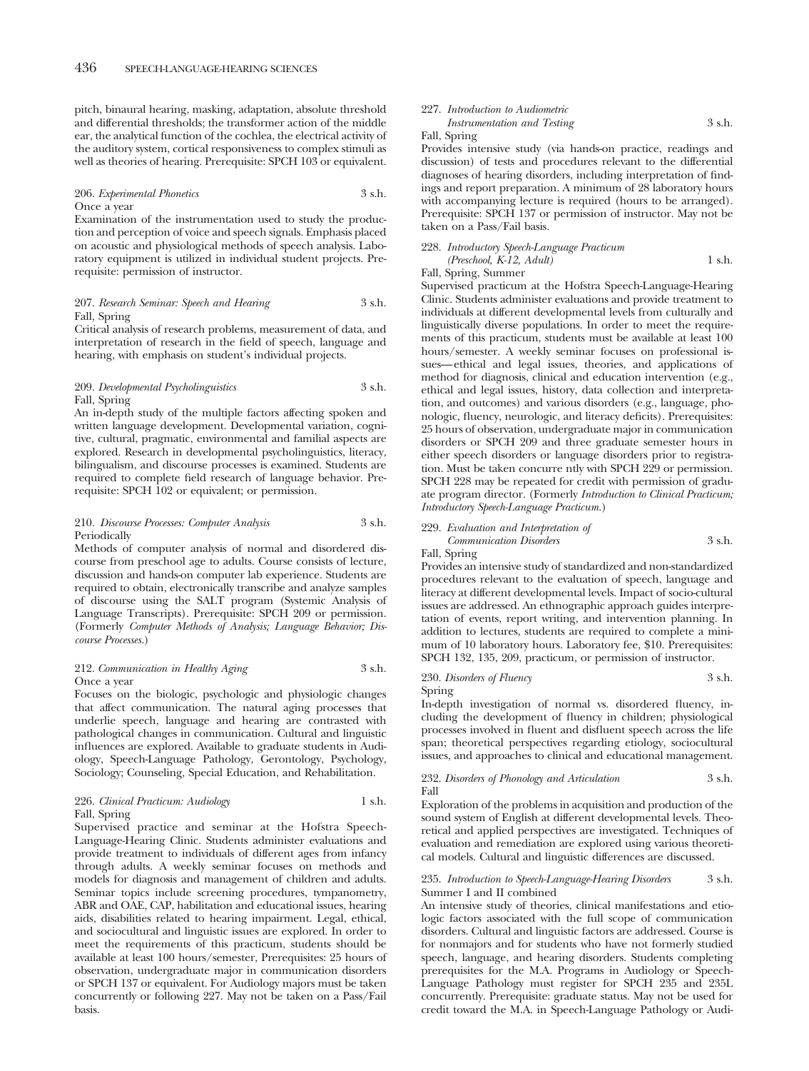pitch, binaural hearing, masking, adaptation, absolute threshold and differential thresholds; the transformer action of the middle ear, the analytical function of the cochlea, the electrical activity of the auditory system, cortical responsiveness to complex stimuli as well as theories of hearing. Prerequisite: SPCH 103 or equivalent.

206. *Experimental Phonetics* 3 s.h.
Once a year

Examination of the instrumentation used to study the production and perception of voice and speech signals. Emphasis placed on acoustic and physiological methods of speech analysis. Laboratory equipment is utilized in individual student projects. Prerequisite: permission of instructor.

207. *Research Seminar: Speech and Hearing* 3 s.h.
Fall, Spring

Critical analysis of research problems, measurement of data, and interpretation of research in the field of speech, language and hearing, with emphasis on student's individual projects.

209. *Developmental Psycholinguistics* 3 s.h.
Fall, Spring

An in-depth study of the multiple factors affecting spoken and written language development. Developmental variation, cognitive, cultural, pragmatic, environmental and familial aspects are explored. Research in developmental psycholinguistics, literacy, bilingualism, and discourse processes is examined. Students are required to complete field research of language behavior. Prerequisite: SPCH 102 or equivalent; or permission.

210. *Discourse Processes: Computer Analysis* 3 s.h.
Periodically

Methods of computer analysis of normal and disordered discourse from preschool age to adults. Course consists of lecture, discussion and hands-on computer lab experience. Students are required to obtain, electronically transcribe and analyze samples of discourse using the SALT program (Systemic Analysis of Language Transcripts). Prerequisite: SPCH 209 or permission. (Formerly *Computer Methods of Analysis; Language Behavior; Discourse Processes.*)

212. *Communication in Healthy Aging* 3 s.h.
Once a year

Focuses on the biologic, psychologic and physiologic changes that affect communication. The natural aging processes that underlie speech, language and hearing are contrasted with pathological changes in communication. Cultural and linguistic influences are explored. Available to graduate students in Audiology, Speech-Language Pathology, Gerontology, Psychology, Sociology; Counseling, Special Education, and Rehabilitation.

226. *Clinical Practicum: Audiology* 1 s.h.
Fall, Spring

Supervised practice and seminar at the Hofstra Speech-Language-Hearing Clinic. Students administer evaluations and provide treatment to individuals of different ages from infancy through adults. A weekly seminar focuses on methods and models for diagnosis and management of children and adults. Seminar topics include screening procedures, tympanometry, ABR and OAE, CAP, habilitation and educational issues, hearing aids, disabilities related to hearing impairment. Legal, ethical, and sociocultural and linguistic issues are explored. In order to meet the requirements of this practicum, students should be available at least 100 hours/semester, Prerequisites: 25 hours of observation, undergraduate major in communication disorders or SPCH 137 or equivalent. For Audiology majors must be taken concurrently or following 227. May not be taken on a Pass/Fail basis.

227. *Introduction to Audiometric Instrumentation and Testing* 3 s.h.
Fall, Spring

Provides intensive study (via hands-on practice, readings and discussion) of tests and procedures relevant to the differential diagnoses of hearing disorders, including interpretation of findings and report preparation. A minimum of 28 laboratory hours with accompanying lecture is required (hours to be arranged). Prerequisite: SPCH 137 or permission of instructor. May not be taken on a Pass/Fail basis.

228. *Introductory Speech-Language Practicum (Preschool, K-12, Adult)* 1 s.h.
Fall, Spring, Summer

Supervised practicum at the Hofstra Speech-Language-Hearing Clinic. Students administer evaluations and provide treatment to individuals at different developmental levels from culturally and linguistically diverse populations. In order to meet the requirements of this practicum, students must be available at least 100 hours/semester. A weekly seminar focuses on professional issues—ethical and legal issues, theories, and applications of method for diagnosis, clinical and education intervention (e.g., ethical and legal issues, history, data collection and interpretation, and outcomes) and various disorders (e.g., language, phonologic, fluency, neurologic, and literacy deficits). Prerequisites: 25 hours of observation, undergraduate major in communication disorders or SPCH 209 and three graduate semester hours in either speech disorders or language disorders prior to registration. Must be taken concurre ntly with SPCH 229 or permission. SPCH 228 may be repeated for credit with permission of graduate program director. (Formerly *Introduction to Clinical Practicum; Introductory Speech-Language Practicum.*)

229. *Evaluation and Interpretation of Communication Disorders* 3 s.h.
Fall, Spring

Provides an intensive study of standardized and non-standardized procedures relevant to the evaluation of speech, language and literacy at different developmental levels. Impact of socio-cultural issues are addressed. An ethnographic approach guides interpretation of events, report writing, and intervention planning. In addition to lectures, students are required to complete a minimum of 10 laboratory hours. Laboratory fee, $10. Prerequisites: SPCH 132, 135, 209, practicum, or permission of instructor.

230. *Disorders of Fluency* 3 s.h.
Spring

In-depth investigation of normal vs. disordered fluency, including the development of fluency in children; physiological processes involved in fluent and disfluent speech across the life span; theoretical perspectives regarding etiology, sociocultural issues, and approaches to clinical and educational management.

232. *Disorders of Phonology and Articulation* 3 s.h.
Fall

Exploration of the problems in acquisition and production of the sound system of English at different developmental levels. Theoretical and applied perspectives are investigated. Techniques of evaluation and remediation are explored using various theoretical models. Cultural and linguistic differences are discussed.

235. *Introduction to Speech-Language-Hearing Disorders* 3 s.h.
Summer I and II combined

An intensive study of theories, clinical manifestations and etiologic factors associated with the full scope of communication disorders. Cultural and linguistic factors are addressed. Course is for nonmajors and for students who have not formerly studied speech, language, and hearing disorders. Students completing prerequisites for the M.A. Programs in Audiology or Speech-Language Pathology must register for SPCH 235 and 235L concurrently. Prerequisite: graduate status. May not be used for credit toward the M.A. in Speech-Language Pathology or Audi-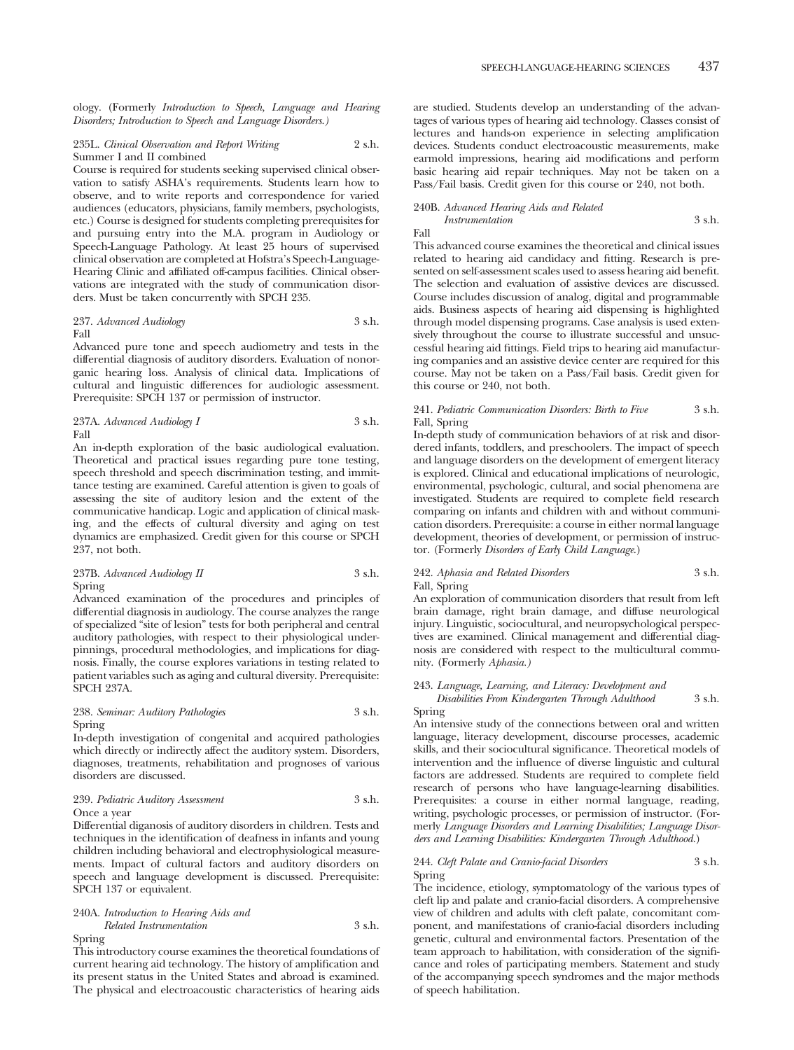ology. (Formerly *Introduction to Speech, Language and Hearing Disorders; Introduction to Speech and Language Disorders.*)

235L. *Clinical Observation and Report Writing* 2 s.h.
Summer I and II combined
Course is required for students seeking supervised clinical observation to satisfy ASHA's requirements. Students learn how to observe, and to write reports and correspondence for varied audiences (educators, physicians, family members, psychologists, etc.) Course is designed for students completing prerequisites for and pursuing entry into the M.A. program in Audiology or Speech-Language Pathology. At least 25 hours of supervised clinical observation are completed at Hofstra's Speech-Language-Hearing Clinic and affiliated off-campus facilities. Clinical observations are integrated with the study of communication disorders. Must be taken concurrently with SPCH 235.

237. *Advanced Audiology* 3 s.h.
Fall
Advanced pure tone and speech audiometry and tests in the differential diagnosis of auditory disorders. Evaluation of nonorganic hearing loss. Analysis of clinical data. Implications of cultural and linguistic differences for audiologic assessment. Prerequisite: SPCH 137 or permission of instructor.

237A. *Advanced Audiology I* 3 s.h.
Fall
An in-depth exploration of the basic audiological evaluation. Theoretical and practical issues regarding pure tone testing, speech threshold and speech discrimination testing, and immittance testing are examined. Careful attention is given to goals of assessing the site of auditory lesion and the extent of the communicative handicap. Logic and application of clinical masking, and the effects of cultural diversity and aging on test dynamics are emphasized. Credit given for this course or SPCH 237, not both.

237B. *Advanced Audiology II* 3 s.h.
Spring
Advanced examination of the procedures and principles of differential diagnosis in audiology. The course analyzes the range of specialized "site of lesion" tests for both peripheral and central auditory pathologies, with respect to their physiological underpinnings, procedural methodologies, and implications for diagnosis. Finally, the course explores variations in testing related to patient variables such as aging and cultural diversity. Prerequisite: SPCH 237A.

238. *Seminar: Auditory Pathologies* 3 s.h.
Spring
In-depth investigation of congenital and acquired pathologies which directly or indirectly affect the auditory system. Disorders, diagnoses, treatments, rehabilitation and prognoses of various disorders are discussed.

239. *Pediatric Auditory Assessment* 3 s.h.
Once a year
Differential diganosis of auditory disorders in children. Tests and techniques in the identification of deafness in infants and young children including behavioral and electrophysiological measurements. Impact of cultural factors and auditory disorders on speech and language development is discussed. Prerequisite: SPCH 137 or equivalent.

240A. *Introduction to Hearing Aids and Related Instrumentation* 3 s.h.
Spring
This introductory course examines the theoretical foundations of current hearing aid technology. The history of amplification and its present status in the United States and abroad is examined. The physical and electroacoustic characteristics of hearing aids are studied. Students develop an understanding of the advantages of various types of hearing aid technology. Classes consist of lectures and hands-on experience in selecting amplification devices. Students conduct electroacoustic measurements, make earmold impressions, hearing aid modifications and perform basic hearing aid repair techniques. May not be taken on a Pass/Fail basis. Credit given for this course or 240, not both.

240B. *Advanced Hearing Aids and Related Instrumentation* 3 s.h.
Fall
This advanced course examines the theoretical and clinical issues related to hearing aid candidacy and fitting. Research is presented on self-assessment scales used to assess hearing aid benefit. The selection and evaluation of assistive devices are discussed. Course includes discussion of analog, digital and programmable aids. Business aspects of hearing aid dispensing is highlighted through model dispensing programs. Case analysis is used extensively throughout the course to illustrate successful and unsuccessful hearing aid fittings. Field trips to hearing aid manufacturing companies and an assistive device center are required for this course. May not be taken on a Pass/Fail basis. Credit given for this course or 240, not both.

241. *Pediatric Communication Disorders: Birth to Five* 3 s.h.
Fall, Spring
In-depth study of communication behaviors of at risk and disordered infants, toddlers, and preschoolers. The impact of speech and language disorders on the development of emergent literacy is explored. Clinical and educational implications of neurologic, environmental, psychologic, cultural, and social phenomena are investigated. Students are required to complete field research comparing on infants and children with and without communication disorders. Prerequisite: a course in either normal language development, theories of development, or permission of instructor. (Formerly *Disorders of Early Child Language.*)

242. *Aphasia and Related Disorders* 3 s.h.
Fall, Spring
An exploration of communication disorders that result from left brain damage, right brain damage, and diffuse neurological injury. Linguistic, sociocultural, and neuropsychological perspectives are examined. Clinical management and differential diagnosis are considered with respect to the multicultural community. (Formerly *Aphasia.*)

243. *Language, Learning, and Literacy: Development and Disabilities From Kindergarten Through Adulthood* 3 s.h.
Spring
An intensive study of the connections between oral and written language, literacy development, discourse processes, academic skills, and their sociocultural significance. Theoretical models of intervention and the influence of diverse linguistic and cultural factors are addressed. Students are required to complete field research of persons who have language-learning disabilities. Prerequisites: a course in either normal language, reading, writing, psychologic processes, or permission of instructor. (Formerly *Language Disorders and Learning Disabilities; Language Disorders and Learning Disabilities: Kindergarten Through Adulthood.*)

244. *Cleft Palate and Cranio-facial Disorders* 3 s.h.
Spring
The incidence, etiology, symptomatology of the various types of cleft lip and palate and cranio-facial disorders. A comprehensive view of children and adults with cleft palate, concomitant component, and manifestations of cranio-facial disorders including genetic, cultural and environmental factors. Presentation of the team approach to habilitation, with consideration of the significance and roles of participating members. Statement and study of the accompanying speech syndromes and the major methods of speech habilitation.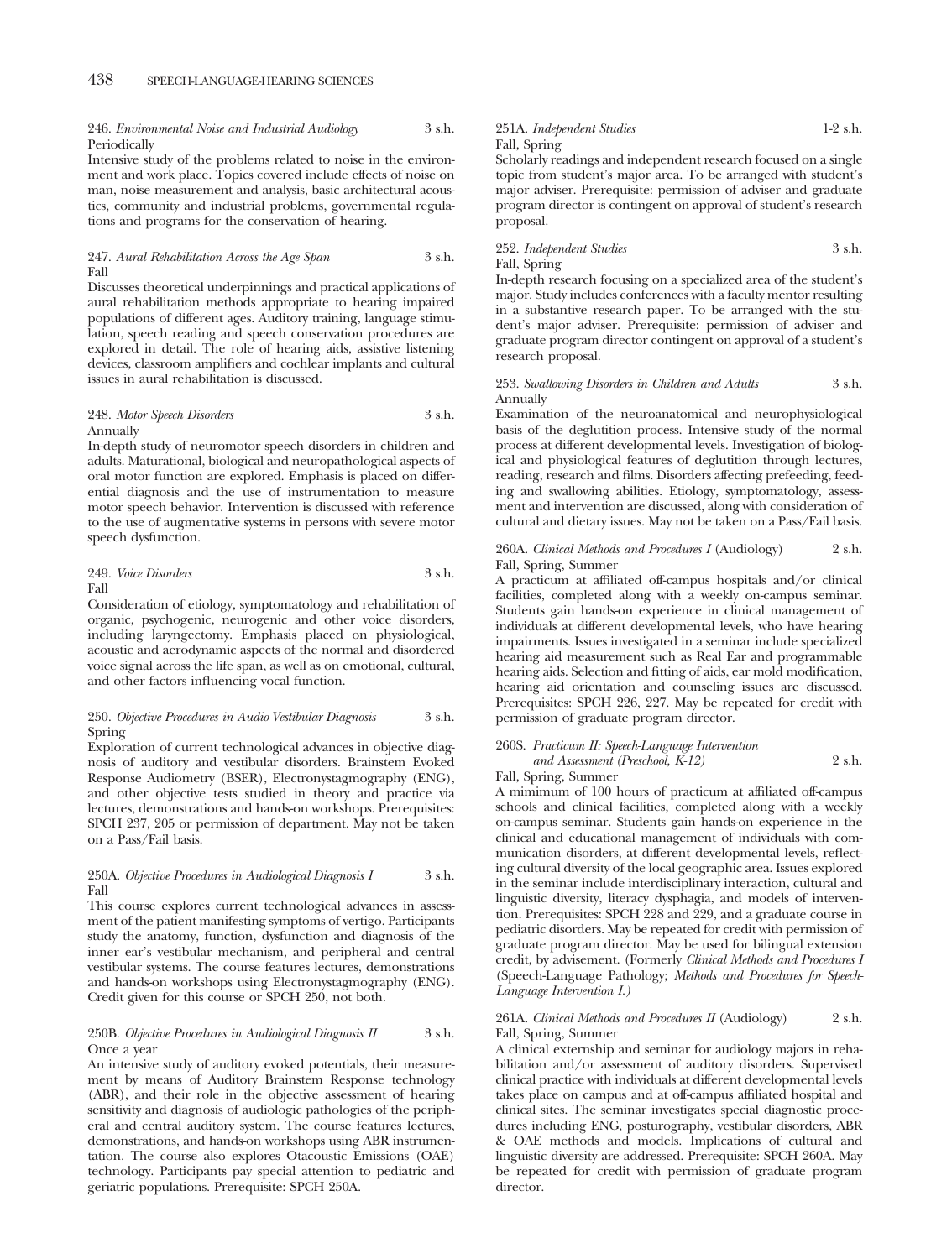246. *Environmental Noise and Industrial Audiology* 3 s.h.
Periodically

Intensive study of the problems related to noise in the environment and work place. Topics covered include effects of noise on man, noise measurement and analysis, basic architectural acoustics, community and industrial problems, governmental regulations and programs for the conservation of hearing.

247. *Aural Rehabilitation Across the Age Span* 3 s.h.
Fall

Discusses theoretical underpinnings and practical applications of aural rehabilitation methods appropriate to hearing impaired populations of different ages. Auditory training, language stimulation, speech reading and speech conservation procedures are explored in detail. The role of hearing aids, assistive listening devices, classroom amplifiers and cochlear implants and cultural issues in aural rehabilitation is discussed.

248. *Motor Speech Disorders* 3 s.h.
Annually

In-depth study of neuromotor speech disorders in children and adults. Maturational, biological and neuropathological aspects of oral motor function are explored. Emphasis is placed on differential diagnosis and the use of instrumentation to measure motor speech behavior. Intervention is discussed with reference to the use of augmentative systems in persons with severe motor speech dysfunction.

249. *Voice Disorders* 3 s.h.
Fall

Consideration of etiology, symptomatology and rehabilitation of organic, psychogenic, neurogenic and other voice disorders, including laryngectomy. Emphasis placed on physiological, acoustic and aerodynamic aspects of the normal and disordered voice signal across the life span, as well as on emotional, cultural, and other factors influencing vocal function.

250. *Objective Procedures in Audio-Vestibular Diagnosis* 3 s.h.
Spring

Exploration of current technological advances in objective diagnosis of auditory and vestibular disorders. Brainstem Evoked Response Audiometry (BSER), Electronystagmography (ENG), and other objective tests studied in theory and practice via lectures, demonstrations and hands-on workshops. Prerequisites: SPCH 237, 205 or permission of department. May not be taken on a Pass/Fail basis.

250A. *Objective Procedures in Audiological Diagnosis I* 3 s.h.
Fall

This course explores current technological advances in assessment of the patient manifesting symptoms of vertigo. Participants study the anatomy, function, dysfunction and diagnosis of the inner ear's vestibular mechanism, and peripheral and central vestibular systems. The course features lectures, demonstrations and hands-on workshops using Electronystagmography (ENG). Credit given for this course or SPCH 250, not both.

250B. *Objective Procedures in Audiological Diagnosis II* 3 s.h.
Once a year

An intensive study of auditory evoked potentials, their measurement by means of Auditory Brainstem Response technology (ABR), and their role in the objective assessment of hearing sensitivity and diagnosis of audiologic pathologies of the peripheral and central auditory system. The course features lectures, demonstrations, and hands-on workshops using ABR instrumentation. The course also explores Otacoustic Emissions (OAE) technology. Participants pay special attention to pediatric and geriatric populations. Prerequisite: SPCH 250A.

251A. *Independent Studies* 1-2 s.h.
Fall, Spring

Scholarly readings and independent research focused on a single topic from student's major area. To be arranged with student's major adviser. Prerequisite: permission of adviser and graduate program director is contingent on approval of student's research proposal.

252. *Independent Studies* 3 s.h.
Fall, Spring

In-depth research focusing on a specialized area of the student's major. Study includes conferences with a faculty mentor resulting in a substantive research paper. To be arranged with the student's major adviser. Prerequisite: permission of adviser and graduate program director contingent on approval of a student's research proposal.

253. *Swallowing Disorders in Children and Adults* 3 s.h.
Annually

Examination of the neuroanatomical and neurophysiological basis of the deglutition process. Intensive study of the normal process at different developmental levels. Investigation of biological and physiological features of deglutition through lectures, reading, research and films. Disorders affecting prefeeding, feeding and swallowing abilities. Etiology, symptomatology, assessment and intervention are discussed, along with consideration of cultural and dietary issues. May not be taken on a Pass/Fail basis.

260A. *Clinical Methods and Procedures I* (Audiology) 2 s.h.
Fall, Spring, Summer

A practicum at affiliated off-campus hospitals and/or clinical facilities, completed along with a weekly on-campus seminar. Students gain hands-on experience in clinical management of individuals at different developmental levels, who have hearing impairments. Issues investigated in a seminar include specialized hearing aid measurement such as Real Ear and programmable hearing aids. Selection and fitting of aids, ear mold modification, hearing aid orientation and counseling issues are discussed. Prerequisites: SPCH 226, 227. May be repeated for credit with permission of graduate program director.

260S. *Practicum II: Speech-Language Intervention and Assessment (Preschool, K-12)* 2 s.h.
Fall, Spring, Summer

A mimimum of 100 hours of practicum at affiliated off-campus schools and clinical facilities, completed along with a weekly on-campus seminar. Students gain hands-on experience in the clinical and educational management of individuals with communication disorders, at different developmental levels, reflecting cultural diversity of the local geographic area. Issues explored in the seminar include interdisciplinary interaction, cultural and linguistic diversity, literacy dysphagia, and models of intervention. Prerequisites: SPCH 228 and 229, and a graduate course in pediatric disorders. May be repeated for credit with permission of graduate program director. May be used for bilingual extension credit, by advisement. (Formerly *Clinical Methods and Procedures I* (Speech-Language Pathology; *Methods and Procedures for Speech-Language Intervention I.*)

261A. *Clinical Methods and Procedures II* (Audiology) 2 s.h.
Fall, Spring, Summer

A clinical externship and seminar for audiology majors in rehabilitation and/or assessment of auditory disorders. Supervised clinical practice with individuals at different developmental levels takes place on campus and at off-campus affiliated hospital and clinical sites. The seminar investigates special diagnostic procedures including ENG, posturography, vestibular disorders, ABR & OAE methods and models. Implications of cultural and linguistic diversity are addressed. Prerequisite: SPCH 260A. May be repeated for credit with permission of graduate program director.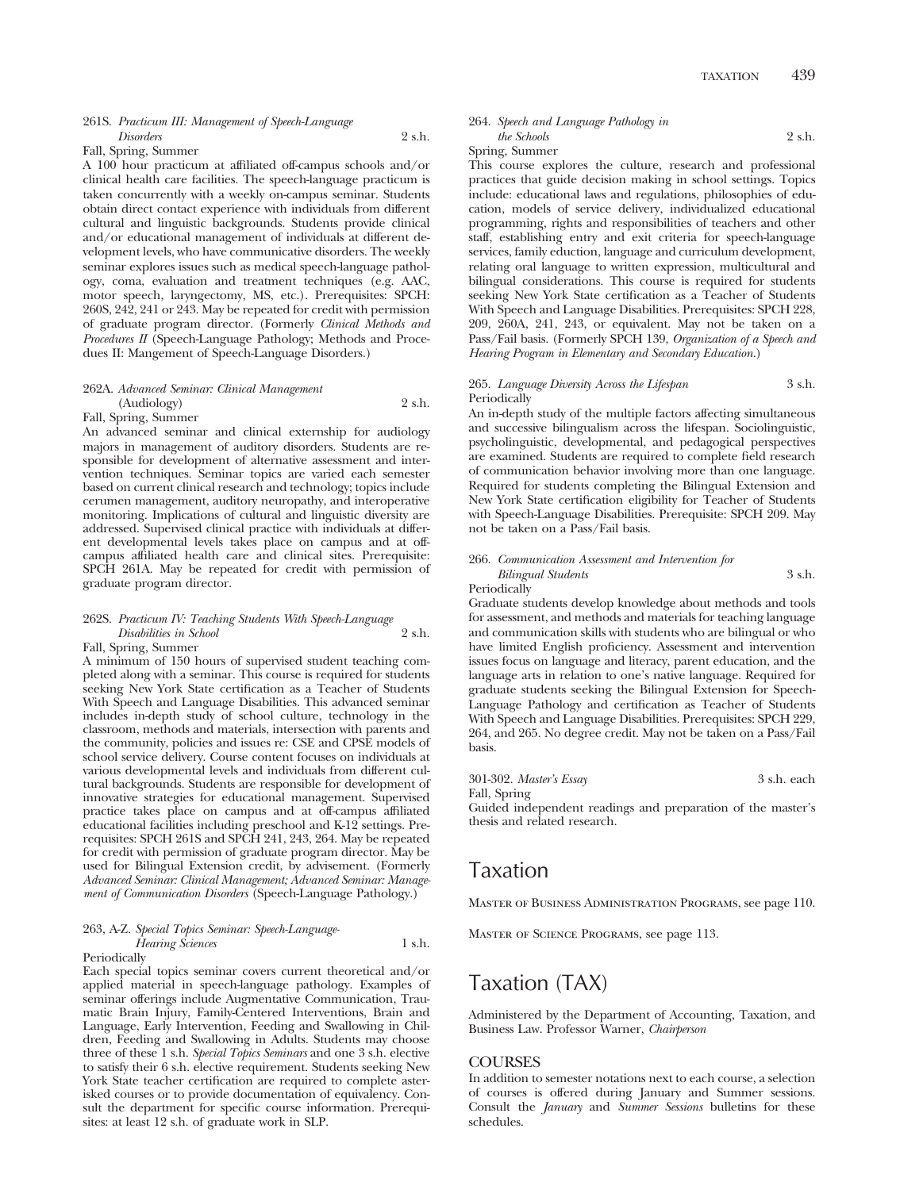261S. *Practicum III: Management of Speech-Language Disorders* 2 s.h.
Fall, Spring, Summer

A 100 hour practicum at affiliated off-campus schools and/or clinical health care facilities. The speech-language practicum is taken concurrently with a weekly on-campus seminar. Students obtain direct contact experience with individuals from different cultural and linguistic backgrounds. Students provide clinical and/or educational management of individuals at different development levels, who have communicative disorders. The weekly seminar explores issues such as medical speech-language pathology, coma, evaluation and treatment techniques (e.g. AAC, motor speech, laryngectomy, MS, etc.). Prerequisites: SPCH: 260S, 242, 241 or 243. May be repeated for credit with permission of graduate program director. (Formerly *Clinical Methods and Procedures II* (Speech-Language Pathology; Methods and Procedues II: Mangement of Speech-Language Disorders.)

262A. *Advanced Seminar: Clinical Management* (Audiology) 2 s.h.
Fall, Spring, Summer

An advanced seminar and clinical externship for audiology majors in management of auditory disorders. Students are responsible for development of alternative assessment and intervention techniques. Seminar topics are varied each semester based on current clinical research and technology; topics include cerumen management, auditory neuropathy, and interoperative monitoring. Implications of cultural and linguistic diversity are addressed. Supervised clinical practice with individuals at different developmental levels takes place on campus and at off-campus affiliated health care and clinical sites. Prerequisite: SPCH 261A. May be repeated for credit with permission of graduate program director.

262S. *Practicum IV: Teaching Students With Speech-Language Disabilities in School* 2 s.h.
Fall, Spring, Summer

A minimum of 150 hours of supervised student teaching completed along with a seminar. This course is required for students seeking New York State certification as a Teacher of Students With Speech and Language Disabilities. This advanced seminar includes in-depth study of school culture, technology in the classroom, methods and materials, intersection with parents and the community, policies and issues re: CSE and CPSE models of school service delivery. Course content focuses on individuals at various developmental levels and individuals from different cultural backgrounds. Students are responsible for development of innovative strategies for educational management. Supervised practice takes place on campus and at off-campus affiliated educational facilities including preschool and K-12 settings. Prerequisites: SPCH 261S and SPCH 241, 243, 264. May be repeated for credit with permission of graduate program director. May be used for Bilingual Extension credit, by advisement. (Formerly *Advanced Seminar: Clinical Management; Advanced Seminar: Management of Communication Disorders* (Speech-Language Pathology.)

263, A-Z. *Special Topics Seminar: Speech-Language-Hearing Sciences* 1 s.h.
Periodically

Each special topics seminar covers current theoretical and/or applied material in speech-language pathology. Examples of seminar offerings include Augmentative Communication, Traumatic Brain Injury, Family-Centered Interventions, Brain and Language, Early Intervention, Feeding and Swallowing in Children, Feeding and Swallowing in Adults. Students may choose three of these 1 s.h. *Special Topics Seminars* and one 3 s.h. elective to satisfy their 6 s.h. elective requirement. Students seeking New York State teacher certification are required to complete asterisked courses or to provide documentation of equivalency. Consult the department for specific course information. Prerequisites: at least 12 s.h. of graduate work in SLP.

264. *Speech and Language Pathology in the Schools* 2 s.h.
Spring, Summer

This course explores the culture, research and professional practices that guide decision making in school settings. Topics include: educational laws and regulations, philosophies of education, models of service delivery, individualized educational programming, rights and responsibilities of teachers and other staff, establishing entry and exit criteria for speech-language services, family eduction, language and curriculum development, relating oral language to written expression, multicultural and bilingual considerations. This course is required for students seeking New York State certification as a Teacher of Students With Speech and Language Disabilities. Prerequisites: SPCH 228, 209, 260A, 241, 243, or equivalent. May not be taken on a Pass/Fail basis. (Formerly SPCH 139, *Organization of a Speech and Hearing Program in Elementary and Secondary Education.*)

265. *Language Diversity Across the Lifespan* 3 s.h.
Periodically

An in-depth study of the multiple factors affecting simultaneous and successive bilingualism across the lifespan. Sociolinguistic, psycholinguistic, developmental, and pedagogical perspectives are examined. Students are required to complete field research of communication behavior involving more than one language. Required for students completing the Bilingual Extension and New York State certification eligibility for Teacher of Students with Speech-Language Disabilities. Prerequisite: SPCH 209. May not be taken on a Pass/Fail basis.

266. *Communication Assessment and Intervention for Bilingual Students* 3 s.h.
Periodically

Graduate students develop knowledge about methods and tools for assessment, and methods and materials for teaching language and communication skills with students who are bilingual or who have limited English proficiency. Assessment and intervention issues focus on language and literacy, parent education, and the language arts in relation to one's native language. Required for graduate students seeking the Bilingual Extension for Speech-Language Pathology and certification as Teacher of Students With Speech and Language Disabilities. Prerequisites: SPCH 229, 264, and 265. No degree credit. May not be taken on a Pass/Fail basis.

301-302. *Master's Essay* 3 s.h. each
Fall, Spring

Guided independent readings and preparation of the master's thesis and related research.

# Taxation

Master of Business Administration Programs, see page 110.

Master of Science Programs, see page 113.

# Taxation (TAX)

Administered by the Department of Accounting, Taxation, and Business Law. Professor Warner, *Chairperson*

## COURSES

In addition to semester notations next to each course, a selection of courses is offered during January and Summer sessions. Consult the *January* and *Summer Sessions* bulletins for these schedules.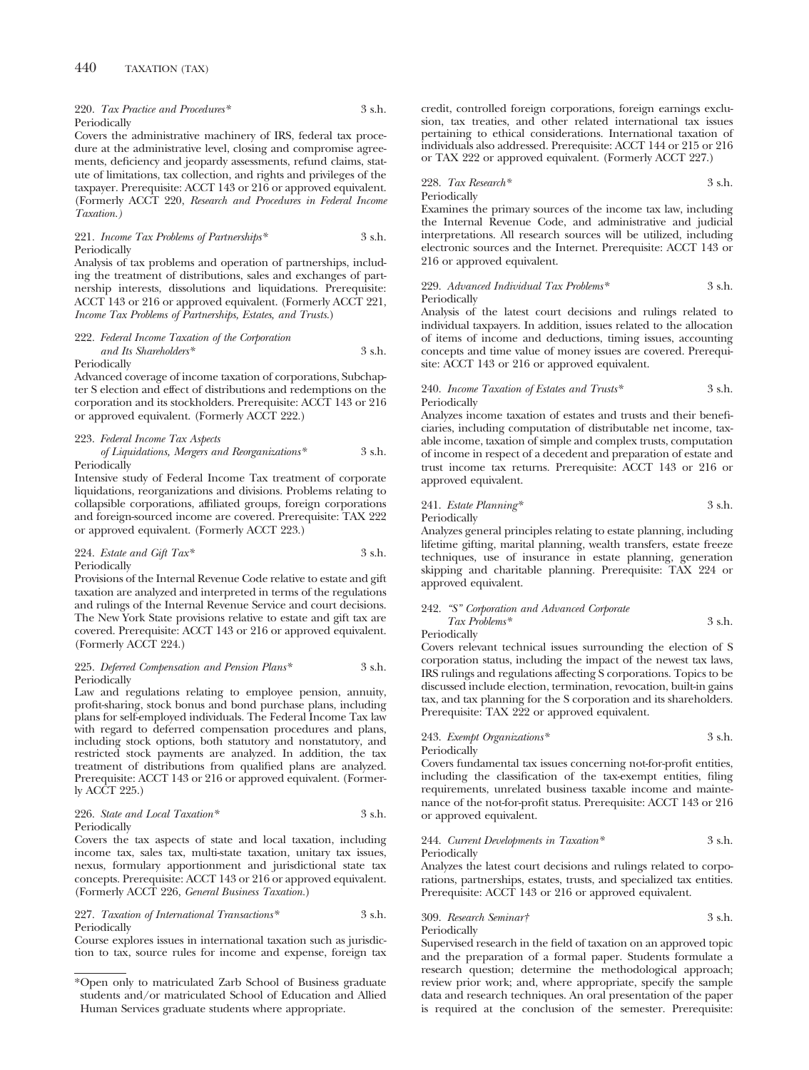220. *Tax Practice and Procedures\** 3 s.h.
Periodically

Covers the administrative machinery of IRS, federal tax procedure at the administrative level, closing and compromise agreements, deficiency and jeopardy assessments, refund claims, statute of limitations, tax collection, and rights and privileges of the taxpayer. Prerequisite: ACCT 143 or 216 or approved equivalent. (Formerly ACCT 220, *Research and Procedures in Federal Income Taxation.*)

221. *Income Tax Problems of Partnerships\** 3 s.h.
Periodically

Analysis of tax problems and operation of partnerships, including the treatment of distributions, sales and exchanges of partnership interests, dissolutions and liquidations. Prerequisite: ACCT 143 or 216 or approved equivalent. (Formerly ACCT 221, *Income Tax Problems of Partnerships, Estates, and Trusts.*)

222. *Federal Income Taxation of the Corporation and Its Shareholders\** 3 s.h.
Periodically

Advanced coverage of income taxation of corporations, Subchapter S election and effect of distributions and redemptions on the corporation and its stockholders. Prerequisite: ACCT 143 or 216 or approved equivalent. (Formerly ACCT 222.)

223. *Federal Income Tax Aspects of Liquidations, Mergers and Reorganizations\** 3 s.h.
Periodically

Intensive study of Federal Income Tax treatment of corporate liquidations, reorganizations and divisions. Problems relating to collapsible corporations, affiliated groups, foreign corporations and foreign-sourced income are covered. Prerequisite: TAX 222 or approved equivalent. (Formerly ACCT 223.)

224. *Estate and Gift Tax\** 3 s.h.
Periodically

Provisions of the Internal Revenue Code relative to estate and gift taxation are analyzed and interpreted in terms of the regulations and rulings of the Internal Revenue Service and court decisions. The New York State provisions relative to estate and gift tax are covered. Prerequisite: ACCT 143 or 216 or approved equivalent. (Formerly ACCT 224.)

225. *Deferred Compensation and Pension Plans\** 3 s.h.
Periodically

Law and regulations relating to employee pension, annuity, profit-sharing, stock bonus and bond purchase plans, including plans for self-employed individuals. The Federal Income Tax law with regard to deferred compensation procedures and plans, including stock options, both statutory and nonstatutory, and restricted stock payments are analyzed. In addition, the tax treatment of distributions from qualified plans are analyzed. Prerequisite: ACCT 143 or 216 or approved equivalent. (Formerly ACCT 225.)

226. *State and Local Taxation\** 3 s.h.
Periodically

Covers the tax aspects of state and local taxation, including income tax, sales tax, multi-state taxation, unitary tax issues, nexus, formulary apportionment and jurisdictional state tax concepts. Prerequisite: ACCT 143 or 216 or approved equivalent. (Formerly ACCT 226, *General Business Taxation.*)

227. *Taxation of International Transactions\** 3 s.h.
Periodically

Course explores issues in international taxation such as jurisdiction to tax, source rules for income and expense, foreign tax credit, controlled foreign corporations, foreign earnings exclusion, tax treaties, and other related international tax issues pertaining to ethical considerations. International taxation of individuals also addressed. Prerequisite: ACCT 144 or 215 or 216 or TAX 222 or approved equivalent. (Formerly ACCT 227.)

228. *Tax Research\** 3 s.h.
Periodically

Examines the primary sources of the income tax law, including the Internal Revenue Code, and administrative and judicial interpretations. All research sources will be utilized, including electronic sources and the Internet. Prerequisite: ACCT 143 or 216 or approved equivalent.

229. *Advanced Individual Tax Problems\** 3 s.h.
Periodically

Analysis of the latest court decisions and rulings related to individual taxpayers. In addition, issues related to the allocation of items of income and deductions, timing issues, accounting concepts and time value of money issues are covered. Prerequisite: ACCT 143 or 216 or approved equivalent.

240. *Income Taxation of Estates and Trusts\** 3 s.h.
Periodically

Analyzes income taxation of estates and trusts and their beneficiaries, including computation of distributable net income, taxable income, taxation of simple and complex trusts, computation of income in respect of a decedent and preparation of estate and trust income tax returns. Prerequisite: ACCT 143 or 216 or approved equivalent.

241. *Estate Planning\** 3 s.h.
Periodically

Analyzes general principles relating to estate planning, including lifetime gifting, marital planning, wealth transfers, estate freeze techniques, use of insurance in estate planning, generation skipping and charitable planning. Prerequisite: TAX 224 or approved equivalent.

242. *"S" Corporation and Advanced Corporate Tax Problems\** 3 s.h.
Periodically

Covers relevant technical issues surrounding the election of S corporation status, including the impact of the newest tax laws, IRS rulings and regulations affecting S corporations. Topics to be discussed include election, termination, revocation, built-in gains tax, and tax planning for the S corporation and its shareholders. Prerequisite: TAX 222 or approved equivalent.

243. *Exempt Organizations\** 3 s.h.
Periodically

Covers fundamental tax issues concerning not-for-profit entities, including the classification of the tax-exempt entities, filing requirements, unrelated business taxable income and maintenance of the not-for-profit status. Prerequisite: ACCT 143 or 216 or approved equivalent.

244. *Current Developments in Taxation\** 3 s.h.
Periodically

Analyzes the latest court decisions and rulings related to corporations, partnerships, estates, trusts, and specialized tax entities. Prerequisite: ACCT 143 or 216 or approved equivalent.

309. *Research Seminar†* 3 s.h.
Periodically

Supervised research in the field of taxation on an approved topic and the preparation of a formal paper. Students formulate a research question; determine the methodological approach; review prior work; and, where appropriate, specify the sample data and research techniques. An oral presentation of the paper is required at the conclusion of the semester. Prerequisite:

---

\*Open only to matriculated Zarb School of Business graduate students and/or matriculated School of Education and Allied Human Services graduate students where appropriate.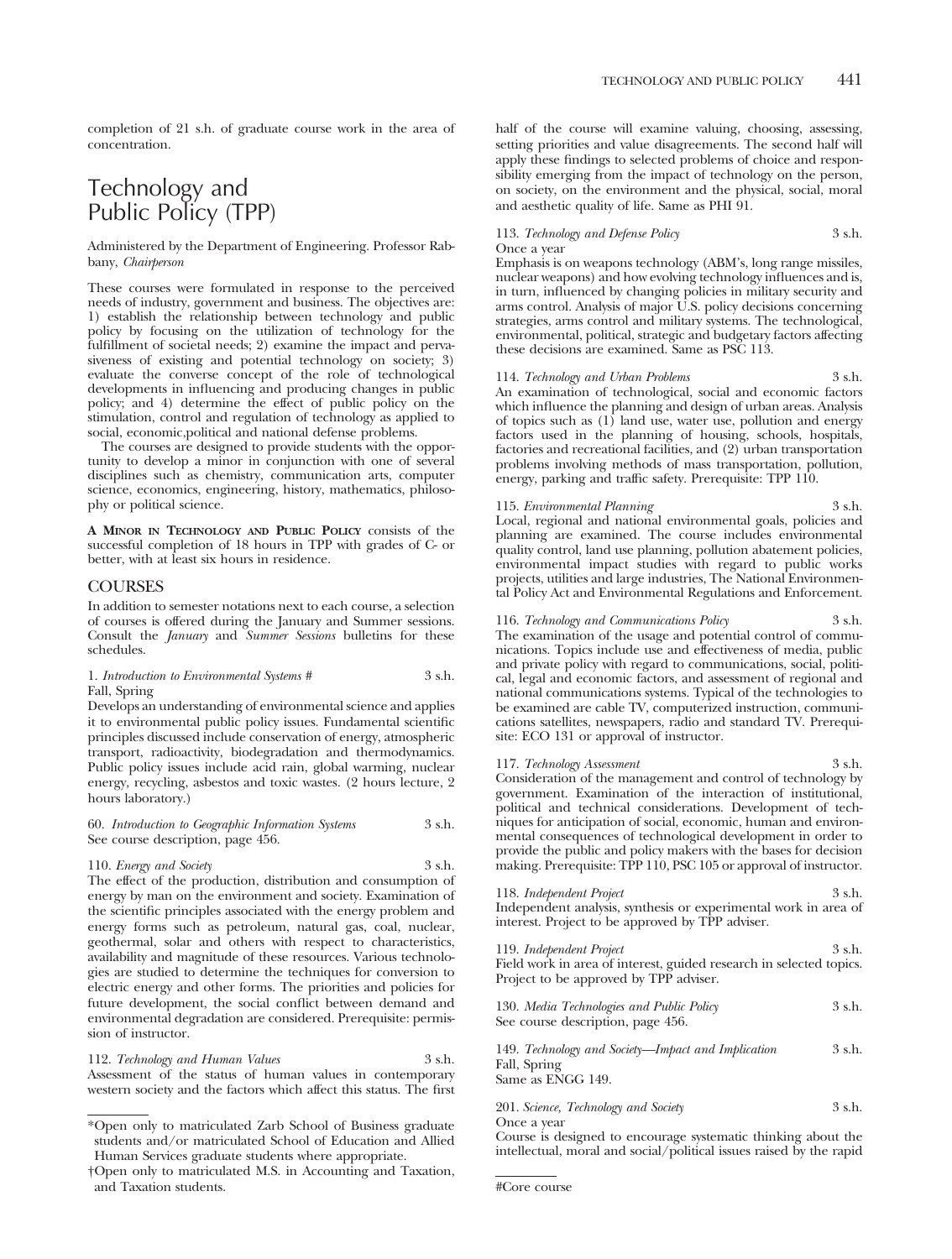completion of 21 s.h. of graduate course work in the area of concentration.

# Technology and Public Policy (TPP)

Administered by the Department of Engineering. Professor Rabbany, *Chairperson*

These courses were formulated in response to the perceived needs of industry, government and business. The objectives are: 1) establish the relationship between technology and public policy by focusing on the utilization of technology for the fulfillment of societal needs; 2) examine the impact and pervasiveness of existing and potential technology on society; 3) evaluate the converse concept of the role of technological developments in influencing and producing changes in public policy; and 4) determine the effect of public policy on the stimulation, control and regulation of technology as applied to social, economic,political and national defense problems.

The courses are designed to provide students with the opportunity to develop a minor in conjunction with one of several disciplines such as chemistry, communication arts, computer science, economics, engineering, history, mathematics, philosophy or political science.

**A MINOR IN TECHNOLOGY AND PUBLIC POLICY** consists of the successful completion of 18 hours in TPP with grades of C- or better, with at least six hours in residence.

## COURSES

In addition to semester notations next to each course, a selection of courses is offered during the January and Summer sessions. Consult the *January* and *Summer Sessions* bulletins for these schedules.

1. *Introduction to Environmental Systems #* 3 s.h.
Fall, Spring
Develops an understanding of environmental science and applies it to environmental public policy issues. Fundamental scientific principles discussed include conservation of energy, atmospheric transport, radioactivity, biodegradation and thermodynamics. Public policy issues include acid rain, global warming, nuclear energy, recycling, asbestos and toxic wastes. (2 hours lecture, 2 hours laboratory.)

60. *Introduction to Geographic Information Systems* 3 s.h.
See course description, page 456.

110. *Energy and Society* 3 s.h.
The effect of the production, distribution and consumption of energy by man on the environment and society. Examination of the scientific principles associated with the energy problem and energy forms such as petroleum, natural gas, coal, nuclear, geothermal, solar and others with respect to characteristics, availability and magnitude of these resources. Various technologies are studied to determine the techniques for conversion to electric energy and other forms. The priorities and policies for future development, the social conflict between demand and environmental degradation are considered. Prerequisite: permission of instructor.

112. *Technology and Human Values* 3 s.h.
Assessment of the status of human values in contemporary western society and the factors which affect this status. The first half of the course will examine valuing, choosing, assessing, setting priorities and value disagreements. The second half will apply these findings to selected problems of choice and responsibility emerging from the impact of technology on the person, on society, on the environment and the physical, social, moral and aesthetic quality of life. Same as PHI 91.

113. *Technology and Defense Policy* 3 s.h.
Once a year
Emphasis is on weapons technology (ABM's, long range missiles, nuclear weapons) and how evolving technology influences and is, in turn, influenced by changing policies in military security and arms control. Analysis of major U.S. policy decisions concerning strategies, arms control and military systems. The technological, environmental, political, strategic and budgetary factors affecting these decisions are examined. Same as PSC 113.

114. *Technology and Urban Problems* 3 s.h.
An examination of technological, social and economic factors which influence the planning and design of urban areas. Analysis of topics such as (1) land use, water use, pollution and energy factors used in the planning of housing, schools, hospitals, factories and recreational facilities, and (2) urban transportation problems involving methods of mass transportation, pollution, energy, parking and traffic safety. Prerequisite: TPP 110.

115. *Environmental Planning* 3 s.h.
Local, regional and national environmental goals, policies and planning are examined. The course includes environmental quality control, land use planning, pollution abatement policies, environmental impact studies with regard to public works projects, utilities and large industries, The National Environmental Policy Act and Environmental Regulations and Enforcement.

116. *Technology and Communications Policy* 3 s.h.
The examination of the usage and potential control of communications. Topics include use and effectiveness of media, public and private policy with regard to communications, social, political, legal and economic factors, and assessment of regional and national communications systems. Typical of the technologies to be examined are cable TV, computerized instruction, communications satellites, newspapers, radio and standard TV. Prerequisite: ECO 131 or approval of instructor.

117. *Technology Assessment* 3 s.h.
Consideration of the management and control of technology by government. Examination of the interaction of institutional, political and technical considerations. Development of techniques for anticipation of social, economic, human and environmental consequences of technological development in order to provide the public and policy makers with the bases for decision making. Prerequisite: TPP 110, PSC 105 or approval of instructor.

118. *Independent Project* 3 s.h.
Independent analysis, synthesis or experimental work in area of interest. Project to be approved by TPP adviser.

119. *Independent Project* 3 s.h.
Field work in area of interest, guided research in selected topics. Project to be approved by TPP adviser.

130. *Media Technologies and Public Policy* 3 s.h.
See course description, page 456.

149. *Technology and Society—Impact and Implication* 3 s.h.
Fall, Spring
Same as ENGG 149.

201. *Science, Technology and Society* 3 s.h.
Once a year
Course is designed to encourage systematic thinking about the intellectual, moral and social/political issues raised by the rapid

---

*Open only to matriculated Zarb School of Business graduate students and/or matriculated School of Education and Allied Human Services graduate students where appropriate.

†Open only to matriculated M.S. in Accounting and Taxation, and Taxation students.

#Core course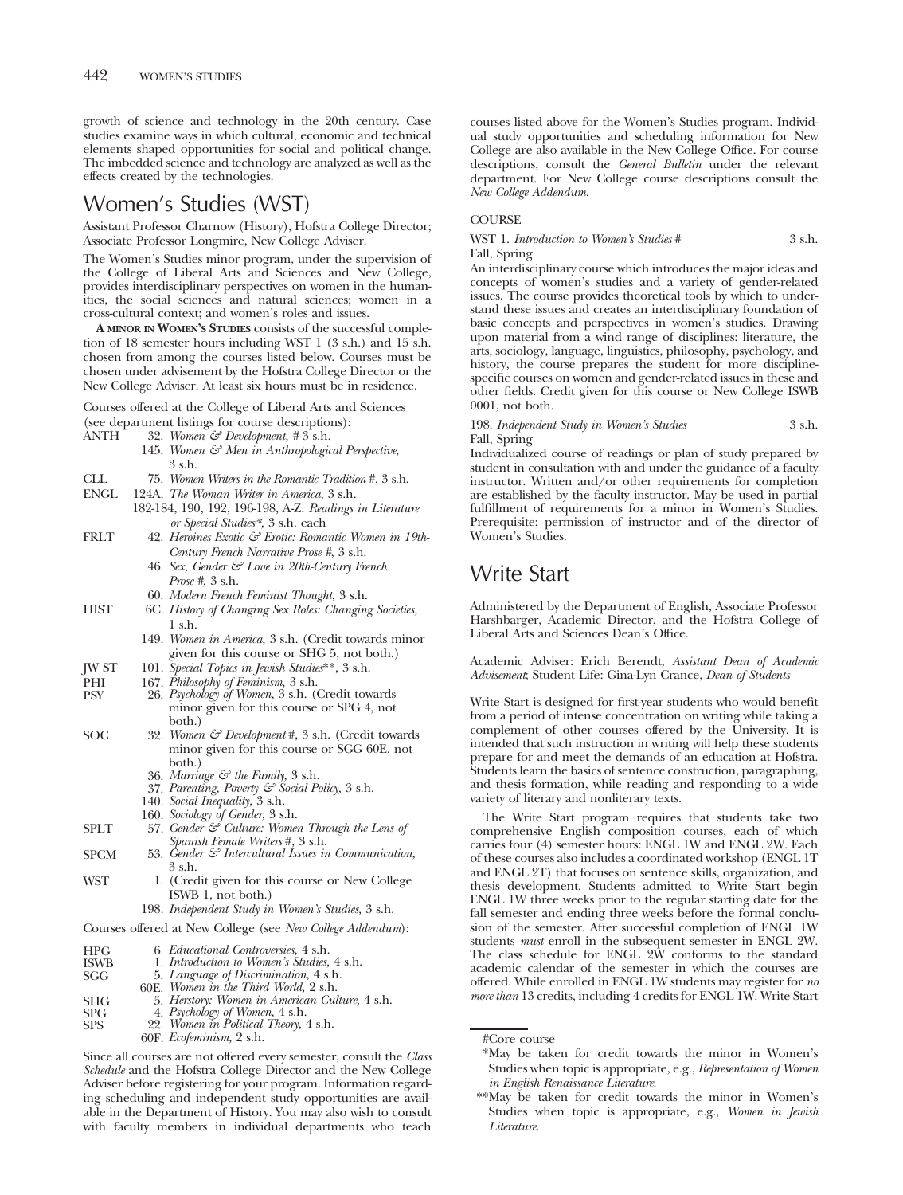growth of science and technology in the 20th century. Case studies examine ways in which cultural, economic and technical elements shaped opportunities for social and political change. The imbedded science and technology are analyzed as well as the effects created by the technologies.

# Women's Studies (WST)

Assistant Professor Charnow (History), Hofstra College Director; Associate Professor Longmire, New College Adviser.

The Women's Studies minor program, under the supervision of the College of Liberal Arts and Sciences and New College, provides interdisciplinary perspectives on women in the humanities, the social sciences and natural sciences; women in a cross-cultural context; and women's roles and issues.

**A MINOR IN WOMEN'S STUDIES** consists of the successful completion of 18 semester hours including WST 1 (3 s.h.) and 15 s.h. chosen from among the courses listed below. Courses must be chosen under advisement by the Hofstra College Director or the New College Adviser. At least six hours must be in residence.

Courses offered at the College of Liberal Arts and Sciences (see department listings for course descriptions):

| | |
|---|---|
| ANTH | 32. *Women & Development,* # 3 s.h. |
| | 145. *Women & Men in Anthropological Perspective,* 3 s.h. |
| CLL | 75. *Women Writers in the Romantic Tradition* #, 3 s.h. |
| ENGL | 124A. *The Woman Writer in America,* 3 s.h. |
| | 182-184, 190, 192, 196-198, A-Z. *Readings in Literature or Special Studies*\*, 3 s.h. each |
| FRLT | 42. *Heroines Exotic & Erotic: Romantic Women in 19th-Century French Narrative Prose* #, 3 s.h. |
| | 46. *Sex, Gender & Love in 20th-Century French Prose* #, 3 s.h. |
| | 60. *Modern French Feminist Thought,* 3 s.h. |
| HIST | 6C. *History of Changing Sex Roles: Changing Societies,* 1 s.h. |
| | 149. *Women in America,* 3 s.h. (Credit towards minor given for this course or SHG 5, not both.) |
| JW ST | 101. *Special Topics in Jewish Studies*\*\*, 3 s.h. |
| PHI | 167. *Philosophy of Feminism,* 3 s.h. |
| PSY | 26. *Psychology of Women,* 3 s.h. (Credit towards minor given for this course or SPG 4, not both.) |
| SOC | 32. *Women & Development* #, 3 s.h. (Credit towards minor given for this course or SGG 60E, not both.) |
| | 36. *Marriage & the Family,* 3 s.h. |
| | 37. *Parenting, Poverty & Social Policy,* 3 s.h. |
| | 140. *Social Inequality,* 3 s.h. |
| | 160. *Sociology of Gender,* 3 s.h. |
| SPLT | 57. *Gender & Culture: Women Through the Lens of Spanish Female Writers* #, 3 s.h. |
| SPCM | 53. *Gender & Intercultural Issues in Communication,* 3 s.h. |
| WST | 1. (Credit given for this course or New College ISWB 1, not both.) |
| | 198. *Independent Study in Women's Studies,* 3 s.h. |

Courses offered at New College (see *New College Addendum*):

| | |
|---|---|
| HPG | 6. *Educational Controversies,* 4 s.h. |
| ISWB | 1. *Introduction to Women's Studies,* 4 s.h. |
| SGG | 5. *Language of Discrimination,* 4 s.h. |
| | 60E. *Women in the Third World,* 2 s.h. |
| SHG | 5. *Herstory: Women in American Culture,* 4 s.h. |
| SPG | 4. *Psychology of Women,* 4 s.h. |
| SPS | 22. *Women in Political Theory,* 4 s.h. |
| | 60F. *Ecofeminism,* 2 s.h. |

Since all courses are not offered every semester, consult the *Class Schedule* and the Hofstra College Director and the New College Adviser before registering for your program. Information regarding scheduling and independent study opportunities are available in the Department of History. You may also wish to consult with faculty members in individual departments who teach courses listed above for the Women's Studies program. Individual study opportunities and scheduling information for New College are also available in the New College Office. For course descriptions, consult the *General Bulletin* under the relevant department. For New College course descriptions consult the *New College Addendum.*

COURSE

WST 1. *Introduction to Women's Studies* # 3 s.h.
Fall, Spring

An interdisciplinary course which introduces the major ideas and concepts of women's studies and a variety of gender-related issues. The course provides theoretical tools by which to understand these issues and creates an interdisciplinary foundation of basic concepts and perspectives in women's studies. Drawing upon material from a wind range of disciplines: literature, the arts, sociology, language, linguistics, philosophy, psychology, and history, the course prepares the student for more discipline-specific courses on women and gender-related issues in these and other fields. Credit given for this course or New College ISWB 0001, not both.

198. *Independent Study in Women's Studies* 3 s.h.
Fall, Spring

Individualized course of readings or plan of study prepared by student in consultation with and under the guidance of a faculty instructor. Written and/or other requirements for completion are established by the faculty instructor. May be used in partial fulfillment of requirements for a minor in Women's Studies. Prerequisite: permission of instructor and of the director of Women's Studies.

# Write Start

Administered by the Department of English, Associate Professor Harshbarger, Academic Director, and the Hofstra College of Liberal Arts and Sciences Dean's Office.

Academic Adviser: Erich Berendt, *Assistant Dean of Academic Advisement*; Student Life: Gina-Lyn Crance, *Dean of Students*

Write Start is designed for first-year students who would benefit from a period of intense concentration on writing while taking a complement of other courses offered by the University. It is intended that such instruction in writing will help these students prepare for and meet the demands of an education at Hofstra. Students learn the basics of sentence construction, paragraphing, and thesis formation, while reading and responding to a wide variety of literary and nonliterary texts.

The Write Start program requires that students take two comprehensive English composition courses, each of which carries four (4) semester hours: ENGL 1W and ENGL 2W. Each of these courses also includes a coordinated workshop (ENGL 1T and ENGL 2T) that focuses on sentence skills, organization, and thesis development. Students admitted to Write Start begin ENGL 1W three weeks prior to the regular starting date for the fall semester and ending three weeks before the formal conclusion of the semester. After successful completion of ENGL 1W students *must* enroll in the subsequent semester in ENGL 2W. The class schedule for ENGL 2W conforms to the standard academic calendar of the semester in which the courses are offered. While enrolled in ENGL 1W students may register for *no more than* 13 credits, including 4 credits for ENGL 1W. Write Start

---

#Core course

\*May be taken for credit towards the minor in Women's Studies when topic is appropriate, e.g., *Representation of Women in English Renaissance Literature.*

\*\*May be taken for credit towards the minor in Women's Studies when topic is appropriate, e.g., *Women in Jewish Literature.*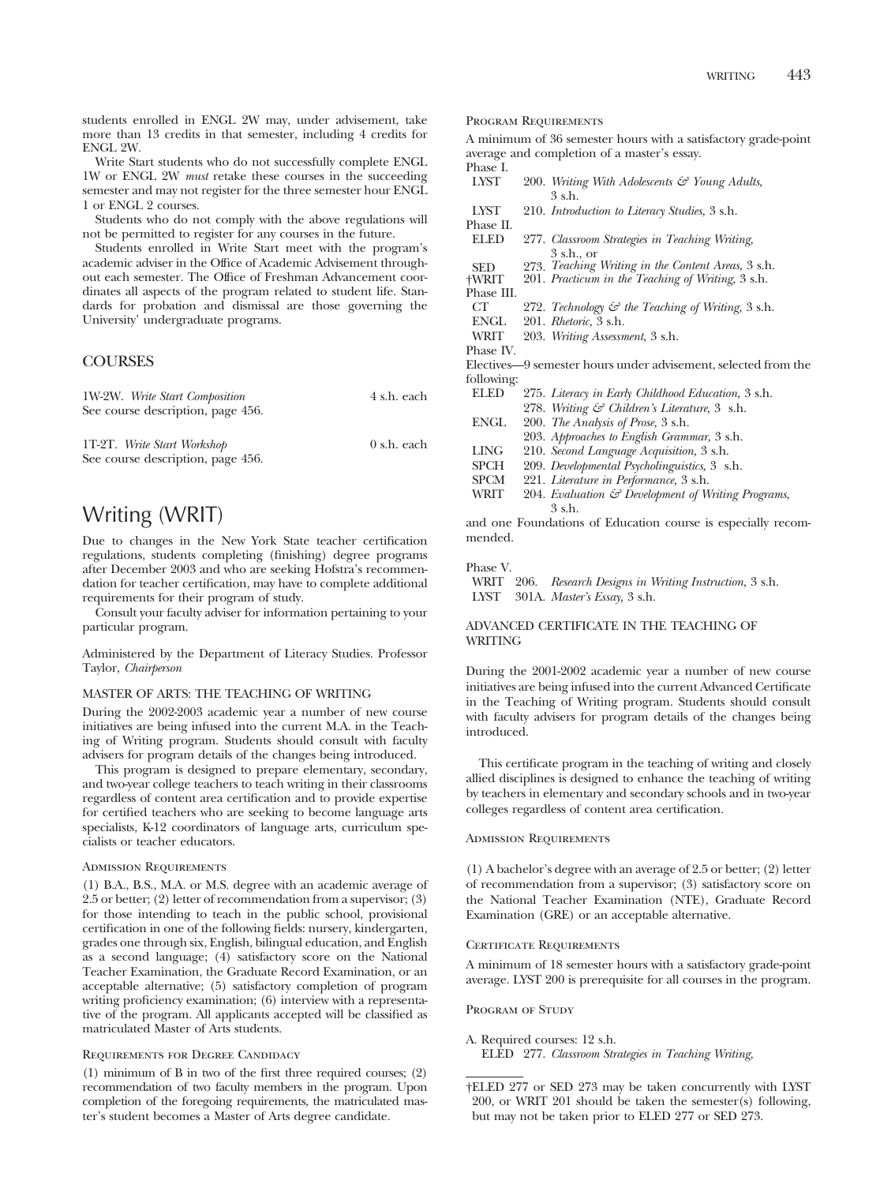students enrolled in ENGL 2W may, under advisement, take more than 13 credits in that semester, including 4 credits for ENGL 2W.

Write Start students who do not successfully complete ENGL 1W or ENGL 2W *must* retake these courses in the succeeding semester and may not register for the three semester hour ENGL 1 or ENGL 2 courses.

Students who do not comply with the above regulations will not be permitted to register for any courses in the future.

Students enrolled in Write Start meet with the program's academic adviser in the Office of Academic Advisement throughout each semester. The Office of Freshman Advancement coordinates all aspects of the program related to student life. Standards for probation and dismissal are those governing the University' undergraduate programs.

## COURSES

1W-2W. *Write Start Composition* — 4 s.h. each
See course description, page 456.

1T-2T. *Write Start Workshop* — 0 s.h. each
See course description, page 456.

# Writing (WRIT)

Due to changes in the New York State teacher certification regulations, students completing (finishing) degree programs after December 2003 and who are seeking Hofstra's recommendation for teacher certification, may have to complete additional requirements for their program of study.

Consult your faculty adviser for information pertaining to your particular program.

Administered by the Department of Literacy Studies. Professor Taylor, *Chairperson*

### MASTER OF ARTS: THE TEACHING OF WRITING

During the 2002-2003 academic year a number of new course initiatives are being infused into the current M.A. in the Teaching of Writing program. Students should consult with faculty advisers for program details of the changes being introduced.

This program is designed to prepare elementary, secondary, and two-year college teachers to teach writing in their classrooms regardless of content area certification and to provide expertise for certified teachers who are seeking to become language arts specialists, K-12 coordinators of language arts, curriculum specialists or teacher educators.

#### Admission Requirements

(1) B.A., B.S., M.A. or M.S. degree with an academic average of 2.5 or better; (2) letter of recommendation from a supervisor; (3) for those intending to teach in the public school, provisional certification in one of the following fields: nursery, kindergarten, grades one through six, English, bilingual education, and English as a second language; (4) satisfactory score on the National Teacher Examination, the Graduate Record Examination, or an acceptable alternative; (5) satisfactory completion of program writing proficiency examination; (6) interview with a representative of the program. All applicants accepted will be classified as matriculated Master of Arts students.

#### Requirements for Degree Candidacy

(1) minimum of B in two of the first three required courses; (2) recommendation of two faculty members in the program. Upon completion of the foregoing requirements, the matriculated master's student becomes a Master of Arts degree candidate.

#### Program Requirements

A minimum of 36 semester hours with a satisfactory grade-point average and completion of a master's essay.

Phase I.
- LYST 200. *Writing With Adolescents & Young Adults,* 3 s.h.
- LYST 210. *Introduction to Literacy Studies,* 3 s.h.

Phase II.
- ELED 277. *Classroom Strategies in Teaching Writing,* 3 s.h., or
- SED 273. *Teaching Writing in the Content Areas,* 3 s.h.
- †WRIT 201. *Practicum in the Teaching of Writing,* 3 s.h.

Phase III.
- CT 272. *Technology & the Teaching of Writing,* 3 s.h.
- ENGL 201. *Rhetoric,* 3 s.h.
- WRIT 203. *Writing Assessment,* 3 s.h.

Phase IV.

Electives—9 semester hours under advisement, selected from the following:
- ELED 275. *Literacy in Early Childhood Education,* 3 s.h.
- 278. *Writing & Children's Literature,* 3 s.h.
- ENGL 200. *The Analysis of Prose,* 3 s.h.
- 203. *Approaches to English Grammar,* 3 s.h.
- LING 210. *Second Language Acquisition,* 3 s.h.
- SPCH 209. *Developmental Psycholinguistics,* 3 s.h.
- SPCM 221. *Literature in Performance,* 3 s.h.
- WRIT 204. *Evaluation & Development of Writing Programs,* 3 s.h.

and one Foundations of Education course is especially recommended.

Phase V.
- WRIT 206. *Research Designs in Writing Instruction,* 3 s.h.
- LYST 301A. *Master's Essay,* 3 s.h.

### ADVANCED CERTIFICATE IN THE TEACHING OF WRITING

During the 2001-2002 academic year a number of new course initiatives are being infused into the current Advanced Certificate in the Teaching of Writing program. Students should consult with faculty advisers for program details of the changes being introduced.

This certificate program in the teaching of writing and closely allied disciplines is designed to enhance the teaching of writing by teachers in elementary and secondary schools and in two-year colleges regardless of content area certification.

#### Admission Requirements

(1) A bachelor's degree with an average of 2.5 or better; (2) letter of recommendation from a supervisor; (3) satisfactory score on the National Teacher Examination (NTE), Graduate Record Examination (GRE) or an acceptable alternative.

#### Certificate Requirements

A minimum of 18 semester hours with a satisfactory grade-point average. LYST 200 is prerequisite for all courses in the program.

#### Program of Study

A. Required courses: 12 s.h.
- ELED 277. *Classroom Strategies in Teaching Writing,*

†ELED 277 or SED 273 may be taken concurrently with LYST 200, or WRIT 201 should be taken the semester(s) following, but may not be taken prior to ELED 277 or SED 273.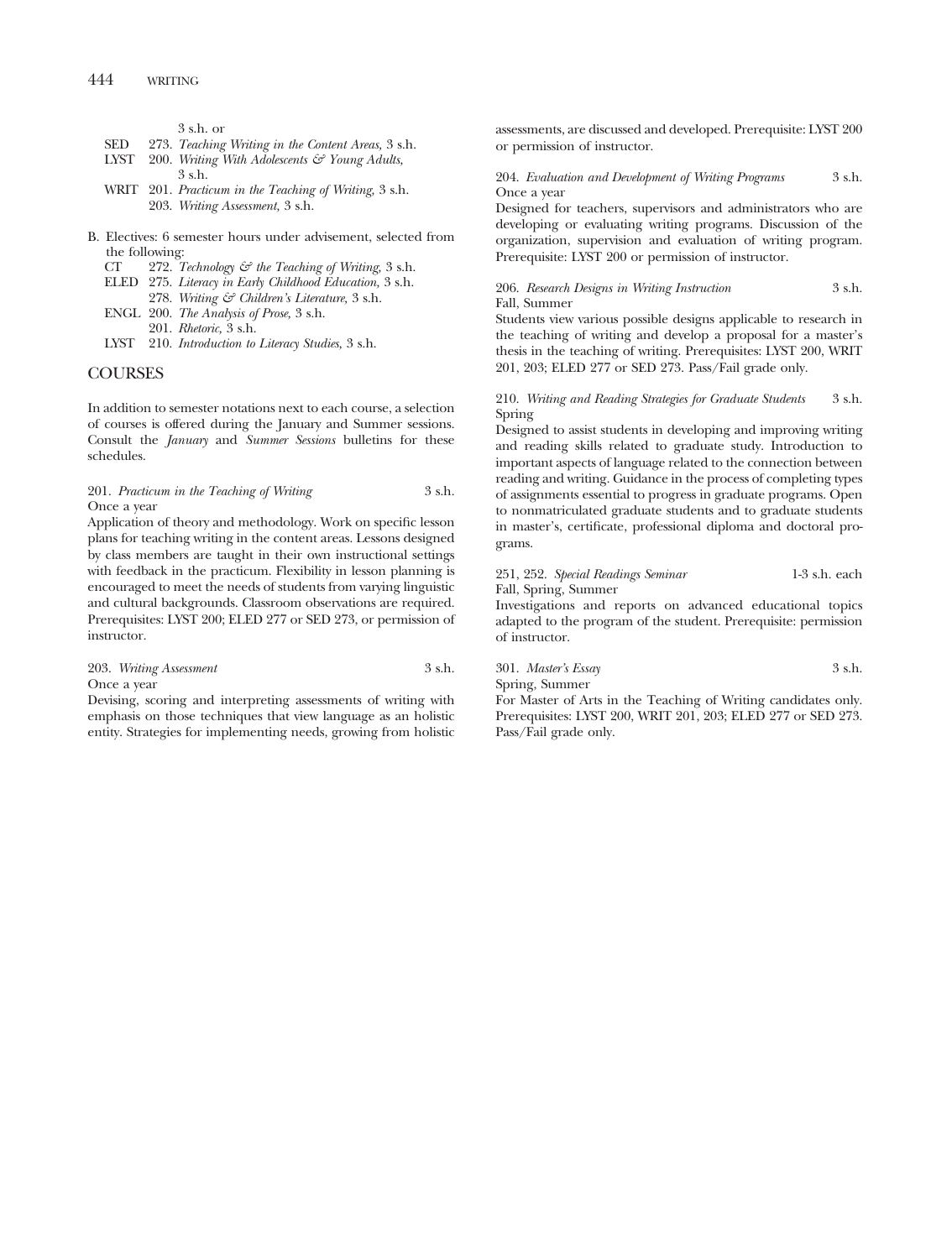3 s.h. or

- SED 273. *Teaching Writing in the Content Areas,* 3 s.h.
- LYST 200. *Writing With Adolescents & Young Adults,* 3 s.h.
- WRIT 201. *Practicum in the Teaching of Writing,* 3 s.h.
  - 203. *Writing Assessment,* 3 s.h.

B. Electives: 6 semester hours under advisement, selected from the following:

- CT 272. *Technology & the Teaching of Writing,* 3 s.h.
- ELED 275. *Literacy in Early Childhood Education,* 3 s.h.
  - 278. *Writing & Children's Literature,* 3 s.h.
- ENGL 200. *The Analysis of Prose,* 3 s.h.
  - 201. *Rhetoric,* 3 s.h.
- LYST 210. *Introduction to Literacy Studies,* 3 s.h.

## COURSES

In addition to semester notations next to each course, a selection of courses is offered during the January and Summer sessions. Consult the *January* and *Summer Sessions* bulletins for these schedules.

201. *Practicum in the Teaching of Writing* 3 s.h.
Once a year
Application of theory and methodology. Work on specific lesson plans for teaching writing in the content areas. Lessons designed by class members are taught in their own instructional settings with feedback in the practicum. Flexibility in lesson planning is encouraged to meet the needs of students from varying linguistic and cultural backgrounds. Classroom observations are required. Prerequisites: LYST 200; ELED 277 or SED 273, or permission of instructor.

203. *Writing Assessment* 3 s.h.
Once a year
Devising, scoring and interpreting assessments of writing with emphasis on those techniques that view language as an holistic entity. Strategies for implementing needs, growing from holistic assessments, are discussed and developed. Prerequisite: LYST 200 or permission of instructor.

204. *Evaluation and Development of Writing Programs* 3 s.h.
Once a year
Designed for teachers, supervisors and administrators who are developing or evaluating writing programs. Discussion of the organization, supervision and evaluation of writing program. Prerequisite: LYST 200 or permission of instructor.

206. *Research Designs in Writing Instruction* 3 s.h.
Fall, Summer
Students view various possible designs applicable to research in the teaching of writing and develop a proposal for a master's thesis in the teaching of writing. Prerequisites: LYST 200, WRIT 201, 203; ELED 277 or SED 273. Pass/Fail grade only.

210. *Writing and Reading Strategies for Graduate Students* 3 s.h.
Spring
Designed to assist students in developing and improving writing and reading skills related to graduate study. Introduction to important aspects of language related to the connection between reading and writing. Guidance in the process of completing types of assignments essential to progress in graduate programs. Open to nonmatriculated graduate students and to graduate students in master's, certificate, professional diploma and doctoral programs.

251, 252. *Special Readings Seminar* 1-3 s.h. each
Fall, Spring, Summer
Investigations and reports on advanced educational topics adapted to the program of the student. Prerequisite: permission of instructor.

301. *Master's Essay* 3 s.h.
Spring, Summer
For Master of Arts in the Teaching of Writing candidates only. Prerequisites: LYST 200, WRIT 201, 203; ELED 277 or SED 273. Pass/Fail grade only.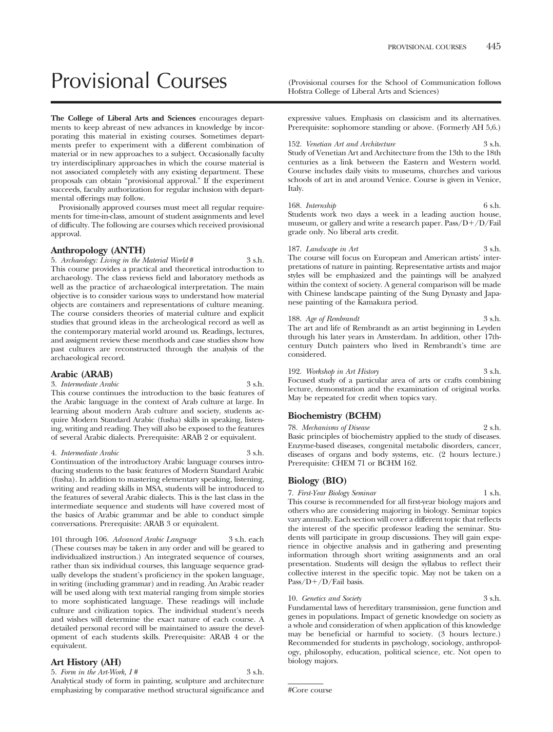# Provisional Courses

(Provisional courses for the School of Communication follows Hofstra College of Liberal Arts and Sciences)

**The College of Liberal Arts and Sciences** encourages departments to keep abreast of new advances in knowledge by incorporating this material in existing courses. Sometimes departments prefer to experiment with a different combination of material or in new approaches to a subject. Occasionally faculty try interdisciplinary approaches in which the course material is not associated completely with any existing department. These proposals can obtain "provisional approval." If the experiment succeeds, faculty authorization for regular inclusion with departmental offerings may follow.

Provisionally approved courses must meet all regular requirements for time-in-class, amount of student assignments and level of difficulty. The following are courses which received provisional approval.

## Anthropology (ANTH)

5. *Archaeology: Living in the Material World* # 3 s.h.
This course provides a practical and theoretical introduction to archaeology. The class reviews field and laboratory methods as well as the practice of archaeological interpretation. The main objective is to consider various ways to understand how material objects are containers and representations of culture meaning. The course considers theories of material culture and explicit studies that ground ideas in the archeological record as well as the contemporary material world around us. Readings, lectures, and assigment review these menthods and case studies show how past cultures are reconstructed through the analysis of the archaeological record.

## Arabic (ARAB)

3. *Intermediate Arabic* 3 s.h.
This course continues the introduction to the basic features of the Arabic language in the context of Arab culture at large. In learning about modern Arab culture and society, students acquire Modern Standard Arabic (fusha) skills in speaking, listening, writing and reading. They will also be exposed to the features of several Arabic dialects. Prerequisite: ARAB 2 or equivalent.

4. *Intermediate Arabic* 3 s.h.
Continuation of the introductory Arabic language courses introducing students to the basic features of Modern Standard Arabic (fusha). In addition to mastering elementary speaking, listening, writing and reading skills in MSA, students will be introduced to the features of several Arabic dialects. This is the last class in the intermediate sequence and students will have covered most of the basics of Arabic grammar and be able to conduct simple conversations. Prerequisite: ARAB 3 or equivalent.

101 through 106. *Advanced Arabic Language* 3 s.h. each
(These courses may be taken in any order and will be geared to individualized instruction.) An integrated sequence of courses, rather than six individual courses, this language sequence gradually develops the student's proficiency in the spoken language, in writing (including grammar) and in reading. An Arabic reader will be used along with text material ranging from simple stories to more sophisticated language. These readings will include culture and civilization topics. The individual student's needs and wishes will determine the exact nature of each course. A detailed personal record will be maintained to assure the development of each students skills. Prerequisite: ARAB 4 or the equivalent.

## Art History (AH)

5. *Form in the Art-Work, I* # 3 s.h.
Analytical study of form in painting, sculpture and architecture emphasizing by comparative method structural significance and expressive values. Emphasis on classicism and its alternatives. Prerequisite: sophomore standing or above. (Formerly AH 5,6.)

152. *Venetian Art and Architecture* 3 s.h.
Study of Venetian Art and Architecture from the 13th to the 18th centuries as a link between the Eastern and Western world. Course includes daily visits to museums, churches and various schools of art in and around Venice. Course is given in Venice, Italy.

168. *Internship* 6 s.h.
Students work two days a week in a leading auction house, museum, or gallery and write a research paper. Pass/D+/D/Fail grade only. No liberal arts credit.

187. *Landscape in Art* 3 s.h.
The course will focus on European and American artists' interpretations of nature in painting. Representative artists and major styles will be emphasized and the paintings will be analyzed within the context of society. A general comparison will be made with Chinese landscape painting of the Sung Dynasty and Japanese painting of the Kamakura period.

188. *Age of Rembrandt* 3 s.h.
The art and life of Rembrandt as an artist beginning in Leyden through his later years in Amsterdam. In addition, other 17th-century Dutch painters who lived in Rembrandt's time are considered.

192. *Workshop in Art History* 3 s.h.
Focused study of a particular area of arts or crafts combining lecture, demonstration and the examination of original works. May be repeated for credit when topics vary.

## Biochemistry (BCHM)

78. *Mechanisms of Disease* 2 s.h.
Basic principles of biochemistry applied to the study of diseases. Enzyme-based diseases, congenital metabolic disorders, cancer, diseases of organs and body systems, etc. (2 hours lecture.) Prerequisite: CHEM 71 or BCHM 162.

## Biology (BIO)

7. *First-Year Biology Seminar* 1 s.h.
This course is recommended for all first-year biology majors and others who are considering majoring in biology. Seminar topics vary annually. Each section will cover a different topic that reflects the interest of the specific professor leading the seminar. Students will participate in group discussions. They will gain experience in objective analysis and in gathering and presenting information through short writing assignments and an oral presentation. Students will design the syllabus to reflect their collective interest in the specific topic. May not be taken on a Pass/D+/D/Fail basis.

10. *Genetics and Society* 3 s.h.
Fundamental laws of hereditary transmission, gene function and genes in populations. Impact of genetic knowledge on society as a whole and consideration of when application of this knowledge may be beneficial or harmful to society. (3 hours lecture.) Recommended for students in psychology, sociology, anthropology, philosophy, education, political science, etc. Not open to biology majors.

#Core course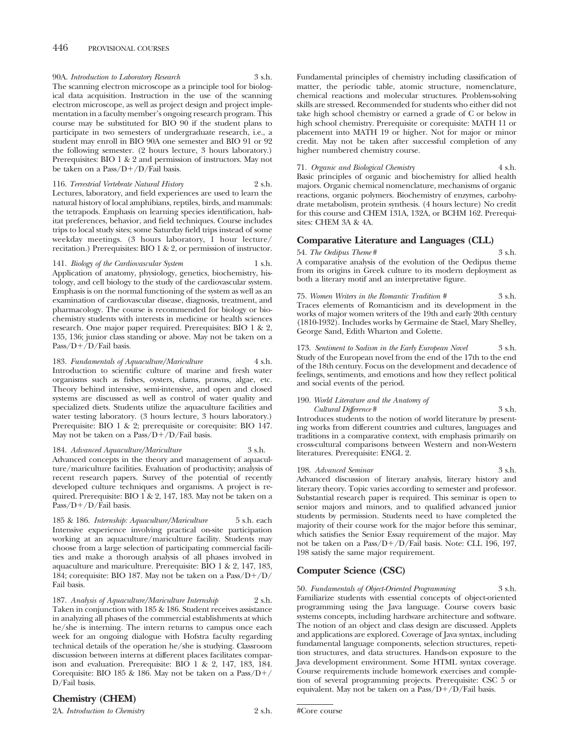90A. *Introduction to Laboratory Research* 3 s.h.
The scanning electron microscope as a principle tool for biological data acquisition. Instruction in the use of the scanning electron microscope, as well as project design and project implementation in a faculty member's ongoing research program. This course may be substituted for BIO 90 if the student plans to participate in two semesters of undergraduate research, i.e., a student may enroll in BIO 90A one semester and BIO 91 or 92 the following semester. (2 hours lecture, 3 hours laboratory.) Prerequisites: BIO 1 & 2 and permission of instructors. May not be taken on a Pass/D+/D/Fail basis.

116. *Terrestrial Vertebrate Natural History* 2 s.h.
Lectures, laboratory, and field experiences are used to learn the natural history of local amphibians, reptiles, birds, and mammals: the tetrapods. Emphasis on learning species identification, habitat preferences, behavior, and field techniques. Course includes trips to local study sites; some Saturday field trips instead of some weekday meetings. (3 hours laboratory, 1 hour lecture/recitation.) Prerequisites: BIO 1 & 2, or permission of instructor.

141. *Biology of the Cardiovascular System* 1 s.h.
Application of anatomy, physiology, genetics, biochemistry, histology, and cell biology to the study of the cardiovascular system. Emphasis is on the normal functioning of the system as well as an examination of cardiovascular disease, diagnosis, treatment, and pharmacology. The course is recommended for biology or biochemistry students with interests in medicine or health sciences research. One major paper required. Prerequisites: BIO 1 & 2, 135, 136; junior class standing or above. May not be taken on a Pass/D+/D/Fail basis.

183. *Fundamentals of Aquaculture/Mariculture* 4 s.h.
Introduction to scientific culture of marine and fresh water organisms such as fishes, oysters, clams, prawns, algae, etc. Theory behind intensive, semi-intensive, and open and closed systems are discussed as well as control of water quality and specialized diets. Students utilize the aquaculture facilities and water testing laboratory. (3 hours lecture, 3 hours laboratory.) Prerequisite: BIO 1 & 2; prerequisite or corequisite: BIO 147. May not be taken on a Pass/D+/D/Fail basis.

184. *Advanced Aquaculture/Mariculture* 3 s.h.
Advanced concepts in the theory and management of aquaculture/mariculture facilities. Evaluation of productivity; analysis of recent research papers. Survey of the potential of recently developed culture techniques and organisms. A project is required. Prerequisite: BIO 1 & 2, 147, 183. May not be taken on a Pass/D+/D/Fail basis.

185 & 186. *Internship: Aquaculture/Mariculture* 5 s.h. each
Intensive experience involving practical on-site participation working at an aquaculture/mariculture facility. Students may choose from a large selection of participating commercial facilities and make a thorough analysis of all phases involved in aquaculture and mariculture. Prerequisite: BIO 1 & 2, 147, 183, 184; corequisite: BIO 187. May not be taken on a Pass/D+/D/Fail basis.

187. *Analysis of Aquaculture/Mariculture Internship* 2 s.h.
Taken in conjunction with 185 & 186. Student receives assistance in analyzing all phases of the commercial establishments at which he/she is interning. The intern returns to campus once each week for an ongoing dialogue with Hofstra faculty regarding technical details of the operation he/she is studying. Classroom discussion between interns at different places facilitates comparison and evaluation. Prerequisite: BIO 1 & 2, 147, 183, 184. Corequisite: BIO 185 & 186. May not be taken on a Pass/D+/D/Fail basis.

## Chemistry (CHEM)

2A. *Introduction to Chemistry* 2 s.h.
Fundamental principles of chemistry including classification of matter, the periodic table, atomic structure, nomenclature, chemical reactions and molecular structures. Problem-solving skills are stressed. Recommended for students who either did not take high school chemistry or earned a grade of C or below in high school chemistry. Prerequisite or corequisite: MATH 11 or placement into MATH 19 or higher. Not for major or minor credit. May not be taken after successful completion of any higher numbered chemistry course.

71. *Organic and Biological Chemistry* 4 s.h.
Basic principles of organic and biochemistry for allied health majors. Organic chemical nomenclature, mechanisms of organic reactions, organic polymers. Biochemistry of enzymes, carbohydrate metabolism, protein synthesis. (4 hours lecture) No credit for this course and CHEM 131A, 132A, or BCHM 162. Prerequisites: CHEM 3A & 4A.

## Comparative Literature and Languages (CLL)

54. *The Oedipus Theme* # 3 s.h.
A comparative analysis of the evolution of the Oedipus theme from its origins in Greek culture to its modern deployment as both a literary motif and an interpretative figure.

75. *Women Writers in the Romantic Tradition* # 3 s.h.
Traces elements of Romanticism and its development in the works of major women writers of the 19th and early 20th century (1810-1932). Includes works by Germaine de Stael, Mary Shelley, George Sand, Edith Wharton and Colette.

173. *Sentiment to Sadism in the Early European Novel* 3 s.h.
Study of the European novel from the end of the 17th to the end of the 18th century. Focus on the development and decadence of feelings, sentiments, and emotions and how they reflect political and social events of the period.

190. *World Literature and the Anatomy of Cultural Difference* # 3 s.h.
Introduces students to the notion of world literature by presenting works from different countries and cultures, languages and traditions in a comparative context, with emphasis primarily on cross-cultural comparisons between Western and non-Western literatures. Prerequisite: ENGL 2.

198. *Advanced Seminar* 3 s.h.
Advanced discussion of literary analysis, literary history and literary theory. Topic varies according to semester and professor. Substantial research paper is required. This seminar is open to senior majors and minors, and to qualified advanced junior students by permission. Students need to have completed the majority of their course work for the major before this seminar, which satisfies the Senior Essay requirement of the major. May not be taken on a Pass/D+/D/Fail basis. Note: CLL 196, 197, 198 satisfy the same major requirement.

## Computer Science (CSC)

50. *Fundamentals of Object-Oriented Programming* 3 s.h.
Familiarize students with essential concepts of object-oriented programming using the Java language. Course covers basic systems concepts, including hardware architecture and software. The notion of an object and class design are discussed. Applets and applications are explored. Coverage of Java syntax, including fundamental language components, selection structures, repetition structures, and data structures. Hands-on exposure to the Java development environment. Some HTML syntax coverage. Course requirements include homework exercises and completion of several programming projects. Prerequisite: CSC 5 or equivalent. May not be taken on a Pass/D+/D/Fail basis.

#Core course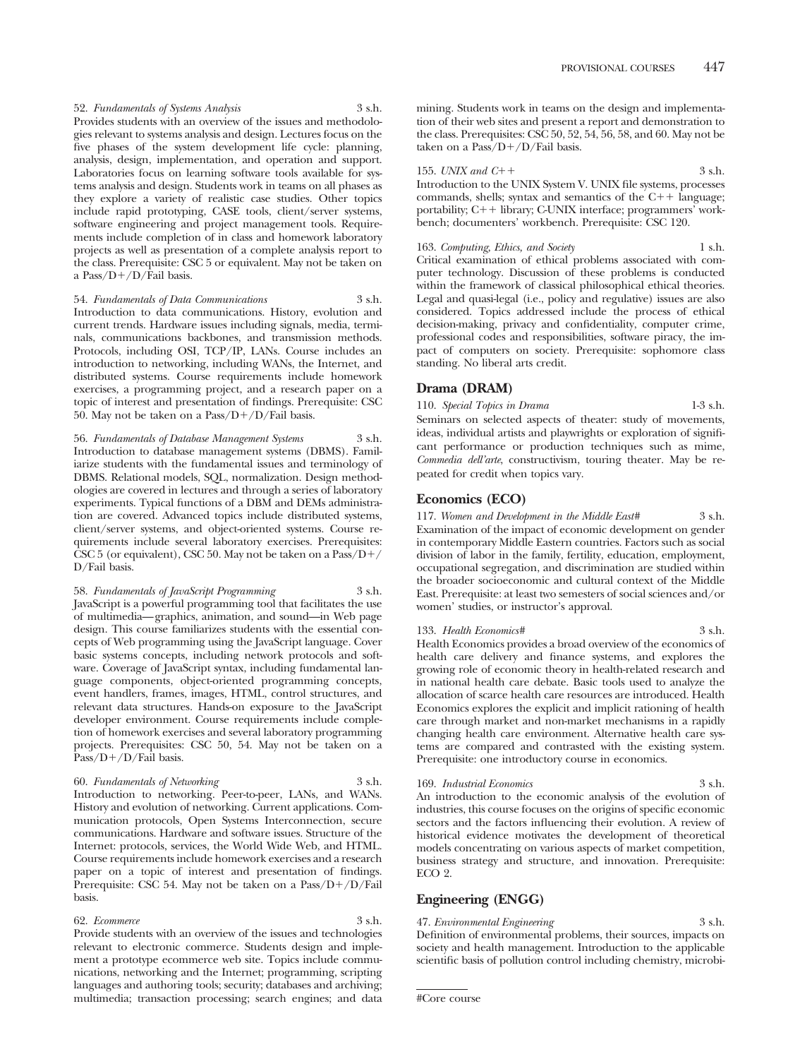52. *Fundamentals of Systems Analysis* 3 s.h.
Provides students with an overview of the issues and methodologies relevant to systems analysis and design. Lectures focus on the five phases of the system development life cycle: planning, analysis, design, implementation, and operation and support. Laboratories focus on learning software tools available for systems analysis and design. Students work in teams on all phases as they explore a variety of realistic case studies. Other topics include rapid prototyping, CASE tools, client/server systems, software engineering and project management tools. Requirements include completion of in class and homework laboratory projects as well as presentation of a complete analysis report to the class. Prerequisite: CSC 5 or equivalent. May not be taken on a Pass/D+/D/Fail basis.

54. *Fundamentals of Data Communications* 3 s.h.
Introduction to data communications. History, evolution and current trends. Hardware issues including signals, media, terminals, communications backbones, and transmission methods. Protocols, including OSI, TCP/IP, LANs. Course includes an introduction to networking, including WANs, the Internet, and distributed systems. Course requirements include homework exercises, a programming project, and a research paper on a topic of interest and presentation of findings. Prerequisite: CSC 50. May not be taken on a Pass/D+/D/Fail basis.

56. *Fundamentals of Database Management Systems* 3 s.h.
Introduction to database management systems (DBMS). Familiarize students with the fundamental issues and terminology of DBMS. Relational models, SQL, normalization. Design methodologies are covered in lectures and through a series of laboratory experiments. Typical functions of a DBM and DEMs administration are covered. Advanced topics include distributed systems, client/server systems, and object-oriented systems. Course requirements include several laboratory exercises. Prerequisites: CSC 5 (or equivalent), CSC 50. May not be taken on a Pass/D+/D/Fail basis.

58. *Fundamentals of JavaScript Programming* 3 s.h.
JavaScript is a powerful programming tool that facilitates the use of multimedia—graphics, animation, and sound—in Web page design. This course familiarizes students with the essential concepts of Web programming using the JavaScript language. Cover basic systems concepts, including network protocols and software. Coverage of JavaScript syntax, including fundamental language components, object-oriented programming concepts, event handlers, frames, images, HTML, control structures, and relevant data structures. Hands-on exposure to the JavaScript developer environment. Course requirements include completion of homework exercises and several laboratory programming projects. Prerequisites: CSC 50, 54. May not be taken on a Pass/D+/D/Fail basis.

60. *Fundamentals of Networking* 3 s.h.
Introduction to networking. Peer-to-peer, LANs, and WANs. History and evolution of networking. Current applications. Communication protocols, Open Systems Interconnection, secure communications. Hardware and software issues. Structure of the Internet: protocols, services, the World Wide Web, and HTML. Course requirements include homework exercises and a research paper on a topic of interest and presentation of findings. Prerequisite: CSC 54. May not be taken on a Pass/D+/D/Fail basis.

62. *Ecommerce* 3 s.h.
Provide students with an overview of the issues and technologies relevant to electronic commerce. Students design and implement a prototype ecommerce web site. Topics include communications, networking and the Internet; programming, scripting languages and authoring tools; security; databases and archiving; multimedia; transaction processing; search engines; and data mining. Students work in teams on the design and implementation of their web sites and present a report and demonstration to the class. Prerequisites: CSC 50, 52, 54, 56, 58, and 60. May not be taken on a Pass/D+/D/Fail basis.

155. *UNIX and C++* 3 s.h.
Introduction to the UNIX System V. UNIX file systems, processes commands, shells; syntax and semantics of the C++ language; portability; C++ library; C-UNIX interface; programmers' workbench; documenters' workbench. Prerequisite: CSC 120.

163. *Computing, Ethics, and Society* 1 s.h.
Critical examination of ethical problems associated with computer technology. Discussion of these problems is conducted within the framework of classical philosophical ethical theories. Legal and quasi-legal (i.e., policy and regulative) issues are also considered. Topics addressed include the process of ethical decision-making, privacy and confidentiality, computer crime, professional codes and responsibilities, software piracy, the impact of computers on society. Prerequisite: sophomore class standing. No liberal arts credit.

## Drama (DRAM)

110. *Special Topics in Drama* 1-3 s.h.
Seminars on selected aspects of theater: study of movements, ideas, individual artists and playwrights or exploration of significant performance or production techniques such as mime, *Commedia dell'arte*, constructivism, touring theater. May be repeated for credit when topics vary.

## Economics (ECO)

117. *Women and Development in the Middle East#* 3 s.h.
Examination of the impact of economic development on gender in contemporary Middle Eastern countries. Factors such as social division of labor in the family, fertility, education, employment, occupational segregation, and discrimination are studied within the broader socioeconomic and cultural context of the Middle East. Prerequisite: at least two semesters of social sciences and/or women' studies, or instructor's approval.

133. *Health Economics#* 3 s.h.
Health Economics provides a broad overview of the economics of health care delivery and finance systems, and explores the growing role of economic theory in health-related research and in national health care debate. Basic tools used to analyze the allocation of scarce health care resources are introduced. Health Economics explores the explicit and implicit rationing of health care through market and non-market mechanisms in a rapidly changing health care environment. Alternative health care systems are compared and contrasted with the existing system. Prerequisite: one introductory course in economics.

169. *Industrial Economics* 3 s.h.
An introduction to the economic analysis of the evolution of industries, this course focuses on the origins of specific economic sectors and the factors influencing their evolution. A review of historical evidence motivates the development of theoretical models concentrating on various aspects of market competition, business strategy and structure, and innovation. Prerequisite: ECO 2.

## Engineering (ENGG)

47. *Environmental Engineering* 3 s.h.
Definition of environmental problems, their sources, impacts on society and health management. Introduction to the applicable scientific basis of pollution control including chemistry, microbi-

#Core course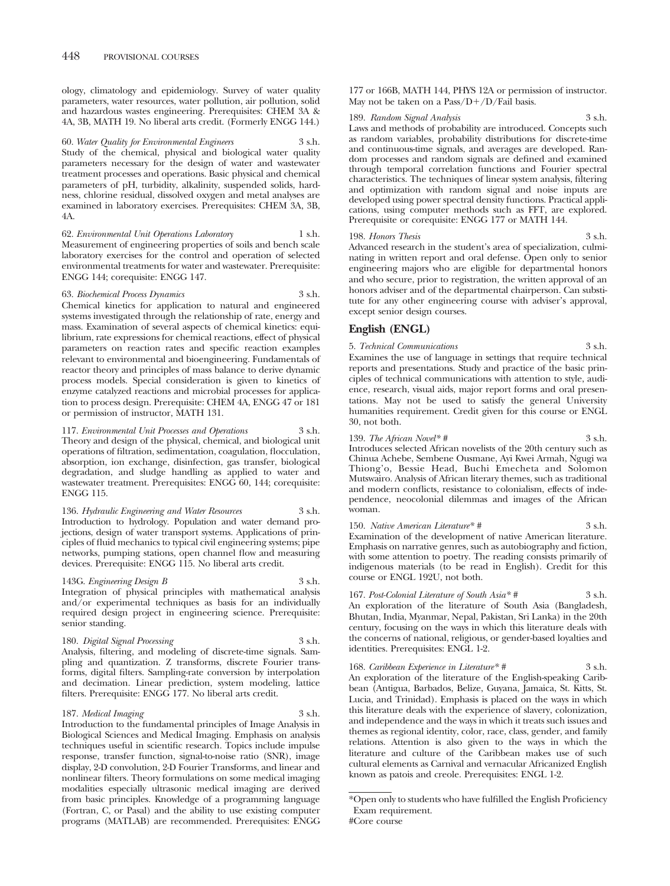ology, climatology and epidemiology. Survey of water quality parameters, water resources, water pollution, air pollution, solid and hazardous wastes engineering. Prerequisites: CHEM 3A & 4A, 3B, MATH 19. No liberal arts credit. (Formerly ENGG 144.)

60. *Water Quality for Environmental Engineers* 3 s.h.
Study of the chemical, physical and biological water quality parameters necessary for the design of water and wastewater treatment processes and operations. Basic physical and chemical parameters of pH, turbidity, alkalinity, suspended solids, hardness, chlorine residual, dissolved oxygen and metal analyses are examined in laboratory exercises. Prerequisites: CHEM 3A, 3B, 4A.

62. *Environmental Unit Operations Laboratory* 1 s.h.
Measurement of engineering properties of soils and bench scale laboratory exercises for the control and operation of selected environmental treatments for water and wastewater. Prerequisite: ENGG 144; corequisite: ENGG 147.

63. *Biochemical Process Dynamics* 3 s.h.
Chemical kinetics for application to natural and engineered systems investigated through the relationship of rate, energy and mass. Examination of several aspects of chemical kinetics: equilibrium, rate expressions for chemical reactions, effect of physical parameters on reaction rates and specific reaction examples relevant to environmental and bioengineering. Fundamentals of reactor theory and principles of mass balance to derive dynamic process models. Special consideration is given to kinetics of enzyme catalyzed reactions and microbial processes for application to process design. Prerequisite: CHEM 4A, ENGG 47 or 181 or permission of instructor, MATH 131.

117. *Environmental Unit Processes and Operations* 3 s.h.
Theory and design of the physical, chemical, and biological unit operations of filtration, sedimentation, coagulation, flocculation, absorption, ion exchange, disinfection, gas transfer, biological degradation, and sludge handling as applied to water and wastewater treatment. Prerequisites: ENGG 60, 144; corequisite: ENGG 115.

136. *Hydraulic Engineering and Water Resources* 3 s.h.
Introduction to hydrology. Population and water demand projections, design of water transport systems. Applications of principles of fluid mechanics to typical civil engineering systems; pipe networks, pumping stations, open channel flow and measuring devices. Prerequisite: ENGG 115. No liberal arts credit.

143G. *Engineering Design B* 3 s.h.
Integration of physical principles with mathematical analysis and/or experimental techniques as basis for an individually required design project in engineering science. Prerequisite: senior standing.

180. *Digital Signal Processing* 3 s.h.
Analysis, filtering, and modeling of discrete-time signals. Sampling and quantization. Z transforms, discrete Fourier transforms, digital filters. Sampling-rate conversion by interpolation and decimation. Linear prediction, system modeling, lattice filters. Prerequisite: ENGG 177. No liberal arts credit.

187. *Medical Imaging* 3 s.h.
Introduction to the fundamental principles of Image Analysis in Biological Sciences and Medical Imaging. Emphasis on analysis techniques useful in scientific research. Topics include impulse response, transfer function, signal-to-noise ratio (SNR), image display, 2-D convolution, 2-D Fourier Transforms, and linear and nonlinear filters. Theory formulations on some medical imaging modalities especially ultrasonic medical imaging are derived from basic principles. Knowledge of a programming language (Fortran, C, or Pasal) and the ability to use existing computer programs (MATLAB) are recommended. Prerequisites: ENGG 177 or 166B, MATH 144, PHYS 12A or permission of instructor. May not be taken on a Pass/D+/D/Fail basis.

189. *Random Signal Analysis* 3 s.h.
Laws and methods of probability are introduced. Concepts such as random variables, probability distributions for discrete-time and continuous-time signals, and averages are developed. Random processes and random signals are defined and examined through temporal correlation functions and Fourier spectral characteristics. The techniques of linear system analysis, filtering and optimization with random signal and noise inputs are developed using power spectral density functions. Practical applications, using computer methods such as FFT, are explored. Prerequisite or corequisite: ENGG 177 or MATH 144.

198. *Honors Thesis* 3 s.h.
Advanced research in the student's area of specialization, culminating in written report and oral defense. Open only to senior engineering majors who are eligible for departmental honors and who secure, prior to registration, the written approval of an honors adviser and of the departmental chairperson. Can substitute for any other engineering course with adviser's approval, except senior design courses.

## English (ENGL)

5. *Technical Communications* 3 s.h.
Examines the use of language in settings that require technical reports and presentations. Study and practice of the basic principles of technical communications with attention to style, audience, research, visual aids, major report forms and oral presentations. May not be used to satisfy the general University humanities requirement. Credit given for this course or ENGL 30, not both.

139. *The African Novel\* #* 3 s.h.
Introduces selected African novelists of the 20th century such as Chinua Achebe, Sembene Ousmane, Ayi Kwei Armah, Ngugi wa Thiong'o, Bessie Head, Buchi Emecheta and Solomon Mutswairo. Analysis of African literary themes, such as traditional and modern conflicts, resistance to colonialism, effects of independence, neocolonial dilemmas and images of the African woman.

150. *Native American Literature\* #* 3 s.h.
Examination of the development of native American literature. Emphasis on narrative genres, such as autobiography and fiction, with some attention to poetry. The reading consists primarily of indigenous materials (to be read in English). Credit for this course or ENGL 192U, not both.

167. *Post-Colonial Literature of South Asia\* #* 3 s.h.
An exploration of the literature of South Asia (Bangladesh, Bhutan, India, Myanmar, Nepal, Pakistan, Sri Lanka) in the 20th century, focusing on the ways in which this literature deals with the concerns of national, religious, or gender-based loyalties and identities. Prerequisites: ENGL 1-2.

168. *Caribbean Experience in Literature\* #* 3 s.h.
An exploration of the literature of the English-speaking Caribbean (Antigua, Barbados, Belize, Guyana, Jamaica, St. Kitts, St. Lucia, and Trinidad). Emphasis is placed on the ways in which this literature deals with the experience of slavery, colonization, and independence and the ways in which it treats such issues and themes as regional identity, color, race, class, gender, and family relations. Attention is also given to the ways in which the literature and culture of the Caribbean makes use of such cultural elements as Carnival and vernacular Africanized English known as patois and creole. Prerequisites: ENGL 1-2.

---

*Open only to students who have fulfilled the English Proficiency Exam requirement.

#Core course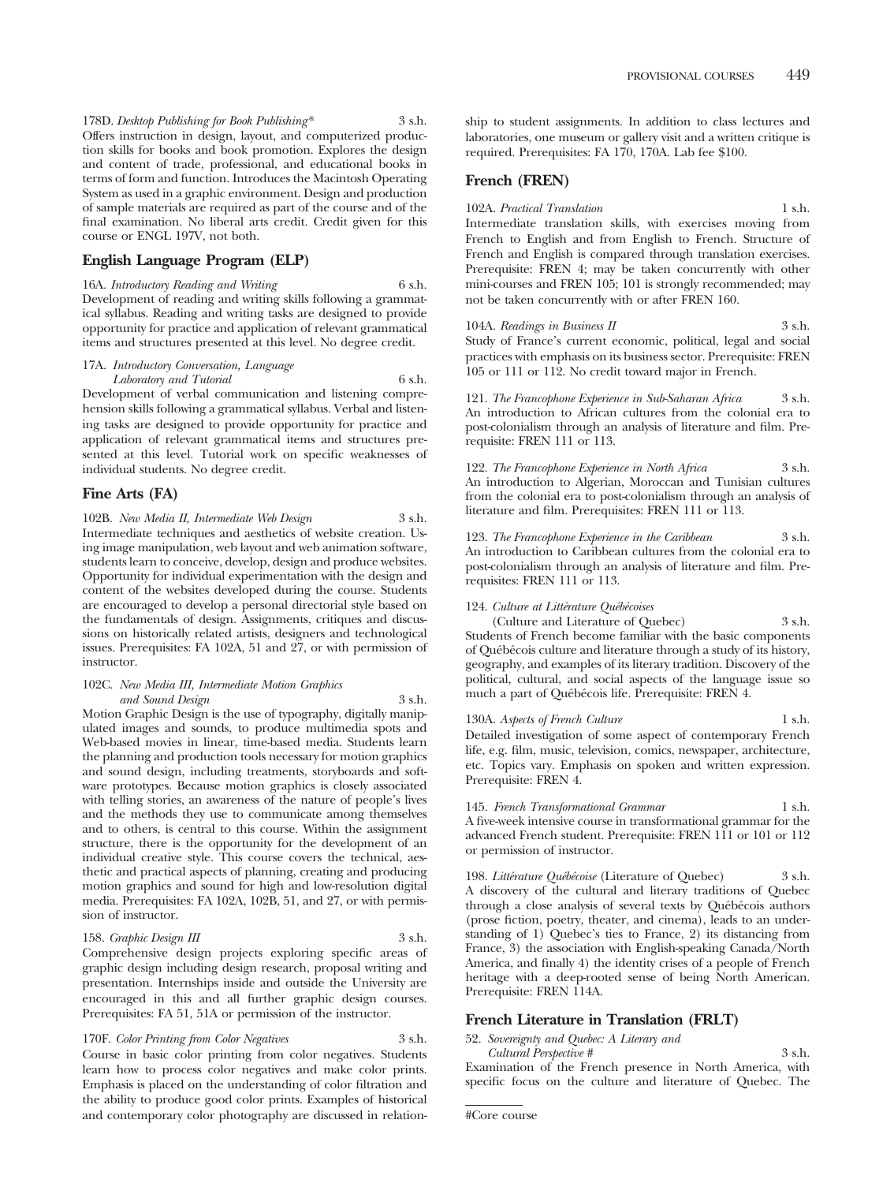178D. *Desktop Publishing for Book Publishing** 3 s.h.
Offers instruction in design, layout, and computerized production skills for books and book promotion. Explores the design and content of trade, professional, and educational books in terms of form and function. Introduces the Macintosh Operating System as used in a graphic environment. Design and production of sample materials are required as part of the course and of the final examination. No liberal arts credit. Credit given for this course or ENGL 197V, not both.

## English Language Program (ELP)

16A. *Introductory Reading and Writing* 6 s.h.
Development of reading and writing skills following a grammatical syllabus. Reading and writing tasks are designed to provide opportunity for practice and application of relevant grammatical items and structures presented at this level. No degree credit.

17A. *Introductory Conversation, Language Laboratory and Tutorial* 6 s.h.
Development of verbal communication and listening comprehension skills following a grammatical syllabus. Verbal and listening tasks are designed to provide opportunity for practice and application of relevant grammatical items and structures presented at this level. Tutorial work on specific weaknesses of individual students. No degree credit.

## Fine Arts (FA)

102B. *New Media II, Intermediate Web Design* 3 s.h.
Intermediate techniques and aesthetics of website creation. Using image manipulation, web layout and web animation software, students learn to conceive, develop, design and produce websites. Opportunity for individual experimentation with the design and content of the websites developed during the course. Students are encouraged to develop a personal directorial style based on the fundamentals of design. Assignments, critiques and discussions on historically related artists, designers and technological issues. Prerequisites: FA 102A, 51 and 27, or with permission of instructor.

102C. *New Media III, Intermediate Motion Graphics and Sound Design* 3 s.h.
Motion Graphic Design is the use of typography, digitally manipulated images and sounds, to produce multimedia spots and Web-based movies in linear, time-based media. Students learn the planning and production tools necessary for motion graphics and sound design, including treatments, storyboards and software prototypes. Because motion graphics is closely associated with telling stories, an awareness of the nature of people's lives and the methods they use to communicate among themselves and to others, is central to this course. Within the assignment structure, there is the opportunity for the development of an individual creative style. This course covers the technical, aesthetic and practical aspects of planning, creating and producing motion graphics and sound for high and low-resolution digital media. Prerequisites: FA 102A, 102B, 51, and 27, or with permission of instructor.

158. *Graphic Design III* 3 s.h.
Comprehensive design projects exploring specific areas of graphic design including design research, proposal writing and presentation. Internships inside and outside the University are encouraged in this and all further graphic design courses. Prerequisites: FA 51, 51A or permission of the instructor.

170F. *Color Printing from Color Negatives* 3 s.h.
Course in basic color printing from color negatives. Students learn how to process color negatives and make color prints. Emphasis is placed on the understanding of color filtration and the ability to produce good color prints. Examples of historical and contemporary color photography are discussed in relationship to student assignments. In addition to class lectures and laboratories, one museum or gallery visit and a written critique is required. Prerequisites: FA 170, 170A. Lab fee $100.

## French (FREN)

102A. *Practical Translation* 1 s.h.
Intermediate translation skills, with exercises moving from French to English and from English to French. Structure of French and English is compared through translation exercises. Prerequisite: FREN 4; may be taken concurrently with other mini-courses and FREN 105; 101 is strongly recommended; may not be taken concurrently with or after FREN 160.

104A. *Readings in Business II* 3 s.h.
Study of France's current economic, political, legal and social practices with emphasis on its business sector. Prerequisite: FREN 105 or 111 or 112. No credit toward major in French.

121. *The Francophone Experience in Sub-Saharan Africa* 3 s.h.
An introduction to African cultures from the colonial era to post-colonialism through an analysis of literature and film. Prerequisite: FREN 111 or 113.

122. *The Francophone Experience in North Africa* 3 s.h.
An introduction to Algerian, Moroccan and Tunisian cultures from the colonial era to post-colonialism through an analysis of literature and film. Prerequisites: FREN 111 or 113.

123. *The Francophone Experience in the Caribbean* 3 s.h.
An introduction to Caribbean cultures from the colonial era to post-colonialism through an analysis of literature and film. Prerequisites: FREN 111 or 113.

124. *Culture at Littérature Québécoises* (Culture and Literature of Quebec) 3 s.h.
Students of French become familiar with the basic components of Québécois culture and literature through a study of its history, geography, and examples of its literary tradition. Discovery of the political, cultural, and social aspects of the language issue so much a part of Québécois life. Prerequisite: FREN 4.

130A. *Aspects of French Culture* 1 s.h.
Detailed investigation of some aspect of contemporary French life, e.g. film, music, television, comics, newspaper, architecture, etc. Topics vary. Emphasis on spoken and written expression. Prerequisite: FREN 4.

145. *French Transformational Grammar* 1 s.h.
A five-week intensive course in transformational grammar for the advanced French student. Prerequisite: FREN 111 or 101 or 112 or permission of instructor.

198. *Littérature Québécoise* (Literature of Quebec) 3 s.h.
A discovery of the cultural and literary traditions of Quebec through a close analysis of several texts by Québécois authors (prose fiction, poetry, theater, and cinema), leads to an understanding of 1) Quebec's ties to France, 2) its distancing from France, 3) the association with English-speaking Canada/North America, and finally 4) the identity crises of a people of French heritage with a deep-rooted sense of being North American. Prerequisite: FREN 114A.

## French Literature in Translation (FRLT)

52. *Sovereignty and Quebec: A Literary and Cultural Perspective #* 3 s.h.
Examination of the French presence in North America, with specific focus on the culture and literature of Quebec. The

#Core course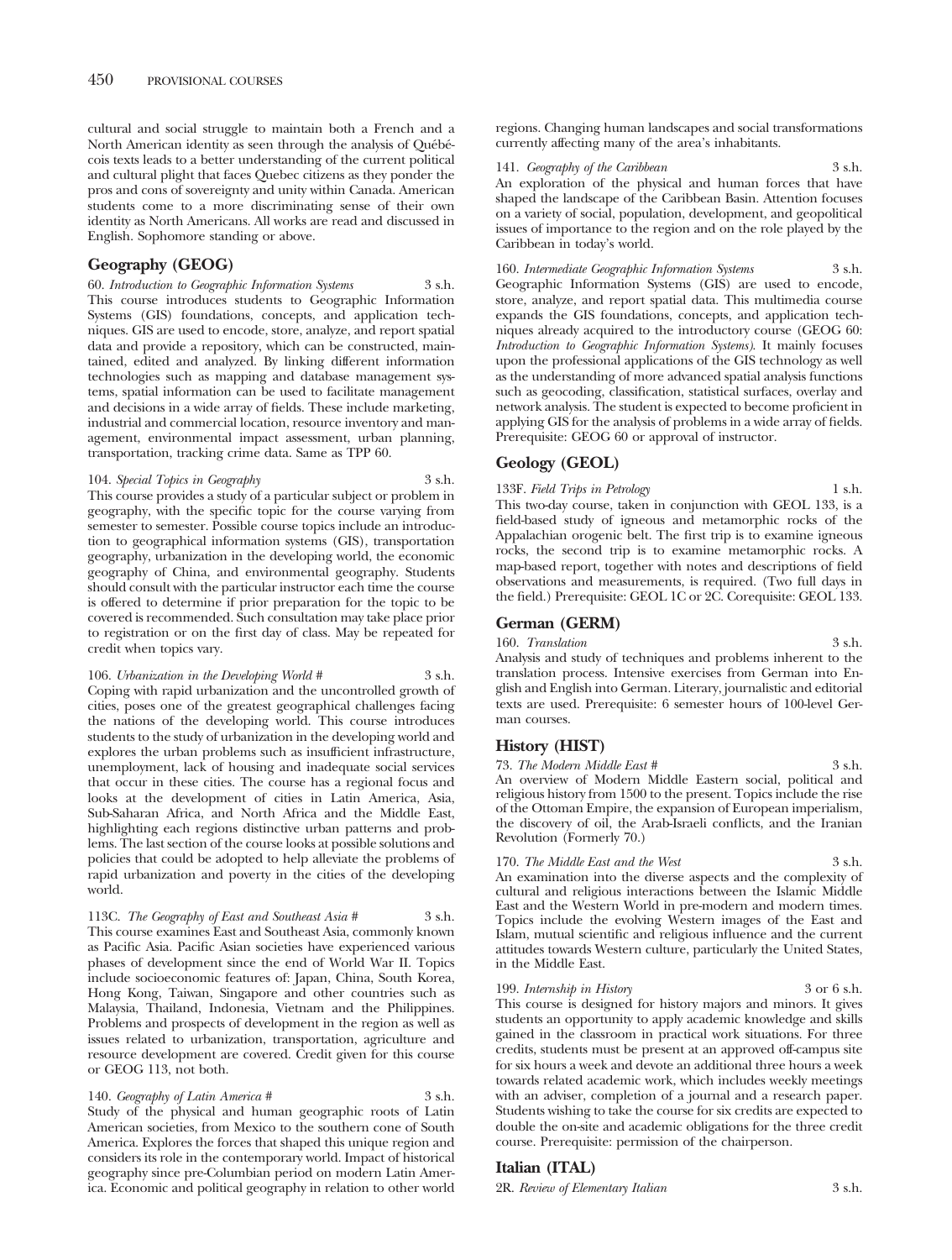cultural and social struggle to maintain both a French and a North American identity as seen through the analysis of Québécois texts leads to a better understanding of the current political and cultural plight that faces Quebec citizens as they ponder the pros and cons of sovereignty and unity within Canada. American students come to a more discriminating sense of their own identity as North Americans. All works are read and discussed in English. Sophomore standing or above.

## Geography (GEOG)

60. *Introduction to Geographic Information Systems* 3 s.h.
This course introduces students to Geographic Information Systems (GIS) foundations, concepts, and application techniques. GIS are used to encode, store, analyze, and report spatial data and provide a repository, which can be constructed, maintained, edited and analyzed. By linking different information technologies such as mapping and database management systems, spatial information can be used to facilitate management and decisions in a wide array of fields. These include marketing, industrial and commercial location, resource inventory and management, environmental impact assessment, urban planning, transportation, tracking crime data. Same as TPP 60.

104. *Special Topics in Geography* 3 s.h.
This course provides a study of a particular subject or problem in geography, with the specific topic for the course varying from semester to semester. Possible course topics include an introduction to geographical information systems (GIS), transportation geography, urbanization in the developing world, the economic geography of China, and environmental geography. Students should consult with the particular instructor each time the course is offered to determine if prior preparation for the topic to be covered is recommended. Such consultation may take place prior to registration or on the first day of class. May be repeated for credit when topics vary.

106. *Urbanization in the Developing World* # 3 s.h.
Coping with rapid urbanization and the uncontrolled growth of cities, poses one of the greatest geographical challenges facing the nations of the developing world. This course introduces students to the study of urbanization in the developing world and explores the urban problems such as insufficient infrastructure, unemployment, lack of housing and inadequate social services that occur in these cities. The course has a regional focus and looks at the development of cities in Latin America, Asia, Sub-Saharan Africa, and North Africa and the Middle East, highlighting each regions distinctive urban patterns and problems. The last section of the course looks at possible solutions and policies that could be adopted to help alleviate the problems of rapid urbanization and poverty in the cities of the developing world.

113C. *The Geography of East and Southeast Asia* # 3 s.h.
This course examines East and Southeast Asia, commonly known as Pacific Asia. Pacific Asian societies have experienced various phases of development since the end of World War II. Topics include socioeconomic features of: Japan, China, South Korea, Hong Kong, Taiwan, Singapore and other countries such as Malaysia, Thailand, Indonesia, Vietnam and the Philippines. Problems and prospects of development in the region as well as issues related to urbanization, transportation, agriculture and resource development are covered. Credit given for this course or GEOG 113, not both.

140. *Geography of Latin America* # 3 s.h.
Study of the physical and human geographic roots of Latin American societies, from Mexico to the southern cone of South America. Explores the forces that shaped this unique region and considers its role in the contemporary world. Impact of historical geography since pre-Columbian period on modern Latin America. Economic and political geography in relation to other world regions. Changing human landscapes and social transformations currently affecting many of the area's inhabitants.

141. *Geography of the Caribbean* 3 s.h.
An exploration of the physical and human forces that have shaped the landscape of the Caribbean Basin. Attention focuses on a variety of social, population, development, and geopolitical issues of importance to the region and on the role played by the Caribbean in today's world.

160. *Intermediate Geographic Information Systems* 3 s.h.
Geographic Information Systems (GIS) are used to encode, store, analyze, and report spatial data. This multimedia course expands the GIS foundations, concepts, and application techniques already acquired to the introductory course (GEOG 60: *Introduction to Geographic Information Systems*). It mainly focuses upon the professional applications of the GIS technology as well as the understanding of more advanced spatial analysis functions such as geocoding, classification, statistical surfaces, overlay and network analysis. The student is expected to become proficient in applying GIS for the analysis of problems in a wide array of fields. Prerequisite: GEOG 60 or approval of instructor.

## Geology (GEOL)

133F. *Field Trips in Petrology* 1 s.h.
This two-day course, taken in conjunction with GEOL 133, is a field-based study of igneous and metamorphic rocks of the Appalachian orogenic belt. The first trip is to examine igneous rocks, the second trip is to examine metamorphic rocks. A map-based report, together with notes and descriptions of field observations and measurements, is required. (Two full days in the field.) Prerequisite: GEOL 1C or 2C. Corequisite: GEOL 133.

## German (GERM)

160. *Translation* 3 s.h.
Analysis and study of techniques and problems inherent to the translation process. Intensive exercises from German into English and English into German. Literary, journalistic and editorial texts are used. Prerequisite: 6 semester hours of 100-level German courses.

## History (HIST)

73. *The Modern Middle East* # 3 s.h.
An overview of Modern Middle Eastern social, political and religious history from 1500 to the present. Topics include the rise of the Ottoman Empire, the expansion of European imperialism, the discovery of oil, the Arab-Israeli conflicts, and the Iranian Revolution (Formerly 70.)

170. *The Middle East and the West* 3 s.h.
An examination into the diverse aspects and the complexity of cultural and religious interactions between the Islamic Middle East and the Western World in pre-modern and modern times. Topics include the evolving Western images of the East and Islam, mutual scientific and religious influence and the current attitudes towards Western culture, particularly the United States, in the Middle East.

199. *Internship in History* 3 or 6 s.h.
This course is designed for history majors and minors. It gives students an opportunity to apply academic knowledge and skills gained in the classroom in practical work situations. For three credits, students must be present at an approved off-campus site for six hours a week and devote an additional three hours a week towards related academic work, which includes weekly meetings with an adviser, completion of a journal and a research paper. Students wishing to take the course for six credits are expected to double the on-site and academic obligations for the three credit course. Prerequisite: permission of the chairperson.

## Italian (ITAL)

2R. *Review of Elementary Italian* 3 s.h.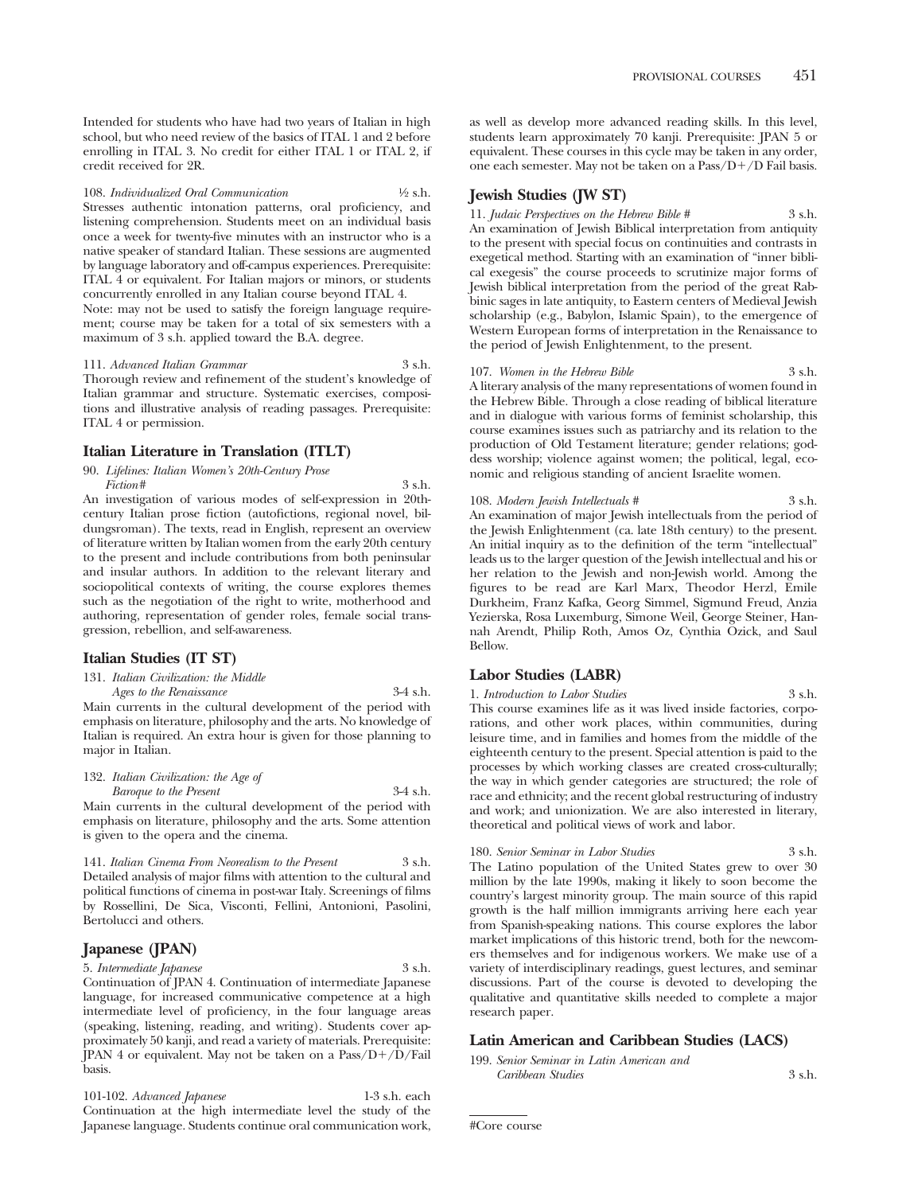Intended for students who have had two years of Italian in high school, but who need review of the basics of ITAL 1 and 2 before enrolling in ITAL 3. No credit for either ITAL 1 or ITAL 2, if credit received for 2R.

108. *Individualized Oral Communication* ½ s.h.
Stresses authentic intonation patterns, oral proficiency, and listening comprehension. Students meet on an individual basis once a week for twenty-five minutes with an instructor who is a native speaker of standard Italian. These sessions are augmented by language laboratory and off-campus experiences. Prerequisite: ITAL 4 or equivalent. For Italian majors or minors, or students concurrently enrolled in any Italian course beyond ITAL 4.
Note: may not be used to satisfy the foreign language requirement; course may be taken for a total of six semesters with a maximum of 3 s.h. applied toward the B.A. degree.

111. *Advanced Italian Grammar* 3 s.h.
Thorough review and refinement of the student's knowledge of Italian grammar and structure. Systematic exercises, compositions and illustrative analysis of reading passages. Prerequisite: ITAL 4 or permission.

### Italian Literature in Translation (ITLT)

90. *Lifelines: Italian Women's 20th-Century Prose Fiction#* 3 s.h.
An investigation of various modes of self-expression in 20th-century Italian prose fiction (autofictions, regional novel, bildungsroman). The texts, read in English, represent an overview of literature written by Italian women from the early 20th century to the present and include contributions from both peninsular and insular authors. In addition to the relevant literary and sociopolitical contexts of writing, the course explores themes such as the negotiation of the right to write, motherhood and authoring, representation of gender roles, female social transgression, rebellion, and self-awareness.

### Italian Studies (IT ST)

131. *Italian Civilization: the Middle Ages to the Renaissance* 3-4 s.h.
Main currents in the cultural development of the period with emphasis on literature, philosophy and the arts. No knowledge of Italian is required. An extra hour is given for those planning to major in Italian.

132. *Italian Civilization: the Age of Baroque to the Present* 3-4 s.h.
Main currents in the cultural development of the period with emphasis on literature, philosophy and the arts. Some attention is given to the opera and the cinema.

141. *Italian Cinema From Neorealism to the Present* 3 s.h.
Detailed analysis of major films with attention to the cultural and political functions of cinema in post-war Italy. Screenings of films by Rossellini, De Sica, Visconti, Fellini, Antonioni, Pasolini, Bertolucci and others.

### Japanese (JPAN)

5. *Intermediate Japanese* 3 s.h.
Continuation of JPAN 4. Continuation of intermediate Japanese language, for increased communicative competence at a high intermediate level of proficiency, in the four language areas (speaking, listening, reading, and writing). Students cover approximately 50 kanji, and read a variety of materials. Prerequisite: JPAN 4 or equivalent. May not be taken on a Pass/D+/D/Fail basis.

101-102. *Advanced Japanese* 1-3 s.h. each
Continuation at the high intermediate level the study of the Japanese language. Students continue oral communication work, as well as develop more advanced reading skills. In this level, students learn approximately 70 kanji. Prerequisite: JPAN 5 or equivalent. These courses in this cycle may be taken in any order, one each semester. May not be taken on a Pass/D+/D Fail basis.

### Jewish Studies (JW ST)

11. *Judaic Perspectives on the Hebrew Bible #* 3 s.h.
An examination of Jewish Biblical interpretation from antiquity to the present with special focus on continuities and contrasts in exegetical method. Starting with an examination of "inner biblical exegesis" the course proceeds to scrutinize major forms of Jewish biblical interpretation from the period of the great Rabbinic sages in late antiquity, to Eastern centers of Medieval Jewish scholarship (e.g., Babylon, Islamic Spain), to the emergence of Western European forms of interpretation in the Renaissance to the period of Jewish Enlightenment, to the present.

107. *Women in the Hebrew Bible* 3 s.h.
A literary analysis of the many representations of women found in the Hebrew Bible. Through a close reading of biblical literature and in dialogue with various forms of feminist scholarship, this course examines issues such as patriarchy and its relation to the production of Old Testament literature; gender relations; goddess worship; violence against women; the political, legal, economic and religious standing of ancient Israelite women.

108. *Modern Jewish Intellectuals #* 3 s.h.
An examination of major Jewish intellectuals from the period of the Jewish Enlightenment (ca. late 18th century) to the present. An initial inquiry as to the definition of the term "intellectual" leads us to the larger question of the Jewish intellectual and his or her relation to the Jewish and non-Jewish world. Among the figures to be read are Karl Marx, Theodor Herzl, Emile Durkheim, Franz Kafka, Georg Simmel, Sigmund Freud, Anzia Yezierska, Rosa Luxemburg, Simone Weil, George Steiner, Hannah Arendt, Philip Roth, Amos Oz, Cynthia Ozick, and Saul Bellow.

### Labor Studies (LABR)

1. *Introduction to Labor Studies* 3 s.h.
This course examines life as it was lived inside factories, corporations, and other work places, within communities, during leisure time, and in families and homes from the middle of the eighteenth century to the present. Special attention is paid to the processes by which working classes are created cross-culturally; the way in which gender categories are structured; the role of race and ethnicity; and the recent global restructuring of industry and work; and unionization. We are also interested in literary, theoretical and political views of work and labor.

180. *Senior Seminar in Labor Studies* 3 s.h.
The Latino population of the United States grew to over 30 million by the late 1990s, making it likely to soon become the country's largest minority group. The main source of this rapid growth is the half million immigrants arriving here each year from Spanish-speaking nations. This course explores the labor market implications of this historic trend, both for the newcomers themselves and for indigenous workers. We make use of a variety of interdisciplinary readings, guest lectures, and seminar discussions. Part of the course is devoted to developing the qualitative and quantitative skills needed to complete a major research paper.

### Latin American and Caribbean Studies (LACS)

199. *Senior Seminar in Latin American and Caribbean Studies* 3 s.h.

#Core course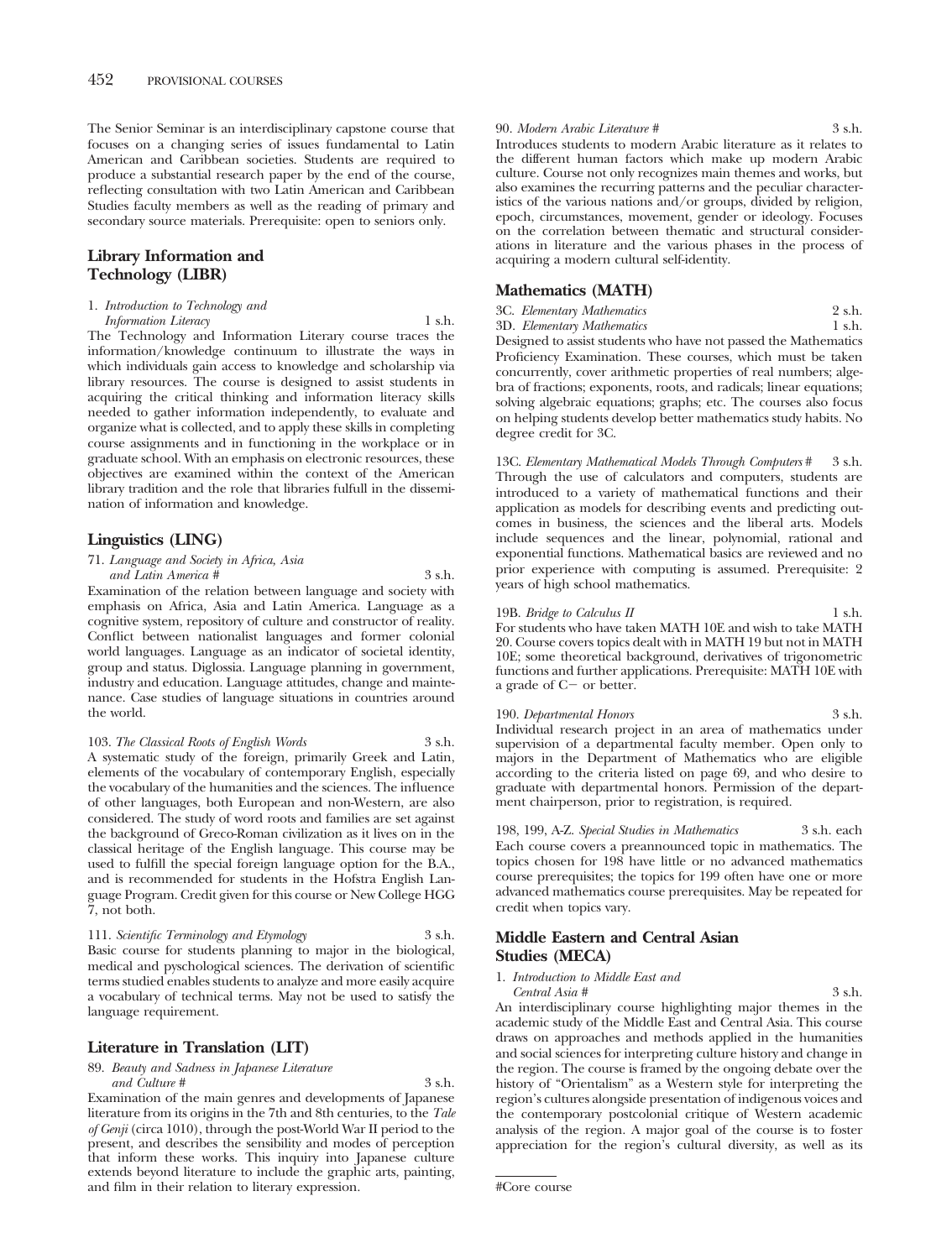The Senior Seminar is an interdisciplinary capstone course that focuses on a changing series of issues fundamental to Latin American and Caribbean societies. Students are required to produce a substantial research paper by the end of the course, reflecting consultation with two Latin American and Caribbean Studies faculty members as well as the reading of primary and secondary source materials. Prerequisite: open to seniors only.

## Library Information and Technology (LIBR)

1. *Introduction to Technology and Information Literacy* 1 s.h.

The Technology and Information Literary course traces the information/knowledge continuum to illustrate the ways in which individuals gain access to knowledge and scholarship via library resources. The course is designed to assist students in acquiring the critical thinking and information literacy skills needed to gather information independently, to evaluate and organize what is collected, and to apply these skills in completing course assignments and in functioning in the workplace or in graduate school. With an emphasis on electronic resources, these objectives are examined within the context of the American library tradition and the role that libraries fulfull in the dissemination of information and knowledge.

## Linguistics (LING)

71. *Language and Society in Africa, Asia and Latin America #* 3 s.h.

Examination of the relation between language and society with emphasis on Africa, Asia and Latin America. Language as a cognitive system, repository of culture and constructor of reality. Conflict between nationalist languages and former colonial world languages. Language as an indicator of societal identity, group and status. Diglossia. Language planning in government, industry and education. Language attitudes, change and maintenance. Case studies of language situations in countries around the world.

103. *The Classical Roots of English Words* 3 s.h.

A systematic study of the foreign, primarily Greek and Latin, elements of the vocabulary of contemporary English, especially the vocabulary of the humanities and the sciences. The influence of other languages, both European and non-Western, are also considered. The study of word roots and families are set against the background of Greco-Roman civilization as it lives on in the classical heritage of the English language. This course may be used to fulfill the special foreign language option for the B.A., and is recommended for students in the Hofstra English Language Program. Credit given for this course or New College HGG 7, not both.

111. *Scientific Terminology and Etymology* 3 s.h.

Basic course for students planning to major in the biological, medical and pyschological sciences. The derivation of scientific terms studied enables students to analyze and more easily acquire a vocabulary of technical terms. May not be used to satisfy the language requirement.

## Literature in Translation (LIT)

89. *Beauty and Sadness in Japanese Literature and Culture #* 3 s.h.

Examination of the main genres and developments of Japanese literature from its origins in the 7th and 8th centuries, to the *Tale of Genji* (circa 1010), through the post-World War II period to the present, and describes the sensibility and modes of perception that inform these works. This inquiry into Japanese culture extends beyond literature to include the graphic arts, painting, and film in their relation to literary expression.

90. *Modern Arabic Literature #* 3 s.h.

Introduces students to modern Arabic literature as it relates to the different human factors which make up modern Arabic culture. Course not only recognizes main themes and works, but also examines the recurring patterns and the peculiar characteristics of the various nations and/or groups, divided by religion, epoch, circumstances, movement, gender or ideology. Focuses on the correlation between thematic and structural considerations in literature and the various phases in the process of acquiring a modern cultural self-identity.

## Mathematics (MATH)

3C. *Elementary Mathematics* 2 s.h.
3D. *Elementary Mathematics* 1 s.h.

Designed to assist students who have not passed the Mathematics Proficiency Examination. These courses, which must be taken concurrently, cover arithmetic properties of real numbers; algebra of fractions; exponents, roots, and radicals; linear equations; solving algebraic equations; graphs; etc. The courses also focus on helping students develop better mathematics study habits. No degree credit for 3C.

13C. *Elementary Mathematical Models Through Computers #* 3 s.h.

Through the use of calculators and computers, students are introduced to a variety of mathematical functions and their application as models for describing events and predicting outcomes in business, the sciences and the liberal arts. Models include sequences and the linear, polynomial, rational and exponential functions. Mathematical basics are reviewed and no prior experience with computing is assumed. Prerequisite: 2 years of high school mathematics.

19B. *Bridge to Calculus II* 1 s.h.

For students who have taken MATH 10E and wish to take MATH 20. Course covers topics dealt with in MATH 19 but not in MATH 10E; some theoretical background, derivatives of trigonometric functions and further applications. Prerequisite: MATH 10E with a grade of C− or better.

190. *Departmental Honors* 3 s.h.

Individual research project in an area of mathematics under supervision of a departmental faculty member. Open only to majors in the Department of Mathematics who are eligible according to the criteria listed on page 69, and who desire to graduate with departmental honors. Permission of the department chairperson, prior to registration, is required.

198, 199, A-Z. *Special Studies in Mathematics* 3 s.h. each

Each course covers a preannounced topic in mathematics. The topics chosen for 198 have little or no advanced mathematics course prerequisites; the topics for 199 often have one or more advanced mathematics course prerequisites. May be repeated for credit when topics vary.

## Middle Eastern and Central Asian Studies (MECA)

1. *Introduction to Middle East and Central Asia #* 3 s.h.

An interdisciplinary course highlighting major themes in the academic study of the Middle East and Central Asia. This course draws on approaches and methods applied in the humanities and social sciences for interpreting culture history and change in the region. The course is framed by the ongoing debate over the history of "Orientalism" as a Western style for interpreting the region's cultures alongside presentation of indigenous voices and the contemporary postcolonial critique of Western academic analysis of the region. A major goal of the course is to foster appreciation for the region's cultural diversity, as well as its

#Core course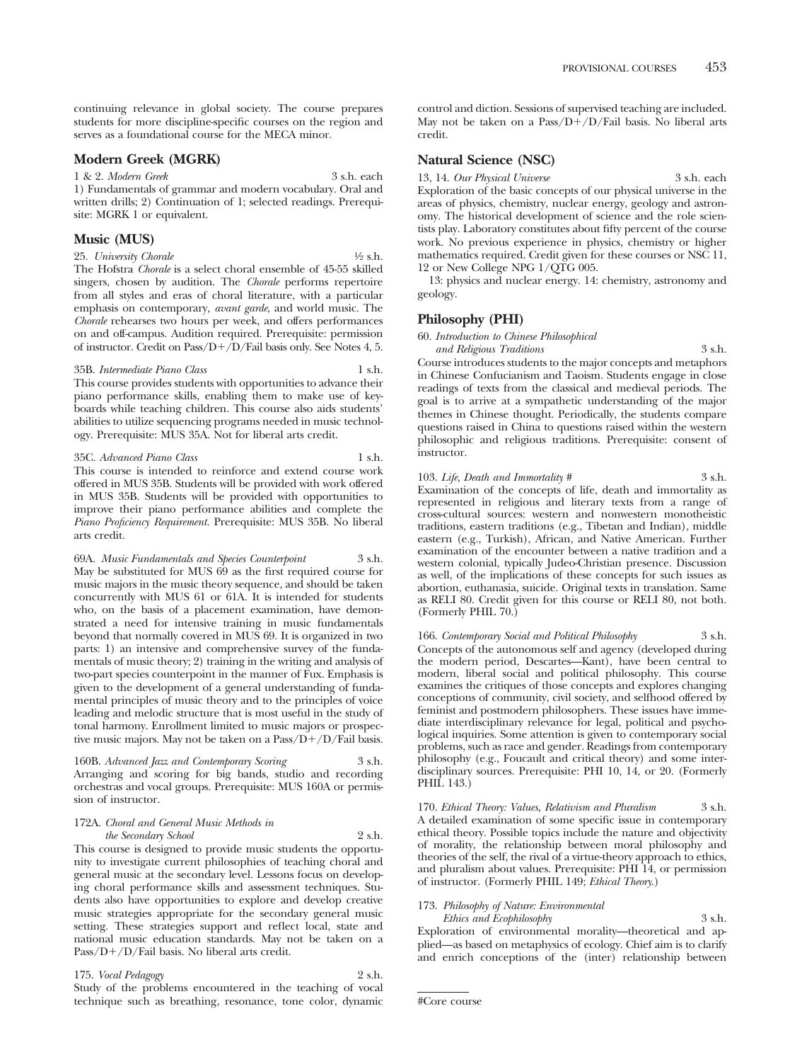continuing relevance in global society. The course prepares students for more discipline-specific courses on the region and serves as a foundational course for the MECA minor.

## Modern Greek (MGRK)

1 & 2. *Modern Greek* 3 s.h. each
1) Fundamentals of grammar and modern vocabulary. Oral and written drills; 2) Continuation of 1; selected readings. Prerequisite: MGRK 1 or equivalent.

## Music (MUS)

25. *University Chorale* ½ s.h.
The Hofstra *Chorale* is a select choral ensemble of 45-55 skilled singers, chosen by audition. The *Chorale* performs repertoire from all styles and eras of choral literature, with a particular emphasis on contemporary, *avant garde*, and world music. The *Chorale* rehearses two hours per week, and offers performances on and off-campus. Audition required. Prerequisite: permission of instructor. Credit on Pass/D+/D/Fail basis only. See Notes 4, 5.

35B. *Intermediate Piano Class* 1 s.h.
This course provides students with opportunities to advance their piano performance skills, enabling them to make use of keyboards while teaching children. This course also aids students' abilities to utilize sequencing programs needed in music technology. Prerequisite: MUS 35A. Not for liberal arts credit.

35C. *Advanced Piano Class* 1 s.h.
This course is intended to reinforce and extend course work offered in MUS 35B. Students will be provided with work offered in MUS 35B. Students will be provided with opportunities to improve their piano performance abilities and complete the *Piano Proficiency Requirement*. Prerequisite: MUS 35B. No liberal arts credit.

69A. *Music Fundamentals and Species Counterpoint* 3 s.h.
May be substituted for MUS 69 as the first required course for music majors in the music theory sequence, and should be taken concurrently with MUS 61 or 61A. It is intended for students who, on the basis of a placement examination, have demonstrated a need for intensive training in music fundamentals beyond that normally covered in MUS 69. It is organized in two parts: 1) an intensive and comprehensive survey of the fundamentals of music theory; 2) training in the writing and analysis of two-part species counterpoint in the manner of Fux. Emphasis is given to the development of a general understanding of fundamental principles of music theory and to the principles of voice leading and melodic structure that is most useful in the study of tonal harmony. Enrollment limited to music majors or prospective music majors. May not be taken on a Pass/D+/D/Fail basis.

160B. *Advanced Jazz and Contemporary Scoring* 3 s.h.
Arranging and scoring for big bands, studio and recording orchestras and vocal groups. Prerequisite: MUS 160A or permission of instructor.

172A. *Choral and General Music Methods in the Secondary School* 2 s.h.
This course is designed to provide music students the opportunity to investigate current philosophies of teaching choral and general music at the secondary level. Lessons focus on developing choral performance skills and assessment techniques. Students also have opportunities to explore and develop creative music strategies appropriate for the secondary general music setting. These strategies support and reflect local, state and national music education standards. May not be taken on a Pass/D+/D/Fail basis. No liberal arts credit.

175. *Vocal Pedagogy* 2 s.h.
Study of the problems encountered in the teaching of vocal technique such as breathing, resonance, tone color, dynamic control and diction. Sessions of supervised teaching are included. May not be taken on a Pass/D+/D/Fail basis. No liberal arts credit.

## Natural Science (NSC)

13, 14. *Our Physical Universe* 3 s.h. each
Exploration of the basic concepts of our physical universe in the areas of physics, chemistry, nuclear energy, geology and astronomy. The historical development of science and the role scientists play. Laboratory constitutes about fifty percent of the course work. No previous experience in physics, chemistry or higher mathematics required. Credit given for these courses or NSC 11, 12 or New College NPG 1/QTG 005.

13: physics and nuclear energy. 14: chemistry, astronomy and geology.

## Philosophy (PHI)

60. *Introduction to Chinese Philosophical and Religious Traditions* 3 s.h.
Course introduces students to the major concepts and metaphors in Chinese Confucianism and Taoism. Students engage in close readings of texts from the classical and medieval periods. The goal is to arrive at a sympathetic understanding of the major themes in Chinese thought. Periodically, the students compare questions raised in China to questions raised within the western philosophic and religious traditions. Prerequisite: consent of instructor.

103. *Life, Death and Immortality* # 3 s.h.
Examination of the concepts of life, death and immortality as represented in religious and literary texts from a range of cross-cultural sources: western and nonwestern monotheistic traditions, eastern traditions (e.g., Tibetan and Indian), middle eastern (e.g., Turkish), African, and Native American. Further examination of the encounter between a native tradition and a western colonial, typically Judeo-Christian presence. Discussion as well, of the implications of these concepts for such issues as abortion, euthanasia, suicide. Original texts in translation. Same as RELI 80. Credit given for this course or RELI 80, not both. (Formerly PHIL 70.)

166. *Contemporary Social and Political Philosophy* 3 s.h.
Concepts of the autonomous self and agency (developed during the modern period, Descartes—Kant), have been central to modern, liberal social and political philosophy. This course examines the critiques of those concepts and explores changing conceptions of community, civil society, and selfhood offered by feminist and postmodern philosophers. These issues have immediate interdisciplinary relevance for legal, political and psychological inquiries. Some attention is given to contemporary social problems, such as race and gender. Readings from contemporary philosophy (e.g., Foucault and critical theory) and some interdisciplinary sources. Prerequisite: PHI 10, 14, or 20. (Formerly PHIL 143.)

170. *Ethical Theory: Values, Relativism and Pluralism* 3 s.h.
A detailed examination of some specific issue in contemporary ethical theory. Possible topics include the nature and objectivity of morality, the relationship between moral philosophy and theories of the self, the rival of a virtue-theory approach to ethics, and pluralism about values. Prerequisite: PHI 14, or permission of instructor. (Formerly PHIL 149; *Ethical Theory*.)

173. *Philosophy of Nature: Environmental Ethics and Ecophilosophy* 3 s.h.
Exploration of environmental morality—theoretical and applied—as based on metaphysics of ecology. Chief aim is to clarify and enrich conceptions of the (inter) relationship between

#Core course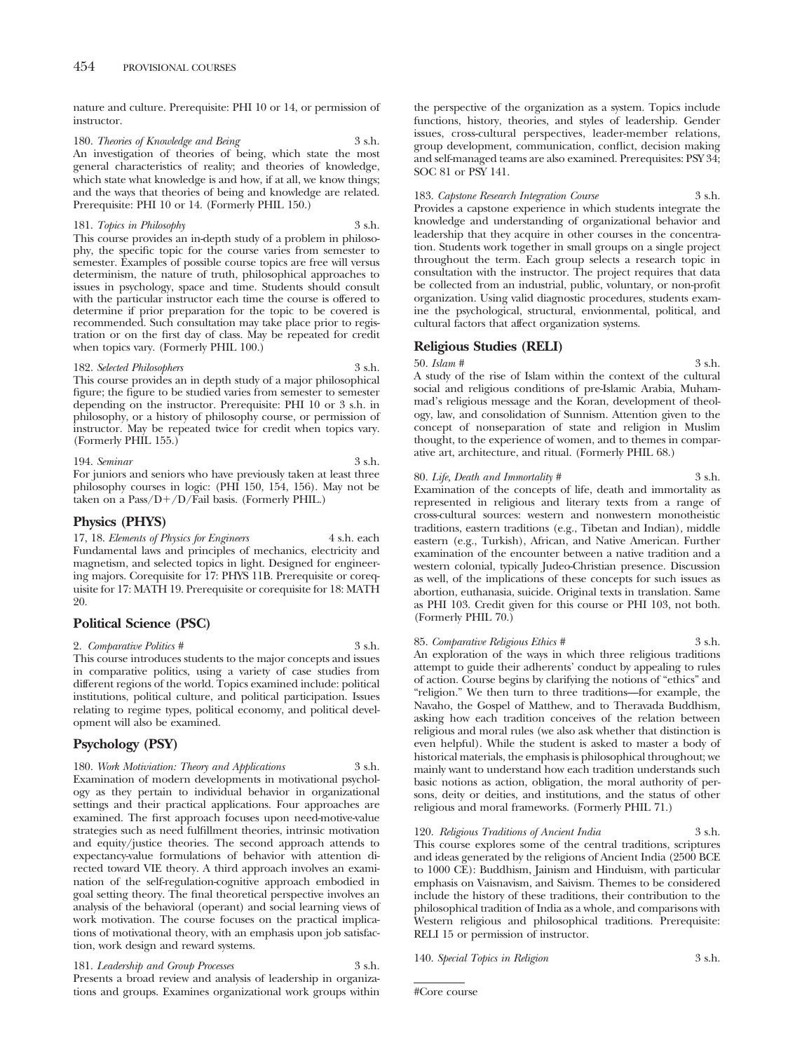nature and culture. Prerequisite: PHI 10 or 14, or permission of instructor.

180. *Theories of Knowledge and Being* 3 s.h.
An investigation of theories of being, which state the most general characteristics of reality; and theories of knowledge, which state what knowledge is and how, if at all, we know things; and the ways that theories of being and knowledge are related. Prerequisite: PHI 10 or 14. (Formerly PHIL 150.)

181. *Topics in Philosophy* 3 s.h.
This course provides an in-depth study of a problem in philosophy, the specific topic for the course varies from semester to semester. Examples of possible course topics are free will versus determinism, the nature of truth, philosophical approaches to issues in psychology, space and time. Students should consult with the particular instructor each time the course is offered to determine if prior preparation for the topic to be covered is recommended. Such consultation may take place prior to registration or on the first day of class. May be repeated for credit when topics vary. (Formerly PHIL 100.)

182. *Selected Philosophers* 3 s.h.
This course provides an in depth study of a major philosophical figure; the figure to be studied varies from semester to semester depending on the instructor. Prerequisite: PHI 10 or 3 s.h. in philosophy, or a history of philosophy course, or permission of instructor. May be repeated twice for credit when topics vary. (Formerly PHIL 155.)

194. *Seminar* 3 s.h.
For juniors and seniors who have previously taken at least three philosophy courses in logic: (PHI 150, 154, 156). May not be taken on a Pass/D+/D/Fail basis. (Formerly PHIL.)

## Physics (PHYS)

17, 18. *Elements of Physics for Engineers* 4 s.h. each
Fundamental laws and principles of mechanics, electricity and magnetism, and selected topics in light. Designed for engineering majors. Corequisite for 17: PHYS 11B. Prerequisite or corequisite for 17: MATH 19. Prerequisite or corequisite for 18: MATH 20.

## Political Science (PSC)

2. *Comparative Politics #* 3 s.h.
This course introduces students to the major concepts and issues in comparative politics, using a variety of case studies from different regions of the world. Topics examined include: political institutions, political culture, and political participation. Issues relating to regime types, political economy, and political development will also be examined.

## Psychology (PSY)

180. *Work Motivation: Theory and Applications* 3 s.h.
Examination of modern developments in motivational psychology as they pertain to individual behavior in organizational settings and their practical applications. Four approaches are examined. The first approach focuses upon need-motive-value strategies such as need fulfillment theories, intrinsic motivation and equity/justice theories. The second approach attends to expectancy-value formulations of behavior with attention directed toward VIE theory. A third approach involves an examination of the self-regulation-cognitive approach embodied in goal setting theory. The final theoretical perspective involves an analysis of the behavioral (operant) and social learning views of work motivation. The course focuses on the practical implications of motivational theory, with an emphasis upon job satisfaction, work design and reward systems.

181. *Leadership and Group Processes* 3 s.h.
Presents a broad review and analysis of leadership in organizations and groups. Examines organizational work groups within the perspective of the organization as a system. Topics include functions, history, theories, and styles of leadership. Gender issues, cross-cultural perspectives, leader-member relations, group development, communication, conflict, decision making and self-managed teams are also examined. Prerequisites: PSY 34; SOC 81 or PSY 141.

183. *Capstone Research Integration Course* 3 s.h.
Provides a capstone experience in which students integrate the knowledge and understanding of organizational behavior and leadership that they acquire in other courses in the concentration. Students work together in small groups on a single project throughout the term. Each group selects a research topic in consultation with the instructor. The project requires that data be collected from an industrial, public, voluntary, or non-profit organization. Using valid diagnostic procedures, students examine the psychological, structural, envionmental, political, and cultural factors that affect organization systems.

## Religious Studies (RELI)

50. *Islam #* 3 s.h.
A study of the rise of Islam within the context of the cultural social and religious conditions of pre-Islamic Arabia, Muhammad's religious message and the Koran, development of theology, law, and consolidation of Sunnism. Attention given to the concept of nonseparation of state and religion in Muslim thought, to the experience of women, and to themes in comparative art, architecture, and ritual. (Formerly PHIL 68.)

80. *Life, Death and Immortality #* 3 s.h.
Examination of the concepts of life, death and immortality as represented in religious and literary texts from a range of cross-cultural sources: western and nonwestern monotheistic traditions, eastern traditions (e.g., Tibetan and Indian), middle eastern (e.g., Turkish), African, and Native American. Further examination of the encounter between a native tradition and a western colonial, typically Judeo-Christian presence. Discussion as well, of the implications of these concepts for such issues as abortion, euthanasia, suicide. Original texts in translation. Same as PHI 103. Credit given for this course or PHI 103, not both. (Formerly PHIL 70.)

85. *Comparative Religious Ethics #* 3 s.h.
An exploration of the ways in which three religious traditions attempt to guide their adherents' conduct by appealing to rules of action. Course begins by clarifying the notions of "ethics" and "religion." We then turn to three traditions—for example, the Navaho, the Gospel of Matthew, and to Theravada Buddhism, asking how each tradition conceives of the relation between religious and moral rules (we also ask whether that distinction is even helpful). While the student is asked to master a body of historical materials, the emphasis is philosophical throughout; we mainly want to understand how each tradition understands such basic notions as action, obligation, the moral authority of persons, deity or deities, and institutions, and the status of other religious and moral frameworks. (Formerly PHIL 71.)

120. *Religious Traditions of Ancient India* 3 s.h.
This course explores some of the central traditions, scriptures and ideas generated by the religions of Ancient India (2500 BCE to 1000 CE): Buddhism, Jainism and Hinduism, with particular emphasis on Vaisnavism, and Saivism. Themes to be considered include the history of these traditions, their contribution to the philosophical tradition of India as a whole, and comparisons with Western religious and philosophical traditions. Prerequisite: RELI 15 or permission of instructor.

140. *Special Topics in Religion* 3 s.h.

#Core course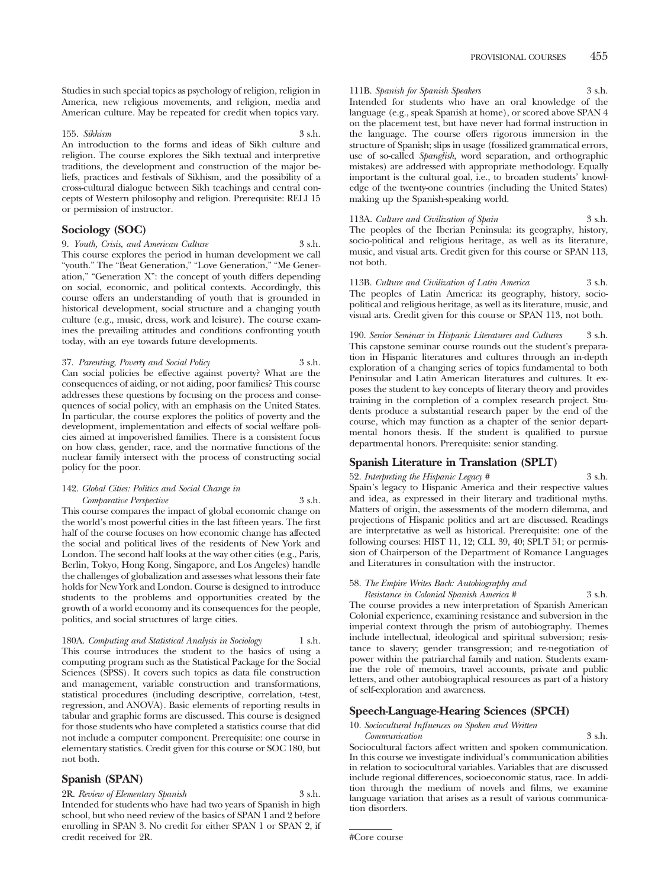Studies in such special topics as psychology of religion, religion in America, new religious movements, and religion, media and American culture. May be repeated for credit when topics vary.

155. *Sikhism* 3 s.h.
An introduction to the forms and ideas of Sikh culture and religion. The course explores the Sikh textual and interpretive traditions, the development and construction of the major beliefs, practices and festivals of Sikhism, and the possibility of a cross-cultural dialogue between Sikh teachings and central concepts of Western philosophy and religion. Prerequisite: RELI 15 or permission of instructor.

## Sociology (SOC)

9. *Youth, Crisis, and American Culture* 3 s.h.
This course explores the period in human development we call "youth." The "Beat Generation," "Love Generation," "Me Generation," "Generation X": the concept of youth differs depending on social, economic, and political contexts. Accordingly, this course offers an understanding of youth that is grounded in historical development, social structure and a changing youth culture (e.g., music, dress, work and leisure). The course examines the prevailing attitudes and conditions confronting youth today, with an eye towards future developments.

37. *Parenting, Poverty and Social Policy* 3 s.h.
Can social policies be effective against poverty? What are the consequences of aiding, or not aiding, poor families? This course addresses these questions by focusing on the process and consequences of social policy, with an emphasis on the United States. In particular, the course explores the politics of poverty and the development, implementation and effects of social welfare policies aimed at impoverished families. There is a consistent focus on how class, gender, race, and the normative functions of the nuclear family intersect with the process of constructing social policy for the poor.

142. *Global Cities: Politics and Social Change in Comparative Perspective* 3 s.h.
This course compares the impact of global economic change on the world's most powerful cities in the last fifteen years. The first half of the course focuses on how economic change has affected the social and political lives of the residents of New York and London. The second half looks at the way other cities (e.g., Paris, Berlin, Tokyo, Hong Kong, Singapore, and Los Angeles) handle the challenges of globalization and assesses what lessons their fate holds for New York and London. Course is designed to introduce students to the problems and opportunities created by the growth of a world economy and its consequences for the people, politics, and social structures of large cities.

180A. *Computing and Statistical Analysis in Sociology* 1 s.h.
This course introduces the student to the basics of using a computing program such as the Statistical Package for the Social Sciences (SPSS). It covers such topics as data file construction and management, variable construction and transformations, statistical procedures (including descriptive, correlation, t-test, regression, and ANOVA). Basic elements of reporting results in tabular and graphic forms are discussed. This course is designed for those students who have completed a statistics course that did not include a computer component. Prerequisite: one course in elementary statistics. Credit given for this course or SOC 180, but not both.

## Spanish (SPAN)

2R. *Review of Elementary Spanish* 3 s.h.
Intended for students who have had two years of Spanish in high school, but who need review of the basics of SPAN 1 and 2 before enrolling in SPAN 3. No credit for either SPAN 1 or SPAN 2, if credit received for 2R.

111B. *Spanish for Spanish Speakers* 3 s.h.
Intended for students who have an oral knowledge of the language (e.g., speak Spanish at home), or scored above SPAN 4 on the placement test, but have never had formal instruction in the language. The course offers rigorous immersion in the structure of Spanish; slips in usage (fossilized grammatical errors, use of so-called *Spanglish*, word separation, and orthographic mistakes) are addressed with appropriate methodology. Equally important is the cultural goal, i.e., to broaden students' knowledge of the twenty-one countries (including the United States) making up the Spanish-speaking world.

113A. *Culture and Civilization of Spain* 3 s.h.
The peoples of the Iberian Peninsula: its geography, history, socio-political and religious heritage, as well as its literature, music, and visual arts. Credit given for this course or SPAN 113, not both.

113B. *Culture and Civilization of Latin America* 3 s.h.
The peoples of Latin America: its geography, history, socio-political and religious heritage, as well as its literature, music, and visual arts. Credit given for this course or SPAN 113, not both.

190. *Senior Seminar in Hispanic Literatures and Cultures* 3 s.h.
This capstone seminar course rounds out the student's preparation in Hispanic literatures and cultures through an in-depth exploration of a changing series of topics fundamental to both Peninsular and Latin American literatures and cultures. It exposes the student to key concepts of literary theory and provides training in the completion of a complex research project. Students produce a substantial research paper by the end of the course, which may function as a chapter of the senior departmental honors thesis. If the student is qualified to pursue departmental honors. Prerequisite: senior standing.

## Spanish Literature in Translation (SPLT)

52. *Interpreting the Hispanic Legacy #* 3 s.h.
Spain's legacy to Hispanic America and their respective values and idea, as expressed in their literary and traditional myths. Matters of origin, the assessments of the modern dilemma, and projections of Hispanic politics and art are discussed. Readings are interpretative as well as historical. Prerequisite: one of the following courses: HIST 11, 12; CLL 39, 40; SPLT 51; or permission of Chairperson of the Department of Romance Languages and Literatures in consultation with the instructor.

58. *The Empire Writes Back: Autobiography and Resistance in Colonial Spanish America #* 3 s.h.
The course provides a new interpretation of Spanish American Colonial experience, examining resistance and subversion in the imperial context through the prism of autobiography. Themes include intellectual, ideological and spiritual subversion; resistance to slavery; gender transgression; and re-negotiation of power within the patriarchal family and nation. Students examine the role of memoirs, travel accounts, private and public letters, and other autobiographical resources as part of a history of self-exploration and awareness.

## Speech-Language-Hearing Sciences (SPCH)

10. *Sociocultural Influences on Spoken and Written Communication* 3 s.h.
Sociocultural factors affect written and spoken communication. In this course we investigate individual's communication abilities in relation to sociocultural variables. Variables that are discussed include regional differences, socioeconomic status, race. In addition through the medium of novels and films, we examine language variation that arises as a result of various communication disorders.

#Core course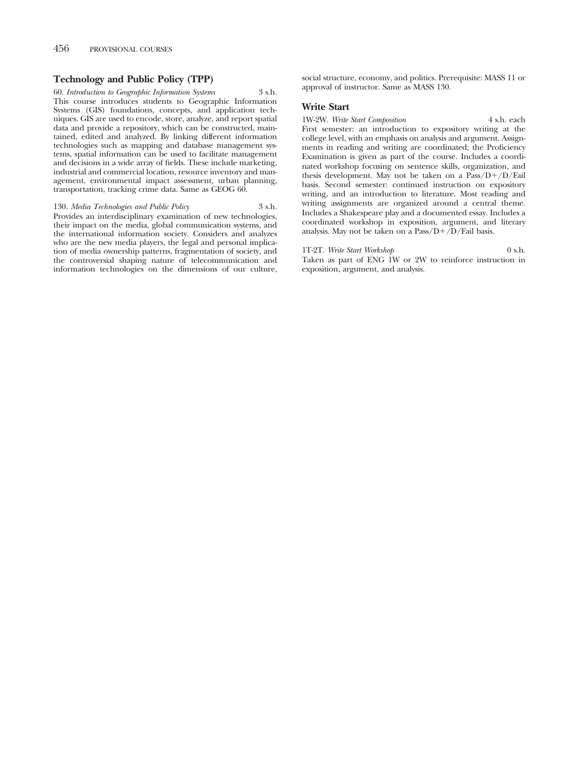## Technology and Public Policy (TPP)

60. *Introduction to Geographic Information Systems* 3 s.h.
This course introduces students to Geographic Information Systems (GIS) foundations, concepts, and application techniques. GIS are used to encode, store, analyze, and report spatial data and provide a repository, which can be constructed, maintained, edited and analyzed. By linking different information technologies such as mapping and database management systems, spatial information can be used to facilitate management and decisions in a wide array of fields. These include marketing, industrial and commercial location, resource inventory and management, environmental impact assessment, urban planning, transportation, tracking crime data. Same as GEOG 60.

130. *Media Technologies and Public Policy* 3 s.h.
Provides an interdisciplinary examination of new technologies, their impact on the media, global communication systems, and the international information society. Considers and analyzes who are the new media players, the legal and personal implication of media ownership patterns, fragmentation of society, and the controversial shaping nature of telecommunication and information technologies on the dimensions of our culture, social structure, economy, and politics. Prerequisite: MASS 11 or approval of instructor. Same as MASS 130.

## Write Start

1W-2W. *Write Start Composition* 4 s.h. each
First semester: an introduction to expository writing at the college level, with an emphasis on analysis and argument. Assignments in reading and writing are coordinated; the Proficiency Examination is given as part of the course. Includes a coordinated workshop focusing on sentence skills, organization, and thesis development. May not be taken on a Pass/D+/D/Fail basis. Second semester: continued instruction on expository writing, and an introduction to literature. Most reading and writing assignments are organized around a central theme. Includes a Shakespeare play and a documented essay. Includes a coordinated workshop in exposition, argument, and literary analysis. May not be taken on a Pass/D+/D/Fail basis.

1T-2T. *Write Start Workshop* 0 s.h.
Taken as part of ENG 1W or 2W to reinforce instruction in exposition, argument, and analysis.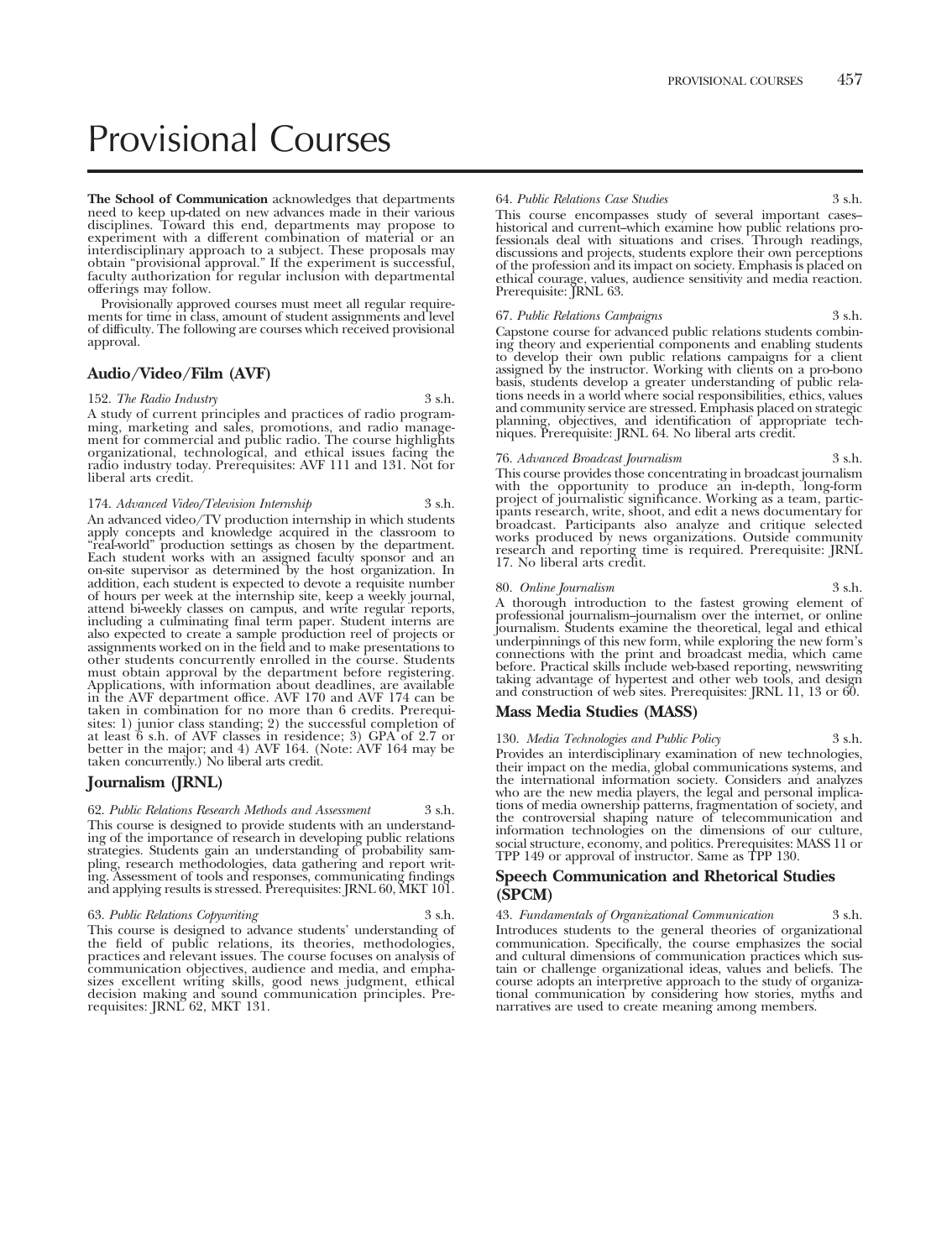# Provisional Courses

**The School of Communication** acknowledges that departments need to keep up-dated on new advances made in their various disciplines. Toward this end, departments may propose to experiment with a different combination of material or an interdisciplinary approach to a subject. These proposals may obtain "provisional approval." If the experiment is successful, faculty authorization for regular inclusion with departmental offerings may follow.

Provisionally approved courses must meet all regular requirements for time in class, amount of student assignments and level of difficulty. The following are courses which received provisional approval.

## Audio/Video/Film (AVF)

152. *The Radio Industry* 3 s.h.
A study of current principles and practices of radio programming, marketing and sales, promotions, and radio management for commercial and public radio. The course highlights organizational, technological, and ethical issues facing the radio industry today. Prerequisites: AVF 111 and 131. Not for liberal arts credit.

174. *Advanced Video/Television Internship* 3 s.h.
An advanced video/TV production internship in which students apply concepts and knowledge acquired in the classroom to "real-world" production settings as chosen by the department. Each student works with an assigned faculty sponsor and an on-site supervisor as determined by the host organization. In addition, each student is expected to devote a requisite number of hours per week at the internship site, keep a weekly journal, attend bi-weekly classes on campus, and write regular reports, including a culminating final term paper. Student interns are also expected to create a sample production reel of projects or assignments worked on in the field and to make presentations to other students concurrently enrolled in the course. Students must obtain approval by the department before registering. Applications, with information about deadlines, are available in the AVF department office. AVF 170 and AVF 174 can be taken in combination for no more than 6 credits. Prerequisites: 1) junior class standing; 2) the successful completion of at least 6 s.h. of AVF classes in residence; 3) GPA of 2.7 or better in the major; and 4) AVF 164. (Note: AVF 164 may be taken concurrently.) No liberal arts credit.

## Journalism (JRNL)

62. *Public Relations Research Methods and Assessment* 3 s.h.
This course is designed to provide students with an understanding of the importance of research in developing public relations strategies. Students gain an understanding of probability sampling, research methodologies, data gathering and report writing. Assessment of tools and responses, communicating findings and applying results is stressed. Prerequisites: JRNL 60, MKT 101.

63. *Public Relations Copywriting* 3 s.h.
This course is designed to advance students' understanding of the field of public relations, its theories, methodologies, practices and relevant issues. The course focuses on analysis of communication objectives, audience and media, and emphasizes excellent writing skills, good news judgment, ethical decision making and sound communication principles. Prerequisites: JRNL 62, MKT 131.

64. *Public Relations Case Studies* 3 s.h.
This course encompasses study of several important cases–historical and current–which examine how public relations professionals deal with situations and crises. Through readings, discussions and projects, students explore their own perceptions of the profession and its impact on society. Emphasis is placed on ethical courage, values, audience sensitivity and media reaction. Prerequisite: JRNL 63.

67. *Public Relations Campaigns* 3 s.h.
Capstone course for advanced public relations students combining theory and experiential components and enabling students to develop their own public relations campaigns for a client assigned by the instructor. Working with clients on a pro-bono basis, students develop a greater understanding of public relations needs in a world where social responsibilities, ethics, values and community service are stressed. Emphasis placed on strategic planning, objectives, and identification of appropriate techniques. Prerequisite: JRNL 64. No liberal arts credit.

76. *Advanced Broadcast Journalism* 3 s.h.
This course provides those concentrating in broadcast journalism with the opportunity to produce an in-depth, long-form project of journalistic significance. Working as a team, participants research, write, shoot, and edit a news documentary for broadcast. Participants also analyze and critique selected works produced by news organizations. Outside community research and reporting time is required. Prerequisite: JRNL 17. No liberal arts credit.

80. *Online Journalism* 3 s.h.
A thorough introduction to the fastest growing element of professional journalism–journalism over the internet, or online journalism. Students examine the theoretical, legal and ethical underpinnings of this new form, while exploring the new form's connections with the print and broadcast media, which came before. Practical skills include web-based reporting, newswriting taking advantage of hypertest and other web tools, and design and construction of web sites. Prerequisites: JRNL 11, 13 or 60.

## Mass Media Studies (MASS)

130. *Media Technologies and Public Policy* 3 s.h.
Provides an interdisciplinary examination of new technologies, their impact on the media, global communications systems, and the international information society. Considers and analyzes who are the new media players, the legal and personal implications of media ownership patterns, fragmentation of society, and the controversial shaping nature of telecommunication and information technologies on the dimensions of our culture, social structure, economy, and politics. Prerequisites: MASS 11 or TPP 149 or approval of instructor. Same as TPP 130.

## Speech Communication and Rhetorical Studies (SPCM)

43. *Fundamentals of Organizational Communication* 3 s.h.
Introduces students to the general theories of organizational communication. Specifically, the course emphasizes the social and cultural dimensions of communication practices which sustain or challenge organizational ideas, values and beliefs. The course adopts an interpretive approach to the study of organizational communication by considering how stories, myths and narratives are used to create meaning among members.